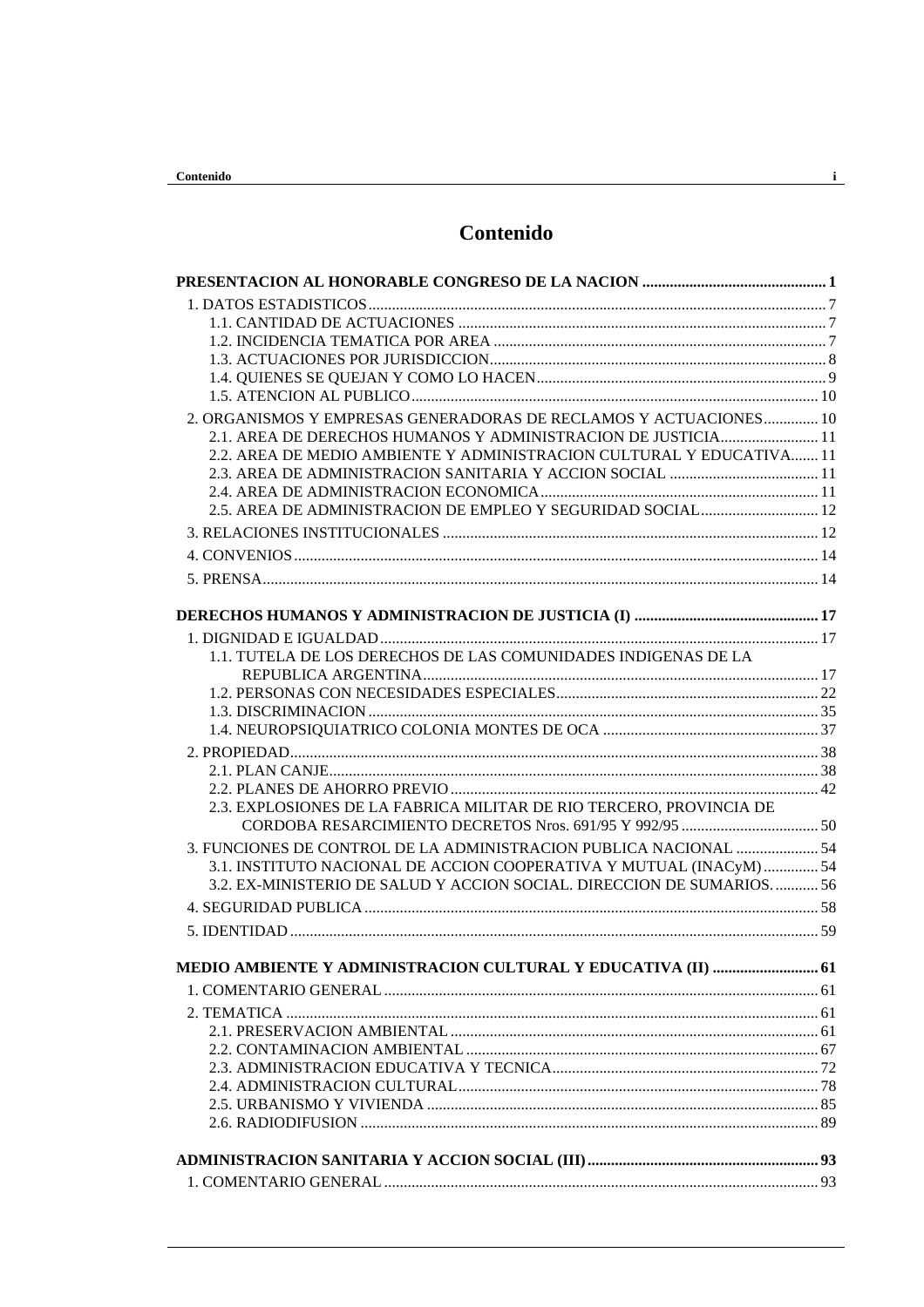# Contenido

**PRESENTACION AL HONORABLE CONGRESO DE LA NACION .............................................. 1**

1. DATOS ESTADISTICOS ........................................................................................ 7
   - 1.1. CANTIDAD DE ACTUACIONES ............................................................................ 7
   - 1.2. INCIDENCIA TEMATICA POR AREA .................................................................... 7
   - 1.3. ACTUACIONES POR JURISDICCION..................................................................... 8
   - 1.4. QUIENES SE QUEJAN Y COMO LO HACEN......................................................... 9
   - 1.5. ATENCION AL PUBLICO........................................................................................ 10
2. ORGANISMOS Y EMPRESAS GENERADORAS DE RECLAMOS Y ACTUACIONES............. 10
   - 2.1. AREA DE DERECHOS HUMANOS Y ADMINISTRACION DE JUSTICIA......................... 11
   - 2.2. AREA DE MEDIO AMBIENTE Y ADMINISTRACION CULTURAL Y EDUCATIVA....... 11
   - 2.3. AREA DE ADMINISTRACION SANITARIA Y ACCION SOCIAL ...................................... 11
   - 2.4. AREA DE ADMINISTRACION ECONOMICA...................................................... 11
   - 2.5. AREA DE ADMINISTRACION DE EMPLEO Y SEGURIDAD SOCIAL............................. 12
3. RELACIONES INSTITUCIONALES ............................................................................ 12
4. CONVENIOS .................................................................................................... 14
5. PRENSA............................................................................................................ 14

**DERECHOS HUMANOS Y ADMINISTRACION DE JUSTICIA (I) .............................................. 17**

1. DIGNIDAD E IGUALDAD................................................................................ 17
   - 1.1. TUTELA DE LOS DERECHOS DE LAS COMUNIDADES INDIGENAS DE LA REPUBLICA ARGENTINA.................................................................................... 17
   - 1.2. PERSONAS CON NECESIDADES ESPECIALES.................................................. 22
   - 1.3. DISCRIMINACION ............................................................................................. 35
   - 1.4. NEUROPSIQUIATRICO COLONIA MONTES DE OCA ....................................... 37
2. PROPIEDAD..................................................................................................... 38
   - 2.1. PLAN CANJE.......................................................................................................... 38
   - 2.2. PLANES DE AHORRO PREVIO ............................................................................. 42
   - 2.3. EXPLOSIONES DE LA FABRICA MILITAR DE RIO TERCERO, PROVINCIA DE CORDOBA RESARCIMIENTO DECRETOS Nros. 691/95 Y 992/95 ................................... 50
3. FUNCIONES DE CONTROL DE LA ADMINISTRACION PUBLICA NACIONAL ..................... 54
   - 3.1. INSTITUTO NACIONAL DE ACCION COOPERATIVA Y MUTUAL (INACyM) .............. 54
   - 3.2. EX-MINISTERIO DE SALUD Y ACCION SOCIAL. DIRECCION DE SUMARIOS. ........... 56
4. SEGURIDAD PUBLICA .................................................................................... 58
5. IDENTIDAD ...................................................................................................... 59

**MEDIO AMBIENTE Y ADMINISTRACION CULTURAL Y EDUCATIVA (II) ........................... 61**

1. COMENTARIO GENERAL ............................................................................... 61
2. TEMATICA ....................................................................................................... 61
   - 2.1. PRESERVACION AMBIENTAL ............................................................................. 61
   - 2.2. CONTAMINACION AMBIENTAL .......................................................................... 67
   - 2.3. ADMINISTRACION EDUCATIVA Y TECNICA.................................................... 72
   - 2.4. ADMINISTRACION CULTURAL............................................................................ 78
   - 2.5. URBANISMO Y VIVIENDA ................................................................................... 85
   - 2.6. RADIODIFUSION ................................................................................................... 89

**ADMINISTRACION SANITARIA Y ACCION SOCIAL (III)........................................................... 93**

1. COMENTARIO GENERAL ............................................................................... 93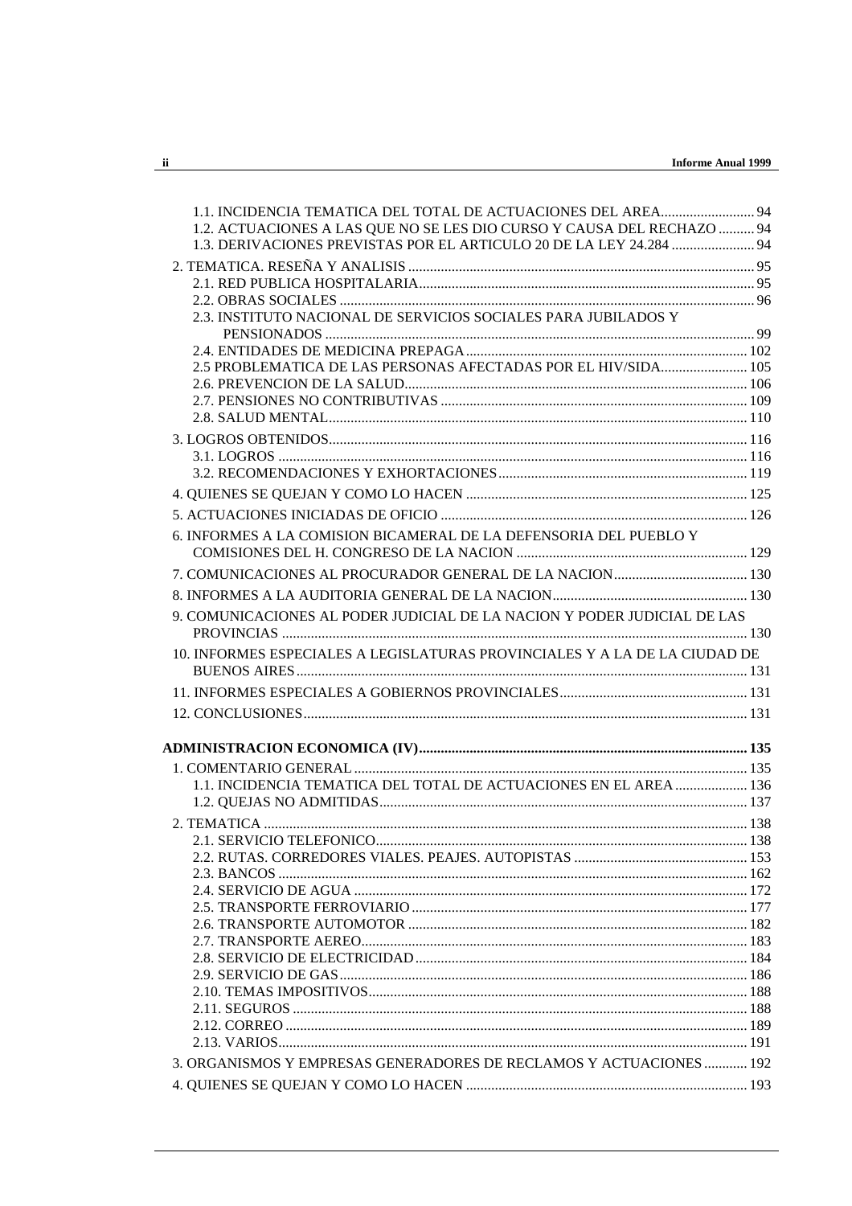1.1. INCIDENCIA TEMATICA DEL TOTAL DE ACTUACIONES DEL AREA.......................... 94
1.2. ACTUACIONES A LAS QUE NO SE LES DIO CURSO Y CAUSA DEL RECHAZO .......... 94
1.3. DERIVACIONES PREVISTAS POR EL ARTICULO 20 DE LA LEY 24.284 ....................... 94

2. TEMATICA. RESEÑA Y ANALISIS ................................................................................ 95
2.1. RED PUBLICA HOSPITALARIA.............................................................................. 95
2.2. OBRAS SOCIALES ................................................................................................... 96
2.3. INSTITUTO NACIONAL DE SERVICIOS SOCIALES PARA JUBILADOS Y PENSIONADOS ........................................................................................................ 99
2.4. ENTIDADES DE MEDICINA PREPAGA............................................................... 102
2.5 PROBLEMATICA DE LAS PERSONAS AFECTADAS POR EL HIV/SIDA........................ 105
2.6. PREVENCION DE LA SALUD................................................................................ 106
2.7. PENSIONES NO CONTRIBUTIVAS ...................................................................... 109
2.8. SALUD MENTAL..................................................................................................... 110

3. LOGROS OBTENIDOS.................................................................................................... 116
3.1. LOGROS .................................................................................................................. 116
3.2. RECOMENDACIONES Y EXHORTACIONES....................................................... 119

4. QUIENES SE QUEJAN Y COMO LO HACEN .............................................................. 125

5. ACTUACIONES INICIADAS DE OFICIO ..................................................................... 126

6. INFORMES A LA COMISION BICAMERAL DE LA DEFENSORIA DEL PUEBLO Y COMISIONES DEL H. CONGRESO DE LA NACION ................................................................ 129

7. COMUNICACIONES AL PROCURADOR GENERAL DE LA NACION..................................... 130

8. INFORMES A LA AUDITORIA GENERAL DE LA NACION...................................................... 130

9. COMUNICACIONES AL PODER JUDICIAL DE LA NACION Y PODER JUDICIAL DE LAS PROVINCIAS ................................................................................................................ 130

10. INFORMES ESPECIALES A LEGISLATURAS PROVINCIALES Y A LA DE LA CIUDAD DE BUENOS AIRES............................................................................................................ 131

11. INFORMES ESPECIALES A GOBIERNOS PROVINCIALES.................................................... 131

12. CONCLUSIONES.......................................................................................................... 131

**ADMINISTRACION ECONOMICA (IV)........................................................................... 135**

1. COMENTARIO GENERAL ............................................................................................ 135
1.1. INCIDENCIA TEMATICA DEL TOTAL DE ACTUACIONES EN EL AREA .................... 136
1.2. QUEJAS NO ADMITIDAS...................................................................................... 137

2. TEMATICA ..................................................................................................................... 138
2.1. SERVICIO TELEFONICO....................................................................................... 138
2.2. RUTAS. CORREDORES VIALES. PEAJES. AUTOPISTAS ................................................ 153
2.3. BANCOS ................................................................................................................. 162
2.4. SERVICIO DE AGUA ............................................................................................. 172
2.5. TRANSPORTE FERROVIARIO ............................................................................. 177
2.6. TRANSPORTE AUTOMOTOR .............................................................................. 182
2.7. TRANSPORTE AEREO........................................................................................... 183
2.8. SERVICIO DE ELECTRICIDAD............................................................................ 184
2.9. SERVICIO DE GAS................................................................................................. 186
2.10. TEMAS IMPOSITIVOS......................................................................................... 188
2.11. SEGUROS ............................................................................................................. 188
2.12. CORREO ............................................................................................................... 189
2.13. VARIOS................................................................................................................. 191

3. ORGANISMOS Y EMPRESAS GENERADORES DE RECLAMOS Y ACTUACIONES ............ 192

4. QUIENES SE QUEJAN Y COMO LO HACEN .............................................................. 193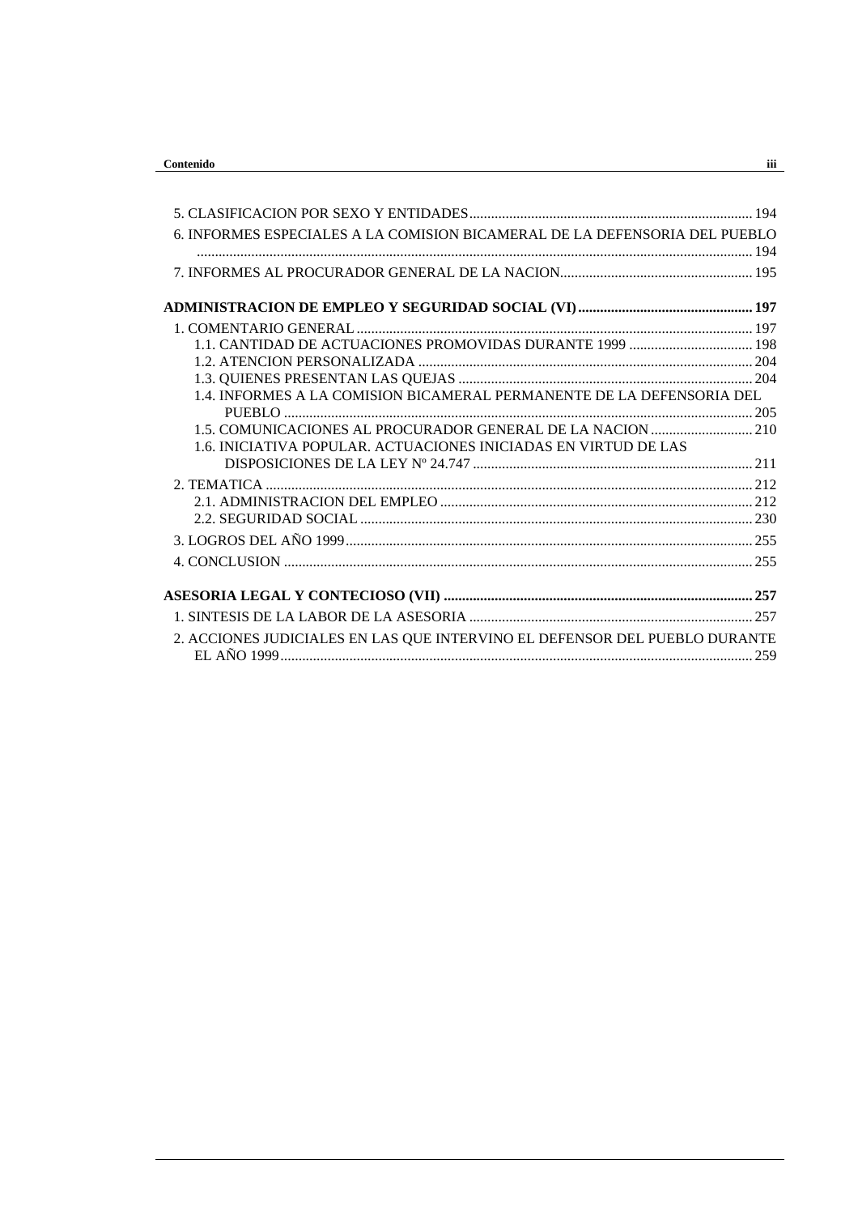5. CLASIFICACION POR SEXO Y ENTIDADES ..... 194

6. INFORMES ESPECIALES A LA COMISION BICAMERAL DE LA DEFENSORIA DEL PUEBLO ..... 194

7. INFORMES AL PROCURADOR GENERAL DE LA NACION ..... 195

**ADMINISTRACION DE EMPLEO Y SEGURIDAD SOCIAL (VI) ..... 197**

1. COMENTARIO GENERAL ..... 197
   - 1.1. CANTIDAD DE ACTUACIONES PROMOVIDAS DURANTE 1999 ..... 198
   - 1.2. ATENCION PERSONALIZADA ..... 204
   - 1.3. QUIENES PRESENTAN LAS QUEJAS ..... 204
   - 1.4. INFORMES A LA COMISION BICAMERAL PERMANENTE DE LA DEFENSORIA DEL PUEBLO ..... 205
   - 1.5. COMUNICACIONES AL PROCURADOR GENERAL DE LA NACION ..... 210
   - 1.6. INICIATIVA POPULAR. ACTUACIONES INICIADAS EN VIRTUD DE LAS DISPOSICIONES DE LA LEY Nº 24.747 ..... 211

2. TEMATICA ..... 212
   - 2.1. ADMINISTRACION DEL EMPLEO ..... 212
   - 2.2. SEGURIDAD SOCIAL ..... 230

3. LOGROS DEL AÑO 1999 ..... 255

4. CONCLUSION ..... 255

**ASESORIA LEGAL Y CONTECIOSO (VII) ..... 257**

1. SINTESIS DE LA LABOR DE LA ASESORIA ..... 257

2. ACCIONES JUDICIALES EN LAS QUE INTERVINO EL DEFENSOR DEL PUEBLO DURANTE EL AÑO 1999 ..... 259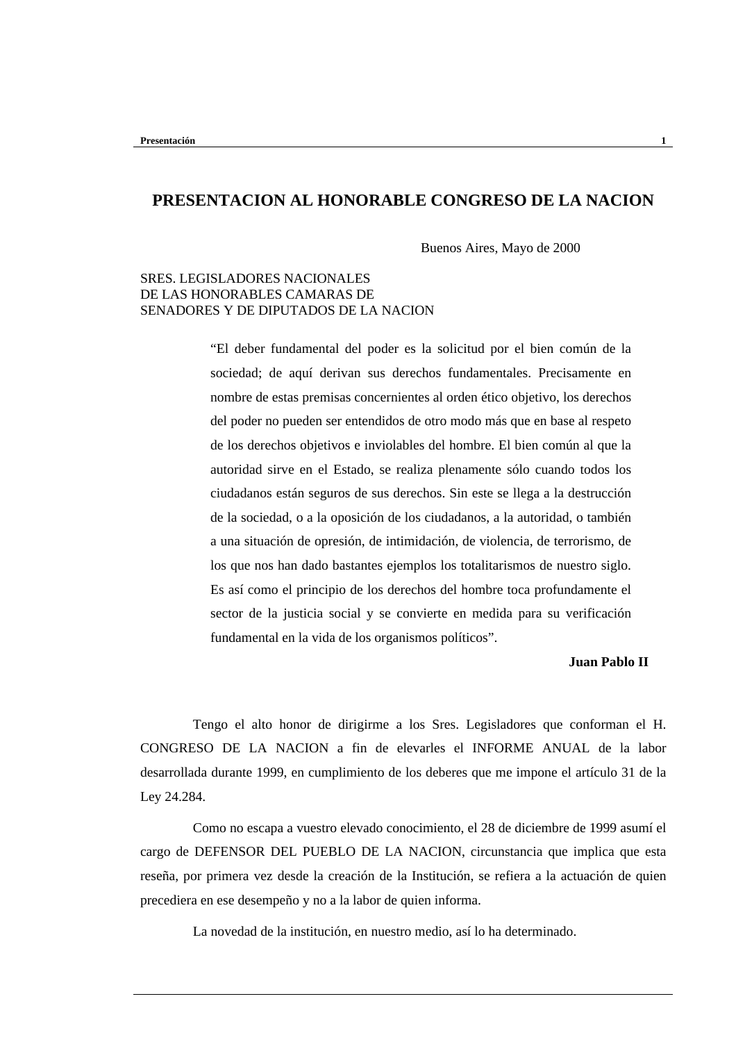# PRESENTACION AL HONORABLE CONGRESO DE LA NACION

Buenos Aires, Mayo de 2000

SRES. LEGISLADORES NACIONALES
DE LAS HONORABLES CAMARAS DE
SENADORES Y DE DIPUTADOS DE LA NACION

> "El deber fundamental del poder es la solicitud por el bien común de la sociedad; de aquí derivan sus derechos fundamentales. Precisamente en nombre de estas premisas concernientes al orden ético objetivo, los derechos del poder no pueden ser entendidos de otro modo más que en base al respeto de los derechos objetivos e inviolables del hombre. El bien común al que la autoridad sirve en el Estado, se realiza plenamente sólo cuando todos los ciudadanos están seguros de sus derechos. Sin este se llega a la destrucción de la sociedad, o a la oposición de los ciudadanos, a la autoridad, o también a una situación de opresión, de intimidación, de violencia, de terrorismo, de los que nos han dado bastantes ejemplos los totalitarismos de nuestro siglo. Es así como el principio de los derechos del hombre toca profundamente el sector de la justicia social y se convierte en medida para su verificación fundamental en la vida de los organismos políticos".
>
> **Juan Pablo II**

Tengo el alto honor de dirigirme a los Sres. Legisladores que conforman el H. CONGRESO DE LA NACION a fin de elevarles el INFORME ANUAL de la labor desarrollada durante 1999, en cumplimiento de los deberes que me impone el artículo 31 de la Ley 24.284.

Como no escapa a vuestro elevado conocimiento, el 28 de diciembre de 1999 asumí el cargo de DEFENSOR DEL PUEBLO DE LA NACION, circunstancia que implica que esta reseña, por primera vez desde la creación de la Institución, se refiera a la actuación de quien precediera en ese desempeño y no a la labor de quien informa.

La novedad de la institución, en nuestro medio, así lo ha determinado.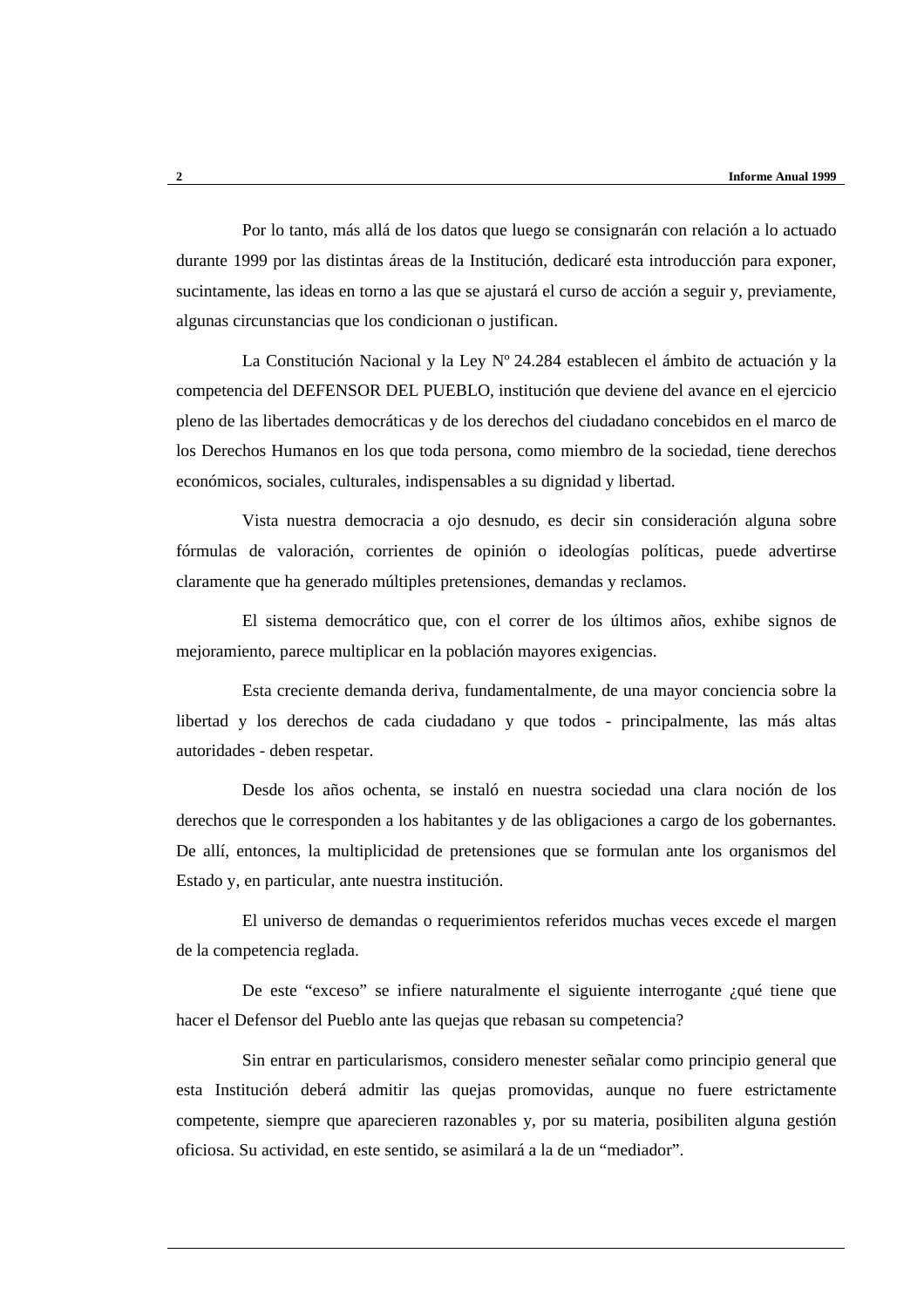Por lo tanto, más allá de los datos que luego se consignarán con relación a lo actuado durante 1999 por las distintas áreas de la Institución, dedicaré esta introducción para exponer, sucintamente, las ideas en torno a las que se ajustará el curso de acción a seguir y, previamente, algunas circunstancias que los condicionan o justifican.

La Constitución Nacional y la Ley Nº 24.284 establecen el ámbito de actuación y la competencia del DEFENSOR DEL PUEBLO, institución que deviene del avance en el ejercicio pleno de las libertades democráticas y de los derechos del ciudadano concebidos en el marco de los Derechos Humanos en los que toda persona, como miembro de la sociedad, tiene derechos económicos, sociales, culturales, indispensables a su dignidad y libertad.

Vista nuestra democracia a ojo desnudo, es decir sin consideración alguna sobre fórmulas de valoración, corrientes de opinión o ideologías políticas, puede advertirse claramente que ha generado múltiples pretensiones, demandas y reclamos.

El sistema democrático que, con el correr de los últimos años, exhibe signos de mejoramiento, parece multiplicar en la población mayores exigencias.

Esta creciente demanda deriva, fundamentalmente, de una mayor conciencia sobre la libertad y los derechos de cada ciudadano y que todos - principalmente, las más altas autoridades - deben respetar.

Desde los años ochenta, se instaló en nuestra sociedad una clara noción de los derechos que le corresponden a los habitantes y de las obligaciones a cargo de los gobernantes. De allí, entonces, la multiplicidad de pretensiones que se formulan ante los organismos del Estado y, en particular, ante nuestra institución.

El universo de demandas o requerimientos referidos muchas veces excede el margen de la competencia reglada.

De este "exceso" se infiere naturalmente el siguiente interrogante ¿qué tiene que hacer el Defensor del Pueblo ante las quejas que rebasan su competencia?

Sin entrar en particularismos, considero menester señalar como principio general que esta Institución deberá admitir las quejas promovidas, aunque no fuere estrictamente competente, siempre que aparecieren razonables y, por su materia, posibiliten alguna gestión oficiosa. Su actividad, en este sentido, se asimilará a la de un "mediador".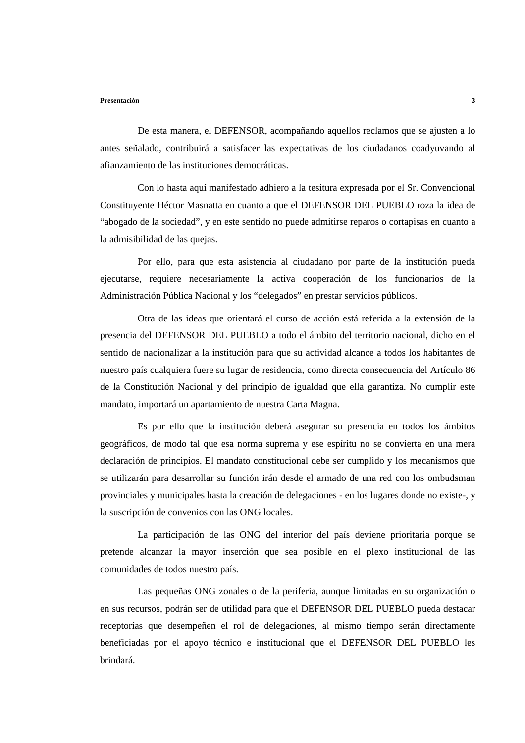De esta manera, el DEFENSOR, acompañando aquellos reclamos que se ajusten a lo antes señalado, contribuirá a satisfacer las expectativas de los ciudadanos coadyuvando al afianzamiento de las instituciones democráticas.

Con lo hasta aquí manifestado adhiero a la tesitura expresada por el Sr. Convencional Constituyente Héctor Masnatta en cuanto a que el DEFENSOR DEL PUEBLO roza la idea de “abogado de la sociedad”, y en este sentido no puede admitirse reparos o cortapisas en cuanto a la admisibilidad de las quejas.

Por ello, para que esta asistencia al ciudadano por parte de la institución pueda ejecutarse, requiere necesariamente la activa cooperación de los funcionarios de la Administración Pública Nacional y los “delegados” en prestar servicios públicos.

Otra de las ideas que orientará el curso de acción está referida a la extensión de la presencia del DEFENSOR DEL PUEBLO a todo el ámbito del territorio nacional, dicho en el sentido de nacionalizar a la institución para que su actividad alcance a todos los habitantes de nuestro país cualquiera fuere su lugar de residencia, como directa consecuencia del Artículo 86 de la Constitución Nacional y del principio de igualdad que ella garantiza. No cumplir este mandato, importará un apartamiento de nuestra Carta Magna.

Es por ello que la institución deberá asegurar su presencia en todos los ámbitos geográficos, de modo tal que esa norma suprema y ese espíritu no se convierta en una mera declaración de principios. El mandato constitucional debe ser cumplido y los mecanismos que se utilizarán para desarrollar su función irán desde el armado de una red con los ombudsman provinciales y municipales hasta la creación de delegaciones - en los lugares donde no existe-, y la suscripción de convenios con las ONG locales.

La participación de las ONG del interior del país deviene prioritaria porque se pretende alcanzar la mayor inserción que sea posible en el plexo institucional de las comunidades de todos nuestro país.

Las pequeñas ONG zonales o de la periferia, aunque limitadas en su organización o en sus recursos, podrán ser de utilidad para que el DEFENSOR DEL PUEBLO pueda destacar receptorías que desempeñen el rol de delegaciones, al mismo tiempo serán directamente beneficiadas por el apoyo técnico e institucional que el DEFENSOR DEL PUEBLO les brindará.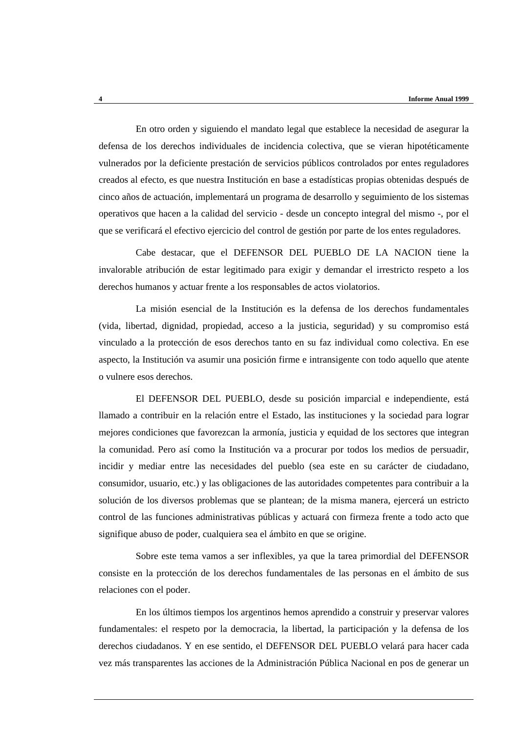En otro orden y siguiendo el mandato legal que establece la necesidad de asegurar la defensa de los derechos individuales de incidencia colectiva, que se vieran hipotéticamente vulnerados por la deficiente prestación de servicios públicos controlados por entes reguladores creados al efecto, es que nuestra Institución en base a estadísticas propias obtenidas después de cinco años de actuación, implementará un programa de desarrollo y seguimiento de los sistemas operativos que hacen a la calidad del servicio - desde un concepto integral del mismo -, por el que se verificará el efectivo ejercicio del control de gestión por parte de los entes reguladores.

Cabe destacar, que el DEFENSOR DEL PUEBLO DE LA NACION tiene la invalorable atribución de estar legitimado para exigir y demandar el irrestricto respeto a los derechos humanos y actuar frente a los responsables de actos violatorios.

La misión esencial de la Institución es la defensa de los derechos fundamentales (vida, libertad, dignidad, propiedad, acceso a la justicia, seguridad) y su compromiso está vinculado a la protección de esos derechos tanto en su faz individual como colectiva. En ese aspecto, la Institución va asumir una posición firme e intransigente con todo aquello que atente o vulnere esos derechos.

El DEFENSOR DEL PUEBLO, desde su posición imparcial e independiente, está llamado a contribuir en la relación entre el Estado, las instituciones y la sociedad para lograr mejores condiciones que favorezcan la armonía, justicia y equidad de los sectores que integran la comunidad. Pero así como la Institución va a procurar por todos los medios de persuadir, incidir y mediar entre las necesidades del pueblo (sea este en su carácter de ciudadano, consumidor, usuario, etc.) y las obligaciones de las autoridades competentes para contribuir a la solución de los diversos problemas que se plantean; de la misma manera, ejercerá un estricto control de las funciones administrativas públicas y actuará con firmeza frente a todo acto que signifique abuso de poder, cualquiera sea el ámbito en que se origine.

Sobre este tema vamos a ser inflexibles, ya que la tarea primordial del DEFENSOR consiste en la protección de los derechos fundamentales de las personas en el ámbito de sus relaciones con el poder.

En los últimos tiempos los argentinos hemos aprendido a construir y preservar valores fundamentales: el respeto por la democracia, la libertad, la participación y la defensa de los derechos ciudadanos. Y en ese sentido, el DEFENSOR DEL PUEBLO velará para hacer cada vez más transparentes las acciones de la Administración Pública Nacional en pos de generar un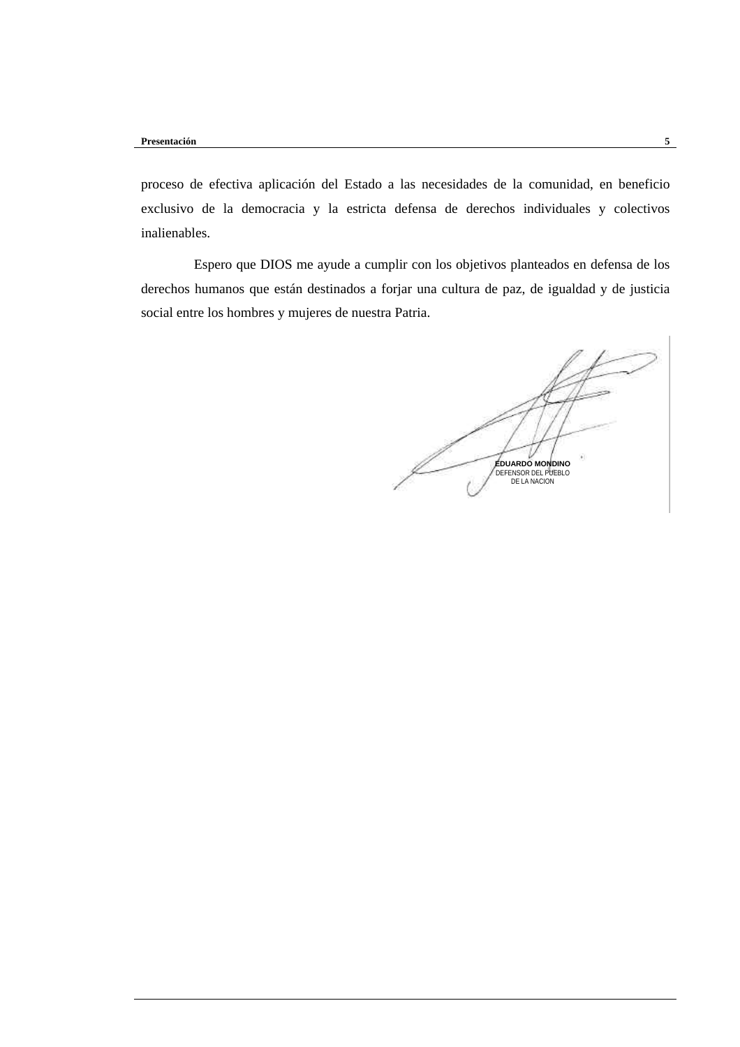proceso de efectiva aplicación del Estado a las necesidades de la comunidad, en beneficio exclusivo de la democracia y la estricta defensa de derechos individuales y colectivos inalienables.

Espero que DIOS me ayude a cumplir con los objetivos planteados en defensa de los derechos humanos que están destinados a forjar una cultura de paz, de igualdad y de justicia social entre los hombres y mujeres de nuestra Patria.

**EDUARDO MONDINO**
DEFENSOR DEL PUEBLO
DE LA NACION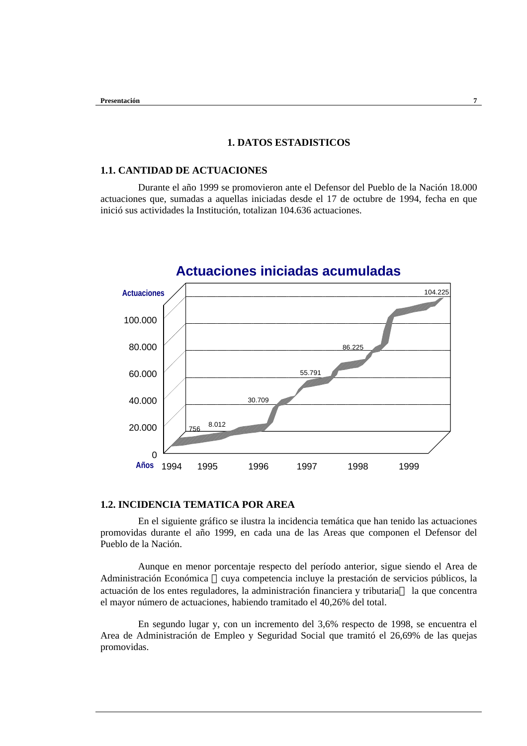# 1. DATOS ESTADISTICOS

## 1.1. CANTIDAD DE ACTUACIONES

Durante el año 1999 se promovieron ante el Defensor del Pueblo de la Nación 18.000 actuaciones que, sumadas a aquellas iniciadas desde el 17 de octubre de 1994, fecha en que inició sus actividades la Institución, totalizan 104.636 actuaciones.

**Actuaciones iniciadas acumuladas**

| Años | 1994 | 1995 | 1996 | 1997 | 1998 | 1999 |
|---|---|---|---|---|---|---|
| Actuaciones | 756 | 8.012 | 30.709 | 55.791 | 86.225 | 104.225 |

## 1.2. INCIDENCIA TEMATICA POR AREA

En el siguiente gráfico se ilustra la incidencia temática que han tenido las actuaciones promovidas durante el año 1999, en cada una de las Areas que componen el Defensor del Pueblo de la Nación.

Aunque en menor porcentaje respecto del período anterior, sigue siendo el Area de Administración Económica — cuya competencia incluye la prestación de servicios públicos, la actuación de los entes reguladores, la administración financiera y tributaria — la que concentra el mayor número de actuaciones, habiendo tramitado el 40,26% del total.

En segundo lugar y, con un incremento del 3,6% respecto de 1998, se encuentra el Area de Administración de Empleo y Seguridad Social que tramitó el 26,69% de las quejas promovidas.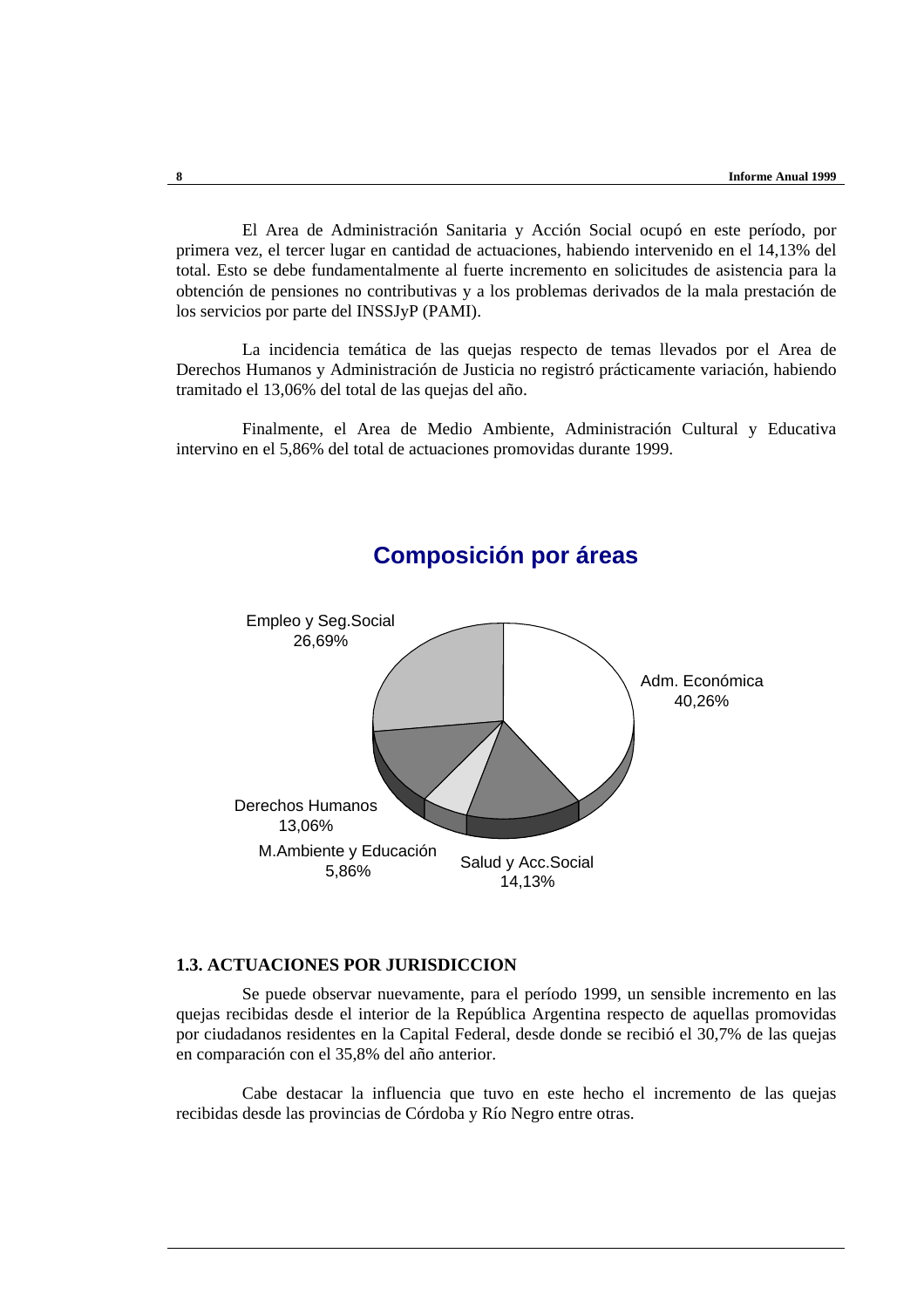El Area de Administración Sanitaria y Acción Social ocupó en este período, por primera vez, el tercer lugar en cantidad de actuaciones, habiendo intervenido en el 14,13% del total. Esto se debe fundamentalmente al fuerte incremento en solicitudes de asistencia para la obtención de pensiones no contributivas y a los problemas derivados de la mala prestación de los servicios por parte del INSSJyP (PAMI).

La incidencia temática de las quejas respecto de temas llevados por el Area de Derechos Humanos y Administración de Justicia no registró prácticamente variación, habiendo tramitado el 13,06% del total de las quejas del año.

Finalmente, el Area de Medio Ambiente, Administración Cultural y Educativa intervino en el 5,86% del total de actuaciones promovidas durante 1999.

**Composición por áreas**

| Área | % |
|---|---|
| Adm. Económica | 40,26% |
| Empleo y Seg.Social | 26,69% |
| Salud y Acc.Social | 14,13% |
| Derechos Humanos | 13,06% |
| M.Ambiente y Educación | 5,86% |

### 1.3. ACTUACIONES POR JURISDICCION

Se puede observar nuevamente, para el período 1999, un sensible incremento en las quejas recibidas desde el interior de la República Argentina respecto de aquellas promovidas por ciudadanos residentes en la Capital Federal, desde donde se recibió el 30,7% de las quejas en comparación con el 35,8% del año anterior.

Cabe destacar la influencia que tuvo en este hecho el incremento de las quejas recibidas desde las provincias de Córdoba y Río Negro entre otras.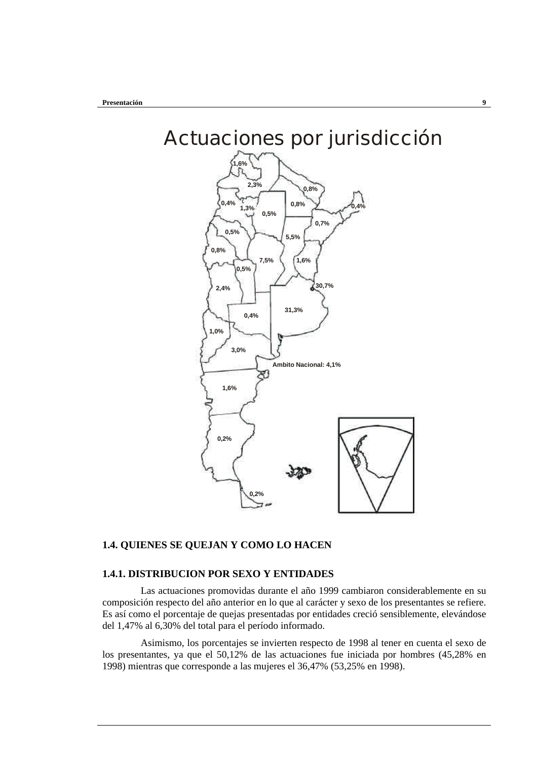## Actuaciones por jurisdicción

1,6%

2,3%

0,8%

0,4%

1,3%

0,8%

0,4%

0,5%

0,7%

0,5%

5,5%

0,8%

7,5%

1,6%

0,5%

30,7%

2,4%

31,3%

0,4%

1,0%

3,0%

Ambito Nacional: 4,1%

1,6%

0,2%

0,2%

### 1.4. QUIENES SE QUEJAN Y COMO LO HACEN

#### 1.4.1. DISTRIBUCION POR SEXO Y ENTIDADES

Las actuaciones promovidas durante el año 1999 cambiaron considerablemente en su composición respecto del año anterior en lo que al carácter y sexo de los presentantes se refiere. Es así como el porcentaje de quejas presentadas por entidades creció sensiblemente, elevándose del 1,47% al 6,30% del total para el período informado.

Asimismo, los porcentajes se invierten respecto de 1998 al tener en cuenta el sexo de los presentantes, ya que el 50,12% de las actuaciones fue iniciada por hombres (45,28% en 1998) mientras que corresponde a las mujeres el 36,47% (53,25% en 1998).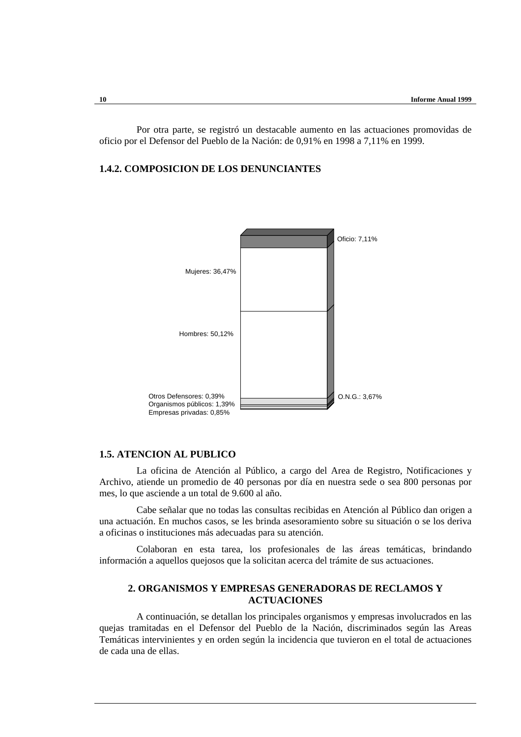Por otra parte, se registró un destacable aumento en las actuaciones promovidas de oficio por el Defensor del Pueblo de la Nación: de 0,91% en 1998 a 7,11% en 1999.

### 1.4.2. COMPOSICION DE LOS DENUNCIANTES

Oficio: 7,11%

Mujeres: 36,47%

Hombres: 50,12%

Otros Defensores: 0,39%

Organismos públicos: 1,39%

Empresas privadas: 0,85%

O.N.G.: 3,67%

### 1.5. ATENCION AL PUBLICO

La oficina de Atención al Público, a cargo del Area de Registro, Notificaciones y Archivo, atiende un promedio de 40 personas por día en nuestra sede o sea 800 personas por mes, lo que asciende a un total de 9.600 al año.

Cabe señalar que no todas las consultas recibidas en Atención al Público dan origen a una actuación. En muchos casos, se les brinda asesoramiento sobre su situación o se los deriva a oficinas o instituciones más adecuadas para su atención.

Colaboran en esta tarea, los profesionales de las áreas temáticas, brindando información a aquellos quejosos que la solicitan acerca del trámite de sus actuaciones.

## 2. ORGANISMOS Y EMPRESAS GENERADORAS DE RECLAMOS Y ACTUACIONES

A continuación, se detallan los principales organismos y empresas involucrados en las quejas tramitadas en el Defensor del Pueblo de la Nación, discriminados según las Areas Temáticas intervinientes y en orden según la incidencia que tuvieron en el total de actuaciones de cada una de ellas.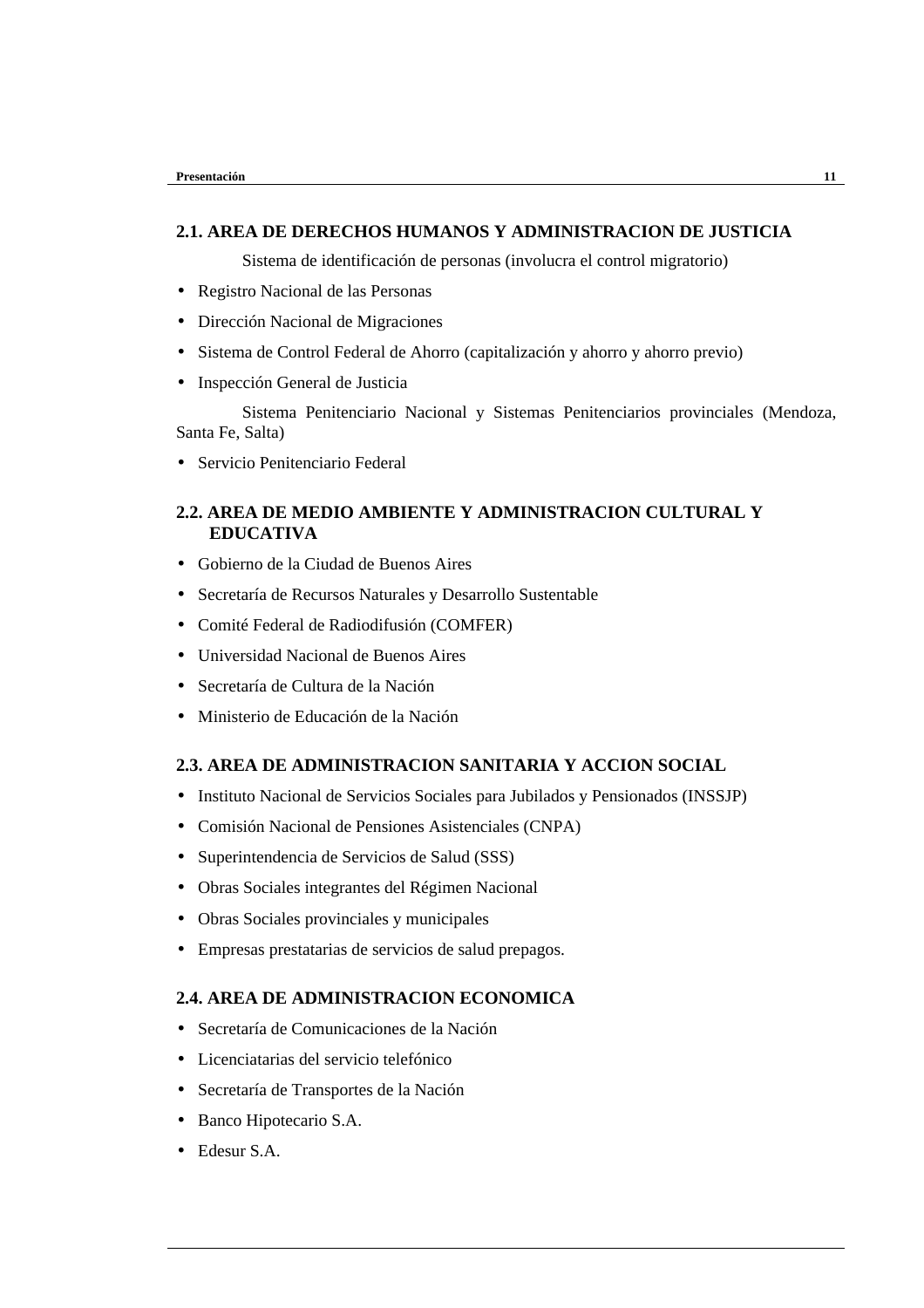### 2.1. AREA DE DERECHOS HUMANOS Y ADMINISTRACION DE JUSTICIA

Sistema de identificación de personas (involucra el control migratorio)

- Registro Nacional de las Personas
- Dirección Nacional de Migraciones
- Sistema de Control Federal de Ahorro (capitalización y ahorro y ahorro previo)
- Inspección General de Justicia

Sistema Penitenciario Nacional y Sistemas Penitenciarios provinciales (Mendoza, Santa Fe, Salta)

- Servicio Penitenciario Federal

### 2.2. AREA DE MEDIO AMBIENTE Y ADMINISTRACION CULTURAL Y EDUCATIVA

- Gobierno de la Ciudad de Buenos Aires
- Secretaría de Recursos Naturales y Desarrollo Sustentable
- Comité Federal de Radiodifusión (COMFER)
- Universidad Nacional de Buenos Aires
- Secretaría de Cultura de la Nación
- Ministerio de Educación de la Nación

### 2.3. AREA DE ADMINISTRACION SANITARIA Y ACCION SOCIAL

- Instituto Nacional de Servicios Sociales para Jubilados y Pensionados (INSSJP)
- Comisión Nacional de Pensiones Asistenciales (CNPA)
- Superintendencia de Servicios de Salud (SSS)
- Obras Sociales integrantes del Régimen Nacional
- Obras Sociales provinciales y municipales
- Empresas prestatarias de servicios de salud prepagos.

### 2.4. AREA DE ADMINISTRACION ECONOMICA

- Secretaría de Comunicaciones de la Nación
- Licenciatarias del servicio telefónico
- Secretaría de Transportes de la Nación
- Banco Hipotecario S.A.
- Edesur S.A.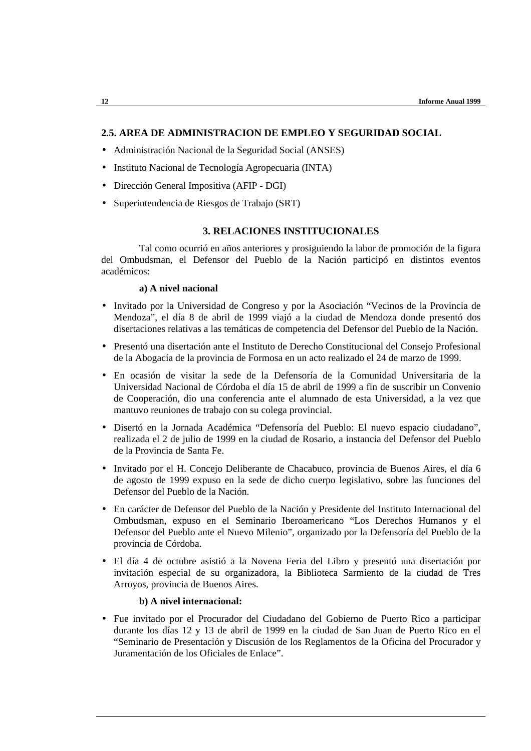### 2.5. AREA DE ADMINISTRACION DE EMPLEO Y SEGURIDAD SOCIAL

- Administración Nacional de la Seguridad Social (ANSES)
- Instituto Nacional de Tecnología Agropecuaria (INTA)
- Dirección General Impositiva (AFIP - DGI)
- Superintendencia de Riesgos de Trabajo (SRT)

## 3. RELACIONES INSTITUCIONALES

Tal como ocurrió en años anteriores y prosiguiendo la labor de promoción de la figura del Ombudsman, el Defensor del Pueblo de la Nación participó en distintos eventos académicos:

**a) A nivel nacional**

- Invitado por la Universidad de Congreso y por la Asociación "Vecinos de la Provincia de Mendoza", el día 8 de abril de 1999 viajó a la ciudad de Mendoza donde presentó dos disertaciones relativas a las temáticas de competencia del Defensor del Pueblo de la Nación.
- Presentó una disertación ante el Instituto de Derecho Constitucional del Consejo Profesional de la Abogacía de la provincia de Formosa en un acto realizado el 24 de marzo de 1999.
- En ocasión de visitar la sede de la Defensoría de la Comunidad Universitaria de la Universidad Nacional de Córdoba el día 15 de abril de 1999 a fin de suscribir un Convenio de Cooperación, dio una conferencia ante el alumnado de esta Universidad, a la vez que mantuvo reuniones de trabajo con su colega provincial.
- Disertó en la Jornada Académica "Defensoría del Pueblo: El nuevo espacio ciudadano", realizada el 2 de julio de 1999 en la ciudad de Rosario, a instancia del Defensor del Pueblo de la Provincia de Santa Fe.
- Invitado por el H. Concejo Deliberante de Chacabuco, provincia de Buenos Aires, el día 6 de agosto de 1999 expuso en la sede de dicho cuerpo legislativo, sobre las funciones del Defensor del Pueblo de la Nación.
- En carácter de Defensor del Pueblo de la Nación y Presidente del Instituto Internacional del Ombudsman, expuso en el Seminario Iberoamericano "Los Derechos Humanos y el Defensor del Pueblo ante el Nuevo Milenio", organizado por la Defensoría del Pueblo de la provincia de Córdoba.
- El día 4 de octubre asistió a la Novena Feria del Libro y presentó una disertación por invitación especial de su organizadora, la Biblioteca Sarmiento de la ciudad de Tres Arroyos, provincia de Buenos Aires.

**b) A nivel internacional:**

- Fue invitado por el Procurador del Ciudadano del Gobierno de Puerto Rico a participar durante los días 12 y 13 de abril de 1999 en la ciudad de San Juan de Puerto Rico en el "Seminario de Presentación y Discusión de los Reglamentos de la Oficina del Procurador y Juramentación de los Oficiales de Enlace".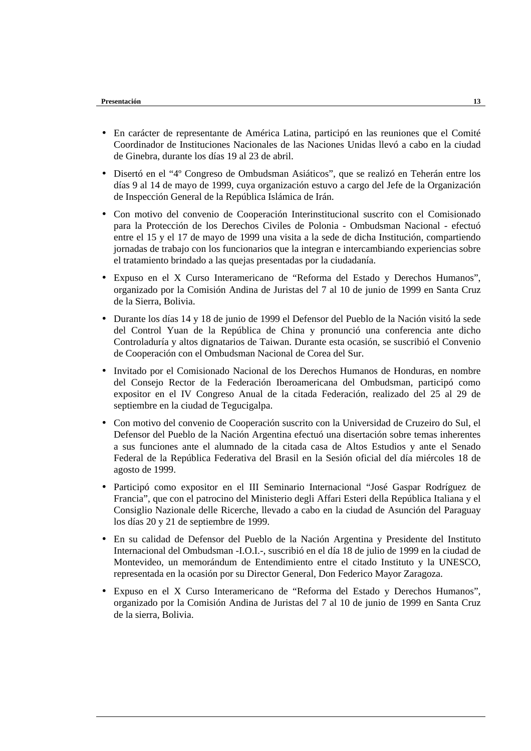- En carácter de representante de América Latina, participó en las reuniones que el Comité Coordinador de Instituciones Nacionales de las Naciones Unidas llevó a cabo en la ciudad de Ginebra, durante los días 19 al 23 de abril.
- Disertó en el "4º Congreso de Ombudsman Asiáticos", que se realizó en Teherán entre los días 9 al 14 de mayo de 1999, cuya organización estuvo a cargo del Jefe de la Organización de Inspección General de la República Islámica de Irán.
- Con motivo del convenio de Cooperación Interinstitucional suscrito con el Comisionado para la Protección de los Derechos Civiles de Polonia - Ombudsman Nacional - efectuó entre el 15 y el 17 de mayo de 1999 una visita a la sede de dicha Institución, compartiendo jornadas de trabajo con los funcionarios que la integran e intercambiando experiencias sobre el tratamiento brindado a las quejas presentadas por la ciudadanía.
- Expuso en el X Curso Interamericano de "Reforma del Estado y Derechos Humanos", organizado por la Comisión Andina de Juristas del 7 al 10 de junio de 1999 en Santa Cruz de la Sierra, Bolivia.
- Durante los días 14 y 18 de junio de 1999 el Defensor del Pueblo de la Nación visitó la sede del Control Yuan de la República de China y pronunció una conferencia ante dicho Controladuría y altos dignatarios de Taiwan. Durante esta ocasión, se suscribió el Convenio de Cooperación con el Ombudsman Nacional de Corea del Sur.
- Invitado por el Comisionado Nacional de los Derechos Humanos de Honduras, en nombre del Consejo Rector de la Federación Iberoamericana del Ombudsman, participó como expositor en el IV Congreso Anual de la citada Federación, realizado del 25 al 29 de septiembre en la ciudad de Tegucigalpa.
- Con motivo del convenio de Cooperación suscrito con la Universidad de Cruzeiro do Sul, el Defensor del Pueblo de la Nación Argentina efectuó una disertación sobre temas inherentes a sus funciones ante el alumnado de la citada casa de Altos Estudios y ante el Senado Federal de la República Federativa del Brasil en la Sesión oficial del día miércoles 18 de agosto de 1999.
- Participó como expositor en el III Seminario Internacional "José Gaspar Rodríguez de Francia", que con el patrocino del Ministerio degli Affari Esteri della República Italiana y el Consiglio Nazionale delle Ricerche, llevado a cabo en la ciudad de Asunción del Paraguay los días 20 y 21 de septiembre de 1999.
- En su calidad de Defensor del Pueblo de la Nación Argentina y Presidente del Instituto Internacional del Ombudsman -I.O.I.-, suscribió en el día 18 de julio de 1999 en la ciudad de Montevideo, un memorándum de Entendimiento entre el citado Instituto y la UNESCO, representada en la ocasión por su Director General, Don Federico Mayor Zaragoza.
- Expuso en el X Curso Interamericano de "Reforma del Estado y Derechos Humanos", organizado por la Comisión Andina de Juristas del 7 al 10 de junio de 1999 en Santa Cruz de la sierra, Bolivia.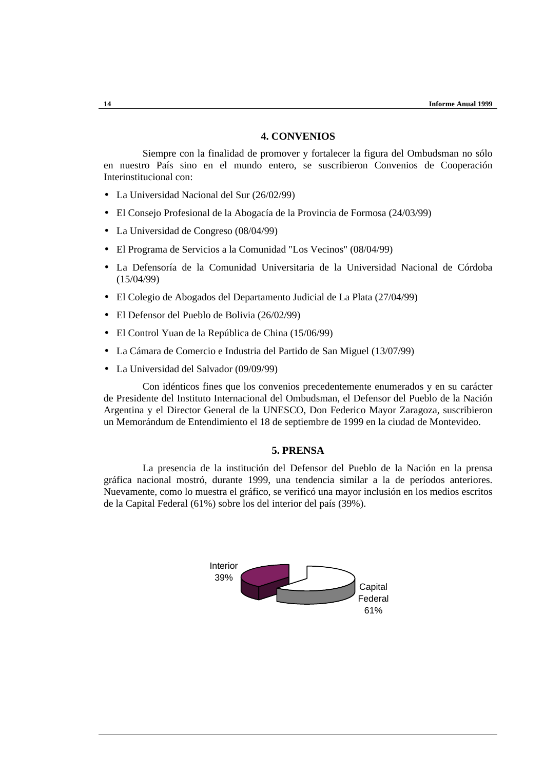## 4. CONVENIOS

Siempre con la finalidad de promover y fortalecer la figura del Ombudsman no sólo en nuestro País sino en el mundo entero, se suscribieron Convenios de Cooperación Interinstitucional con:

- La Universidad Nacional del Sur (26/02/99)
- El Consejo Profesional de la Abogacía de la Provincia de Formosa (24/03/99)
- La Universidad de Congreso (08/04/99)
- El Programa de Servicios a la Comunidad "Los Vecinos" (08/04/99)
- La Defensoría de la Comunidad Universitaria de la Universidad Nacional de Córdoba (15/04/99)
- El Colegio de Abogados del Departamento Judicial de La Plata (27/04/99)
- El Defensor del Pueblo de Bolivia (26/02/99)
- El Control Yuan de la República de China (15/06/99)
- La Cámara de Comercio e Industria del Partido de San Miguel (13/07/99)
- La Universidad del Salvador (09/09/99)

Con idénticos fines que los convenios precedentemente enumerados y en su carácter de Presidente del Instituto Internacional del Ombudsman, el Defensor del Pueblo de la Nación Argentina y el Director General de la UNESCO, Don Federico Mayor Zaragoza, suscribieron un Memorándum de Entendimiento el 18 de septiembre de 1999 en la ciudad de Montevideo.

## 5. PRENSA

La presencia de la institución del Defensor del Pueblo de la Nación en la prensa gráfica nacional mostró, durante 1999, una tendencia similar a la de períodos anteriores. Nuevamente, como lo muestra el gráfico, se verificó una mayor inclusión en los medios escritos de la Capital Federal (61%) sobre los del interior del país (39%).

Interior 39%

Capital Federal 61%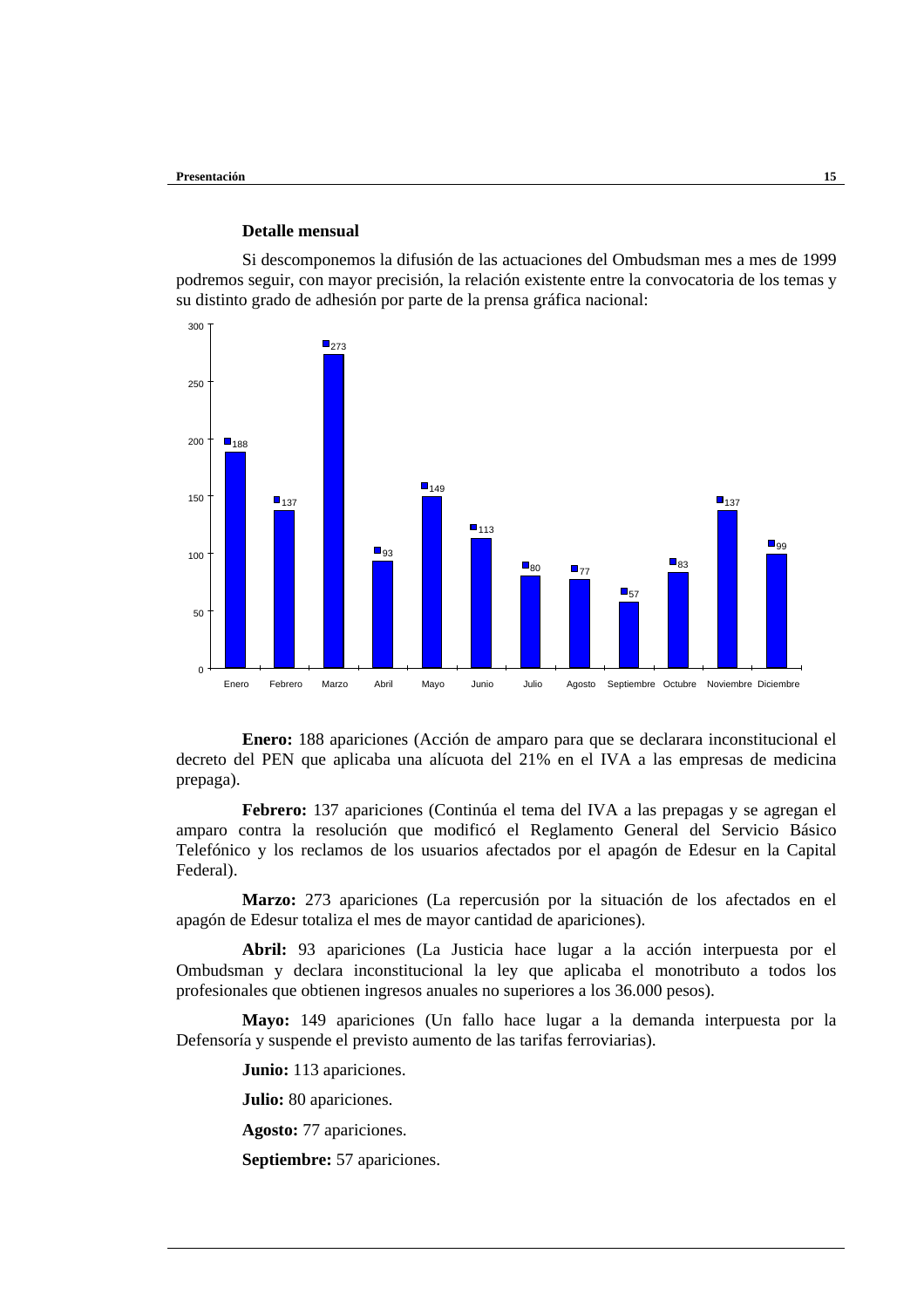### Detalle mensual

Si descomponemos la difusión de las actuaciones del Ombudsman mes a mes de 1999 podremos seguir, con mayor precisión, la relación existente entre la convocatoria de los temas y su distinto grado de adhesión por parte de la prensa gráfica nacional:

| Mes | Apariciones |
|---|---|
| Enero | 188 |
| Febrero | 137 |
| Marzo | 273 |
| Abril | 93 |
| Mayo | 149 |
| Junio | 113 |
| Julio | 80 |
| Agosto | 77 |
| Septiembre | 57 |
| Octubre | 83 |
| Noviembre | 137 |
| Diciembre | 99 |

**Enero:** 188 apariciones (Acción de amparo para que se declarara inconstitucional el decreto del PEN que aplicaba una alícuota del 21% en el IVA a las empresas de medicina prepaga).

**Febrero:** 137 apariciones (Continúa el tema del IVA a las prepagas y se agregan el amparo contra la resolución que modificó el Reglamento General del Servicio Básico Telefónico y los reclamos de los usuarios afectados por el apagón de Edesur en la Capital Federal).

**Marzo:** 273 apariciones (La repercusión por la situación de los afectados en el apagón de Edesur totaliza el mes de mayor cantidad de apariciones).

**Abril:** 93 apariciones (La Justicia hace lugar a la acción interpuesta por el Ombudsman y declara inconstitucional la ley que aplicaba el monotributo a todos los profesionales que obtienen ingresos anuales no superiores a los 36.000 pesos).

**Mayo:** 149 apariciones (Un fallo hace lugar a la demanda interpuesta por la Defensoría y suspende el previsto aumento de las tarifas ferroviarias).

**Junio:** 113 apariciones.

**Julio:** 80 apariciones.

**Agosto:** 77 apariciones.

**Septiembre:** 57 apariciones.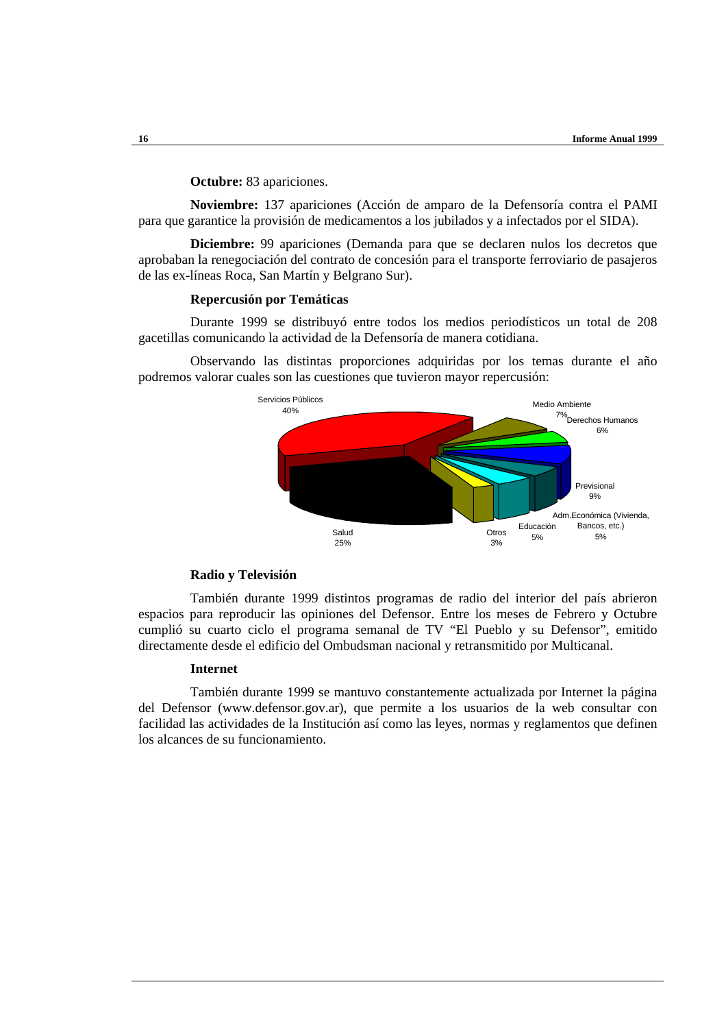**Octubre:** 83 apariciones.

**Noviembre:** 137 apariciones (Acción de amparo de la Defensoría contra el PAMI para que garantice la provisión de medicamentos a los jubilados y a infectados por el SIDA).

**Diciembre:** 99 apariciones (Demanda para que se declaren nulos los decretos que aprobaban la renegociación del contrato de concesión para el transporte ferroviario de pasajeros de las ex-líneas Roca, San Martín y Belgrano Sur).

### Repercusión por Temáticas

Durante 1999 se distribuyó entre todos los medios periodísticos un total de 208 gacetillas comunicando la actividad de la Defensoría de manera cotidiana.

Observando las distintas proporciones adquiridas por los temas durante el año podremos valorar cuales son las cuestiones que tuvieron mayor repercusión:

| Temática | Porcentaje |
|---|---|
| Servicios Públicos | 40% |
| Medio Ambiente | 7% |
| Derechos Humanos | 6% |
| Previsional | 9% |
| Adm.Económica (Vivienda, Bancos, etc.) | 5% |
| Educación | 5% |
| Otros | 3% |
| Salud | 25% |

### Radio y Televisión

También durante 1999 distintos programas de radio del interior del país abrieron espacios para reproducir las opiniones del Defensor. Entre los meses de Febrero y Octubre cumplió su cuarto ciclo el programa semanal de TV "El Pueblo y su Defensor", emitido directamente desde el edificio del Ombudsman nacional y retransmitido por Multicanal.

### Internet

También durante 1999 se mantuvo constantemente actualizada por Internet la página del Defensor (www.defensor.gov.ar), que permite a los usuarios de la web consultar con facilidad las actividades de la Institución así como las leyes, normas y reglamentos que definen los alcances de su funcionamiento.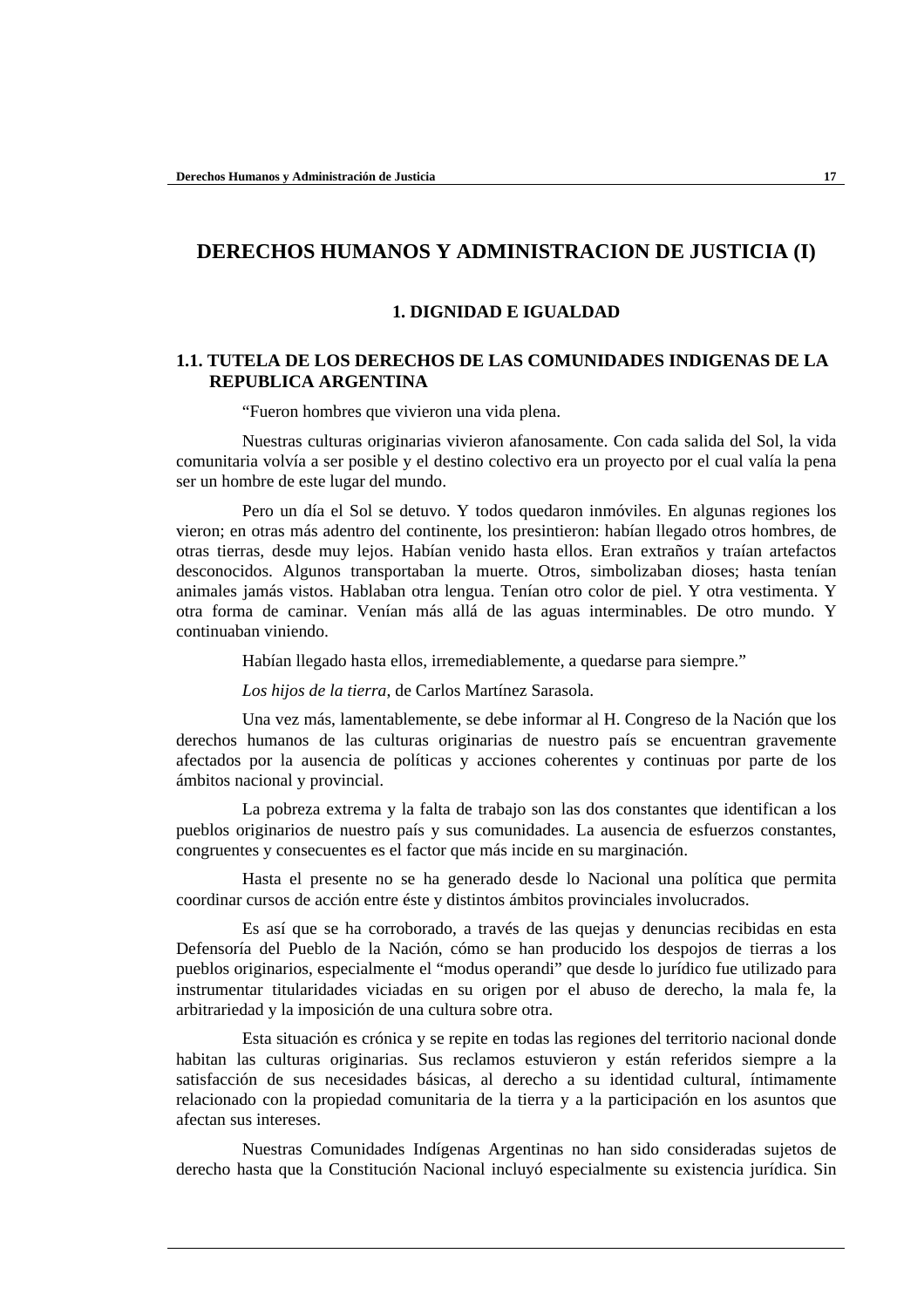# DERECHOS HUMANOS Y ADMINISTRACION DE JUSTICIA (I)

## 1. DIGNIDAD E IGUALDAD

### 1.1. TUTELA DE LOS DERECHOS DE LAS COMUNIDADES INDIGENAS DE LA REPUBLICA ARGENTINA

"Fueron hombres que vivieron una vida plena.

Nuestras culturas originarias vivieron afanosamente. Con cada salida del Sol, la vida comunitaria volvía a ser posible y el destino colectivo era un proyecto por el cual valía la pena ser un hombre de este lugar del mundo.

Pero un día el Sol se detuvo. Y todos quedaron inmóviles. En algunas regiones los vieron; en otras más adentro del continente, los presintieron: habían llegado otros hombres, de otras tierras, desde muy lejos. Habían venido hasta ellos. Eran extraños y traían artefactos desconocidos. Algunos transportaban la muerte. Otros, simbolizaban dioses; hasta tenían animales jamás vistos. Hablaban otra lengua. Tenían otro color de piel. Y otra vestimenta. Y otra forma de caminar. Venían más allá de las aguas interminables. De otro mundo. Y continuaban viniendo.

Habían llegado hasta ellos, irremediablemente, a quedarse para siempre."

*Los hijos de la tierra*, de Carlos Martínez Sarasola.

Una vez más, lamentablemente, se debe informar al H. Congreso de la Nación que los derechos humanos de las culturas originarias de nuestro país se encuentran gravemente afectados por la ausencia de políticas y acciones coherentes y continuas por parte de los ámbitos nacional y provincial.

La pobreza extrema y la falta de trabajo son las dos constantes que identifican a los pueblos originarios de nuestro país y sus comunidades. La ausencia de esfuerzos constantes, congruentes y consecuentes es el factor que más incide en su marginación.

Hasta el presente no se ha generado desde lo Nacional una política que permita coordinar cursos de acción entre éste y distintos ámbitos provinciales involucrados.

Es así que se ha corroborado, a través de las quejas y denuncias recibidas en esta Defensoría del Pueblo de la Nación, cómo se han producido los despojos de tierras a los pueblos originarios, especialmente el "modus operandi" que desde lo jurídico fue utilizado para instrumentar titularidades viciadas en su origen por el abuso de derecho, la mala fe, la arbitrariedad y la imposición de una cultura sobre otra.

Esta situación es crónica y se repite en todas las regiones del territorio nacional donde habitan las culturas originarias. Sus reclamos estuvieron y están referidos siempre a la satisfacción de sus necesidades básicas, al derecho a su identidad cultural, íntimamente relacionado con la propiedad comunitaria de la tierra y a la participación en los asuntos que afectan sus intereses.

Nuestras Comunidades Indígenas Argentinas no han sido consideradas sujetos de derecho hasta que la Constitución Nacional incluyó especialmente su existencia jurídica. Sin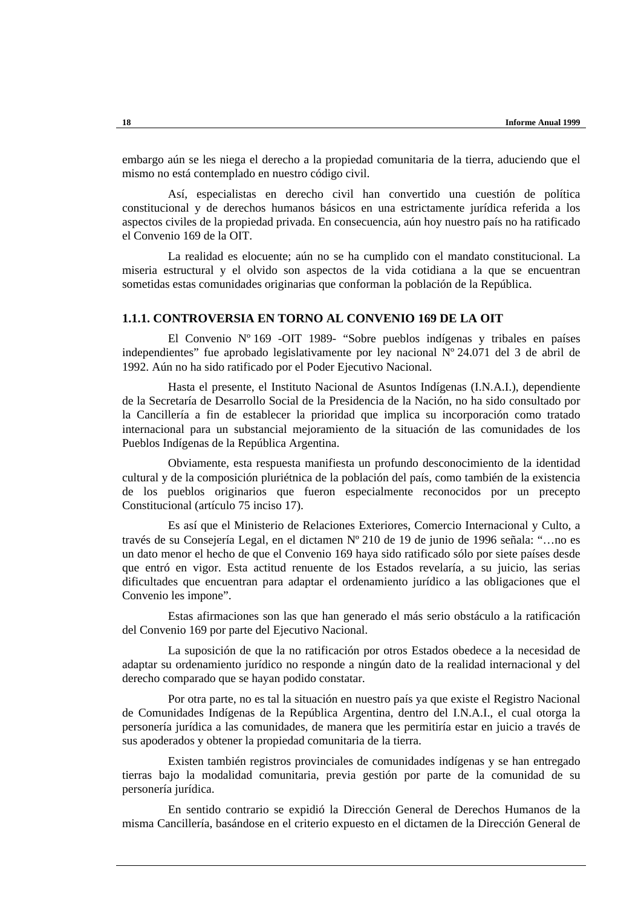embargo aún se les niega el derecho a la propiedad comunitaria de la tierra, aduciendo que el mismo no está contemplado en nuestro código civil.

Así, especialistas en derecho civil han convertido una cuestión de política constitucional y de derechos humanos básicos en una estrictamente jurídica referida a los aspectos civiles de la propiedad privada. En consecuencia, aún hoy nuestro país no ha ratificado el Convenio 169 de la OIT.

La realidad es elocuente; aún no se ha cumplido con el mandato constitucional. La miseria estructural y el olvido son aspectos de la vida cotidiana a la que se encuentran sometidas estas comunidades originarias que conforman la población de la República.

### 1.1.1. CONTROVERSIA EN TORNO AL CONVENIO 169 DE LA OIT

El Convenio Nº 169 -OIT 1989- "Sobre pueblos indígenas y tribales en países independientes" fue aprobado legislativamente por ley nacional Nº 24.071 del 3 de abril de 1992. Aún no ha sido ratificado por el Poder Ejecutivo Nacional.

Hasta el presente, el Instituto Nacional de Asuntos Indígenas (I.N.A.I.), dependiente de la Secretaría de Desarrollo Social de la Presidencia de la Nación, no ha sido consultado por la Cancillería a fin de establecer la prioridad que implica su incorporación como tratado internacional para un substancial mejoramiento de la situación de las comunidades de los Pueblos Indígenas de la República Argentina.

Obviamente, esta respuesta manifiesta un profundo desconocimiento de la identidad cultural y de la composición pluriétnica de la población del país, como también de la existencia de los pueblos originarios que fueron especialmente reconocidos por un precepto Constitucional (artículo 75 inciso 17).

Es así que el Ministerio de Relaciones Exteriores, Comercio Internacional y Culto, a través de su Consejería Legal, en el dictamen Nº 210 de 19 de junio de 1996 señala: "…no es un dato menor el hecho de que el Convenio 169 haya sido ratificado sólo por siete países desde que entró en vigor. Esta actitud renuente de los Estados revelaría, a su juicio, las serias dificultades que encuentran para adaptar el ordenamiento jurídico a las obligaciones que el Convenio les impone".

Estas afirmaciones son las que han generado el más serio obstáculo a la ratificación del Convenio 169 por parte del Ejecutivo Nacional.

La suposición de que la no ratificación por otros Estados obedece a la necesidad de adaptar su ordenamiento jurídico no responde a ningún dato de la realidad internacional y del derecho comparado que se hayan podido constatar.

Por otra parte, no es tal la situación en nuestro país ya que existe el Registro Nacional de Comunidades Indígenas de la República Argentina, dentro del I.N.A.I., el cual otorga la personería jurídica a las comunidades, de manera que les permitiría estar en juicio a través de sus apoderados y obtener la propiedad comunitaria de la tierra.

Existen también registros provinciales de comunidades indígenas y se han entregado tierras bajo la modalidad comunitaria, previa gestión por parte de la comunidad de su personería jurídica.

En sentido contrario se expidió la Dirección General de Derechos Humanos de la misma Cancillería, basándose en el criterio expuesto en el dictamen de la Dirección General de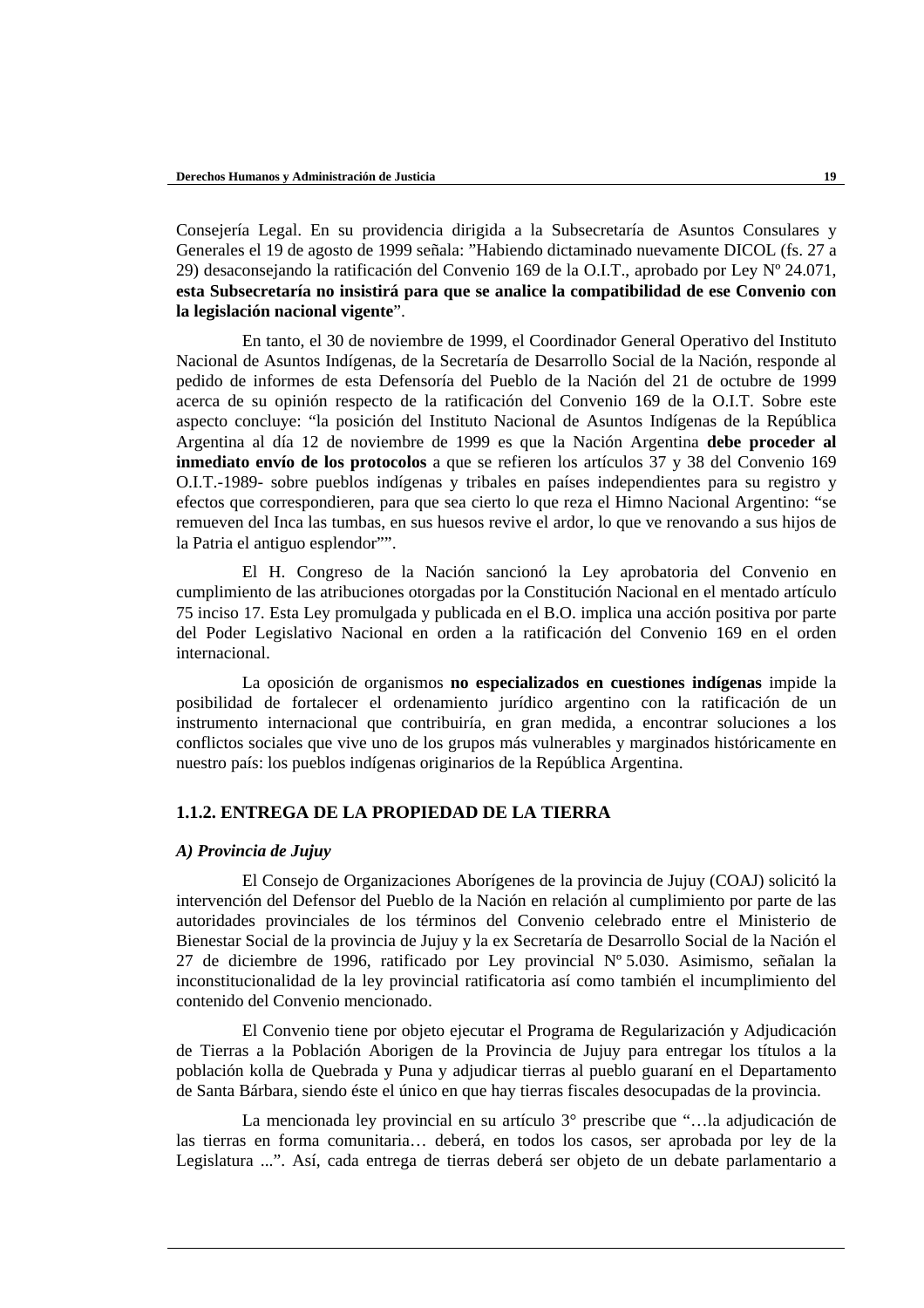Consejería Legal. En su providencia dirigida a la Subsecretaría de Asuntos Consulares y Generales el 19 de agosto de 1999 señala: "Habiendo dictaminado nuevamente DICOL (fs. 27 a 29) desaconsejando la ratificación del Convenio 169 de la O.I.T., aprobado por Ley Nº 24.071, **esta Subsecretaría no insistirá para que se analice la compatibilidad de ese Convenio con la legislación nacional vigente**".

En tanto, el 30 de noviembre de 1999, el Coordinador General Operativo del Instituto Nacional de Asuntos Indígenas, de la Secretaría de Desarrollo Social de la Nación, responde al pedido de informes de esta Defensoría del Pueblo de la Nación del 21 de octubre de 1999 acerca de su opinión respecto de la ratificación del Convenio 169 de la O.I.T. Sobre este aspecto concluye: "la posición del Instituto Nacional de Asuntos Indígenas de la República Argentina al día 12 de noviembre de 1999 es que la Nación Argentina **debe proceder al inmediato envío de los protocolos** a que se refieren los artículos 37 y 38 del Convenio 169 O.I.T.-1989- sobre pueblos indígenas y tribales en países independientes para su registro y efectos que correspondieren, para que sea cierto lo que reza el Himno Nacional Argentino: "se remueven del Inca las tumbas, en sus huesos revive el ardor, lo que ve renovando a sus hijos de la Patria el antiguo esplendor"".

El H. Congreso de la Nación sancionó la Ley aprobatoria del Convenio en cumplimiento de las atribuciones otorgadas por la Constitución Nacional en el mentado artículo 75 inciso 17. Esta Ley promulgada y publicada en el B.O. implica una acción positiva por parte del Poder Legislativo Nacional en orden a la ratificación del Convenio 169 en el orden internacional.

La oposición de organismos **no especializados en cuestiones indígenas** impide la posibilidad de fortalecer el ordenamiento jurídico argentino con la ratificación de un instrumento internacional que contribuiría, en gran medida, a encontrar soluciones a los conflictos sociales que vive uno de los grupos más vulnerables y marginados históricamente en nuestro país: los pueblos indígenas originarios de la República Argentina.

### 1.1.2. ENTREGA DE LA PROPIEDAD DE LA TIERRA

#### *A) Provincia de Jujuy*

El Consejo de Organizaciones Aborígenes de la provincia de Jujuy (COAJ) solicitó la intervención del Defensor del Pueblo de la Nación en relación al cumplimiento por parte de las autoridades provinciales de los términos del Convenio celebrado entre el Ministerio de Bienestar Social de la provincia de Jujuy y la ex Secretaría de Desarrollo Social de la Nación el 27 de diciembre de 1996, ratificado por Ley provincial Nº 5.030. Asimismo, señalan la inconstitucionalidad de la ley provincial ratificatoria así como también el incumplimiento del contenido del Convenio mencionado.

El Convenio tiene por objeto ejecutar el Programa de Regularización y Adjudicación de Tierras a la Población Aborigen de la Provincia de Jujuy para entregar los títulos a la población kolla de Quebrada y Puna y adjudicar tierras al pueblo guaraní en el Departamento de Santa Bárbara, siendo éste el único en que hay tierras fiscales desocupadas de la provincia.

La mencionada ley provincial en su artículo 3° prescribe que "…la adjudicación de las tierras en forma comunitaria… deberá, en todos los casos, ser aprobada por ley de la Legislatura ...". Así, cada entrega de tierras deberá ser objeto de un debate parlamentario a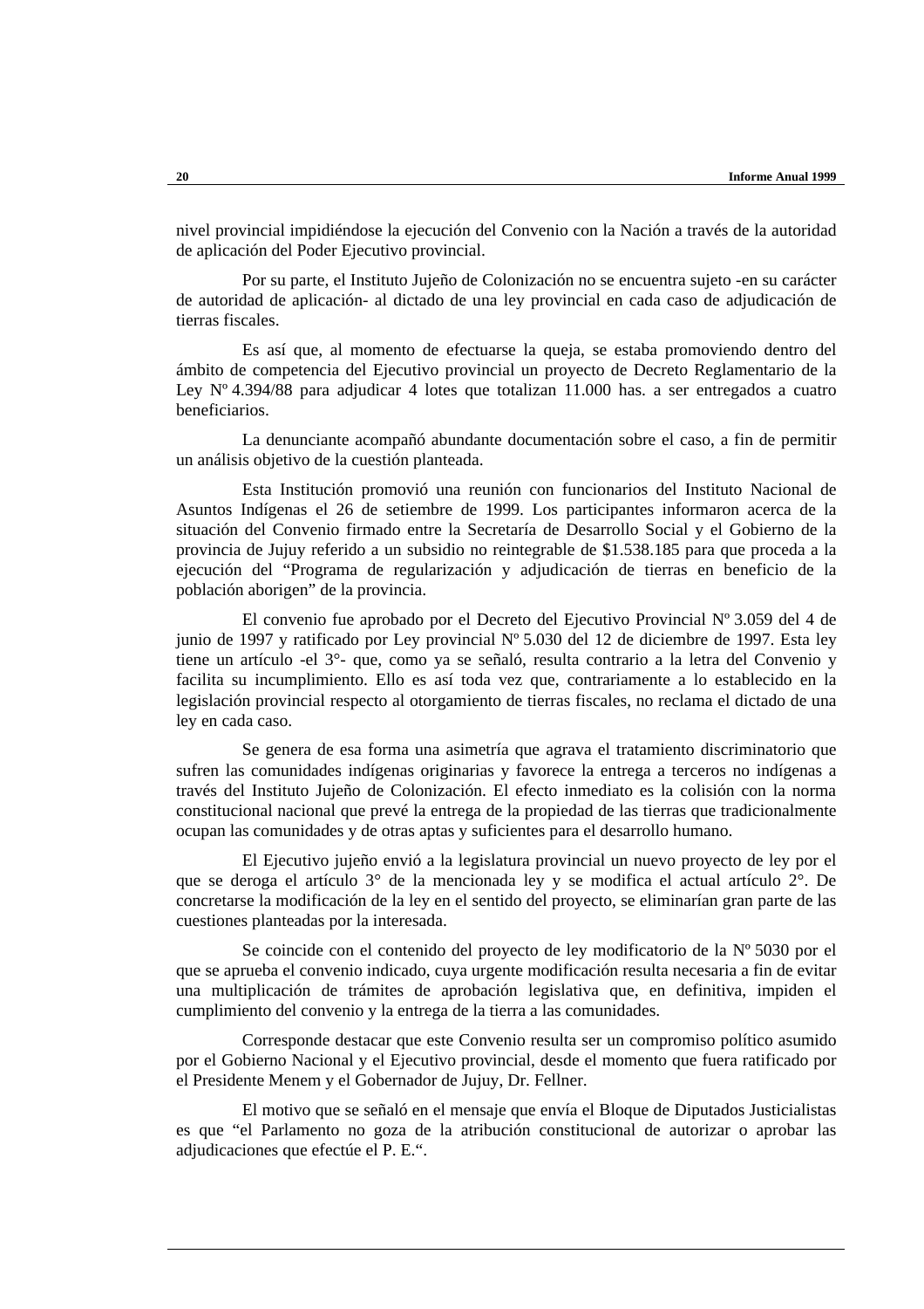nivel provincial impidiéndose la ejecución del Convenio con la Nación a través de la autoridad de aplicación del Poder Ejecutivo provincial.

Por su parte, el Instituto Jujeño de Colonización no se encuentra sujeto -en su carácter de autoridad de aplicación- al dictado de una ley provincial en cada caso de adjudicación de tierras fiscales.

Es así que, al momento de efectuarse la queja, se estaba promoviendo dentro del ámbito de competencia del Ejecutivo provincial un proyecto de Decreto Reglamentario de la Ley Nº 4.394/88 para adjudicar 4 lotes que totalizan 11.000 has. a ser entregados a cuatro beneficiarios.

La denunciante acompañó abundante documentación sobre el caso, a fin de permitir un análisis objetivo de la cuestión planteada.

Esta Institución promovió una reunión con funcionarios del Instituto Nacional de Asuntos Indígenas el 26 de setiembre de 1999. Los participantes informaron acerca de la situación del Convenio firmado entre la Secretaría de Desarrollo Social y el Gobierno de la provincia de Jujuy referido a un subsidio no reintegrable de $1.538.185 para que proceda a la ejecución del "Programa de regularización y adjudicación de tierras en beneficio de la población aborigen" de la provincia.

El convenio fue aprobado por el Decreto del Ejecutivo Provincial Nº 3.059 del 4 de junio de 1997 y ratificado por Ley provincial Nº 5.030 del 12 de diciembre de 1997. Esta ley tiene un artículo -el 3°- que, como ya se señaló, resulta contrario a la letra del Convenio y facilita su incumplimiento. Ello es así toda vez que, contrariamente a lo establecido en la legislación provincial respecto al otorgamiento de tierras fiscales, no reclama el dictado de una ley en cada caso.

Se genera de esa forma una asimetría que agrava el tratamiento discriminatorio que sufren las comunidades indígenas originarias y favorece la entrega a terceros no indígenas a través del Instituto Jujeño de Colonización. El efecto inmediato es la colisión con la norma constitucional nacional que prevé la entrega de la propiedad de las tierras que tradicionalmente ocupan las comunidades y de otras aptas y suficientes para el desarrollo humano.

El Ejecutivo jujeño envió a la legislatura provincial un nuevo proyecto de ley por el que se deroga el artículo 3° de la mencionada ley y se modifica el actual artículo 2°. De concretarse la modificación de la ley en el sentido del proyecto, se eliminarían gran parte de las cuestiones planteadas por la interesada.

Se coincide con el contenido del proyecto de ley modificatorio de la Nº 5030 por el que se aprueba el convenio indicado, cuya urgente modificación resulta necesaria a fin de evitar una multiplicación de trámites de aprobación legislativa que, en definitiva, impiden el cumplimiento del convenio y la entrega de la tierra a las comunidades.

Corresponde destacar que este Convenio resulta ser un compromiso político asumido por el Gobierno Nacional y el Ejecutivo provincial, desde el momento que fuera ratificado por el Presidente Menem y el Gobernador de Jujuy, Dr. Fellner.

El motivo que se señaló en el mensaje que envía el Bloque de Diputados Justicialistas es que "el Parlamento no goza de la atribución constitucional de autorizar o aprobar las adjudicaciones que efectúe el P. E.".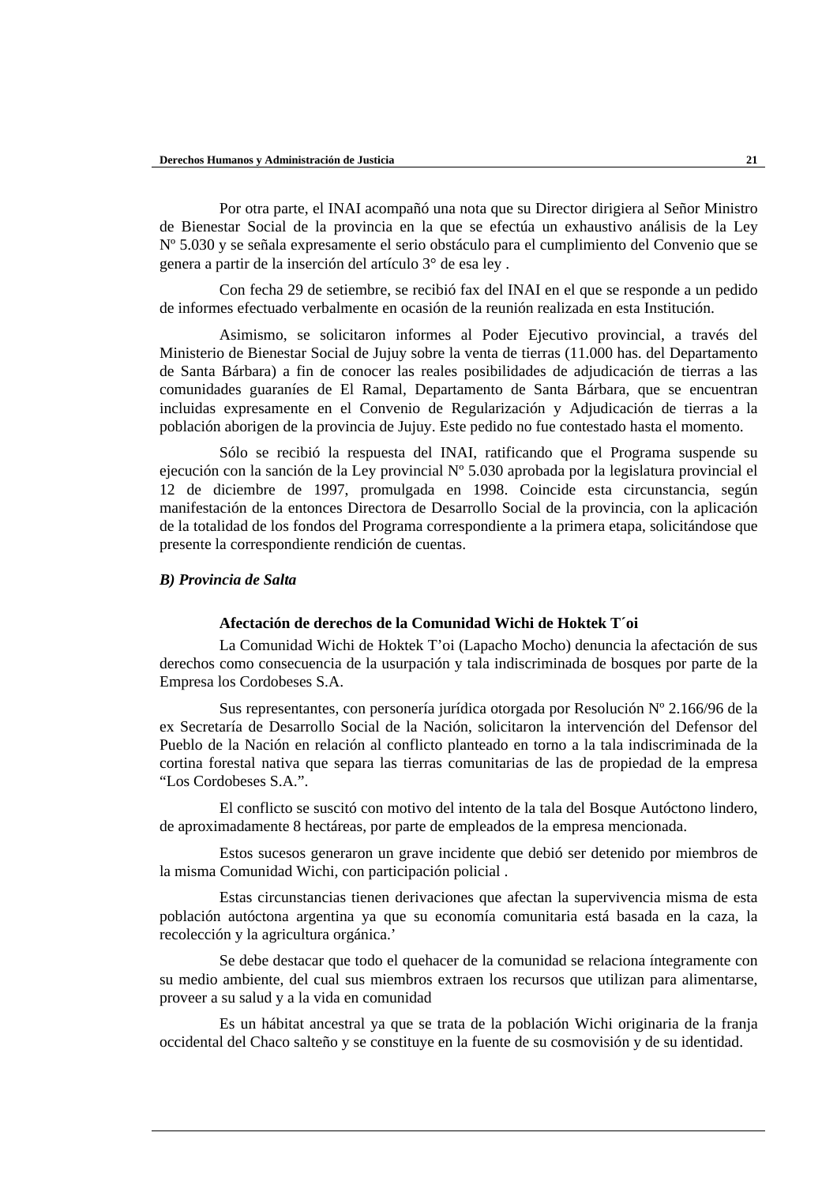Por otra parte, el INAI acompañó una nota que su Director dirigiera al Señor Ministro de Bienestar Social de la provincia en la que se efectúa un exhaustivo análisis de la Ley Nº 5.030 y se señala expresamente el serio obstáculo para el cumplimiento del Convenio que se genera a partir de la inserción del artículo 3° de esa ley .

Con fecha 29 de setiembre, se recibió fax del INAI en el que se responde a un pedido de informes efectuado verbalmente en ocasión de la reunión realizada en esta Institución.

Asimismo, se solicitaron informes al Poder Ejecutivo provincial, a través del Ministerio de Bienestar Social de Jujuy sobre la venta de tierras (11.000 has. del Departamento de Santa Bárbara) a fin de conocer las reales posibilidades de adjudicación de tierras a las comunidades guaraníes de El Ramal, Departamento de Santa Bárbara, que se encuentran incluidas expresamente en el Convenio de Regularización y Adjudicación de tierras a la población aborigen de la provincia de Jujuy. Este pedido no fue contestado hasta el momento.

Sólo se recibió la respuesta del INAI, ratificando que el Programa suspende su ejecución con la sanción de la Ley provincial Nº 5.030 aprobada por la legislatura provincial el 12 de diciembre de 1997, promulgada en 1998. Coincide esta circunstancia, según manifestación de la entonces Directora de Desarrollo Social de la provincia, con la aplicación de la totalidad de los fondos del Programa correspondiente a la primera etapa, solicitándose que presente la correspondiente rendición de cuentas.

***B) Provincia de Salta***

**Afectación de derechos de la Comunidad Wichi de Hoktek T´oi**

La Comunidad Wichi de Hoktek T'oi (Lapacho Mocho) denuncia la afectación de sus derechos como consecuencia de la usurpación y tala indiscriminada de bosques por parte de la Empresa los Cordobeses S.A.

Sus representantes, con personería jurídica otorgada por Resolución Nº 2.166/96 de la ex Secretaría de Desarrollo Social de la Nación, solicitaron la intervención del Defensor del Pueblo de la Nación en relación al conflicto planteado en torno a la tala indiscriminada de la cortina forestal nativa que separa las tierras comunitarias de las de propiedad de la empresa "Los Cordobeses S.A.".

El conflicto se suscitó con motivo del intento de la tala del Bosque Autóctono lindero, de aproximadamente 8 hectáreas, por parte de empleados de la empresa mencionada.

Estos sucesos generaron un grave incidente que debió ser detenido por miembros de la misma Comunidad Wichi, con participación policial .

Estas circunstancias tienen derivaciones que afectan la supervivencia misma de esta población autóctona argentina ya que su economía comunitaria está basada en la caza, la recolección y la agricultura orgánica.'

Se debe destacar que todo el quehacer de la comunidad se relaciona íntegramente con su medio ambiente, del cual sus miembros extraen los recursos que utilizan para alimentarse, proveer a su salud y a la vida en comunidad

Es un hábitat ancestral ya que se trata de la población Wichi originaria de la franja occidental del Chaco salteño y se constituye en la fuente de su cosmovisión y de su identidad.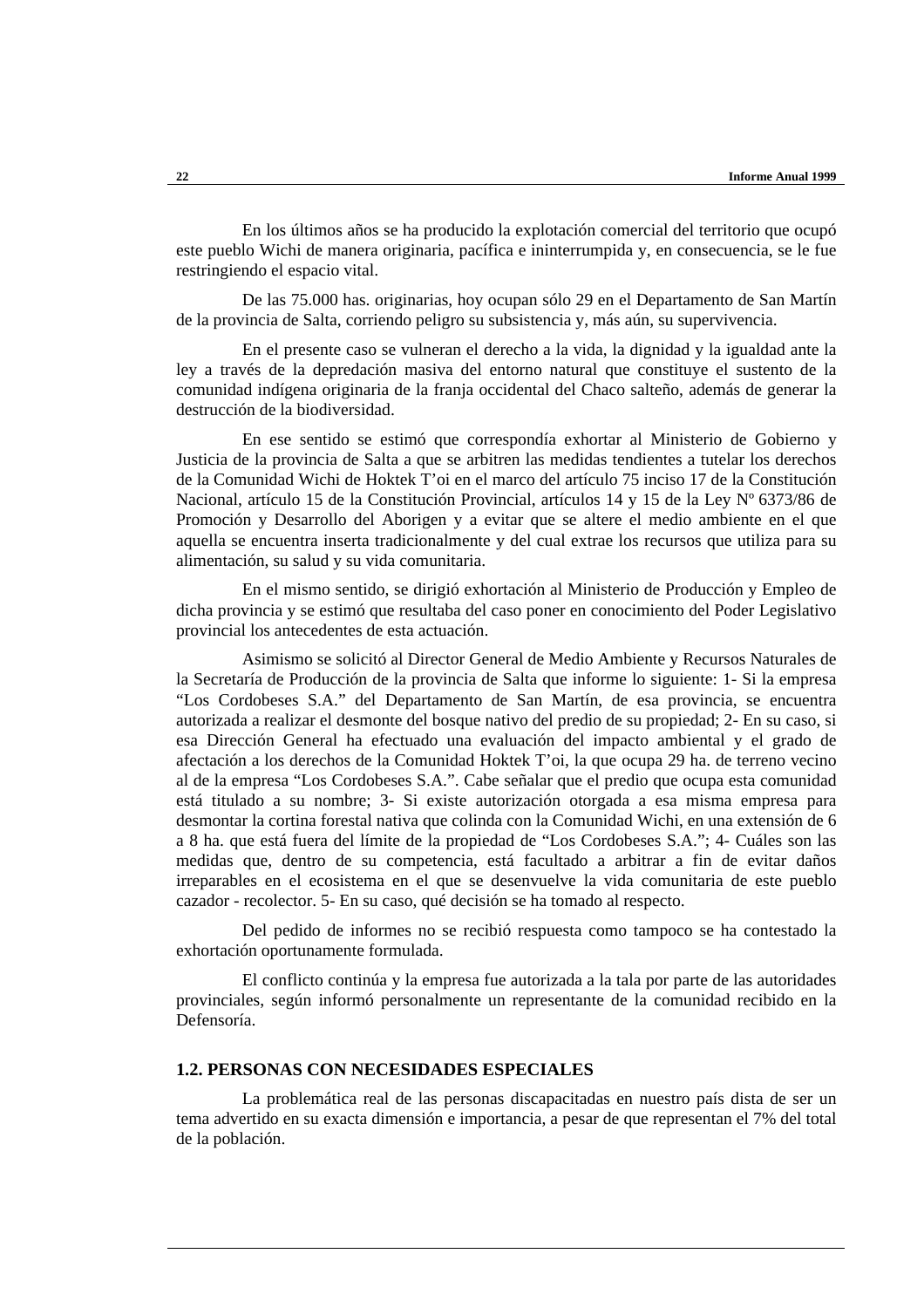En los últimos años se ha producido la explotación comercial del territorio que ocupó este pueblo Wichi de manera originaria, pacífica e ininterrumpida y, en consecuencia, se le fue restringiendo el espacio vital.

De las 75.000 has. originarias, hoy ocupan sólo 29 en el Departamento de San Martín de la provincia de Salta, corriendo peligro su subsistencia y, más aún, su supervivencia.

En el presente caso se vulneran el derecho a la vida, la dignidad y la igualdad ante la ley a través de la depredación masiva del entorno natural que constituye el sustento de la comunidad indígena originaria de la franja occidental del Chaco salteño, además de generar la destrucción de la biodiversidad.

En ese sentido se estimó que correspondía exhortar al Ministerio de Gobierno y Justicia de la provincia de Salta a que se arbitren las medidas tendientes a tutelar los derechos de la Comunidad Wichi de Hoktek T'oi en el marco del artículo 75 inciso 17 de la Constitución Nacional, artículo 15 de la Constitución Provincial, artículos 14 y 15 de la Ley Nº 6373/86 de Promoción y Desarrollo del Aborigen y a evitar que se altere el medio ambiente en el que aquella se encuentra inserta tradicionalmente y del cual extrae los recursos que utiliza para su alimentación, su salud y su vida comunitaria.

En el mismo sentido, se dirigió exhortación al Ministerio de Producción y Empleo de dicha provincia y se estimó que resultaba del caso poner en conocimiento del Poder Legislativo provincial los antecedentes de esta actuación.

Asimismo se solicitó al Director General de Medio Ambiente y Recursos Naturales de la Secretaría de Producción de la provincia de Salta que informe lo siguiente: 1- Si la empresa "Los Cordobeses S.A." del Departamento de San Martín, de esa provincia, se encuentra autorizada a realizar el desmonte del bosque nativo del predio de su propiedad; 2- En su caso, si esa Dirección General ha efectuado una evaluación del impacto ambiental y el grado de afectación a los derechos de la Comunidad Hoktek T'oi, la que ocupa 29 ha. de terreno vecino al de la empresa "Los Cordobeses S.A.". Cabe señalar que el predio que ocupa esta comunidad está titulado a su nombre; 3- Si existe autorización otorgada a esa misma empresa para desmontar la cortina forestal nativa que colinda con la Comunidad Wichi, en una extensión de 6 a 8 ha. que está fuera del límite de la propiedad de "Los Cordobeses S.A."; 4- Cuáles son las medidas que, dentro de su competencia, está facultado a arbitrar a fin de evitar daños irreparables en el ecosistema en el que se desenvuelve la vida comunitaria de este pueblo cazador - recolector. 5- En su caso, qué decisión se ha tomado al respecto.

Del pedido de informes no se recibió respuesta como tampoco se ha contestado la exhortación oportunamente formulada.

El conflicto continúa y la empresa fue autorizada a la tala por parte de las autoridades provinciales, según informó personalmente un representante de la comunidad recibido en la Defensoría.

### 1.2. PERSONAS CON NECESIDADES ESPECIALES

La problemática real de las personas discapacitadas en nuestro país dista de ser un tema advertido en su exacta dimensión e importancia, a pesar de que representan el 7% del total de la población.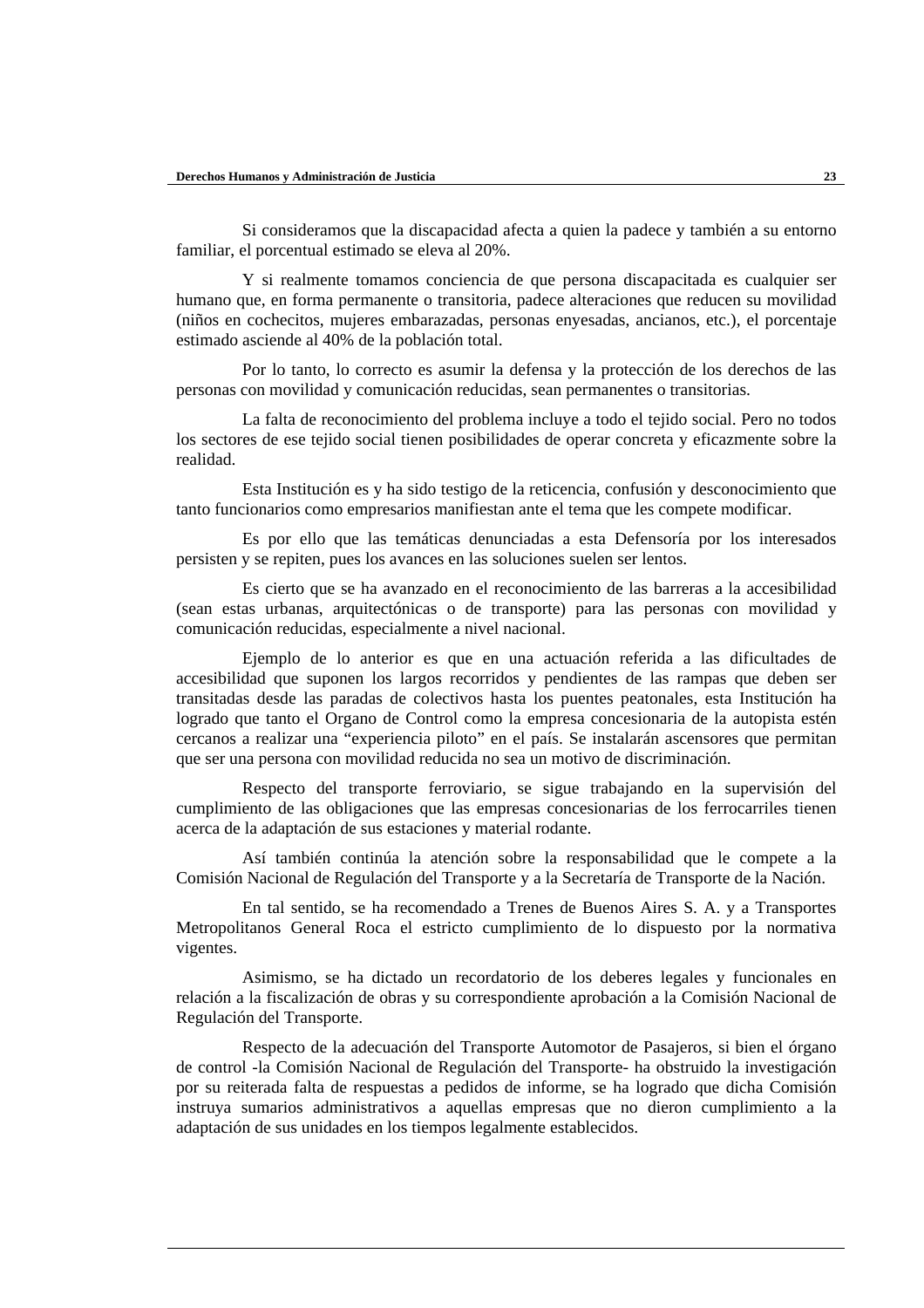Si consideramos que la discapacidad afecta a quien la padece y también a su entorno familiar, el porcentual estimado se eleva al 20%.

Y si realmente tomamos conciencia de que persona discapacitada es cualquier ser humano que, en forma permanente o transitoria, padece alteraciones que reducen su movilidad (niños en cochecitos, mujeres embarazadas, personas enyesadas, ancianos, etc.), el porcentaje estimado asciende al 40% de la población total.

Por lo tanto, lo correcto es asumir la defensa y la protección de los derechos de las personas con movilidad y comunicación reducidas, sean permanentes o transitorias.

La falta de reconocimiento del problema incluye a todo el tejido social. Pero no todos los sectores de ese tejido social tienen posibilidades de operar concreta y eficazmente sobre la realidad.

Esta Institución es y ha sido testigo de la reticencia, confusión y desconocimiento que tanto funcionarios como empresarios manifiestan ante el tema que les compete modificar.

Es por ello que las temáticas denunciadas a esta Defensoría por los interesados persisten y se repiten, pues los avances en las soluciones suelen ser lentos.

Es cierto que se ha avanzado en el reconocimiento de las barreras a la accesibilidad (sean estas urbanas, arquitectónicas o de transporte) para las personas con movilidad y comunicación reducidas, especialmente a nivel nacional.

Ejemplo de lo anterior es que en una actuación referida a las dificultades de accesibilidad que suponen los largos recorridos y pendientes de las rampas que deben ser transitadas desde las paradas de colectivos hasta los puentes peatonales, esta Institución ha logrado que tanto el Organo de Control como la empresa concesionaria de la autopista estén cercanos a realizar una “experiencia piloto” en el país. Se instalarán ascensores que permitan que ser una persona con movilidad reducida no sea un motivo de discriminación.

Respecto del transporte ferroviario, se sigue trabajando en la supervisión del cumplimiento de las obligaciones que las empresas concesionarias de los ferrocarriles tienen acerca de la adaptación de sus estaciones y material rodante.

Así también continúa la atención sobre la responsabilidad que le compete a la Comisión Nacional de Regulación del Transporte y a la Secretaría de Transporte de la Nación.

En tal sentido, se ha recomendado a Trenes de Buenos Aires S. A. y a Transportes Metropolitanos General Roca el estricto cumplimiento de lo dispuesto por la normativa vigentes.

Asimismo, se ha dictado un recordatorio de los deberes legales y funcionales en relación a la fiscalización de obras y su correspondiente aprobación a la Comisión Nacional de Regulación del Transporte.

Respecto de la adecuación del Transporte Automotor de Pasajeros, si bien el órgano de control -la Comisión Nacional de Regulación del Transporte- ha obstruido la investigación por su reiterada falta de respuestas a pedidos de informe, se ha logrado que dicha Comisión instruya sumarios administrativos a aquellas empresas que no dieron cumplimiento a la adaptación de sus unidades en los tiempos legalmente establecidos.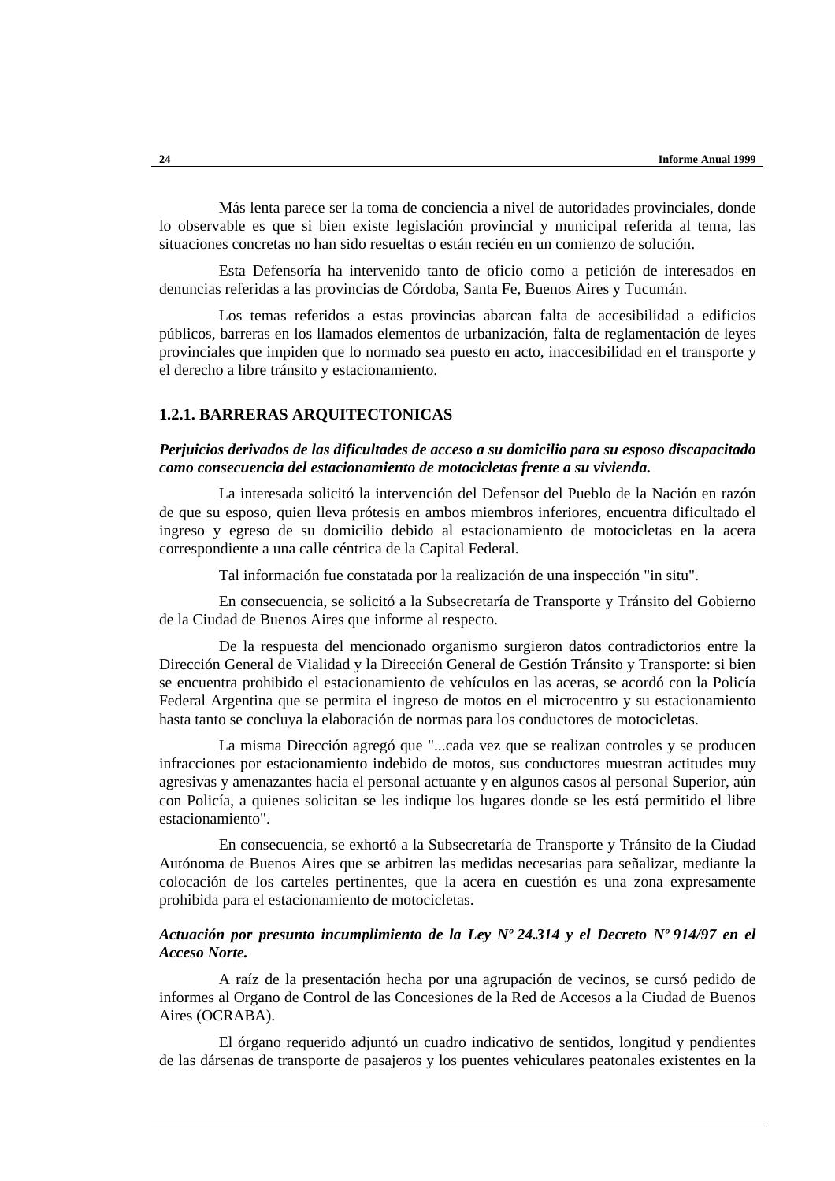Más lenta parece ser la toma de conciencia a nivel de autoridades provinciales, donde lo observable es que si bien existe legislación provincial y municipal referida al tema, las situaciones concretas no han sido resueltas o están recién en un comienzo de solución.

Esta Defensoría ha intervenido tanto de oficio como a petición de interesados en denuncias referidas a las provincias de Córdoba, Santa Fe, Buenos Aires y Tucumán.

Los temas referidos a estas provincias abarcan falta de accesibilidad a edificios públicos, barreras en los llamados elementos de urbanización, falta de reglamentación de leyes provinciales que impiden que lo normado sea puesto en acto, inaccesibilidad en el transporte y el derecho a libre tránsito y estacionamiento.

### 1.2.1. BARRERAS ARQUITECTONICAS

***Perjuicios derivados de las dificultades de acceso a su domicilio para su esposo discapacitado como consecuencia del estacionamiento de motocicletas frente a su vivienda.***

La interesada solicitó la intervención del Defensor del Pueblo de la Nación en razón de que su esposo, quien lleva prótesis en ambos miembros inferiores, encuentra dificultado el ingreso y egreso de su domicilio debido al estacionamiento de motocicletas en la acera correspondiente a una calle céntrica de la Capital Federal.

Tal información fue constatada por la realización de una inspección "in situ".

En consecuencia, se solicitó a la Subsecretaría de Transporte y Tránsito del Gobierno de la Ciudad de Buenos Aires que informe al respecto.

De la respuesta del mencionado organismo surgieron datos contradictorios entre la Dirección General de Vialidad y la Dirección General de Gestión Tránsito y Transporte: si bien se encuentra prohibido el estacionamiento de vehículos en las aceras, se acordó con la Policía Federal Argentina que se permita el ingreso de motos en el microcentro y su estacionamiento hasta tanto se concluya la elaboración de normas para los conductores de motocicletas.

La misma Dirección agregó que "...cada vez que se realizan controles y se producen infracciones por estacionamiento indebido de motos, sus conductores muestran actitudes muy agresivas y amenazantes hacia el personal actuante y en algunos casos al personal Superior, aún con Policía, a quienes solicitan se les indique los lugares donde se les está permitido el libre estacionamiento".

En consecuencia, se exhortó a la Subsecretaría de Transporte y Tránsito de la Ciudad Autónoma de Buenos Aires que se arbitren las medidas necesarias para señalizar, mediante la colocación de los carteles pertinentes, que la acera en cuestión es una zona expresamente prohibida para el estacionamiento de motocicletas.

***Actuación por presunto incumplimiento de la Ley Nº 24.314 y el Decreto Nº 914/97 en el Acceso Norte.***

A raíz de la presentación hecha por una agrupación de vecinos, se cursó pedido de informes al Organo de Control de las Concesiones de la Red de Accesos a la Ciudad de Buenos Aires (OCRABA).

El órgano requerido adjuntó un cuadro indicativo de sentidos, longitud y pendientes de las dársenas de transporte de pasajeros y los puentes vehiculares peatonales existentes en la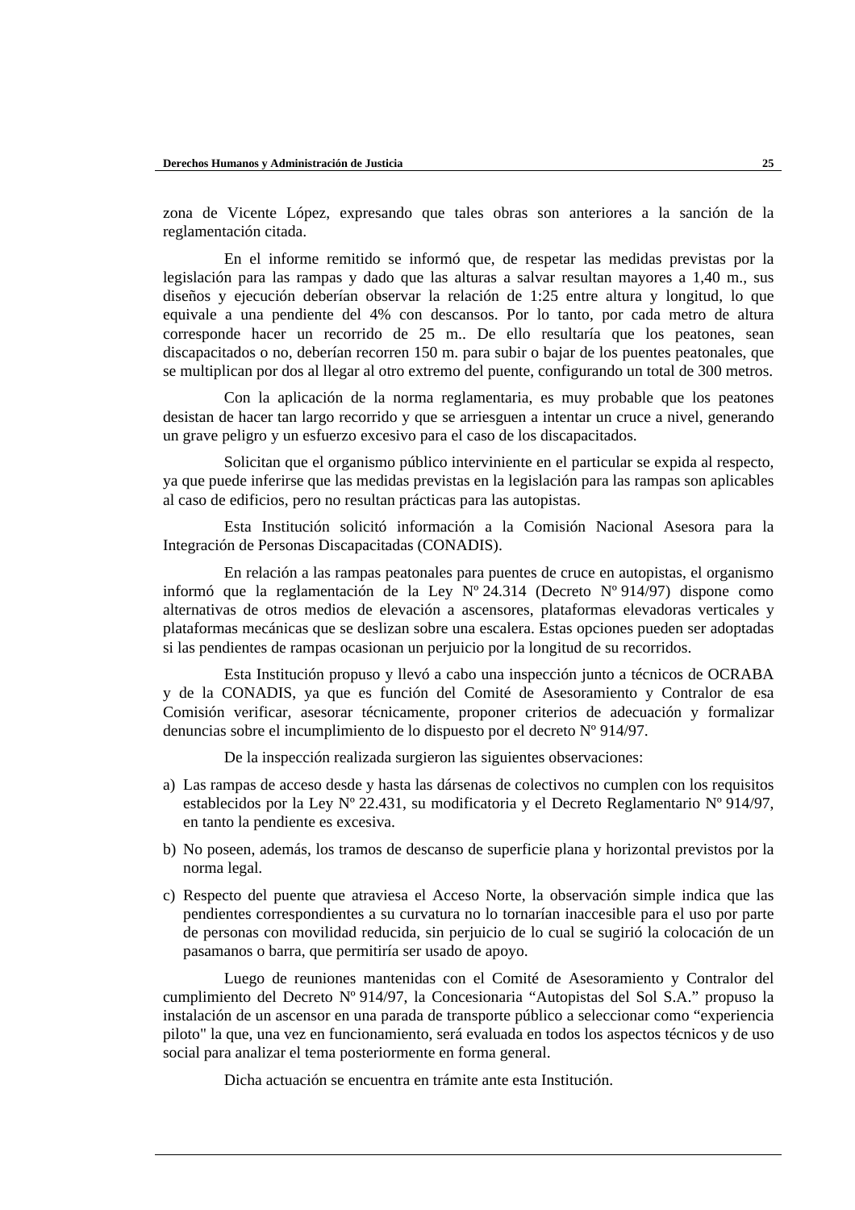zona de Vicente López, expresando que tales obras son anteriores a la sanción de la reglamentación citada.

En el informe remitido se informó que, de respetar las medidas previstas por la legislación para las rampas y dado que las alturas a salvar resultan mayores a 1,40 m., sus diseños y ejecución deberían observar la relación de 1:25 entre altura y longitud, lo que equivale a una pendiente del 4% con descansos. Por lo tanto, por cada metro de altura corresponde hacer un recorrido de 25 m.. De ello resultaría que los peatones, sean discapacitados o no, deberían recorren 150 m. para subir o bajar de los puentes peatonales, que se multiplican por dos al llegar al otro extremo del puente, configurando un total de 300 metros.

Con la aplicación de la norma reglamentaria, es muy probable que los peatones desistan de hacer tan largo recorrido y que se arriesguen a intentar un cruce a nivel, generando un grave peligro y un esfuerzo excesivo para el caso de los discapacitados.

Solicitan que el organismo público interviniente en el particular se expida al respecto, ya que puede inferirse que las medidas previstas en la legislación para las rampas son aplicables al caso de edificios, pero no resultan prácticas para las autopistas.

Esta Institución solicitó información a la Comisión Nacional Asesora para la Integración de Personas Discapacitadas (CONADIS).

En relación a las rampas peatonales para puentes de cruce en autopistas, el organismo informó que la reglamentación de la Ley Nº 24.314 (Decreto Nº 914/97) dispone como alternativas de otros medios de elevación a ascensores, plataformas elevadoras verticales y plataformas mecánicas que se deslizan sobre una escalera. Estas opciones pueden ser adoptadas si las pendientes de rampas ocasionan un perjuicio por la longitud de su recorridos.

Esta Institución propuso y llevó a cabo una inspección junto a técnicos de OCRABA y de la CONADIS, ya que es función del Comité de Asesoramiento y Contralor de esa Comisión verificar, asesorar técnicamente, proponer criterios de adecuación y formalizar denuncias sobre el incumplimiento de lo dispuesto por el decreto Nº 914/97.

De la inspección realizada surgieron las siguientes observaciones:

a) Las rampas de acceso desde y hasta las dársenas de colectivos no cumplen con los requisitos establecidos por la Ley Nº 22.431, su modificatoria y el Decreto Reglamentario Nº 914/97, en tanto la pendiente es excesiva.

b) No poseen, además, los tramos de descanso de superficie plana y horizontal previstos por la norma legal.

c) Respecto del puente que atraviesa el Acceso Norte, la observación simple indica que las pendientes correspondientes a su curvatura no lo tornarían inaccesible para el uso por parte de personas con movilidad reducida, sin perjuicio de lo cual se sugirió la colocación de un pasamanos o barra, que permitiría ser usado de apoyo.

Luego de reuniones mantenidas con el Comité de Asesoramiento y Contralor del cumplimiento del Decreto Nº 914/97, la Concesionaria "Autopistas del Sol S.A." propuso la instalación de un ascensor en una parada de transporte público a seleccionar como "experiencia piloto" la que, una vez en funcionamiento, será evaluada en todos los aspectos técnicos y de uso social para analizar el tema posteriormente en forma general.

Dicha actuación se encuentra en trámite ante esta Institución.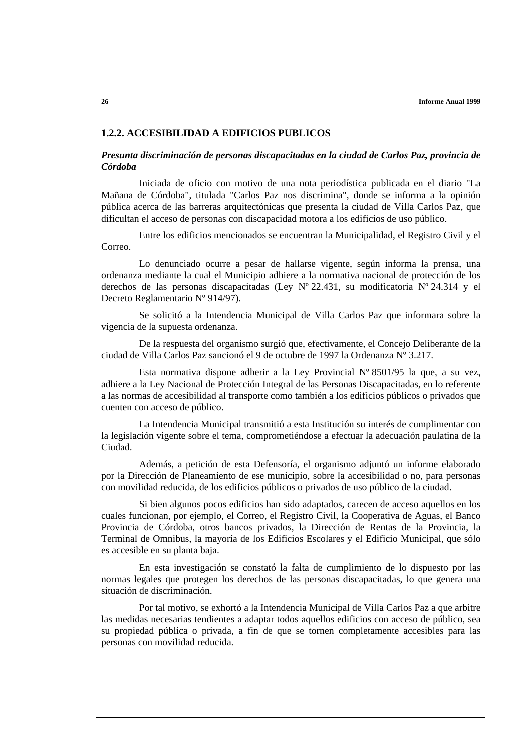### 1.2.2. ACCESIBILIDAD A EDIFICIOS PUBLICOS

***Presunta discriminación de personas discapacitadas en la ciudad de Carlos Paz, provincia de Córdoba***

Iniciada de oficio con motivo de una nota periodística publicada en el diario "La Mañana de Córdoba", titulada "Carlos Paz nos discrimina", donde se informa a la opinión pública acerca de las barreras arquitectónicas que presenta la ciudad de Villa Carlos Paz, que dificultan el acceso de personas con discapacidad motora a los edificios de uso público.

Entre los edificios mencionados se encuentran la Municipalidad, el Registro Civil y el Correo.

Lo denunciado ocurre a pesar de hallarse vigente, según informa la prensa, una ordenanza mediante la cual el Municipio adhiere a la normativa nacional de protección de los derechos de las personas discapacitadas (Ley Nº 22.431, su modificatoria Nº 24.314 y el Decreto Reglamentario Nº 914/97).

Se solicitó a la Intendencia Municipal de Villa Carlos Paz que informara sobre la vigencia de la supuesta ordenanza.

De la respuesta del organismo surgió que, efectivamente, el Concejo Deliberante de la ciudad de Villa Carlos Paz sancionó el 9 de octubre de 1997 la Ordenanza Nº 3.217.

Esta normativa dispone adherir a la Ley Provincial Nº 8501/95 la que, a su vez, adhiere a la Ley Nacional de Protección Integral de las Personas Discapacitadas, en lo referente a las normas de accesibilidad al transporte como también a los edificios públicos o privados que cuenten con acceso de público.

La Intendencia Municipal transmitió a esta Institución su interés de cumplimentar con la legislación vigente sobre el tema, comprometiéndose a efectuar la adecuación paulatina de la Ciudad.

Además, a petición de esta Defensoría, el organismo adjuntó un informe elaborado por la Dirección de Planeamiento de ese municipio, sobre la accesibilidad o no, para personas con movilidad reducida, de los edificios públicos o privados de uso público de la ciudad.

Si bien algunos pocos edificios han sido adaptados, carecen de acceso aquellos en los cuales funcionan, por ejemplo, el Correo, el Registro Civil, la Cooperativa de Aguas, el Banco Provincia de Córdoba, otros bancos privados, la Dirección de Rentas de la Provincia, la Terminal de Omnibus, la mayoría de los Edificios Escolares y el Edificio Municipal, que sólo es accesible en su planta baja.

En esta investigación se constató la falta de cumplimiento de lo dispuesto por las normas legales que protegen los derechos de las personas discapacitadas, lo que genera una situación de discriminación.

Por tal motivo, se exhortó a la Intendencia Municipal de Villa Carlos Paz a que arbitre las medidas necesarias tendientes a adaptar todos aquellos edificios con acceso de público, sea su propiedad pública o privada, a fin de que se tornen completamente accesibles para las personas con movilidad reducida.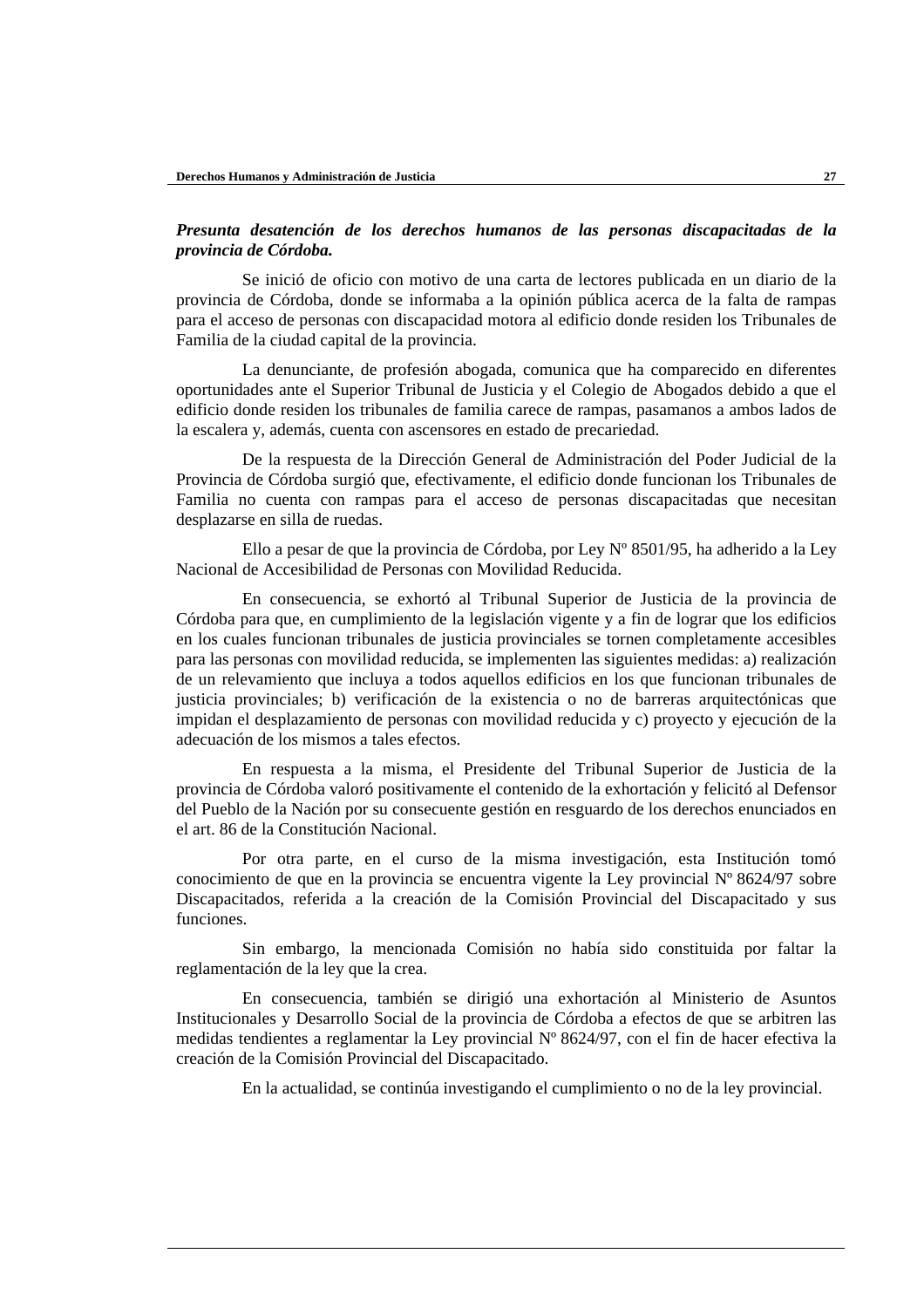***Presunta desatención de los derechos humanos de las personas discapacitadas de la provincia de Córdoba.***

Se inició de oficio con motivo de una carta de lectores publicada en un diario de la provincia de Córdoba, donde se informaba a la opinión pública acerca de la falta de rampas para el acceso de personas con discapacidad motora al edificio donde residen los Tribunales de Familia de la ciudad capital de la provincia.

La denunciante, de profesión abogada, comunica que ha comparecido en diferentes oportunidades ante el Superior Tribunal de Justicia y el Colegio de Abogados debido a que el edificio donde residen los tribunales de familia carece de rampas, pasamanos a ambos lados de la escalera y, además, cuenta con ascensores en estado de precariedad.

De la respuesta de la Dirección General de Administración del Poder Judicial de la Provincia de Córdoba surgió que, efectivamente, el edificio donde funcionan los Tribunales de Familia no cuenta con rampas para el acceso de personas discapacitadas que necesitan desplazarse en silla de ruedas.

Ello a pesar de que la provincia de Córdoba, por Ley Nº 8501/95, ha adherido a la Ley Nacional de Accesibilidad de Personas con Movilidad Reducida.

En consecuencia, se exhortó al Tribunal Superior de Justicia de la provincia de Córdoba para que, en cumplimiento de la legislación vigente y a fin de lograr que los edificios en los cuales funcionan tribunales de justicia provinciales se tornen completamente accesibles para las personas con movilidad reducida, se implementen las siguientes medidas: a) realización de un relevamiento que incluya a todos aquellos edificios en los que funcionan tribunales de justicia provinciales; b) verificación de la existencia o no de barreras arquitectónicas que impidan el desplazamiento de personas con movilidad reducida y c) proyecto y ejecución de la adecuación de los mismos a tales efectos.

En respuesta a la misma, el Presidente del Tribunal Superior de Justicia de la provincia de Córdoba valoró positivamente el contenido de la exhortación y felicitó al Defensor del Pueblo de la Nación por su consecuente gestión en resguardo de los derechos enunciados en el art. 86 de la Constitución Nacional.

Por otra parte, en el curso de la misma investigación, esta Institución tomó conocimiento de que en la provincia se encuentra vigente la Ley provincial Nº 8624/97 sobre Discapacitados, referida a la creación de la Comisión Provincial del Discapacitado y sus funciones.

Sin embargo, la mencionada Comisión no había sido constituida por faltar la reglamentación de la ley que la crea.

En consecuencia, también se dirigió una exhortación al Ministerio de Asuntos Institucionales y Desarrollo Social de la provincia de Córdoba a efectos de que se arbitren las medidas tendientes a reglamentar la Ley provincial Nº 8624/97, con el fin de hacer efectiva la creación de la Comisión Provincial del Discapacitado.

En la actualidad, se continúa investigando el cumplimiento o no de la ley provincial.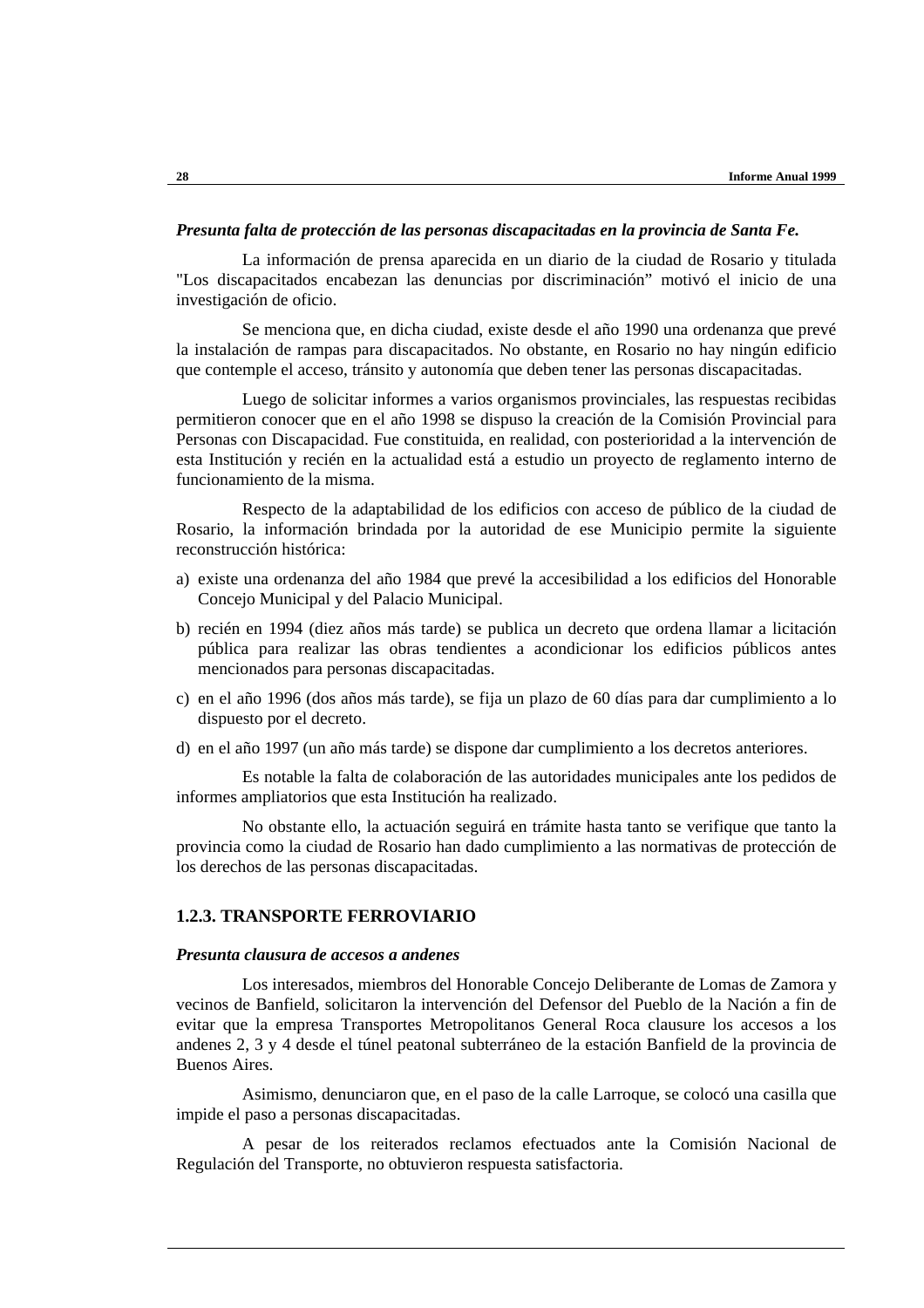***Presunta falta de protección de las personas discapacitadas en la provincia de Santa Fe.***

La información de prensa aparecida en un diario de la ciudad de Rosario y titulada "Los discapacitados encabezan las denuncias por discriminación" motivó el inicio de una investigación de oficio.

Se menciona que, en dicha ciudad, existe desde el año 1990 una ordenanza que prevé la instalación de rampas para discapacitados. No obstante, en Rosario no hay ningún edificio que contemple el acceso, tránsito y autonomía que deben tener las personas discapacitadas.

Luego de solicitar informes a varios organismos provinciales, las respuestas recibidas permitieron conocer que en el año 1998 se dispuso la creación de la Comisión Provincial para Personas con Discapacidad. Fue constituida, en realidad, con posterioridad a la intervención de esta Institución y recién en la actualidad está a estudio un proyecto de reglamento interno de funcionamiento de la misma.

Respecto de la adaptabilidad de los edificios con acceso de público de la ciudad de Rosario, la información brindada por la autoridad de ese Municipio permite la siguiente reconstrucción histórica:

a) existe una ordenanza del año 1984 que prevé la accesibilidad a los edificios del Honorable Concejo Municipal y del Palacio Municipal.

b) recién en 1994 (diez años más tarde) se publica un decreto que ordena llamar a licitación pública para realizar las obras tendientes a acondicionar los edificios públicos antes mencionados para personas discapacitadas.

c) en el año 1996 (dos años más tarde), se fija un plazo de 60 días para dar cumplimiento a lo dispuesto por el decreto.

d) en el año 1997 (un año más tarde) se dispone dar cumplimiento a los decretos anteriores.

Es notable la falta de colaboración de las autoridades municipales ante los pedidos de informes ampliatorios que esta Institución ha realizado.

No obstante ello, la actuación seguirá en trámite hasta tanto se verifique que tanto la provincia como la ciudad de Rosario han dado cumplimiento a las normativas de protección de los derechos de las personas discapacitadas.

### 1.2.3. TRANSPORTE FERROVIARIO

***Presunta clausura de accesos a andenes***

Los interesados, miembros del Honorable Concejo Deliberante de Lomas de Zamora y vecinos de Banfield, solicitaron la intervención del Defensor del Pueblo de la Nación a fin de evitar que la empresa Transportes Metropolitanos General Roca clausure los accesos a los andenes 2, 3 y 4 desde el túnel peatonal subterráneo de la estación Banfield de la provincia de Buenos Aires.

Asimismo, denunciaron que, en el paso de la calle Larroque, se colocó una casilla que impide el paso a personas discapacitadas.

A pesar de los reiterados reclamos efectuados ante la Comisión Nacional de Regulación del Transporte, no obtuvieron respuesta satisfactoria.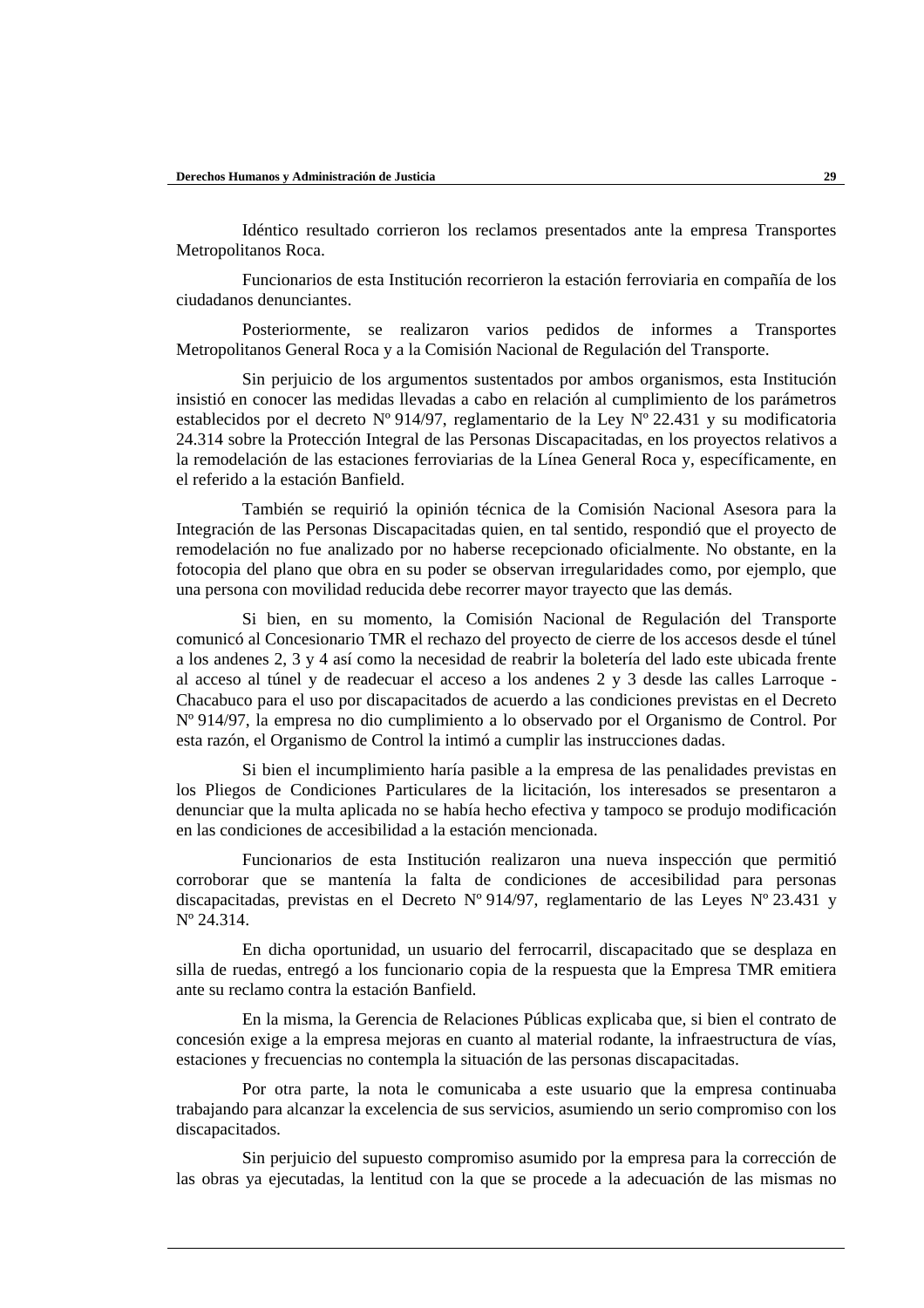Idéntico resultado corrieron los reclamos presentados ante la empresa Transportes Metropolitanos Roca.

Funcionarios de esta Institución recorrieron la estación ferroviaria en compañía de los ciudadanos denunciantes.

Posteriormente, se realizaron varios pedidos de informes a Transportes Metropolitanos General Roca y a la Comisión Nacional de Regulación del Transporte.

Sin perjuicio de los argumentos sustentados por ambos organismos, esta Institución insistió en conocer las medidas llevadas a cabo en relación al cumplimiento de los parámetros establecidos por el decreto Nº 914/97, reglamentario de la Ley Nº 22.431 y su modificatoria 24.314 sobre la Protección Integral de las Personas Discapacitadas, en los proyectos relativos a la remodelación de las estaciones ferroviarias de la Línea General Roca y, específicamente, en el referido a la estación Banfield.

También se requirió la opinión técnica de la Comisión Nacional Asesora para la Integración de las Personas Discapacitadas quien, en tal sentido, respondió que el proyecto de remodelación no fue analizado por no haberse recepcionado oficialmente. No obstante, en la fotocopia del plano que obra en su poder se observan irregularidades como, por ejemplo, que una persona con movilidad reducida debe recorrer mayor trayecto que las demás.

Si bien, en su momento, la Comisión Nacional de Regulación del Transporte comunicó al Concesionario TMR el rechazo del proyecto de cierre de los accesos desde el túnel a los andenes 2, 3 y 4 así como la necesidad de reabrir la boletería del lado este ubicada frente al acceso al túnel y de readecuar el acceso a los andenes 2 y 3 desde las calles Larroque - Chacabuco para el uso por discapacitados de acuerdo a las condiciones previstas en el Decreto Nº 914/97, la empresa no dio cumplimiento a lo observado por el Organismo de Control. Por esta razón, el Organismo de Control la intimó a cumplir las instrucciones dadas.

Si bien el incumplimiento haría pasible a la empresa de las penalidades previstas en los Pliegos de Condiciones Particulares de la licitación, los interesados se presentaron a denunciar que la multa aplicada no se había hecho efectiva y tampoco se produjo modificación en las condiciones de accesibilidad a la estación mencionada.

Funcionarios de esta Institución realizaron una nueva inspección que permitió corroborar que se mantenía la falta de condiciones de accesibilidad para personas discapacitadas, previstas en el Decreto Nº 914/97, reglamentario de las Leyes Nº 23.431 y Nº 24.314.

En dicha oportunidad, un usuario del ferrocarril, discapacitado que se desplaza en silla de ruedas, entregó a los funcionario copia de la respuesta que la Empresa TMR emitiera ante su reclamo contra la estación Banfield.

En la misma, la Gerencia de Relaciones Públicas explicaba que, si bien el contrato de concesión exige a la empresa mejoras en cuanto al material rodante, la infraestructura de vías, estaciones y frecuencias no contempla la situación de las personas discapacitadas.

Por otra parte, la nota le comunicaba a este usuario que la empresa continuaba trabajando para alcanzar la excelencia de sus servicios, asumiendo un serio compromiso con los discapacitados.

Sin perjuicio del supuesto compromiso asumido por la empresa para la corrección de las obras ya ejecutadas, la lentitud con la que se procede a la adecuación de las mismas no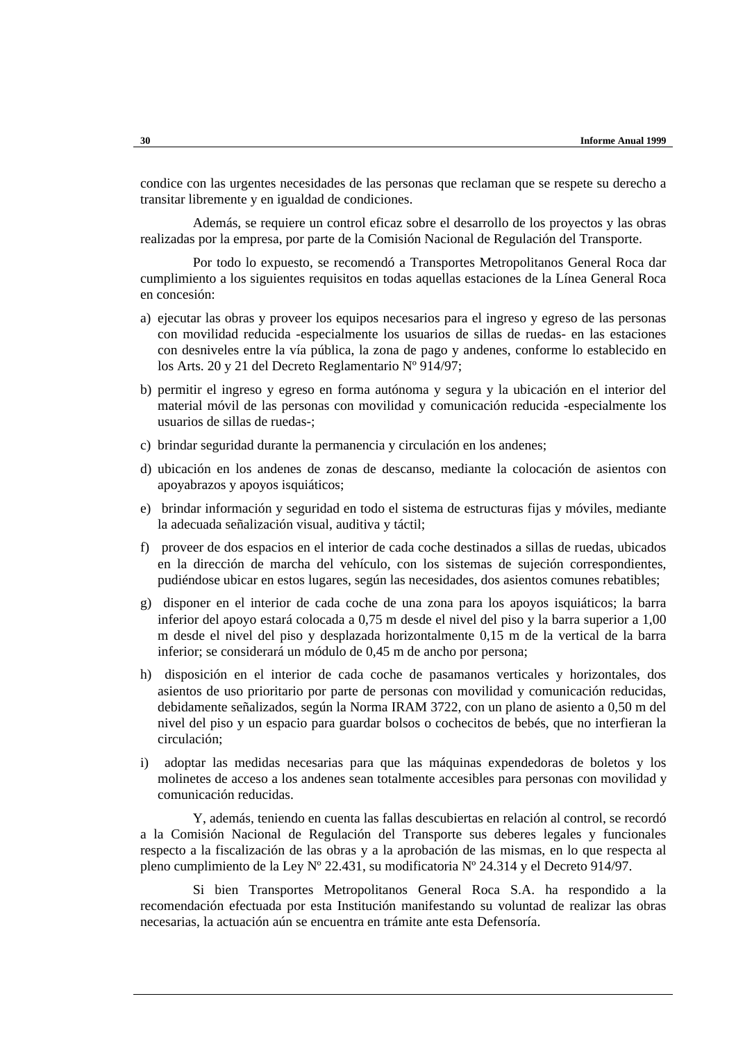condice con las urgentes necesidades de las personas que reclaman que se respete su derecho a transitar libremente y en igualdad de condiciones.

Además, se requiere un control eficaz sobre el desarrollo de los proyectos y las obras realizadas por la empresa, por parte de la Comisión Nacional de Regulación del Transporte.

Por todo lo expuesto, se recomendó a Transportes Metropolitanos General Roca dar cumplimiento a los siguientes requisitos en todas aquellas estaciones de la Línea General Roca en concesión:

a) ejecutar las obras y proveer los equipos necesarios para el ingreso y egreso de las personas con movilidad reducida -especialmente los usuarios de sillas de ruedas- en las estaciones con desniveles entre la vía pública, la zona de pago y andenes, conforme lo establecido en los Arts. 20 y 21 del Decreto Reglamentario Nº 914/97;

b) permitir el ingreso y egreso en forma autónoma y segura y la ubicación en el interior del material móvil de las personas con movilidad y comunicación reducida -especialmente los usuarios de sillas de ruedas-;

c) brindar seguridad durante la permanencia y circulación en los andenes;

d) ubicación en los andenes de zonas de descanso, mediante la colocación de asientos con apoyabrazos y apoyos isquiáticos;

e) brindar información y seguridad en todo el sistema de estructuras fijas y móviles, mediante la adecuada señalización visual, auditiva y táctil;

f) proveer de dos espacios en el interior de cada coche destinados a sillas de ruedas, ubicados en la dirección de marcha del vehículo, con los sistemas de sujeción correspondientes, pudiéndose ubicar en estos lugares, según las necesidades, dos asientos comunes rebatibles;

g) disponer en el interior de cada coche de una zona para los apoyos isquiáticos; la barra inferior del apoyo estará colocada a 0,75 m desde el nivel del piso y la barra superior a 1,00 m desde el nivel del piso y desplazada horizontalmente 0,15 m de la vertical de la barra inferior; se considerará un módulo de 0,45 m de ancho por persona;

h) disposición en el interior de cada coche de pasamanos verticales y horizontales, dos asientos de uso prioritario por parte de personas con movilidad y comunicación reducidas, debidamente señalizados, según la Norma IRAM 3722, con un plano de asiento a 0,50 m del nivel del piso y un espacio para guardar bolsos o cochecitos de bebés, que no interfieran la circulación;

i) adoptar las medidas necesarias para que las máquinas expendedoras de boletos y los molinetes de acceso a los andenes sean totalmente accesibles para personas con movilidad y comunicación reducidas.

Y, además, teniendo en cuenta las fallas descubiertas en relación al control, se recordó a la Comisión Nacional de Regulación del Transporte sus deberes legales y funcionales respecto a la fiscalización de las obras y a la aprobación de las mismas, en lo que respecta al pleno cumplimiento de la Ley Nº 22.431, su modificatoria Nº 24.314 y el Decreto 914/97.

Si bien Transportes Metropolitanos General Roca S.A. ha respondido a la recomendación efectuada por esta Institución manifestando su voluntad de realizar las obras necesarias, la actuación aún se encuentra en trámite ante esta Defensoría.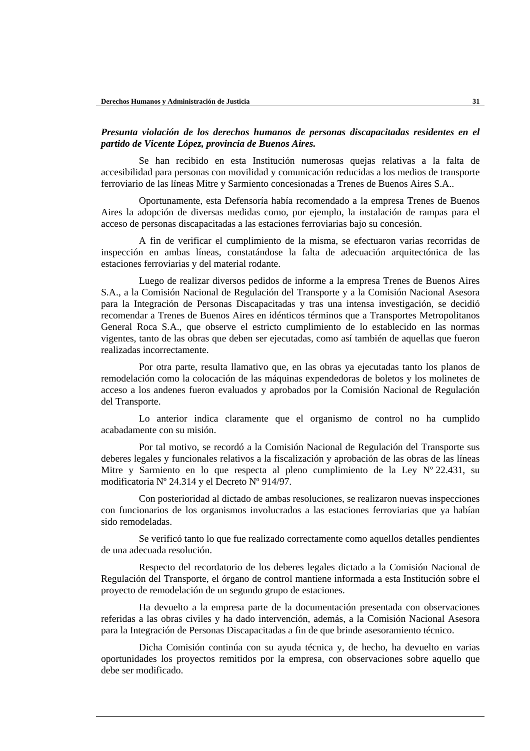***Presunta violación de los derechos humanos de personas discapacitadas residentes en el partido de Vicente López, provincia de Buenos Aires.***

Se han recibido en esta Institución numerosas quejas relativas a la falta de accesibilidad para personas con movilidad y comunicación reducidas a los medios de transporte ferroviario de las líneas Mitre y Sarmiento concesionadas a Trenes de Buenos Aires S.A..

Oportunamente, esta Defensoría había recomendado a la empresa Trenes de Buenos Aires la adopción de diversas medidas como, por ejemplo, la instalación de rampas para el acceso de personas discapacitadas a las estaciones ferroviarias bajo su concesión.

A fin de verificar el cumplimiento de la misma, se efectuaron varias recorridas de inspección en ambas líneas, constatándose la falta de adecuación arquitectónica de las estaciones ferroviarias y del material rodante.

Luego de realizar diversos pedidos de informe a la empresa Trenes de Buenos Aires S.A., a la Comisión Nacional de Regulación del Transporte y a la Comisión Nacional Asesora para la Integración de Personas Discapacitadas y tras una intensa investigación, se decidió recomendar a Trenes de Buenos Aires en idénticos términos que a Transportes Metropolitanos General Roca S.A., que observe el estricto cumplimiento de lo establecido en las normas vigentes, tanto de las obras que deben ser ejecutadas, como así también de aquellas que fueron realizadas incorrectamente.

Por otra parte, resulta llamativo que, en las obras ya ejecutadas tanto los planos de remodelación como la colocación de las máquinas expendedoras de boletos y los molinetes de acceso a los andenes fueron evaluados y aprobados por la Comisión Nacional de Regulación del Transporte.

Lo anterior indica claramente que el organismo de control no ha cumplido acabadamente con su misión.

Por tal motivo, se recordó a la Comisión Nacional de Regulación del Transporte sus deberes legales y funcionales relativos a la fiscalización y aprobación de las obras de las líneas Mitre y Sarmiento en lo que respecta al pleno cumplimiento de la Ley Nº 22.431, su modificatoria Nº 24.314 y el Decreto Nº 914/97.

Con posterioridad al dictado de ambas resoluciones, se realizaron nuevas inspecciones con funcionarios de los organismos involucrados a las estaciones ferroviarias que ya habían sido remodeladas.

Se verificó tanto lo que fue realizado correctamente como aquellos detalles pendientes de una adecuada resolución.

Respecto del recordatorio de los deberes legales dictado a la Comisión Nacional de Regulación del Transporte, el órgano de control mantiene informada a esta Institución sobre el proyecto de remodelación de un segundo grupo de estaciones.

Ha devuelto a la empresa parte de la documentación presentada con observaciones referidas a las obras civiles y ha dado intervención, además, a la Comisión Nacional Asesora para la Integración de Personas Discapacitadas a fin de que brinde asesoramiento técnico.

Dicha Comisión continúa con su ayuda técnica y, de hecho, ha devuelto en varias oportunidades los proyectos remitidos por la empresa, con observaciones sobre aquello que debe ser modificado.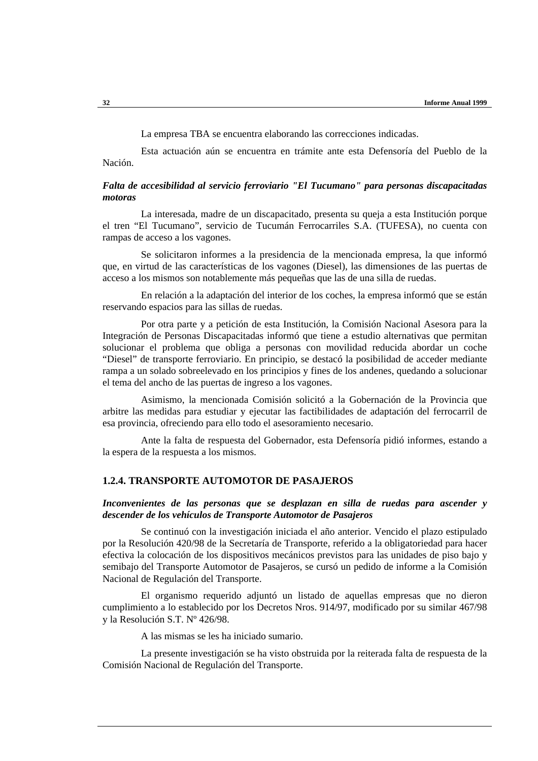La empresa TBA se encuentra elaborando las correcciones indicadas.

Esta actuación aún se encuentra en trámite ante esta Defensoría del Pueblo de la Nación.

***Falta de accesibilidad al servicio ferroviario "El Tucumano" para personas discapacitadas motoras***

La interesada, madre de un discapacitado, presenta su queja a esta Institución porque el tren “El Tucumano”, servicio de Tucumán Ferrocarriles S.A. (TUFESA), no cuenta con rampas de acceso a los vagones.

Se solicitaron informes a la presidencia de la mencionada empresa, la que informó que, en virtud de las características de los vagones (Diesel), las dimensiones de las puertas de acceso a los mismos son notablemente más pequeñas que las de una silla de ruedas.

En relación a la adaptación del interior de los coches, la empresa informó que se están reservando espacios para las sillas de ruedas.

Por otra parte y a petición de esta Institución, la Comisión Nacional Asesora para la Integración de Personas Discapacitadas informó que tiene a estudio alternativas que permitan solucionar el problema que obliga a personas con movilidad reducida abordar un coche “Diesel” de transporte ferroviario. En principio, se destacó la posibilidad de acceder mediante rampa a un solado sobreelevado en los principios y fines de los andenes, quedando a solucionar el tema del ancho de las puertas de ingreso a los vagones.

Asimismo, la mencionada Comisión solicitó a la Gobernación de la Provincia que arbitre las medidas para estudiar y ejecutar las factibilidades de adaptación del ferrocarril de esa provincia, ofreciendo para ello todo el asesoramiento necesario.

Ante la falta de respuesta del Gobernador, esta Defensoría pidió informes, estando a la espera de la respuesta a los mismos.

### 1.2.4. TRANSPORTE AUTOMOTOR DE PASAJEROS

***Inconvenientes de las personas que se desplazan en silla de ruedas para ascender y descender de los vehículos de Transporte Automotor de Pasajeros***

Se continuó con la investigación iniciada el año anterior. Vencido el plazo estipulado por la Resolución 420/98 de la Secretaría de Transporte, referido a la obligatoriedad para hacer efectiva la colocación de los dispositivos mecánicos previstos para las unidades de piso bajo y semibajo del Transporte Automotor de Pasajeros, se cursó un pedido de informe a la Comisión Nacional de Regulación del Transporte.

El organismo requerido adjuntó un listado de aquellas empresas que no dieron cumplimiento a lo establecido por los Decretos Nros. 914/97, modificado por su similar 467/98 y la Resolución S.T. Nº 426/98.

A las mismas se les ha iniciado sumario.

La presente investigación se ha visto obstruida por la reiterada falta de respuesta de la Comisión Nacional de Regulación del Transporte.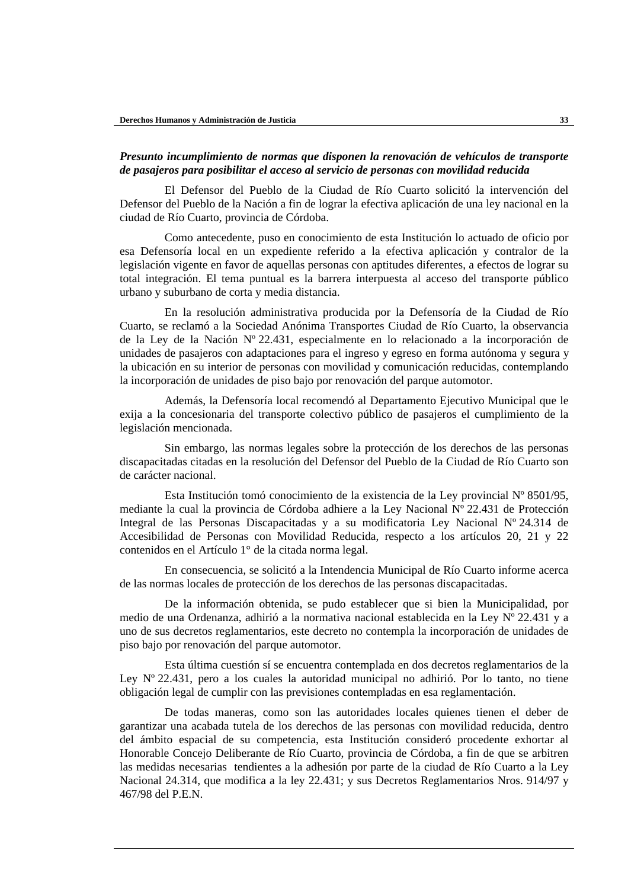***Presunto incumplimiento de normas que disponen la renovación de vehículos de transporte de pasajeros para posibilitar el acceso al servicio de personas con movilidad reducida***

El Defensor del Pueblo de la Ciudad de Río Cuarto solicitó la intervención del Defensor del Pueblo de la Nación a fin de lograr la efectiva aplicación de una ley nacional en la ciudad de Río Cuarto, provincia de Córdoba.

Como antecedente, puso en conocimiento de esta Institución lo actuado de oficio por esa Defensoría local en un expediente referido a la efectiva aplicación y contralor de la legislación vigente en favor de aquellas personas con aptitudes diferentes, a efectos de lograr su total integración. El tema puntual es la barrera interpuesta al acceso del transporte público urbano y suburbano de corta y media distancia.

En la resolución administrativa producida por la Defensoría de la Ciudad de Río Cuarto, se reclamó a la Sociedad Anónima Transportes Ciudad de Río Cuarto, la observancia de la Ley de la Nación Nº 22.431, especialmente en lo relacionado a la incorporación de unidades de pasajeros con adaptaciones para el ingreso y egreso en forma autónoma y segura y la ubicación en su interior de personas con movilidad y comunicación reducidas, contemplando la incorporación de unidades de piso bajo por renovación del parque automotor.

Además, la Defensoría local recomendó al Departamento Ejecutivo Municipal que le exija a la concesionaria del transporte colectivo público de pasajeros el cumplimiento de la legislación mencionada.

Sin embargo, las normas legales sobre la protección de los derechos de las personas discapacitadas citadas en la resolución del Defensor del Pueblo de la Ciudad de Río Cuarto son de carácter nacional.

Esta Institución tomó conocimiento de la existencia de la Ley provincial Nº 8501/95, mediante la cual la provincia de Córdoba adhiere a la Ley Nacional Nº 22.431 de Protección Integral de las Personas Discapacitadas y a su modificatoria Ley Nacional Nº 24.314 de Accesibilidad de Personas con Movilidad Reducida, respecto a los artículos 20, 21 y 22 contenidos en el Artículo 1° de la citada norma legal.

En consecuencia, se solicitó a la Intendencia Municipal de Río Cuarto informe acerca de las normas locales de protección de los derechos de las personas discapacitadas.

De la información obtenida, se pudo establecer que si bien la Municipalidad, por medio de una Ordenanza, adhirió a la normativa nacional establecida en la Ley Nº 22.431 y a uno de sus decretos reglamentarios, este decreto no contempla la incorporación de unidades de piso bajo por renovación del parque automotor.

Esta última cuestión sí se encuentra contemplada en dos decretos reglamentarios de la Ley Nº 22.431, pero a los cuales la autoridad municipal no adhirió. Por lo tanto, no tiene obligación legal de cumplir con las previsiones contempladas en esa reglamentación.

De todas maneras, como son las autoridades locales quienes tienen el deber de garantizar una acabada tutela de los derechos de las personas con movilidad reducida, dentro del ámbito espacial de su competencia, esta Institución consideró procedente exhortar al Honorable Concejo Deliberante de Río Cuarto, provincia de Córdoba, a fin de que se arbitren las medidas necesarias tendientes a la adhesión por parte de la ciudad de Río Cuarto a la Ley Nacional 24.314, que modifica a la ley 22.431; y sus Decretos Reglamentarios Nros. 914/97 y 467/98 del P.E.N.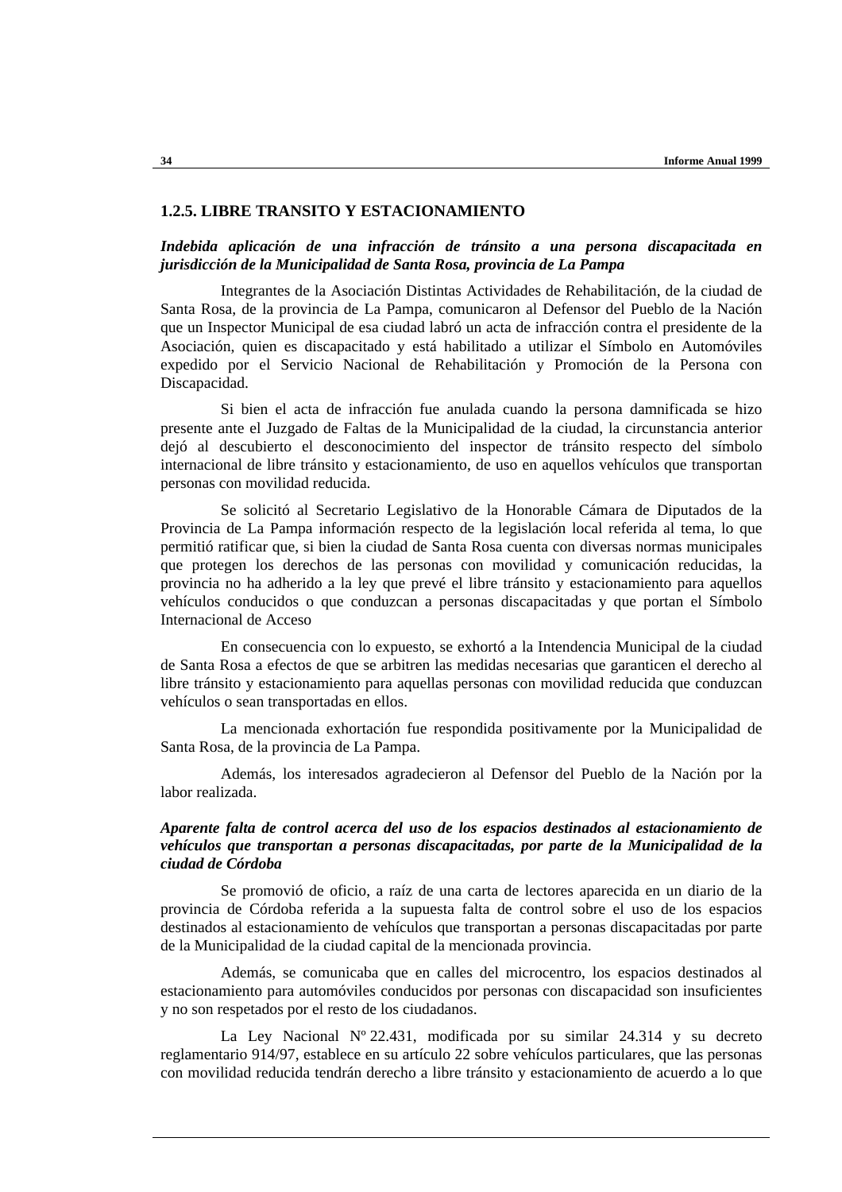### 1.2.5. LIBRE TRANSITO Y ESTACIONAMIENTO

***Indebida aplicación de una infracción de tránsito a una persona discapacitada en jurisdicción de la Municipalidad de Santa Rosa, provincia de La Pampa***

Integrantes de la Asociación Distintas Actividades de Rehabilitación, de la ciudad de Santa Rosa, de la provincia de La Pampa, comunicaron al Defensor del Pueblo de la Nación que un Inspector Municipal de esa ciudad labró un acta de infracción contra el presidente de la Asociación, quien es discapacitado y está habilitado a utilizar el Símbolo en Automóviles expedido por el Servicio Nacional de Rehabilitación y Promoción de la Persona con Discapacidad.

Si bien el acta de infracción fue anulada cuando la persona damnificada se hizo presente ante el Juzgado de Faltas de la Municipalidad de la ciudad, la circunstancia anterior dejó al descubierto el desconocimiento del inspector de tránsito respecto del símbolo internacional de libre tránsito y estacionamiento, de uso en aquellos vehículos que transportan personas con movilidad reducida.

Se solicitó al Secretario Legislativo de la Honorable Cámara de Diputados de la Provincia de La Pampa información respecto de la legislación local referida al tema, lo que permitió ratificar que, si bien la ciudad de Santa Rosa cuenta con diversas normas municipales que protegen los derechos de las personas con movilidad y comunicación reducidas, la provincia no ha adherido a la ley que prevé el libre tránsito y estacionamiento para aquellos vehículos conducidos o que conduzcan a personas discapacitadas y que portan el Símbolo Internacional de Acceso

En consecuencia con lo expuesto, se exhortó a la Intendencia Municipal de la ciudad de Santa Rosa a efectos de que se arbitren las medidas necesarias que garanticen el derecho al libre tránsito y estacionamiento para aquellas personas con movilidad reducida que conduzcan vehículos o sean transportadas en ellos.

La mencionada exhortación fue respondida positivamente por la Municipalidad de Santa Rosa, de la provincia de La Pampa.

Además, los interesados agradecieron al Defensor del Pueblo de la Nación por la labor realizada.

***Aparente falta de control acerca del uso de los espacios destinados al estacionamiento de vehículos que transportan a personas discapacitadas, por parte de la Municipalidad de la ciudad de Córdoba***

Se promovió de oficio, a raíz de una carta de lectores aparecida en un diario de la provincia de Córdoba referida a la supuesta falta de control sobre el uso de los espacios destinados al estacionamiento de vehículos que transportan a personas discapacitadas por parte de la Municipalidad de la ciudad capital de la mencionada provincia.

Además, se comunicaba que en calles del microcentro, los espacios destinados al estacionamiento para automóviles conducidos por personas con discapacidad son insuficientes y no son respetados por el resto de los ciudadanos.

La Ley Nacional Nº 22.431, modificada por su similar 24.314 y su decreto reglamentario 914/97, establece en su artículo 22 sobre vehículos particulares, que las personas con movilidad reducida tendrán derecho a libre tránsito y estacionamiento de acuerdo a lo que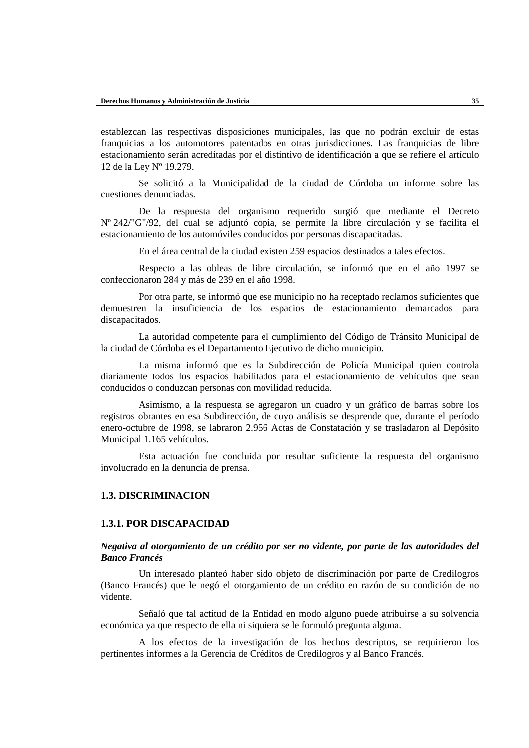establezcan las respectivas disposiciones municipales, las que no podrán excluir de estas franquicias a los automotores patentados en otras jurisdicciones. Las franquicias de libre estacionamiento serán acreditadas por el distintivo de identificación a que se refiere el artículo 12 de la Ley Nº 19.279.

Se solicitó a la Municipalidad de la ciudad de Córdoba un informe sobre las cuestiones denunciadas.

De la respuesta del organismo requerido surgió que mediante el Decreto Nº 242/"G"/92, del cual se adjuntó copia, se permite la libre circulación y se facilita el estacionamiento de los automóviles conducidos por personas discapacitadas.

En el área central de la ciudad existen 259 espacios destinados a tales efectos.

Respecto a las obleas de libre circulación, se informó que en el año 1997 se confeccionaron 284 y más de 239 en el año 1998.

Por otra parte, se informó que ese municipio no ha receptado reclamos suficientes que demuestren la insuficiencia de los espacios de estacionamiento demarcados para discapacitados.

La autoridad competente para el cumplimiento del Código de Tránsito Municipal de la ciudad de Córdoba es el Departamento Ejecutivo de dicho municipio.

La misma informó que es la Subdirección de Policía Municipal quien controla diariamente todos los espacios habilitados para el estacionamiento de vehículos que sean conducidos o conduzcan personas con movilidad reducida.

Asimismo, a la respuesta se agregaron un cuadro y un gráfico de barras sobre los registros obrantes en esa Subdirección, de cuyo análisis se desprende que, durante el período enero-octubre de 1998, se labraron 2.956 Actas de Constatación y se trasladaron al Depósito Municipal 1.165 vehículos.

Esta actuación fue concluida por resultar suficiente la respuesta del organismo involucrado en la denuncia de prensa.

## 1.3. DISCRIMINACION

### 1.3.1. POR DISCAPACIDAD

***Negativa al otorgamiento de un crédito por ser no vidente, por parte de las autoridades del Banco Francés***

Un interesado planteó haber sido objeto de discriminación por parte de Credilogros (Banco Francés) que le negó el otorgamiento de un crédito en razón de su condición de no vidente.

Señaló que tal actitud de la Entidad en modo alguno puede atribuirse a su solvencia económica ya que respecto de ella ni siquiera se le formuló pregunta alguna.

A los efectos de la investigación de los hechos descriptos, se requirieron los pertinentes informes a la Gerencia de Créditos de Credilogros y al Banco Francés.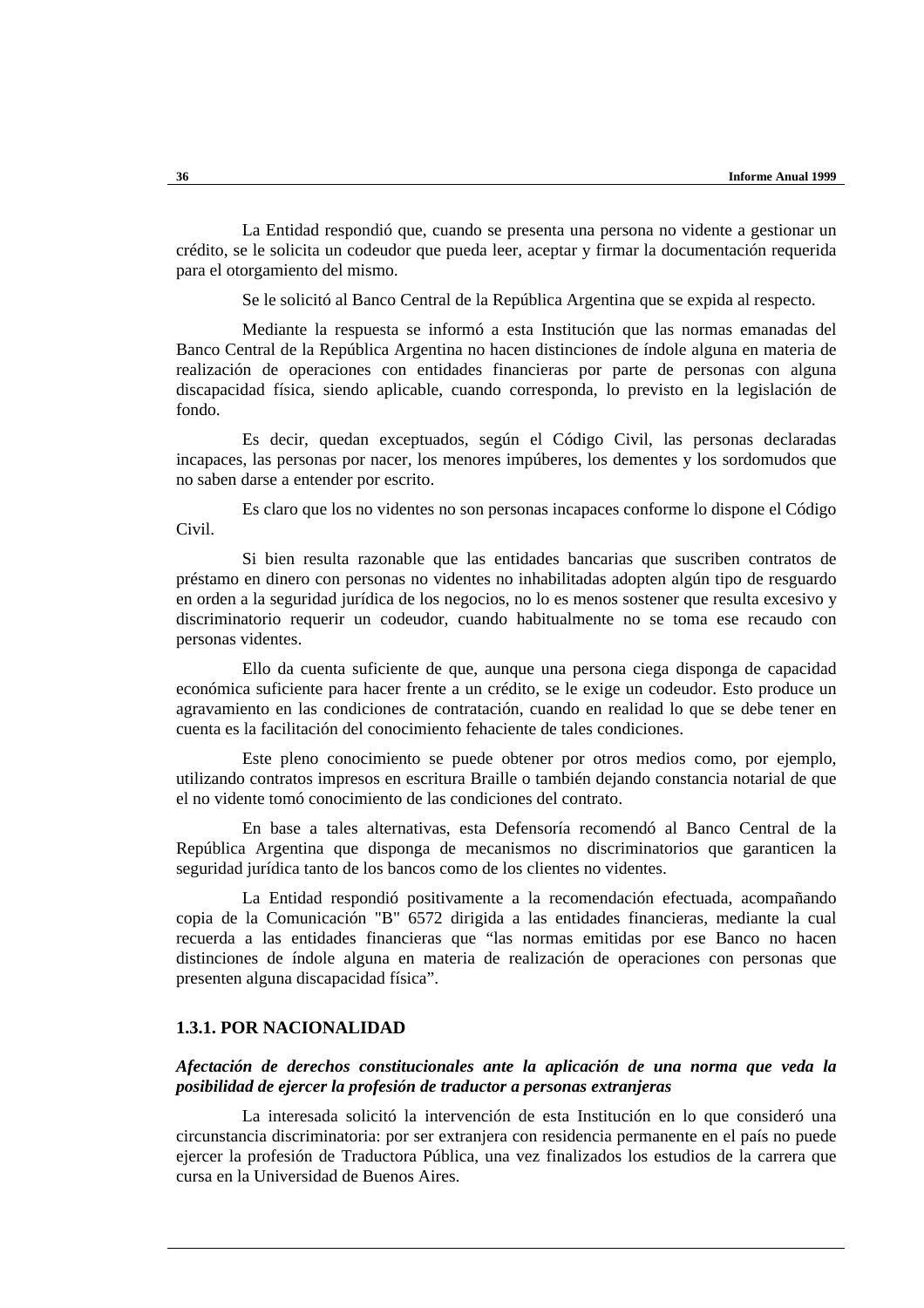La Entidad respondió que, cuando se presenta una persona no vidente a gestionar un crédito, se le solicita un codeudor que pueda leer, aceptar y firmar la documentación requerida para el otorgamiento del mismo.

Se le solicitó al Banco Central de la República Argentina que se expida al respecto.

Mediante la respuesta se informó a esta Institución que las normas emanadas del Banco Central de la República Argentina no hacen distinciones de índole alguna en materia de realización de operaciones con entidades financieras por parte de personas con alguna discapacidad física, siendo aplicable, cuando corresponda, lo previsto en la legislación de fondo.

Es decir, quedan exceptuados, según el Código Civil, las personas declaradas incapaces, las personas por nacer, los menores impúberes, los dementes y los sordomudos que no saben darse a entender por escrito.

Es claro que los no videntes no son personas incapaces conforme lo dispone el Código Civil.

Si bien resulta razonable que las entidades bancarias que suscriben contratos de préstamo en dinero con personas no videntes no inhabilitadas adopten algún tipo de resguardo en orden a la seguridad jurídica de los negocios, no lo es menos sostener que resulta excesivo y discriminatorio requerir un codeudor, cuando habitualmente no se toma ese recaudo con personas videntes.

Ello da cuenta suficiente de que, aunque una persona ciega disponga de capacidad económica suficiente para hacer frente a un crédito, se le exige un codeudor. Esto produce un agravamiento en las condiciones de contratación, cuando en realidad lo que se debe tener en cuenta es la facilitación del conocimiento fehaciente de tales condiciones.

Este pleno conocimiento se puede obtener por otros medios como, por ejemplo, utilizando contratos impresos en escritura Braille o también dejando constancia notarial de que el no vidente tomó conocimiento de las condiciones del contrato.

En base a tales alternativas, esta Defensoría recomendó al Banco Central de la República Argentina que disponga de mecanismos no discriminatorios que garanticen la seguridad jurídica tanto de los bancos como de los clientes no videntes.

La Entidad respondió positivamente a la recomendación efectuada, acompañando copia de la Comunicación "B" 6572 dirigida a las entidades financieras, mediante la cual recuerda a las entidades financieras que “las normas emitidas por ese Banco no hacen distinciones de índole alguna en materia de realización de operaciones con personas que presenten alguna discapacidad física”.

### 1.3.1. POR NACIONALIDAD

***Afectación de derechos constitucionales ante la aplicación de una norma que veda la posibilidad de ejercer la profesión de traductor a personas extranjeras***

La interesada solicitó la intervención de esta Institución en lo que consideró una circunstancia discriminatoria: por ser extranjera con residencia permanente en el país no puede ejercer la profesión de Traductora Pública, una vez finalizados los estudios de la carrera que cursa en la Universidad de Buenos Aires.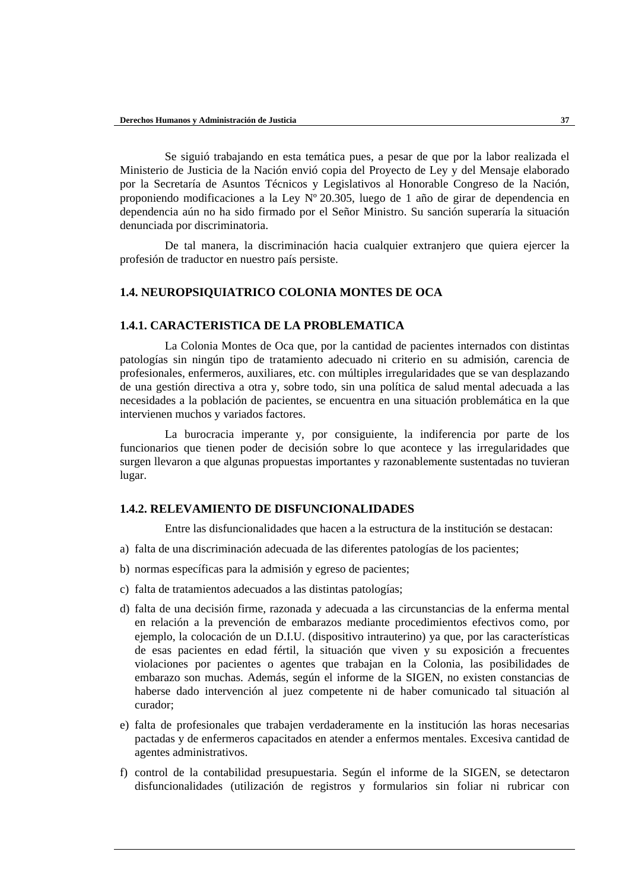Se siguió trabajando en esta temática pues, a pesar de que por la labor realizada el Ministerio de Justicia de la Nación envió copia del Proyecto de Ley y del Mensaje elaborado por la Secretaría de Asuntos Técnicos y Legislativos al Honorable Congreso de la Nación, proponiendo modificaciones a la Ley Nº 20.305, luego de 1 año de girar de dependencia en dependencia aún no ha sido firmado por el Señor Ministro. Su sanción superaría la situación denunciada por discriminatoria.

De tal manera, la discriminación hacia cualquier extranjero que quiera ejercer la profesión de traductor en nuestro país persiste.

### 1.4. NEUROPSIQUIATRICO COLONIA MONTES DE OCA

#### 1.4.1. CARACTERISTICA DE LA PROBLEMATICA

La Colonia Montes de Oca que, por la cantidad de pacientes internados con distintas patologías sin ningún tipo de tratamiento adecuado ni criterio en su admisión, carencia de profesionales, enfermeros, auxiliares, etc. con múltiples irregularidades que se van desplazando de una gestión directiva a otra y, sobre todo, sin una política de salud mental adecuada a las necesidades a la población de pacientes, se encuentra en una situación problemática en la que intervienen muchos y variados factores.

La burocracia imperante y, por consiguiente, la indiferencia por parte de los funcionarios que tienen poder de decisión sobre lo que acontece y las irregularidades que surgen llevaron a que algunas propuestas importantes y razonablemente sustentadas no tuvieran lugar.

#### 1.4.2. RELEVAMIENTO DE DISFUNCIONALIDADES

Entre las disfuncionalidades que hacen a la estructura de la institución se destacan:

a) falta de una discriminación adecuada de las diferentes patologías de los pacientes;

b) normas específicas para la admisión y egreso de pacientes;

c) falta de tratamientos adecuados a las distintas patologías;

d) falta de una decisión firme, razonada y adecuada a las circunstancias de la enferma mental en relación a la prevención de embarazos mediante procedimientos efectivos como, por ejemplo, la colocación de un D.I.U. (dispositivo intrauterino) ya que, por las características de esas pacientes en edad fértil, la situación que viven y su exposición a frecuentes violaciones por pacientes o agentes que trabajan en la Colonia, las posibilidades de embarazo son muchas. Además, según el informe de la SIGEN, no existen constancias de haberse dado intervención al juez competente ni de haber comunicado tal situación al curador;

e) falta de profesionales que trabajen verdaderamente en la institución las horas necesarias pactadas y de enfermeros capacitados en atender a enfermos mentales. Excesiva cantidad de agentes administrativos.

f) control de la contabilidad presupuestaria. Según el informe de la SIGEN, se detectaron disfuncionalidades (utilización de registros y formularios sin foliar ni rubricar con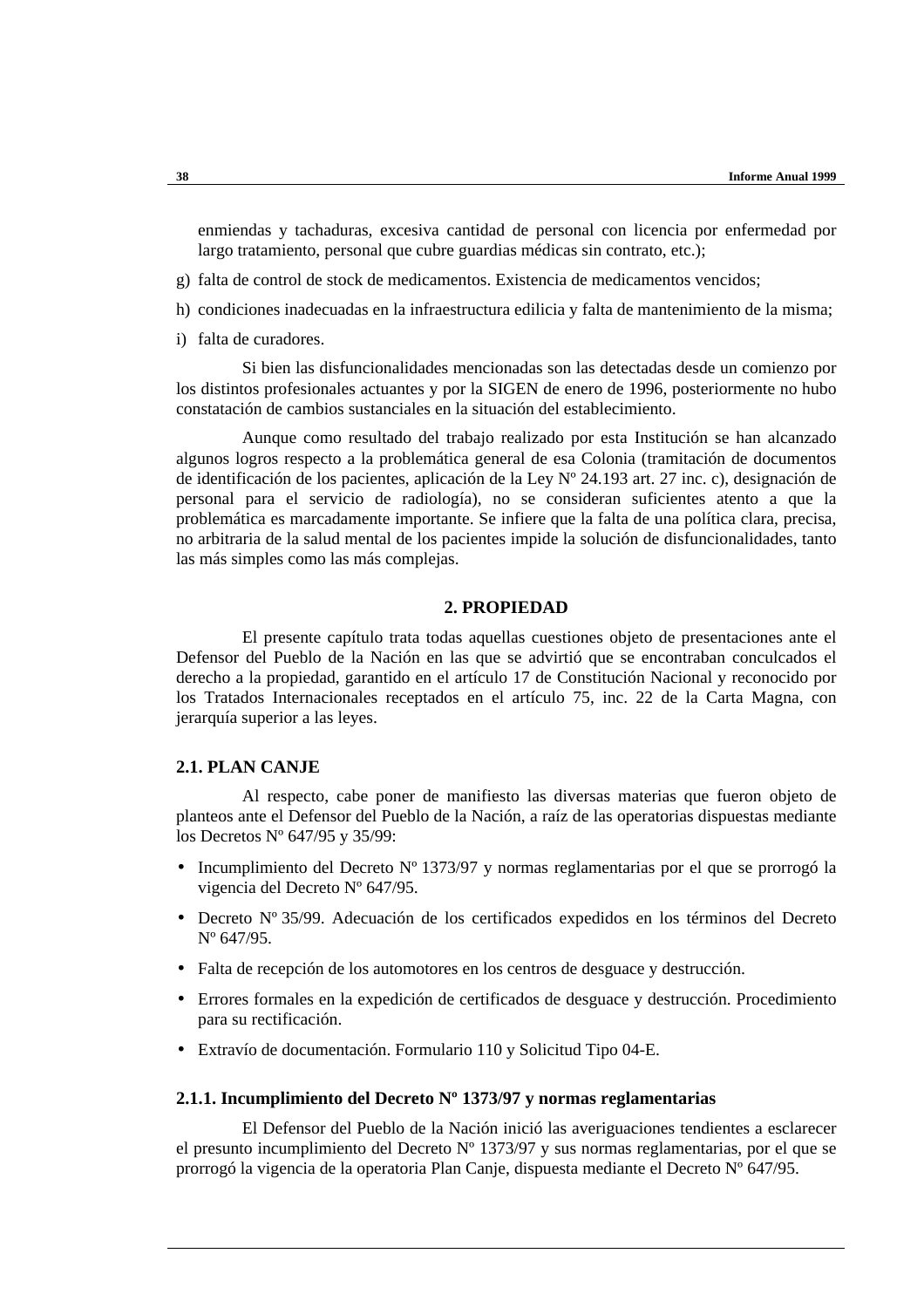enmiendas y tachaduras, excesiva cantidad de personal con licencia por enfermedad por largo tratamiento, personal que cubre guardias médicas sin contrato, etc.);

g) falta de control de stock de medicamentos. Existencia de medicamentos vencidos;

h) condiciones inadecuadas en la infraestructura edilicia y falta de mantenimiento de la misma;

i) falta de curadores.

Si bien las disfuncionalidades mencionadas son las detectadas desde un comienzo por los distintos profesionales actuantes y por la SIGEN de enero de 1996, posteriormente no hubo constatación de cambios sustanciales en la situación del establecimiento.

Aunque como resultado del trabajo realizado por esta Institución se han alcanzado algunos logros respecto a la problemática general de esa Colonia (tramitación de documentos de identificación de los pacientes, aplicación de la Ley Nº 24.193 art. 27 inc. c), designación de personal para el servicio de radiología), no se consideran suficientes atento a que la problemática es marcadamente importante. Se infiere que la falta de una política clara, precisa, no arbitraria de la salud mental de los pacientes impide la solución de disfuncionalidades, tanto las más simples como las más complejas.

## 2. PROPIEDAD

El presente capítulo trata todas aquellas cuestiones objeto de presentaciones ante el Defensor del Pueblo de la Nación en las que se advirtió que se encontraban conculcados el derecho a la propiedad, garantido en el artículo 17 de Constitución Nacional y reconocido por los Tratados Internacionales receptados en el artículo 75, inc. 22 de la Carta Magna, con jerarquía superior a las leyes.

### 2.1. PLAN CANJE

Al respecto, cabe poner de manifiesto las diversas materias que fueron objeto de planteos ante el Defensor del Pueblo de la Nación, a raíz de las operatorias dispuestas mediante los Decretos Nº 647/95 y 35/99:

- Incumplimiento del Decreto Nº 1373/97 y normas reglamentarias por el que se prorrogó la vigencia del Decreto Nº 647/95.
- Decreto Nº 35/99. Adecuación de los certificados expedidos en los términos del Decreto Nº 647/95.
- Falta de recepción de los automotores en los centros de desguace y destrucción.
- Errores formales en la expedición de certificados de desguace y destrucción. Procedimiento para su rectificación.
- Extravío de documentación. Formulario 110 y Solicitud Tipo 04-E.

#### 2.1.1. Incumplimiento del Decreto Nº 1373/97 y normas reglamentarias

El Defensor del Pueblo de la Nación inició las averiguaciones tendientes a esclarecer el presunto incumplimiento del Decreto Nº 1373/97 y sus normas reglamentarias, por el que se prorrogó la vigencia de la operatoria Plan Canje, dispuesta mediante el Decreto Nº 647/95.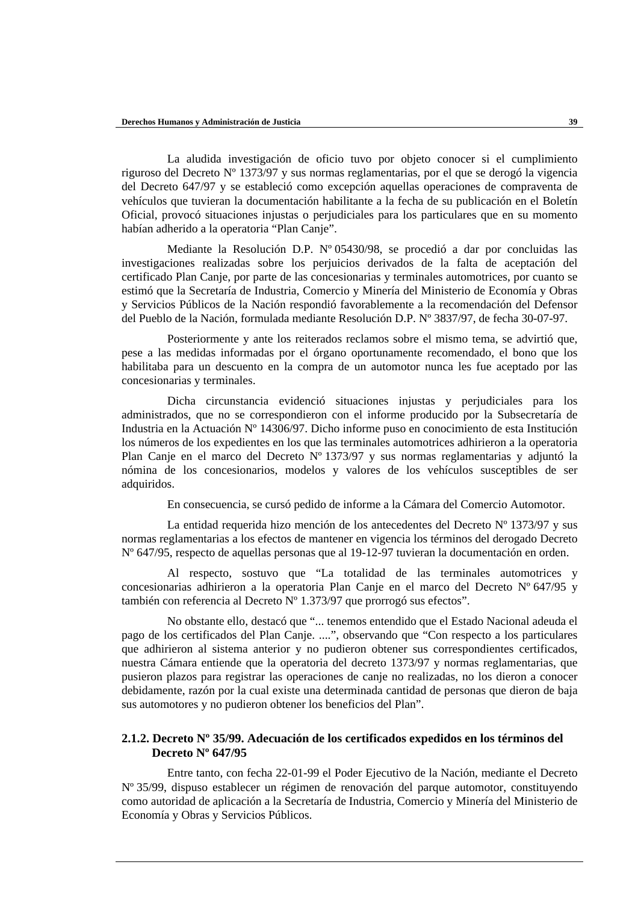La aludida investigación de oficio tuvo por objeto conocer si el cumplimiento riguroso del Decreto Nº 1373/97 y sus normas reglamentarias, por el que se derogó la vigencia del Decreto 647/97 y se estableció como excepción aquellas operaciones de compraventa de vehículos que tuvieran la documentación habilitante a la fecha de su publicación en el Boletín Oficial, provocó situaciones injustas o perjudiciales para los particulares que en su momento habían adherido a la operatoria "Plan Canje".

Mediante la Resolución D.P. Nº 05430/98, se procedió a dar por concluidas las investigaciones realizadas sobre los perjuicios derivados de la falta de aceptación del certificado Plan Canje, por parte de las concesionarias y terminales automotrices, por cuanto se estimó que la Secretaría de Industria, Comercio y Minería del Ministerio de Economía y Obras y Servicios Públicos de la Nación respondió favorablemente a la recomendación del Defensor del Pueblo de la Nación, formulada mediante Resolución D.P. Nº 3837/97, de fecha 30-07-97.

Posteriormente y ante los reiterados reclamos sobre el mismo tema, se advirtió que, pese a las medidas informadas por el órgano oportunamente recomendado, el bono que los habilitaba para un descuento en la compra de un automotor nunca les fue aceptado por las concesionarias y terminales.

Dicha circunstancia evidenció situaciones injustas y perjudiciales para los administrados, que no se correspondieron con el informe producido por la Subsecretaría de Industria en la Actuación Nº 14306/97. Dicho informe puso en conocimiento de esta Institución los números de los expedientes en los que las terminales automotrices adhirieron a la operatoria Plan Canje en el marco del Decreto Nº 1373/97 y sus normas reglamentarias y adjuntó la nómina de los concesionarios, modelos y valores de los vehículos susceptibles de ser adquiridos.

En consecuencia, se cursó pedido de informe a la Cámara del Comercio Automotor.

La entidad requerida hizo mención de los antecedentes del Decreto Nº 1373/97 y sus normas reglamentarias a los efectos de mantener en vigencia los términos del derogado Decreto Nº 647/95, respecto de aquellas personas que al 19-12-97 tuvieran la documentación en orden.

Al respecto, sostuvo que "La totalidad de las terminales automotrices y concesionarias adhirieron a la operatoria Plan Canje en el marco del Decreto Nº 647/95 y también con referencia al Decreto Nº 1.373/97 que prorrogó sus efectos".

No obstante ello, destacó que "... tenemos entendido que el Estado Nacional adeuda el pago de los certificados del Plan Canje. ....", observando que "Con respecto a los particulares que adhirieron al sistema anterior y no pudieron obtener sus correspondientes certificados, nuestra Cámara entiende que la operatoria del decreto 1373/97 y normas reglamentarias, que pusieron plazos para registrar las operaciones de canje no realizadas, no los dieron a conocer debidamente, razón por la cual existe una determinada cantidad de personas que dieron de baja sus automotores y no pudieron obtener los beneficios del Plan".

### 2.1.2. Decreto Nº 35/99. Adecuación de los certificados expedidos en los términos del Decreto Nº 647/95

Entre tanto, con fecha 22-01-99 el Poder Ejecutivo de la Nación, mediante el Decreto Nº 35/99, dispuso establecer un régimen de renovación del parque automotor, constituyendo como autoridad de aplicación a la Secretaría de Industria, Comercio y Minería del Ministerio de Economía y Obras y Servicios Públicos.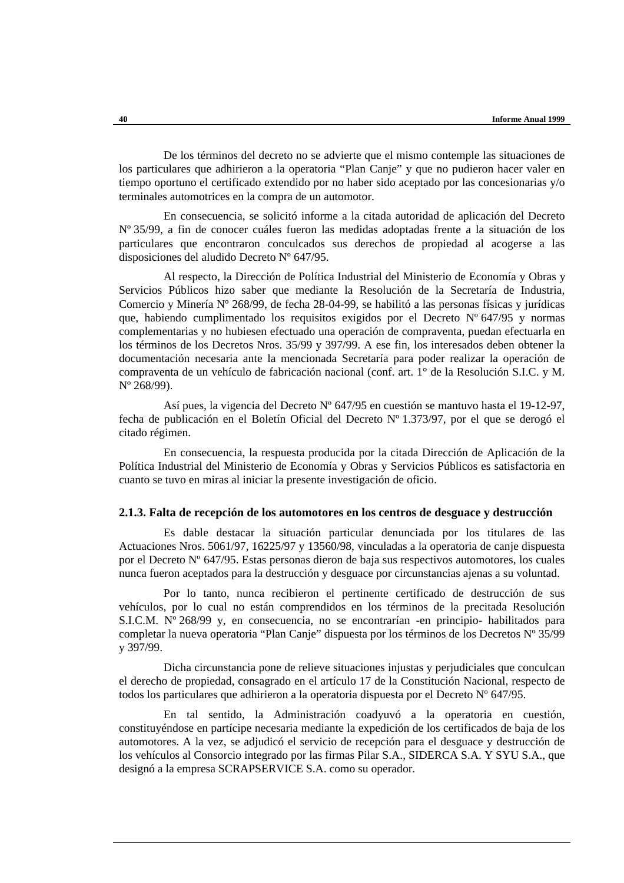De los términos del decreto no se advierte que el mismo contemple las situaciones de los particulares que adhirieron a la operatoria “Plan Canje” y que no pudieron hacer valer en tiempo oportuno el certificado extendido por no haber sido aceptado por las concesionarias y/o terminales automotrices en la compra de un automotor.

En consecuencia, se solicitó informe a la citada autoridad de aplicación del Decreto Nº 35/99, a fin de conocer cuáles fueron las medidas adoptadas frente a la situación de los particulares que encontraron conculcados sus derechos de propiedad al acogerse a las disposiciones del aludido Decreto Nº 647/95.

Al respecto, la Dirección de Política Industrial del Ministerio de Economía y Obras y Servicios Públicos hizo saber que mediante la Resolución de la Secretaría de Industria, Comercio y Minería Nº 268/99, de fecha 28-04-99, se habilitó a las personas físicas y jurídicas que, habiendo cumplimentado los requisitos exigidos por el Decreto Nº 647/95 y normas complementarias y no hubiesen efectuado una operación de compraventa, puedan efectuarla en los términos de los Decretos Nros. 35/99 y 397/99. A ese fin, los interesados deben obtener la documentación necesaria ante la mencionada Secretaría para poder realizar la operación de compraventa de un vehículo de fabricación nacional (conf. art. 1° de la Resolución S.I.C. y M. Nº 268/99).

Así pues, la vigencia del Decreto Nº 647/95 en cuestión se mantuvo hasta el 19-12-97, fecha de publicación en el Boletín Oficial del Decreto Nº 1.373/97, por el que se derogó el citado régimen.

En consecuencia, la respuesta producida por la citada Dirección de Aplicación de la Política Industrial del Ministerio de Economía y Obras y Servicios Públicos es satisfactoria en cuanto se tuvo en miras al iniciar la presente investigación de oficio.

### 2.1.3. Falta de recepción de los automotores en los centros de desguace y destrucción

Es dable destacar la situación particular denunciada por los titulares de las Actuaciones Nros. 5061/97, 16225/97 y 13560/98, vinculadas a la operatoria de canje dispuesta por el Decreto Nº 647/95. Estas personas dieron de baja sus respectivos automotores, los cuales nunca fueron aceptados para la destrucción y desguace por circunstancias ajenas a su voluntad.

Por lo tanto, nunca recibieron el pertinente certificado de destrucción de sus vehículos, por lo cual no están comprendidos en los términos de la precitada Resolución S.I.C.M. Nº 268/99 y, en consecuencia, no se encontrarían -en principio- habilitados para completar la nueva operatoria “Plan Canje” dispuesta por los términos de los Decretos Nº 35/99 y 397/99.

Dicha circunstancia pone de relieve situaciones injustas y perjudiciales que conculcan el derecho de propiedad, consagrado en el artículo 17 de la Constitución Nacional, respecto de todos los particulares que adhirieron a la operatoria dispuesta por el Decreto Nº 647/95.

En tal sentido, la Administración coadyuvó a la operatoria en cuestión, constituyéndose en partícipe necesaria mediante la expedición de los certificados de baja de los automotores. A la vez, se adjudicó el servicio de recepción para el desguace y destrucción de los vehículos al Consorcio integrado por las firmas Pilar S.A., SIDERCA S.A. Y SYU S.A., que designó a la empresa SCRAPSERVICE S.A. como su operador.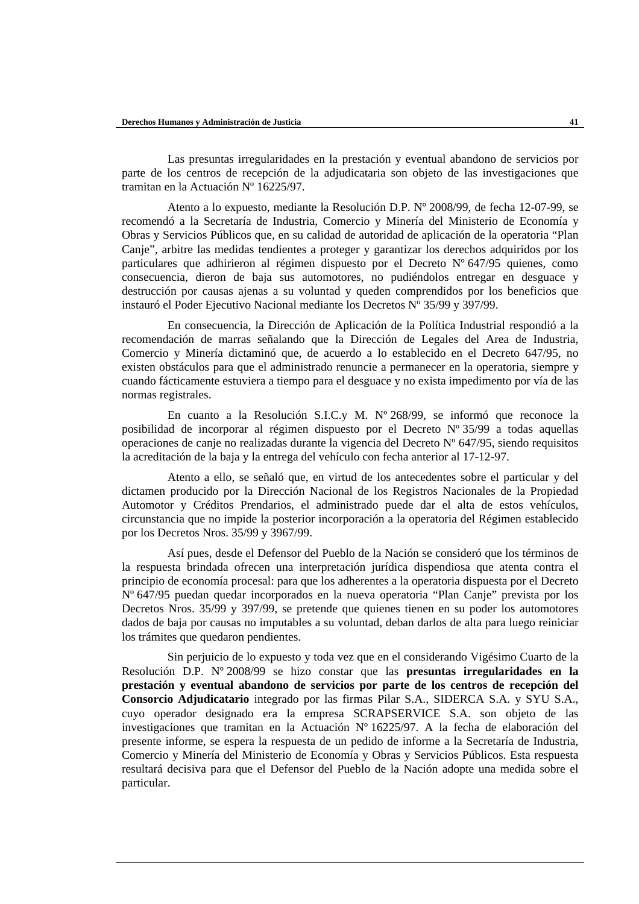Las presuntas irregularidades en la prestación y eventual abandono de servicios por parte de los centros de recepción de la adjudicataria son objeto de las investigaciones que tramitan en la Actuación Nº 16225/97.

Atento a lo expuesto, mediante la Resolución D.P. Nº 2008/99, de fecha 12-07-99, se recomendó a la Secretaría de Industria, Comercio y Minería del Ministerio de Economía y Obras y Servicios Públicos que, en su calidad de autoridad de aplicación de la operatoria "Plan Canje", arbitre las medidas tendientes a proteger y garantizar los derechos adquiridos por los particulares que adhirieron al régimen dispuesto por el Decreto Nº 647/95 quienes, como consecuencia, dieron de baja sus automotores, no pudiéndolos entregar en desguace y destrucción por causas ajenas a su voluntad y queden comprendidos por los beneficios que instauró el Poder Ejecutivo Nacional mediante los Decretos Nº 35/99 y 397/99.

En consecuencia, la Dirección de Aplicación de la Política Industrial respondió a la recomendación de marras señalando que la Dirección de Legales del Area de Industria, Comercio y Minería dictaminó que, de acuerdo a lo establecido en el Decreto 647/95, no existen obstáculos para que el administrado renuncie a permanecer en la operatoria, siempre y cuando fácticamente estuviera a tiempo para el desguace y no exista impedimento por vía de las normas registrales.

En cuanto a la Resolución S.I.C.y M. Nº 268/99, se informó que reconoce la posibilidad de incorporar al régimen dispuesto por el Decreto Nº 35/99 a todas aquellas operaciones de canje no realizadas durante la vigencia del Decreto Nº 647/95, siendo requisitos la acreditación de la baja y la entrega del vehículo con fecha anterior al 17-12-97.

Atento a ello, se señaló que, en virtud de los antecedentes sobre el particular y del dictamen producido por la Dirección Nacional de los Registros Nacionales de la Propiedad Automotor y Créditos Prendarios, el administrado puede dar el alta de estos vehículos, circunstancia que no impide la posterior incorporación a la operatoria del Régimen establecido por los Decretos Nros. 35/99 y 3967/99.

Así pues, desde el Defensor del Pueblo de la Nación se consideró que los términos de la respuesta brindada ofrecen una interpretación jurídica dispendiosa que atenta contra el principio de economía procesal: para que los adherentes a la operatoria dispuesta por el Decreto Nº 647/95 puedan quedar incorporados en la nueva operatoria "Plan Canje" prevista por los Decretos Nros. 35/99 y 397/99, se pretende que quienes tienen en su poder los automotores dados de baja por causas no imputables a su voluntad, deban darlos de alta para luego reiniciar los trámites que quedaron pendientes.

Sin perjuicio de lo expuesto y toda vez que en el considerando Vigésimo Cuarto de la Resolución D.P. Nº 2008/99 se hizo constar que las **presuntas irregularidades en la prestación y eventual abandono de servicios por parte de los centros de recepción del Consorcio Adjudicatario** integrado por las firmas Pilar S.A., SIDERCA S.A. y SYU S.A., cuyo operador designado era la empresa SCRAPSERVICE S.A. son objeto de las investigaciones que tramitan en la Actuación Nº 16225/97. A la fecha de elaboración del presente informe, se espera la respuesta de un pedido de informe a la Secretaría de Industria, Comercio y Minería del Ministerio de Economía y Obras y Servicios Públicos. Esta respuesta resultará decisiva para que el Defensor del Pueblo de la Nación adopte una medida sobre el particular.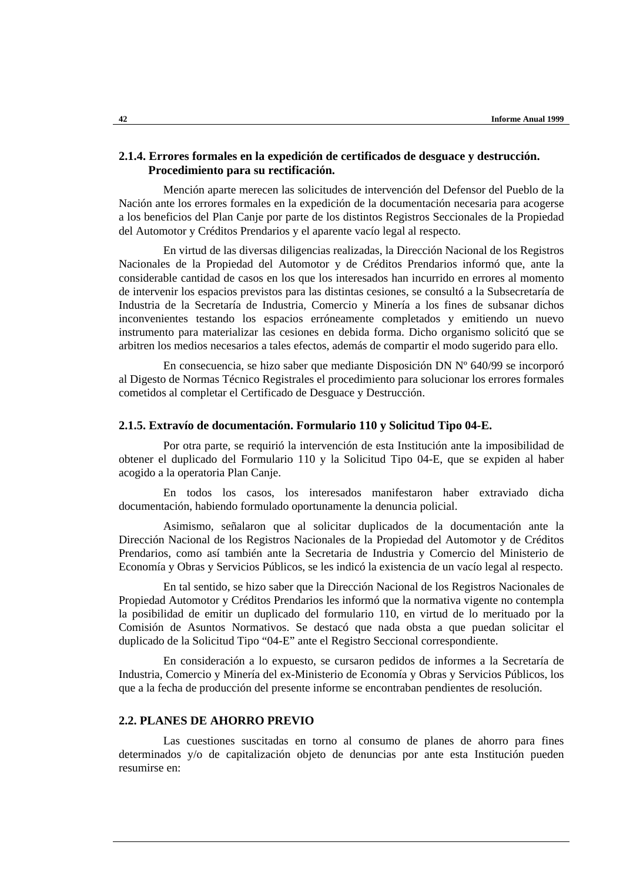### 2.1.4. Errores formales en la expedición de certificados de desguace y destrucción. Procedimiento para su rectificación.

Mención aparte merecen las solicitudes de intervención del Defensor del Pueblo de la Nación ante los errores formales en la expedición de la documentación necesaria para acogerse a los beneficios del Plan Canje por parte de los distintos Registros Seccionales de la Propiedad del Automotor y Créditos Prendarios y el aparente vacío legal al respecto.

En virtud de las diversas diligencias realizadas, la Dirección Nacional de los Registros Nacionales de la Propiedad del Automotor y de Créditos Prendarios informó que, ante la considerable cantidad de casos en los que los interesados han incurrido en errores al momento de intervenir los espacios previstos para las distintas cesiones, se consultó a la Subsecretaría de Industria de la Secretaría de Industria, Comercio y Minería a los fines de subsanar dichos inconvenientes testando los espacios erróneamente completados y emitiendo un nuevo instrumento para materializar las cesiones en debida forma. Dicho organismo solicitó que se arbitren los medios necesarios a tales efectos, además de compartir el modo sugerido para ello.

En consecuencia, se hizo saber que mediante Disposición DN Nº 640/99 se incorporó al Digesto de Normas Técnico Registrales el procedimiento para solucionar los errores formales cometidos al completar el Certificado de Desguace y Destrucción.

### 2.1.5. Extravío de documentación. Formulario 110 y Solicitud Tipo 04-E.

Por otra parte, se requirió la intervención de esta Institución ante la imposibilidad de obtener el duplicado del Formulario 110 y la Solicitud Tipo 04-E, que se expiden al haber acogido a la operatoria Plan Canje.

En todos los casos, los interesados manifestaron haber extraviado dicha documentación, habiendo formulado oportunamente la denuncia policial.

Asimismo, señalaron que al solicitar duplicados de la documentación ante la Dirección Nacional de los Registros Nacionales de la Propiedad del Automotor y de Créditos Prendarios, como así también ante la Secretaria de Industria y Comercio del Ministerio de Economía y Obras y Servicios Públicos, se les indicó la existencia de un vacío legal al respecto.

En tal sentido, se hizo saber que la Dirección Nacional de los Registros Nacionales de Propiedad Automotor y Créditos Prendarios les informó que la normativa vigente no contempla la posibilidad de emitir un duplicado del formulario 110, en virtud de lo merituado por la Comisión de Asuntos Normativos. Se destacó que nada obsta a que puedan solicitar el duplicado de la Solicitud Tipo "04-E" ante el Registro Seccional correspondiente.

En consideración a lo expuesto, se cursaron pedidos de informes a la Secretaría de Industria, Comercio y Minería del ex-Ministerio de Economía y Obras y Servicios Públicos, los que a la fecha de producción del presente informe se encontraban pendientes de resolución.

## 2.2. PLANES DE AHORRO PREVIO

Las cuestiones suscitadas en torno al consumo de planes de ahorro para fines determinados y/o de capitalización objeto de denuncias por ante esta Institución pueden resumirse en: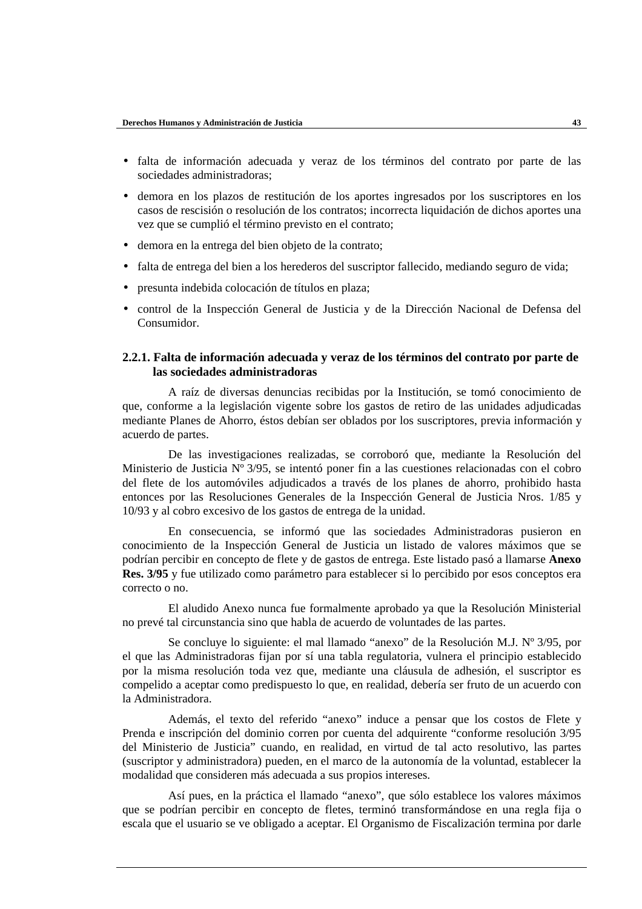- falta de información adecuada y veraz de los términos del contrato por parte de las sociedades administradoras;
- demora en los plazos de restitución de los aportes ingresados por los suscriptores en los casos de rescisión o resolución de los contratos; incorrecta liquidación de dichos aportes una vez que se cumplió el término previsto en el contrato;
- demora en la entrega del bien objeto de la contrato;
- falta de entrega del bien a los herederos del suscriptor fallecido, mediando seguro de vida;
- presunta indebida colocación de títulos en plaza;
- control de la Inspección General de Justicia y de la Dirección Nacional de Defensa del Consumidor.

### 2.2.1. Falta de información adecuada y veraz de los términos del contrato por parte de las sociedades administradoras

A raíz de diversas denuncias recibidas por la Institución, se tomó conocimiento de que, conforme a la legislación vigente sobre los gastos de retiro de las unidades adjudicadas mediante Planes de Ahorro, éstos debían ser oblados por los suscriptores, previa información y acuerdo de partes.

De las investigaciones realizadas, se corroboró que, mediante la Resolución del Ministerio de Justicia Nº 3/95, se intentó poner fin a las cuestiones relacionadas con el cobro del flete de los automóviles adjudicados a través de los planes de ahorro, prohibido hasta entonces por las Resoluciones Generales de la Inspección General de Justicia Nros. 1/85 y 10/93 y al cobro excesivo de los gastos de entrega de la unidad.

En consecuencia, se informó que las sociedades Administradoras pusieron en conocimiento de la Inspección General de Justicia un listado de valores máximos que se podrían percibir en concepto de flete y de gastos de entrega. Este listado pasó a llamarse **Anexo Res. 3/95** y fue utilizado como parámetro para establecer si lo percibido por esos conceptos era correcto o no.

El aludido Anexo nunca fue formalmente aprobado ya que la Resolución Ministerial no prevé tal circunstancia sino que habla de acuerdo de voluntades de las partes.

Se concluye lo siguiente: el mal llamado "anexo" de la Resolución M.J. Nº 3/95, por el que las Administradoras fijan por sí una tabla regulatoria, vulnera el principio establecido por la misma resolución toda vez que, mediante una cláusula de adhesión, el suscriptor es compelido a aceptar como predispuesto lo que, en realidad, debería ser fruto de un acuerdo con la Administradora.

Además, el texto del referido "anexo" induce a pensar que los costos de Flete y Prenda e inscripción del dominio corren por cuenta del adquirente "conforme resolución 3/95 del Ministerio de Justicia" cuando, en realidad, en virtud de tal acto resolutivo, las partes (suscriptor y administradora) pueden, en el marco de la autonomía de la voluntad, establecer la modalidad que consideren más adecuada a sus propios intereses.

Así pues, en la práctica el llamado "anexo", que sólo establece los valores máximos que se podrían percibir en concepto de fletes, terminó transformándose en una regla fija o escala que el usuario se ve obligado a aceptar. El Organismo de Fiscalización termina por darle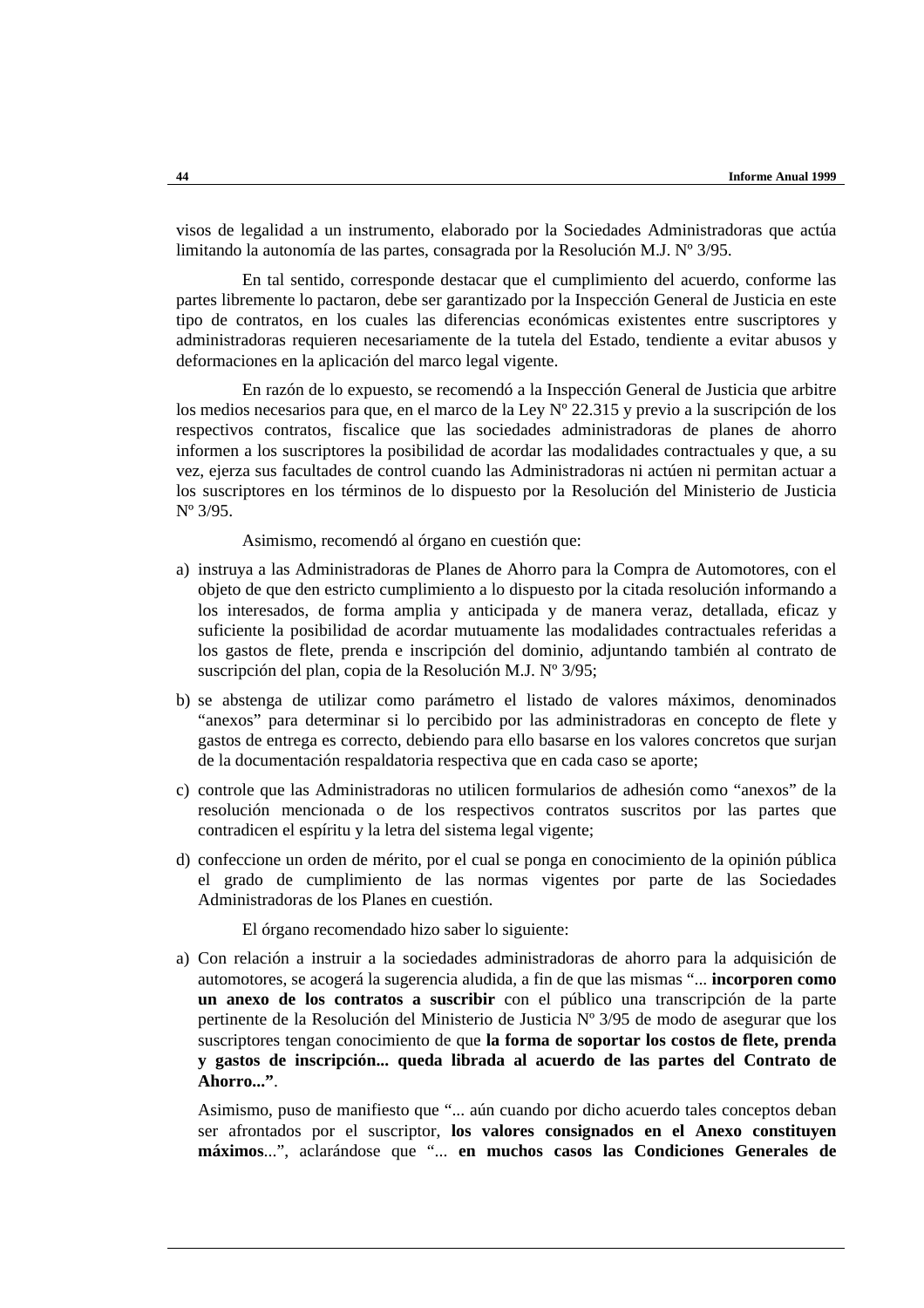visos de legalidad a un instrumento, elaborado por la Sociedades Administradoras que actúa limitando la autonomía de las partes, consagrada por la Resolución M.J. Nº 3/95.

En tal sentido, corresponde destacar que el cumplimiento del acuerdo, conforme las partes libremente lo pactaron, debe ser garantizado por la Inspección General de Justicia en este tipo de contratos, en los cuales las diferencias económicas existentes entre suscriptores y administradoras requieren necesariamente de la tutela del Estado, tendiente a evitar abusos y deformaciones en la aplicación del marco legal vigente.

En razón de lo expuesto, se recomendó a la Inspección General de Justicia que arbitre los medios necesarios para que, en el marco de la Ley Nº 22.315 y previo a la suscripción de los respectivos contratos, fiscalice que las sociedades administradoras de planes de ahorro informen a los suscriptores la posibilidad de acordar las modalidades contractuales y que, a su vez, ejerza sus facultades de control cuando las Administradoras ni actúen ni permitan actuar a los suscriptores en los términos de lo dispuesto por la Resolución del Ministerio de Justicia Nº 3/95.

Asimismo, recomendó al órgano en cuestión que:

a) instruya a las Administradoras de Planes de Ahorro para la Compra de Automotores, con el objeto de que den estricto cumplimiento a lo dispuesto por la citada resolución informando a los interesados, de forma amplia y anticipada y de manera veraz, detallada, eficaz y suficiente la posibilidad de acordar mutuamente las modalidades contractuales referidas a los gastos de flete, prenda e inscripción del dominio, adjuntando también al contrato de suscripción del plan, copia de la Resolución M.J. Nº 3/95;

b) se abstenga de utilizar como parámetro el listado de valores máximos, denominados "anexos" para determinar si lo percibido por las administradoras en concepto de flete y gastos de entrega es correcto, debiendo para ello basarse en los valores concretos que surjan de la documentación respaldatoria respectiva que en cada caso se aporte;

c) controle que las Administradoras no utilicen formularios de adhesión como "anexos" de la resolución mencionada o de los respectivos contratos suscritos por las partes que contradicen el espíritu y la letra del sistema legal vigente;

d) confeccione un orden de mérito, por el cual se ponga en conocimiento de la opinión pública el grado de cumplimiento de las normas vigentes por parte de las Sociedades Administradoras de los Planes en cuestión.

El órgano recomendado hizo saber lo siguiente:

a) Con relación a instruir a la sociedades administradoras de ahorro para la adquisición de automotores, se acogerá la sugerencia aludida, a fin de que las mismas "... **incorporen como un anexo de los contratos a suscribir** con el público una transcripción de la parte pertinente de la Resolución del Ministerio de Justicia Nº 3/95 de modo de asegurar que los suscriptores tengan conocimiento de que **la forma de soportar los costos de flete, prenda y gastos de inscripción... queda librada al acuerdo de las partes del Contrato de Ahorro..."**.

   Asimismo, puso de manifiesto que "... aún cuando por dicho acuerdo tales conceptos deban ser afrontados por el suscriptor, **los valores consignados en el Anexo constituyen máximos**...", aclarándose que "... **en muchos casos las Condiciones Generales de**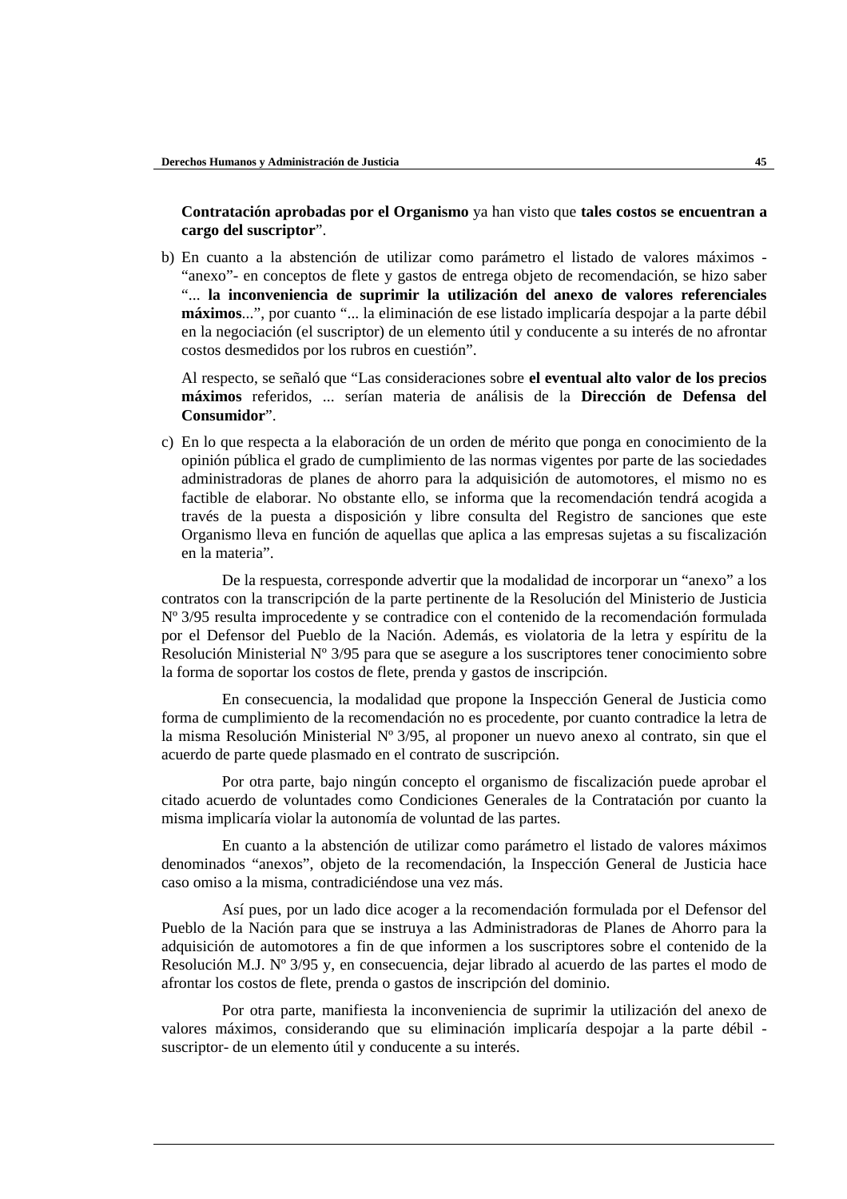**Contratación aprobadas por el Organismo** ya han visto que **tales costos se encuentran a cargo del suscriptor**".

b) En cuanto a la abstención de utilizar como parámetro el listado de valores máximos - "anexo"- en conceptos de flete y gastos de entrega objeto de recomendación, se hizo saber "... **la inconveniencia de suprimir la utilización del anexo de valores referenciales máximos**...", por cuanto "... la eliminación de ese listado implicaría despojar a la parte débil en la negociación (el suscriptor) de un elemento útil y conducente a su interés de no afrontar costos desmedidos por los rubros en cuestión".

   Al respecto, se señaló que "Las consideraciones sobre **el eventual alto valor de los precios máximos** referidos, ... serían materia de análisis de la **Dirección de Defensa del Consumidor**".

c) En lo que respecta a la elaboración de un orden de mérito que ponga en conocimiento de la opinión pública el grado de cumplimiento de las normas vigentes por parte de las sociedades administradoras de planes de ahorro para la adquisición de automotores, el mismo no es factible de elaborar. No obstante ello, se informa que la recomendación tendrá acogida a través de la puesta a disposición y libre consulta del Registro de sanciones que este Organismo lleva en función de aquellas que aplica a las empresas sujetas a su fiscalización en la materia".

De la respuesta, corresponde advertir que la modalidad de incorporar un "anexo" a los contratos con la transcripción de la parte pertinente de la Resolución del Ministerio de Justicia Nº 3/95 resulta improcedente y se contradice con el contenido de la recomendación formulada por el Defensor del Pueblo de la Nación. Además, es violatoria de la letra y espíritu de la Resolución Ministerial Nº 3/95 para que se asegure a los suscriptores tener conocimiento sobre la forma de soportar los costos de flete, prenda y gastos de inscripción.

En consecuencia, la modalidad que propone la Inspección General de Justicia como forma de cumplimiento de la recomendación no es procedente, por cuanto contradice la letra de la misma Resolución Ministerial Nº 3/95, al proponer un nuevo anexo al contrato, sin que el acuerdo de parte quede plasmado en el contrato de suscripción.

Por otra parte, bajo ningún concepto el organismo de fiscalización puede aprobar el citado acuerdo de voluntades como Condiciones Generales de la Contratación por cuanto la misma implicaría violar la autonomía de voluntad de las partes.

En cuanto a la abstención de utilizar como parámetro el listado de valores máximos denominados "anexos", objeto de la recomendación, la Inspección General de Justicia hace caso omiso a la misma, contradiciéndose una vez más.

Así pues, por un lado dice acoger a la recomendación formulada por el Defensor del Pueblo de la Nación para que se instruya a las Administradoras de Planes de Ahorro para la adquisición de automotores a fin de que informen a los suscriptores sobre el contenido de la Resolución M.J. Nº 3/95 y, en consecuencia, dejar librado al acuerdo de las partes el modo de afrontar los costos de flete, prenda o gastos de inscripción del dominio.

Por otra parte, manifiesta la inconveniencia de suprimir la utilización del anexo de valores máximos, considerando que su eliminación implicaría despojar a la parte débil - suscriptor- de un elemento útil y conducente a su interés.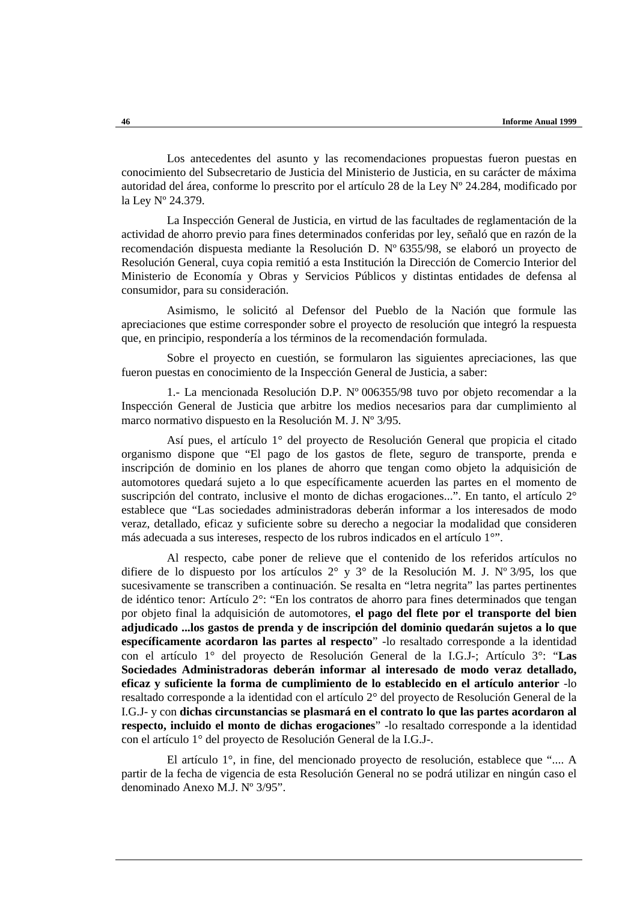Los antecedentes del asunto y las recomendaciones propuestas fueron puestas en conocimiento del Subsecretario de Justicia del Ministerio de Justicia, en su carácter de máxima autoridad del área, conforme lo prescrito por el artículo 28 de la Ley Nº 24.284, modificado por la Ley Nº 24.379.

La Inspección General de Justicia, en virtud de las facultades de reglamentación de la actividad de ahorro previo para fines determinados conferidas por ley, señaló que en razón de la recomendación dispuesta mediante la Resolución D. Nº 6355/98, se elaboró un proyecto de Resolución General, cuya copia remitió a esta Institución la Dirección de Comercio Interior del Ministerio de Economía y Obras y Servicios Públicos y distintas entidades de defensa al consumidor, para su consideración.

Asimismo, le solicitó al Defensor del Pueblo de la Nación que formule las apreciaciones que estime corresponder sobre el proyecto de resolución que integró la respuesta que, en principio, respondería a los términos de la recomendación formulada.

Sobre el proyecto en cuestión, se formularon las siguientes apreciaciones, las que fueron puestas en conocimiento de la Inspección General de Justicia, a saber:

1.- La mencionada Resolución D.P. Nº 006355/98 tuvo por objeto recomendar a la Inspección General de Justicia que arbitre los medios necesarios para dar cumplimiento al marco normativo dispuesto en la Resolución M. J. Nº 3/95.

Así pues, el artículo 1° del proyecto de Resolución General que propicia el citado organismo dispone que "El pago de los gastos de flete, seguro de transporte, prenda e inscripción de dominio en los planes de ahorro que tengan como objeto la adquisición de automotores quedará sujeto a lo que específicamente acuerden las partes en el momento de suscripción del contrato, inclusive el monto de dichas erogaciones...". En tanto, el artículo 2° establece que "Las sociedades administradoras deberán informar a los interesados de modo veraz, detallado, eficaz y suficiente sobre su derecho a negociar la modalidad que consideren más adecuada a sus intereses, respecto de los rubros indicados en el artículo 1°".

Al respecto, cabe poner de relieve que el contenido de los referidos artículos no difiere de lo dispuesto por los artículos 2° y 3° de la Resolución M. J. Nº 3/95, los que sucesivamente se transcriben a continuación. Se resalta en "letra negrita" las partes pertinentes de idéntico tenor: Artículo 2°: "En los contratos de ahorro para fines determinados que tengan por objeto final la adquisición de automotores, **el pago del flete por el transporte del bien adjudicado ...los gastos de prenda y de inscripción del dominio quedarán sujetos a lo que específicamente acordaron las partes al respecto**" -lo resaltado corresponde a la identidad con el artículo 1° del proyecto de Resolución General de la I.G.J-; Artículo 3°: "**Las Sociedades Administradoras deberán informar al interesado de modo veraz detallado, eficaz y suficiente la forma de cumplimiento de lo establecido en el artículo anterior** -lo resaltado corresponde a la identidad con el artículo 2° del proyecto de Resolución General de la I.G.J- y con **dichas circunstancias se plasmará en el contrato lo que las partes acordaron al respecto, incluido el monto de dichas erogaciones**" -lo resaltado corresponde a la identidad con el artículo 1° del proyecto de Resolución General de la I.G.J-.

El artículo 1°, in fine, del mencionado proyecto de resolución, establece que ".... A partir de la fecha de vigencia de esta Resolución General no se podrá utilizar en ningún caso el denominado Anexo M.J. Nº 3/95".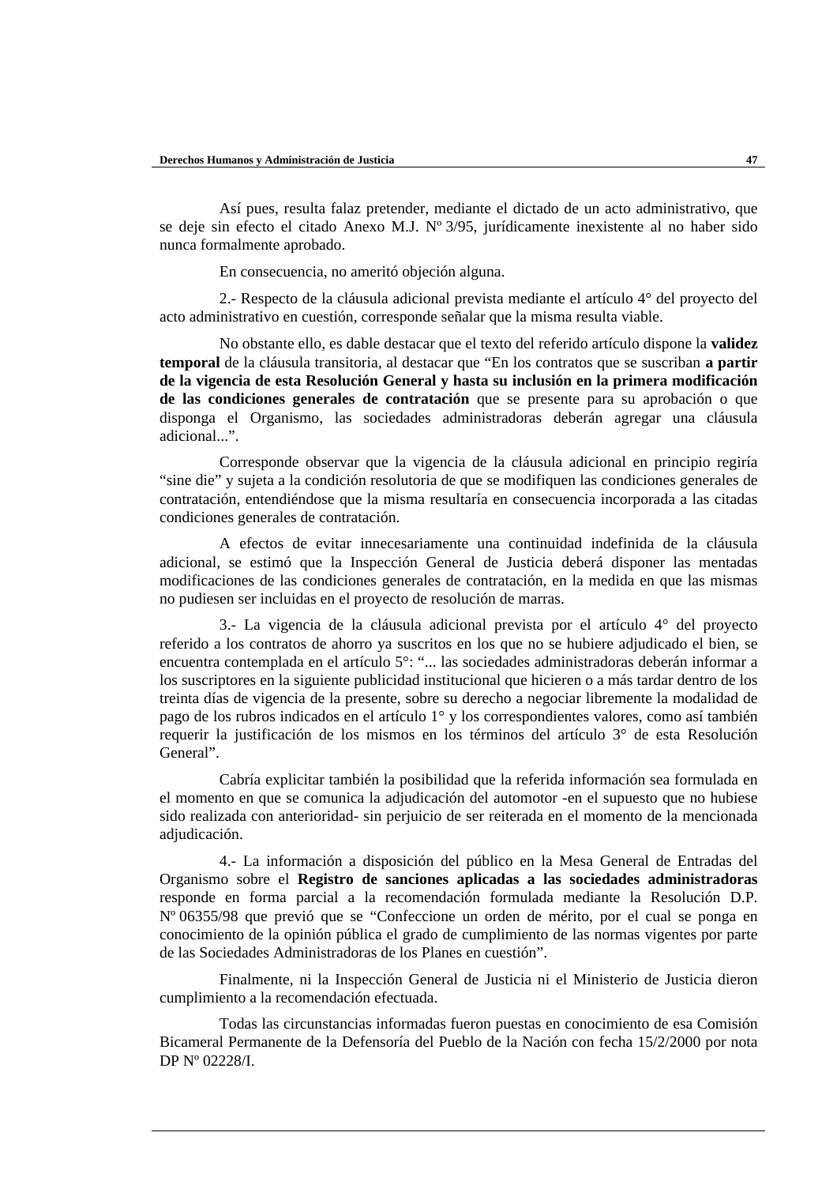Así pues, resulta falaz pretender, mediante el dictado de un acto administrativo, que se deje sin efecto el citado Anexo M.J. Nº 3/95, jurídicamente inexistente al no haber sido nunca formalmente aprobado.

En consecuencia, no ameritó objeción alguna.

2.- Respecto de la cláusula adicional prevista mediante el artículo 4° del proyecto del acto administrativo en cuestión, corresponde señalar que la misma resulta viable.

No obstante ello, es dable destacar que el texto del referido artículo dispone la **validez temporal** de la cláusula transitoria, al destacar que "En los contratos que se suscriban **a partir de la vigencia de esta Resolución General y hasta su inclusión en la primera modificación de las condiciones generales de contratación** que se presente para su aprobación o que disponga el Organismo, las sociedades administradoras deberán agregar una cláusula adicional...".

Corresponde observar que la vigencia de la cláusula adicional en principio regiría "sine die" y sujeta a la condición resolutoria de que se modifiquen las condiciones generales de contratación, entendiéndose que la misma resultaría en consecuencia incorporada a las citadas condiciones generales de contratación.

A efectos de evitar innecesariamente una continuidad indefinida de la cláusula adicional, se estimó que la Inspección General de Justicia deberá disponer las mentadas modificaciones de las condiciones generales de contratación, en la medida en que las mismas no pudiesen ser incluidas en el proyecto de resolución de marras.

3.- La vigencia de la cláusula adicional prevista por el artículo 4° del proyecto referido a los contratos de ahorro ya suscritos en los que no se hubiere adjudicado el bien, se encuentra contemplada en el artículo 5°: "... las sociedades administradoras deberán informar a los suscriptores en la siguiente publicidad institucional que hicieren o a más tardar dentro de los treinta días de vigencia de la presente, sobre su derecho a negociar libremente la modalidad de pago de los rubros indicados en el artículo 1° y los correspondientes valores, como así también requerir la justificación de los mismos en los términos del artículo 3° de esta Resolución General".

Cabría explicitar también la posibilidad que la referida información sea formulada en el momento en que se comunica la adjudicación del automotor -en el supuesto que no hubiese sido realizada con anterioridad- sin perjuicio de ser reiterada en el momento de la mencionada adjudicación.

4.- La información a disposición del público en la Mesa General de Entradas del Organismo sobre el **Registro de sanciones aplicadas a las sociedades administradoras** responde en forma parcial a la recomendación formulada mediante la Resolución D.P. Nº 06355/98 que previó que se "Confeccione un orden de mérito, por el cual se ponga en conocimiento de la opinión pública el grado de cumplimiento de las normas vigentes por parte de las Sociedades Administradoras de los Planes en cuestión".

Finalmente, ni la Inspección General de Justicia ni el Ministerio de Justicia dieron cumplimiento a la recomendación efectuada.

Todas las circunstancias informadas fueron puestas en conocimiento de esa Comisión Bicameral Permanente de la Defensoría del Pueblo de la Nación con fecha 15/2/2000 por nota DP Nº 02228/I.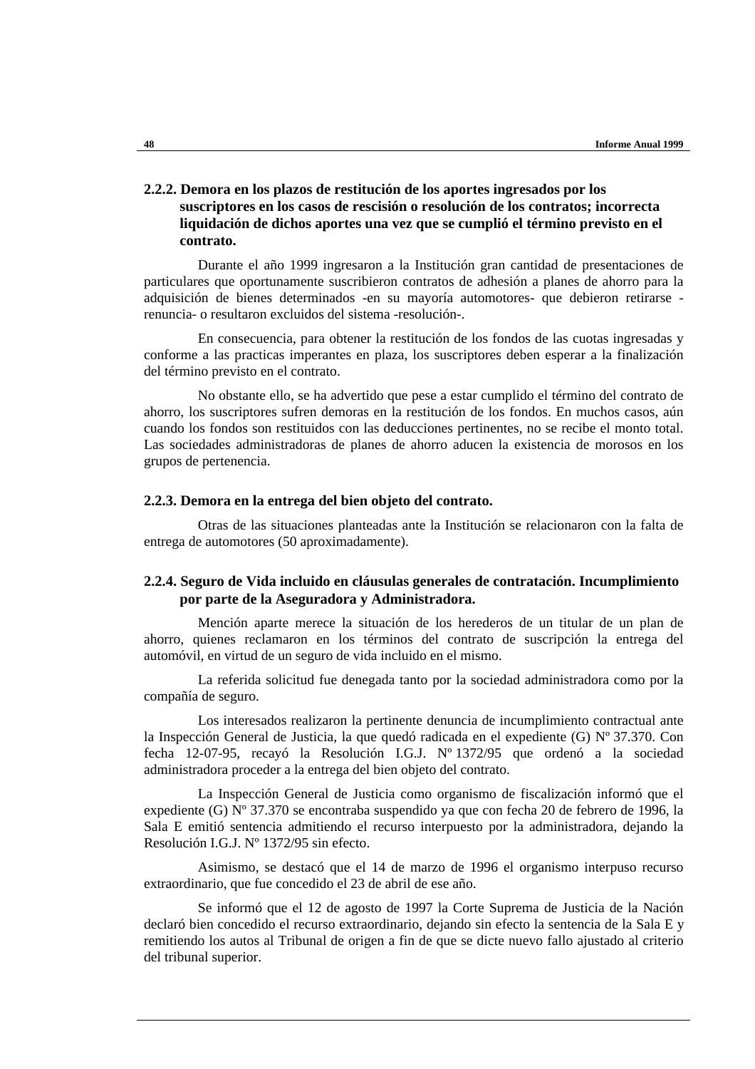### 2.2.2. Demora en los plazos de restitución de los aportes ingresados por los suscriptores en los casos de rescisión o resolución de los contratos; incorrecta liquidación de dichos aportes una vez que se cumplió el término previsto en el contrato.

Durante el año 1999 ingresaron a la Institución gran cantidad de presentaciones de particulares que oportunamente suscribieron contratos de adhesión a planes de ahorro para la adquisición de bienes determinados -en su mayoría automotores- que debieron retirarse -renuncia- o resultaron excluidos del sistema -resolución-.

En consecuencia, para obtener la restitución de los fondos de las cuotas ingresadas y conforme a las practicas imperantes en plaza, los suscriptores deben esperar a la finalización del término previsto en el contrato.

No obstante ello, se ha advertido que pese a estar cumplido el término del contrato de ahorro, los suscriptores sufren demoras en la restitución de los fondos. En muchos casos, aún cuando los fondos son restituidos con las deducciones pertinentes, no se recibe el monto total. Las sociedades administradoras de planes de ahorro aducen la existencia de morosos en los grupos de pertenencia.

### 2.2.3. Demora en la entrega del bien objeto del contrato.

Otras de las situaciones planteadas ante la Institución se relacionaron con la falta de entrega de automotores (50 aproximadamente).

### 2.2.4. Seguro de Vida incluido en cláusulas generales de contratación. Incumplimiento por parte de la Aseguradora y Administradora.

Mención aparte merece la situación de los herederos de un titular de un plan de ahorro, quienes reclamaron en los términos del contrato de suscripción la entrega del automóvil, en virtud de un seguro de vida incluido en el mismo.

La referida solicitud fue denegada tanto por la sociedad administradora como por la compañía de seguro.

Los interesados realizaron la pertinente denuncia de incumplimiento contractual ante la Inspección General de Justicia, la que quedó radicada en el expediente (G) Nº 37.370. Con fecha 12-07-95, recayó la Resolución I.G.J. Nº 1372/95 que ordenó a la sociedad administradora proceder a la entrega del bien objeto del contrato.

La Inspección General de Justicia como organismo de fiscalización informó que el expediente (G) Nº 37.370 se encontraba suspendido ya que con fecha 20 de febrero de 1996, la Sala E emitió sentencia admitiendo el recurso interpuesto por la administradora, dejando la Resolución I.G.J. Nº 1372/95 sin efecto.

Asimismo, se destacó que el 14 de marzo de 1996 el organismo interpuso recurso extraordinario, que fue concedido el 23 de abril de ese año.

Se informó que el 12 de agosto de 1997 la Corte Suprema de Justicia de la Nación declaró bien concedido el recurso extraordinario, dejando sin efecto la sentencia de la Sala E y remitiendo los autos al Tribunal de origen a fin de que se dicte nuevo fallo ajustado al criterio del tribunal superior.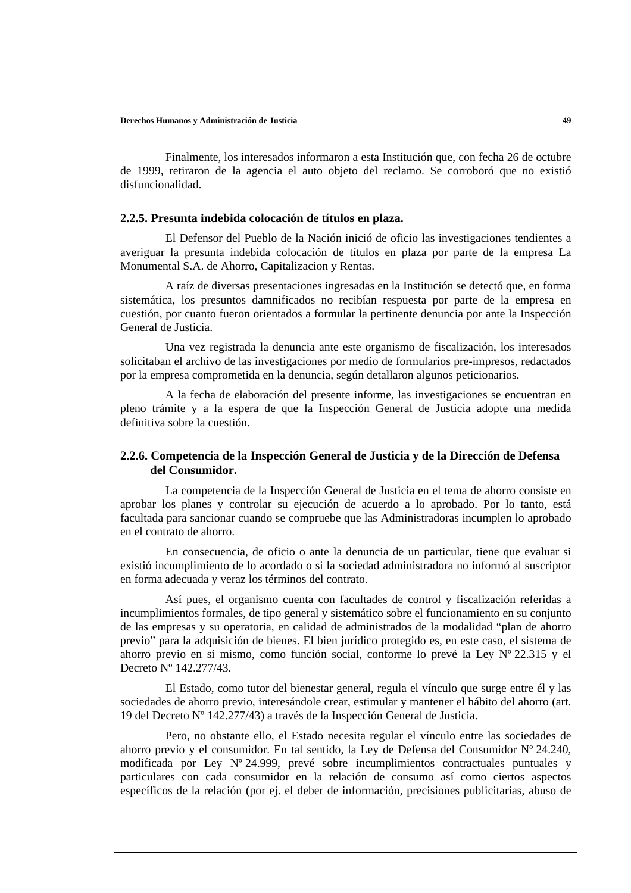Finalmente, los interesados informaron a esta Institución que, con fecha 26 de octubre de 1999, retiraron de la agencia el auto objeto del reclamo. Se corroboró que no existió disfuncionalidad.

### 2.2.5. Presunta indebida colocación de títulos en plaza.

El Defensor del Pueblo de la Nación inició de oficio las investigaciones tendientes a averiguar la presunta indebida colocación de títulos en plaza por parte de la empresa La Monumental S.A. de Ahorro, Capitalizacion y Rentas.

A raíz de diversas presentaciones ingresadas en la Institución se detectó que, en forma sistemática, los presuntos damnificados no recibían respuesta por parte de la empresa en cuestión, por cuanto fueron orientados a formular la pertinente denuncia por ante la Inspección General de Justicia.

Una vez registrada la denuncia ante este organismo de fiscalización, los interesados solicitaban el archivo de las investigaciones por medio de formularios pre-impresos, redactados por la empresa comprometida en la denuncia, según detallaron algunos peticionarios.

A la fecha de elaboración del presente informe, las investigaciones se encuentran en pleno trámite y a la espera de que la Inspección General de Justicia adopte una medida definitiva sobre la cuestión.

### 2.2.6. Competencia de la Inspección General de Justicia y de la Dirección de Defensa del Consumidor.

La competencia de la Inspección General de Justicia en el tema de ahorro consiste en aprobar los planes y controlar su ejecución de acuerdo a lo aprobado. Por lo tanto, está facultada para sancionar cuando se compruebe que las Administradoras incumplen lo aprobado en el contrato de ahorro.

En consecuencia, de oficio o ante la denuncia de un particular, tiene que evaluar si existió incumplimiento de lo acordado o si la sociedad administradora no informó al suscriptor en forma adecuada y veraz los términos del contrato.

Así pues, el organismo cuenta con facultades de control y fiscalización referidas a incumplimientos formales, de tipo general y sistemático sobre el funcionamiento en su conjunto de las empresas y su operatoria, en calidad de administrados de la modalidad “plan de ahorro previo” para la adquisición de bienes. El bien jurídico protegido es, en este caso, el sistema de ahorro previo en sí mismo, como función social, conforme lo prevé la Ley Nº 22.315 y el Decreto Nº 142.277/43.

El Estado, como tutor del bienestar general, regula el vínculo que surge entre él y las sociedades de ahorro previo, interesándole crear, estimular y mantener el hábito del ahorro (art. 19 del Decreto Nº 142.277/43) a través de la Inspección General de Justicia.

Pero, no obstante ello, el Estado necesita regular el vínculo entre las sociedades de ahorro previo y el consumidor. En tal sentido, la Ley de Defensa del Consumidor Nº 24.240, modificada por Ley Nº 24.999, prevé sobre incumplimientos contractuales puntuales y particulares con cada consumidor en la relación de consumo así como ciertos aspectos específicos de la relación (por ej. el deber de información, precisiones publicitarias, abuso de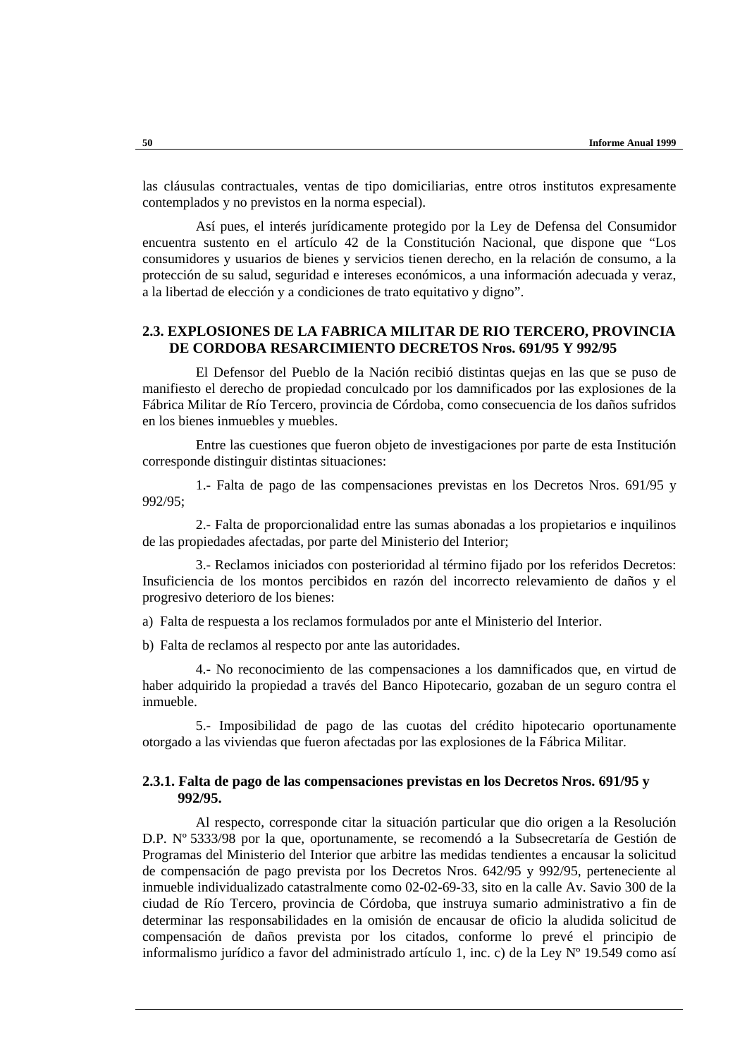las cláusulas contractuales, ventas de tipo domiciliarias, entre otros institutos expresamente contemplados y no previstos en la norma especial).

Así pues, el interés jurídicamente protegido por la Ley de Defensa del Consumidor encuentra sustento en el artículo 42 de la Constitución Nacional, que dispone que "Los consumidores y usuarios de bienes y servicios tienen derecho, en la relación de consumo, a la protección de su salud, seguridad e intereses económicos, a una información adecuada y veraz, a la libertad de elección y a condiciones de trato equitativo y digno".

### 2.3. EXPLOSIONES DE LA FABRICA MILITAR DE RIO TERCERO, PROVINCIA DE CORDOBA RESARCIMIENTO DECRETOS Nros. 691/95 Y 992/95

El Defensor del Pueblo de la Nación recibió distintas quejas en las que se puso de manifiesto el derecho de propiedad conculcado por los damnificados por las explosiones de la Fábrica Militar de Río Tercero, provincia de Córdoba, como consecuencia de los daños sufridos en los bienes inmuebles y muebles.

Entre las cuestiones que fueron objeto de investigaciones por parte de esta Institución corresponde distinguir distintas situaciones:

1.- Falta de pago de las compensaciones previstas en los Decretos Nros. 691/95 y 992/95;

2.- Falta de proporcionalidad entre las sumas abonadas a los propietarios e inquilinos de las propiedades afectadas, por parte del Ministerio del Interior;

3.- Reclamos iniciados con posterioridad al término fijado por los referidos Decretos: Insuficiencia de los montos percibidos en razón del incorrecto relevamiento de daños y el progresivo deterioro de los bienes:

a) Falta de respuesta a los reclamos formulados por ante el Ministerio del Interior.

b) Falta de reclamos al respecto por ante las autoridades.

4.- No reconocimiento de las compensaciones a los damnificados que, en virtud de haber adquirido la propiedad a través del Banco Hipotecario, gozaban de un seguro contra el inmueble.

5.- Imposibilidad de pago de las cuotas del crédito hipotecario oportunamente otorgado a las viviendas que fueron afectadas por las explosiones de la Fábrica Militar.

#### 2.3.1. Falta de pago de las compensaciones previstas en los Decretos Nros. 691/95 y 992/95.

Al respecto, corresponde citar la situación particular que dio origen a la Resolución D.P. Nº 5333/98 por la que, oportunamente, se recomendó a la Subsecretaría de Gestión de Programas del Ministerio del Interior que arbitre las medidas tendientes a encausar la solicitud de compensación de pago prevista por los Decretos Nros. 642/95 y 992/95, perteneciente al inmueble individualizado catastralmente como 02-02-69-33, sito en la calle Av. Savio 300 de la ciudad de Río Tercero, provincia de Córdoba, que instruya sumario administrativo a fin de determinar las responsabilidades en la omisión de encausar de oficio la aludida solicitud de compensación de daños prevista por los citados, conforme lo prevé el principio de informalismo jurídico a favor del administrado artículo 1, inc. c) de la Ley Nº 19.549 como así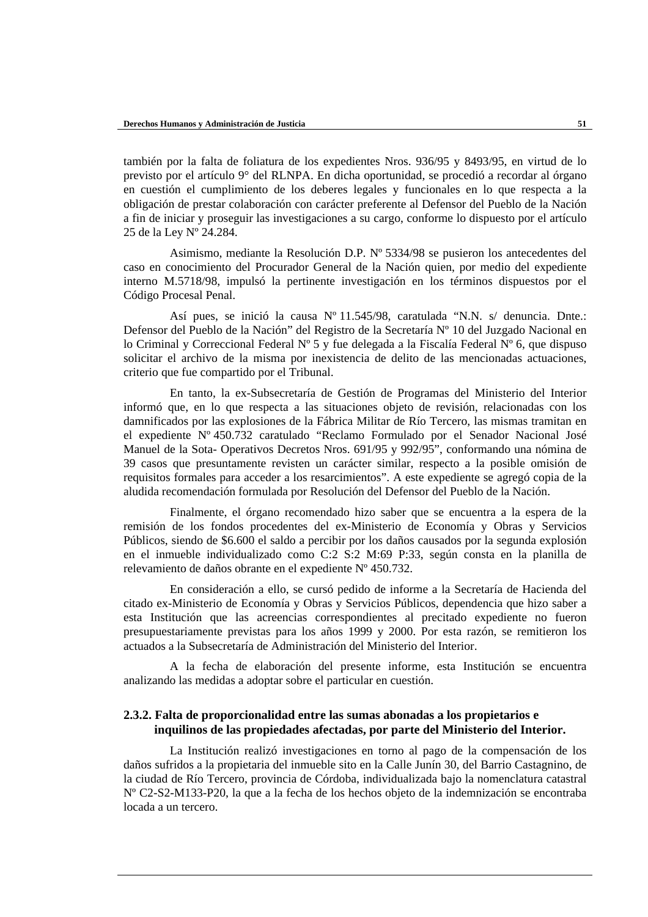también por la falta de foliatura de los expedientes Nros. 936/95 y 8493/95, en virtud de lo previsto por el artículo 9° del RLNPA. En dicha oportunidad, se procedió a recordar al órgano en cuestión el cumplimiento de los deberes legales y funcionales en lo que respecta a la obligación de prestar colaboración con carácter preferente al Defensor del Pueblo de la Nación a fin de iniciar y proseguir las investigaciones a su cargo, conforme lo dispuesto por el artículo 25 de la Ley Nº 24.284.

Asimismo, mediante la Resolución D.P. Nº 5334/98 se pusieron los antecedentes del caso en conocimiento del Procurador General de la Nación quien, por medio del expediente interno M.5718/98, impulsó la pertinente investigación en los términos dispuestos por el Código Procesal Penal.

Así pues, se inició la causa Nº 11.545/98, caratulada “N.N. s/ denuncia. Dnte.: Defensor del Pueblo de la Nación” del Registro de la Secretaría Nº 10 del Juzgado Nacional en lo Criminal y Correccional Federal Nº 5 y fue delegada a la Fiscalía Federal Nº 6, que dispuso solicitar el archivo de la misma por inexistencia de delito de las mencionadas actuaciones, criterio que fue compartido por el Tribunal.

En tanto, la ex-Subsecretaría de Gestión de Programas del Ministerio del Interior informó que, en lo que respecta a las situaciones objeto de revisión, relacionadas con los damnificados por las explosiones de la Fábrica Militar de Río Tercero, las mismas tramitan en el expediente Nº 450.732 caratulado “Reclamo Formulado por el Senador Nacional José Manuel de la Sota- Operativos Decretos Nros. 691/95 y 992/95”, conformando una nómina de 39 casos que presuntamente revisten un carácter similar, respecto a la posible omisión de requisitos formales para acceder a los resarcimientos”. A este expediente se agregó copia de la aludida recomendación formulada por Resolución del Defensor del Pueblo de la Nación.

Finalmente, el órgano recomendado hizo saber que se encuentra a la espera de la remisión de los fondos procedentes del ex-Ministerio de Economía y Obras y Servicios Públicos, siendo de $6.600 el saldo a percibir por los daños causados por la segunda explosión en el inmueble individualizado como C:2 S:2 M:69 P:33, según consta en la planilla de relevamiento de daños obrante en el expediente Nº 450.732.

En consideración a ello, se cursó pedido de informe a la Secretaría de Hacienda del citado ex-Ministerio de Economía y Obras y Servicios Públicos, dependencia que hizo saber a esta Institución que las acreencias correspondientes al precitado expediente no fueron presupuestariamente previstas para los años 1999 y 2000. Por esta razón, se remitieron los actuados a la Subsecretaría de Administración del Ministerio del Interior.

A la fecha de elaboración del presente informe, esta Institución se encuentra analizando las medidas a adoptar sobre el particular en cuestión.

### 2.3.2. Falta de proporcionalidad entre las sumas abonadas a los propietarios e inquilinos de las propiedades afectadas, por parte del Ministerio del Interior.

La Institución realizó investigaciones en torno al pago de la compensación de los daños sufridos a la propietaria del inmueble sito en la Calle Junín 30, del Barrio Castagnino, de la ciudad de Río Tercero, provincia de Córdoba, individualizada bajo la nomenclatura catastral Nº C2-S2-M133-P20, la que a la fecha de los hechos objeto de la indemnización se encontraba locada a un tercero.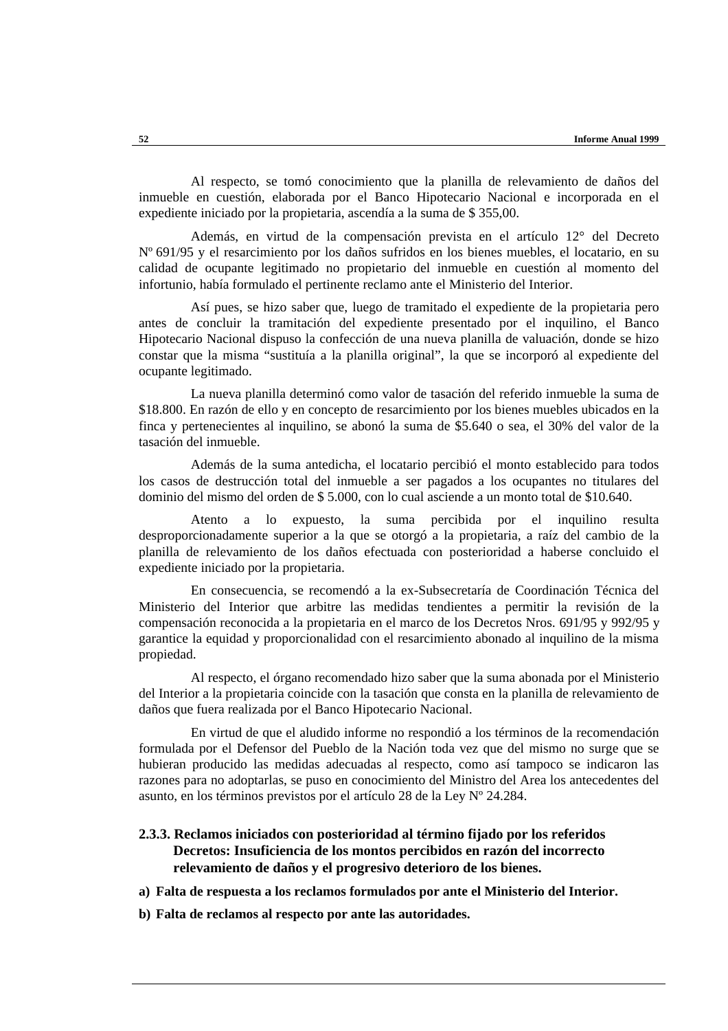Al respecto, se tomó conocimiento que la planilla de relevamiento de daños del inmueble en cuestión, elaborada por el Banco Hipotecario Nacional e incorporada en el expediente iniciado por la propietaria, ascendía a la suma de $ 355,00.

Además, en virtud de la compensación prevista en el artículo 12° del Decreto Nº 691/95 y el resarcimiento por los daños sufridos en los bienes muebles, el locatario, en su calidad de ocupante legitimado no propietario del inmueble en cuestión al momento del infortunio, había formulado el pertinente reclamo ante el Ministerio del Interior.

Así pues, se hizo saber que, luego de tramitado el expediente de la propietaria pero antes de concluir la tramitación del expediente presentado por el inquilino, el Banco Hipotecario Nacional dispuso la confección de una nueva planilla de valuación, donde se hizo constar que la misma "sustituía a la planilla original", la que se incorporó al expediente del ocupante legitimado.

La nueva planilla determinó como valor de tasación del referido inmueble la suma de $18.800. En razón de ello y en concepto de resarcimiento por los bienes muebles ubicados en la finca y pertenecientes al inquilino, se abonó la suma de $5.640 o sea, el 30% del valor de la tasación del inmueble.

Además de la suma antedicha, el locatario percibió el monto establecido para todos los casos de destrucción total del inmueble a ser pagados a los ocupantes no titulares del dominio del mismo del orden de $ 5.000, con lo cual asciende a un monto total de $10.640.

Atento a lo expuesto, la suma percibida por el inquilino resulta desproporcionadamente superior a la que se otorgó a la propietaria, a raíz del cambio de la planilla de relevamiento de los daños efectuada con posterioridad a haberse concluido el expediente iniciado por la propietaria.

En consecuencia, se recomendó a la ex-Subsecretaría de Coordinación Técnica del Ministerio del Interior que arbitre las medidas tendientes a permitir la revisión de la compensación reconocida a la propietaria en el marco de los Decretos Nros. 691/95 y 992/95 y garantice la equidad y proporcionalidad con el resarcimiento abonado al inquilino de la misma propiedad.

Al respecto, el órgano recomendado hizo saber que la suma abonada por el Ministerio del Interior a la propietaria coincide con la tasación que consta en la planilla de relevamiento de daños que fuera realizada por el Banco Hipotecario Nacional.

En virtud de que el aludido informe no respondió a los términos de la recomendación formulada por el Defensor del Pueblo de la Nación toda vez que del mismo no surge que se hubieran producido las medidas adecuadas al respecto, como así tampoco se indicaron las razones para no adoptarlas, se puso en conocimiento del Ministro del Area los antecedentes del asunto, en los términos previstos por el artículo 28 de la Ley Nº 24.284.

### 2.3.3. Reclamos iniciados con posterioridad al término fijado por los referidos Decretos: Insuficiencia de los montos percibidos en razón del incorrecto relevamiento de daños y el progresivo deterioro de los bienes.

**a) Falta de respuesta a los reclamos formulados por ante el Ministerio del Interior.**

**b) Falta de reclamos al respecto por ante las autoridades.**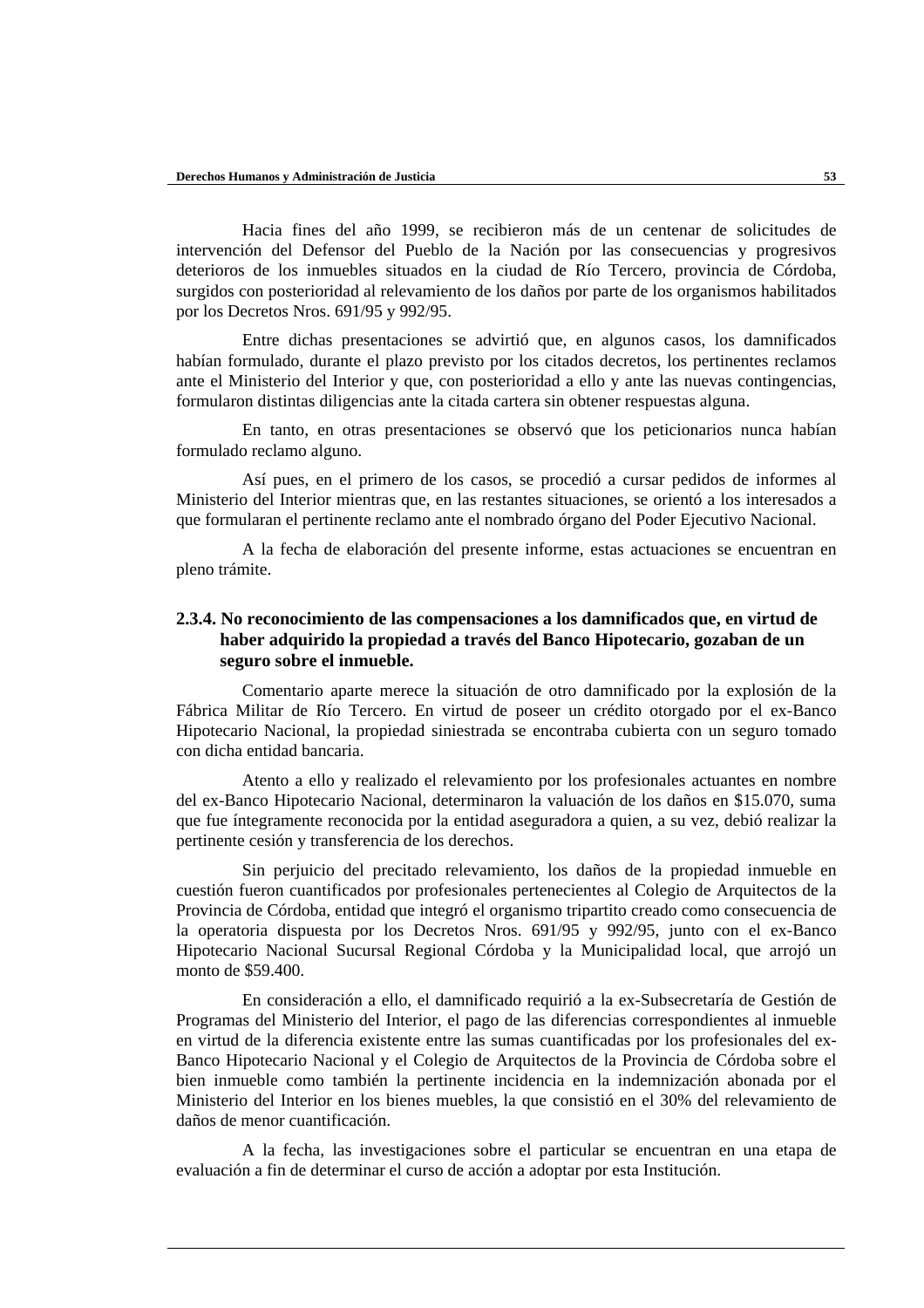Hacia fines del año 1999, se recibieron más de un centenar de solicitudes de intervención del Defensor del Pueblo de la Nación por las consecuencias y progresivos deterioros de los inmuebles situados en la ciudad de Río Tercero, provincia de Córdoba, surgidos con posterioridad al relevamiento de los daños por parte de los organismos habilitados por los Decretos Nros. 691/95 y 992/95.

Entre dichas presentaciones se advirtió que, en algunos casos, los damnificados habían formulado, durante el plazo previsto por los citados decretos, los pertinentes reclamos ante el Ministerio del Interior y que, con posterioridad a ello y ante las nuevas contingencias, formularon distintas diligencias ante la citada cartera sin obtener respuestas alguna.

En tanto, en otras presentaciones se observó que los peticionarios nunca habían formulado reclamo alguno.

Así pues, en el primero de los casos, se procedió a cursar pedidos de informes al Ministerio del Interior mientras que, en las restantes situaciones, se orientó a los interesados a que formularan el pertinente reclamo ante el nombrado órgano del Poder Ejecutivo Nacional.

A la fecha de elaboración del presente informe, estas actuaciones se encuentran en pleno trámite.

### 2.3.4. No reconocimiento de las compensaciones a los damnificados que, en virtud de haber adquirido la propiedad a través del Banco Hipotecario, gozaban de un seguro sobre el inmueble.

Comentario aparte merece la situación de otro damnificado por la explosión de la Fábrica Militar de Río Tercero. En virtud de poseer un crédito otorgado por el ex-Banco Hipotecario Nacional, la propiedad siniestrada se encontraba cubierta con un seguro tomado con dicha entidad bancaria.

Atento a ello y realizado el relevamiento por los profesionales actuantes en nombre del ex-Banco Hipotecario Nacional, determinaron la valuación de los daños en $15.070, suma que fue íntegramente reconocida por la entidad aseguradora a quien, a su vez, debió realizar la pertinente cesión y transferencia de los derechos.

Sin perjuicio del precitado relevamiento, los daños de la propiedad inmueble en cuestión fueron cuantificados por profesionales pertenecientes al Colegio de Arquitectos de la Provincia de Córdoba, entidad que integró el organismo tripartito creado como consecuencia de la operatoria dispuesta por los Decretos Nros. 691/95 y 992/95, junto con el ex-Banco Hipotecario Nacional Sucursal Regional Córdoba y la Municipalidad local, que arrojó un monto de $59.400.

En consideración a ello, el damnificado requirió a la ex-Subsecretaría de Gestión de Programas del Ministerio del Interior, el pago de las diferencias correspondientes al inmueble en virtud de la diferencia existente entre las sumas cuantificadas por los profesionales del ex-Banco Hipotecario Nacional y el Colegio de Arquitectos de la Provincia de Córdoba sobre el bien inmueble como también la pertinente incidencia en la indemnización abonada por el Ministerio del Interior en los bienes muebles, la que consistió en el 30% del relevamiento de daños de menor cuantificación.

A la fecha, las investigaciones sobre el particular se encuentran en una etapa de evaluación a fin de determinar el curso de acción a adoptar por esta Institución.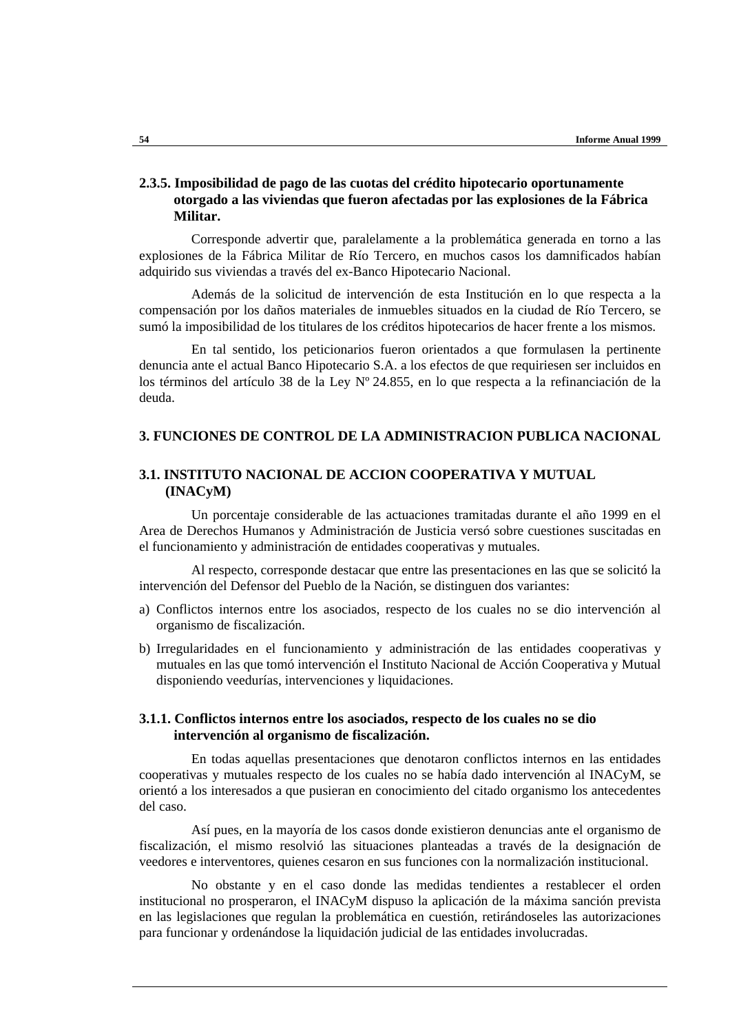### 2.3.5. Imposibilidad de pago de las cuotas del crédito hipotecario oportunamente otorgado a las viviendas que fueron afectadas por las explosiones de la Fábrica Militar.

Corresponde advertir que, paralelamente a la problemática generada en torno a las explosiones de la Fábrica Militar de Río Tercero, en muchos casos los damnificados habían adquirido sus viviendas a través del ex-Banco Hipotecario Nacional.

Además de la solicitud de intervención de esta Institución en lo que respecta a la compensación por los daños materiales de inmuebles situados en la ciudad de Río Tercero, se sumó la imposibilidad de los titulares de los créditos hipotecarios de hacer frente a los mismos.

En tal sentido, los peticionarios fueron orientados a que formulasen la pertinente denuncia ante el actual Banco Hipotecario S.A. a los efectos de que requiriesen ser incluidos en los términos del artículo 38 de la Ley Nº 24.855, en lo que respecta a la refinanciación de la deuda.

## 3. FUNCIONES DE CONTROL DE LA ADMINISTRACION PUBLICA NACIONAL

### 3.1. INSTITUTO NACIONAL DE ACCION COOPERATIVA Y MUTUAL (INACyM)

Un porcentaje considerable de las actuaciones tramitadas durante el año 1999 en el Area de Derechos Humanos y Administración de Justicia versó sobre cuestiones suscitadas en el funcionamiento y administración de entidades cooperativas y mutuales.

Al respecto, corresponde destacar que entre las presentaciones en las que se solicitó la intervención del Defensor del Pueblo de la Nación, se distinguen dos variantes:

a) Conflictos internos entre los asociados, respecto de los cuales no se dio intervención al organismo de fiscalización.

b) Irregularidades en el funcionamiento y administración de las entidades cooperativas y mutuales en las que tomó intervención el Instituto Nacional de Acción Cooperativa y Mutual disponiendo veedurías, intervenciones y liquidaciones.

### 3.1.1. Conflictos internos entre los asociados, respecto de los cuales no se dio intervención al organismo de fiscalización.

En todas aquellas presentaciones que denotaron conflictos internos en las entidades cooperativas y mutuales respecto de los cuales no se había dado intervención al INACyM, se orientó a los interesados a que pusieran en conocimiento del citado organismo los antecedentes del caso.

Así pues, en la mayoría de los casos donde existieron denuncias ante el organismo de fiscalización, el mismo resolvió las situaciones planteadas a través de la designación de veedores e interventores, quienes cesaron en sus funciones con la normalización institucional.

No obstante y en el caso donde las medidas tendientes a restablecer el orden institucional no prosperaron, el INACyM dispuso la aplicación de la máxima sanción prevista en las legislaciones que regulan la problemática en cuestión, retirándoseles las autorizaciones para funcionar y ordenándose la liquidación judicial de las entidades involucradas.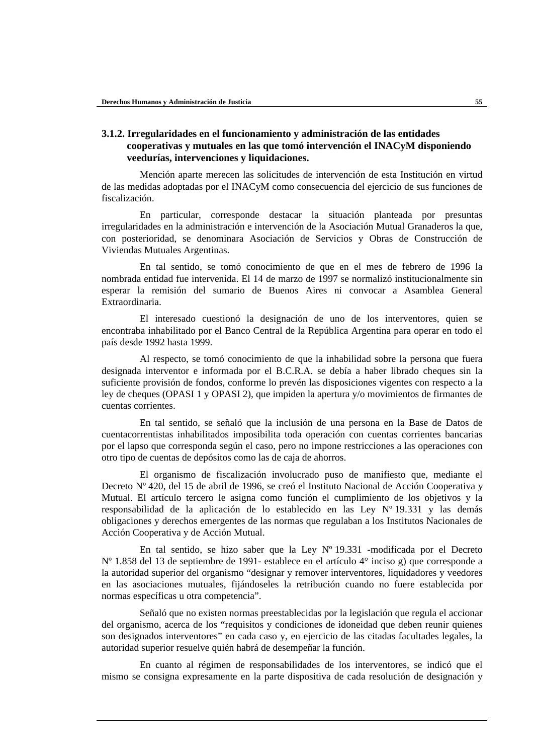### 3.1.2. Irregularidades en el funcionamiento y administración de las entidades cooperativas y mutuales en las que tomó intervención el INACyM disponiendo veedurías, intervenciones y liquidaciones.

Mención aparte merecen las solicitudes de intervención de esta Institución en virtud de las medidas adoptadas por el INACyM como consecuencia del ejercicio de sus funciones de fiscalización.

En particular, corresponde destacar la situación planteada por presuntas irregularidades en la administración e intervención de la Asociación Mutual Granaderos la que, con posterioridad, se denominara Asociación de Servicios y Obras de Construcción de Viviendas Mutuales Argentinas.

En tal sentido, se tomó conocimiento de que en el mes de febrero de 1996 la nombrada entidad fue intervenida. El 14 de marzo de 1997 se normalizó institucionalmente sin esperar la remisión del sumario de Buenos Aires ni convocar a Asamblea General Extraordinaria.

El interesado cuestionó la designación de uno de los interventores, quien se encontraba inhabilitado por el Banco Central de la República Argentina para operar en todo el país desde 1992 hasta 1999.

Al respecto, se tomó conocimiento de que la inhabilidad sobre la persona que fuera designada interventor e informada por el B.C.R.A. se debía a haber librado cheques sin la suficiente provisión de fondos, conforme lo prevén las disposiciones vigentes con respecto a la ley de cheques (OPASI 1 y OPASI 2), que impiden la apertura y/o movimientos de firmantes de cuentas corrientes.

En tal sentido, se señaló que la inclusión de una persona en la Base de Datos de cuentacorrentistas inhabilitados imposibilita toda operación con cuentas corrientes bancarias por el lapso que corresponda según el caso, pero no impone restricciones a las operaciones con otro tipo de cuentas de depósitos como las de caja de ahorros.

El organismo de fiscalización involucrado puso de manifiesto que, mediante el Decreto Nº 420, del 15 de abril de 1996, se creó el Instituto Nacional de Acción Cooperativa y Mutual. El artículo tercero le asigna como función el cumplimiento de los objetivos y la responsabilidad de la aplicación de lo establecido en las Ley Nº 19.331 y las demás obligaciones y derechos emergentes de las normas que regulaban a los Institutos Nacionales de Acción Cooperativa y de Acción Mutual.

En tal sentido, se hizo saber que la Ley Nº 19.331 -modificada por el Decreto Nº 1.858 del 13 de septiembre de 1991- establece en el artículo 4° inciso g) que corresponde a la autoridad superior del organismo "designar y remover interventores, liquidadores y veedores en las asociaciones mutuales, fijándoseles la retribución cuando no fuere establecida por normas específicas u otra competencia".

Señaló que no existen normas preestablecidas por la legislación que regula el accionar del organismo, acerca de los "requisitos y condiciones de idoneidad que deben reunir quienes son designados interventores" en cada caso y, en ejercicio de las citadas facultades legales, la autoridad superior resuelve quién habrá de desempeñar la función.

En cuanto al régimen de responsabilidades de los interventores, se indicó que el mismo se consigna expresamente en la parte dispositiva de cada resolución de designación y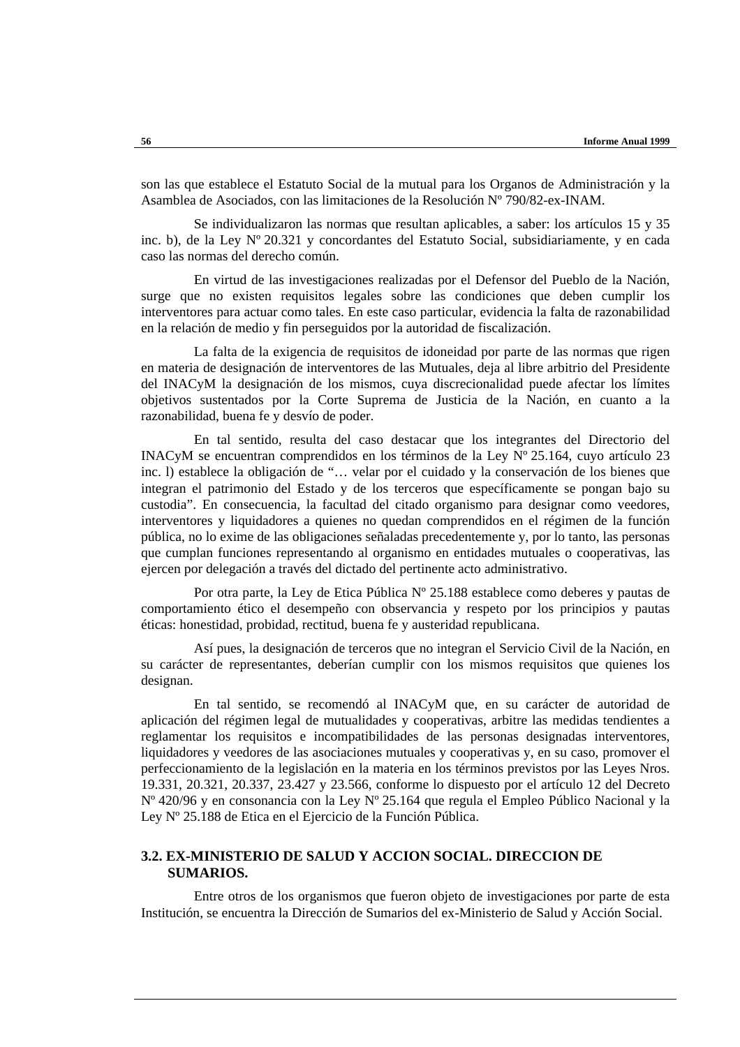son las que establece el Estatuto Social de la mutual para los Organos de Administración y la Asamblea de Asociados, con las limitaciones de la Resolución Nº 790/82-ex-INAM.

Se individualizaron las normas que resultan aplicables, a saber: los artículos 15 y 35 inc. b), de la Ley Nº 20.321 y concordantes del Estatuto Social, subsidiariamente, y en cada caso las normas del derecho común.

En virtud de las investigaciones realizadas por el Defensor del Pueblo de la Nación, surge que no existen requisitos legales sobre las condiciones que deben cumplir los interventores para actuar como tales. En este caso particular, evidencia la falta de razonabilidad en la relación de medio y fin perseguidos por la autoridad de fiscalización.

La falta de la exigencia de requisitos de idoneidad por parte de las normas que rigen en materia de designación de interventores de las Mutuales, deja al libre arbitrio del Presidente del INACyM la designación de los mismos, cuya discrecionalidad puede afectar los límites objetivos sustentados por la Corte Suprema de Justicia de la Nación, en cuanto a la razonabilidad, buena fe y desvío de poder.

En tal sentido, resulta del caso destacar que los integrantes del Directorio del INACyM se encuentran comprendidos en los términos de la Ley Nº 25.164, cuyo artículo 23 inc. l) establece la obligación de "… velar por el cuidado y la conservación de los bienes que integran el patrimonio del Estado y de los terceros que específicamente se pongan bajo su custodia". En consecuencia, la facultad del citado organismo para designar como veedores, interventores y liquidadores a quienes no quedan comprendidos en el régimen de la función pública, no lo exime de las obligaciones señaladas precedentemente y, por lo tanto, las personas que cumplan funciones representando al organismo en entidades mutuales o cooperativas, las ejercen por delegación a través del dictado del pertinente acto administrativo.

Por otra parte, la Ley de Etica Pública Nº 25.188 establece como deberes y pautas de comportamiento ético el desempeño con observancia y respeto por los principios y pautas éticas: honestidad, probidad, rectitud, buena fe y austeridad republicana.

Así pues, la designación de terceros que no integran el Servicio Civil de la Nación, en su carácter de representantes, deberían cumplir con los mismos requisitos que quienes los designan.

En tal sentido, se recomendó al INACyM que, en su carácter de autoridad de aplicación del régimen legal de mutualidades y cooperativas, arbitre las medidas tendientes a reglamentar los requisitos e incompatibilidades de las personas designadas interventores, liquidadores y veedores de las asociaciones mutuales y cooperativas y, en su caso, promover el perfeccionamiento de la legislación en la materia en los términos previstos por las Leyes Nros. 19.331, 20.321, 20.337, 23.427 y 23.566, conforme lo dispuesto por el artículo 12 del Decreto Nº 420/96 y en consonancia con la Ley Nº 25.164 que regula el Empleo Público Nacional y la Ley Nº 25.188 de Etica en el Ejercicio de la Función Pública.

### 3.2. EX-MINISTERIO DE SALUD Y ACCION SOCIAL. DIRECCION DE SUMARIOS.

Entre otros de los organismos que fueron objeto de investigaciones por parte de esta Institución, se encuentra la Dirección de Sumarios del ex-Ministerio de Salud y Acción Social.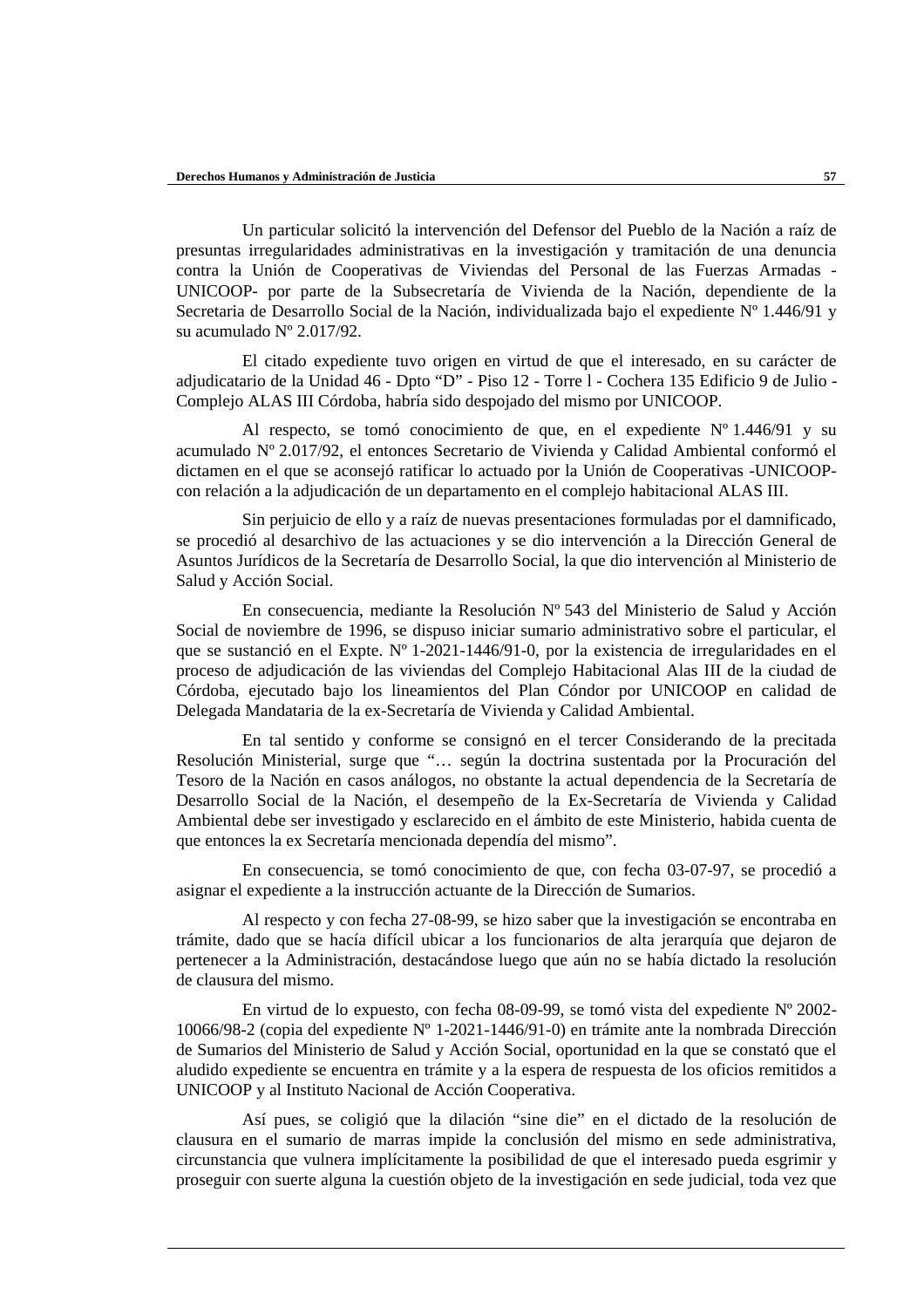Un particular solicitó la intervención del Defensor del Pueblo de la Nación a raíz de presuntas irregularidades administrativas en la investigación y tramitación de una denuncia contra la Unión de Cooperativas de Viviendas del Personal de las Fuerzas Armadas -UNICOOP- por parte de la Subsecretaría de Vivienda de la Nación, dependiente de la Secretaria de Desarrollo Social de la Nación, individualizada bajo el expediente Nº 1.446/91 y su acumulado Nº 2.017/92.

El citado expediente tuvo origen en virtud de que el interesado, en su carácter de adjudicatario de la Unidad 46 - Dpto "D" - Piso 12 - Torre l - Cochera 135 Edificio 9 de Julio - Complejo ALAS III Córdoba, habría sido despojado del mismo por UNICOOP.

Al respecto, se tomó conocimiento de que, en el expediente Nº 1.446/91 y su acumulado Nº 2.017/92, el entonces Secretario de Vivienda y Calidad Ambiental conformó el dictamen en el que se aconsejó ratificar lo actuado por la Unión de Cooperativas -UNICOOP- con relación a la adjudicación de un departamento en el complejo habitacional ALAS III.

Sin perjuicio de ello y a raíz de nuevas presentaciones formuladas por el damnificado, se procedió al desarchivo de las actuaciones y se dio intervención a la Dirección General de Asuntos Jurídicos de la Secretaría de Desarrollo Social, la que dio intervención al Ministerio de Salud y Acción Social.

En consecuencia, mediante la Resolución Nº 543 del Ministerio de Salud y Acción Social de noviembre de 1996, se dispuso iniciar sumario administrativo sobre el particular, el que se sustanció en el Expte. Nº 1-2021-1446/91-0, por la existencia de irregularidades en el proceso de adjudicación de las viviendas del Complejo Habitacional Alas III de la ciudad de Córdoba, ejecutado bajo los lineamientos del Plan Cóndor por UNICOOP en calidad de Delegada Mandataria de la ex-Secretaría de Vivienda y Calidad Ambiental.

En tal sentido y conforme se consignó en el tercer Considerando de la precitada Resolución Ministerial, surge que "… según la doctrina sustentada por la Procuración del Tesoro de la Nación en casos análogos, no obstante la actual dependencia de la Secretaría de Desarrollo Social de la Nación, el desempeño de la Ex-Secretaría de Vivienda y Calidad Ambiental debe ser investigado y esclarecido en el ámbito de este Ministerio, habida cuenta de que entonces la ex Secretaría mencionada dependía del mismo".

En consecuencia, se tomó conocimiento de que, con fecha 03-07-97, se procedió a asignar el expediente a la instrucción actuante de la Dirección de Sumarios.

Al respecto y con fecha 27-08-99, se hizo saber que la investigación se encontraba en trámite, dado que se hacía difícil ubicar a los funcionarios de alta jerarquía que dejaron de pertenecer a la Administración, destacándose luego que aún no se había dictado la resolución de clausura del mismo.

En virtud de lo expuesto, con fecha 08-09-99, se tomó vista del expediente Nº 2002-10066/98-2 (copia del expediente Nº 1-2021-1446/91-0) en trámite ante la nombrada Dirección de Sumarios del Ministerio de Salud y Acción Social, oportunidad en la que se constató que el aludido expediente se encuentra en trámite y a la espera de respuesta de los oficios remitidos a UNICOOP y al Instituto Nacional de Acción Cooperativa.

Así pues, se coligió que la dilación "sine die" en el dictado de la resolución de clausura en el sumario de marras impide la conclusión del mismo en sede administrativa, circunstancia que vulnera implícitamente la posibilidad de que el interesado pueda esgrimir y proseguir con suerte alguna la cuestión objeto de la investigación en sede judicial, toda vez que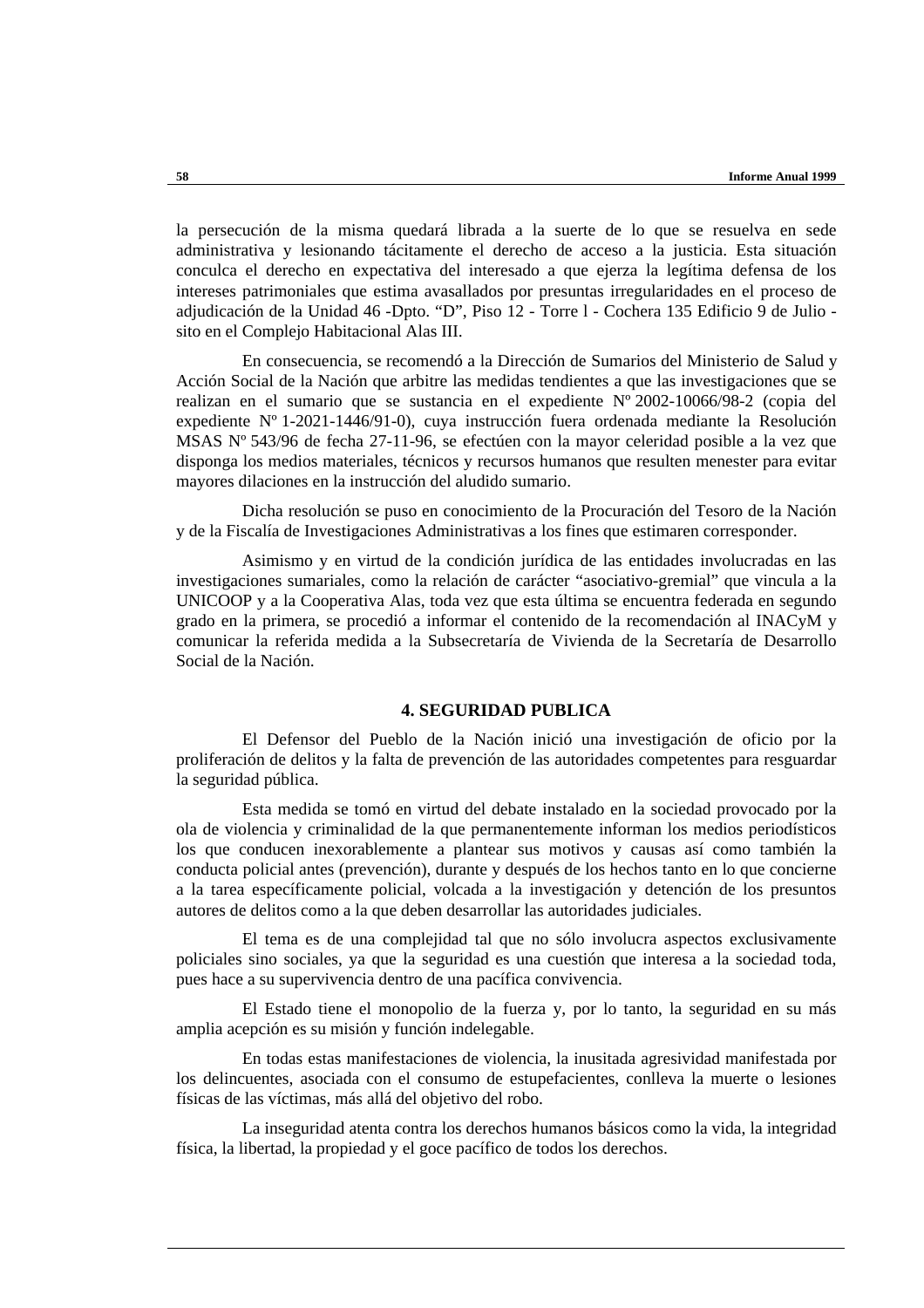la persecución de la misma quedará librada a la suerte de lo que se resuelva en sede administrativa y lesionando tácitamente el derecho de acceso a la justicia. Esta situación conculca el derecho en expectativa del interesado a que ejerza la legítima defensa de los intereses patrimoniales que estima avasallados por presuntas irregularidades en el proceso de adjudicación de la Unidad 46 -Dpto. “D”, Piso 12 - Torre l - Cochera 135 Edificio 9 de Julio - sito en el Complejo Habitacional Alas III.

En consecuencia, se recomendó a la Dirección de Sumarios del Ministerio de Salud y Acción Social de la Nación que arbitre las medidas tendientes a que las investigaciones que se realizan en el sumario que se sustancia en el expediente Nº 2002-10066/98-2 (copia del expediente Nº 1-2021-1446/91-0), cuya instrucción fuera ordenada mediante la Resolución MSAS Nº 543/96 de fecha 27-11-96, se efectúen con la mayor celeridad posible a la vez que disponga los medios materiales, técnicos y recursos humanos que resulten menester para evitar mayores dilaciones en la instrucción del aludido sumario.

Dicha resolución se puso en conocimiento de la Procuración del Tesoro de la Nación y de la Fiscalía de Investigaciones Administrativas a los fines que estimaren corresponder.

Asimismo y en virtud de la condición jurídica de las entidades involucradas en las investigaciones sumariales, como la relación de carácter “asociativo-gremial” que vincula a la UNICOOP y a la Cooperativa Alas, toda vez que esta última se encuentra federada en segundo grado en la primera, se procedió a informar el contenido de la recomendación al INACyM y comunicar la referida medida a la Subsecretaría de Vivienda de la Secretaría de Desarrollo Social de la Nación.

## 4. SEGURIDAD PUBLICA

El Defensor del Pueblo de la Nación inició una investigación de oficio por la proliferación de delitos y la falta de prevención de las autoridades competentes para resguardar la seguridad pública.

Esta medida se tomó en virtud del debate instalado en la sociedad provocado por la ola de violencia y criminalidad de la que permanentemente informan los medios periodísticos los que conducen inexorablemente a plantear sus motivos y causas así como también la conducta policial antes (prevención), durante y después de los hechos tanto en lo que concierne a la tarea específicamente policial, volcada a la investigación y detención de los presuntos autores de delitos como a la que deben desarrollar las autoridades judiciales.

El tema es de una complejidad tal que no sólo involucra aspectos exclusivamente policiales sino sociales, ya que la seguridad es una cuestión que interesa a la sociedad toda, pues hace a su supervivencia dentro de una pacífica convivencia.

El Estado tiene el monopolio de la fuerza y, por lo tanto, la seguridad en su más amplia acepción es su misión y función indelegable.

En todas estas manifestaciones de violencia, la inusitada agresividad manifestada por los delincuentes, asociada con el consumo de estupefacientes, conlleva la muerte o lesiones físicas de las víctimas, más allá del objetivo del robo.

La inseguridad atenta contra los derechos humanos básicos como la vida, la integridad física, la libertad, la propiedad y el goce pacífico de todos los derechos.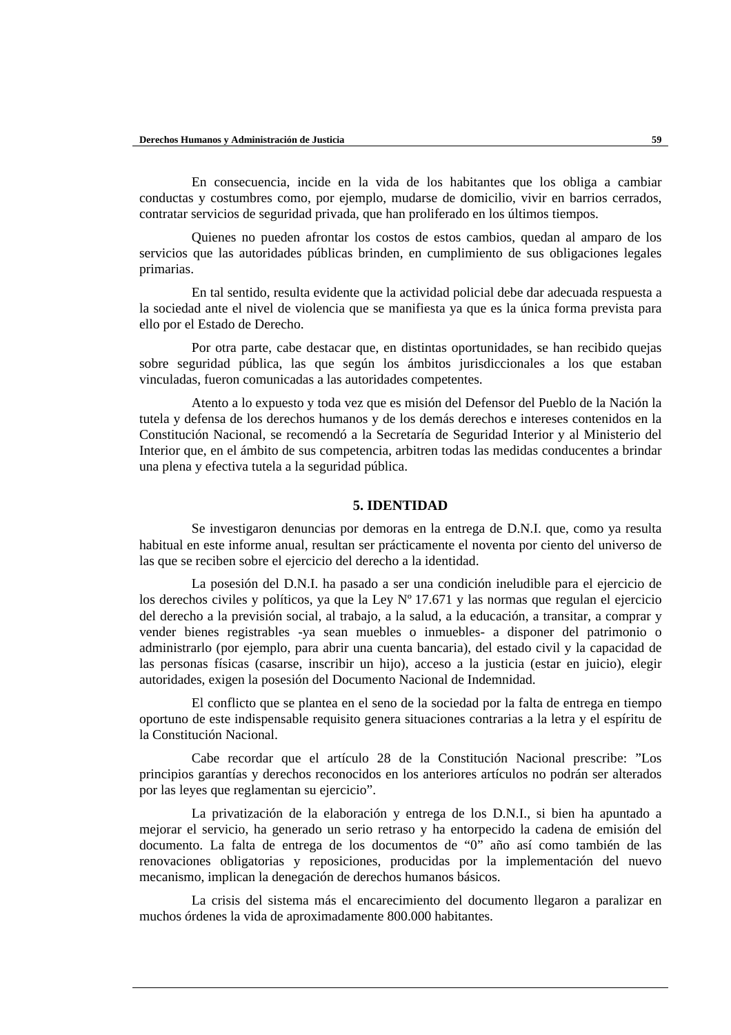En consecuencia, incide en la vida de los habitantes que los obliga a cambiar conductas y costumbres como, por ejemplo, mudarse de domicilio, vivir en barrios cerrados, contratar servicios de seguridad privada, que han proliferado en los últimos tiempos.

Quienes no pueden afrontar los costos de estos cambios, quedan al amparo de los servicios que las autoridades públicas brinden, en cumplimiento de sus obligaciones legales primarias.

En tal sentido, resulta evidente que la actividad policial debe dar adecuada respuesta a la sociedad ante el nivel de violencia que se manifiesta ya que es la única forma prevista para ello por el Estado de Derecho.

Por otra parte, cabe destacar que, en distintas oportunidades, se han recibido quejas sobre seguridad pública, las que según los ámbitos jurisdiccionales a los que estaban vinculadas, fueron comunicadas a las autoridades competentes.

Atento a lo expuesto y toda vez que es misión del Defensor del Pueblo de la Nación la tutela y defensa de los derechos humanos y de los demás derechos e intereses contenidos en la Constitución Nacional, se recomendó a la Secretaría de Seguridad Interior y al Ministerio del Interior que, en el ámbito de sus competencia, arbitren todas las medidas conducentes a brindar una plena y efectiva tutela a la seguridad pública.

## 5. IDENTIDAD

Se investigaron denuncias por demoras en la entrega de D.N.I. que, como ya resulta habitual en este informe anual, resultan ser prácticamente el noventa por ciento del universo de las que se reciben sobre el ejercicio del derecho a la identidad.

La posesión del D.N.I. ha pasado a ser una condición ineludible para el ejercicio de los derechos civiles y políticos, ya que la Ley Nº 17.671 y las normas que regulan el ejercicio del derecho a la previsión social, al trabajo, a la salud, a la educación, a transitar, a comprar y vender bienes registrables -ya sean muebles o inmuebles- a disponer del patrimonio o administrarlo (por ejemplo, para abrir una cuenta bancaria), del estado civil y la capacidad de las personas físicas (casarse, inscribir un hijo), acceso a la justicia (estar en juicio), elegir autoridades, exigen la posesión del Documento Nacional de Indemnidad.

El conflicto que se plantea en el seno de la sociedad por la falta de entrega en tiempo oportuno de este indispensable requisito genera situaciones contrarias a la letra y el espíritu de la Constitución Nacional.

Cabe recordar que el artículo 28 de la Constitución Nacional prescribe: "Los principios garantías y derechos reconocidos en los anteriores artículos no podrán ser alterados por las leyes que reglamentan su ejercicio".

La privatización de la elaboración y entrega de los D.N.I., si bien ha apuntado a mejorar el servicio, ha generado un serio retraso y ha entorpecido la cadena de emisión del documento. La falta de entrega de los documentos de "0" año así como también de las renovaciones obligatorias y reposiciones, producidas por la implementación del nuevo mecanismo, implican la denegación de derechos humanos básicos.

La crisis del sistema más el encarecimiento del documento llegaron a paralizar en muchos órdenes la vida de aproximadamente 800.000 habitantes.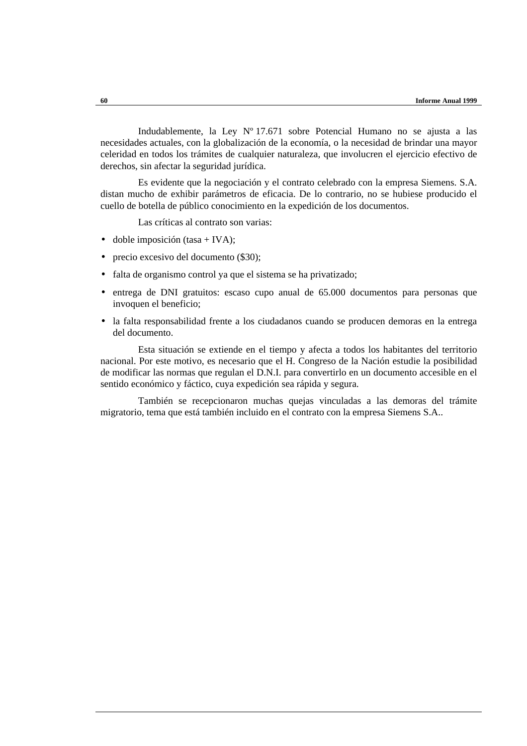Indudablemente, la Ley Nº 17.671 sobre Potencial Humano no se ajusta a las necesidades actuales, con la globalización de la economía, o la necesidad de brindar una mayor celeridad en todos los trámites de cualquier naturaleza, que involucren el ejercicio efectivo de derechos, sin afectar la seguridad jurídica.

Es evidente que la negociación y el contrato celebrado con la empresa Siemens. S.A. distan mucho de exhibir parámetros de eficacia. De lo contrario, no se hubiese producido el cuello de botella de público conocimiento en la expedición de los documentos.

Las críticas al contrato son varias:

- doble imposición (tasa + IVA);
- precio excesivo del documento ($30);
- falta de organismo control ya que el sistema se ha privatizado;
- entrega de DNI gratuitos: escaso cupo anual de 65.000 documentos para personas que invoquen el beneficio;
- la falta responsabilidad frente a los ciudadanos cuando se producen demoras en la entrega del documento.

Esta situación se extiende en el tiempo y afecta a todos los habitantes del territorio nacional. Por este motivo, es necesario que el H. Congreso de la Nación estudie la posibilidad de modificar las normas que regulan el D.N.I. para convertirlo en un documento accesible en el sentido económico y fáctico, cuya expedición sea rápida y segura.

También se recepcionaron muchas quejas vinculadas a las demoras del trámite migratorio, tema que está también incluido en el contrato con la empresa Siemens S.A..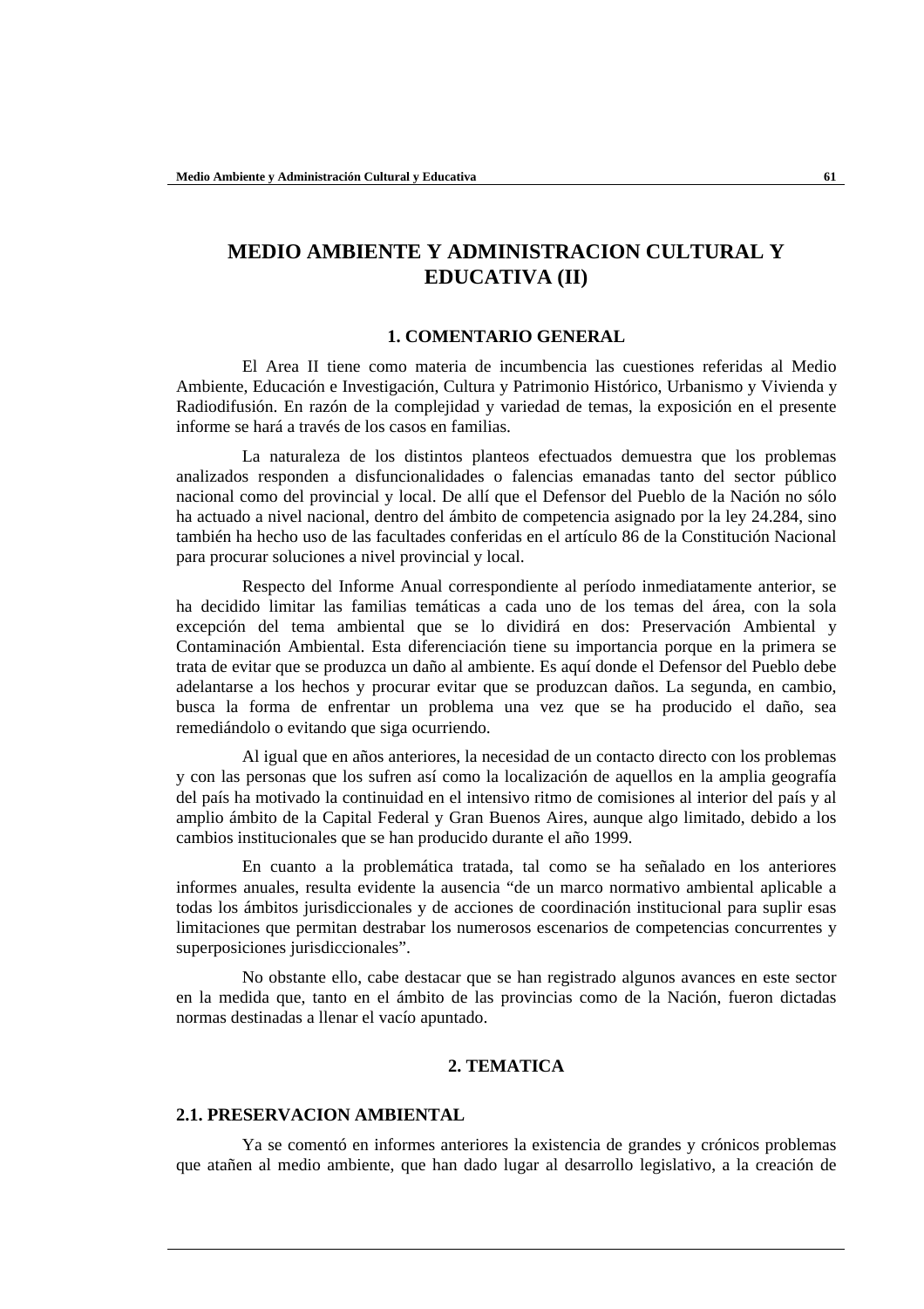# MEDIO AMBIENTE Y ADMINISTRACION CULTURAL Y EDUCATIVA (II)

## 1. COMENTARIO GENERAL

El Area II tiene como materia de incumbencia las cuestiones referidas al Medio Ambiente, Educación e Investigación, Cultura y Patrimonio Histórico, Urbanismo y Vivienda y Radiodifusión. En razón de la complejidad y variedad de temas, la exposición en el presente informe se hará a través de los casos en familias.

La naturaleza de los distintos planteos efectuados demuestra que los problemas analizados responden a disfuncionalidades o falencias emanadas tanto del sector público nacional como del provincial y local. De allí que el Defensor del Pueblo de la Nación no sólo ha actuado a nivel nacional, dentro del ámbito de competencia asignado por la ley 24.284, sino también ha hecho uso de las facultades conferidas en el artículo 86 de la Constitución Nacional para procurar soluciones a nivel provincial y local.

Respecto del Informe Anual correspondiente al período inmediatamente anterior, se ha decidido limitar las familias temáticas a cada uno de los temas del área, con la sola excepción del tema ambiental que se lo dividirá en dos: Preservación Ambiental y Contaminación Ambiental. Esta diferenciación tiene su importancia porque en la primera se trata de evitar que se produzca un daño al ambiente. Es aquí donde el Defensor del Pueblo debe adelantarse a los hechos y procurar evitar que se produzcan daños. La segunda, en cambio, busca la forma de enfrentar un problema una vez que se ha producido el daño, sea remediándolo o evitando que siga ocurriendo.

Al igual que en años anteriores, la necesidad de un contacto directo con los problemas y con las personas que los sufren así como la localización de aquellos en la amplia geografía del país ha motivado la continuidad en el intensivo ritmo de comisiones al interior del país y al amplio ámbito de la Capital Federal y Gran Buenos Aires, aunque algo limitado, debido a los cambios institucionales que se han producido durante el año 1999.

En cuanto a la problemática tratada, tal como se ha señalado en los anteriores informes anuales, resulta evidente la ausencia “de un marco normativo ambiental aplicable a todas los ámbitos jurisdiccionales y de acciones de coordinación institucional para suplir esas limitaciones que permitan destrabar los numerosos escenarios de competencias concurrentes y superposiciones jurisdiccionales”.

No obstante ello, cabe destacar que se han registrado algunos avances en este sector en la medida que, tanto en el ámbito de las provincias como de la Nación, fueron dictadas normas destinadas a llenar el vacío apuntado.

## 2. TEMATICA

### 2.1. PRESERVACION AMBIENTAL

Ya se comentó en informes anteriores la existencia de grandes y crónicos problemas que atañen al medio ambiente, que han dado lugar al desarrollo legislativo, a la creación de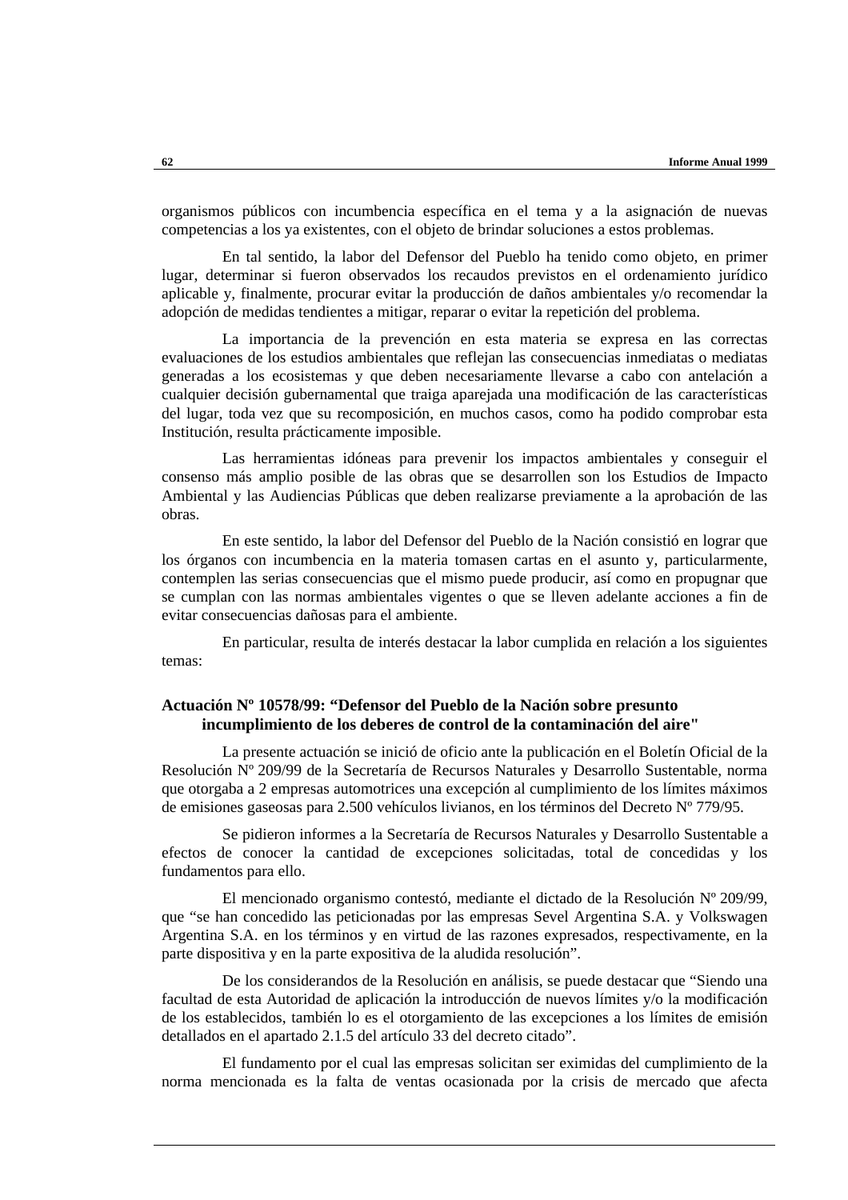organismos públicos con incumbencia específica en el tema y a la asignación de nuevas competencias a los ya existentes, con el objeto de brindar soluciones a estos problemas.

En tal sentido, la labor del Defensor del Pueblo ha tenido como objeto, en primer lugar, determinar si fueron observados los recaudos previstos en el ordenamiento jurídico aplicable y, finalmente, procurar evitar la producción de daños ambientales y/o recomendar la adopción de medidas tendientes a mitigar, reparar o evitar la repetición del problema.

La importancia de la prevención en esta materia se expresa en las correctas evaluaciones de los estudios ambientales que reflejan las consecuencias inmediatas o mediatas generadas a los ecosistemas y que deben necesariamente llevarse a cabo con antelación a cualquier decisión gubernamental que traiga aparejada una modificación de las características del lugar, toda vez que su recomposición, en muchos casos, como ha podido comprobar esta Institución, resulta prácticamente imposible.

Las herramientas idóneas para prevenir los impactos ambientales y conseguir el consenso más amplio posible de las obras que se desarrollen son los Estudios de Impacto Ambiental y las Audiencias Públicas que deben realizarse previamente a la aprobación de las obras.

En este sentido, la labor del Defensor del Pueblo de la Nación consistió en lograr que los órganos con incumbencia en la materia tomasen cartas en el asunto y, particularmente, contemplen las serias consecuencias que el mismo puede producir, así como en propugnar que se cumplan con las normas ambientales vigentes o que se lleven adelante acciones a fin de evitar consecuencias dañosas para el ambiente.

En particular, resulta de interés destacar la labor cumplida en relación a los siguientes temas:

**Actuación Nº 10578/99: "Defensor del Pueblo de la Nación sobre presunto incumplimiento de los deberes de control de la contaminación del aire"**

La presente actuación se inició de oficio ante la publicación en el Boletín Oficial de la Resolución Nº 209/99 de la Secretaría de Recursos Naturales y Desarrollo Sustentable, norma que otorgaba a 2 empresas automotrices una excepción al cumplimiento de los límites máximos de emisiones gaseosas para 2.500 vehículos livianos, en los términos del Decreto Nº 779/95.

Se pidieron informes a la Secretaría de Recursos Naturales y Desarrollo Sustentable a efectos de conocer la cantidad de excepciones solicitadas, total de concedidas y los fundamentos para ello.

El mencionado organismo contestó, mediante el dictado de la Resolución Nº 209/99, que "se han concedido las peticionadas por las empresas Sevel Argentina S.A. y Volkswagen Argentina S.A. en los términos y en virtud de las razones expresados, respectivamente, en la parte dispositiva y en la parte expositiva de la aludida resolución".

De los considerandos de la Resolución en análisis, se puede destacar que "Siendo una facultad de esta Autoridad de aplicación la introducción de nuevos límites y/o la modificación de los establecidos, también lo es el otorgamiento de las excepciones a los límites de emisión detallados en el apartado 2.1.5 del artículo 33 del decreto citado".

El fundamento por el cual las empresas solicitan ser eximidas del cumplimiento de la norma mencionada es la falta de ventas ocasionada por la crisis de mercado que afecta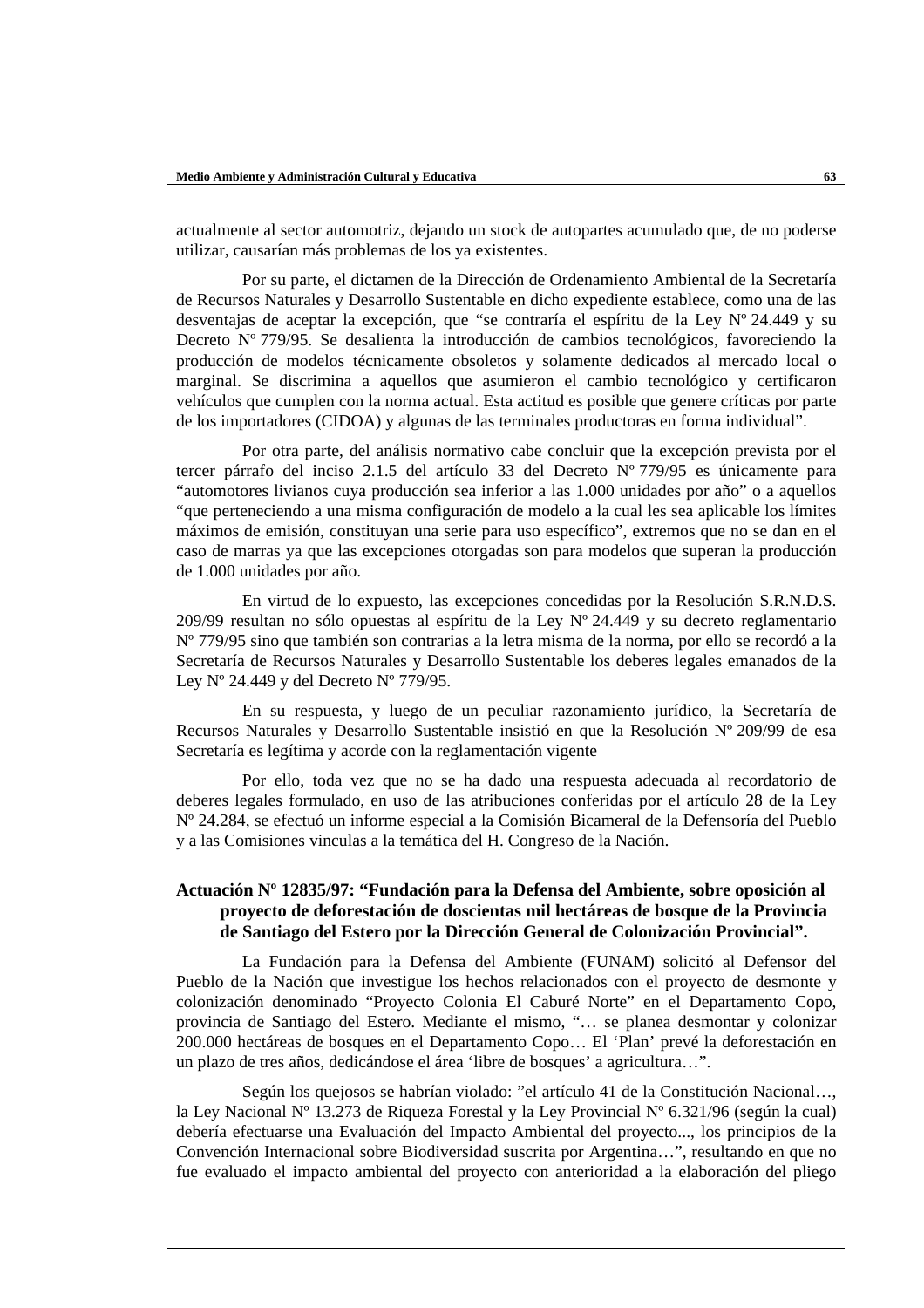actualmente al sector automotriz, dejando un stock de autopartes acumulado que, de no poderse utilizar, causarían más problemas de los ya existentes.

Por su parte, el dictamen de la Dirección de Ordenamiento Ambiental de la Secretaría de Recursos Naturales y Desarrollo Sustentable en dicho expediente establece, como una de las desventajas de aceptar la excepción, que "se contraría el espíritu de la Ley Nº 24.449 y su Decreto Nº 779/95. Se desalienta la introducción de cambios tecnológicos, favoreciendo la producción de modelos técnicamente obsoletos y solamente dedicados al mercado local o marginal. Se discrimina a aquellos que asumieron el cambio tecnológico y certificaron vehículos que cumplen con la norma actual. Esta actitud es posible que genere críticas por parte de los importadores (CIDOA) y algunas de las terminales productoras en forma individual".

Por otra parte, del análisis normativo cabe concluir que la excepción prevista por el tercer párrafo del inciso 2.1.5 del artículo 33 del Decreto Nº 779/95 es únicamente para "automotores livianos cuya producción sea inferior a las 1.000 unidades por año" o a aquellos "que perteneciendo a una misma configuración de modelo a la cual les sea aplicable los límites máximos de emisión, constituyan una serie para uso específico", extremos que no se dan en el caso de marras ya que las excepciones otorgadas son para modelos que superan la producción de 1.000 unidades por año.

En virtud de lo expuesto, las excepciones concedidas por la Resolución S.R.N.D.S. 209/99 resultan no sólo opuestas al espíritu de la Ley Nº 24.449 y su decreto reglamentario Nº 779/95 sino que también son contrarias a la letra misma de la norma, por ello se recordó a la Secretaría de Recursos Naturales y Desarrollo Sustentable los deberes legales emanados de la Ley Nº 24.449 y del Decreto Nº 779/95.

En su respuesta, y luego de un peculiar razonamiento jurídico, la Secretaría de Recursos Naturales y Desarrollo Sustentable insistió en que la Resolución Nº 209/99 de esa Secretaría es legítima y acorde con la reglamentación vigente

Por ello, toda vez que no se ha dado una respuesta adecuada al recordatorio de deberes legales formulado, en uso de las atribuciones conferidas por el artículo 28 de la Ley Nº 24.284, se efectuó un informe especial a la Comisión Bicameral de la Defensoría del Pueblo y a las Comisiones vinculas a la temática del H. Congreso de la Nación.

**Actuación Nº 12835/97: "Fundación para la Defensa del Ambiente, sobre oposición al proyecto de deforestación de doscientas mil hectáreas de bosque de la Provincia de Santiago del Estero por la Dirección General de Colonización Provincial".**

La Fundación para la Defensa del Ambiente (FUNAM) solicitó al Defensor del Pueblo de la Nación que investigue los hechos relacionados con el proyecto de desmonte y colonización denominado "Proyecto Colonia El Caburé Norte" en el Departamento Copo, provincia de Santiago del Estero. Mediante el mismo, "… se planea desmontar y colonizar 200.000 hectáreas de bosques en el Departamento Copo… El 'Plan' prevé la deforestación en un plazo de tres años, dedicándose el área 'libre de bosques' a agricultura…".

Según los quejosos se habrían violado: "el artículo 41 de la Constitución Nacional…, la Ley Nacional Nº 13.273 de Riqueza Forestal y la Ley Provincial Nº 6.321/96 (según la cual) debería efectuarse una Evaluación del Impacto Ambiental del proyecto..., los principios de la Convención Internacional sobre Biodiversidad suscrita por Argentina…", resultando en que no fue evaluado el impacto ambiental del proyecto con anterioridad a la elaboración del pliego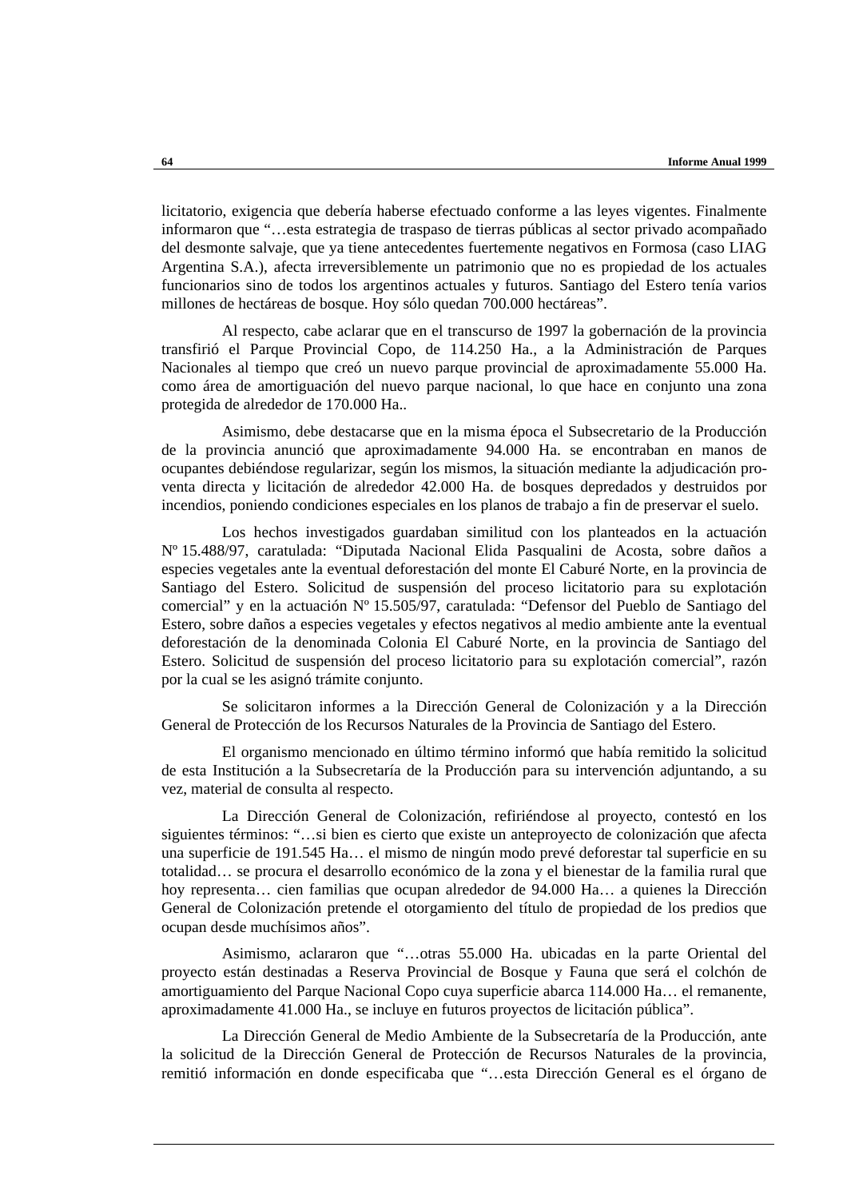licitatorio, exigencia que debería haberse efectuado conforme a las leyes vigentes. Finalmente informaron que "…esta estrategia de traspaso de tierras públicas al sector privado acompañado del desmonte salvaje, que ya tiene antecedentes fuertemente negativos en Formosa (caso LIAG Argentina S.A.), afecta irreversiblemente un patrimonio que no es propiedad de los actuales funcionarios sino de todos los argentinos actuales y futuros. Santiago del Estero tenía varios millones de hectáreas de bosque. Hoy sólo quedan 700.000 hectáreas".

Al respecto, cabe aclarar que en el transcurso de 1997 la gobernación de la provincia transfirió el Parque Provincial Copo, de 114.250 Ha., a la Administración de Parques Nacionales al tiempo que creó un nuevo parque provincial de aproximadamente 55.000 Ha. como área de amortiguación del nuevo parque nacional, lo que hace en conjunto una zona protegida de alrededor de 170.000 Ha..

Asimismo, debe destacarse que en la misma época el Subsecretario de la Producción de la provincia anunció que aproximadamente 94.000 Ha. se encontraban en manos de ocupantes debiéndose regularizar, según los mismos, la situación mediante la adjudicación pro-venta directa y licitación de alrededor 42.000 Ha. de bosques depredados y destruidos por incendios, poniendo condiciones especiales en los planos de trabajo a fin de preservar el suelo.

Los hechos investigados guardaban similitud con los planteados en la actuación Nº 15.488/97, caratulada: "Diputada Nacional Elida Pasqualini de Acosta, sobre daños a especies vegetales ante la eventual deforestación del monte El Caburé Norte, en la provincia de Santiago del Estero. Solicitud de suspensión del proceso licitatorio para su explotación comercial" y en la actuación Nº 15.505/97, caratulada: "Defensor del Pueblo de Santiago del Estero, sobre daños a especies vegetales y efectos negativos al medio ambiente ante la eventual deforestación de la denominada Colonia El Caburé Norte, en la provincia de Santiago del Estero. Solicitud de suspensión del proceso licitatorio para su explotación comercial", razón por la cual se les asignó trámite conjunto.

Se solicitaron informes a la Dirección General de Colonización y a la Dirección General de Protección de los Recursos Naturales de la Provincia de Santiago del Estero.

El organismo mencionado en último término informó que había remitido la solicitud de esta Institución a la Subsecretaría de la Producción para su intervención adjuntando, a su vez, material de consulta al respecto.

La Dirección General de Colonización, refiriéndose al proyecto, contestó en los siguientes términos: "…si bien es cierto que existe un anteproyecto de colonización que afecta una superficie de 191.545 Ha… el mismo de ningún modo prevé deforestar tal superficie en su totalidad… se procura el desarrollo económico de la zona y el bienestar de la familia rural que hoy representa… cien familias que ocupan alrededor de 94.000 Ha… a quienes la Dirección General de Colonización pretende el otorgamiento del título de propiedad de los predios que ocupan desde muchísimos años".

Asimismo, aclararon que "…otras 55.000 Ha. ubicadas en la parte Oriental del proyecto están destinadas a Reserva Provincial de Bosque y Fauna que será el colchón de amortiguamiento del Parque Nacional Copo cuya superficie abarca 114.000 Ha… el remanente, aproximadamente 41.000 Ha., se incluye en futuros proyectos de licitación pública".

La Dirección General de Medio Ambiente de la Subsecretaría de la Producción, ante la solicitud de la Dirección General de Protección de Recursos Naturales de la provincia, remitió información en donde especificaba que "…esta Dirección General es el órgano de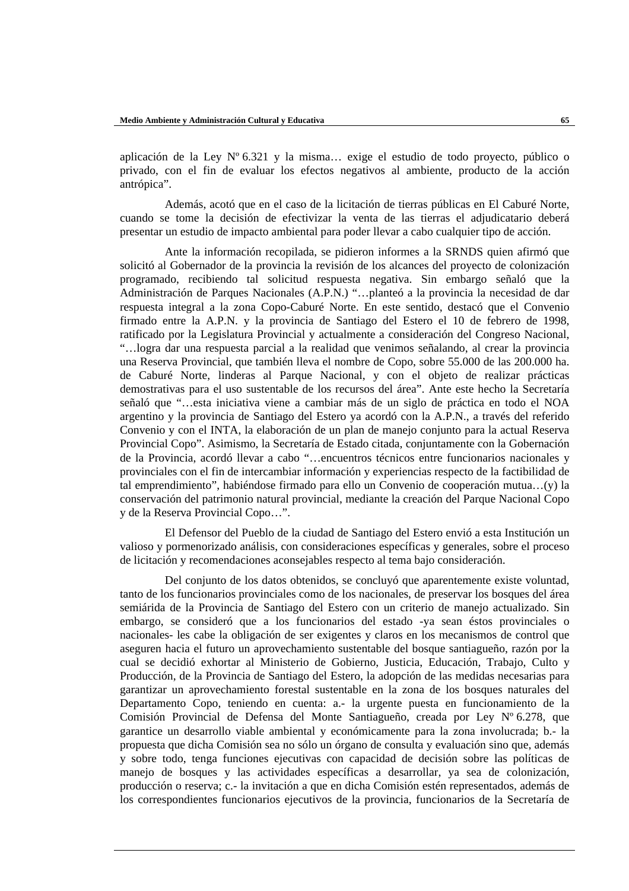aplicación de la Ley Nº 6.321 y la misma… exige el estudio de todo proyecto, público o privado, con el fin de evaluar los efectos negativos al ambiente, producto de la acción antrópica".

Además, acotó que en el caso de la licitación de tierras públicas en El Caburé Norte, cuando se tome la decisión de efectivizar la venta de las tierras el adjudicatario deberá presentar un estudio de impacto ambiental para poder llevar a cabo cualquier tipo de acción.

Ante la información recopilada, se pidieron informes a la SRNDS quien afirmó que solicitó al Gobernador de la provincia la revisión de los alcances del proyecto de colonización programado, recibiendo tal solicitud respuesta negativa. Sin embargo señaló que la Administración de Parques Nacionales (A.P.N.) "…planteó a la provincia la necesidad de dar respuesta integral a la zona Copo-Caburé Norte. En este sentido, destacó que el Convenio firmado entre la A.P.N. y la provincia de Santiago del Estero el 10 de febrero de 1998, ratificado por la Legislatura Provincial y actualmente a consideración del Congreso Nacional, "…logra dar una respuesta parcial a la realidad que venimos señalando, al crear la provincia una Reserva Provincial, que también lleva el nombre de Copo, sobre 55.000 de las 200.000 ha. de Caburé Norte, linderas al Parque Nacional, y con el objeto de realizar prácticas demostrativas para el uso sustentable de los recursos del área". Ante este hecho la Secretaría señaló que "…esta iniciativa viene a cambiar más de un siglo de práctica en todo el NOA argentino y la provincia de Santiago del Estero ya acordó con la A.P.N., a través del referido Convenio y con el INTA, la elaboración de un plan de manejo conjunto para la actual Reserva Provincial Copo". Asimismo, la Secretaría de Estado citada, conjuntamente con la Gobernación de la Provincia, acordó llevar a cabo "…encuentros técnicos entre funcionarios nacionales y provinciales con el fin de intercambiar información y experiencias respecto de la factibilidad de tal emprendimiento", habiéndose firmado para ello un Convenio de cooperación mutua…(y) la conservación del patrimonio natural provincial, mediante la creación del Parque Nacional Copo y de la Reserva Provincial Copo…".

El Defensor del Pueblo de la ciudad de Santiago del Estero envió a esta Institución un valioso y pormenorizado análisis, con consideraciones específicas y generales, sobre el proceso de licitación y recomendaciones aconsejables respecto al tema bajo consideración.

Del conjunto de los datos obtenidos, se concluyó que aparentemente existe voluntad, tanto de los funcionarios provinciales como de los nacionales, de preservar los bosques del área semiárida de la Provincia de Santiago del Estero con un criterio de manejo actualizado. Sin embargo, se consideró que a los funcionarios del estado -ya sean éstos provinciales o nacionales- les cabe la obligación de ser exigentes y claros en los mecanismos de control que aseguren hacia el futuro un aprovechamiento sustentable del bosque santiagueño, razón por la cual se decidió exhortar al Ministerio de Gobierno, Justicia, Educación, Trabajo, Culto y Producción, de la Provincia de Santiago del Estero, la adopción de las medidas necesarias para garantizar un aprovechamiento forestal sustentable en la zona de los bosques naturales del Departamento Copo, teniendo en cuenta: a.- la urgente puesta en funcionamiento de la Comisión Provincial de Defensa del Monte Santiagueño, creada por Ley Nº 6.278, que garantice un desarrollo viable ambiental y económicamente para la zona involucrada; b.- la propuesta que dicha Comisión sea no sólo un órgano de consulta y evaluación sino que, además y sobre todo, tenga funciones ejecutivas con capacidad de decisión sobre las políticas de manejo de bosques y las actividades específicas a desarrollar, ya sea de colonización, producción o reserva; c.- la invitación a que en dicha Comisión estén representados, además de los correspondientes funcionarios ejecutivos de la provincia, funcionarios de la Secretaría de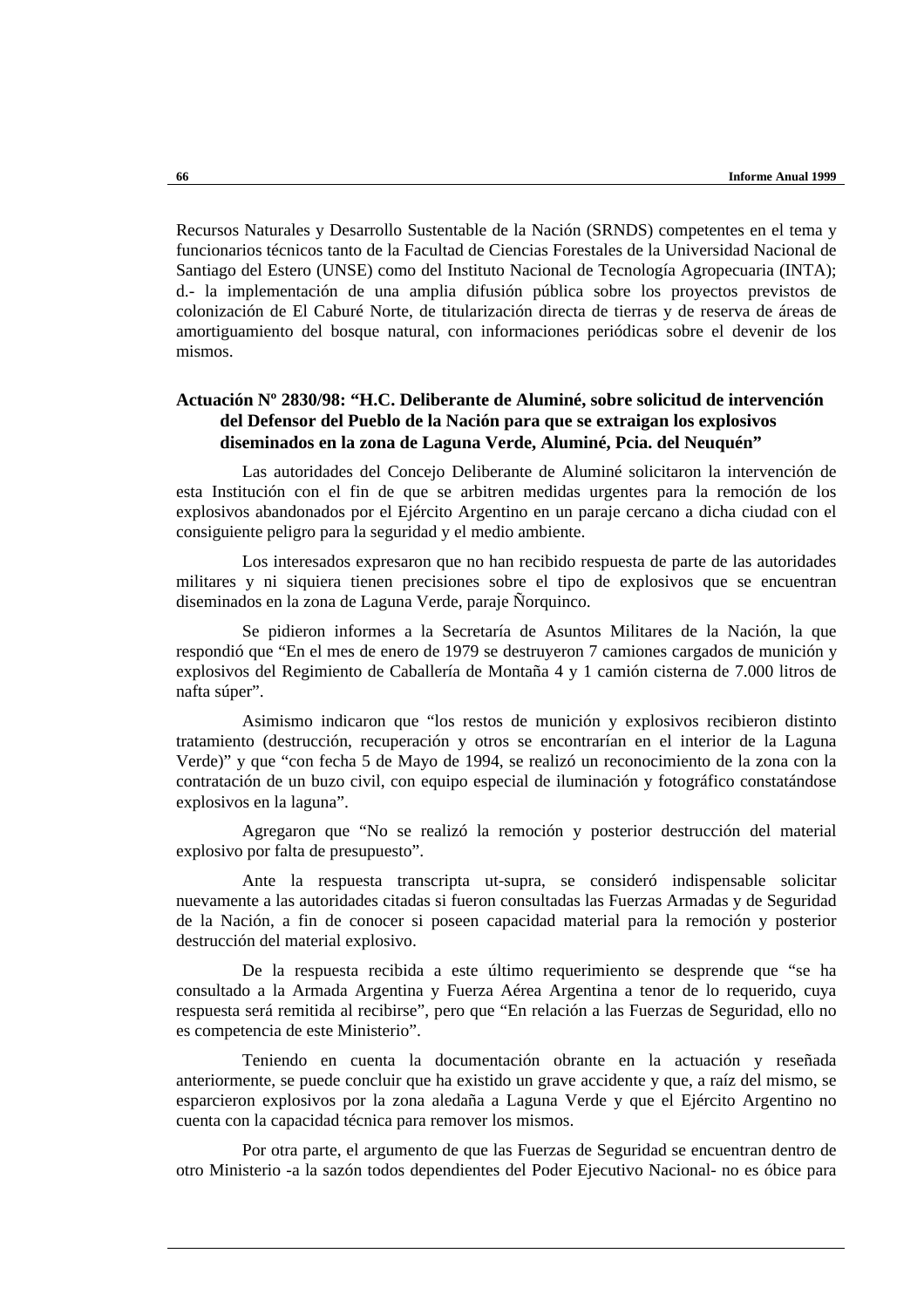Recursos Naturales y Desarrollo Sustentable de la Nación (SRNDS) competentes en el tema y funcionarios técnicos tanto de la Facultad de Ciencias Forestales de la Universidad Nacional de Santiago del Estero (UNSE) como del Instituto Nacional de Tecnología Agropecuaria (INTA); d.- la implementación de una amplia difusión pública sobre los proyectos previstos de colonización de El Caburé Norte, de titularización directa de tierras y de reserva de áreas de amortiguamiento del bosque natural, con informaciones periódicas sobre el devenir de los mismos.

**Actuación Nº 2830/98: "H.C. Deliberante de Aluminé, sobre solicitud de intervención del Defensor del Pueblo de la Nación para que se extraigan los explosivos diseminados en la zona de Laguna Verde, Aluminé, Pcia. del Neuquén"**

Las autoridades del Concejo Deliberante de Aluminé solicitaron la intervención de esta Institución con el fin de que se arbitren medidas urgentes para la remoción de los explosivos abandonados por el Ejército Argentino en un paraje cercano a dicha ciudad con el consiguiente peligro para la seguridad y el medio ambiente.

Los interesados expresaron que no han recibido respuesta de parte de las autoridades militares y ni siquiera tienen precisiones sobre el tipo de explosivos que se encuentran diseminados en la zona de Laguna Verde, paraje Ñorquinco.

Se pidieron informes a la Secretaría de Asuntos Militares de la Nación, la que respondió que "En el mes de enero de 1979 se destruyeron 7 camiones cargados de munición y explosivos del Regimiento de Caballería de Montaña 4 y 1 camión cisterna de 7.000 litros de nafta súper".

Asimismo indicaron que "los restos de munición y explosivos recibieron distinto tratamiento (destrucción, recuperación y otros se encontrarían en el interior de la Laguna Verde)" y que "con fecha 5 de Mayo de 1994, se realizó un reconocimiento de la zona con la contratación de un buzo civil, con equipo especial de iluminación y fotográfico constatándose explosivos en la laguna".

Agregaron que "No se realizó la remoción y posterior destrucción del material explosivo por falta de presupuesto".

Ante la respuesta transcripta ut-supra, se consideró indispensable solicitar nuevamente a las autoridades citadas si fueron consultadas las Fuerzas Armadas y de Seguridad de la Nación, a fin de conocer si poseen capacidad material para la remoción y posterior destrucción del material explosivo.

De la respuesta recibida a este último requerimiento se desprende que "se ha consultado a la Armada Argentina y Fuerza Aérea Argentina a tenor de lo requerido, cuya respuesta será remitida al recibirse", pero que "En relación a las Fuerzas de Seguridad, ello no es competencia de este Ministerio".

Teniendo en cuenta la documentación obrante en la actuación y reseñada anteriormente, se puede concluir que ha existido un grave accidente y que, a raíz del mismo, se esparcieron explosivos por la zona aledaña a Laguna Verde y que el Ejército Argentino no cuenta con la capacidad técnica para remover los mismos.

Por otra parte, el argumento de que las Fuerzas de Seguridad se encuentran dentro de otro Ministerio -a la sazón todos dependientes del Poder Ejecutivo Nacional- no es óbice para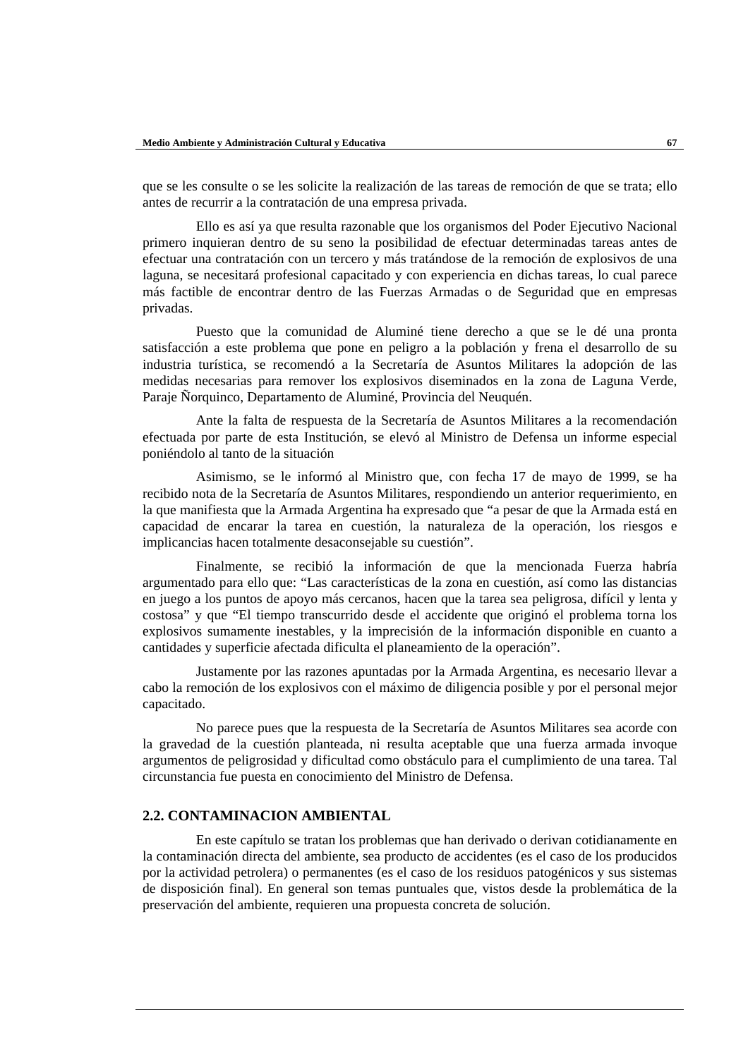que se les consulte o se les solicite la realización de las tareas de remoción de que se trata; ello antes de recurrir a la contratación de una empresa privada.

Ello es así ya que resulta razonable que los organismos del Poder Ejecutivo Nacional primero inquieran dentro de su seno la posibilidad de efectuar determinadas tareas antes de efectuar una contratación con un tercero y más tratándose de la remoción de explosivos de una laguna, se necesitará profesional capacitado y con experiencia en dichas tareas, lo cual parece más factible de encontrar dentro de las Fuerzas Armadas o de Seguridad que en empresas privadas.

Puesto que la comunidad de Aluminé tiene derecho a que se le dé una pronta satisfacción a este problema que pone en peligro a la población y frena el desarrollo de su industria turística, se recomendó a la Secretaría de Asuntos Militares la adopción de las medidas necesarias para remover los explosivos diseminados en la zona de Laguna Verde, Paraje Ñorquinco, Departamento de Aluminé, Provincia del Neuquén.

Ante la falta de respuesta de la Secretaría de Asuntos Militares a la recomendación efectuada por parte de esta Institución, se elevó al Ministro de Defensa un informe especial poniéndolo al tanto de la situación

Asimismo, se le informó al Ministro que, con fecha 17 de mayo de 1999, se ha recibido nota de la Secretaría de Asuntos Militares, respondiendo un anterior requerimiento, en la que manifiesta que la Armada Argentina ha expresado que "a pesar de que la Armada está en capacidad de encarar la tarea en cuestión, la naturaleza de la operación, los riesgos e implicancias hacen totalmente desaconsejable su cuestión".

Finalmente, se recibió la información de que la mencionada Fuerza habría argumentado para ello que: "Las características de la zona en cuestión, así como las distancias en juego a los puntos de apoyo más cercanos, hacen que la tarea sea peligrosa, difícil y lenta y costosa" y que "El tiempo transcurrido desde el accidente que originó el problema torna los explosivos sumamente inestables, y la imprecisión de la información disponible en cuanto a cantidades y superficie afectada dificulta el planeamiento de la operación".

Justamente por las razones apuntadas por la Armada Argentina, es necesario llevar a cabo la remoción de los explosivos con el máximo de diligencia posible y por el personal mejor capacitado.

No parece pues que la respuesta de la Secretaría de Asuntos Militares sea acorde con la gravedad de la cuestión planteada, ni resulta aceptable que una fuerza armada invoque argumentos de peligrosidad y dificultad como obstáculo para el cumplimiento de una tarea. Tal circunstancia fue puesta en conocimiento del Ministro de Defensa.

### 2.2. CONTAMINACION AMBIENTAL

En este capítulo se tratan los problemas que han derivado o derivan cotidianamente en la contaminación directa del ambiente, sea producto de accidentes (es el caso de los producidos por la actividad petrolera) o permanentes (es el caso de los residuos patogénicos y sus sistemas de disposición final). En general son temas puntuales que, vistos desde la problemática de la preservación del ambiente, requieren una propuesta concreta de solución.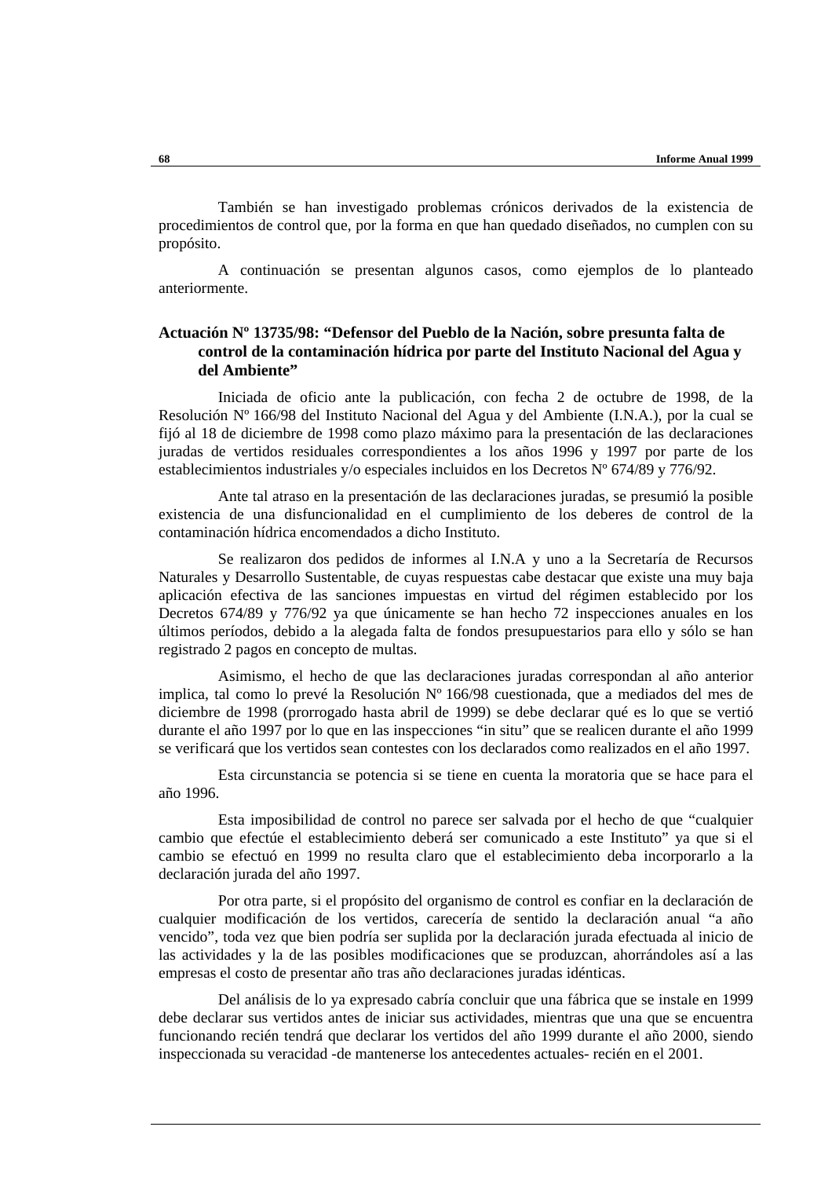También se han investigado problemas crónicos derivados de la existencia de procedimientos de control que, por la forma en que han quedado diseñados, no cumplen con su propósito.

A continuación se presentan algunos casos, como ejemplos de lo planteado anteriormente.

**Actuación Nº 13735/98: "Defensor del Pueblo de la Nación, sobre presunta falta de control de la contaminación hídrica por parte del Instituto Nacional del Agua y del Ambiente"**

Iniciada de oficio ante la publicación, con fecha 2 de octubre de 1998, de la Resolución Nº 166/98 del Instituto Nacional del Agua y del Ambiente (I.N.A.), por la cual se fijó al 18 de diciembre de 1998 como plazo máximo para la presentación de las declaraciones juradas de vertidos residuales correspondientes a los años 1996 y 1997 por parte de los establecimientos industriales y/o especiales incluidos en los Decretos Nº 674/89 y 776/92.

Ante tal atraso en la presentación de las declaraciones juradas, se presumió la posible existencia de una disfuncionalidad en el cumplimiento de los deberes de control de la contaminación hídrica encomendados a dicho Instituto.

Se realizaron dos pedidos de informes al I.N.A y uno a la Secretaría de Recursos Naturales y Desarrollo Sustentable, de cuyas respuestas cabe destacar que existe una muy baja aplicación efectiva de las sanciones impuestas en virtud del régimen establecido por los Decretos 674/89 y 776/92 ya que únicamente se han hecho 72 inspecciones anuales en los últimos períodos, debido a la alegada falta de fondos presupuestarios para ello y sólo se han registrado 2 pagos en concepto de multas.

Asimismo, el hecho de que las declaraciones juradas correspondan al año anterior implica, tal como lo prevé la Resolución Nº 166/98 cuestionada, que a mediados del mes de diciembre de 1998 (prorrogado hasta abril de 1999) se debe declarar qué es lo que se vertió durante el año 1997 por lo que en las inspecciones "in situ" que se realicen durante el año 1999 se verificará que los vertidos sean contestes con los declarados como realizados en el año 1997.

Esta circunstancia se potencia si se tiene en cuenta la moratoria que se hace para el año 1996.

Esta imposibilidad de control no parece ser salvada por el hecho de que "cualquier cambio que efectúe el establecimiento deberá ser comunicado a este Instituto" ya que si el cambio se efectuó en 1999 no resulta claro que el establecimiento deba incorporarlo a la declaración jurada del año 1997.

Por otra parte, si el propósito del organismo de control es confiar en la declaración de cualquier modificación de los vertidos, carecería de sentido la declaración anual "a año vencido", toda vez que bien podría ser suplida por la declaración jurada efectuada al inicio de las actividades y la de las posibles modificaciones que se produzcan, ahorrándoles así a las empresas el costo de presentar año tras año declaraciones juradas idénticas.

Del análisis de lo ya expresado cabría concluir que una fábrica que se instale en 1999 debe declarar sus vertidos antes de iniciar sus actividades, mientras que una que se encuentra funcionando recién tendrá que declarar los vertidos del año 1999 durante el año 2000, siendo inspeccionada su veracidad -de mantenerse los antecedentes actuales- recién en el 2001.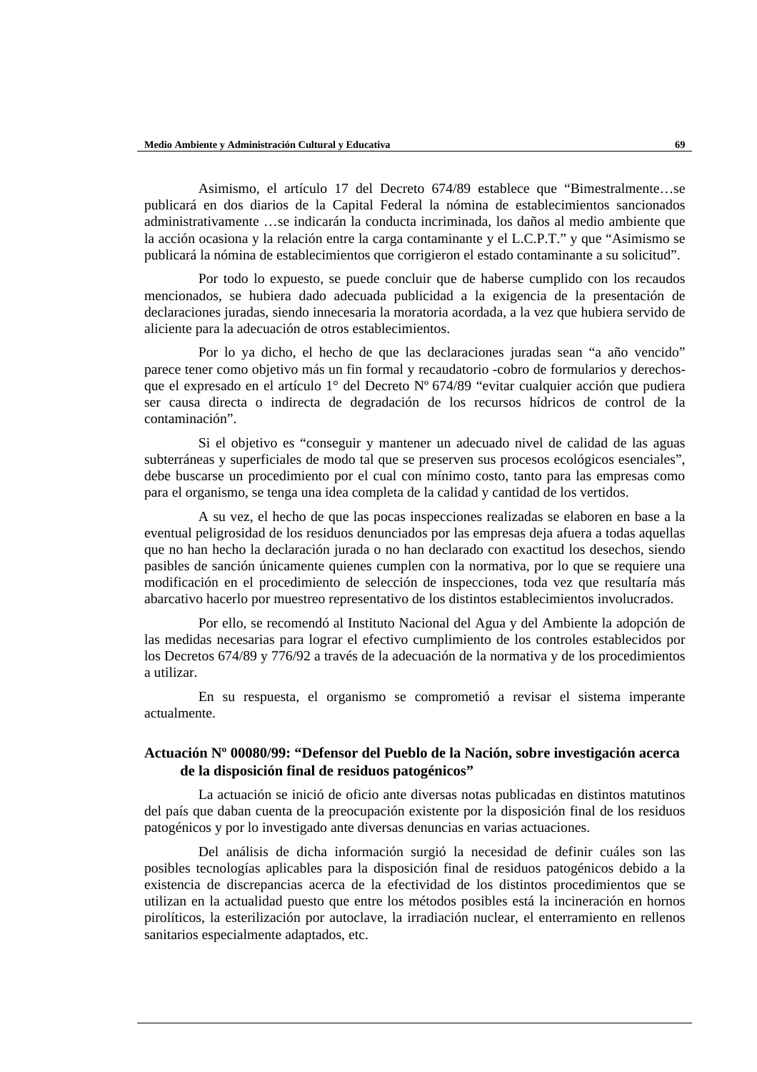Asimismo, el artículo 17 del Decreto 674/89 establece que “Bimestralmente…se publicará en dos diarios de la Capital Federal la nómina de establecimientos sancionados administrativamente …se indicarán la conducta incriminada, los daños al medio ambiente que la acción ocasiona y la relación entre la carga contaminante y el L.C.P.T.” y que “Asimismo se publicará la nómina de establecimientos que corrigieron el estado contaminante a su solicitud”.

Por todo lo expuesto, se puede concluir que de haberse cumplido con los recaudos mencionados, se hubiera dado adecuada publicidad a la exigencia de la presentación de declaraciones juradas, siendo innecesaria la moratoria acordada, a la vez que hubiera servido de aliciente para la adecuación de otros establecimientos.

Por lo ya dicho, el hecho de que las declaraciones juradas sean “a año vencido” parece tener como objetivo más un fin formal y recaudatorio -cobro de formularios y derechos- que el expresado en el artículo 1° del Decreto Nº 674/89 “evitar cualquier acción que pudiera ser causa directa o indirecta de degradación de los recursos hídricos de control de la contaminación”.

Si el objetivo es “conseguir y mantener un adecuado nivel de calidad de las aguas subterráneas y superficiales de modo tal que se preserven sus procesos ecológicos esenciales”, debe buscarse un procedimiento por el cual con mínimo costo, tanto para las empresas como para el organismo, se tenga una idea completa de la calidad y cantidad de los vertidos.

A su vez, el hecho de que las pocas inspecciones realizadas se elaboren en base a la eventual peligrosidad de los residuos denunciados por las empresas deja afuera a todas aquellas que no han hecho la declaración jurada o no han declarado con exactitud los desechos, siendo pasibles de sanción únicamente quienes cumplen con la normativa, por lo que se requiere una modificación en el procedimiento de selección de inspecciones, toda vez que resultaría más abarcativo hacerlo por muestreo representativo de los distintos establecimientos involucrados.

Por ello, se recomendó al Instituto Nacional del Agua y del Ambiente la adopción de las medidas necesarias para lograr el efectivo cumplimiento de los controles establecidos por los Decretos 674/89 y 776/92 a través de la adecuación de la normativa y de los procedimientos a utilizar.

En su respuesta, el organismo se comprometió a revisar el sistema imperante actualmente.

#### Actuación Nº 00080/99: “Defensor del Pueblo de la Nación, sobre investigación acerca de la disposición final de residuos patogénicos”

La actuación se inició de oficio ante diversas notas publicadas en distintos matutinos del país que daban cuenta de la preocupación existente por la disposición final de los residuos patogénicos y por lo investigado ante diversas denuncias en varias actuaciones.

Del análisis de dicha información surgió la necesidad de definir cuáles son las posibles tecnologías aplicables para la disposición final de residuos patogénicos debido a la existencia de discrepancias acerca de la efectividad de los distintos procedimientos que se utilizan en la actualidad puesto que entre los métodos posibles está la incineración en hornos pirolíticos, la esterilización por autoclave, la irradiación nuclear, el enterramiento en rellenos sanitarios especialmente adaptados, etc.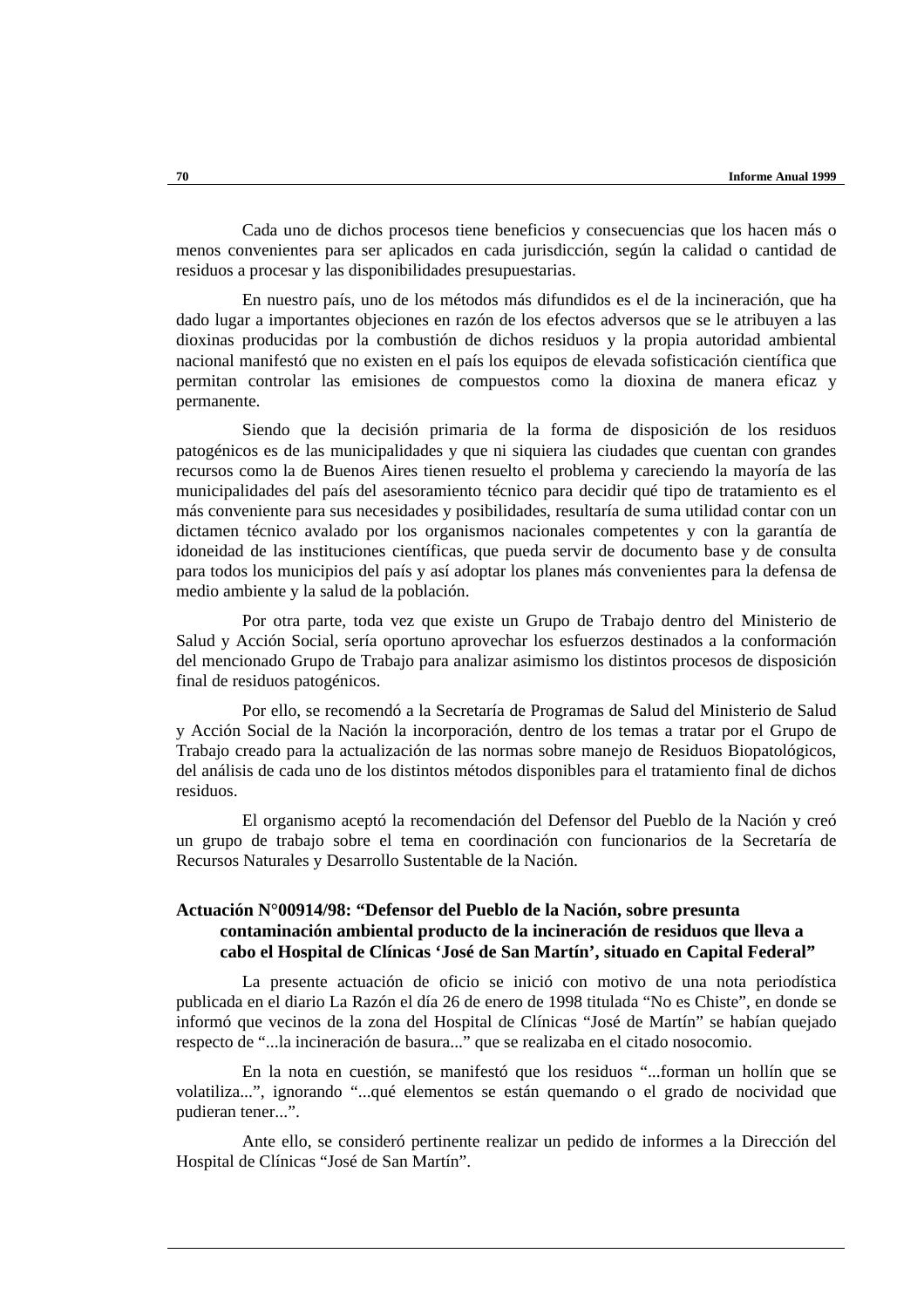Cada uno de dichos procesos tiene beneficios y consecuencias que los hacen más o menos convenientes para ser aplicados en cada jurisdicción, según la calidad o cantidad de residuos a procesar y las disponibilidades presupuestarias.

En nuestro país, uno de los métodos más difundidos es el de la incineración, que ha dado lugar a importantes objeciones en razón de los efectos adversos que se le atribuyen a las dioxinas producidas por la combustión de dichos residuos y la propia autoridad ambiental nacional manifestó que no existen en el país los equipos de elevada sofisticación científica que permitan controlar las emisiones de compuestos como la dioxina de manera eficaz y permanente.

Siendo que la decisión primaria de la forma de disposición de los residuos patogénicos es de las municipalidades y que ni siquiera las ciudades que cuentan con grandes recursos como la de Buenos Aires tienen resuelto el problema y careciendo la mayoría de las municipalidades del país del asesoramiento técnico para decidir qué tipo de tratamiento es el más conveniente para sus necesidades y posibilidades, resultaría de suma utilidad contar con un dictamen técnico avalado por los organismos nacionales competentes y con la garantía de idoneidad de las instituciones científicas, que pueda servir de documento base y de consulta para todos los municipios del país y así adoptar los planes más convenientes para la defensa de medio ambiente y la salud de la población.

Por otra parte, toda vez que existe un Grupo de Trabajo dentro del Ministerio de Salud y Acción Social, sería oportuno aprovechar los esfuerzos destinados a la conformación del mencionado Grupo de Trabajo para analizar asimismo los distintos procesos de disposición final de residuos patogénicos.

Por ello, se recomendó a la Secretaría de Programas de Salud del Ministerio de Salud y Acción Social de la Nación la incorporación, dentro de los temas a tratar por el Grupo de Trabajo creado para la actualización de las normas sobre manejo de Residuos Biopatológicos, del análisis de cada uno de los distintos métodos disponibles para el tratamiento final de dichos residuos.

El organismo aceptó la recomendación del Defensor del Pueblo de la Nación y creó un grupo de trabajo sobre el tema en coordinación con funcionarios de la Secretaría de Recursos Naturales y Desarrollo Sustentable de la Nación.

**Actuación N°00914/98: "Defensor del Pueblo de la Nación, sobre presunta contaminación ambiental producto de la incineración de residuos que lleva a cabo el Hospital de Clínicas 'José de San Martín', situado en Capital Federal"**

La presente actuación de oficio se inició con motivo de una nota periodística publicada en el diario La Razón el día 26 de enero de 1998 titulada "No es Chiste", en donde se informó que vecinos de la zona del Hospital de Clínicas "José de Martín" se habían quejado respecto de "...la incineración de basura..." que se realizaba en el citado nosocomio.

En la nota en cuestión, se manifestó que los residuos "...forman un hollín que se volatiliza...", ignorando "...qué elementos se están quemando o el grado de nocividad que pudieran tener...".

Ante ello, se consideró pertinente realizar un pedido de informes a la Dirección del Hospital de Clínicas "José de San Martín".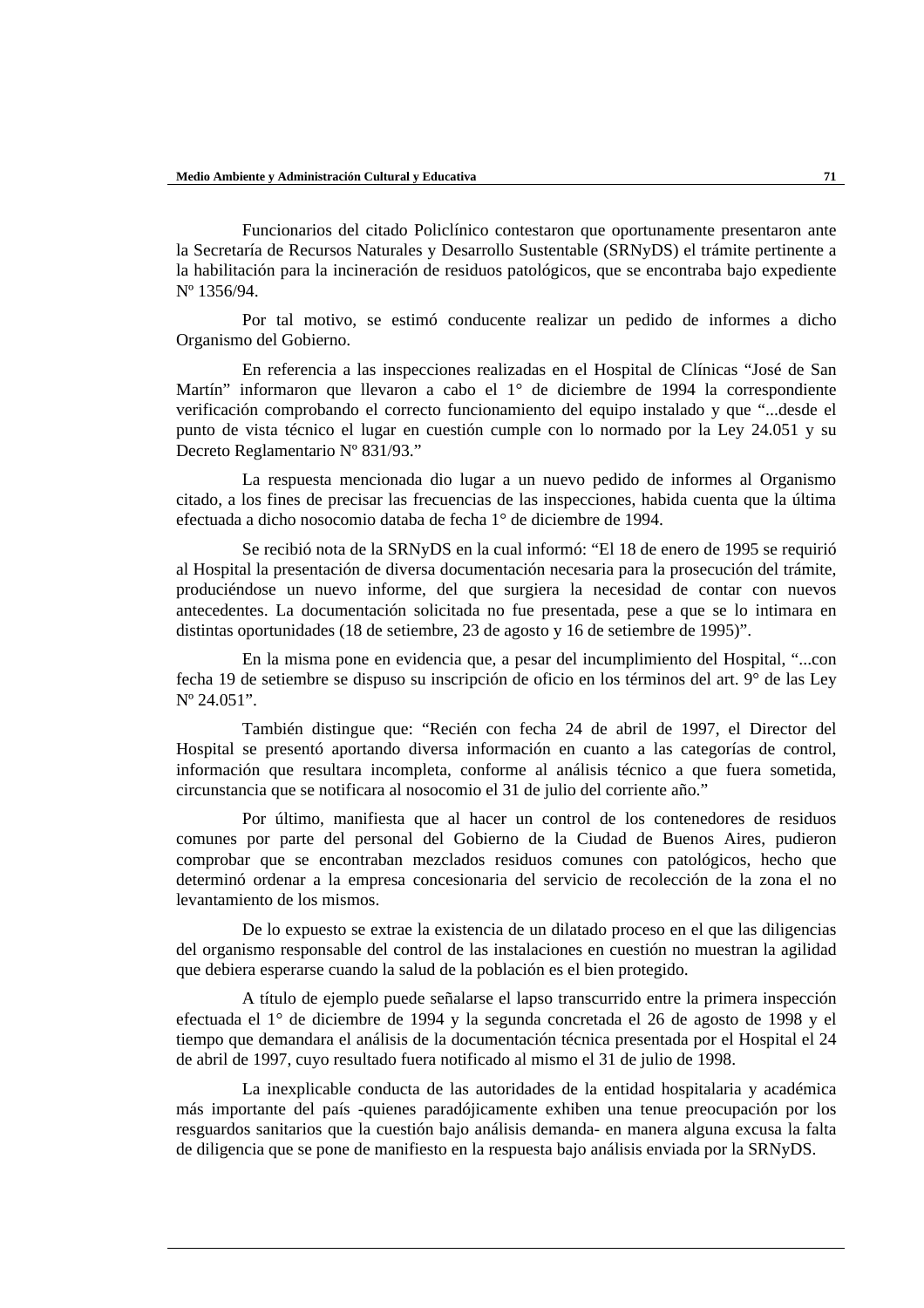Funcionarios del citado Policlínico contestaron que oportunamente presentaron ante la Secretaría de Recursos Naturales y Desarrollo Sustentable (SRNyDS) el trámite pertinente a la habilitación para la incineración de residuos patológicos, que se encontraba bajo expediente Nº 1356/94.

Por tal motivo, se estimó conducente realizar un pedido de informes a dicho Organismo del Gobierno.

En referencia a las inspecciones realizadas en el Hospital de Clínicas “José de San Martín” informaron que llevaron a cabo el 1° de diciembre de 1994 la correspondiente verificación comprobando el correcto funcionamiento del equipo instalado y que “...desde el punto de vista técnico el lugar en cuestión cumple con lo normado por la Ley 24.051 y su Decreto Reglamentario Nº 831/93.”

La respuesta mencionada dio lugar a un nuevo pedido de informes al Organismo citado, a los fines de precisar las frecuencias de las inspecciones, habida cuenta que la última efectuada a dicho nosocomio databa de fecha 1° de diciembre de 1994.

Se recibió nota de la SRNyDS en la cual informó: “El 18 de enero de 1995 se requirió al Hospital la presentación de diversa documentación necesaria para la prosecución del trámite, produciéndose un nuevo informe, del que surgiera la necesidad de contar con nuevos antecedentes. La documentación solicitada no fue presentada, pese a que se lo intimara en distintas oportunidades (18 de setiembre, 23 de agosto y 16 de setiembre de 1995)”.

En la misma pone en evidencia que, a pesar del incumplimiento del Hospital, “...con fecha 19 de setiembre se dispuso su inscripción de oficio en los términos del art. 9° de las Ley Nº 24.051”.

También distingue que: “Recién con fecha 24 de abril de 1997, el Director del Hospital se presentó aportando diversa información en cuanto a las categorías de control, información que resultara incompleta, conforme al análisis técnico a que fuera sometida, circunstancia que se notificara al nosocomio el 31 de julio del corriente año.”

Por último, manifiesta que al hacer un control de los contenedores de residuos comunes por parte del personal del Gobierno de la Ciudad de Buenos Aires, pudieron comprobar que se encontraban mezclados residuos comunes con patológicos, hecho que determinó ordenar a la empresa concesionaria del servicio de recolección de la zona el no levantamiento de los mismos.

De lo expuesto se extrae la existencia de un dilatado proceso en el que las diligencias del organismo responsable del control de las instalaciones en cuestión no muestran la agilidad que debiera esperarse cuando la salud de la población es el bien protegido.

A título de ejemplo puede señalarse el lapso transcurrido entre la primera inspección efectuada el 1° de diciembre de 1994 y la segunda concretada el 26 de agosto de 1998 y el tiempo que demandara el análisis de la documentación técnica presentada por el Hospital el 24 de abril de 1997, cuyo resultado fuera notificado al mismo el 31 de julio de 1998.

La inexplicable conducta de las autoridades de la entidad hospitalaria y académica más importante del país -quienes paradójicamente exhiben una tenue preocupación por los resguardos sanitarios que la cuestión bajo análisis demanda- en manera alguna excusa la falta de diligencia que se pone de manifiesto en la respuesta bajo análisis enviada por la SRNyDS.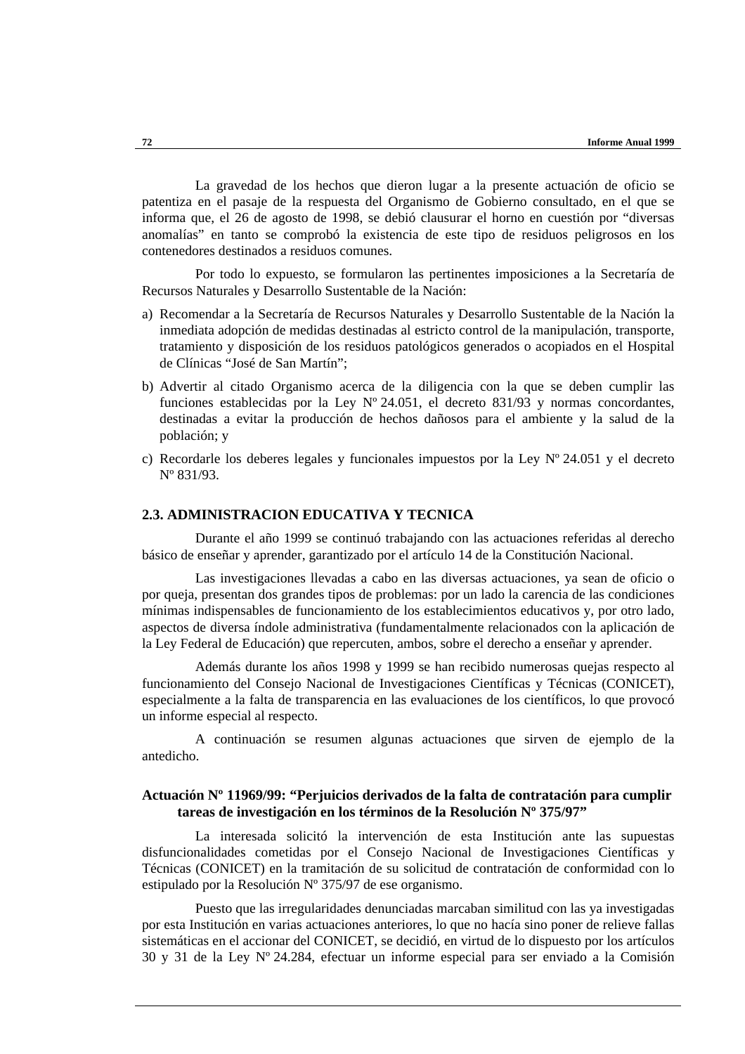La gravedad de los hechos que dieron lugar a la presente actuación de oficio se patentiza en el pasaje de la respuesta del Organismo de Gobierno consultado, en el que se informa que, el 26 de agosto de 1998, se debió clausurar el horno en cuestión por "diversas anomalías" en tanto se comprobó la existencia de este tipo de residuos peligrosos en los contenedores destinados a residuos comunes.

Por todo lo expuesto, se formularon las pertinentes imposiciones a la Secretaría de Recursos Naturales y Desarrollo Sustentable de la Nación:

a) Recomendar a la Secretaría de Recursos Naturales y Desarrollo Sustentable de la Nación la inmediata adopción de medidas destinadas al estricto control de la manipulación, transporte, tratamiento y disposición de los residuos patológicos generados o acopiados en el Hospital de Clínicas "José de San Martín";

b) Advertir al citado Organismo acerca de la diligencia con la que se deben cumplir las funciones establecidas por la Ley Nº 24.051, el decreto 831/93 y normas concordantes, destinadas a evitar la producción de hechos dañosos para el ambiente y la salud de la población; y

c) Recordarle los deberes legales y funcionales impuestos por la Ley Nº 24.051 y el decreto Nº 831/93.

### 2.3. ADMINISTRACION EDUCATIVA Y TECNICA

Durante el año 1999 se continuó trabajando con las actuaciones referidas al derecho básico de enseñar y aprender, garantizado por el artículo 14 de la Constitución Nacional.

Las investigaciones llevadas a cabo en las diversas actuaciones, ya sean de oficio o por queja, presentan dos grandes tipos de problemas: por un lado la carencia de las condiciones mínimas indispensables de funcionamiento de los establecimientos educativos y, por otro lado, aspectos de diversa índole administrativa (fundamentalmente relacionados con la aplicación de la Ley Federal de Educación) que repercuten, ambos, sobre el derecho a enseñar y aprender.

Además durante los años 1998 y 1999 se han recibido numerosas quejas respecto al funcionamiento del Consejo Nacional de Investigaciones Científicas y Técnicas (CONICET), especialmente a la falta de transparencia en las evaluaciones de los científicos, lo que provocó un informe especial al respecto.

A continuación se resumen algunas actuaciones que sirven de ejemplo de la antedicho.

#### Actuación Nº 11969/99: "Perjuicios derivados de la falta de contratación para cumplir tareas de investigación en los términos de la Resolución Nº 375/97"

La interesada solicitó la intervención de esta Institución ante las supuestas disfuncionalidades cometidas por el Consejo Nacional de Investigaciones Científicas y Técnicas (CONICET) en la tramitación de su solicitud de contratación de conformidad con lo estipulado por la Resolución Nº 375/97 de ese organismo.

Puesto que las irregularidades denunciadas marcaban similitud con las ya investigadas por esta Institución en varias actuaciones anteriores, lo que no hacía sino poner de relieve fallas sistemáticas en el accionar del CONICET, se decidió, en virtud de lo dispuesto por los artículos 30 y 31 de la Ley Nº 24.284, efectuar un informe especial para ser enviado a la Comisión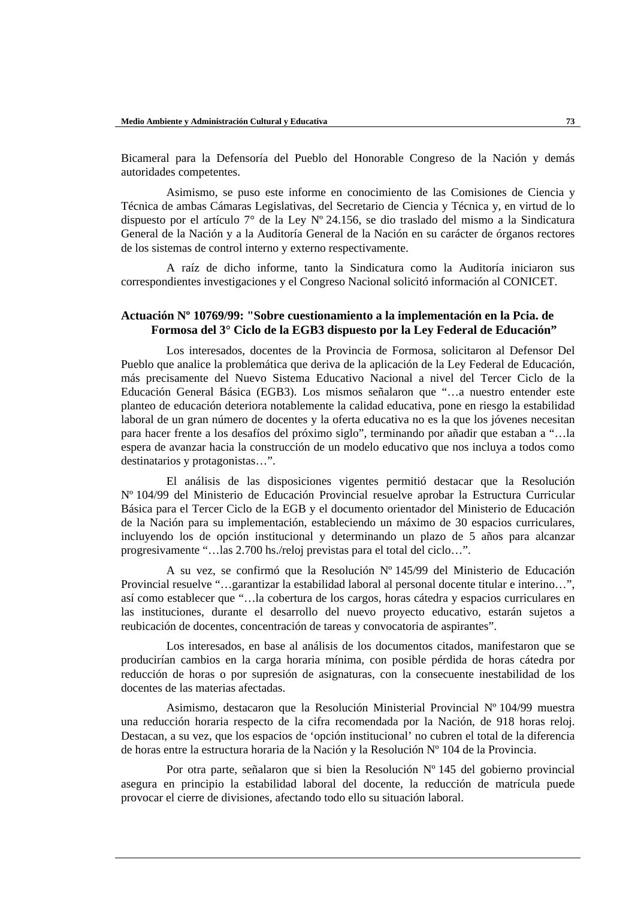Bicameral para la Defensoría del Pueblo del Honorable Congreso de la Nación y demás autoridades competentes.

Asimismo, se puso este informe en conocimiento de las Comisiones de Ciencia y Técnica de ambas Cámaras Legislativas, del Secretario de Ciencia y Técnica y, en virtud de lo dispuesto por el artículo 7° de la Ley Nº 24.156, se dio traslado del mismo a la Sindicatura General de la Nación y a la Auditoría General de la Nación en su carácter de órganos rectores de los sistemas de control interno y externo respectivamente.

A raíz de dicho informe, tanto la Sindicatura como la Auditoría iniciaron sus correspondientes investigaciones y el Congreso Nacional solicitó información al CONICET.

### Actuación Nº 10769/99: "Sobre cuestionamiento a la implementación en la Pcia. de Formosa del 3° Ciclo de la EGB3 dispuesto por la Ley Federal de Educación"

Los interesados, docentes de la Provincia de Formosa, solicitaron al Defensor Del Pueblo que analice la problemática que deriva de la aplicación de la Ley Federal de Educación, más precisamente del Nuevo Sistema Educativo Nacional a nivel del Tercer Ciclo de la Educación General Básica (EGB3). Los mismos señalaron que "…a nuestro entender este planteo de educación deteriora notablemente la calidad educativa, pone en riesgo la estabilidad laboral de un gran número de docentes y la oferta educativa no es la que los jóvenes necesitan para hacer frente a los desafíos del próximo siglo", terminando por añadir que estaban a "…la espera de avanzar hacia la construcción de un modelo educativo que nos incluya a todos como destinatarios y protagonistas…".

El análisis de las disposiciones vigentes permitió destacar que la Resolución Nº 104/99 del Ministerio de Educación Provincial resuelve aprobar la Estructura Curricular Básica para el Tercer Ciclo de la EGB y el documento orientador del Ministerio de Educación de la Nación para su implementación, estableciendo un máximo de 30 espacios curriculares, incluyendo los de opción institucional y determinando un plazo de 5 años para alcanzar progresivamente "…las 2.700 hs./reloj previstas para el total del ciclo…".

A su vez, se confirmó que la Resolución Nº 145/99 del Ministerio de Educación Provincial resuelve "…garantizar la estabilidad laboral al personal docente titular e interino…", así como establecer que "…la cobertura de los cargos, horas cátedra y espacios curriculares en las instituciones, durante el desarrollo del nuevo proyecto educativo, estarán sujetos a reubicación de docentes, concentración de tareas y convocatoria de aspirantes".

Los interesados, en base al análisis de los documentos citados, manifestaron que se producirían cambios en la carga horaria mínima, con posible pérdida de horas cátedra por reducción de horas o por supresión de asignaturas, con la consecuente inestabilidad de los docentes de las materias afectadas.

Asimismo, destacaron que la Resolución Ministerial Provincial Nº 104/99 muestra una reducción horaria respecto de la cifra recomendada por la Nación, de 918 horas reloj. Destacan, a su vez, que los espacios de 'opción institucional' no cubren el total de la diferencia de horas entre la estructura horaria de la Nación y la Resolución Nº 104 de la Provincia.

Por otra parte, señalaron que si bien la Resolución Nº 145 del gobierno provincial asegura en principio la estabilidad laboral del docente, la reducción de matrícula puede provocar el cierre de divisiones, afectando todo ello su situación laboral.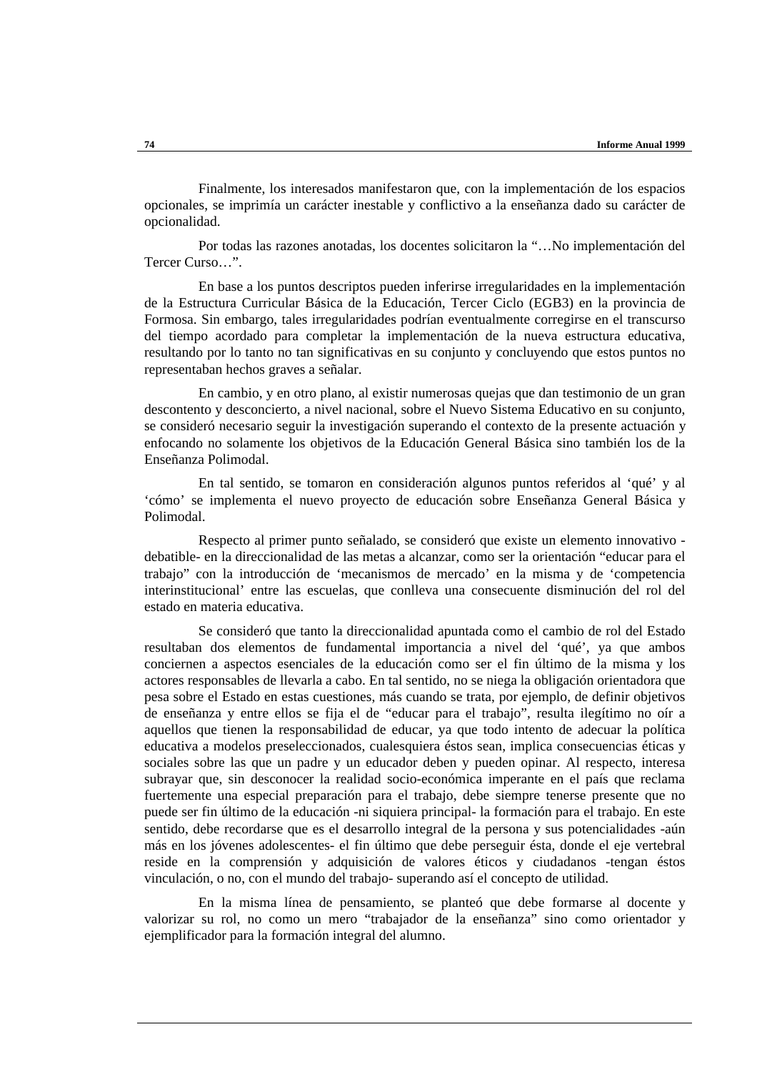Finalmente, los interesados manifestaron que, con la implementación de los espacios opcionales, se imprimía un carácter inestable y conflictivo a la enseñanza dado su carácter de opcionalidad.

Por todas las razones anotadas, los docentes solicitaron la "…No implementación del Tercer Curso…".

En base a los puntos descriptos pueden inferirse irregularidades en la implementación de la Estructura Curricular Básica de la Educación, Tercer Ciclo (EGB3) en la provincia de Formosa. Sin embargo, tales irregularidades podrían eventualmente corregirse en el transcurso del tiempo acordado para completar la implementación de la nueva estructura educativa, resultando por lo tanto no tan significativas en su conjunto y concluyendo que estos puntos no representaban hechos graves a señalar.

En cambio, y en otro plano, al existir numerosas quejas que dan testimonio de un gran descontento y desconcierto, a nivel nacional, sobre el Nuevo Sistema Educativo en su conjunto, se consideró necesario seguir la investigación superando el contexto de la presente actuación y enfocando no solamente los objetivos de la Educación General Básica sino también los de la Enseñanza Polimodal.

En tal sentido, se tomaron en consideración algunos puntos referidos al 'qué' y al 'cómo' se implementa el nuevo proyecto de educación sobre Enseñanza General Básica y Polimodal.

Respecto al primer punto señalado, se consideró que existe un elemento innovativo -debatible- en la direccionalidad de las metas a alcanzar, como ser la orientación "educar para el trabajo" con la introducción de 'mecanismos de mercado' en la misma y de 'competencia interinstitucional' entre las escuelas, que conlleva una consecuente disminución del rol del estado en materia educativa.

Se consideró que tanto la direccionalidad apuntada como el cambio de rol del Estado resultaban dos elementos de fundamental importancia a nivel del 'qué', ya que ambos conciernen a aspectos esenciales de la educación como ser el fin último de la misma y los actores responsables de llevarla a cabo. En tal sentido, no se niega la obligación orientadora que pesa sobre el Estado en estas cuestiones, más cuando se trata, por ejemplo, de definir objetivos de enseñanza y entre ellos se fija el de "educar para el trabajo", resulta ilegítimo no oír a aquellos que tienen la responsabilidad de educar, ya que todo intento de adecuar la política educativa a modelos preseleccionados, cualesquiera éstos sean, implica consecuencias éticas y sociales sobre las que un padre y un educador deben y pueden opinar. Al respecto, interesa subrayar que, sin desconocer la realidad socio-económica imperante en el país que reclama fuertemente una especial preparación para el trabajo, debe siempre tenerse presente que no puede ser fin último de la educación -ni siquiera principal- la formación para el trabajo. En este sentido, debe recordarse que es el desarrollo integral de la persona y sus potencialidades -aún más en los jóvenes adolescentes- el fin último que debe perseguir ésta, donde el eje vertebral reside en la comprensión y adquisición de valores éticos y ciudadanos -tengan éstos vinculación, o no, con el mundo del trabajo- superando así el concepto de utilidad.

En la misma línea de pensamiento, se planteó que debe formarse al docente y valorizar su rol, no como un mero "trabajador de la enseñanza" sino como orientador y ejemplificador para la formación integral del alumno.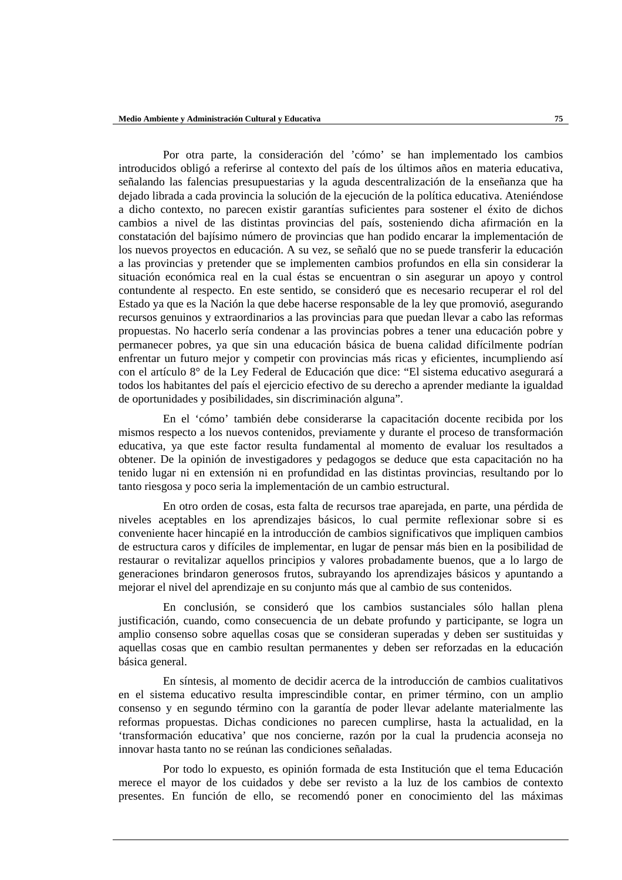Por otra parte, la consideración del ’cómo’ se han implementado los cambios introducidos obligó a referirse al contexto del país de los últimos años en materia educativa, señalando las falencias presupuestarias y la aguda descentralización de la enseñanza que ha dejado librada a cada provincia la solución de la ejecución de la política educativa. Ateniéndose a dicho contexto, no parecen existir garantías suficientes para sostener el éxito de dichos cambios a nivel de las distintas provincias del país, sosteniendo dicha afirmación en la constatación del bajísimo número de provincias que han podido encarar la implementación de los nuevos proyectos en educación. A su vez, se señaló que no se puede transferir la educación a las provincias y pretender que se implementen cambios profundos en ella sin considerar la situación económica real en la cual éstas se encuentran o sin asegurar un apoyo y control contundente al respecto. En este sentido, se consideró que es necesario recuperar el rol del Estado ya que es la Nación la que debe hacerse responsable de la ley que promovió, asegurando recursos genuinos y extraordinarios a las provincias para que puedan llevar a cabo las reformas propuestas. No hacerlo sería condenar a las provincias pobres a tener una educación pobre y permanecer pobres, ya que sin una educación básica de buena calidad difícilmente podrían enfrentar un futuro mejor y competir con provincias más ricas y eficientes, incumpliendo así con el artículo 8° de la Ley Federal de Educación que dice: “El sistema educativo asegurará a todos los habitantes del país el ejercicio efectivo de su derecho a aprender mediante la igualdad de oportunidades y posibilidades, sin discriminación alguna”.

En el ‘cómo’ también debe considerarse la capacitación docente recibida por los mismos respecto a los nuevos contenidos, previamente y durante el proceso de transformación educativa, ya que este factor resulta fundamental al momento de evaluar los resultados a obtener. De la opinión de investigadores y pedagogos se deduce que esta capacitación no ha tenido lugar ni en extensión ni en profundidad en las distintas provincias, resultando por lo tanto riesgosa y poco seria la implementación de un cambio estructural.

En otro orden de cosas, esta falta de recursos trae aparejada, en parte, una pérdida de niveles aceptables en los aprendizajes básicos, lo cual permite reflexionar sobre si es conveniente hacer hincapié en la introducción de cambios significativos que impliquen cambios de estructura caros y difíciles de implementar, en lugar de pensar más bien en la posibilidad de restaurar o revitalizar aquellos principios y valores probadamente buenos, que a lo largo de generaciones brindaron generosos frutos, subrayando los aprendizajes básicos y apuntando a mejorar el nivel del aprendizaje en su conjunto más que al cambio de sus contenidos.

En conclusión, se consideró que los cambios sustanciales sólo hallan plena justificación, cuando, como consecuencia de un debate profundo y participante, se logra un amplio consenso sobre aquellas cosas que se consideran superadas y deben ser sustituidas y aquellas cosas que en cambio resultan permanentes y deben ser reforzadas en la educación básica general.

En síntesis, al momento de decidir acerca de la introducción de cambios cualitativos en el sistema educativo resulta imprescindible contar, en primer término, con un amplio consenso y en segundo término con la garantía de poder llevar adelante materialmente las reformas propuestas. Dichas condiciones no parecen cumplirse, hasta la actualidad, en la ‘transformación educativa’ que nos concierne, razón por la cual la prudencia aconseja no innovar hasta tanto no se reúnan las condiciones señaladas.

Por todo lo expuesto, es opinión formada de esta Institución que el tema Educación merece el mayor de los cuidados y debe ser revisto a la luz de los cambios de contexto presentes. En función de ello, se recomendó poner en conocimiento del las máximas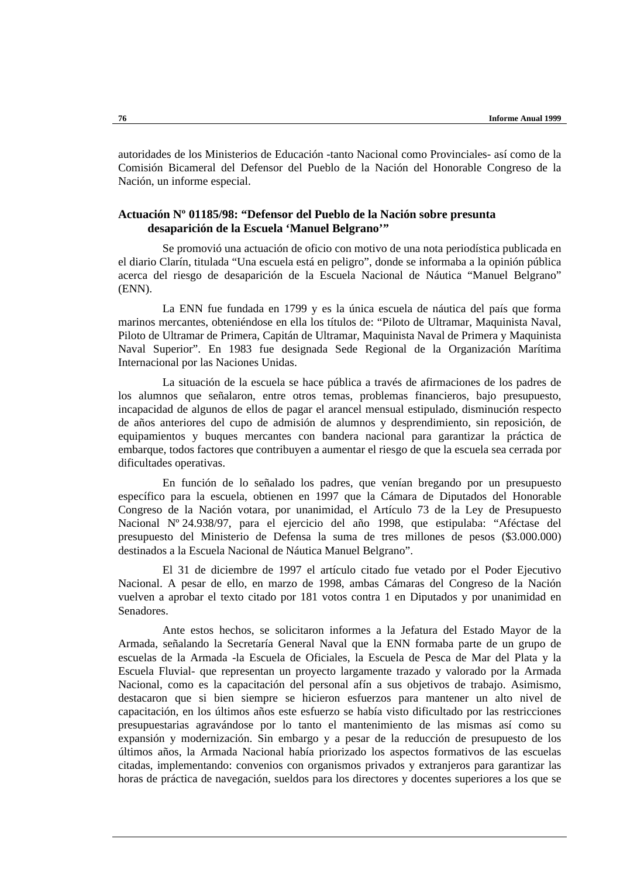autoridades de los Ministerios de Educación -tanto Nacional como Provinciales- así como de la Comisión Bicameral del Defensor del Pueblo de la Nación del Honorable Congreso de la Nación, un informe especial.

**Actuación Nº 01185/98: "Defensor del Pueblo de la Nación sobre presunta desaparición de la Escuela 'Manuel Belgrano'"**

Se promovió una actuación de oficio con motivo de una nota periodística publicada en el diario Clarín, titulada "Una escuela está en peligro", donde se informaba a la opinión pública acerca del riesgo de desaparición de la Escuela Nacional de Náutica "Manuel Belgrano" (ENN).

La ENN fue fundada en 1799 y es la única escuela de náutica del país que forma marinos mercantes, obteniéndose en ella los títulos de: "Piloto de Ultramar, Maquinista Naval, Piloto de Ultramar de Primera, Capitán de Ultramar, Maquinista Naval de Primera y Maquinista Naval Superior". En 1983 fue designada Sede Regional de la Organización Marítima Internacional por las Naciones Unidas.

La situación de la escuela se hace pública a través de afirmaciones de los padres de los alumnos que señalaron, entre otros temas, problemas financieros, bajo presupuesto, incapacidad de algunos de ellos de pagar el arancel mensual estipulado, disminución respecto de años anteriores del cupo de admisión de alumnos y desprendimiento, sin reposición, de equipamientos y buques mercantes con bandera nacional para garantizar la práctica de embarque, todos factores que contribuyen a aumentar el riesgo de que la escuela sea cerrada por dificultades operativas.

En función de lo señalado los padres, que venían bregando por un presupuesto específico para la escuela, obtienen en 1997 que la Cámara de Diputados del Honorable Congreso de la Nación votara, por unanimidad, el Artículo 73 de la Ley de Presupuesto Nacional Nº 24.938/97, para el ejercicio del año 1998, que estipulaba: "Aféctase del presupuesto del Ministerio de Defensa la suma de tres millones de pesos ($3.000.000) destinados a la Escuela Nacional de Náutica Manuel Belgrano".

El 31 de diciembre de 1997 el artículo citado fue vetado por el Poder Ejecutivo Nacional. A pesar de ello, en marzo de 1998, ambas Cámaras del Congreso de la Nación vuelven a aprobar el texto citado por 181 votos contra 1 en Diputados y por unanimidad en Senadores.

Ante estos hechos, se solicitaron informes a la Jefatura del Estado Mayor de la Armada, señalando la Secretaría General Naval que la ENN formaba parte de un grupo de escuelas de la Armada -la Escuela de Oficiales, la Escuela de Pesca de Mar del Plata y la Escuela Fluvial- que representan un proyecto largamente trazado y valorado por la Armada Nacional, como es la capacitación del personal afín a sus objetivos de trabajo. Asimismo, destacaron que si bien siempre se hicieron esfuerzos para mantener un alto nivel de capacitación, en los últimos años este esfuerzo se había visto dificultado por las restricciones presupuestarias agravándose por lo tanto el mantenimiento de las mismas así como su expansión y modernización. Sin embargo y a pesar de la reducción de presupuesto de los últimos años, la Armada Nacional había priorizado los aspectos formativos de las escuelas citadas, implementando: convenios con organismos privados y extranjeros para garantizar las horas de práctica de navegación, sueldos para los directores y docentes superiores a los que se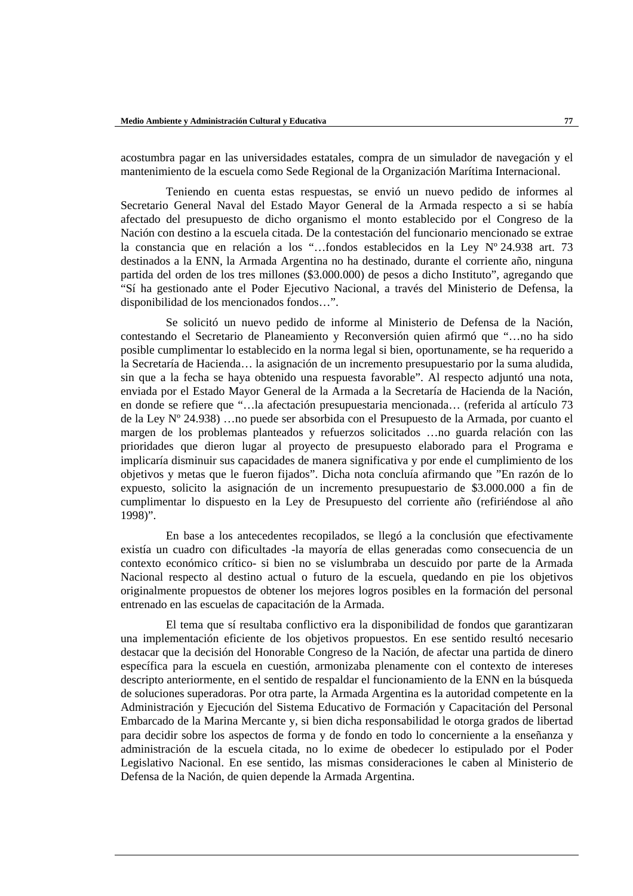acostumbra pagar en las universidades estatales, compra de un simulador de navegación y el mantenimiento de la escuela como Sede Regional de la Organización Marítima Internacional.

Teniendo en cuenta estas respuestas, se envió un nuevo pedido de informes al Secretario General Naval del Estado Mayor General de la Armada respecto a si se había afectado del presupuesto de dicho organismo el monto establecido por el Congreso de la Nación con destino a la escuela citada. De la contestación del funcionario mencionado se extrae la constancia que en relación a los "…fondos establecidos en la Ley Nº 24.938 art. 73 destinados a la ENN, la Armada Argentina no ha destinado, durante el corriente año, ninguna partida del orden de los tres millones ($3.000.000) de pesos a dicho Instituto", agregando que "Sí ha gestionado ante el Poder Ejecutivo Nacional, a través del Ministerio de Defensa, la disponibilidad de los mencionados fondos…".

Se solicitó un nuevo pedido de informe al Ministerio de Defensa de la Nación, contestando el Secretario de Planeamiento y Reconversión quien afirmó que "…no ha sido posible cumplimentar lo establecido en la norma legal si bien, oportunamente, se ha requerido a la Secretaría de Hacienda… la asignación de un incremento presupuestario por la suma aludida, sin que a la fecha se haya obtenido una respuesta favorable". Al respecto adjuntó una nota, enviada por el Estado Mayor General de la Armada a la Secretaría de Hacienda de la Nación, en donde se refiere que "…la afectación presupuestaria mencionada… (referida al artículo 73 de la Ley Nº 24.938) …no puede ser absorbida con el Presupuesto de la Armada, por cuanto el margen de los problemas planteados y refuerzos solicitados …no guarda relación con las prioridades que dieron lugar al proyecto de presupuesto elaborado para el Programa e implicaría disminuir sus capacidades de manera significativa y por ende el cumplimiento de los objetivos y metas que le fueron fijados". Dicha nota concluía afirmando que "En razón de lo expuesto, solicito la asignación de un incremento presupuestario de $3.000.000 a fin de cumplimentar lo dispuesto en la Ley de Presupuesto del corriente año (refiriéndose al año 1998)".

En base a los antecedentes recopilados, se llegó a la conclusión que efectivamente existía un cuadro con dificultades -la mayoría de ellas generadas como consecuencia de un contexto económico crítico- si bien no se vislumbraba un descuido por parte de la Armada Nacional respecto al destino actual o futuro de la escuela, quedando en pie los objetivos originalmente propuestos de obtener los mejores logros posibles en la formación del personal entrenado en las escuelas de capacitación de la Armada.

El tema que sí resultaba conflictivo era la disponibilidad de fondos que garantizaran una implementación eficiente de los objetivos propuestos. En ese sentido resultó necesario destacar que la decisión del Honorable Congreso de la Nación, de afectar una partida de dinero específica para la escuela en cuestión, armonizaba plenamente con el contexto de intereses descripto anteriormente, en el sentido de respaldar el funcionamiento de la ENN en la búsqueda de soluciones superadoras. Por otra parte, la Armada Argentina es la autoridad competente en la Administración y Ejecución del Sistema Educativo de Formación y Capacitación del Personal Embarcado de la Marina Mercante y, si bien dicha responsabilidad le otorga grados de libertad para decidir sobre los aspectos de forma y de fondo en todo lo concerniente a la enseñanza y administración de la escuela citada, no lo exime de obedecer lo estipulado por el Poder Legislativo Nacional. En ese sentido, las mismas consideraciones le caben al Ministerio de Defensa de la Nación, de quien depende la Armada Argentina.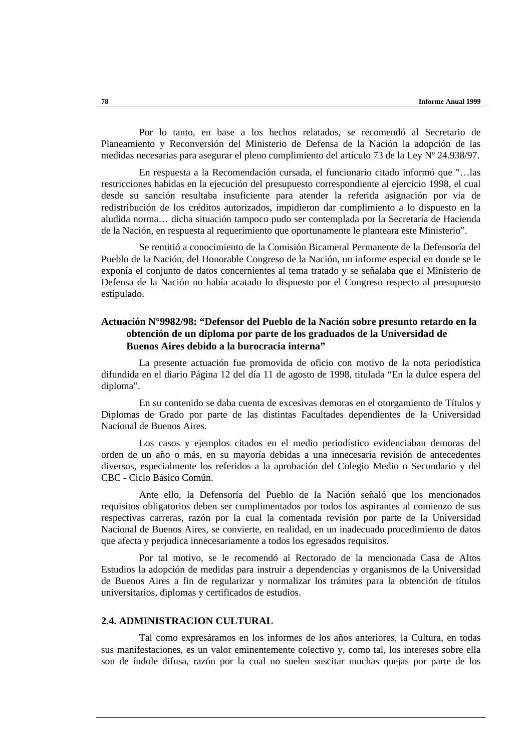Por lo tanto, en base a los hechos relatados, se recomendó al Secretario de Planeamiento y Reconversión del Ministerio de Defensa de la Nación la adopción de las medidas necesarias para asegurar el pleno cumplimiento del artículo 73 de la Ley Nº 24.938/97.

En respuesta a la Recomendación cursada, el funcionario citado informó que "…las restricciones habidas en la ejecución del presupuesto correspondiente al ejercicio 1998, el cual desde su sanción resultaba insuficiente para atender la referida asignación por vía de redistribución de los créditos autorizados, impidieron dar cumplimiento a lo dispuesto en la aludida norma… dicha situación tampoco pudo ser contemplada por la Secretaría de Hacienda de la Nación, en respuesta al requerimiento que oportunamente le planteara este Ministerio".

Se remitió a conocimiento de la Comisión Bicameral Permanente de la Defensoría del Pueblo de la Nación, del Honorable Congreso de la Nación, un informe especial en donde se le exponía el conjunto de datos concernientes al tema tratado y se señalaba que el Ministerio de Defensa de la Nación no había acatado lo dispuesto por el Congreso respecto al presupuesto estipulado.

**Actuación N°9982/98: "Defensor del Pueblo de la Nación sobre presunto retardo en la obtención de un diploma por parte de los graduados de la Universidad de Buenos Aires debido a la burocracia interna"**

La presente actuación fue promovida de oficio con motivo de la nota periodística difundida en el diario Página 12 del día 11 de agosto de 1998, titulada "En la dulce espera del diploma".

En su contenido se daba cuenta de excesivas demoras en el otorgamiento de Títulos y Diplomas de Grado por parte de las distintas Facultades dependientes de la Universidad Nacional de Buenos Aires.

Los casos y ejemplos citados en el medio periodístico evidenciaban demoras del orden de un año o más, en su mayoría debidas a una innecesaria revisión de antecedentes diversos, especialmente los referidos a la aprobación del Colegio Medio o Secundario y del CBC - Ciclo Básico Común.

Ante ello, la Defensoría del Pueblo de la Nación señaló que los mencionados requisitos obligatorios deben ser cumplimentados por todos los aspirantes al comienzo de sus respectivas carreras, razón por la cual la comentada revisión por parte de la Universidad Nacional de Buenos Aires, se convierte, en realidad, en un inadecuado procedimiento de datos que afecta y perjudica innecesariamente a todos los egresados requisitos.

Por tal motivo, se le recomendó al Rectorado de la mencionada Casa de Altos Estudios la adopción de medidas para instruir a dependencias y organismos de la Universidad de Buenos Aires a fin de regularizar y normalizar los trámites para la obtención de títulos universitarios, diplomas y certificados de estudios.

## 2.4. ADMINISTRACION CULTURAL

Tal como expresáramos en los informes de los años anteriores, la Cultura, en todas sus manifestaciones, es un valor eminentemente colectivo y, como tal, los intereses sobre ella son de índole difusa, razón por la cual no suelen suscitar muchas quejas por parte de los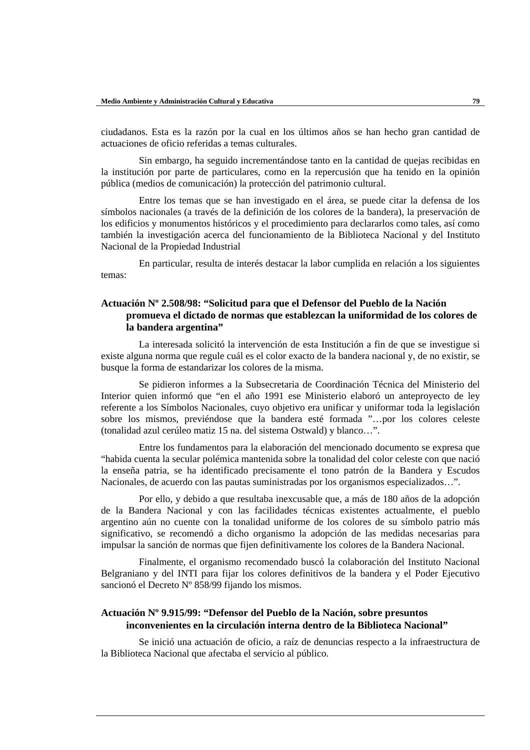ciudadanos. Esta es la razón por la cual en los últimos años se han hecho gran cantidad de actuaciones de oficio referidas a temas culturales.

Sin embargo, ha seguido incrementándose tanto en la cantidad de quejas recibidas en la institución por parte de particulares, como en la repercusión que ha tenido en la opinión pública (medios de comunicación) la protección del patrimonio cultural.

Entre los temas que se han investigado en el área, se puede citar la defensa de los símbolos nacionales (a través de la definición de los colores de la bandera), la preservación de los edificios y monumentos históricos y el procedimiento para declararlos como tales, así como también la investigación acerca del funcionamiento de la Biblioteca Nacional y del Instituto Nacional de la Propiedad Industrial

En particular, resulta de interés destacar la labor cumplida en relación a los siguientes temas:

### Actuación Nº 2.508/98: "Solicitud para que el Defensor del Pueblo de la Nación promueva el dictado de normas que establezcan la uniformidad de los colores de la bandera argentina"

La interesada solicitó la intervención de esta Institución a fin de que se investigue si existe alguna norma que regule cuál es el color exacto de la bandera nacional y, de no existir, se busque la forma de estandarizar los colores de la misma.

Se pidieron informes a la Subsecretaria de Coordinación Técnica del Ministerio del Interior quien informó que "en el año 1991 ese Ministerio elaboró un anteproyecto de ley referente a los Símbolos Nacionales, cuyo objetivo era unificar y uniformar toda la legislación sobre los mismos, previéndose que la bandera esté formada "…por los colores celeste (tonalidad azul cerúleo matiz 15 na. del sistema Ostwald) y blanco…".

Entre los fundamentos para la elaboración del mencionado documento se expresa que "habida cuenta la secular polémica mantenida sobre la tonalidad del color celeste con que nació la enseña patria, se ha identificado precisamente el tono patrón de la Bandera y Escudos Nacionales, de acuerdo con las pautas suministradas por los organismos especializados…".

Por ello, y debido a que resultaba inexcusable que, a más de 180 años de la adopción de la Bandera Nacional y con las facilidades técnicas existentes actualmente, el pueblo argentino aún no cuente con la tonalidad uniforme de los colores de su símbolo patrio más significativo, se recomendó a dicho organismo la adopción de las medidas necesarias para impulsar la sanción de normas que fijen definitivamente los colores de la Bandera Nacional.

Finalmente, el organismo recomendado buscó la colaboración del Instituto Nacional Belgraniano y del INTI para fijar los colores definitivos de la bandera y el Poder Ejecutivo sancionó el Decreto Nº 858/99 fijando los mismos.

### Actuación Nº 9.915/99: "Defensor del Pueblo de la Nación, sobre presuntos inconvenientes en la circulación interna dentro de la Biblioteca Nacional"

Se inició una actuación de oficio, a raíz de denuncias respecto a la infraestructura de la Biblioteca Nacional que afectaba el servicio al público.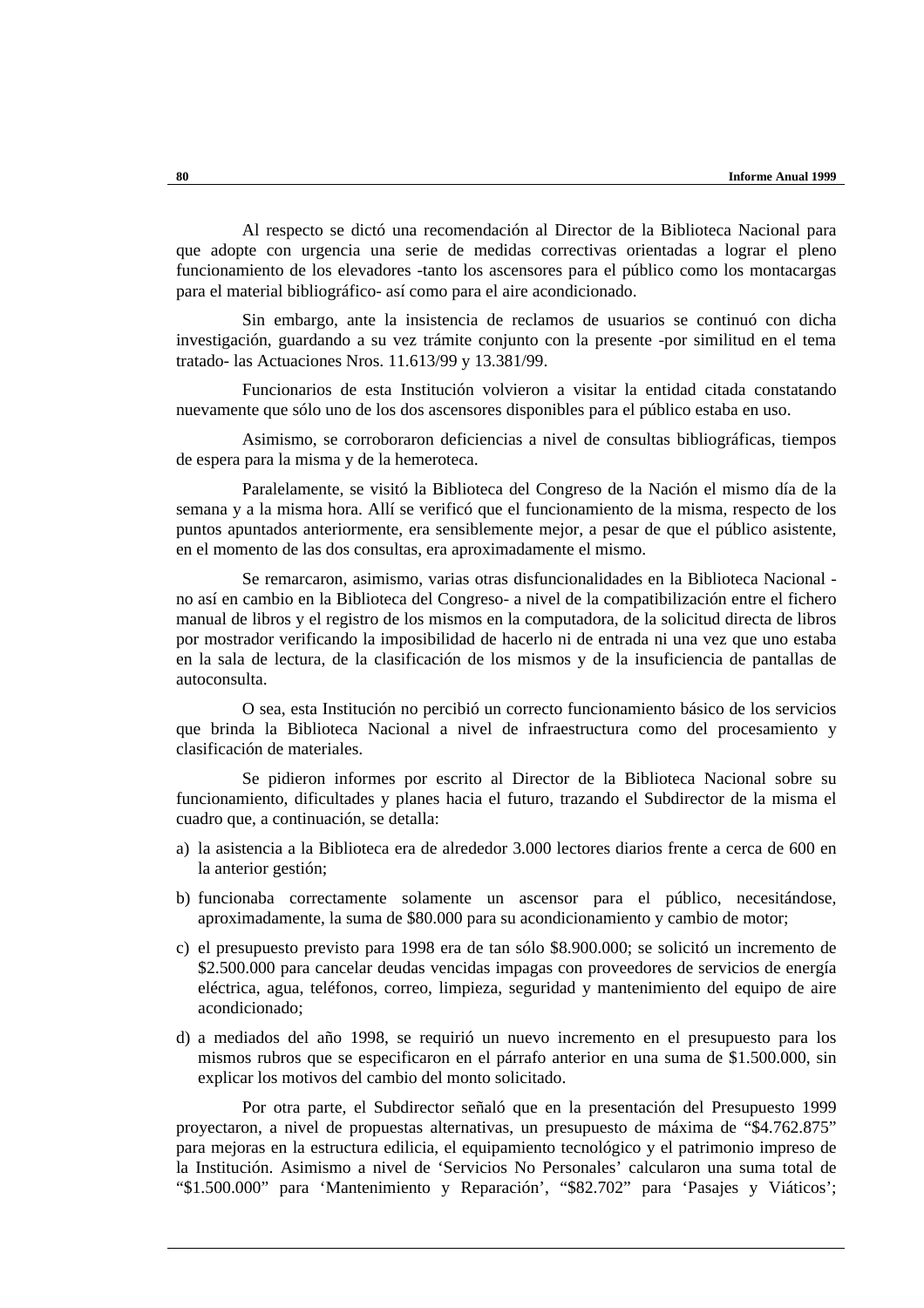Al respecto se dictó una recomendación al Director de la Biblioteca Nacional para que adopte con urgencia una serie de medidas correctivas orientadas a lograr el pleno funcionamiento de los elevadores -tanto los ascensores para el público como los montacargas para el material bibliográfico- así como para el aire acondicionado.

Sin embargo, ante la insistencia de reclamos de usuarios se continuó con dicha investigación, guardando a su vez trámite conjunto con la presente -por similitud en el tema tratado- las Actuaciones Nros. 11.613/99 y 13.381/99.

Funcionarios de esta Institución volvieron a visitar la entidad citada constatando nuevamente que sólo uno de los dos ascensores disponibles para el público estaba en uso.

Asimismo, se corroboraron deficiencias a nivel de consultas bibliográficas, tiempos de espera para la misma y de la hemeroteca.

Paralelamente, se visitó la Biblioteca del Congreso de la Nación el mismo día de la semana y a la misma hora. Allí se verificó que el funcionamiento de la misma, respecto de los puntos apuntados anteriormente, era sensiblemente mejor, a pesar de que el público asistente, en el momento de las dos consultas, era aproximadamente el mismo.

Se remarcaron, asimismo, varias otras disfuncionalidades en la Biblioteca Nacional -no así en cambio en la Biblioteca del Congreso- a nivel de la compatibilización entre el fichero manual de libros y el registro de los mismos en la computadora, de la solicitud directa de libros por mostrador verificando la imposibilidad de hacerlo ni de entrada ni una vez que uno estaba en la sala de lectura, de la clasificación de los mismos y de la insuficiencia de pantallas de autoconsulta.

O sea, esta Institución no percibió un correcto funcionamiento básico de los servicios que brinda la Biblioteca Nacional a nivel de infraestructura como del procesamiento y clasificación de materiales.

Se pidieron informes por escrito al Director de la Biblioteca Nacional sobre su funcionamiento, dificultades y planes hacia el futuro, trazando el Subdirector de la misma el cuadro que, a continuación, se detalla:

a) la asistencia a la Biblioteca era de alrededor 3.000 lectores diarios frente a cerca de 600 en la anterior gestión;

b) funcionaba correctamente solamente un ascensor para el público, necesitándose, aproximadamente, la suma de $80.000 para su acondicionamiento y cambio de motor;

c) el presupuesto previsto para 1998 era de tan sólo $8.900.000; se solicitó un incremento de $2.500.000 para cancelar deudas vencidas impagas con proveedores de servicios de energía eléctrica, agua, teléfonos, correo, limpieza, seguridad y mantenimiento del equipo de aire acondicionado;

d) a mediados del año 1998, se requirió un nuevo incremento en el presupuesto para los mismos rubros que se especificaron en el párrafo anterior en una suma de $1.500.000, sin explicar los motivos del cambio del monto solicitado.

Por otra parte, el Subdirector señaló que en la presentación del Presupuesto 1999 proyectaron, a nivel de propuestas alternativas, un presupuesto de máxima de "$4.762.875" para mejoras en la estructura edilicia, el equipamiento tecnológico y el patrimonio impreso de la Institución. Asimismo a nivel de 'Servicios No Personales' calcularon una suma total de "$1.500.000" para 'Mantenimiento y Reparación', "$82.702" para 'Pasajes y Viáticos';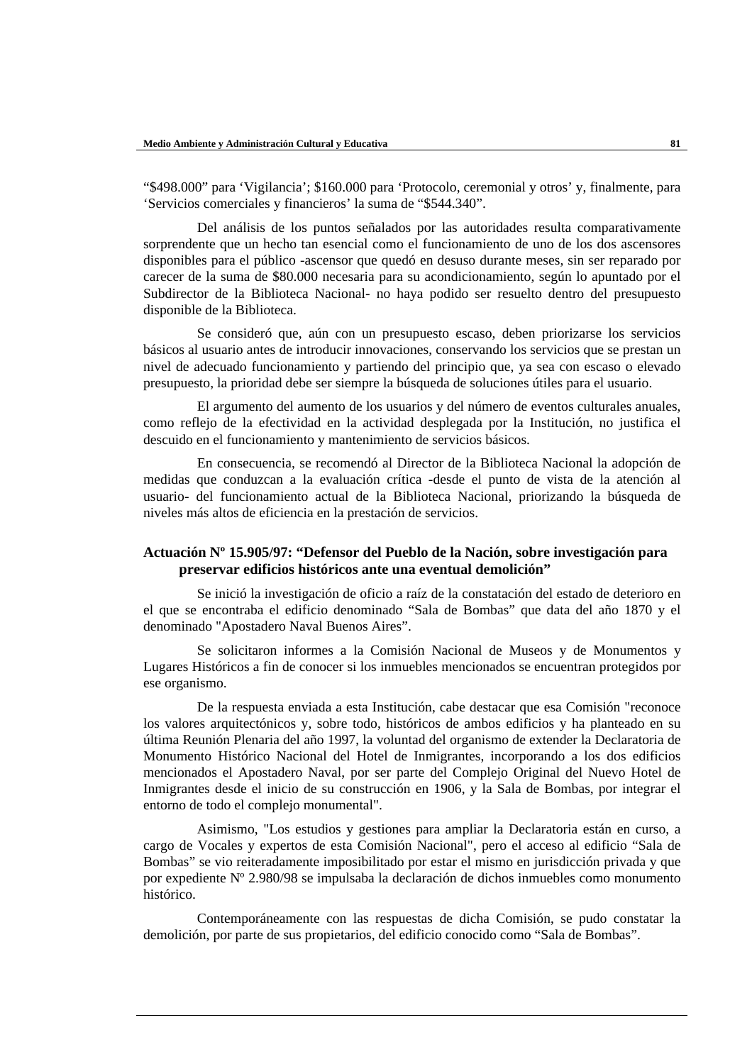"$498.000" para 'Vigilancia'; $160.000 para 'Protocolo, ceremonial y otros' y, finalmente, para 'Servicios comerciales y financieros' la suma de "$544.340".

Del análisis de los puntos señalados por las autoridades resulta comparativamente sorprendente que un hecho tan esencial como el funcionamiento de uno de los dos ascensores disponibles para el público -ascensor que quedó en desuso durante meses, sin ser reparado por carecer de la suma de $80.000 necesaria para su acondicionamiento, según lo apuntado por el Subdirector de la Biblioteca Nacional- no haya podido ser resuelto dentro del presupuesto disponible de la Biblioteca.

Se consideró que, aún con un presupuesto escaso, deben priorizarse los servicios básicos al usuario antes de introducir innovaciones, conservando los servicios que se prestan un nivel de adecuado funcionamiento y partiendo del principio que, ya sea con escaso o elevado presupuesto, la prioridad debe ser siempre la búsqueda de soluciones útiles para el usuario.

El argumento del aumento de los usuarios y del número de eventos culturales anuales, como reflejo de la efectividad en la actividad desplegada por la Institución, no justifica el descuido en el funcionamiento y mantenimiento de servicios básicos.

En consecuencia, se recomendó al Director de la Biblioteca Nacional la adopción de medidas que conduzcan a la evaluación crítica -desde el punto de vista de la atención al usuario- del funcionamiento actual de la Biblioteca Nacional, priorizando la búsqueda de niveles más altos de eficiencia en la prestación de servicios.

**Actuación Nº 15.905/97: "Defensor del Pueblo de la Nación, sobre investigación para preservar edificios históricos ante una eventual demolición"**

Se inició la investigación de oficio a raíz de la constatación del estado de deterioro en el que se encontraba el edificio denominado "Sala de Bombas" que data del año 1870 y el denominado "Apostadero Naval Buenos Aires".

Se solicitaron informes a la Comisión Nacional de Museos y de Monumentos y Lugares Históricos a fin de conocer si los inmuebles mencionados se encuentran protegidos por ese organismo.

De la respuesta enviada a esta Institución, cabe destacar que esa Comisión "reconoce los valores arquitectónicos y, sobre todo, históricos de ambos edificios y ha planteado en su última Reunión Plenaria del año 1997, la voluntad del organismo de extender la Declaratoria de Monumento Histórico Nacional del Hotel de Inmigrantes, incorporando a los dos edificios mencionados el Apostadero Naval, por ser parte del Complejo Original del Nuevo Hotel de Inmigrantes desde el inicio de su construcción en 1906, y la Sala de Bombas, por integrar el entorno de todo el complejo monumental".

Asimismo, "Los estudios y gestiones para ampliar la Declaratoria están en curso, a cargo de Vocales y expertos de esta Comisión Nacional", pero el acceso al edificio "Sala de Bombas" se vio reiteradamente imposibilitado por estar el mismo en jurisdicción privada y que por expediente Nº 2.980/98 se impulsaba la declaración de dichos inmuebles como monumento histórico.

Contemporáneamente con las respuestas de dicha Comisión, se pudo constatar la demolición, por parte de sus propietarios, del edificio conocido como "Sala de Bombas".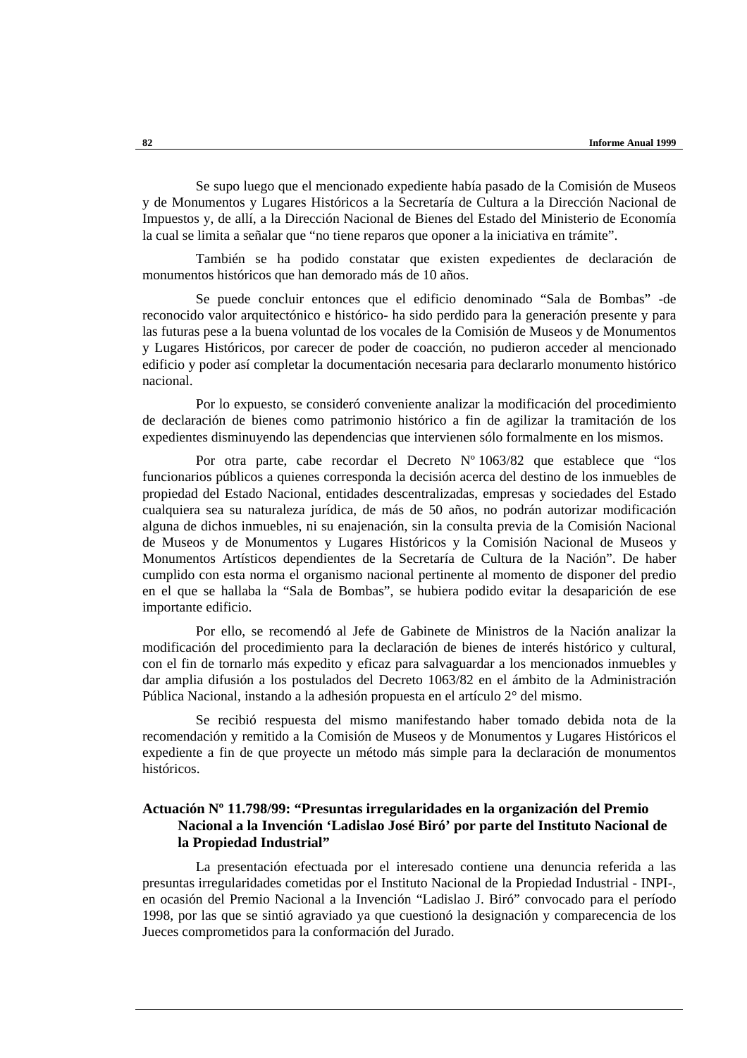Se supo luego que el mencionado expediente había pasado de la Comisión de Museos y de Monumentos y Lugares Históricos a la Secretaría de Cultura a la Dirección Nacional de Impuestos y, de allí, a la Dirección Nacional de Bienes del Estado del Ministerio de Economía la cual se limita a señalar que "no tiene reparos que oponer a la iniciativa en trámite".

También se ha podido constatar que existen expedientes de declaración de monumentos históricos que han demorado más de 10 años.

Se puede concluir entonces que el edificio denominado "Sala de Bombas" -de reconocido valor arquitectónico e histórico- ha sido perdido para la generación presente y para las futuras pese a la buena voluntad de los vocales de la Comisión de Museos y de Monumentos y Lugares Históricos, por carecer de poder de coacción, no pudieron acceder al mencionado edificio y poder así completar la documentación necesaria para declararlo monumento histórico nacional.

Por lo expuesto, se consideró conveniente analizar la modificación del procedimiento de declaración de bienes como patrimonio histórico a fin de agilizar la tramitación de los expedientes disminuyendo las dependencias que intervienen sólo formalmente en los mismos.

Por otra parte, cabe recordar el Decreto Nº 1063/82 que establece que "los funcionarios públicos a quienes corresponda la decisión acerca del destino de los inmuebles de propiedad del Estado Nacional, entidades descentralizadas, empresas y sociedades del Estado cualquiera sea su naturaleza jurídica, de más de 50 años, no podrán autorizar modificación alguna de dichos inmuebles, ni su enajenación, sin la consulta previa de la Comisión Nacional de Museos y de Monumentos y Lugares Históricos y la Comisión Nacional de Museos y Monumentos Artísticos dependientes de la Secretaría de Cultura de la Nación". De haber cumplido con esta norma el organismo nacional pertinente al momento de disponer del predio en el que se hallaba la "Sala de Bombas", se hubiera podido evitar la desaparición de ese importante edificio.

Por ello, se recomendó al Jefe de Gabinete de Ministros de la Nación analizar la modificación del procedimiento para la declaración de bienes de interés histórico y cultural, con el fin de tornarlo más expedito y eficaz para salvaguardar a los mencionados inmuebles y dar amplia difusión a los postulados del Decreto 1063/82 en el ámbito de la Administración Pública Nacional, instando a la adhesión propuesta en el artículo 2° del mismo.

Se recibió respuesta del mismo manifestando haber tomado debida nota de la recomendación y remitido a la Comisión de Museos y de Monumentos y Lugares Históricos el expediente a fin de que proyecte un método más simple para la declaración de monumentos históricos.

### Actuación Nº 11.798/99: "Presuntas irregularidades en la organización del Premio Nacional a la Invención 'Ladislao José Biró' por parte del Instituto Nacional de la Propiedad Industrial"

La presentación efectuada por el interesado contiene una denuncia referida a las presuntas irregularidades cometidas por el Instituto Nacional de la Propiedad Industrial - INPI-, en ocasión del Premio Nacional a la Invención "Ladislao J. Biró" convocado para el período 1998, por las que se sintió agraviado ya que cuestionó la designación y comparecencia de los Jueces comprometidos para la conformación del Jurado.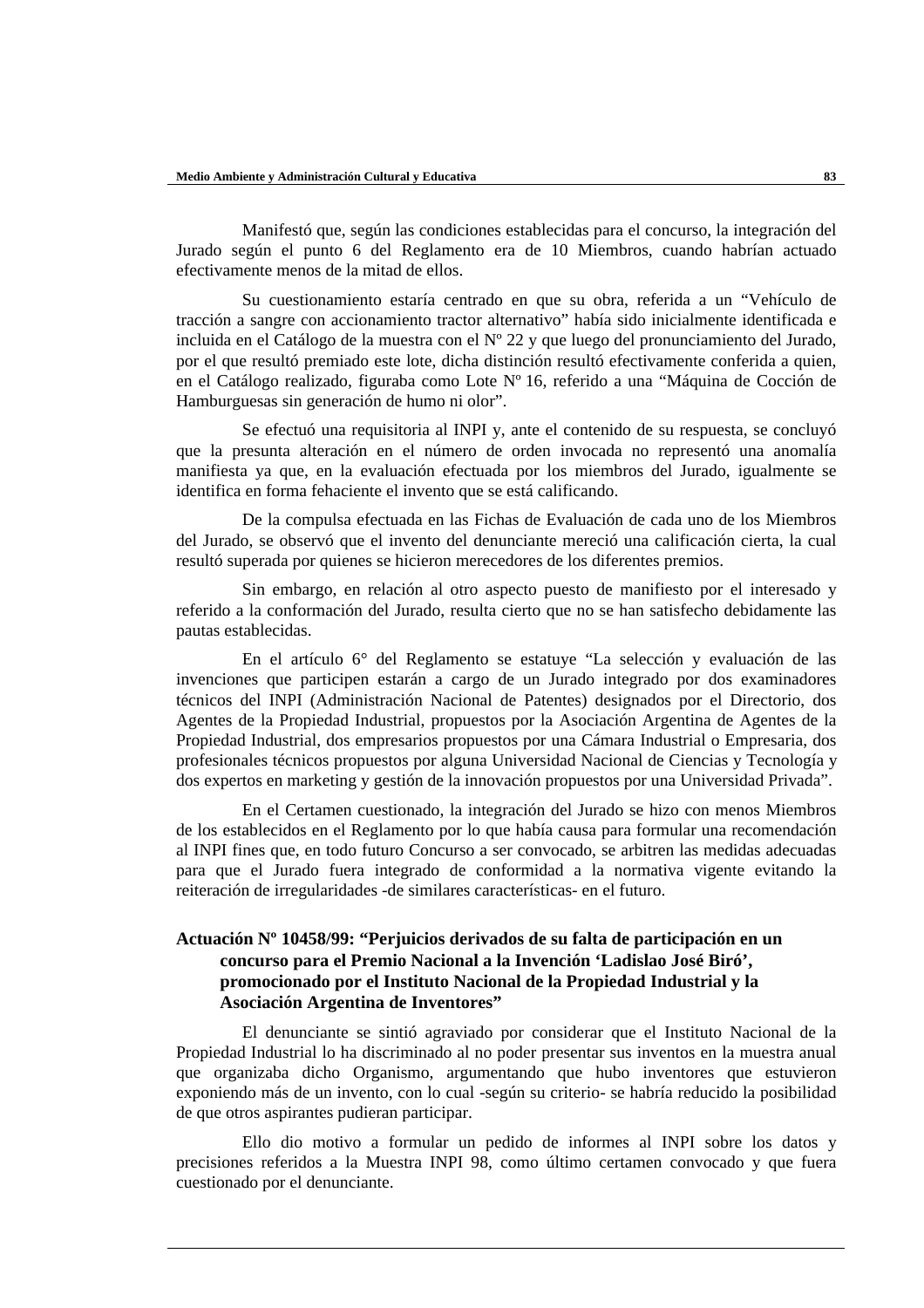Manifestó que, según las condiciones establecidas para el concurso, la integración del Jurado según el punto 6 del Reglamento era de 10 Miembros, cuando habrían actuado efectivamente menos de la mitad de ellos.

Su cuestionamiento estaría centrado en que su obra, referida a un "Vehículo de tracción a sangre con accionamiento tractor alternativo" había sido inicialmente identificada e incluida en el Catálogo de la muestra con el Nº 22 y que luego del pronunciamiento del Jurado, por el que resultó premiado este lote, dicha distinción resultó efectivamente conferida a quien, en el Catálogo realizado, figuraba como Lote Nº 16, referido a una "Máquina de Cocción de Hamburguesas sin generación de humo ni olor".

Se efectuó una requisitoria al INPI y, ante el contenido de su respuesta, se concluyó que la presunta alteración en el número de orden invocada no representó una anomalía manifiesta ya que, en la evaluación efectuada por los miembros del Jurado, igualmente se identifica en forma fehaciente el invento que se está calificando.

De la compulsa efectuada en las Fichas de Evaluación de cada uno de los Miembros del Jurado, se observó que el invento del denunciante mereció una calificación cierta, la cual resultó superada por quienes se hicieron merecedores de los diferentes premios.

Sin embargo, en relación al otro aspecto puesto de manifiesto por el interesado y referido a la conformación del Jurado, resulta cierto que no se han satisfecho debidamente las pautas establecidas.

En el artículo 6° del Reglamento se estatuye "La selección y evaluación de las invenciones que participen estarán a cargo de un Jurado integrado por dos examinadores técnicos del INPI (Administración Nacional de Patentes) designados por el Directorio, dos Agentes de la Propiedad Industrial, propuestos por la Asociación Argentina de Agentes de la Propiedad Industrial, dos empresarios propuestos por una Cámara Industrial o Empresaria, dos profesionales técnicos propuestos por alguna Universidad Nacional de Ciencias y Tecnología y dos expertos en marketing y gestión de la innovación propuestos por una Universidad Privada".

En el Certamen cuestionado, la integración del Jurado se hizo con menos Miembros de los establecidos en el Reglamento por lo que había causa para formular una recomendación al INPI fines que, en todo futuro Concurso a ser convocado, se arbitren las medidas adecuadas para que el Jurado fuera integrado de conformidad a la normativa vigente evitando la reiteración de irregularidades -de similares características- en el futuro.

**Actuación Nº 10458/99: "Perjuicios derivados de su falta de participación en un concurso para el Premio Nacional a la Invención 'Ladislao José Biró', promocionado por el Instituto Nacional de la Propiedad Industrial y la Asociación Argentina de Inventores"**

El denunciante se sintió agraviado por considerar que el Instituto Nacional de la Propiedad Industrial lo ha discriminado al no poder presentar sus inventos en la muestra anual que organizaba dicho Organismo, argumentando que hubo inventores que estuvieron exponiendo más de un invento, con lo cual -según su criterio- se habría reducido la posibilidad de que otros aspirantes pudieran participar.

Ello dio motivo a formular un pedido de informes al INPI sobre los datos y precisiones referidos a la Muestra INPI 98, como último certamen convocado y que fuera cuestionado por el denunciante.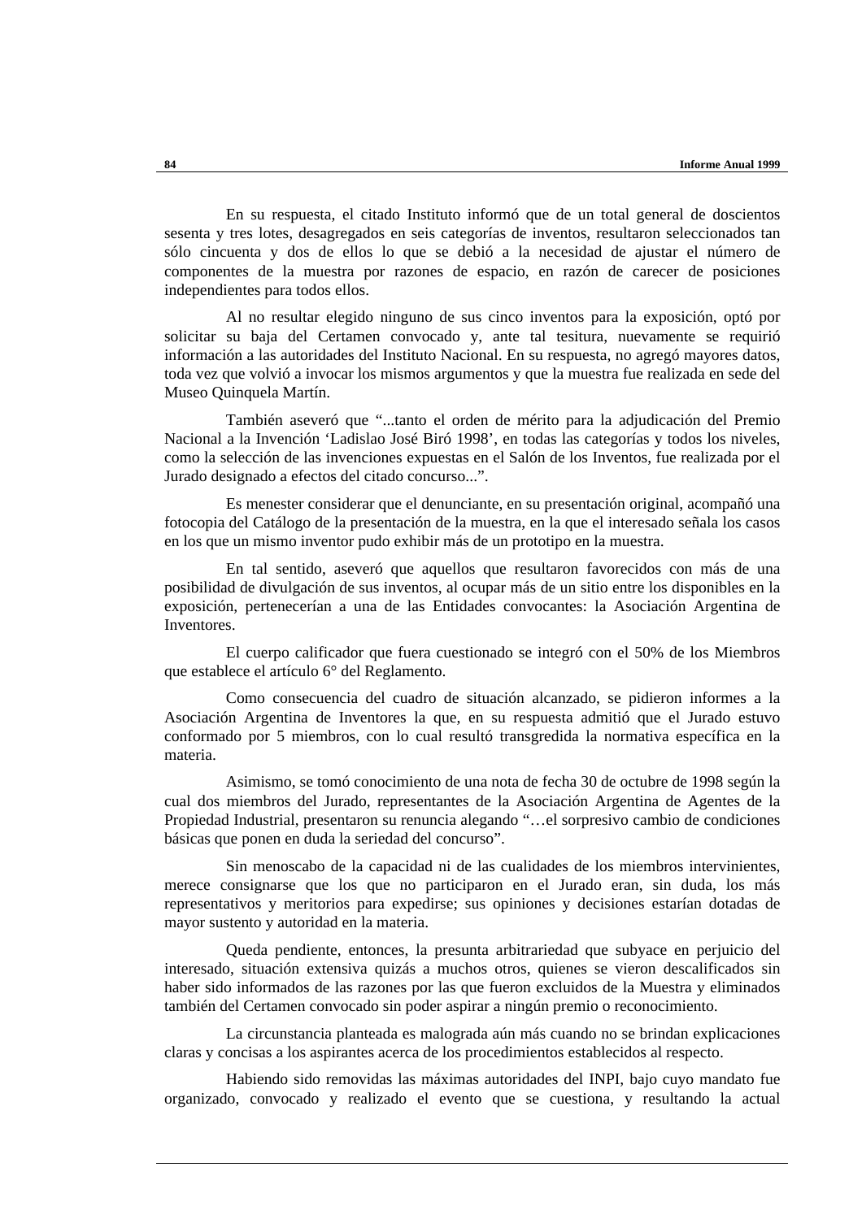En su respuesta, el citado Instituto informó que de un total general de doscientos sesenta y tres lotes, desagregados en seis categorías de inventos, resultaron seleccionados tan sólo cincuenta y dos de ellos lo que se debió a la necesidad de ajustar el número de componentes de la muestra por razones de espacio, en razón de carecer de posiciones independientes para todos ellos.

Al no resultar elegido ninguno de sus cinco inventos para la exposición, optó por solicitar su baja del Certamen convocado y, ante tal tesitura, nuevamente se requirió información a las autoridades del Instituto Nacional. En su respuesta, no agregó mayores datos, toda vez que volvió a invocar los mismos argumentos y que la muestra fue realizada en sede del Museo Quinquela Martín.

También aseveró que "...tanto el orden de mérito para la adjudicación del Premio Nacional a la Invención 'Ladislao José Biró 1998', en todas las categorías y todos los niveles, como la selección de las invenciones expuestas en el Salón de los Inventos, fue realizada por el Jurado designado a efectos del citado concurso...".

Es menester considerar que el denunciante, en su presentación original, acompañó una fotocopia del Catálogo de la presentación de la muestra, en la que el interesado señala los casos en los que un mismo inventor pudo exhibir más de un prototipo en la muestra.

En tal sentido, aseveró que aquellos que resultaron favorecidos con más de una posibilidad de divulgación de sus inventos, al ocupar más de un sitio entre los disponibles en la exposición, pertenecerían a una de las Entidades convocantes: la Asociación Argentina de Inventores.

El cuerpo calificador que fuera cuestionado se integró con el 50% de los Miembros que establece el artículo 6° del Reglamento.

Como consecuencia del cuadro de situación alcanzado, se pidieron informes a la Asociación Argentina de Inventores la que, en su respuesta admitió que el Jurado estuvo conformado por 5 miembros, con lo cual resultó transgredida la normativa específica en la materia.

Asimismo, se tomó conocimiento de una nota de fecha 30 de octubre de 1998 según la cual dos miembros del Jurado, representantes de la Asociación Argentina de Agentes de la Propiedad Industrial, presentaron su renuncia alegando "…el sorpresivo cambio de condiciones básicas que ponen en duda la seriedad del concurso".

Sin menoscabo de la capacidad ni de las cualidades de los miembros intervinientes, merece consignarse que los que no participaron en el Jurado eran, sin duda, los más representativos y meritorios para expedirse; sus opiniones y decisiones estarían dotadas de mayor sustento y autoridad en la materia.

Queda pendiente, entonces, la presunta arbitrariedad que subyace en perjuicio del interesado, situación extensiva quizás a muchos otros, quienes se vieron descalificados sin haber sido informados de las razones por las que fueron excluidos de la Muestra y eliminados también del Certamen convocado sin poder aspirar a ningún premio o reconocimiento.

La circunstancia planteada es malograda aún más cuando no se brindan explicaciones claras y concisas a los aspirantes acerca de los procedimientos establecidos al respecto.

Habiendo sido removidas las máximas autoridades del INPI, bajo cuyo mandato fue organizado, convocado y realizado el evento que se cuestiona, y resultando la actual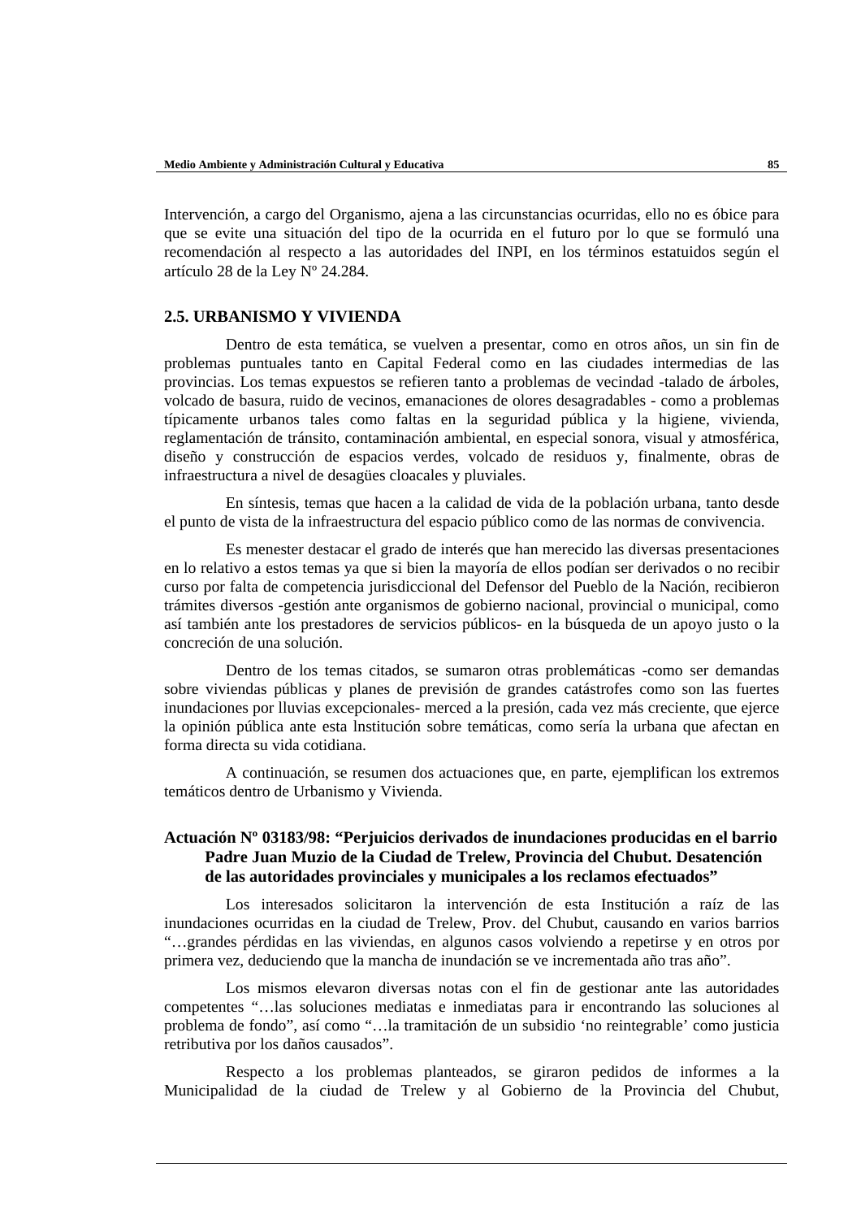Intervención, a cargo del Organismo, ajena a las circunstancias ocurridas, ello no es óbice para que se evite una situación del tipo de la ocurrida en el futuro por lo que se formuló una recomendación al respecto a las autoridades del INPI, en los términos estatuidos según el artículo 28 de la Ley Nº 24.284.

## 2.5. URBANISMO Y VIVIENDA

Dentro de esta temática, se vuelven a presentar, como en otros años, un sin fin de problemas puntuales tanto en Capital Federal como en las ciudades intermedias de las provincias. Los temas expuestos se refieren tanto a problemas de vecindad -talado de árboles, volcado de basura, ruido de vecinos, emanaciones de olores desagradables - como a problemas típicamente urbanos tales como faltas en la seguridad pública y la higiene, vivienda, reglamentación de tránsito, contaminación ambiental, en especial sonora, visual y atmosférica, diseño y construcción de espacios verdes, volcado de residuos y, finalmente, obras de infraestructura a nivel de desagües cloacales y pluviales.

En síntesis, temas que hacen a la calidad de vida de la población urbana, tanto desde el punto de vista de la infraestructura del espacio público como de las normas de convivencia.

Es menester destacar el grado de interés que han merecido las diversas presentaciones en lo relativo a estos temas ya que si bien la mayoría de ellos podían ser derivados o no recibir curso por falta de competencia jurisdiccional del Defensor del Pueblo de la Nación, recibieron trámites diversos -gestión ante organismos de gobierno nacional, provincial o municipal, como así también ante los prestadores de servicios públicos- en la búsqueda de un apoyo justo o la concreción de una solución.

Dentro de los temas citados, se sumaron otras problemáticas -como ser demandas sobre viviendas públicas y planes de previsión de grandes catástrofes como son las fuertes inundaciones por lluvias excepcionales- merced a la presión, cada vez más creciente, que ejerce la opinión pública ante esta lnstitución sobre temáticas, como sería la urbana que afectan en forma directa su vida cotidiana.

A continuación, se resumen dos actuaciones que, en parte, ejemplifican los extremos temáticos dentro de Urbanismo y Vivienda.

**Actuación Nº 03183/98: "Perjuicios derivados de inundaciones producidas en el barrio Padre Juan Muzio de la Ciudad de Trelew, Provincia del Chubut. Desatención de las autoridades provinciales y municipales a los reclamos efectuados"**

Los interesados solicitaron la intervención de esta Institución a raíz de las inundaciones ocurridas en la ciudad de Trelew, Prov. del Chubut, causando en varios barrios "…grandes pérdidas en las viviendas, en algunos casos volviendo a repetirse y en otros por primera vez, deduciendo que la mancha de inundación se ve incrementada año tras año".

Los mismos elevaron diversas notas con el fin de gestionar ante las autoridades competentes "…las soluciones mediatas e inmediatas para ir encontrando las soluciones al problema de fondo", así como "…la tramitación de un subsidio 'no reintegrable' como justicia retributiva por los daños causados".

Respecto a los problemas planteados, se giraron pedidos de informes a la Municipalidad de la ciudad de Trelew y al Gobierno de la Provincia del Chubut,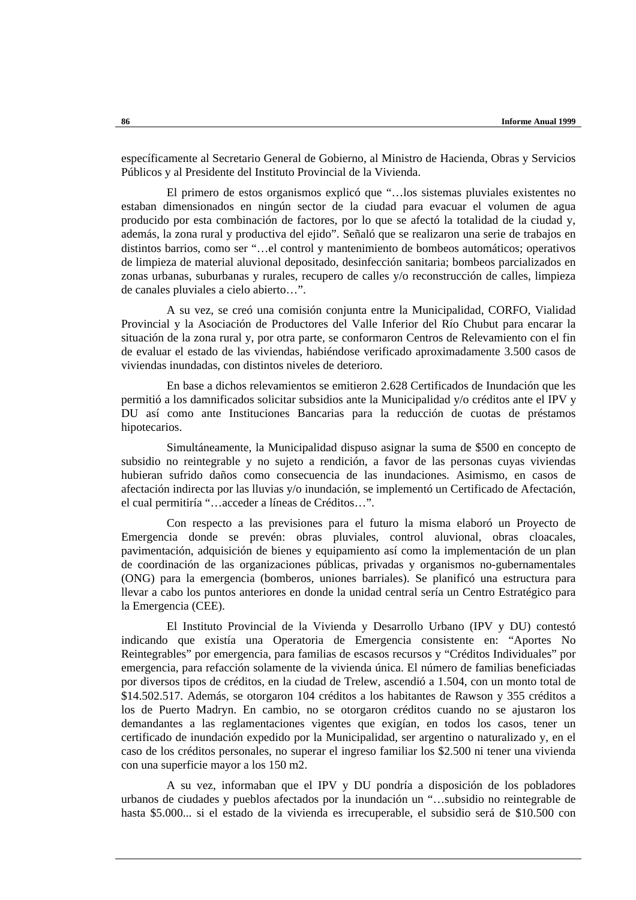específicamente al Secretario General de Gobierno, al Ministro de Hacienda, Obras y Servicios Públicos y al Presidente del Instituto Provincial de la Vivienda.

El primero de estos organismos explicó que "…los sistemas pluviales existentes no estaban dimensionados en ningún sector de la ciudad para evacuar el volumen de agua producido por esta combinación de factores, por lo que se afectó la totalidad de la ciudad y, además, la zona rural y productiva del ejido". Señaló que se realizaron una serie de trabajos en distintos barrios, como ser "…el control y mantenimiento de bombeos automáticos; operativos de limpieza de material aluvional depositado, desinfección sanitaria; bombeos parcializados en zonas urbanas, suburbanas y rurales, recupero de calles y/o reconstrucción de calles, limpieza de canales pluviales a cielo abierto…".

A su vez, se creó una comisión conjunta entre la Municipalidad, CORFO, Vialidad Provincial y la Asociación de Productores del Valle Inferior del Río Chubut para encarar la situación de la zona rural y, por otra parte, se conformaron Centros de Relevamiento con el fin de evaluar el estado de las viviendas, habiéndose verificado aproximadamente 3.500 casos de viviendas inundadas, con distintos niveles de deterioro.

En base a dichos relevamientos se emitieron 2.628 Certificados de Inundación que les permitió a los damnificados solicitar subsidios ante la Municipalidad y/o créditos ante el IPV y DU así como ante Instituciones Bancarias para la reducción de cuotas de préstamos hipotecarios.

Simultáneamente, la Municipalidad dispuso asignar la suma de $500 en concepto de subsidio no reintegrable y no sujeto a rendición, a favor de las personas cuyas viviendas hubieran sufrido daños como consecuencia de las inundaciones. Asimismo, en casos de afectación indirecta por las lluvias y/o inundación, se implementó un Certificado de Afectación, el cual permitiría "…acceder a líneas de Créditos…".

Con respecto a las previsiones para el futuro la misma elaboró un Proyecto de Emergencia donde se prevén: obras pluviales, control aluvional, obras cloacales, pavimentación, adquisición de bienes y equipamiento así como la implementación de un plan de coordinación de las organizaciones públicas, privadas y organismos no-gubernamentales (ONG) para la emergencia (bomberos, uniones barriales). Se planificó una estructura para llevar a cabo los puntos anteriores en donde la unidad central sería un Centro Estratégico para la Emergencia (CEE).

El Instituto Provincial de la Vivienda y Desarrollo Urbano (IPV y DU) contestó indicando que existía una Operatoria de Emergencia consistente en: "Aportes No Reintegrables" por emergencia, para familias de escasos recursos y "Créditos Individuales" por emergencia, para refacción solamente de la vivienda única. El número de familias beneficiadas por diversos tipos de créditos, en la ciudad de Trelew, ascendió a 1.504, con un monto total de $14.502.517. Además, se otorgaron 104 créditos a los habitantes de Rawson y 355 créditos a los de Puerto Madryn. En cambio, no se otorgaron créditos cuando no se ajustaron los demandantes a las reglamentaciones vigentes que exigían, en todos los casos, tener un certificado de inundación expedido por la Municipalidad, ser argentino o naturalizado y, en el caso de los créditos personales, no superar el ingreso familiar los $2.500 ni tener una vivienda con una superficie mayor a los 150 m2.

A su vez, informaban que el IPV y DU pondría a disposición de los pobladores urbanos de ciudades y pueblos afectados por la inundación un "…subsidio no reintegrable de hasta $5.000... si el estado de la vivienda es irrecuperable, el subsidio será de $10.500 con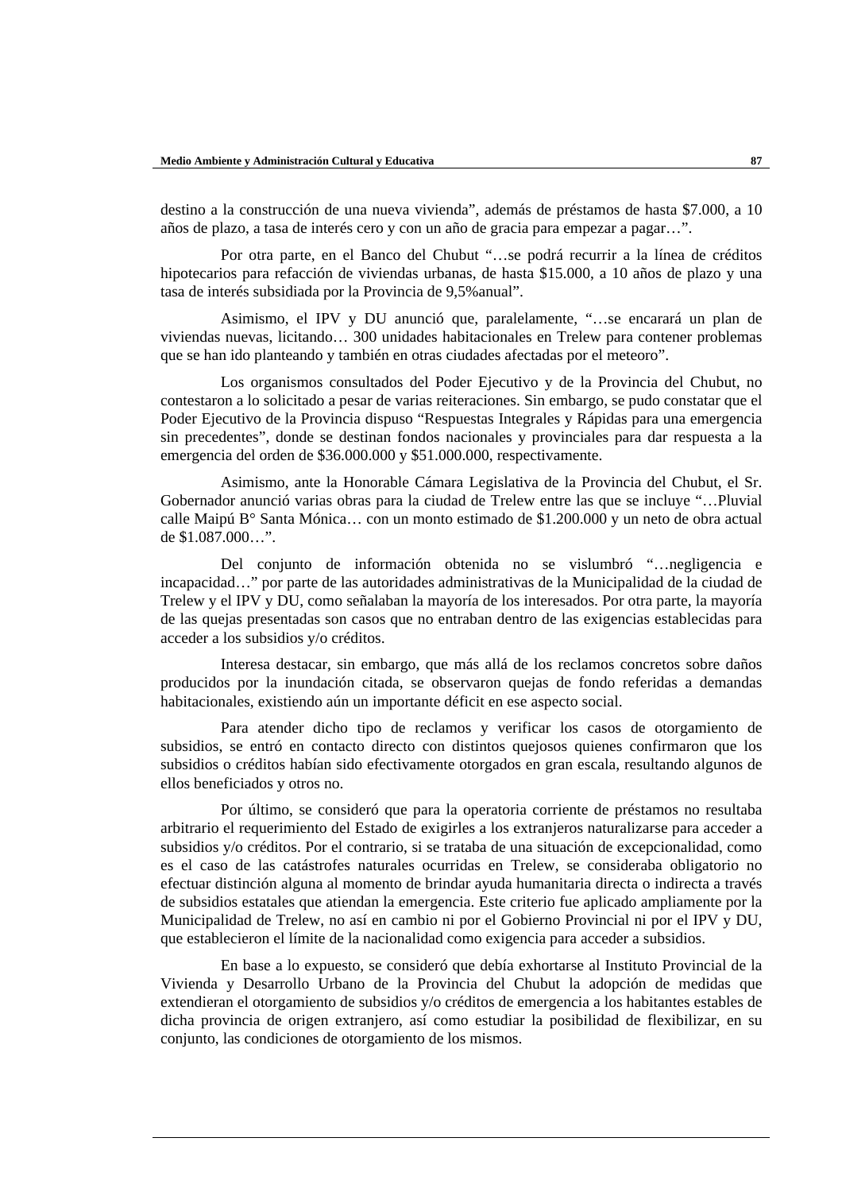destino a la construcción de una nueva vivienda", además de préstamos de hasta $7.000, a 10 años de plazo, a tasa de interés cero y con un año de gracia para empezar a pagar…".

Por otra parte, en el Banco del Chubut "…se podrá recurrir a la línea de créditos hipotecarios para refacción de viviendas urbanas, de hasta $15.000, a 10 años de plazo y una tasa de interés subsidiada por la Provincia de 9,5%anual".

Asimismo, el IPV y DU anunció que, paralelamente, "…se encarará un plan de viviendas nuevas, licitando… 300 unidades habitacionales en Trelew para contener problemas que se han ido planteando y también en otras ciudades afectadas por el meteoro".

Los organismos consultados del Poder Ejecutivo y de la Provincia del Chubut, no contestaron a lo solicitado a pesar de varias reiteraciones. Sin embargo, se pudo constatar que el Poder Ejecutivo de la Provincia dispuso "Respuestas Integrales y Rápidas para una emergencia sin precedentes", donde se destinan fondos nacionales y provinciales para dar respuesta a la emergencia del orden de $36.000.000 y $51.000.000, respectivamente.

Asimismo, ante la Honorable Cámara Legislativa de la Provincia del Chubut, el Sr. Gobernador anunció varias obras para la ciudad de Trelew entre las que se incluye "…Pluvial calle Maipú B° Santa Mónica… con un monto estimado de $1.200.000 y un neto de obra actual de $1.087.000…".

Del conjunto de información obtenida no se vislumbró "…negligencia e incapacidad…" por parte de las autoridades administrativas de la Municipalidad de la ciudad de Trelew y el IPV y DU, como señalaban la mayoría de los interesados. Por otra parte, la mayoría de las quejas presentadas son casos que no entraban dentro de las exigencias establecidas para acceder a los subsidios y/o créditos.

Interesa destacar, sin embargo, que más allá de los reclamos concretos sobre daños producidos por la inundación citada, se observaron quejas de fondo referidas a demandas habitacionales, existiendo aún un importante déficit en ese aspecto social.

Para atender dicho tipo de reclamos y verificar los casos de otorgamiento de subsidios, se entró en contacto directo con distintos quejosos quienes confirmaron que los subsidios o créditos habían sido efectivamente otorgados en gran escala, resultando algunos de ellos beneficiados y otros no.

Por último, se consideró que para la operatoria corriente de préstamos no resultaba arbitrario el requerimiento del Estado de exigirles a los extranjeros naturalizarse para acceder a subsidios y/o créditos. Por el contrario, si se trataba de una situación de excepcionalidad, como es el caso de las catástrofes naturales ocurridas en Trelew, se consideraba obligatorio no efectuar distinción alguna al momento de brindar ayuda humanitaria directa o indirecta a través de subsidios estatales que atiendan la emergencia. Este criterio fue aplicado ampliamente por la Municipalidad de Trelew, no así en cambio ni por el Gobierno Provincial ni por el IPV y DU, que establecieron el límite de la nacionalidad como exigencia para acceder a subsidios.

En base a lo expuesto, se consideró que debía exhortarse al Instituto Provincial de la Vivienda y Desarrollo Urbano de la Provincia del Chubut la adopción de medidas que extendieran el otorgamiento de subsidios y/o créditos de emergencia a los habitantes estables de dicha provincia de origen extranjero, así como estudiar la posibilidad de flexibilizar, en su conjunto, las condiciones de otorgamiento de los mismos.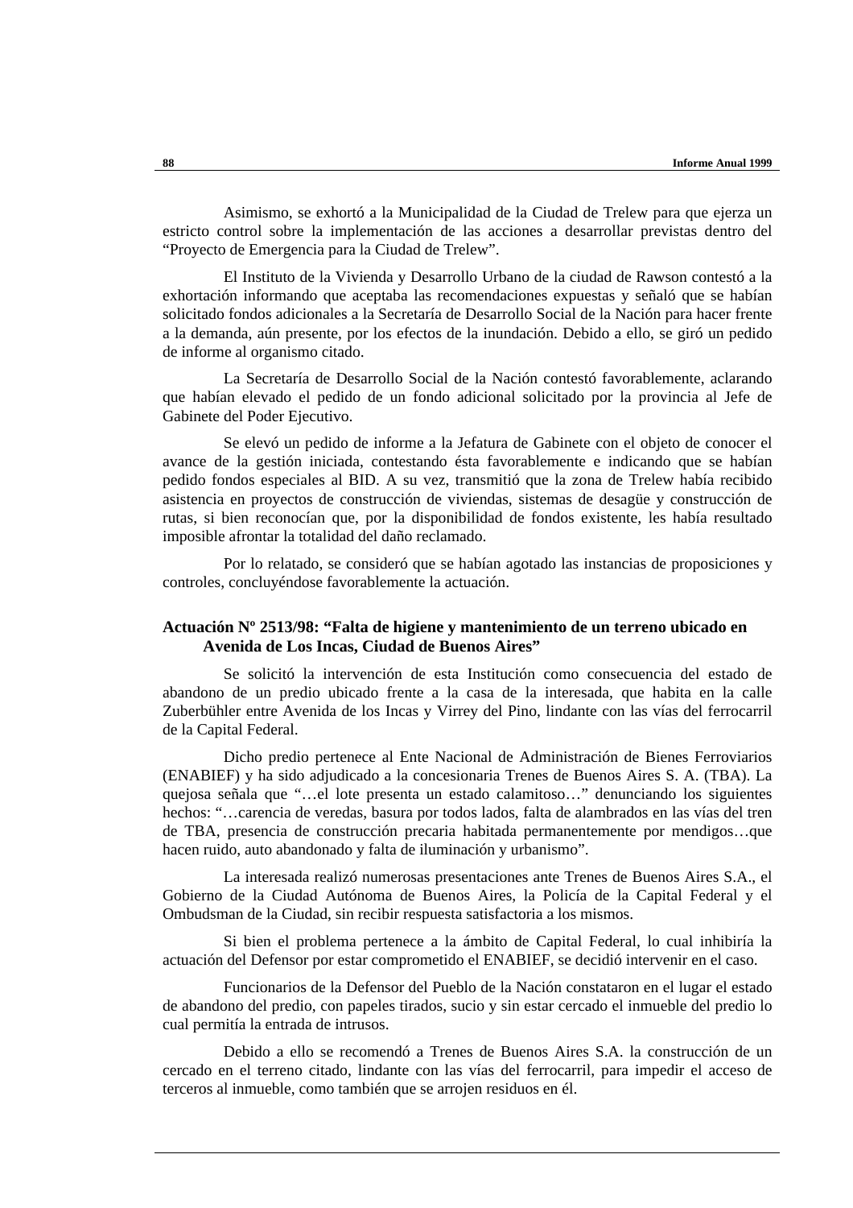Asimismo, se exhortó a la Municipalidad de la Ciudad de Trelew para que ejerza un estricto control sobre la implementación de las acciones a desarrollar previstas dentro del "Proyecto de Emergencia para la Ciudad de Trelew".

El Instituto de la Vivienda y Desarrollo Urbano de la ciudad de Rawson contestó a la exhortación informando que aceptaba las recomendaciones expuestas y señaló que se habían solicitado fondos adicionales a la Secretaría de Desarrollo Social de la Nación para hacer frente a la demanda, aún presente, por los efectos de la inundación. Debido a ello, se giró un pedido de informe al organismo citado.

La Secretaría de Desarrollo Social de la Nación contestó favorablemente, aclarando que habían elevado el pedido de un fondo adicional solicitado por la provincia al Jefe de Gabinete del Poder Ejecutivo.

Se elevó un pedido de informe a la Jefatura de Gabinete con el objeto de conocer el avance de la gestión iniciada, contestando ésta favorablemente e indicando que se habían pedido fondos especiales al BID. A su vez, transmitió que la zona de Trelew había recibido asistencia en proyectos de construcción de viviendas, sistemas de desagüe y construcción de rutas, si bien reconocían que, por la disponibilidad de fondos existente, les había resultado imposible afrontar la totalidad del daño reclamado.

Por lo relatado, se consideró que se habían agotado las instancias de proposiciones y controles, concluyéndose favorablemente la actuación.

### Actuación Nº 2513/98: "Falta de higiene y mantenimiento de un terreno ubicado en Avenida de Los Incas, Ciudad de Buenos Aires"

Se solicitó la intervención de esta Institución como consecuencia del estado de abandono de un predio ubicado frente a la casa de la interesada, que habita en la calle Zuberbühler entre Avenida de los Incas y Virrey del Pino, lindante con las vías del ferrocarril de la Capital Federal.

Dicho predio pertenece al Ente Nacional de Administración de Bienes Ferroviarios (ENABIEF) y ha sido adjudicado a la concesionaria Trenes de Buenos Aires S. A. (TBA). La quejosa señala que "…el lote presenta un estado calamitoso…" denunciando los siguientes hechos: "…carencia de veredas, basura por todos lados, falta de alambrados en las vías del tren de TBA, presencia de construcción precaria habitada permanentemente por mendigos…que hacen ruido, auto abandonado y falta de iluminación y urbanismo".

La interesada realizó numerosas presentaciones ante Trenes de Buenos Aires S.A., el Gobierno de la Ciudad Autónoma de Buenos Aires, la Policía de la Capital Federal y el Ombudsman de la Ciudad, sin recibir respuesta satisfactoria a los mismos.

Si bien el problema pertenece a ámbito de Capital Federal, lo cual inhibiría la actuación del Defensor por estar comprometido el ENABIEF, se decidió intervenir en el caso.

Funcionarios de la Defensor del Pueblo de la Nación constataron en el lugar el estado de abandono del predio, con papeles tirados, sucio y sin estar cercado el inmueble del predio lo cual permitía la entrada de intrusos.

Debido a ello se recomendó a Trenes de Buenos Aires S.A. la construcción de un cercado en el terreno citado, lindante con las vías del ferrocarril, para impedir el acceso de terceros al inmueble, como también que se arrojen residuos en él.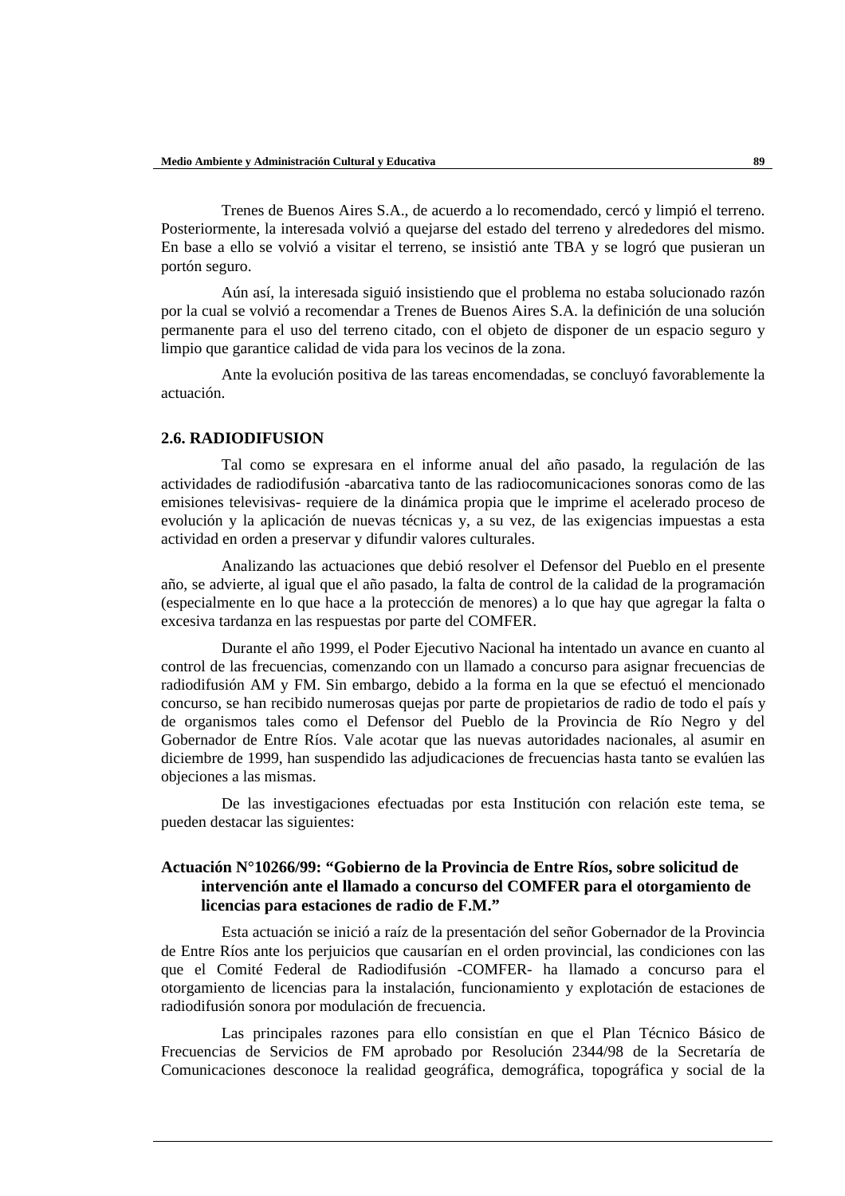Trenes de Buenos Aires S.A., de acuerdo a lo recomendado, cercó y limpió el terreno. Posteriormente, la interesada volvió a quejarse del estado del terreno y alrededores del mismo. En base a ello se volvió a visitar el terreno, se insistió ante TBA y se logró que pusieran un portón seguro.

Aún así, la interesada siguió insistiendo que el problema no estaba solucionado razón por la cual se volvió a recomendar a Trenes de Buenos Aires S.A. la definición de una solución permanente para el uso del terreno citado, con el objeto de disponer de un espacio seguro y limpio que garantice calidad de vida para los vecinos de la zona.

Ante la evolución positiva de las tareas encomendadas, se concluyó favorablemente la actuación.

## 2.6. RADIODIFUSION

Tal como se expresara en el informe anual del año pasado, la regulación de las actividades de radiodifusión -abarcativa tanto de las radiocomunicaciones sonoras como de las emisiones televisivas- requiere de la dinámica propia que le imprime el acelerado proceso de evolución y la aplicación de nuevas técnicas y, a su vez, de las exigencias impuestas a esta actividad en orden a preservar y difundir valores culturales.

Analizando las actuaciones que debió resolver el Defensor del Pueblo en el presente año, se advierte, al igual que el año pasado, la falta de control de la calidad de la programación (especialmente en lo que hace a la protección de menores) a lo que hay que agregar la falta o excesiva tardanza en las respuestas por parte del COMFER.

Durante el año 1999, el Poder Ejecutivo Nacional ha intentado un avance en cuanto al control de las frecuencias, comenzando con un llamado a concurso para asignar frecuencias de radiodifusión AM y FM. Sin embargo, debido a la forma en la que se efectuó el mencionado concurso, se han recibido numerosas quejas por parte de propietarios de radio de todo el país y de organismos tales como el Defensor del Pueblo de la Provincia de Río Negro y del Gobernador de Entre Ríos. Vale acotar que las nuevas autoridades nacionales, al asumir en diciembre de 1999, han suspendido las adjudicaciones de frecuencias hasta tanto se evalúen las objeciones a las mismas.

De las investigaciones efectuadas por esta Institución con relación este tema, se pueden destacar las siguientes:

### Actuación N°10266/99: “Gobierno de la Provincia de Entre Ríos, sobre solicitud de intervención ante el llamado a concurso del COMFER para el otorgamiento de licencias para estaciones de radio de F.M.”

Esta actuación se inició a raíz de la presentación del señor Gobernador de la Provincia de Entre Ríos ante los perjuicios que causarían en el orden provincial, las condiciones con las que el Comité Federal de Radiodifusión -COMFER- ha llamado a concurso para el otorgamiento de licencias para la instalación, funcionamiento y explotación de estaciones de radiodifusión sonora por modulación de frecuencia.

Las principales razones para ello consistían en que el Plan Técnico Básico de Frecuencias de Servicios de FM aprobado por Resolución 2344/98 de la Secretaría de Comunicaciones desconoce la realidad geográfica, demográfica, topográfica y social de la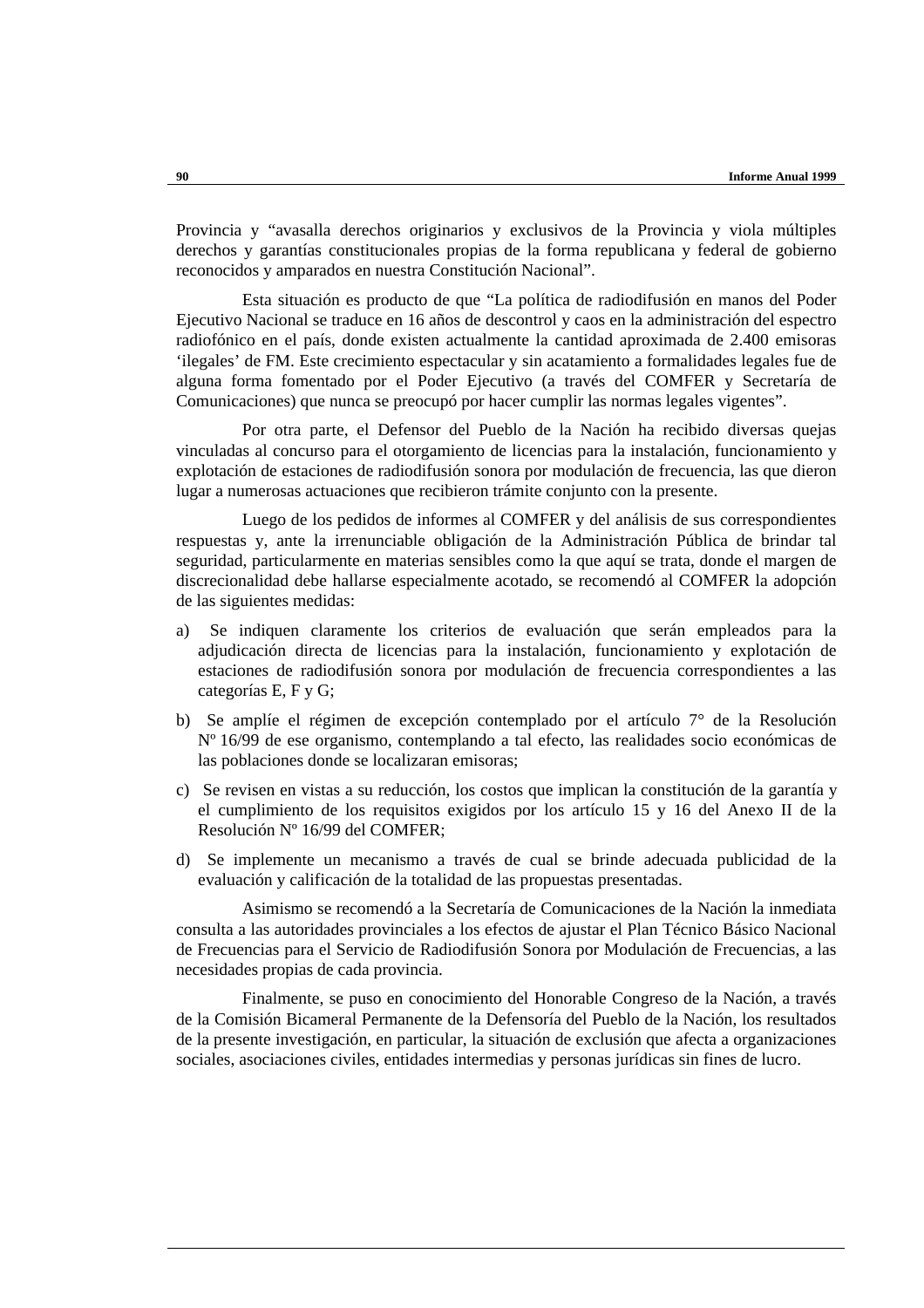Provincia y “avasalla derechos originarios y exclusivos de la Provincia y viola múltiples derechos y garantías constitucionales propias de la forma republicana y federal de gobierno reconocidos y amparados en nuestra Constitución Nacional”.

Esta situación es producto de que “La política de radiodifusión en manos del Poder Ejecutivo Nacional se traduce en 16 años de descontrol y caos en la administración del espectro radiofónico en el país, donde existen actualmente la cantidad aproximada de 2.400 emisoras ‘ilegales’ de FM. Este crecimiento espectacular y sin acatamiento a formalidades legales fue de alguna forma fomentado por el Poder Ejecutivo (a través del COMFER y Secretaría de Comunicaciones) que nunca se preocupó por hacer cumplir las normas legales vigentes”.

Por otra parte, el Defensor del Pueblo de la Nación ha recibido diversas quejas vinculadas al concurso para el otorgamiento de licencias para la instalación, funcionamiento y explotación de estaciones de radiodifusión sonora por modulación de frecuencia, las que dieron lugar a numerosas actuaciones que recibieron trámite conjunto con la presente.

Luego de los pedidos de informes al COMFER y del análisis de sus correspondientes respuestas y, ante la irrenunciable obligación de la Administración Pública de brindar tal seguridad, particularmente en materias sensibles como la que aquí se trata, donde el margen de discrecionalidad debe hallarse especialmente acotado, se recomendó al COMFER la adopción de las siguientes medidas:

a) Se indiquen claramente los criterios de evaluación que serán empleados para la adjudicación directa de licencias para la instalación, funcionamiento y explotación de estaciones de radiodifusión sonora por modulación de frecuencia correspondientes a las categorías E, F y G;

b) Se amplíe el régimen de excepción contemplado por el artículo 7° de la Resolución Nº 16/99 de ese organismo, contemplando a tal efecto, las realidades socio económicas de las poblaciones donde se localizaran emisoras;

c) Se revisen en vistas a su reducción, los costos que implican la constitución de la garantía y el cumplimiento de los requisitos exigidos por los artículo 15 y 16 del Anexo II de la Resolución Nº 16/99 del COMFER;

d) Se implemente un mecanismo a través de cual se brinde adecuada publicidad de la evaluación y calificación de la totalidad de las propuestas presentadas.

Asimismo se recomendó a la Secretaría de Comunicaciones de la Nación la inmediata consulta a las autoridades provinciales a los efectos de ajustar el Plan Técnico Básico Nacional de Frecuencias para el Servicio de Radiodifusión Sonora por Modulación de Frecuencias, a las necesidades propias de cada provincia.

Finalmente, se puso en conocimiento del Honorable Congreso de la Nación, a través de la Comisión Bicameral Permanente de la Defensoría del Pueblo de la Nación, los resultados de la presente investigación, en particular, la situación de exclusión que afecta a organizaciones sociales, asociaciones civiles, entidades intermedias y personas jurídicas sin fines de lucro.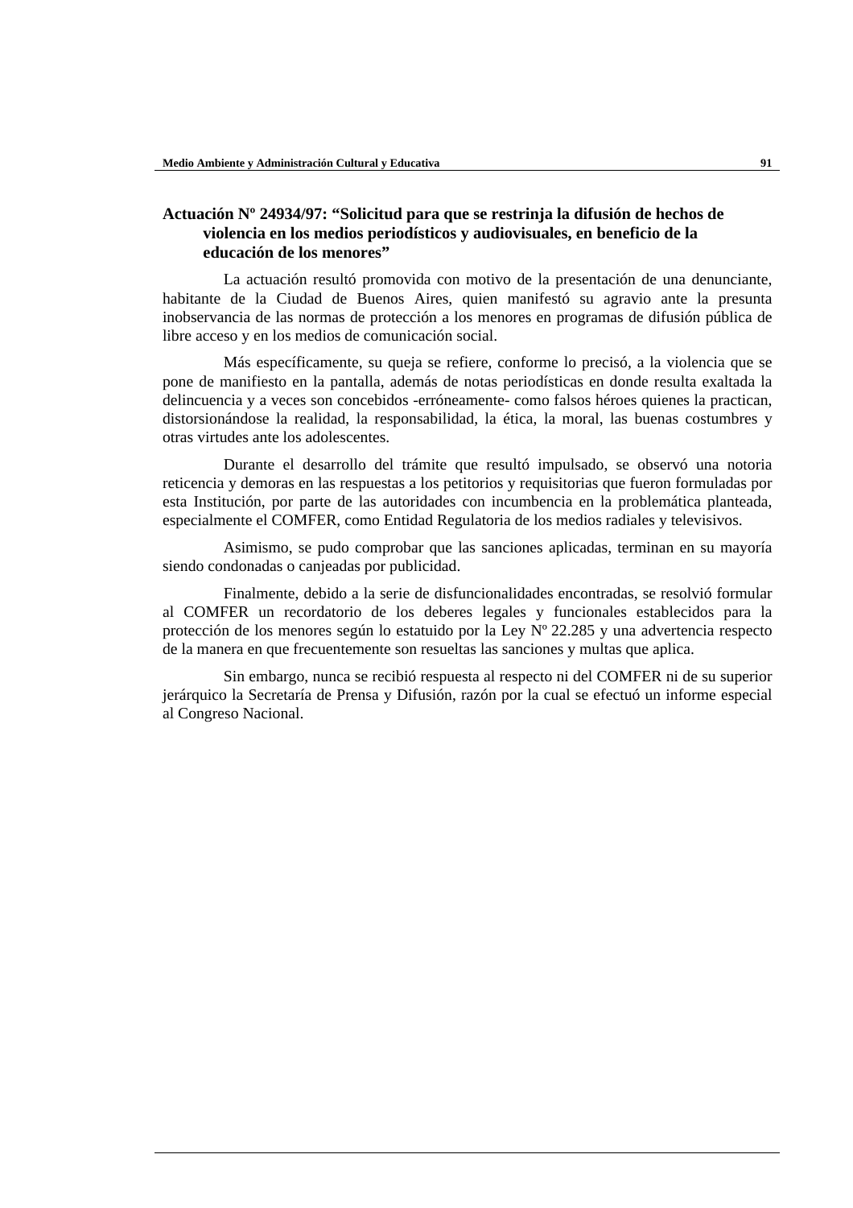### Actuación Nº 24934/97: “Solicitud para que se restrinja la difusión de hechos de violencia en los medios periodísticos y audiovisuales, en beneficio de la educación de los menores”

La actuación resultó promovida con motivo de la presentación de una denunciante, habitante de la Ciudad de Buenos Aires, quien manifestó su agravio ante la presunta inobservancia de las normas de protección a los menores en programas de difusión pública de libre acceso y en los medios de comunicación social.

Más específicamente, su queja se refiere, conforme lo precisó, a la violencia que se pone de manifiesto en la pantalla, además de notas periodísticas en donde resulta exaltada la delincuencia y a veces son concebidos -erróneamente- como falsos héroes quienes la practican, distorsionándose la realidad, la responsabilidad, la ética, la moral, las buenas costumbres y otras virtudes ante los adolescentes.

Durante el desarrollo del trámite que resultó impulsado, se observó una notoria reticencia y demoras en las respuestas a los petitorios y requisitorias que fueron formuladas por esta Institución, por parte de las autoridades con incumbencia en la problemática planteada, especialmente el COMFER, como Entidad Regulatoria de los medios radiales y televisivos.

Asimismo, se pudo comprobar que las sanciones aplicadas, terminan en su mayoría siendo condonadas o canjeadas por publicidad.

Finalmente, debido a la serie de disfuncionalidades encontradas, se resolvió formular al COMFER un recordatorio de los deberes legales y funcionales establecidos para la protección de los menores según lo estatuido por la Ley Nº 22.285 y una advertencia respecto de la manera en que frecuentemente son resueltas las sanciones y multas que aplica.

Sin embargo, nunca se recibió respuesta al respecto ni del COMFER ni de su superior jerárquico la Secretaría de Prensa y Difusión, razón por la cual se efectuó un informe especial al Congreso Nacional.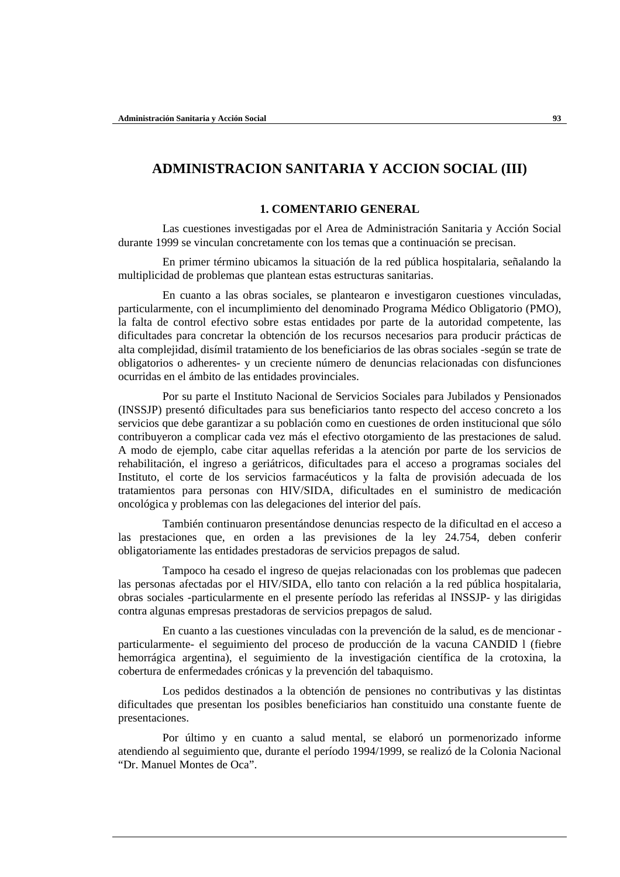# ADMINISTRACION SANITARIA Y ACCION SOCIAL (III)

## 1. COMENTARIO GENERAL

Las cuestiones investigadas por el Area de Administración Sanitaria y Acción Social durante 1999 se vinculan concretamente con los temas que a continuación se precisan.

En primer término ubicamos la situación de la red pública hospitalaria, señalando la multiplicidad de problemas que plantean estas estructuras sanitarias.

En cuanto a las obras sociales, se plantearon e investigaron cuestiones vinculadas, particularmente, con el incumplimiento del denominado Programa Médico Obligatorio (PMO), la falta de control efectivo sobre estas entidades por parte de la autoridad competente, las dificultades para concretar la obtención de los recursos necesarios para producir prácticas de alta complejidad, disímil tratamiento de los beneficiarios de las obras sociales -según se trate de obligatorios o adherentes- y un creciente número de denuncias relacionadas con disfunciones ocurridas en el ámbito de las entidades provinciales.

Por su parte el Instituto Nacional de Servicios Sociales para Jubilados y Pensionados (INSSJP) presentó dificultades para sus beneficiarios tanto respecto del acceso concreto a los servicios que debe garantizar a su población como en cuestiones de orden institucional que sólo contribuyeron a complicar cada vez más el efectivo otorgamiento de las prestaciones de salud. A modo de ejemplo, cabe citar aquellas referidas a la atención por parte de los servicios de rehabilitación, el ingreso a geriátricos, dificultades para el acceso a programas sociales del Instituto, el corte de los servicios farmacéuticos y la falta de provisión adecuada de los tratamientos para personas con HIV/SIDA, dificultades en el suministro de medicación oncológica y problemas con las delegaciones del interior del país.

También continuaron presentándose denuncias respecto de la dificultad en el acceso a las prestaciones que, en orden a las previsiones de la ley 24.754, deben conferir obligatoriamente las entidades prestadoras de servicios prepagos de salud.

Tampoco ha cesado el ingreso de quejas relacionadas con los problemas que padecen las personas afectadas por el HIV/SIDA, ello tanto con relación a la red pública hospitalaria, obras sociales -particularmente en el presente período las referidas al INSSJP- y las dirigidas contra algunas empresas prestadoras de servicios prepagos de salud.

En cuanto a las cuestiones vinculadas con la prevención de la salud, es de mencionar -particularmente- el seguimiento del proceso de producción de la vacuna CANDID l (fiebre hemorrágica argentina), el seguimiento de la investigación científica de la crotoxina, la cobertura de enfermedades crónicas y la prevención del tabaquismo.

Los pedidos destinados a la obtención de pensiones no contributivas y las distintas dificultades que presentan los posibles beneficiarios han constituido una constante fuente de presentaciones.

Por último y en cuanto a salud mental, se elaboró un pormenorizado informe atendiendo al seguimiento que, durante el período 1994/1999, se realizó de la Colonia Nacional "Dr. Manuel Montes de Oca".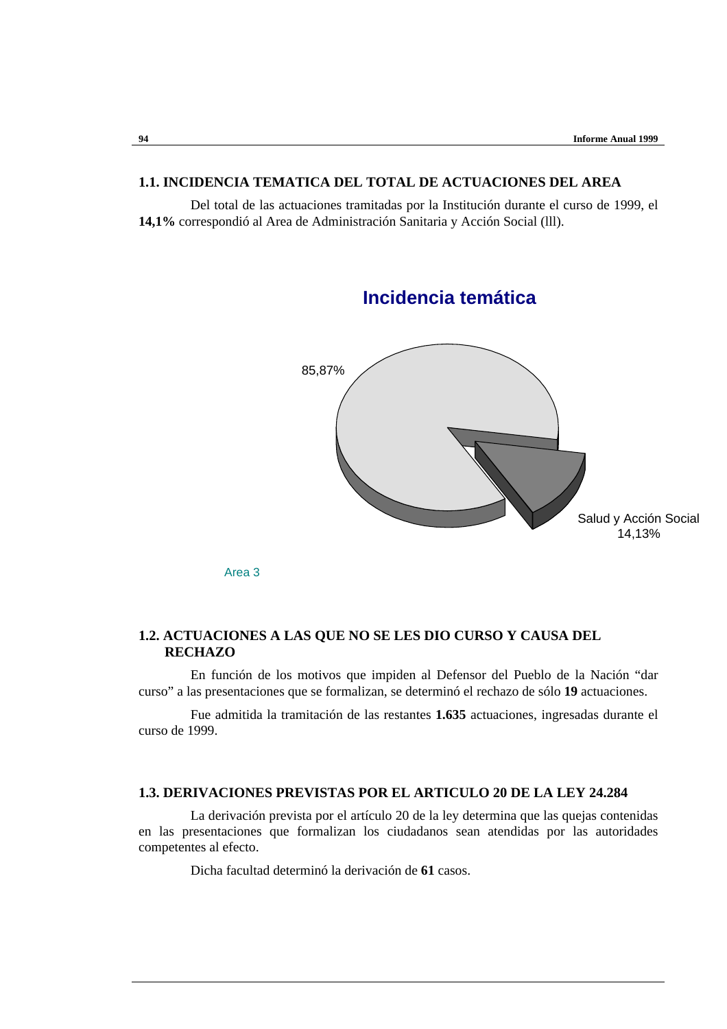## 1.1. INCIDENCIA TEMATICA DEL TOTAL DE ACTUACIONES DEL AREA

Del total de las actuaciones tramitadas por la Institución durante el curso de 1999, el **14,1%** correspondió al Area de Administración Sanitaria y Acción Social (lll).

**Incidencia temática**

85,87%

Salud y Acción Social 14,13%

Area 3

## 1.2. ACTUACIONES A LAS QUE NO SE LES DIO CURSO Y CAUSA DEL RECHAZO

En función de los motivos que impiden al Defensor del Pueblo de la Nación "dar curso" a las presentaciones que se formalizan, se determinó el rechazo de sólo **19** actuaciones.

Fue admitida la tramitación de las restantes **1.635** actuaciones, ingresadas durante el curso de 1999.

## 1.3. DERIVACIONES PREVISTAS POR EL ARTICULO 20 DE LA LEY 24.284

La derivación prevista por el artículo 20 de la ley determina que las quejas contenidas en las presentaciones que formalizan los ciudadanos sean atendidas por las autoridades competentes al efecto.

Dicha facultad determinó la derivación de **61** casos.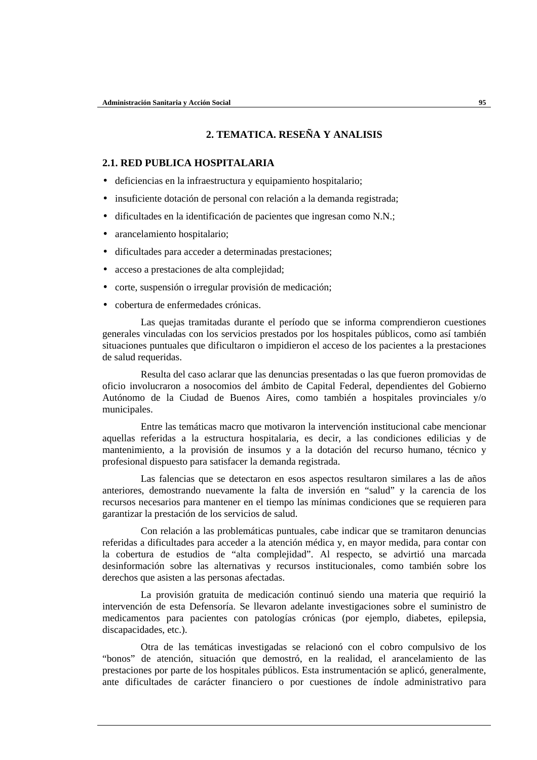## 2. TEMATICA. RESEÑA Y ANALISIS

### 2.1. RED PUBLICA HOSPITALARIA

- deficiencias en la infraestructura y equipamiento hospitalario;
- insuficiente dotación de personal con relación a la demanda registrada;
- dificultades en la identificación de pacientes que ingresan como N.N.;
- arancelamiento hospitalario;
- dificultades para acceder a determinadas prestaciones;
- acceso a prestaciones de alta complejidad;
- corte, suspensión o irregular provisión de medicación;
- cobertura de enfermedades crónicas.

Las quejas tramitadas durante el período que se informa comprendieron cuestiones generales vinculadas con los servicios prestados por los hospitales públicos, como así también situaciones puntuales que dificultaron o impidieron el acceso de los pacientes a la prestaciones de salud requeridas.

Resulta del caso aclarar que las denuncias presentadas o las que fueron promovidas de oficio involucraron a nosocomios del ámbito de Capital Federal, dependientes del Gobierno Autónomo de la Ciudad de Buenos Aires, como también a hospitales provinciales y/o municipales.

Entre las temáticas macro que motivaron la intervención institucional cabe mencionar aquellas referidas a la estructura hospitalaria, es decir, a las condiciones edilicias y de mantenimiento, a la provisión de insumos y a la dotación del recurso humano, técnico y profesional dispuesto para satisfacer la demanda registrada.

Las falencias que se detectaron en esos aspectos resultaron similares a las de años anteriores, demostrando nuevamente la falta de inversión en “salud” y la carencia de los recursos necesarios para mantener en el tiempo las mínimas condiciones que se requieren para garantizar la prestación de los servicios de salud.

Con relación a las problemáticas puntuales, cabe indicar que se tramitaron denuncias referidas a dificultades para acceder a la atención médica y, en mayor medida, para contar con la cobertura de estudios de “alta complejidad”. Al respecto, se advirtió una marcada desinformación sobre las alternativas y recursos institucionales, como también sobre los derechos que asisten a las personas afectadas.

La provisión gratuita de medicación continuó siendo una materia que requirió la intervención de esta Defensoría. Se llevaron adelante investigaciones sobre el suministro de medicamentos para pacientes con patologías crónicas (por ejemplo, diabetes, epilepsia, discapacidades, etc.).

Otra de las temáticas investigadas se relacionó con el cobro compulsivo de los “bonos” de atención, situación que demostró, en la realidad, el arancelamiento de las prestaciones por parte de los hospitales públicos. Esta instrumentación se aplicó, generalmente, ante dificultades de carácter financiero o por cuestiones de índole administrativo para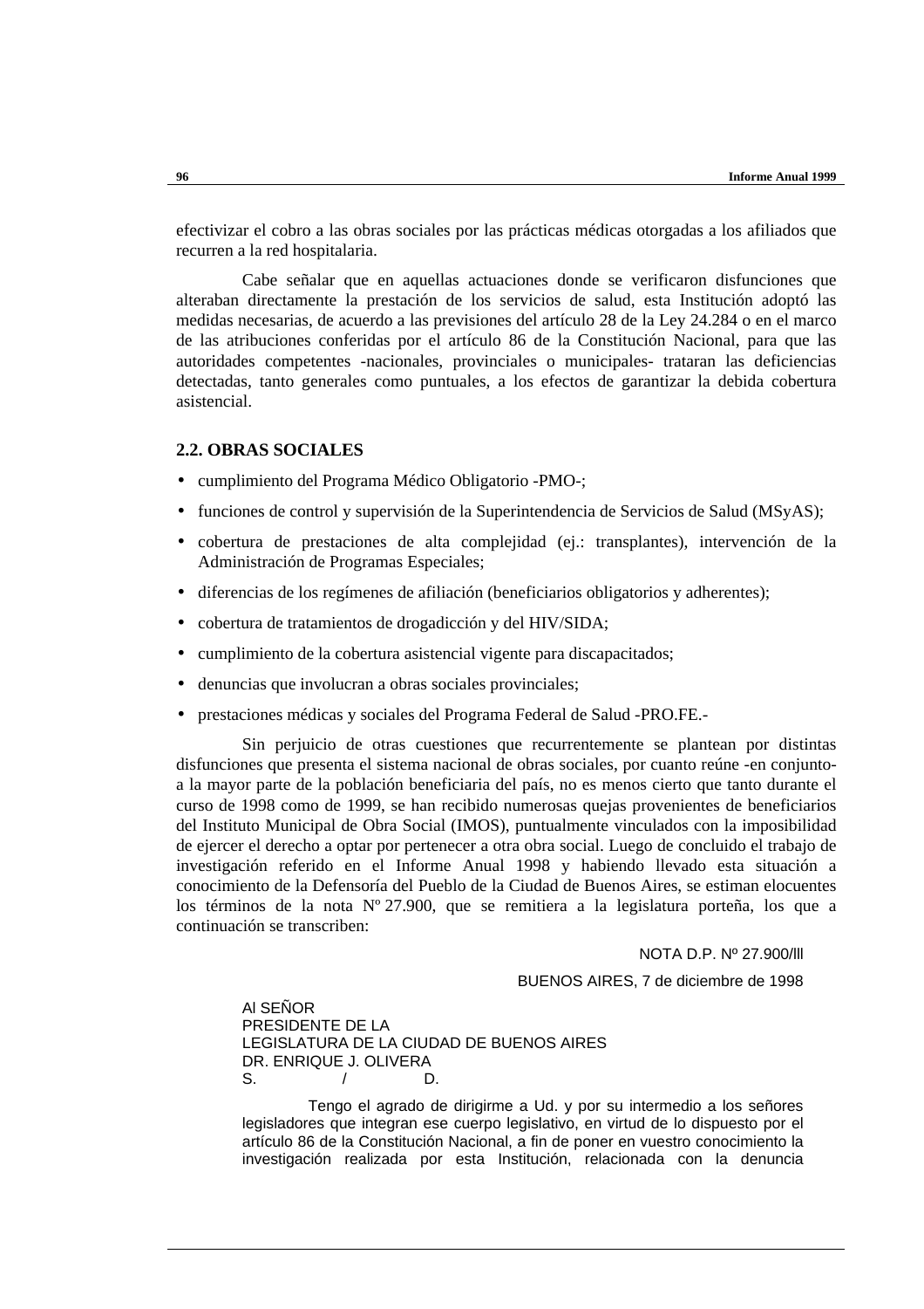efectivizar el cobro a las obras sociales por las prácticas médicas otorgadas a los afiliados que recurren a la red hospitalaria.

Cabe señalar que en aquellas actuaciones donde se verificaron disfunciones que alteraban directamente la prestación de los servicios de salud, esta Institución adoptó las medidas necesarias, de acuerdo a las previsiones del artículo 28 de la Ley 24.284 o en el marco de las atribuciones conferidas por el artículo 86 de la Constitución Nacional, para que las autoridades competentes -nacionales, provinciales o municipales- trataran las deficiencias detectadas, tanto generales como puntuales, a los efectos de garantizar la debida cobertura asistencial.

### 2.2. OBRAS SOCIALES

- cumplimiento del Programa Médico Obligatorio -PMO-;
- funciones de control y supervisión de la Superintendencia de Servicios de Salud (MSyAS);
- cobertura de prestaciones de alta complejidad (ej.: transplantes), intervención de la Administración de Programas Especiales;
- diferencias de los regímenes de afiliación (beneficiarios obligatorios y adherentes);
- cobertura de tratamientos de drogadicción y del HIV/SIDA;
- cumplimiento de la cobertura asistencial vigente para discapacitados;
- denuncias que involucran a obras sociales provinciales;
- prestaciones médicas y sociales del Programa Federal de Salud -PRO.FE.-

Sin perjuicio de otras cuestiones que recurrentemente se plantean por distintas disfunciones que presenta el sistema nacional de obras sociales, por cuanto reúne -en conjunto- a la mayor parte de la población beneficiaria del país, no es menos cierto que tanto durante el curso de 1998 como de 1999, se han recibido numerosas quejas provenientes de beneficiarios del Instituto Municipal de Obra Social (IMOS), puntualmente vinculados con la imposibilidad de ejercer el derecho a optar por pertenecer a otra obra social. Luego de concluido el trabajo de investigación referido en el Informe Anual 1998 y habiendo llevado esta situación a conocimiento de la Defensoría del Pueblo de la Ciudad de Buenos Aires, se estiman elocuentes los términos de la nota Nº 27.900, que se remitiera a la legislatura porteña, los que a continuación se transcriben:

NOTA D.P. Nº 27.900/lll

BUENOS AIRES, 7 de diciembre de 1998

Al SEÑOR
PRESIDENTE DE LA
LEGISLATURA DE LA CIUDAD DE BUENOS AIRES
DR. ENRIQUE J. OLIVERA
S. / D.

Tengo el agrado de dirigirme a Ud. y por su intermedio a los señores legisladores que integran ese cuerpo legislativo, en virtud de lo dispuesto por el artículo 86 de la Constitución Nacional, a fin de poner en vuestro conocimiento la investigación realizada por esta Institución, relacionada con la denuncia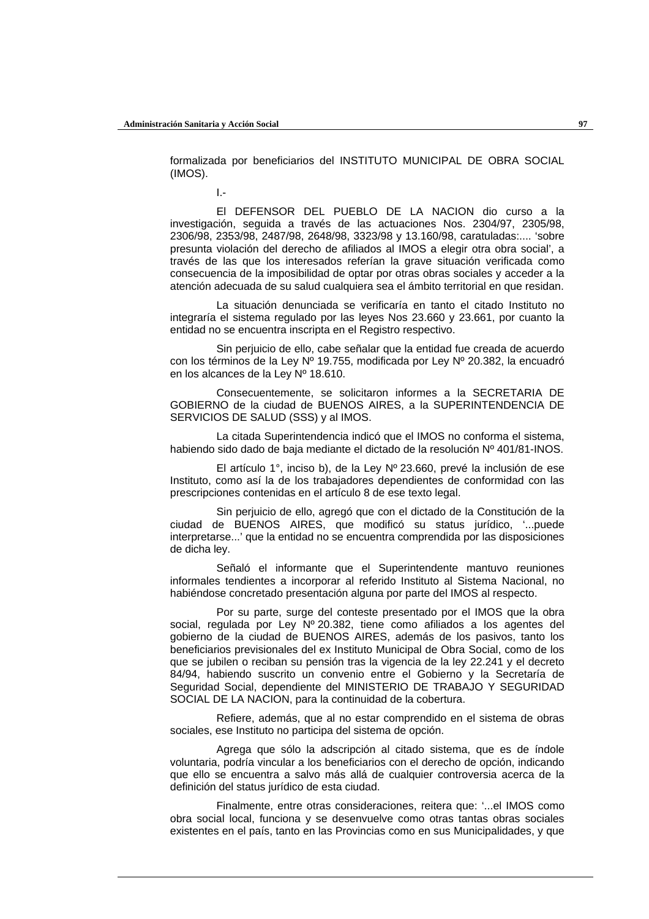formalizada por beneficiarios del INSTITUTO MUNICIPAL DE OBRA SOCIAL (IMOS).

I.-

El DEFENSOR DEL PUEBLO DE LA NACION dio curso a la investigación, seguida a través de las actuaciones Nos. 2304/97, 2305/98, 2306/98, 2353/98, 2487/98, 2648/98, 3323/98 y 13.160/98, caratuladas:.... 'sobre presunta violación del derecho de afiliados al IMOS a elegir otra obra social', a través de las que los interesados referían la grave situación verificada como consecuencia de la imposibilidad de optar por otras obras sociales y acceder a la atención adecuada de su salud cualquiera sea el ámbito territorial en que residan.

La situación denunciada se verificaría en tanto el citado Instituto no integraría el sistema regulado por las leyes Nos 23.660 y 23.661, por cuanto la entidad no se encuentra inscripta en el Registro respectivo.

Sin perjuicio de ello, cabe señalar que la entidad fue creada de acuerdo con los términos de la Ley Nº 19.755, modificada por Ley Nº 20.382, la encuadró en los alcances de la Ley Nº 18.610.

Consecuentemente, se solicitaron informes a la SECRETARIA DE GOBIERNO de la ciudad de BUENOS AIRES, a la SUPERINTENDENCIA DE SERVICIOS DE SALUD (SSS) y al IMOS.

La citada Superintendencia indicó que el IMOS no conforma el sistema, habiendo sido dado de baja mediante el dictado de la resolución Nº 401/81-INOS.

El artículo 1°, inciso b), de la Ley Nº 23.660, prevé la inclusión de ese Instituto, como así la de los trabajadores dependientes de conformidad con las prescripciones contenidas en el artículo 8 de ese texto legal.

Sin perjuicio de ello, agregó que con el dictado de la Constitución de la ciudad de BUENOS AIRES, que modificó su status jurídico, '...puede interpretarse...' que la entidad no se encuentra comprendida por las disposiciones de dicha ley.

Señaló el informante que el Superintendente mantuvo reuniones informales tendientes a incorporar al referido Instituto al Sistema Nacional, no habiéndose concretado presentación alguna por parte del IMOS al respecto.

Por su parte, surge del conteste presentado por el IMOS que la obra social, regulada por Ley Nº 20.382, tiene como afiliados a los agentes del gobierno de la ciudad de BUENOS AIRES, además de los pasivos, tanto los beneficiarios previsionales del ex Instituto Municipal de Obra Social, como de los que se jubilen o reciban su pensión tras la vigencia de la ley 22.241 y el decreto 84/94, habiendo suscrito un convenio entre el Gobierno y la Secretaría de Seguridad Social, dependiente del MINISTERIO DE TRABAJO Y SEGURIDAD SOCIAL DE LA NACION, para la continuidad de la cobertura.

Refiere, además, que al no estar comprendido en el sistema de obras sociales, ese Instituto no participa del sistema de opción.

Agrega que sólo la adscripción al citado sistema, que es de índole voluntaria, podría vincular a los beneficiarios con el derecho de opción, indicando que ello se encuentra a salvo más allá de cualquier controversia acerca de la definición del status jurídico de esta ciudad.

Finalmente, entre otras consideraciones, reitera que: '...el IMOS como obra social local, funciona y se desenvuelve como otras tantas obras sociales existentes en el país, tanto en las Provincias como en sus Municipalidades, y que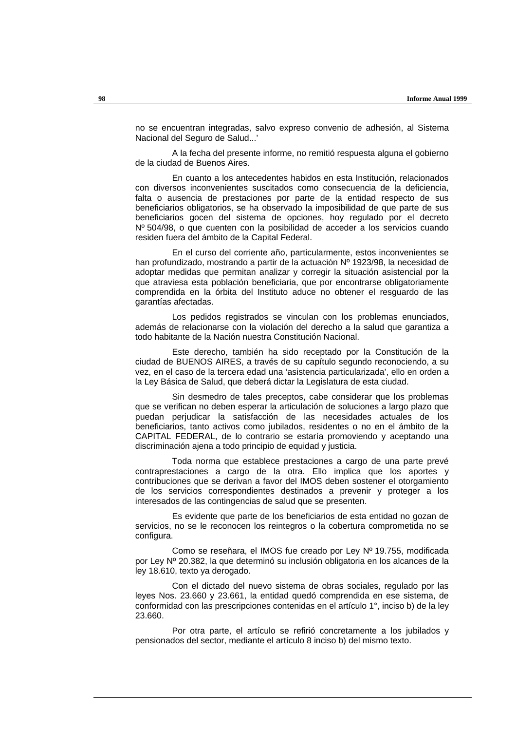no se encuentran integradas, salvo expreso convenio de adhesión, al Sistema Nacional del Seguro de Salud...'

A la fecha del presente informe, no remitió respuesta alguna el gobierno de la ciudad de Buenos Aires.

En cuanto a los antecedentes habidos en esta Institución, relacionados con diversos inconvenientes suscitados como consecuencia de la deficiencia, falta o ausencia de prestaciones por parte de la entidad respecto de sus beneficiarios obligatorios, se ha observado la imposibilidad de que parte de sus beneficiarios gocen del sistema de opciones, hoy regulado por el decreto Nº 504/98, o que cuenten con la posibilidad de acceder a los servicios cuando residen fuera del ámbito de la Capital Federal.

En el curso del corriente año, particularmente, estos inconvenientes se han profundizado, mostrando a partir de la actuación Nº 1923/98, la necesidad de adoptar medidas que permitan analizar y corregir la situación asistencial por la que atraviesa esta población beneficiaria, que por encontrarse obligatoriamente comprendida en la órbita del Instituto aduce no obtener el resguardo de las garantías afectadas.

Los pedidos registrados se vinculan con los problemas enunciados, además de relacionarse con la violación del derecho a la salud que garantiza a todo habitante de la Nación nuestra Constitución Nacional.

Este derecho, también ha sido receptado por la Constitución de la ciudad de BUENOS AIRES, a través de su capítulo segundo reconociendo, a su vez, en el caso de la tercera edad una 'asistencia particularizada', ello en orden a la Ley Básica de Salud, que deberá dictar la Legislatura de esta ciudad.

Sin desmedro de tales preceptos, cabe considerar que los problemas que se verifican no deben esperar la articulación de soluciones a largo plazo que puedan perjudicar la satisfacción de las necesidades actuales de los beneficiarios, tanto activos como jubilados, residentes o no en el ámbito de la CAPITAL FEDERAL, de lo contrario se estaría promoviendo y aceptando una discriminación ajena a todo principio de equidad y justicia.

Toda norma que establece prestaciones a cargo de una parte prevé contraprestaciones a cargo de la otra. Ello implica que los aportes y contribuciones que se derivan a favor del IMOS deben sostener el otorgamiento de los servicios correspondientes destinados a prevenir y proteger a los interesados de las contingencias de salud que se presenten.

Es evidente que parte de los beneficiarios de esta entidad no gozan de servicios, no se le reconocen los reintegros o la cobertura comprometida no se configura.

Como se reseñara, el IMOS fue creado por Ley Nº 19.755, modificada por Ley Nº 20.382, la que determinó su inclusión obligatoria en los alcances de la ley 18.610, texto ya derogado.

Con el dictado del nuevo sistema de obras sociales, regulado por las leyes Nos. 23.660 y 23.661, la entidad quedó comprendida en ese sistema, de conformidad con las prescripciones contenidas en el artículo 1°, inciso b) de la ley 23.660.

Por otra parte, el artículo se refirió concretamente a los jubilados y pensionados del sector, mediante el artículo 8 inciso b) del mismo texto.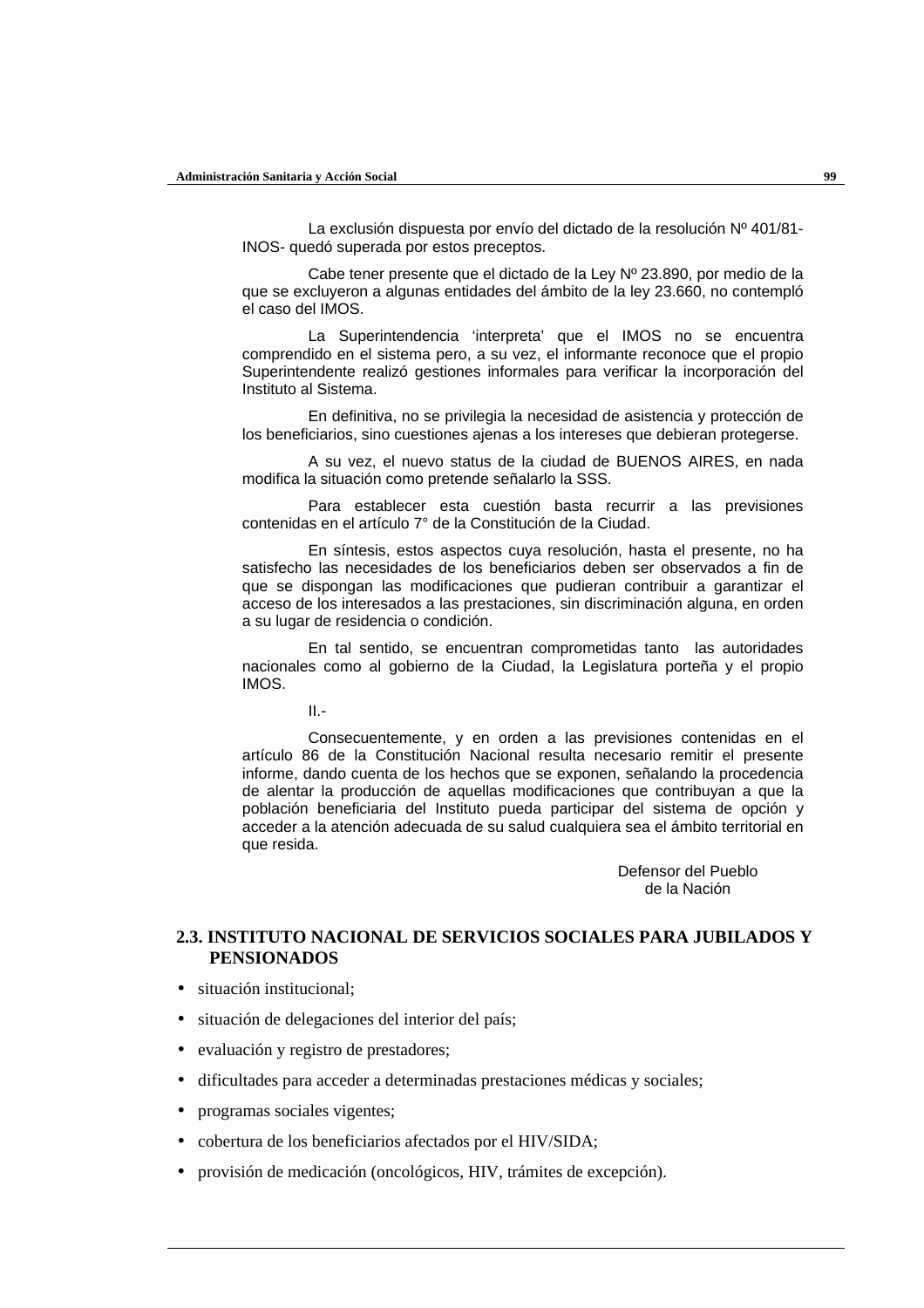La exclusión dispuesta por envío del dictado de la resolución Nº 401/81-INOS- quedó superada por estos preceptos.

Cabe tener presente que el dictado de la Ley Nº 23.890, por medio de la que se excluyeron a algunas entidades del ámbito de la ley 23.660, no contempló el caso del IMOS.

La Superintendencia ‘interpreta’ que el IMOS no se encuentra comprendido en el sistema pero, a su vez, el informante reconoce que el propio Superintendente realizó gestiones informales para verificar la incorporación del Instituto al Sistema.

En definitiva, no se privilegia la necesidad de asistencia y protección de los beneficiarios, sino cuestiones ajenas a los intereses que debieran protegerse.

A su vez, el nuevo status de la ciudad de BUENOS AIRES, en nada modifica la situación como pretende señalarlo la SSS.

Para establecer esta cuestión basta recurrir a las previsiones contenidas en el artículo 7° de la Constitución de la Ciudad.

En síntesis, estos aspectos cuya resolución, hasta el presente, no ha satisfecho las necesidades de los beneficiarios deben ser observados a fin de que se dispongan las modificaciones que pudieran contribuir a garantizar el acceso de los interesados a las prestaciones, sin discriminación alguna, en orden a su lugar de residencia o condición.

En tal sentido, se encuentran comprometidas tanto las autoridades nacionales como al gobierno de la Ciudad, la Legislatura porteña y el propio IMOS.

II.-

Consecuentemente, y en orden a las previsiones contenidas en el artículo 86 de la Constitución Nacional resulta necesario remitir el presente informe, dando cuenta de los hechos que se exponen, señalando la procedencia de alentar la producción de aquellas modificaciones que contribuyan a que la población beneficiaria del Instituto pueda participar del sistema de opción y acceder a la atención adecuada de su salud cualquiera sea el ámbito territorial en que resida.

Defensor del Pueblo
de la Nación

## 2.3. INSTITUTO NACIONAL DE SERVICIOS SOCIALES PARA JUBILADOS Y PENSIONADOS

- situación institucional;
- situación de delegaciones del interior del país;
- evaluación y registro de prestadores;
- dificultades para acceder a determinadas prestaciones médicas y sociales;
- programas sociales vigentes;
- cobertura de los beneficiarios afectados por el HIV/SIDA;
- provisión de medicación (oncológicos, HIV, trámites de excepción).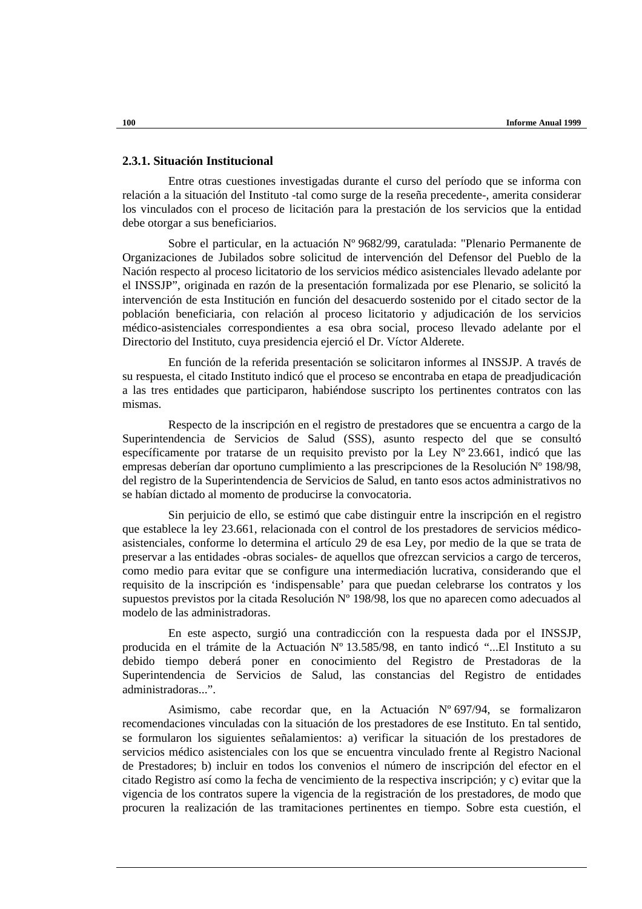### 2.3.1. Situación Institucional

Entre otras cuestiones investigadas durante el curso del período que se informa con relación a la situación del Instituto -tal como surge de la reseña precedente-, amerita considerar los vinculados con el proceso de licitación para la prestación de los servicios que la entidad debe otorgar a sus beneficiarios.

Sobre el particular, en la actuación Nº 9682/99, caratulada: "Plenario Permanente de Organizaciones de Jubilados sobre solicitud de intervención del Defensor del Pueblo de la Nación respecto al proceso licitatorio de los servicios médico asistenciales llevado adelante por el INSSJP", originada en razón de la presentación formalizada por ese Plenario, se solicitó la intervención de esta Institución en función del desacuerdo sostenido por el citado sector de la población beneficiaria, con relación al proceso licitatorio y adjudicación de los servicios médico-asistenciales correspondientes a esa obra social, proceso llevado adelante por el Directorio del Instituto, cuya presidencia ejerció el Dr. Víctor Alderete.

En función de la referida presentación se solicitaron informes al INSSJP. A través de su respuesta, el citado Instituto indicó que el proceso se encontraba en etapa de preadjudicación a las tres entidades que participaron, habiéndose suscripto los pertinentes contratos con las mismas.

Respecto de la inscripción en el registro de prestadores que se encuentra a cargo de la Superintendencia de Servicios de Salud (SSS), asunto respecto del que se consultó específicamente por tratarse de un requisito previsto por la Ley Nº 23.661, indicó que las empresas deberían dar oportuno cumplimiento a las prescripciones de la Resolución Nº 198/98, del registro de la Superintendencia de Servicios de Salud, en tanto esos actos administrativos no se habían dictado al momento de producirse la convocatoria.

Sin perjuicio de ello, se estimó que cabe distinguir entre la inscripción en el registro que establece la ley 23.661, relacionada con el control de los prestadores de servicios médico-asistenciales, conforme lo determina el artículo 29 de esa Ley, por medio de la que se trata de preservar a las entidades -obras sociales- de aquellos que ofrezcan servicios a cargo de terceros, como medio para evitar que se configure una intermediación lucrativa, considerando que el requisito de la inscripción es 'indispensable' para que puedan celebrarse los contratos y los supuestos previstos por la citada Resolución Nº 198/98, los que no aparecen como adecuados al modelo de las administradoras.

En este aspecto, surgió una contradicción con la respuesta dada por el INSSJP, producida en el trámite de la Actuación Nº 13.585/98, en tanto indicó "...El Instituto a su debido tiempo deberá poner en conocimiento del Registro de Prestadoras de la Superintendencia de Servicios de Salud, las constancias del Registro de entidades administradoras...".

Asimismo, cabe recordar que, en la Actuación Nº 697/94, se formalizaron recomendaciones vinculadas con la situación de los prestadores de ese Instituto. En tal sentido, se formularon los siguientes señalamientos: a) verificar la situación de los prestadores de servicios médico asistenciales con los que se encuentra vinculado frente al Registro Nacional de Prestadores; b) incluir en todos los convenios el número de inscripción del efector en el citado Registro así como la fecha de vencimiento de la respectiva inscripción; y c) evitar que la vigencia de los contratos supere la vigencia de la registración de los prestadores, de modo que procuren la realización de las tramitaciones pertinentes en tiempo. Sobre esta cuestión, el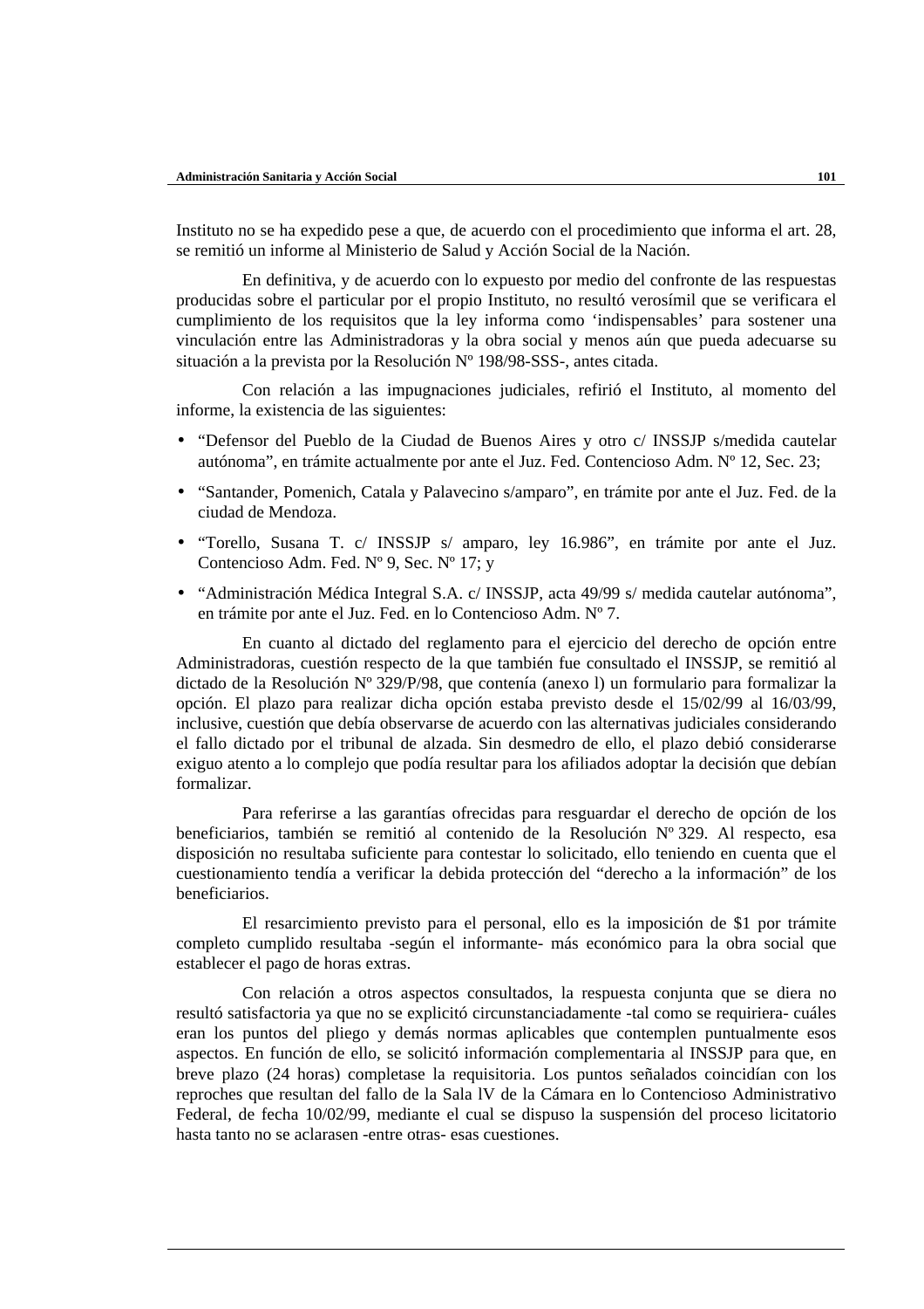Instituto no se ha expedido pese a que, de acuerdo con el procedimiento que informa el art. 28, se remitió un informe al Ministerio de Salud y Acción Social de la Nación.

En definitiva, y de acuerdo con lo expuesto por medio del confronte de las respuestas producidas sobre el particular por el propio Instituto, no resultó verosímil que se verificara el cumplimiento de los requisitos que la ley informa como ‘indispensables’ para sostener una vinculación entre las Administradoras y la obra social y menos aún que pueda adecuarse su situación a la prevista por la Resolución Nº 198/98-SSS-, antes citada.

Con relación a las impugnaciones judiciales, refirió el Instituto, al momento del informe, la existencia de las siguientes:

- “Defensor del Pueblo de la Ciudad de Buenos Aires y otro c/ INSSJP s/medida cautelar autónoma”, en trámite actualmente por ante el Juz. Fed. Contencioso Adm. Nº 12, Sec. 23;
- “Santander, Pomenich, Catala y Palavecino s/amparo”, en trámite por ante el Juz. Fed. de la ciudad de Mendoza.
- “Torello, Susana T. c/ INSSJP s/ amparo, ley 16.986”, en trámite por ante el Juz. Contencioso Adm. Fed. Nº 9, Sec. Nº 17; y
- “Administración Médica Integral S.A. c/ INSSJP, acta 49/99 s/ medida cautelar autónoma”, en trámite por ante el Juz. Fed. en lo Contencioso Adm. Nº 7.

En cuanto al dictado del reglamento para el ejercicio del derecho de opción entre Administradoras, cuestión respecto de la que también fue consultado el INSSJP, se remitió al dictado de la Resolución Nº 329/P/98, que contenía (anexo l) un formulario para formalizar la opción. El plazo para realizar dicha opción estaba previsto desde el 15/02/99 al 16/03/99, inclusive, cuestión que debía observarse de acuerdo con las alternativas judiciales considerando el fallo dictado por el tribunal de alzada. Sin desmedro de ello, el plazo debió considerarse exiguo atento a lo complejo que podía resultar para los afiliados adoptar la decisión que debían formalizar.

Para referirse a las garantías ofrecidas para resguardar el derecho de opción de los beneficiarios, también se remitió al contenido de la Resolución Nº 329. Al respecto, esa disposición no resultaba suficiente para contestar lo solicitado, ello teniendo en cuenta que el cuestionamiento tendía a verificar la debida protección del “derecho a la información” de los beneficiarios.

El resarcimiento previsto para el personal, ello es la imposición de $1 por trámite completo cumplido resultaba -según el informante- más económico para la obra social que establecer el pago de horas extras.

Con relación a otros aspectos consultados, la respuesta conjunta que se diera no resultó satisfactoria ya que no se explicitó circunstanciadamente -tal como se requiriera- cuáles eran los puntos del pliego y demás normas aplicables que contemplen puntualmente esos aspectos. En función de ello, se solicitó información complementaria al INSSJP para que, en breve plazo (24 horas) completase la requisitoria. Los puntos señalados coincidían con los reproches que resultan del fallo de la Sala lV de la Cámara en lo Contencioso Administrativo Federal, de fecha 10/02/99, mediante el cual se dispuso la suspensión del proceso licitatorio hasta tanto no se aclarasen -entre otras- esas cuestiones.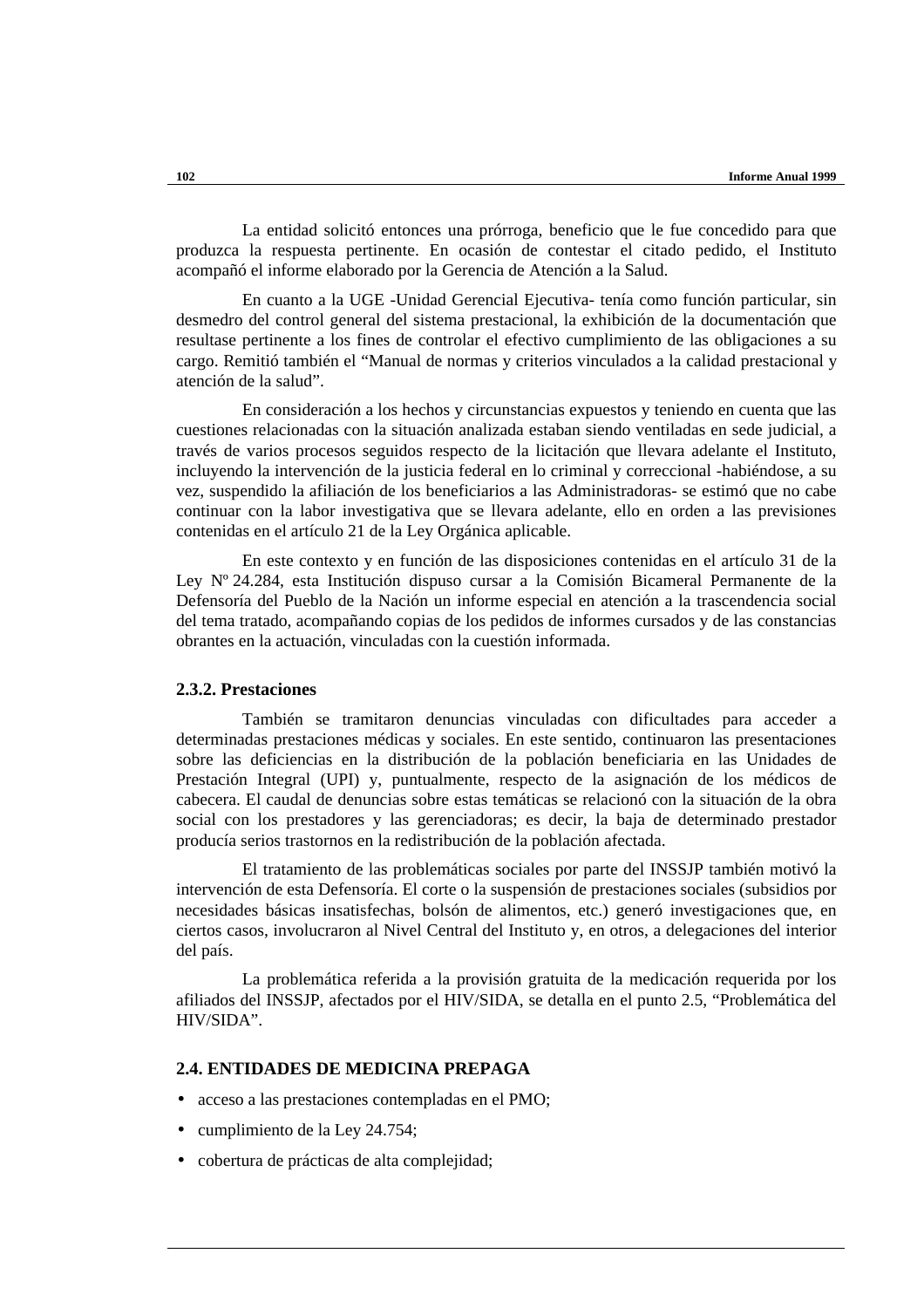La entidad solicitó entonces una prórroga, beneficio que le fue concedido para que produzca la respuesta pertinente. En ocasión de contestar el citado pedido, el Instituto acompañó el informe elaborado por la Gerencia de Atención a la Salud.

En cuanto a la UGE -Unidad Gerencial Ejecutiva- tenía como función particular, sin desmedro del control general del sistema prestacional, la exhibición de la documentación que resultase pertinente a los fines de controlar el efectivo cumplimiento de las obligaciones a su cargo. Remitió también el “Manual de normas y criterios vinculados a la calidad prestacional y atención de la salud”.

En consideración a los hechos y circunstancias expuestos y teniendo en cuenta que las cuestiones relacionadas con la situación analizada estaban siendo ventiladas en sede judicial, a través de varios procesos seguidos respecto de la licitación que llevara adelante el Instituto, incluyendo la intervención de la justicia federal en lo criminal y correccional -habiéndose, a su vez, suspendido la afiliación de los beneficiarios a las Administradoras- se estimó que no cabe continuar con la labor investigativa que se llevara adelante, ello en orden a las previsiones contenidas en el artículo 21 de la Ley Orgánica aplicable.

En este contexto y en función de las disposiciones contenidas en el artículo 31 de la Ley Nº 24.284, esta Institución dispuso cursar a la Comisión Bicameral Permanente de la Defensoría del Pueblo de la Nación un informe especial en atención a la trascendencia social del tema tratado, acompañando copias de los pedidos de informes cursados y de las constancias obrantes en la actuación, vinculadas con la cuestión informada.

### 2.3.2. Prestaciones

También se tramitaron denuncias vinculadas con dificultades para acceder a determinadas prestaciones médicas y sociales. En este sentido, continuaron las presentaciones sobre las deficiencias en la distribución de la población beneficiaria en las Unidades de Prestación Integral (UPI) y, puntualmente, respecto de la asignación de los médicos de cabecera. El caudal de denuncias sobre estas temáticas se relacionó con la situación de la obra social con los prestadores y las gerenciadoras; es decir, la baja de determinado prestador producía serios trastornos en la redistribución de la población afectada.

El tratamiento de las problemáticas sociales por parte del INSSJP también motivó la intervención de esta Defensoría. El corte o la suspensión de prestaciones sociales (subsidios por necesidades básicas insatisfechas, bolsón de alimentos, etc.) generó investigaciones que, en ciertos casos, involucraron al Nivel Central del Instituto y, en otros, a delegaciones del interior del país.

La problemática referida a la provisión gratuita de la medicación requerida por los afiliados del INSSJP, afectados por el HIV/SIDA, se detalla en el punto 2.5, “Problemática del HIV/SIDA”.

## 2.4. ENTIDADES DE MEDICINA PREPAGA

- acceso a las prestaciones contempladas en el PMO;
- cumplimiento de la Ley 24.754;
- cobertura de prácticas de alta complejidad;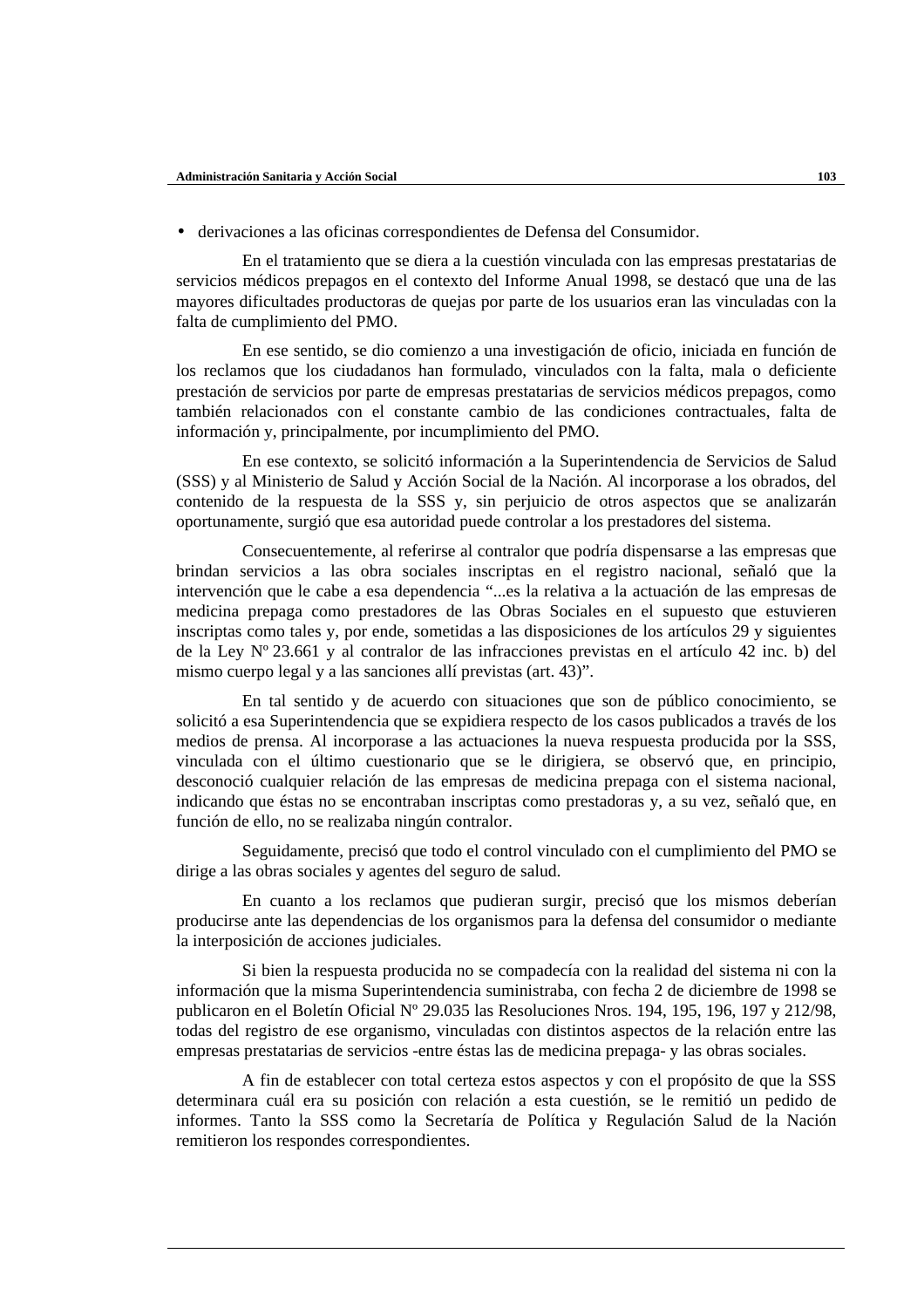- derivaciones a las oficinas correspondientes de Defensa del Consumidor.

En el tratamiento que se diera a la cuestión vinculada con las empresas prestatarias de servicios médicos prepagos en el contexto del Informe Anual 1998, se destacó que una de las mayores dificultades productoras de quejas por parte de los usuarios eran las vinculadas con la falta de cumplimiento del PMO.

En ese sentido, se dio comienzo a una investigación de oficio, iniciada en función de los reclamos que los ciudadanos han formulado, vinculados con la falta, mala o deficiente prestación de servicios por parte de empresas prestatarias de servicios médicos prepagos, como también relacionados con el constante cambio de las condiciones contractuales, falta de información y, principalmente, por incumplimiento del PMO.

En ese contexto, se solicitó información a la Superintendencia de Servicios de Salud (SSS) y al Ministerio de Salud y Acción Social de la Nación. Al incorporase a los obrados, del contenido de la respuesta de la SSS y, sin perjuicio de otros aspectos que se analizarán oportunamente, surgió que esa autoridad puede controlar a los prestadores del sistema.

Consecuentemente, al referirse al contralor que podría dispensarse a las empresas que brindan servicios a las obra sociales inscriptas en el registro nacional, señaló que la intervención que le cabe a esa dependencia "...es la relativa a la actuación de las empresas de medicina prepaga como prestadores de las Obras Sociales en el supuesto que estuvieren inscriptas como tales y, por ende, sometidas a las disposiciones de los artículos 29 y siguientes de la Ley Nº 23.661 y al contralor de las infracciones previstas en el artículo 42 inc. b) del mismo cuerpo legal y a las sanciones allí previstas (art. 43)".

En tal sentido y de acuerdo con situaciones que son de público conocimiento, se solicitó a esa Superintendencia que se expidiera respecto de los casos publicados a través de los medios de prensa. Al incorporase a las actuaciones la nueva respuesta producida por la SSS, vinculada con el último cuestionario que se le dirigiera, se observó que, en principio, desconoció cualquier relación de las empresas de medicina prepaga con el sistema nacional, indicando que éstas no se encontraban inscriptas como prestadoras y, a su vez, señaló que, en función de ello, no se realizaba ningún contralor.

Seguidamente, precisó que todo el control vinculado con el cumplimiento del PMO se dirige a las obras sociales y agentes del seguro de salud.

En cuanto a los reclamos que pudieran surgir, precisó que los mismos deberían producirse ante las dependencias de los organismos para la defensa del consumidor o mediante la interposición de acciones judiciales.

Si bien la respuesta producida no se compadecía con la realidad del sistema ni con la información que la misma Superintendencia suministraba, con fecha 2 de diciembre de 1998 se publicaron en el Boletín Oficial Nº 29.035 las Resoluciones Nros. 194, 195, 196, 197 y 212/98, todas del registro de ese organismo, vinculadas con distintos aspectos de la relación entre las empresas prestatarias de servicios -entre éstas las de medicina prepaga- y las obras sociales.

A fin de establecer con total certeza estos aspectos y con el propósito de que la SSS determinara cuál era su posición con relación a esta cuestión, se le remitió un pedido de informes. Tanto la SSS como la Secretaría de Política y Regulación Salud de la Nación remitieron los respondes correspondientes.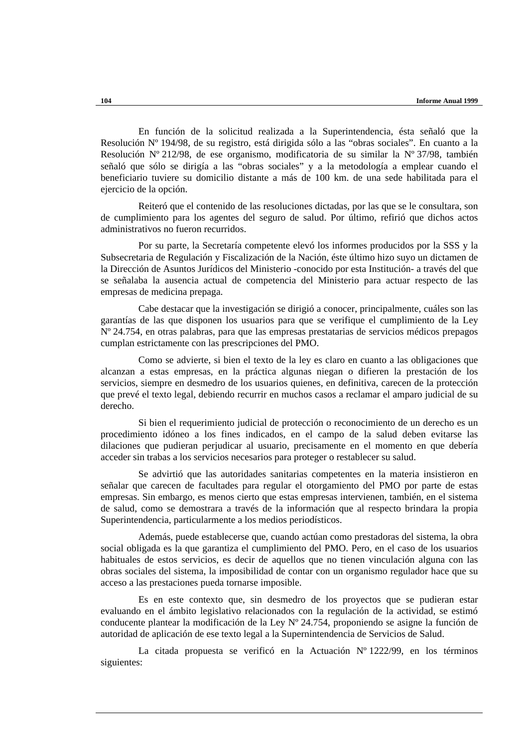En función de la solicitud realizada a la Superintendencia, ésta señaló que la Resolución Nº 194/98, de su registro, está dirigida sólo a las "obras sociales". En cuanto a la Resolución Nº 212/98, de ese organismo, modificatoria de su similar la Nº 37/98, también señaló que sólo se dirigía a las "obras sociales" y a la metodología a emplear cuando el beneficiario tuviere su domicilio distante a más de 100 km. de una sede habilitada para el ejercicio de la opción.

Reiteró que el contenido de las resoluciones dictadas, por las que se le consultara, son de cumplimiento para los agentes del seguro de salud. Por último, refirió que dichos actos administrativos no fueron recurridos.

Por su parte, la Secretaría competente elevó los informes producidos por la SSS y la Subsecretaria de Regulación y Fiscalización de la Nación, éste último hizo suyo un dictamen de la Dirección de Asuntos Jurídicos del Ministerio -conocido por esta Institución- a través del que se señalaba la ausencia actual de competencia del Ministerio para actuar respecto de las empresas de medicina prepaga.

Cabe destacar que la investigación se dirigió a conocer, principalmente, cuáles son las garantías de las que disponen los usuarios para que se verifique el cumplimiento de la Ley Nº 24.754, en otras palabras, para que las empresas prestatarias de servicios médicos prepagos cumplan estrictamente con las prescripciones del PMO.

Como se advierte, si bien el texto de la ley es claro en cuanto a las obligaciones que alcanzan a estas empresas, en la práctica algunas niegan o difieren la prestación de los servicios, siempre en desmedro de los usuarios quienes, en definitiva, carecen de la protección que prevé el texto legal, debiendo recurrir en muchos casos a reclamar el amparo judicial de su derecho.

Si bien el requerimiento judicial de protección o reconocimiento de un derecho es un procedimiento idóneo a los fines indicados, en el campo de la salud deben evitarse las dilaciones que pudieran perjudicar al usuario, precisamente en el momento en que debería acceder sin trabas a los servicios necesarios para proteger o restablecer su salud.

Se advirtió que las autoridades sanitarias competentes en la materia insistieron en señalar que carecen de facultades para regular el otorgamiento del PMO por parte de estas empresas. Sin embargo, es menos cierto que estas empresas intervienen, también, en el sistema de salud, como se demostrara a través de la información que al respecto brindara la propia Superintendencia, particularmente a los medios periodísticos.

Además, puede establecerse que, cuando actúan como prestadoras del sistema, la obra social obligada es la que garantiza el cumplimiento del PMO. Pero, en el caso de los usuarios habituales de estos servicios, es decir de aquellos que no tienen vinculación alguna con las obras sociales del sistema, la imposibilidad de contar con un organismo regulador hace que su acceso a las prestaciones pueda tornarse imposible.

Es en este contexto que, sin desmedro de los proyectos que se pudieran estar evaluando en el ámbito legislativo relacionados con la regulación de la actividad, se estimó conducente plantear la modificación de la Ley Nº 24.754, proponiendo se asigne la función de autoridad de aplicación de ese texto legal a la Supernintendencia de Servicios de Salud.

La citada propuesta se verificó en la Actuación Nº 1222/99, en los términos siguientes: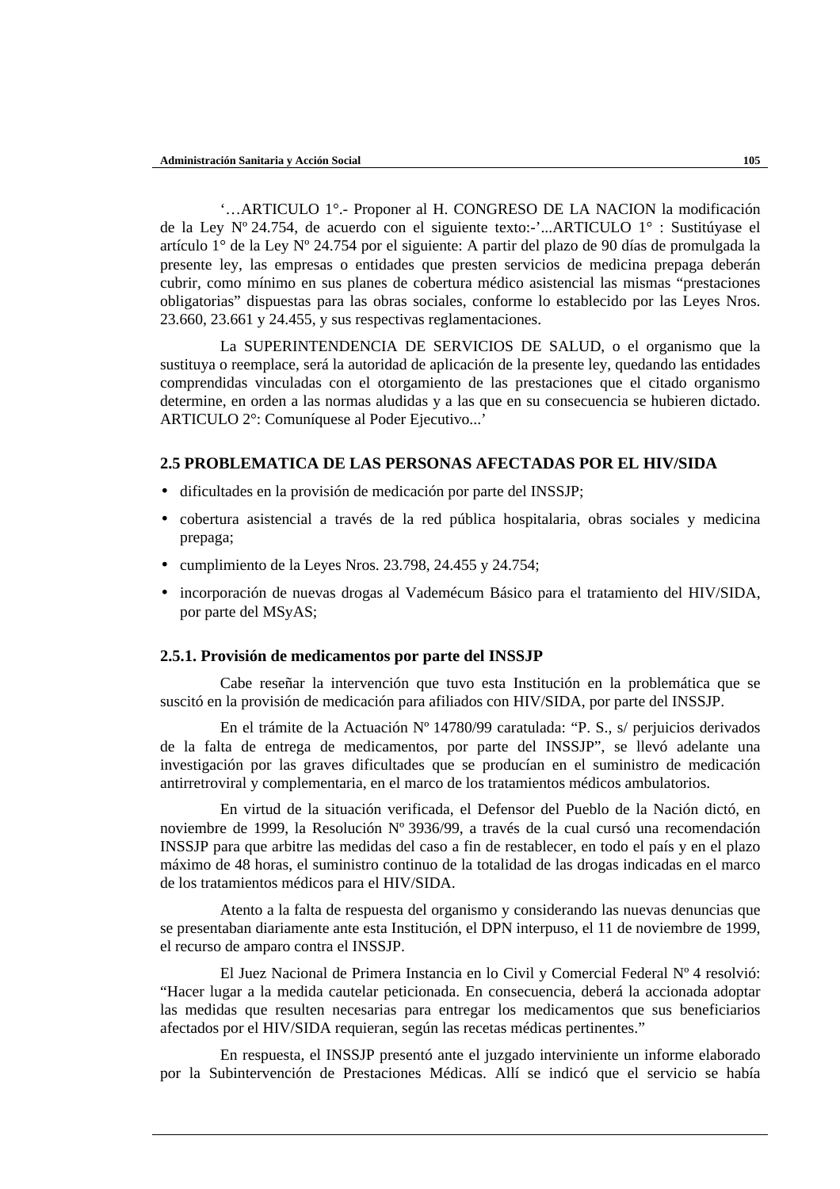'…ARTICULO 1°.- Proponer al H. CONGRESO DE LA NACION la modificación de la Ley Nº 24.754, de acuerdo con el siguiente texto:-'...ARTICULO 1° : Sustitúyase el artículo 1° de la Ley Nº 24.754 por el siguiente: A partir del plazo de 90 días de promulgada la presente ley, las empresas o entidades que presten servicios de medicina prepaga deberán cubrir, como mínimo en sus planes de cobertura médico asistencial las mismas "prestaciones obligatorias" dispuestas para las obras sociales, conforme lo establecido por las Leyes Nros. 23.660, 23.661 y 24.455, y sus respectivas reglamentaciones.

La SUPERINTENDENCIA DE SERVICIOS DE SALUD, o el organismo que la sustituya o reemplace, será la autoridad de aplicación de la presente ley, quedando las entidades comprendidas vinculadas con el otorgamiento de las prestaciones que el citado organismo determine, en orden a las normas aludidas y a las que en su consecuencia se hubieren dictado. ARTICULO 2°: Comuníquese al Poder Ejecutivo...'

## 2.5 PROBLEMATICA DE LAS PERSONAS AFECTADAS POR EL HIV/SIDA

- dificultades en la provisión de medicación por parte del INSSJP;
- cobertura asistencial a través de la red pública hospitalaria, obras sociales y medicina prepaga;
- cumplimiento de la Leyes Nros. 23.798, 24.455 y 24.754;
- incorporación de nuevas drogas al Vademécum Básico para el tratamiento del HIV/SIDA, por parte del MSyAS;

### 2.5.1. Provisión de medicamentos por parte del INSSJP

Cabe reseñar la intervención que tuvo esta Institución en la problemática que se suscitó en la provisión de medicación para afiliados con HIV/SIDA, por parte del INSSJP.

En el trámite de la Actuación Nº 14780/99 caratulada: "P. S., s/ perjuicios derivados de la falta de entrega de medicamentos, por parte del INSSJP", se llevó adelante una investigación por las graves dificultades que se producían en el suministro de medicación antirretroviral y complementaria, en el marco de los tratamientos médicos ambulatorios.

En virtud de la situación verificada, el Defensor del Pueblo de la Nación dictó, en noviembre de 1999, la Resolución Nº 3936/99, a través de la cual cursó una recomendación INSSJP para que arbitre las medidas del caso a fin de restablecer, en todo el país y en el plazo máximo de 48 horas, el suministro continuo de la totalidad de las drogas indicadas en el marco de los tratamientos médicos para el HIV/SIDA.

Atento a la falta de respuesta del organismo y considerando las nuevas denuncias que se presentaban diariamente ante esta Institución, el DPN interpuso, el 11 de noviembre de 1999, el recurso de amparo contra el INSSJP.

El Juez Nacional de Primera Instancia en lo Civil y Comercial Federal Nº 4 resolvió: "Hacer lugar a la medida cautelar peticionada. En consecuencia, deberá la accionada adoptar las medidas que resulten necesarias para entregar los medicamentos que sus beneficiarios afectados por el HIV/SIDA requieran, según las recetas médicas pertinentes."

En respuesta, el INSSJP presentó ante el juzgado interviniente un informe elaborado por la Subintervención de Prestaciones Médicas. Allí se indicó que el servicio se había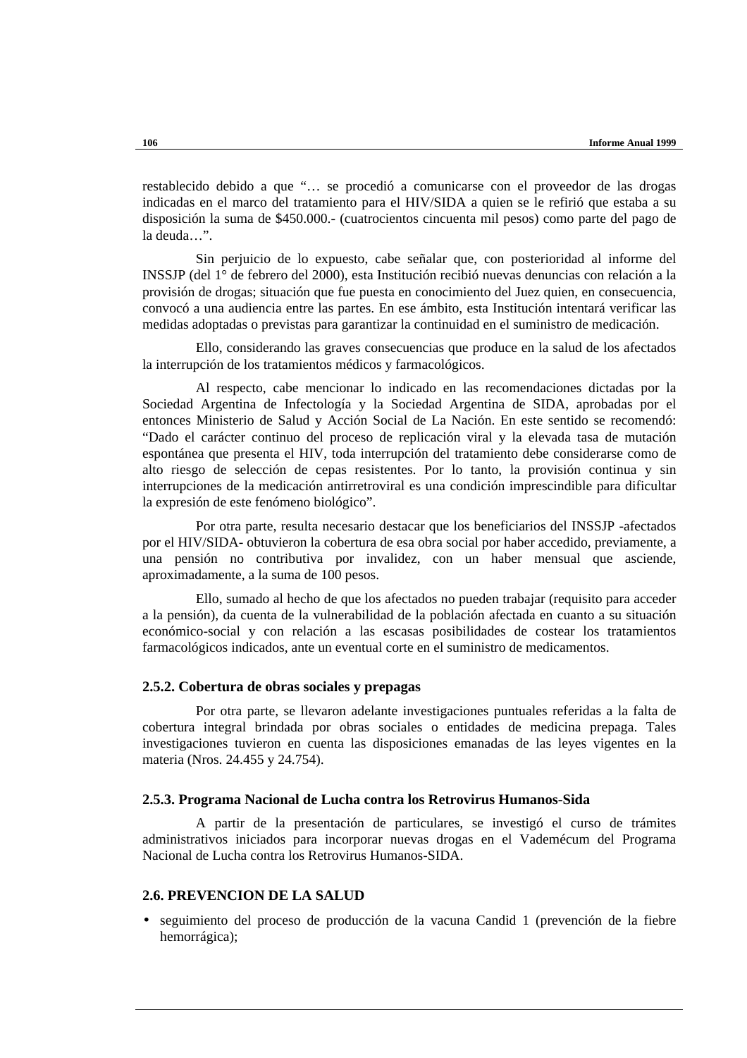restablecido debido a que "… se procedió a comunicarse con el proveedor de las drogas indicadas en el marco del tratamiento para el HIV/SIDA a quien se le refirió que estaba a su disposición la suma de $450.000.- (cuatrocientos cincuenta mil pesos) como parte del pago de la deuda…".

Sin perjuicio de lo expuesto, cabe señalar que, con posterioridad al informe del INSSJP (del 1° de febrero del 2000), esta Institución recibió nuevas denuncias con relación a la provisión de drogas; situación que fue puesta en conocimiento del Juez quien, en consecuencia, convocó a una audiencia entre las partes. En ese ámbito, esta Institución intentará verificar las medidas adoptadas o previstas para garantizar la continuidad en el suministro de medicación.

Ello, considerando las graves consecuencias que produce en la salud de los afectados la interrupción de los tratamientos médicos y farmacológicos.

Al respecto, cabe mencionar lo indicado en las recomendaciones dictadas por la Sociedad Argentina de Infectología y la Sociedad Argentina de SIDA, aprobadas por el entonces Ministerio de Salud y Acción Social de La Nación. En este sentido se recomendó: "Dado el carácter continuo del proceso de replicación viral y la elevada tasa de mutación espontánea que presenta el HIV, toda interrupción del tratamiento debe considerarse como de alto riesgo de selección de cepas resistentes. Por lo tanto, la provisión continua y sin interrupciones de la medicación antirretroviral es una condición imprescindible para dificultar la expresión de este fenómeno biológico".

Por otra parte, resulta necesario destacar que los beneficiarios del INSSJP -afectados por el HIV/SIDA- obtuvieron la cobertura de esa obra social por haber accedido, previamente, a una pensión no contributiva por invalidez, con un haber mensual que asciende, aproximadamente, a la suma de 100 pesos.

Ello, sumado al hecho de que los afectados no pueden trabajar (requisito para acceder a la pensión), da cuenta de la vulnerabilidad de la población afectada en cuanto a su situación económico-social y con relación a las escasas posibilidades de costear los tratamientos farmacológicos indicados, ante un eventual corte en el suministro de medicamentos.

### 2.5.2. Cobertura de obras sociales y prepagas

Por otra parte, se llevaron adelante investigaciones puntuales referidas a la falta de cobertura integral brindada por obras sociales o entidades de medicina prepaga. Tales investigaciones tuvieron en cuenta las disposiciones emanadas de las leyes vigentes en la materia (Nros. 24.455 y 24.754).

### 2.5.3. Programa Nacional de Lucha contra los Retrovirus Humanos-Sida

A partir de la presentación de particulares, se investigó el curso de trámites administrativos iniciados para incorporar nuevas drogas en el Vademécum del Programa Nacional de Lucha contra los Retrovirus Humanos-SIDA.

## 2.6. PREVENCION DE LA SALUD

- seguimiento del proceso de producción de la vacuna Candid 1 (prevención de la fiebre hemorrágica);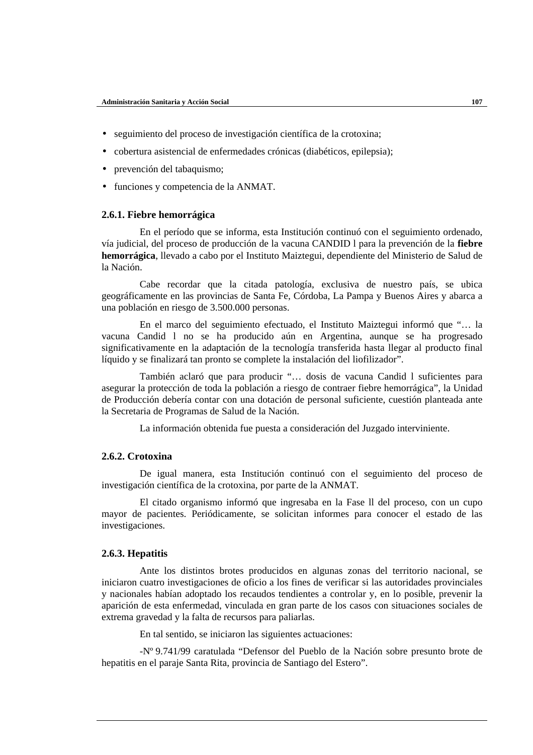- seguimiento del proceso de investigación científica de la crotoxina;
- cobertura asistencial de enfermedades crónicas (diabéticos, epilepsia);
- prevención del tabaquismo;
- funciones y competencia de la ANMAT.

### 2.6.1. Fiebre hemorrágica

En el período que se informa, esta Institución continuó con el seguimiento ordenado, vía judicial, del proceso de producción de la vacuna CANDID l para la prevención de la **fiebre hemorrágica**, llevado a cabo por el Instituto Maiztegui, dependiente del Ministerio de Salud de la Nación.

Cabe recordar que la citada patología, exclusiva de nuestro país, se ubica geográficamente en las provincias de Santa Fe, Córdoba, La Pampa y Buenos Aires y abarca a una población en riesgo de 3.500.000 personas.

En el marco del seguimiento efectuado, el Instituto Maiztegui informó que "… la vacuna Candid l no se ha producido aún en Argentina, aunque se ha progresado significativamente en la adaptación de la tecnología transferida hasta llegar al producto final líquido y se finalizará tan pronto se complete la instalación del liofilizador".

También aclaró que para producir "… dosis de vacuna Candid l suficientes para asegurar la protección de toda la población a riesgo de contraer fiebre hemorrágica", la Unidad de Producción debería contar con una dotación de personal suficiente, cuestión planteada ante la Secretaria de Programas de Salud de la Nación.

La información obtenida fue puesta a consideración del Juzgado interviniente.

### 2.6.2. Crotoxina

De igual manera, esta Institución continuó con el seguimiento del proceso de investigación científica de la crotoxina, por parte de la ANMAT.

El citado organismo informó que ingresaba en la Fase ll del proceso, con un cupo mayor de pacientes. Periódicamente, se solicitan informes para conocer el estado de las investigaciones.

### 2.6.3. Hepatitis

Ante los distintos brotes producidos en algunas zonas del territorio nacional, se iniciaron cuatro investigaciones de oficio a los fines de verificar si las autoridades provinciales y nacionales habían adoptado los recaudos tendientes a controlar y, en lo posible, prevenir la aparición de esta enfermedad, vinculada en gran parte de los casos con situaciones sociales de extrema gravedad y la falta de recursos para paliarlas.

En tal sentido, se iniciaron las siguientes actuaciones:

-Nº 9.741/99 caratulada "Defensor del Pueblo de la Nación sobre presunto brote de hepatitis en el paraje Santa Rita, provincia de Santiago del Estero".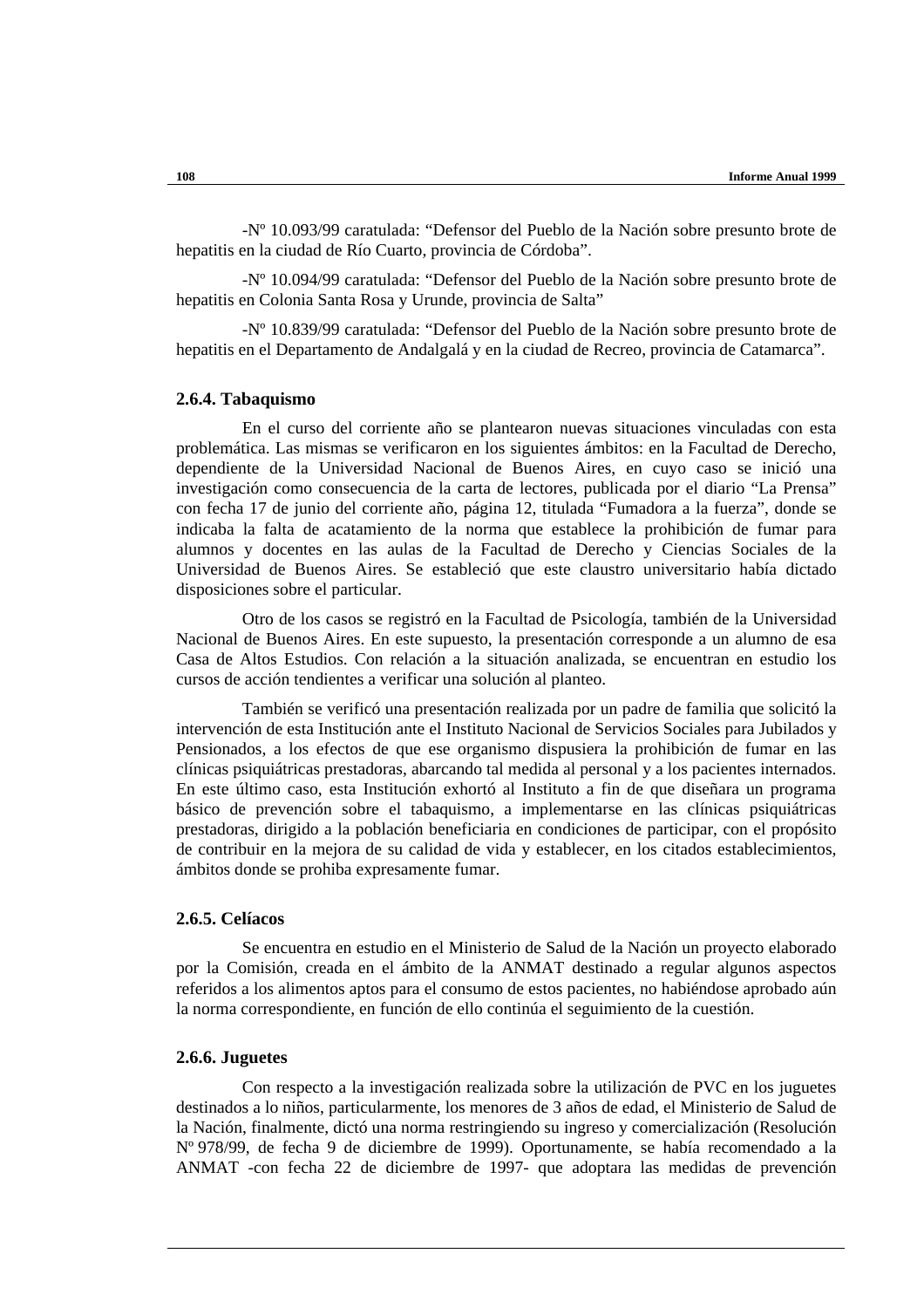-Nº 10.093/99 caratulada: “Defensor del Pueblo de la Nación sobre presunto brote de hepatitis en la ciudad de Río Cuarto, provincia de Córdoba”.

-Nº 10.094/99 caratulada: “Defensor del Pueblo de la Nación sobre presunto brote de hepatitis en Colonia Santa Rosa y Urunde, provincia de Salta”

-Nº 10.839/99 caratulada: “Defensor del Pueblo de la Nación sobre presunto brote de hepatitis en el Departamento de Andalgalá y en la ciudad de Recreo, provincia de Catamarca”.

#### 2.6.4. Tabaquismo

En el curso del corriente año se plantearon nuevas situaciones vinculadas con esta problemática. Las mismas se verificaron en los siguientes ámbitos: en la Facultad de Derecho, dependiente de la Universidad Nacional de Buenos Aires, en cuyo caso se inició una investigación como consecuencia de la carta de lectores, publicada por el diario “La Prensa” con fecha 17 de junio del corriente año, página 12, titulada “Fumadora a la fuerza”, donde se indicaba la falta de acatamiento de la norma que establece la prohibición de fumar para alumnos y docentes en las aulas de la Facultad de Derecho y Ciencias Sociales de la Universidad de Buenos Aires. Se estableció que este claustro universitario había dictado disposiciones sobre el particular.

Otro de los casos se registró en la Facultad de Psicología, también de la Universidad Nacional de Buenos Aires. En este supuesto, la presentación corresponde a un alumno de esa Casa de Altos Estudios. Con relación a la situación analizada, se encuentran en estudio los cursos de acción tendientes a verificar una solución al planteo.

También se verificó una presentación realizada por un padre de familia que solicitó la intervención de esta Institución ante el Instituto Nacional de Servicios Sociales para Jubilados y Pensionados, a los efectos de que ese organismo dispusiera la prohibición de fumar en las clínicas psiquiátricas prestadoras, abarcando tal medida al personal y a los pacientes internados. En este último caso, esta Institución exhortó al Instituto a fin de que diseñara un programa básico de prevención sobre el tabaquismo, a implementarse en las clínicas psiquiátricas prestadoras, dirigido a la población beneficiaria en condiciones de participar, con el propósito de contribuir en la mejora de su calidad de vida y establecer, en los citados establecimientos, ámbitos donde se prohiba expresamente fumar.

#### 2.6.5. Celíacos

Se encuentra en estudio en el Ministerio de Salud de la Nación un proyecto elaborado por la Comisión, creada en el ámbito de la ANMAT destinado a regular algunos aspectos referidos a los alimentos aptos para el consumo de estos pacientes, no habiéndose aprobado aún la norma correspondiente, en función de ello continúa el seguimiento de la cuestión.

#### 2.6.6. Juguetes

Con respecto a la investigación realizada sobre la utilización de PVC en los juguetes destinados a lo niños, particularmente, los menores de 3 años de edad, el Ministerio de Salud de la Nación, finalmente, dictó una norma restringiendo su ingreso y comercialización (Resolución Nº 978/99, de fecha 9 de diciembre de 1999). Oportunamente, se había recomendado a la ANMAT -con fecha 22 de diciembre de 1997- que adoptara las medidas de prevención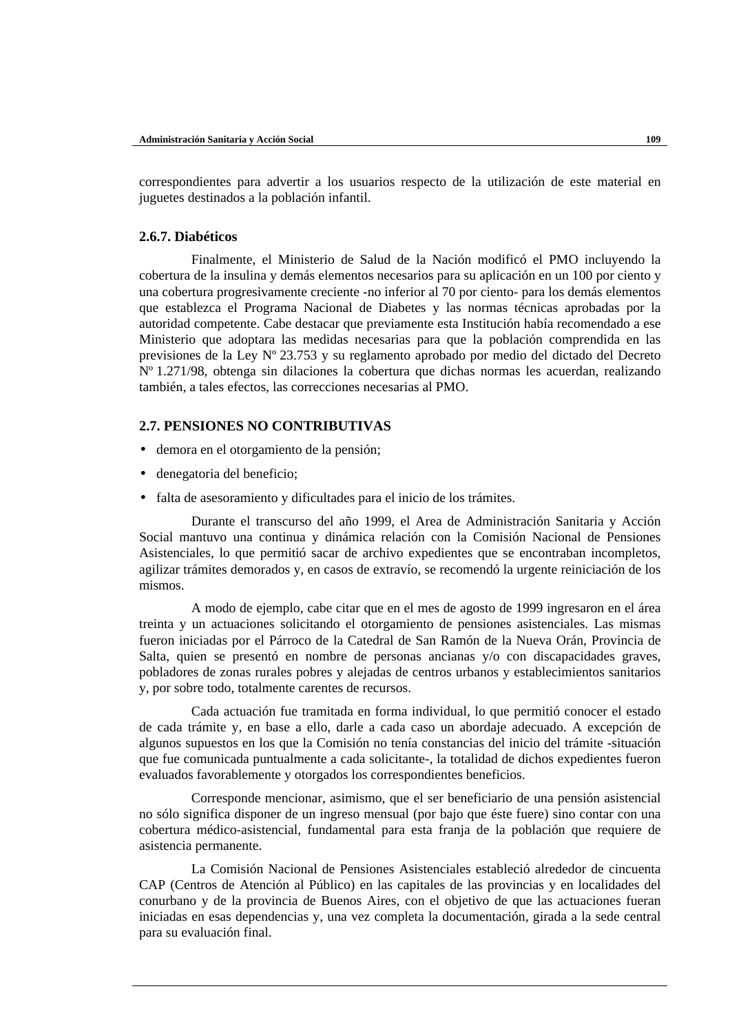correspondientes para advertir a los usuarios respecto de la utilización de este material en juguetes destinados a la población infantil.

### 2.6.7. Diabéticos

Finalmente, el Ministerio de Salud de la Nación modificó el PMO incluyendo la cobertura de la insulina y demás elementos necesarios para su aplicación en un 100 por ciento y una cobertura progresivamente creciente -no inferior al 70 por ciento- para los demás elementos que establezca el Programa Nacional de Diabetes y las normas técnicas aprobadas por la autoridad competente. Cabe destacar que previamente esta Institución había recomendado a ese Ministerio que adoptara las medidas necesarias para que la población comprendida en las previsiones de la Ley Nº 23.753 y su reglamento aprobado por medio del dictado del Decreto Nº 1.271/98, obtenga sin dilaciones la cobertura que dichas normas les acuerdan, realizando también, a tales efectos, las correcciones necesarias al PMO.

## 2.7. PENSIONES NO CONTRIBUTIVAS

- demora en el otorgamiento de la pensión;
- denegatoria del beneficio;
- falta de asesoramiento y dificultades para el inicio de los trámites.

Durante el transcurso del año 1999, el Area de Administración Sanitaria y Acción Social mantuvo una continua y dinámica relación con la Comisión Nacional de Pensiones Asistenciales, lo que permitió sacar de archivo expedientes que se encontraban incompletos, agilizar trámites demorados y, en casos de extravío, se recomendó la urgente reiniciación de los mismos.

A modo de ejemplo, cabe citar que en el mes de agosto de 1999 ingresaron en el área treinta y un actuaciones solicitando el otorgamiento de pensiones asistenciales. Las mismas fueron iniciadas por el Párroco de la Catedral de San Ramón de la Nueva Orán, Provincia de Salta, quien se presentó en nombre de personas ancianas y/o con discapacidades graves, pobladores de zonas rurales pobres y alejadas de centros urbanos y establecimientos sanitarios y, por sobre todo, totalmente carentes de recursos.

Cada actuación fue tramitada en forma individual, lo que permitió conocer el estado de cada trámite y, en base a ello, darle a cada caso un abordaje adecuado. A excepción de algunos supuestos en los que la Comisión no tenía constancias del inicio del trámite -situación que fue comunicada puntualmente a cada solicitante-, la totalidad de dichos expedientes fueron evaluados favorablemente y otorgados los correspondientes beneficios.

Corresponde mencionar, asimismo, que el ser beneficiario de una pensión asistencial no sólo significa disponer de un ingreso mensual (por bajo que éste fuere) sino contar con una cobertura médico-asistencial, fundamental para esta franja de la población que requiere de asistencia permanente.

La Comisión Nacional de Pensiones Asistenciales estableció alrededor de cincuenta CAP (Centros de Atención al Público) en las capitales de las provincias y en localidades del conurbano y de la provincia de Buenos Aires, con el objetivo de que las actuaciones fueran iniciadas en esas dependencias y, una vez completa la documentación, girada a la sede central para su evaluación final.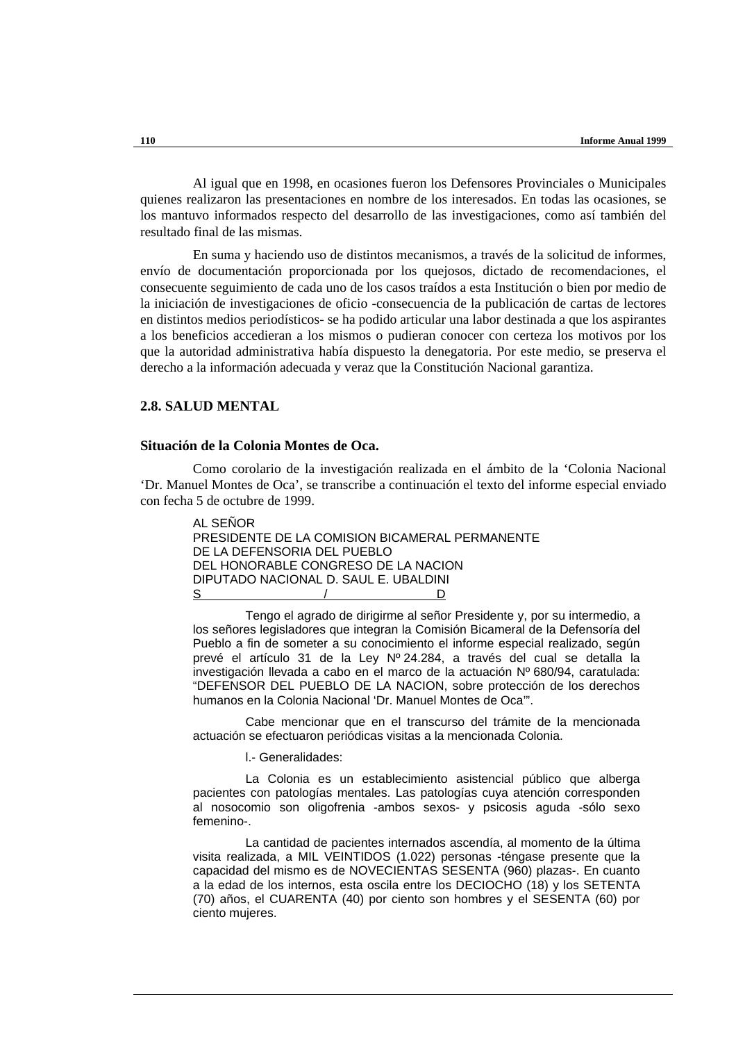Al igual que en 1998, en ocasiones fueron los Defensores Provinciales o Municipales quienes realizaron las presentaciones en nombre de los interesados. En todas las ocasiones, se los mantuvo informados respecto del desarrollo de las investigaciones, como así también del resultado final de las mismas.

En suma y haciendo uso de distintos mecanismos, a través de la solicitud de informes, envío de documentación proporcionada por los quejosos, dictado de recomendaciones, el consecuente seguimiento de cada uno de los casos traídos a esta Institución o bien por medio de la iniciación de investigaciones de oficio -consecuencia de la publicación de cartas de lectores en distintos medios periodísticos- se ha podido articular una labor destinada a que los aspirantes a los beneficios accedieran a los mismos o pudieran conocer con certeza los motivos por los que la autoridad administrativa había dispuesto la denegatoria. Por este medio, se preserva el derecho a la información adecuada y veraz que la Constitución Nacional garantiza.

## 2.8. SALUD MENTAL

### Situación de la Colonia Montes de Oca.

Como corolario de la investigación realizada en el ámbito de la 'Colonia Nacional 'Dr. Manuel Montes de Oca', se transcribe a continuación el texto del informe especial enviado con fecha 5 de octubre de 1999.

AL SEÑOR
PRESIDENTE DE LA COMISION BICAMERAL PERMANENTE
DE LA DEFENSORIA DEL PUEBLO
DEL HONORABLE CONGRESO DE LA NACION
DIPUTADO NACIONAL D. SAUL E. UBALDINI
S / D

Tengo el agrado de dirigirme al señor Presidente y, por su intermedio, a los señores legisladores que integran la Comisión Bicameral de la Defensoría del Pueblo a fin de someter a su conocimiento el informe especial realizado, según prevé el artículo 31 de la Ley Nº 24.284, a través del cual se detalla la investigación llevada a cabo en el marco de la actuación Nº 680/94, caratulada: "DEFENSOR DEL PUEBLO DE LA NACION, sobre protección de los derechos humanos en la Colonia Nacional 'Dr. Manuel Montes de Oca'".

Cabe mencionar que en el transcurso del trámite de la mencionada actuación se efectuaron periódicas visitas a la mencionada Colonia.

I.- Generalidades:

La Colonia es un establecimiento asistencial público que alberga pacientes con patologías mentales. Las patologías cuya atención corresponden al nosocomio son oligofrenia -ambos sexos- y psicosis aguda -sólo sexo femenino-.

La cantidad de pacientes internados ascendía, al momento de la última visita realizada, a MIL VEINTIDOS (1.022) personas -téngase presente que la capacidad del mismo es de NOVECIENTAS SESENTA (960) plazas-. En cuanto a la edad de los internos, esta oscila entre los DECIOCHO (18) y los SETENTA (70) años, el CUARENTA (40) por ciento son hombres y el SESENTA (60) por ciento mujeres.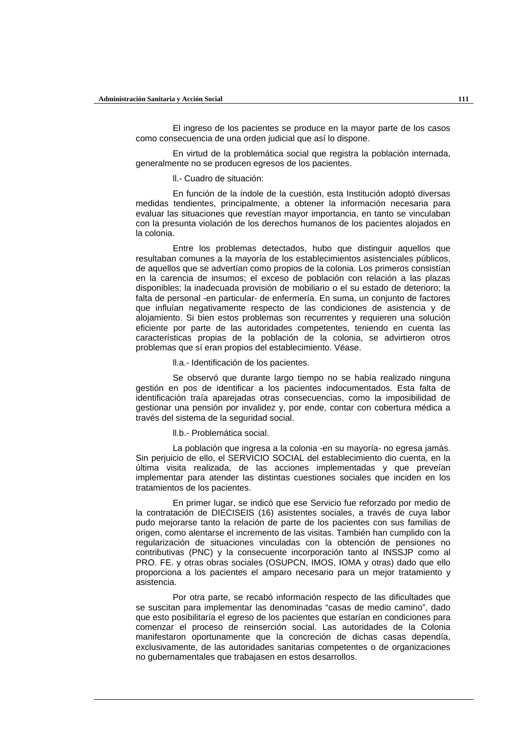El ingreso de los pacientes se produce en la mayor parte de los casos como consecuencia de una orden judicial que así lo dispone.

En virtud de la problemática social que registra la población internada, generalmente no se producen egresos de los pacientes.

ll.- Cuadro de situación:

En función de la índole de la cuestión, esta Institución adoptó diversas medidas tendientes, principalmente, a obtener la información necesaria para evaluar las situaciones que revestían mayor importancia, en tanto se vinculaban con la presunta violación de los derechos humanos de los pacientes alojados en la colonia.

Entre los problemas detectados, hubo que distinguir aquellos que resultaban comunes a la mayoría de los establecimientos asistenciales públicos, de aquellos que se advertían como propios de la colonia. Los primeros consistían en la carencia de insumos; el exceso de población con relación a las plazas disponibles; la inadecuada provisión de mobiliario o el su estado de deterioro; la falta de personal -en particular- de enfermería. En suma, un conjunto de factores que influían negativamente respecto de las condiciones de asistencia y de alojamiento. Si bien estos problemas son recurrentes y requieren una solución eficiente por parte de las autoridades competentes, teniendo en cuenta las características propias de la población de la colonia, se advirtieron otros problemas que sí eran propios del establecimiento. Véase.

ll.a.- Identificación de los pacientes.

Se observó que durante largo tiempo no se había realizado ninguna gestión en pos de identificar a los pacientes indocumentados. Esta falta de identificación traía aparejadas otras consecuencias, como la imposibilidad de gestionar una pensión por invalidez y, por ende, contar con cobertura médica a través del sistema de la seguridad social.

ll.b.- Problemática social.

La población que ingresa a la colonia -en su mayoría- no egresa jamás. Sin perjuicio de ello, el SERVICIO SOCIAL del establecimiento dio cuenta, en la última visita realizada, de las acciones implementadas y que preveían implementar para atender las distintas cuestiones sociales que inciden en los tratamientos de los pacientes.

En primer lugar, se indicó que ese Servicio fue reforzado por medio de la contratación de DIECISEIS (16) asistentes sociales, a través de cuya labor pudo mejorarse tanto la relación de parte de los pacientes con sus familias de origen, como alentarse el incremento de las visitas. También han cumplido con la regularización de situaciones vinculadas con la obtención de pensiones no contributivas (PNC) y la consecuente incorporación tanto al INSSJP como al PRO. FE. y otras obras sociales (OSUPCN, IMOS, IOMA y otras) dado que ello proporciona a los pacientes el amparo necesario para un mejor tratamiento y asistencia.

Por otra parte, se recabó información respecto de las dificultades que se suscitan para implementar las denominadas “casas de medio camino”, dado que esto posibilitaría el egreso de los pacientes que estarían en condiciones para comenzar el proceso de reinserción social. Las autoridades de la Colonia manifestaron oportunamente que la concreción de dichas casas dependía, exclusivamente, de las autoridades sanitarias competentes o de organizaciones no gubernamentales que trabajasen en estos desarrollos.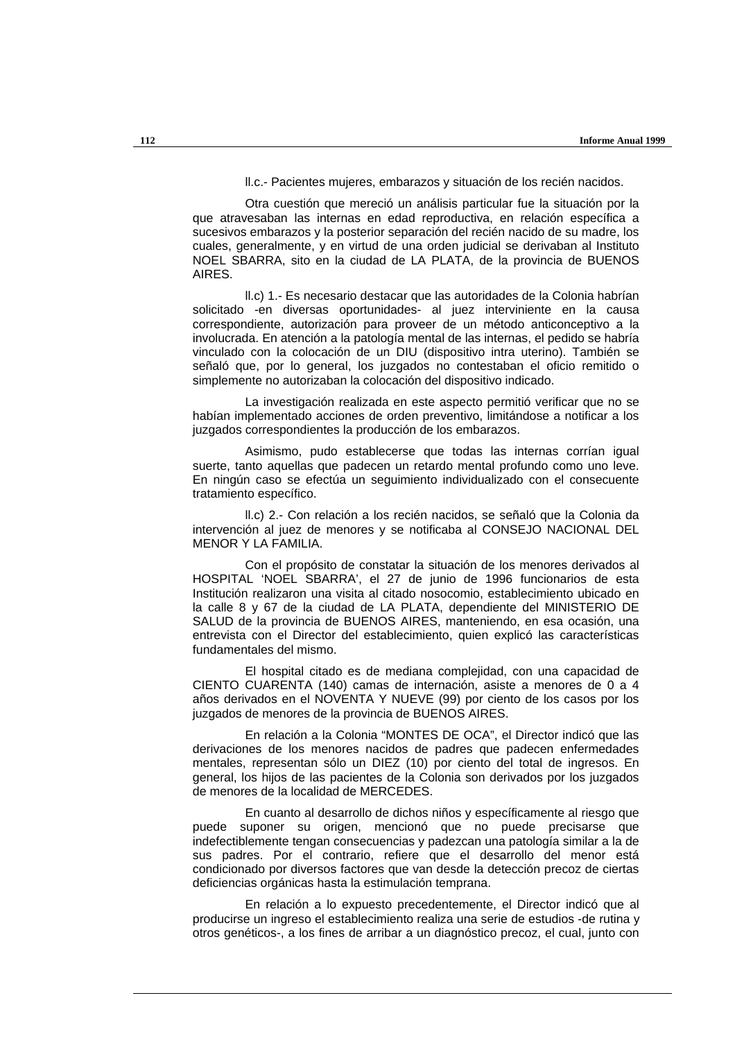ll.c.- Pacientes mujeres, embarazos y situación de los recién nacidos.

Otra cuestión que mereció un análisis particular fue la situación por la que atravesaban las internas en edad reproductiva, en relación específica a sucesivos embarazos y la posterior separación del recién nacido de su madre, los cuales, generalmente, y en virtud de una orden judicial se derivaban al Instituto NOEL SBARRA, sito en la ciudad de LA PLATA, de la provincia de BUENOS AIRES.

ll.c) 1.- Es necesario destacar que las autoridades de la Colonia habrían solicitado -en diversas oportunidades- al juez interviniente en la causa correspondiente, autorización para proveer de un método anticonceptivo a la involucrada. En atención a la patología mental de las internas, el pedido se habría vinculado con la colocación de un DIU (dispositivo intra uterino). También se señaló que, por lo general, los juzgados no contestaban el oficio remitido o simplemente no autorizaban la colocación del dispositivo indicado.

La investigación realizada en este aspecto permitió verificar que no se habían implementado acciones de orden preventivo, limitándose a notificar a los juzgados correspondientes la producción de los embarazos.

Asimismo, pudo establecerse que todas las internas corrían igual suerte, tanto aquellas que padecen un retardo mental profundo como uno leve. En ningún caso se efectúa un seguimiento individualizado con el consecuente tratamiento específico.

ll.c) 2.- Con relación a los recién nacidos, se señaló que la Colonia da intervención al juez de menores y se notificaba al CONSEJO NACIONAL DEL MENOR Y LA FAMILIA.

Con el propósito de constatar la situación de los menores derivados al HOSPITAL 'NOEL SBARRA', el 27 de junio de 1996 funcionarios de esta Institución realizaron una visita al citado nosocomio, establecimiento ubicado en la calle 8 y 67 de la ciudad de LA PLATA, dependiente del MINISTERIO DE SALUD de la provincia de BUENOS AIRES, manteniendo, en esa ocasión, una entrevista con el Director del establecimiento, quien explicó las características fundamentales del mismo.

El hospital citado es de mediana complejidad, con una capacidad de CIENTO CUARENTA (140) camas de internación, asiste a menores de 0 a 4 años derivados en el NOVENTA Y NUEVE (99) por ciento de los casos por los juzgados de menores de la provincia de BUENOS AIRES.

En relación a la Colonia "MONTES DE OCA", el Director indicó que las derivaciones de los menores nacidos de padres que padecen enfermedades mentales, representan sólo un DIEZ (10) por ciento del total de ingresos. En general, los hijos de las pacientes de la Colonia son derivados por los juzgados de menores de la localidad de MERCEDES.

En cuanto al desarrollo de dichos niños y específicamente al riesgo que puede suponer su origen, mencionó que no puede precisarse que indefectiblemente tengan consecuencias y padezcan una patología similar a la de sus padres. Por el contrario, refiere que el desarrollo del menor está condicionado por diversos factores que van desde la detección precoz de ciertas deficiencias orgánicas hasta la estimulación temprana.

En relación a lo expuesto precedentemente, el Director indicó que al producirse un ingreso el establecimiento realiza una serie de estudios -de rutina y otros genéticos-, a los fines de arribar a un diagnóstico precoz, el cual, junto con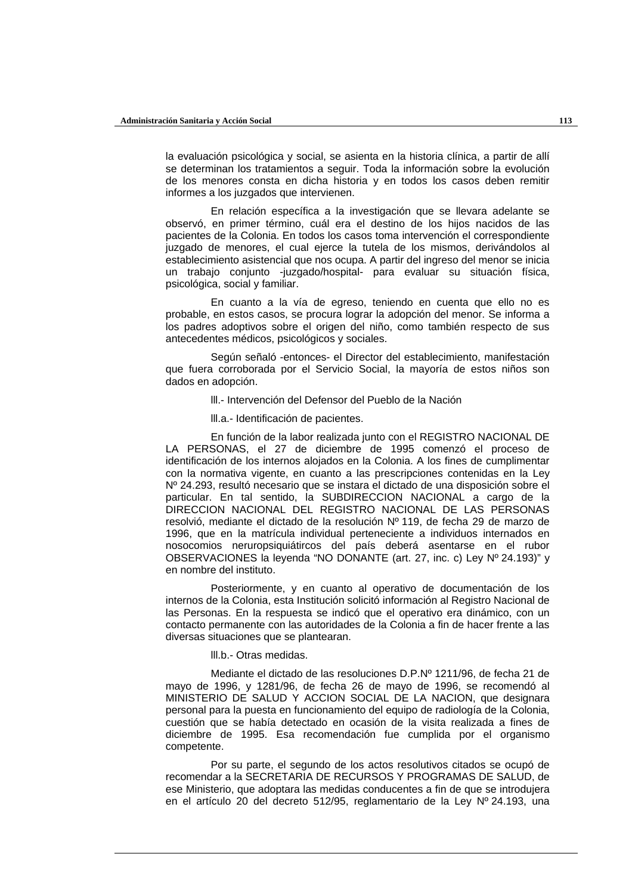la evaluación psicológica y social, se asienta en la historia clínica, a partir de allí se determinan los tratamientos a seguir. Toda la información sobre la evolución de los menores consta en dicha historia y en todos los casos deben remitir informes a los juzgados que intervienen.

En relación específica a la investigación que se llevara adelante se observó, en primer término, cuál era el destino de los hijos nacidos de las pacientes de la Colonia. En todos los casos toma intervención el correspondiente juzgado de menores, el cual ejerce la tutela de los mismos, derivándolos al establecimiento asistencial que nos ocupa. A partir del ingreso del menor se inicia un trabajo conjunto -juzgado/hospital- para evaluar su situación física, psicológica, social y familiar.

En cuanto a la vía de egreso, teniendo en cuenta que ello no es probable, en estos casos, se procura lograr la adopción del menor. Se informa a los padres adoptivos sobre el origen del niño, como también respecto de sus antecedentes médicos, psicológicos y sociales.

Según señaló -entonces- el Director del establecimiento, manifestación que fuera corroborada por el Servicio Social, la mayoría de estos niños son dados en adopción.

lll.- Intervención del Defensor del Pueblo de la Nación

lll.a.- Identificación de pacientes.

En función de la labor realizada junto con el REGISTRO NACIONAL DE LA PERSONAS, el 27 de diciembre de 1995 comenzó el proceso de identificación de los internos alojados en la Colonia. A los fines de cumplimentar con la normativa vigente, en cuanto a las prescripciones contenidas en la Ley Nº 24.293, resultó necesario que se instara el dictado de una disposición sobre el particular. En tal sentido, la SUBDIRECCION NACIONAL a cargo de la DIRECCION NACIONAL DEL REGISTRO NACIONAL DE LAS PERSONAS resolvió, mediante el dictado de la resolución Nº 119, de fecha 29 de marzo de 1996, que en la matrícula individual perteneciente a individuos internados en nosocomios neruropsiquiátircos del país deberá asentarse en el rubor OBSERVACIONES la leyenda "NO DONANTE (art. 27, inc. c) Ley Nº 24.193)" y en nombre del instituto.

Posteriormente, y en cuanto al operativo de documentación de los internos de la Colonia, esta Institución solicitó información al Registro Nacional de las Personas. En la respuesta se indicó que el operativo era dinámico, con un contacto permanente con las autoridades de la Colonia a fin de hacer frente a las diversas situaciones que se plantearan.

lll.b.- Otras medidas.

Mediante el dictado de las resoluciones D.P.Nº 1211/96, de fecha 21 de mayo de 1996, y 1281/96, de fecha 26 de mayo de 1996, se recomendó al MINISTERIO DE SALUD Y ACCION SOCIAL DE LA NACION, que designara personal para la puesta en funcionamiento del equipo de radiología de la Colonia, cuestión que se había detectado en ocasión de la visita realizada a fines de diciembre de 1995. Esa recomendación fue cumplida por el organismo competente.

Por su parte, el segundo de los actos resolutivos citados se ocupó de recomendar a la SECRETARIA DE RECURSOS Y PROGRAMAS DE SALUD, de ese Ministerio, que adoptara las medidas conducentes a fin de que se introdujera en el artículo 20 del decreto 512/95, reglamentario de la Ley Nº 24.193, una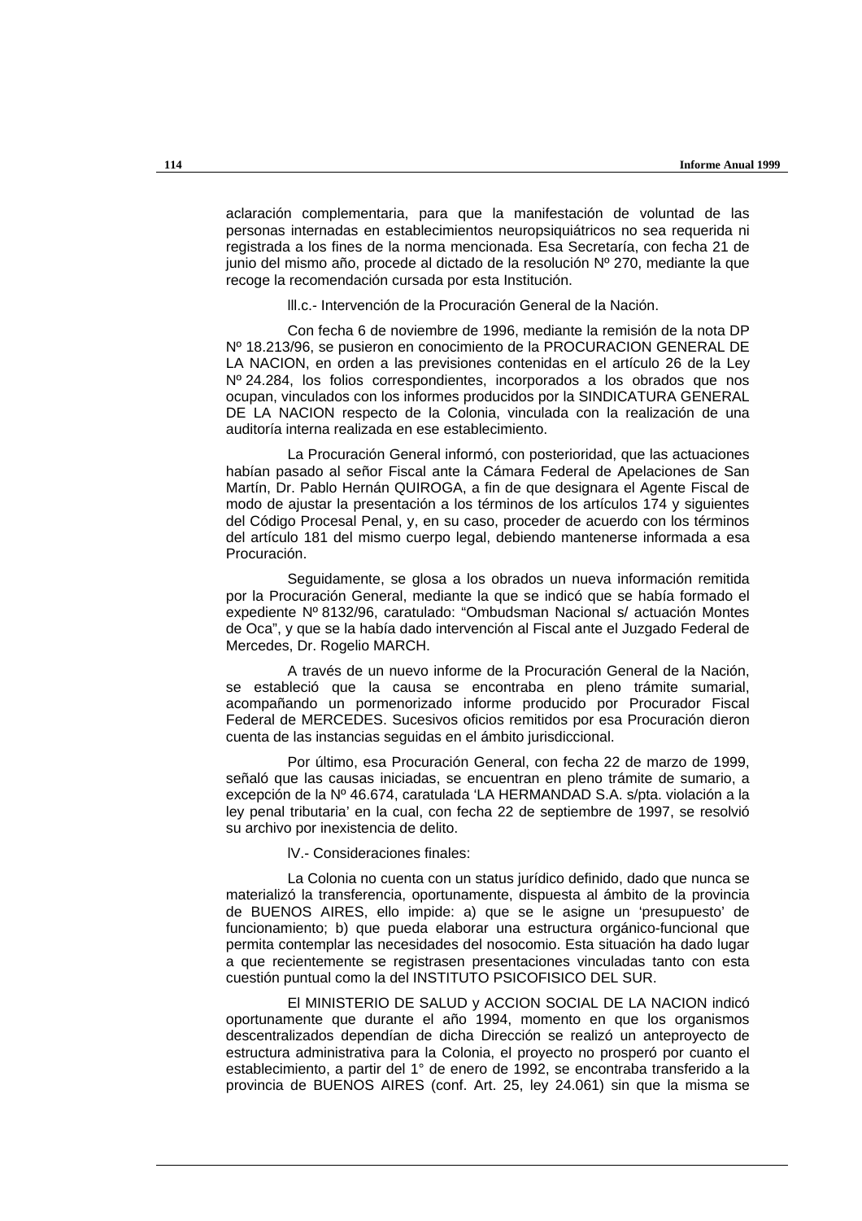aclaración complementaria, para que la manifestación de voluntad de las personas internadas en establecimientos neuropsiquiátricos no sea requerida ni registrada a los fines de la norma mencionada. Esa Secretaría, con fecha 21 de junio del mismo año, procede al dictado de la resolución Nº 270, mediante la que recoge la recomendación cursada por esta Institución.

lll.c.- Intervención de la Procuración General de la Nación.

Con fecha 6 de noviembre de 1996, mediante la remisión de la nota DP Nº 18.213/96, se pusieron en conocimiento de la PROCURACION GENERAL DE LA NACION, en orden a las previsiones contenidas en el artículo 26 de la Ley Nº 24.284, los folios correspondientes, incorporados a los obrados que nos ocupan, vinculados con los informes producidos por la SINDICATURA GENERAL DE LA NACION respecto de la Colonia, vinculada con la realización de una auditoría interna realizada en ese establecimiento.

La Procuración General informó, con posterioridad, que las actuaciones habían pasado al señor Fiscal ante la Cámara Federal de Apelaciones de San Martín, Dr. Pablo Hernán QUIROGA, a fin de que designara el Agente Fiscal de modo de ajustar la presentación a los términos de los artículos 174 y siguientes del Código Procesal Penal, y, en su caso, proceder de acuerdo con los términos del artículo 181 del mismo cuerpo legal, debiendo mantenerse informada a esa Procuración.

Seguidamente, se glosa a los obrados un nueva información remitida por la Procuración General, mediante la que se indicó que se había formado el expediente Nº 8132/96, caratulado: "Ombudsman Nacional s/ actuación Montes de Oca", y que se la había dado intervención al Fiscal ante el Juzgado Federal de Mercedes, Dr. Rogelio MARCH.

A través de un nuevo informe de la Procuración General de la Nación, se estableció que la causa se encontraba en pleno trámite sumarial, acompañando un pormenorizado informe producido por Procurador Fiscal Federal de MERCEDES. Sucesivos oficios remitidos por esa Procuración dieron cuenta de las instancias seguidas en el ámbito jurisdiccional.

Por último, esa Procuración General, con fecha 22 de marzo de 1999, señaló que las causas iniciadas, se encuentran en pleno trámite de sumario, a excepción de la Nº 46.674, caratulada 'LA HERMANDAD S.A. s/pta. violación a la ley penal tributaria' en la cual, con fecha 22 de septiembre de 1997, se resolvió su archivo por inexistencia de delito.

lV.- Consideraciones finales:

La Colonia no cuenta con un status jurídico definido, dado que nunca se materializó la transferencia, oportunamente, dispuesta al ámbito de la provincia de BUENOS AIRES, ello impide: a) que se le asigne un 'presupuesto' de funcionamiento; b) que pueda elaborar una estructura orgánico-funcional que permita contemplar las necesidades del nosocomio. Esta situación ha dado lugar a que recientemente se registrasen presentaciones vinculadas tanto con esta cuestión puntual como la del INSTITUTO PSICOFISICO DEL SUR.

El MINISTERIO DE SALUD y ACCION SOCIAL DE LA NACION indicó oportunamente que durante el año 1994, momento en que los organismos descentralizados dependían de dicha Dirección se realizó un anteproyecto de estructura administrativa para la Colonia, el proyecto no prosperó por cuanto el establecimiento, a partir del 1° de enero de 1992, se encontraba transferido a la provincia de BUENOS AIRES (conf. Art. 25, ley 24.061) sin que la misma se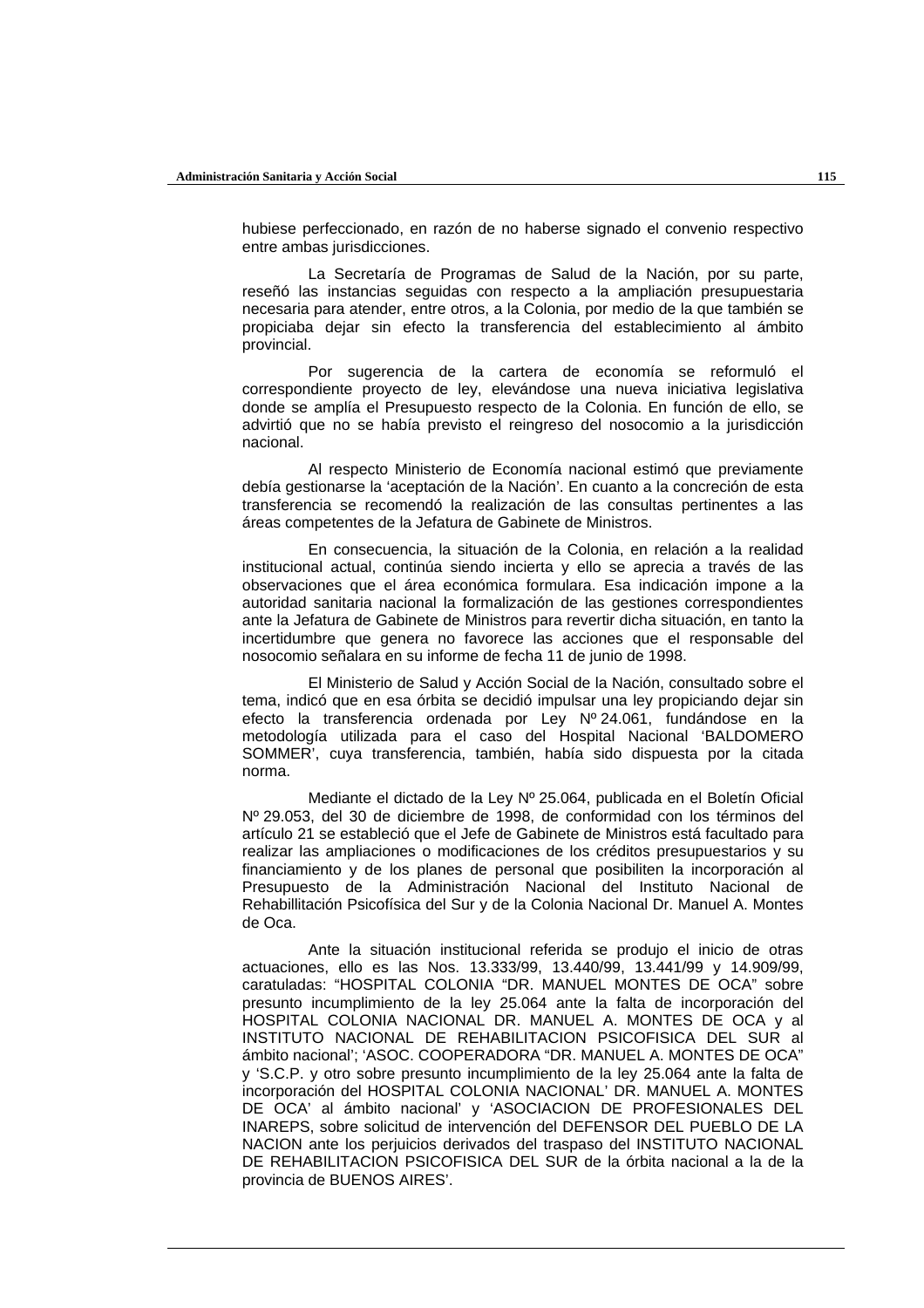hubiese perfeccionado, en razón de no haberse signado el convenio respectivo entre ambas jurisdicciones.

La Secretaría de Programas de Salud de la Nación, por su parte, reseñó las instancias seguidas con respecto a la ampliación presupuestaria necesaria para atender, entre otros, a la Colonia, por medio de la que también se propiciaba dejar sin efecto la transferencia del establecimiento al ámbito provincial.

Por sugerencia de la cartera de economía se reformuló el correspondiente proyecto de ley, elevándose una nueva iniciativa legislativa donde se amplía el Presupuesto respecto de la Colonia. En función de ello, se advirtió que no se había previsto el reingreso del nosocomio a la jurisdicción nacional.

Al respecto Ministerio de Economía nacional estimó que previamente debía gestionarse la 'aceptación de la Nación'. En cuanto a la concreción de esta transferencia se recomendó la realización de las consultas pertinentes a las áreas competentes de la Jefatura de Gabinete de Ministros.

En consecuencia, la situación de la Colonia, en relación a la realidad institucional actual, continúa siendo incierta y ello se aprecia a través de las observaciones que el área económica formulara. Esa indicación impone a la autoridad sanitaria nacional la formalización de las gestiones correspondientes ante la Jefatura de Gabinete de Ministros para revertir dicha situación, en tanto la incertidumbre que genera no favorece las acciones que el responsable del nosocomio señalara en su informe de fecha 11 de junio de 1998.

El Ministerio de Salud y Acción Social de la Nación, consultado sobre el tema, indicó que en esa órbita se decidió impulsar una ley propiciando dejar sin efecto la transferencia ordenada por Ley Nº 24.061, fundándose en la metodología utilizada para el caso del Hospital Nacional 'BALDOMERO SOMMER', cuya transferencia, también, había sido dispuesta por la citada norma.

Mediante el dictado de la Ley Nº 25.064, publicada en el Boletín Oficial Nº 29.053, del 30 de diciembre de 1998, de conformidad con los términos del artículo 21 se estableció que el Jefe de Gabinete de Ministros está facultado para realizar las ampliaciones o modificaciones de los créditos presupuestarios y su financiamiento y de los planes de personal que posibiliten la incorporación al Presupuesto de la Administración Nacional del Instituto Nacional de Rehabillitación Psicofísica del Sur y de la Colonia Nacional Dr. Manuel A. Montes de Oca.

Ante la situación institucional referida se produjo el inicio de otras actuaciones, ello es las Nos. 13.333/99, 13.440/99, 13.441/99 y 14.909/99, caratuladas: "HOSPITAL COLONIA "DR. MANUEL MONTES DE OCA" sobre presunto incumplimiento de la ley 25.064 ante la falta de incorporación del HOSPITAL COLONIA NACIONAL DR. MANUEL A. MONTES DE OCA y al INSTITUTO NACIONAL DE REHABILITACION PSICOFISICA DEL SUR al ámbito nacional'; 'ASOC. COOPERADORA "DR. MANUEL A. MONTES DE OCA" y 'S.C.P. y otro sobre presunto incumplimiento de la ley 25.064 ante la falta de incorporación del HOSPITAL COLONIA NACIONAL' DR. MANUEL A. MONTES DE OCA' al ámbito nacional' y 'ASOCIACION DE PROFESIONALES DEL INAREPS, sobre solicitud de intervención del DEFENSOR DEL PUEBLO DE LA NACION ante los perjuicios derivados del traspaso del INSTITUTO NACIONAL DE REHABILITACION PSICOFISICA DEL SUR de la órbita nacional a la de la provincia de BUENOS AIRES'.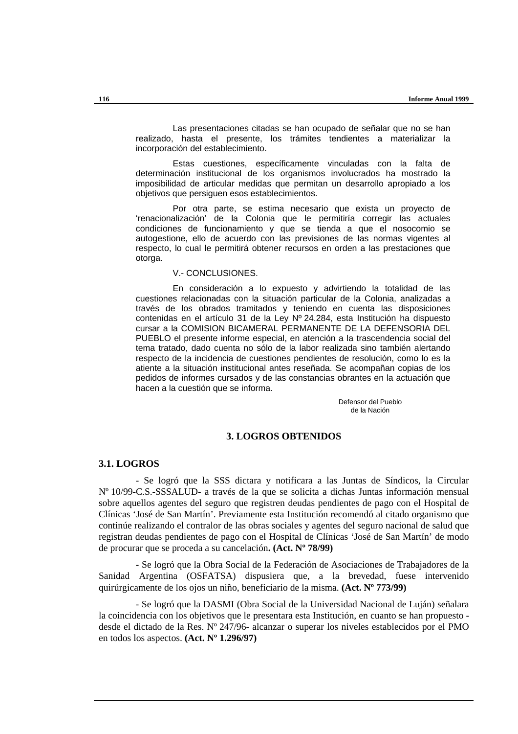Las presentaciones citadas se han ocupado de señalar que no se han realizado, hasta el presente, los trámites tendientes a materializar la incorporación del establecimiento.

Estas cuestiones, específicamente vinculadas con la falta de determinación institucional de los organismos involucrados ha mostrado la imposibilidad de articular medidas que permitan un desarrollo apropiado a los objetivos que persiguen esos establecimientos.

Por otra parte, se estima necesario que exista un proyecto de ‘renacionalización’ de la Colonia que le permitiría corregir las actuales condiciones de funcionamiento y que se tienda a que el nosocomio se autogestione, ello de acuerdo con las previsiones de las normas vigentes al respecto, lo cual le permitirá obtener recursos en orden a las prestaciones que otorga.

V.- CONCLUSIONES.

En consideración a lo expuesto y advirtiendo la totalidad de las cuestiones relacionadas con la situación particular de la Colonia, analizadas a través de los obrados tramitados y teniendo en cuenta las disposiciones contenidas en el artículo 31 de la Ley Nº 24.284, esta Institución ha dispuesto cursar a la COMISION BICAMERAL PERMANENTE DE LA DEFENSORIA DEL PUEBLO el presente informe especial, en atención a la trascendencia social del tema tratado, dado cuenta no sólo de la labor realizada sino también alertando respecto de la incidencia de cuestiones pendientes de resolución, como lo es la atiente a la situación institucional antes reseñada. Se acompañan copias de los pedidos de informes cursados y de las constancias obrantes en la actuación que hacen a la cuestión que se informa.

Defensor del Pueblo
de la Nación

## 3. LOGROS OBTENIDOS

### 3.1. LOGROS

- Se logró que la SSS dictara y notificara a las Juntas de Síndicos, la Circular Nº 10/99-C.S.-SSSALUD- a través de la que se solicita a dichas Juntas información mensual sobre aquellos agentes del seguro que registren deudas pendientes de pago con el Hospital de Clínicas ‘José de San Martín’. Previamente esta Institución recomendó al citado organismo que continúe realizando el contralor de las obras sociales y agentes del seguro nacional de salud que registran deudas pendientes de pago con el Hospital de Clínicas ‘José de San Martín’ de modo de procurar que se proceda a su cancelación**. (Act. Nº 78/99)**

- Se logró que la Obra Social de la Federación de Asociaciones de Trabajadores de la Sanidad Argentina (OSFATSA) dispusiera que, a la brevedad, fuese intervenido quirúrgicamente de los ojos un niño, beneficiario de la misma. **(Act. Nº 773/99)**

- Se logró que la DASMI (Obra Social de la Universidad Nacional de Luján) señalara la coincidencia con los objetivos que le presentara esta Institución, en cuanto se han propuesto -desde el dictado de la Res. Nº 247/96- alcanzar o superar los niveles establecidos por el PMO en todos los aspectos. **(Act. Nº 1.296/97)**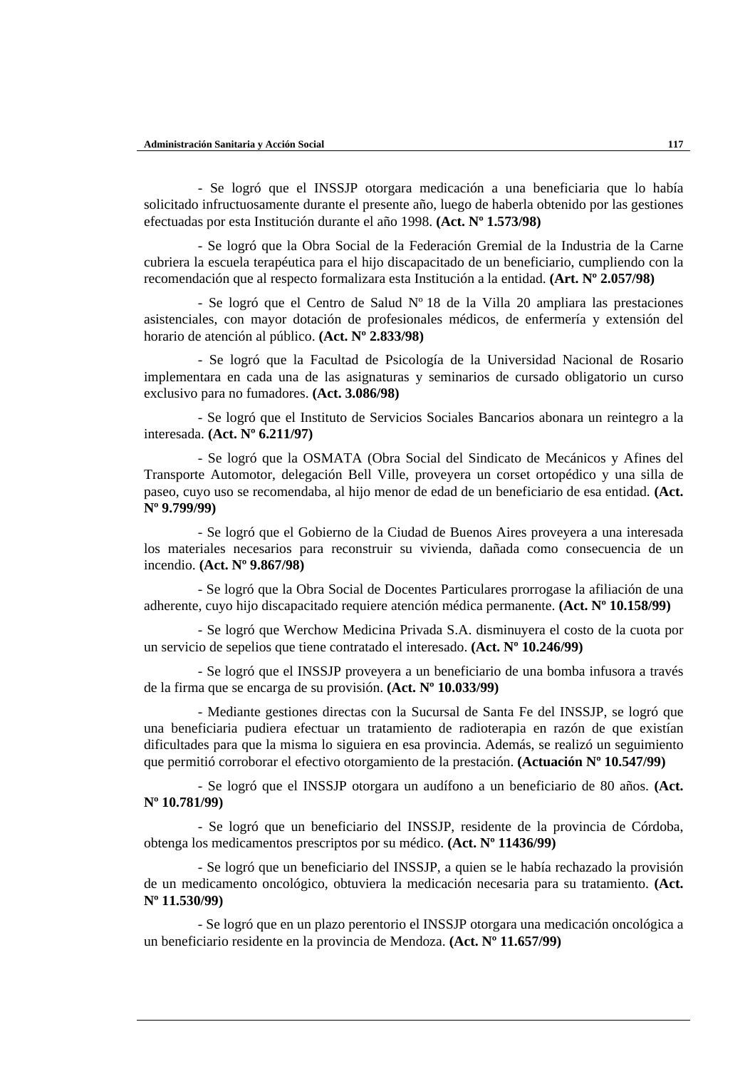- Se logró que el INSSJP otorgara medicación a una beneficiaria que lo había solicitado infructuosamente durante el presente año, luego de haberla obtenido por las gestiones efectuadas por esta Institución durante el año 1998. **(Act. Nº 1.573/98)**

- Se logró que la Obra Social de la Federación Gremial de la Industria de la Carne cubriera la escuela terapéutica para el hijo discapacitado de un beneficiario, cumpliendo con la recomendación que al respecto formalizara esta Institución a la entidad. **(Art. Nº 2.057/98)**

- Se logró que el Centro de Salud Nº 18 de la Villa 20 ampliara las prestaciones asistenciales, con mayor dotación de profesionales médicos, de enfermería y extensión del horario de atención al público. **(Act. Nº 2.833/98)**

- Se logró que la Facultad de Psicología de la Universidad Nacional de Rosario implementara en cada una de las asignaturas y seminarios de cursado obligatorio un curso exclusivo para no fumadores. **(Act. 3.086/98)**

- Se logró que el Instituto de Servicios Sociales Bancarios abonara un reintegro a la interesada. **(Act. Nº 6.211/97)**

- Se logró que la OSMATA (Obra Social del Sindicato de Mecánicos y Afines del Transporte Automotor, delegación Bell Ville, proveyera un corset ortopédico y una silla de paseo, cuyo uso se recomendaba, al hijo menor de edad de un beneficiario de esa entidad. **(Act. Nº 9.799/99)**

- Se logró que el Gobierno de la Ciudad de Buenos Aires proveyera a una interesada los materiales necesarios para reconstruir su vivienda, dañada como consecuencia de un incendio. **(Act. Nº 9.867/98)**

- Se logró que la Obra Social de Docentes Particulares prorrogase la afiliación de una adherente, cuyo hijo discapacitado requiere atención médica permanente. **(Act. Nº 10.158/99)**

- Se logró que Werchow Medicina Privada S.A. disminuyera el costo de la cuota por un servicio de sepelios que tiene contratado el interesado. **(Act. Nº 10.246/99)**

- Se logró que el INSSJP proveyera a un beneficiario de una bomba infusora a través de la firma que se encarga de su provisión. **(Act. Nº 10.033/99)**

- Mediante gestiones directas con la Sucursal de Santa Fe del INSSJP, se logró que una beneficiaria pudiera efectuar un tratamiento de radioterapia en razón de que existían dificultades para que la misma lo siguiera en esa provincia. Además, se realizó un seguimiento que permitió corroborar el efectivo otorgamiento de la prestación. **(Actuación Nº 10.547/99)**

- Se logró que el INSSJP otorgara un audífono a un beneficiario de 80 años. **(Act. Nº 10.781/99)**

- Se logró que un beneficiario del INSSJP, residente de la provincia de Córdoba, obtenga los medicamentos prescriptos por su médico. **(Act. Nº 11436/99)**

- Se logró que un beneficiario del INSSJP, a quien se le había rechazado la provisión de un medicamento oncológico, obtuviera la medicación necesaria para su tratamiento. **(Act. Nº 11.530/99)**

- Se logró que en un plazo perentorio el INSSJP otorgara una medicación oncológica a un beneficiario residente en la provincia de Mendoza. **(Act. Nº 11.657/99)**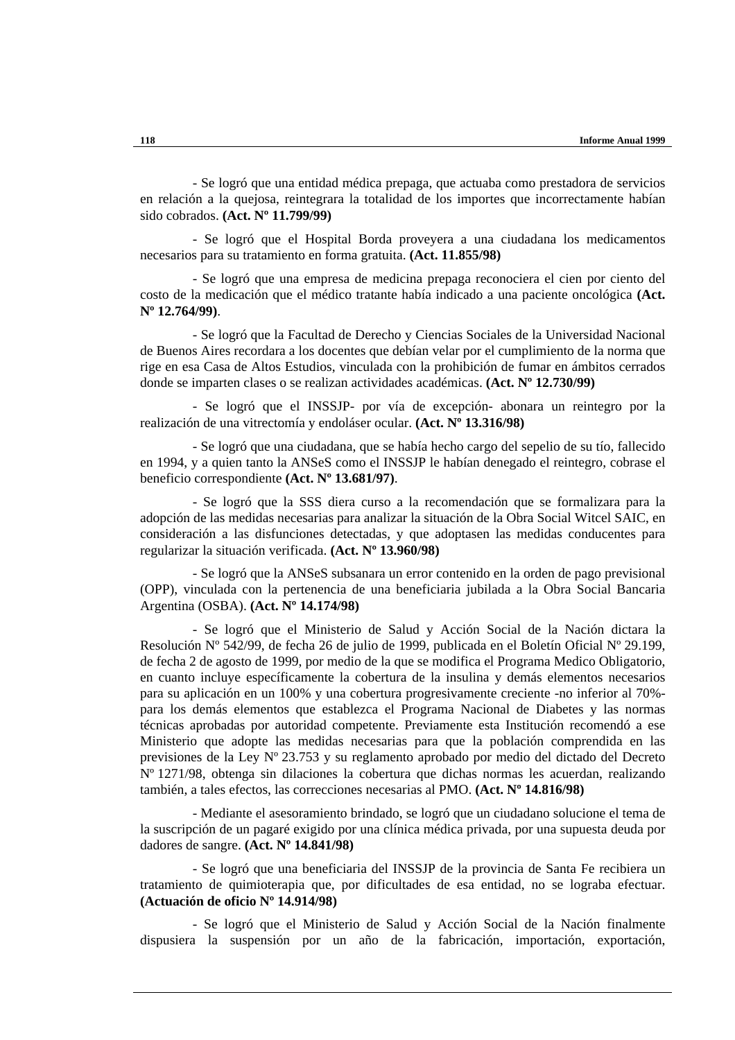- Se logró que una entidad médica prepaga, que actuaba como prestadora de servicios en relación a la quejosa, reintegrara la totalidad de los importes que incorrectamente habían sido cobrados. **(Act. Nº 11.799/99)**

- Se logró que el Hospital Borda proveyera a una ciudadana los medicamentos necesarios para su tratamiento en forma gratuita. **(Act. 11.855/98)**

- Se logró que una empresa de medicina prepaga reconociera el cien por ciento del costo de la medicación que el médico tratante había indicado a una paciente oncológica **(Act. Nº 12.764/99)**.

- Se logró que la Facultad de Derecho y Ciencias Sociales de la Universidad Nacional de Buenos Aires recordara a los docentes que debían velar por el cumplimiento de la norma que rige en esa Casa de Altos Estudios, vinculada con la prohibición de fumar en ámbitos cerrados donde se imparten clases o se realizan actividades académicas. **(Act. Nº 12.730/99)**

- Se logró que el INSSJP- por vía de excepción- abonara un reintegro por la realización de una vitrectomía y endoláser ocular. **(Act. Nº 13.316/98)**

- Se logró que una ciudadana, que se había hecho cargo del sepelio de su tío, fallecido en 1994, y a quien tanto la ANSeS como el INSSJP le habían denegado el reintegro, cobrase el beneficio correspondiente **(Act. Nº 13.681/97)**.

- Se logró que la SSS diera curso a la recomendación que se formalizara para la adopción de las medidas necesarias para analizar la situación de la Obra Social Witcel SAIC, en consideración a las disfunciones detectadas, y que adoptasen las medidas conducentes para regularizar la situación verificada. **(Act. Nº 13.960/98)**

- Se logró que la ANSeS subsanara un error contenido en la orden de pago previsional (OPP), vinculada con la pertenencia de una beneficiaria jubilada a la Obra Social Bancaria Argentina (OSBA). **(Act. Nº 14.174/98)**

- Se logró que el Ministerio de Salud y Acción Social de la Nación dictara la Resolución Nº 542/99, de fecha 26 de julio de 1999, publicada en el Boletín Oficial Nº 29.199, de fecha 2 de agosto de 1999, por medio de la que se modifica el Programa Medico Obligatorio, en cuanto incluye específicamente la cobertura de la insulina y demás elementos necesarios para su aplicación en un 100% y una cobertura progresivamente creciente -no inferior al 70%- para los demás elementos que establezca el Programa Nacional de Diabetes y las normas técnicas aprobadas por autoridad competente. Previamente esta Institución recomendó a ese Ministerio que adopte las medidas necesarias para que la población comprendida en las previsiones de la Ley Nº 23.753 y su reglamento aprobado por medio del dictado del Decreto Nº 1271/98, obtenga sin dilaciones la cobertura que dichas normas les acuerdan, realizando también, a tales efectos, las correcciones necesarias al PMO. **(Act. Nº 14.816/98)**

- Mediante el asesoramiento brindado, se logró que un ciudadano solucione el tema de la suscripción de un pagaré exigido por una clínica médica privada, por una supuesta deuda por dadores de sangre. **(Act. Nº 14.841/98)**

- Se logró que una beneficiaria del INSSJP de la provincia de Santa Fe recibiera un tratamiento de quimioterapia que, por dificultades de esa entidad, no se lograba efectuar. **(Actuación de oficio Nº 14.914/98)**

- Se logró que el Ministerio de Salud y Acción Social de la Nación finalmente dispusiera la suspensión por un año de la fabricación, importación, exportación,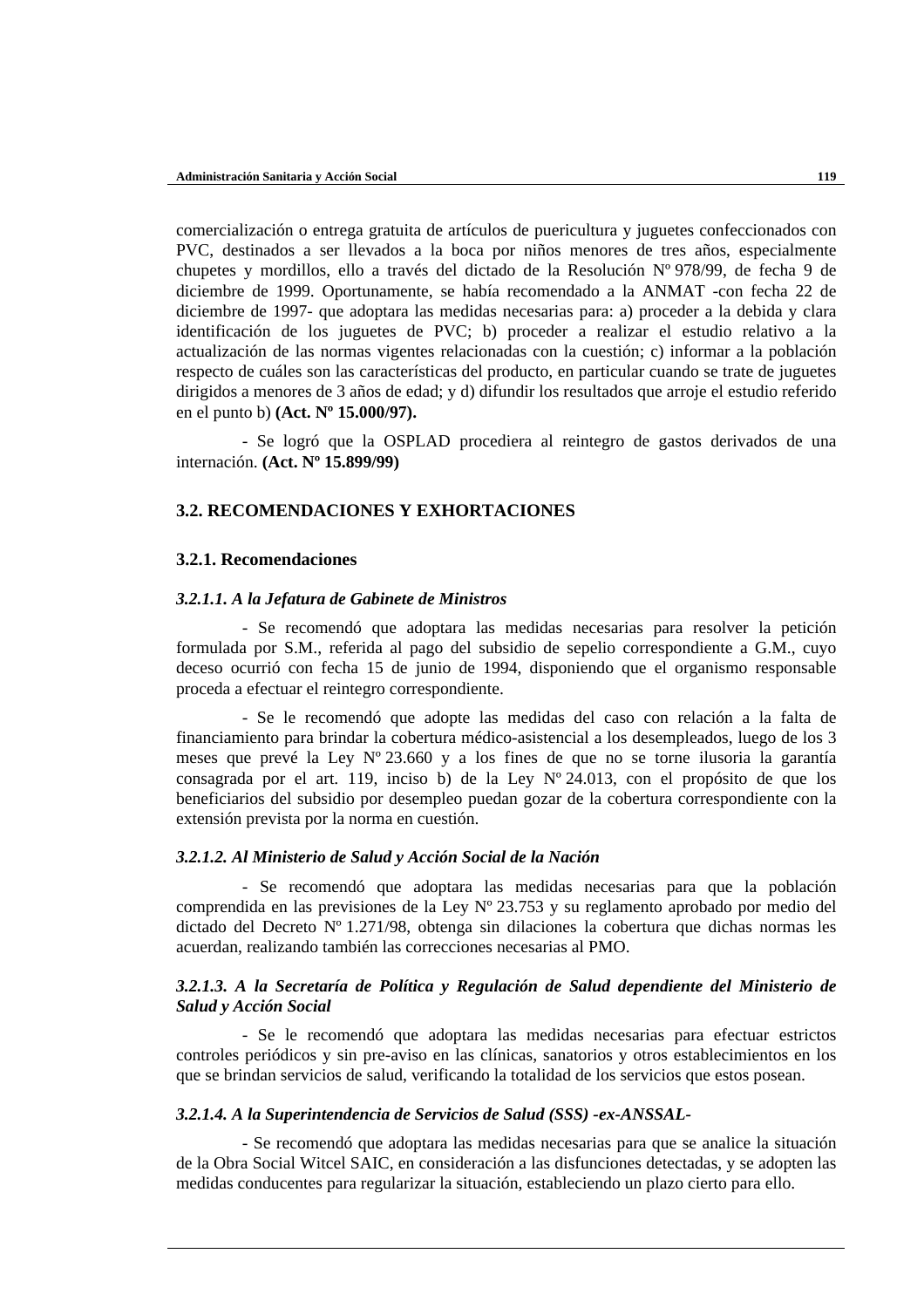comercialización o entrega gratuita de artículos de puericultura y juguetes confeccionados con PVC, destinados a ser llevados a la boca por niños menores de tres años, especialmente chupetes y mordillos, ello a través del dictado de la Resolución Nº 978/99, de fecha 9 de diciembre de 1999. Oportunamente, se había recomendado a la ANMAT -con fecha 22 de diciembre de 1997- que adoptara las medidas necesarias para: a) proceder a la debida y clara identificación de los juguetes de PVC; b) proceder a realizar el estudio relativo a la actualización de las normas vigentes relacionadas con la cuestión; c) informar a la población respecto de cuáles son las características del producto, en particular cuando se trate de juguetes dirigidos a menores de 3 años de edad; y d) difundir los resultados que arroje el estudio referido en el punto b) **(Act. Nº 15.000/97).**

- Se logró que la OSPLAD procediera al reintegro de gastos derivados de una internación. **(Act. Nº 15.899/99)**

## 3.2. RECOMENDACIONES Y EXHORTACIONES

### 3.2.1. Recomendaciones

#### *3.2.1.1. A la Jefatura de Gabinete de Ministros*

- Se recomendó que adoptara las medidas necesarias para resolver la petición formulada por S.M., referida al pago del subsidio de sepelio correspondiente a G.M., cuyo deceso ocurrió con fecha 15 de junio de 1994, disponiendo que el organismo responsable proceda a efectuar el reintegro correspondiente.

- Se le recomendó que adopte las medidas del caso con relación a la falta de financiamiento para brindar la cobertura médico-asistencial a los desempleados, luego de los 3 meses que prevé la Ley Nº 23.660 y a los fines de que no se torne ilusoria la garantía consagrada por el art. 119, inciso b) de la Ley Nº 24.013, con el propósito de que los beneficiarios del subsidio por desempleo puedan gozar de la cobertura correspondiente con la extensión prevista por la norma en cuestión.

#### *3.2.1.2. Al Ministerio de Salud y Acción Social de la Nación*

- Se recomendó que adoptara las medidas necesarias para que la población comprendida en las previsiones de la Ley Nº 23.753 y su reglamento aprobado por medio del dictado del Decreto Nº 1.271/98, obtenga sin dilaciones la cobertura que dichas normas les acuerdan, realizando también las correcciones necesarias al PMO.

#### *3.2.1.3. A la Secretaría de Política y Regulación de Salud dependiente del Ministerio de Salud y Acción Social*

- Se le recomendó que adoptara las medidas necesarias para efectuar estrictos controles periódicos y sin pre-aviso en las clínicas, sanatorios y otros establecimientos en los que se brindan servicios de salud, verificando la totalidad de los servicios que estos posean.

#### *3.2.1.4. A la Superintendencia de Servicios de Salud (SSS) -ex-ANSSAL-*

- Se recomendó que adoptara las medidas necesarias para que se analice la situación de la Obra Social Witcel SAIC, en consideración a las disfunciones detectadas, y se adopten las medidas conducentes para regularizar la situación, estableciendo un plazo cierto para ello.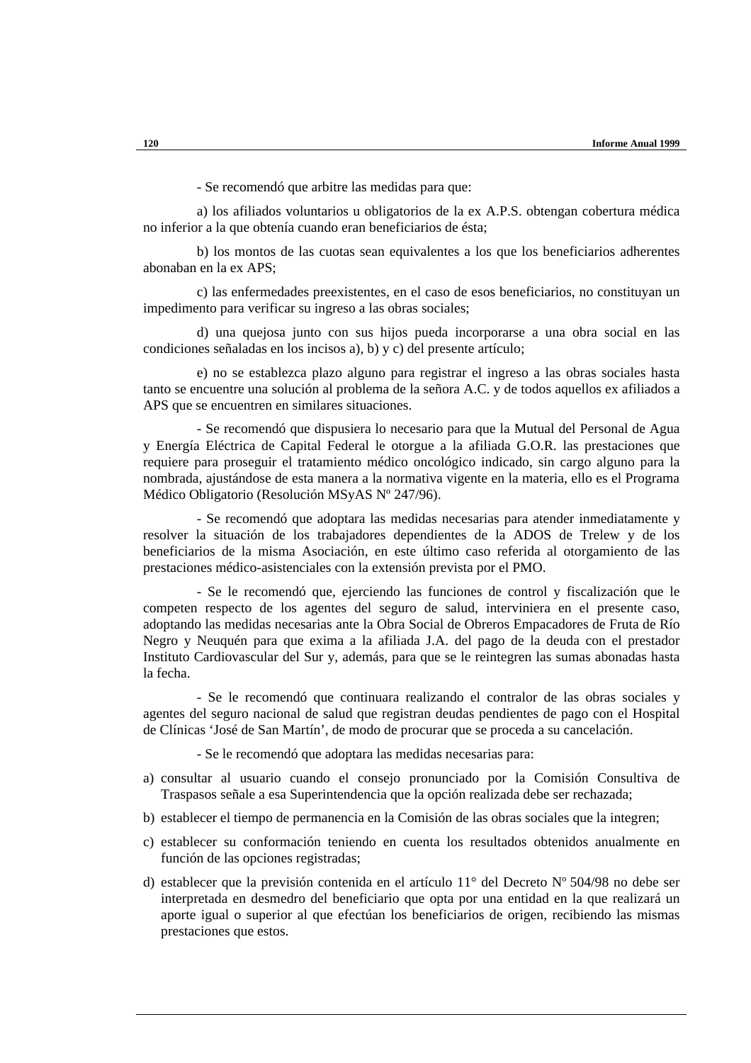- Se recomendó que arbitre las medidas para que:

a) los afiliados voluntarios u obligatorios de la ex A.P.S. obtengan cobertura médica no inferior a la que obtenía cuando eran beneficiarios de ésta;

b) los montos de las cuotas sean equivalentes a los que los beneficiarios adherentes abonaban en la ex APS;

c) las enfermedades preexistentes, en el caso de esos beneficiarios, no constituyan un impedimento para verificar su ingreso a las obras sociales;

d) una quejosa junto con sus hijos pueda incorporarse a una obra social en las condiciones señaladas en los incisos a), b) y c) del presente artículo;

e) no se establezca plazo alguno para registrar el ingreso a las obras sociales hasta tanto se encuentre una solución al problema de la señora A.C. y de todos aquellos ex afiliados a APS que se encuentren en similares situaciones.

- Se recomendó que dispusiera lo necesario para que la Mutual del Personal de Agua y Energía Eléctrica de Capital Federal le otorgue a la afiliada G.O.R. las prestaciones que requiere para proseguir el tratamiento médico oncológico indicado, sin cargo alguno para la nombrada, ajustándose de esta manera a la normativa vigente en la materia, ello es el Programa Médico Obligatorio (Resolución MSyAS Nº 247/96).

- Se recomendó que adoptara las medidas necesarias para atender inmediatamente y resolver la situación de los trabajadores dependientes de la ADOS de Trelew y de los beneficiarios de la misma Asociación, en este último caso referida al otorgamiento de las prestaciones médico-asistenciales con la extensión prevista por el PMO.

- Se le recomendó que, ejerciendo las funciones de control y fiscalización que le competen respecto de los agentes del seguro de salud, interviniera en el presente caso, adoptando las medidas necesarias ante la Obra Social de Obreros Empacadores de Fruta de Río Negro y Neuquén para que exima a la afiliada J.A. del pago de la deuda con el prestador Instituto Cardiovascular del Sur y, además, para que se le reintegren las sumas abonadas hasta la fecha.

- Se le recomendó que continuara realizando el contralor de las obras sociales y agentes del seguro nacional de salud que registran deudas pendientes de pago con el Hospital de Clínicas 'José de San Martín', de modo de procurar que se proceda a su cancelación.

- Se le recomendó que adoptara las medidas necesarias para:

a) consultar al usuario cuando el consejo pronunciado por la Comisión Consultiva de Traspasos señale a esa Superintendencia que la opción realizada debe ser rechazada;
b) establecer el tiempo de permanencia en la Comisión de las obras sociales que la integren;
c) establecer su conformación teniendo en cuenta los resultados obtenidos anualmente en función de las opciones registradas;
d) establecer que la previsión contenida en el artículo 11° del Decreto Nº 504/98 no debe ser interpretada en desmedro del beneficiario que opta por una entidad en la que realizará un aporte igual o superior al que efectúan los beneficiarios de origen, recibiendo las mismas prestaciones que estos.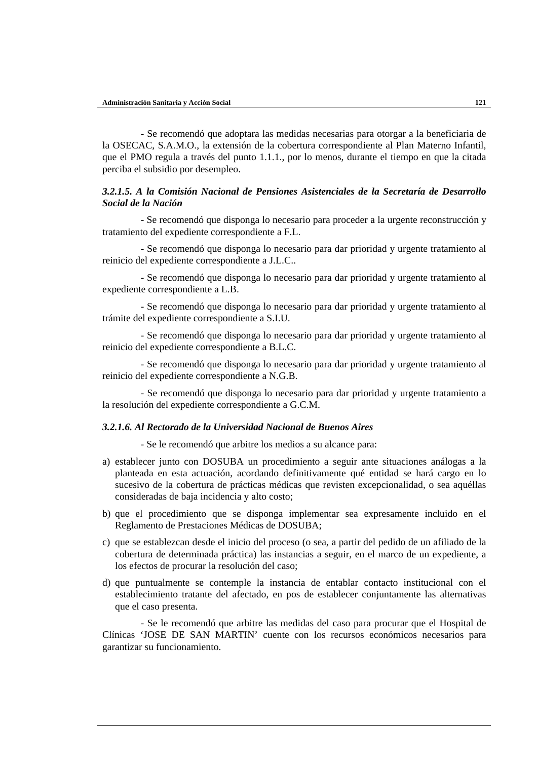- Se recomendó que adoptara las medidas necesarias para otorgar a la beneficiaria de la OSECAC, S.A.M.O., la extensión de la cobertura correspondiente al Plan Materno Infantil, que el PMO regula a través del punto 1.1.1., por lo menos, durante el tiempo en que la citada perciba el subsidio por desempleo.

#### *3.2.1.5. A la Comisión Nacional de Pensiones Asistenciales de la Secretaría de Desarrollo Social de la Nación*

- Se recomendó que disponga lo necesario para proceder a la urgente reconstrucción y tratamiento del expediente correspondiente a F.L.

- Se recomendó que disponga lo necesario para dar prioridad y urgente tratamiento al reinicio del expediente correspondiente a J.L.C..

- Se recomendó que disponga lo necesario para dar prioridad y urgente tratamiento al expediente correspondiente a L.B.

- Se recomendó que disponga lo necesario para dar prioridad y urgente tratamiento al trámite del expediente correspondiente a S.I.U.

- Se recomendó que disponga lo necesario para dar prioridad y urgente tratamiento al reinicio del expediente correspondiente a B.L.C.

- Se recomendó que disponga lo necesario para dar prioridad y urgente tratamiento al reinicio del expediente correspondiente a N.G.B.

- Se recomendó que disponga lo necesario para dar prioridad y urgente tratamiento a la resolución del expediente correspondiente a G.C.M.

#### *3.2.1.6. Al Rectorado de la Universidad Nacional de Buenos Aires*

- Se le recomendó que arbitre los medios a su alcance para:

a) establecer junto con DOSUBA un procedimiento a seguir ante situaciones análogas a la planteada en esta actuación, acordando definitivamente qué entidad se hará cargo en lo sucesivo de la cobertura de prácticas médicas que revisten excepcionalidad, o sea aquéllas consideradas de baja incidencia y alto costo;

b) que el procedimiento que se disponga implementar sea expresamente incluido en el Reglamento de Prestaciones Médicas de DOSUBA;

c) que se establezcan desde el inicio del proceso (o sea, a partir del pedido de un afiliado de la cobertura de determinada práctica) las instancias a seguir, en el marco de un expediente, a los efectos de procurar la resolución del caso;

d) que puntualmente se contemple la instancia de entablar contacto institucional con el establecimiento tratante del afectado, en pos de establecer conjuntamente las alternativas que el caso presenta.

- Se le recomendó que arbitre las medidas del caso para procurar que el Hospital de Clínicas ‘JOSE DE SAN MARTIN’ cuente con los recursos económicos necesarios para garantizar su funcionamiento.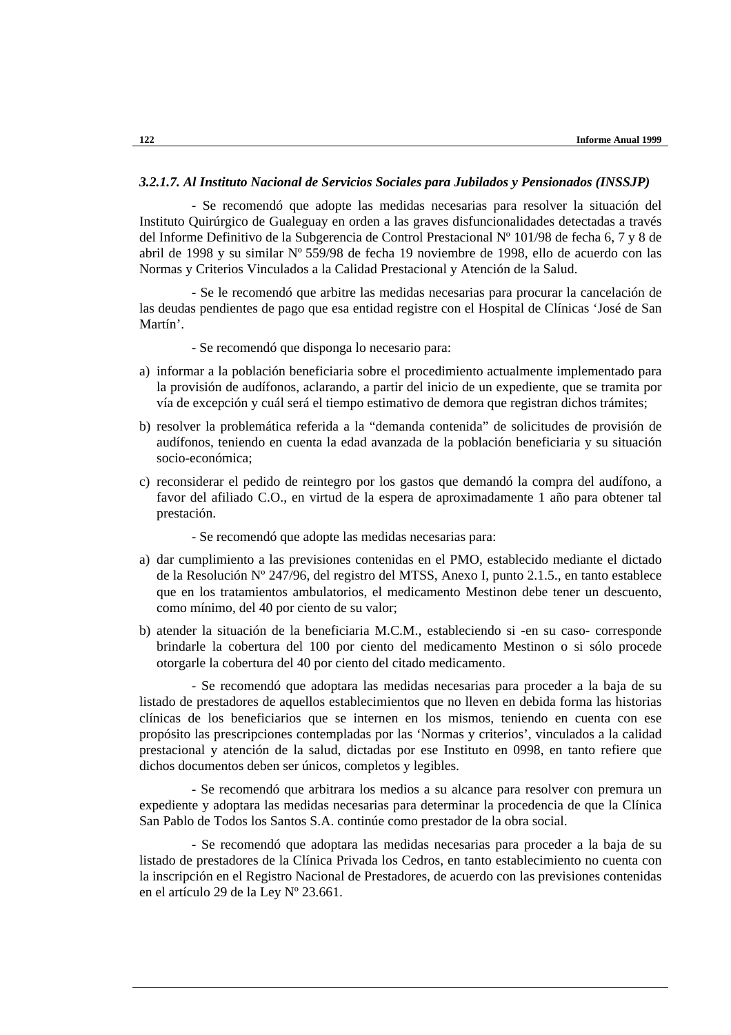### *3.2.1.7. Al Instituto Nacional de Servicios Sociales para Jubilados y Pensionados (INSSJP)*

- Se recomendó que adopte las medidas necesarias para resolver la situación del Instituto Quirúrgico de Gualeguay en orden a las graves disfuncionalidades detectadas a través del Informe Definitivo de la Subgerencia de Control Prestacional Nº 101/98 de fecha 6, 7 y 8 de abril de 1998 y su similar Nº 559/98 de fecha 19 noviembre de 1998, ello de acuerdo con las Normas y Criterios Vinculados a la Calidad Prestacional y Atención de la Salud.

- Se le recomendó que arbitre las medidas necesarias para procurar la cancelación de las deudas pendientes de pago que esa entidad registre con el Hospital de Clínicas 'José de San Martín'.

- Se recomendó que disponga lo necesario para:

a) informar a la población beneficiaria sobre el procedimiento actualmente implementado para la provisión de audífonos, aclarando, a partir del inicio de un expediente, que se tramita por vía de excepción y cuál será el tiempo estimativo de demora que registran dichos trámites;

b) resolver la problemática referida a la "demanda contenida" de solicitudes de provisión de audífonos, teniendo en cuenta la edad avanzada de la población beneficiaria y su situación socio-económica;

c) reconsiderar el pedido de reintegro por los gastos que demandó la compra del audífono, a favor del afiliado C.O., en virtud de la espera de aproximadamente 1 año para obtener tal prestación.

- Se recomendó que adopte las medidas necesarias para:

a) dar cumplimiento a las previsiones contenidas en el PMO, establecido mediante el dictado de la Resolución Nº 247/96, del registro del MTSS, Anexo I, punto 2.1.5., en tanto establece que en los tratamientos ambulatorios, el medicamento Mestinon debe tener un descuento, como mínimo, del 40 por ciento de su valor;

b) atender la situación de la beneficiaria M.C.M., estableciendo si -en su caso- corresponde brindarle la cobertura del 100 por ciento del medicamento Mestinon o si sólo procede otorgarle la cobertura del 40 por ciento del citado medicamento.

- Se recomendó que adoptara las medidas necesarias para proceder a la baja de su listado de prestadores de aquellos establecimientos que no lleven en debida forma las historias clínicas de los beneficiarios que se internen en los mismos, teniendo en cuenta con ese propósito las prescripciones contempladas por las 'Normas y criterios', vinculados a la calidad prestacional y atención de la salud, dictadas por ese Instituto en 0998, en tanto refiere que dichos documentos deben ser únicos, completos y legibles.

- Se recomendó que arbitrara los medios a su alcance para resolver con premura un expediente y adoptara las medidas necesarias para determinar la procedencia de que la Clínica San Pablo de Todos los Santos S.A. continúe como prestador de la obra social.

- Se recomendó que adoptara las medidas necesarias para proceder a la baja de su listado de prestadores de la Clínica Privada los Cedros, en tanto establecimiento no cuenta con la inscripción en el Registro Nacional de Prestadores, de acuerdo con las previsiones contenidas en el artículo 29 de la Ley Nº 23.661.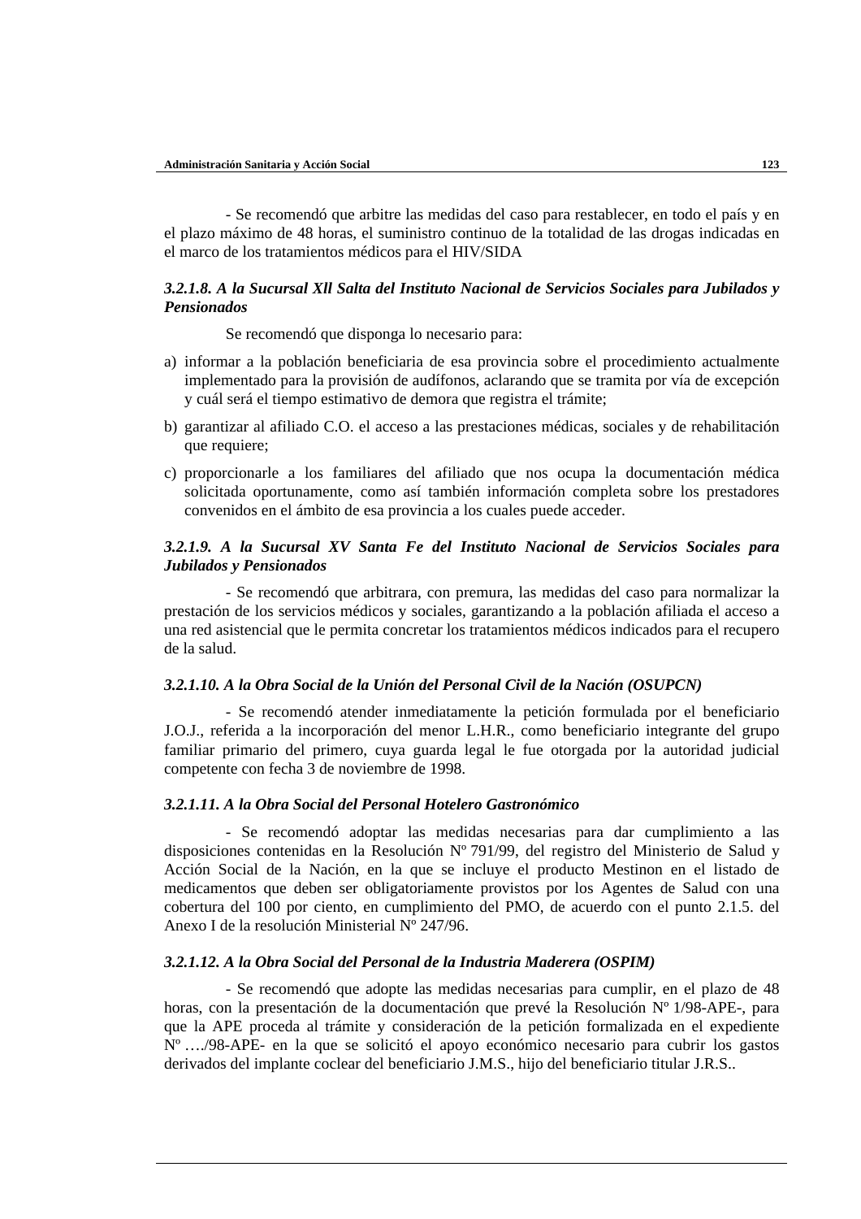- Se recomendó que arbitre las medidas del caso para restablecer, en todo el país y en el plazo máximo de 48 horas, el suministro continuo de la totalidad de las drogas indicadas en el marco de los tratamientos médicos para el HIV/SIDA

### *3.2.1.8. A la Sucursal Xll Salta del Instituto Nacional de Servicios Sociales para Jubilados y Pensionados*

Se recomendó que disponga lo necesario para:

a) informar a la población beneficiaria de esa provincia sobre el procedimiento actualmente implementado para la provisión de audífonos, aclarando que se tramita por vía de excepción y cuál será el tiempo estimativo de demora que registra el trámite;

b) garantizar al afiliado C.O. el acceso a las prestaciones médicas, sociales y de rehabilitación que requiere;

c) proporcionarle a los familiares del afiliado que nos ocupa la documentación médica solicitada oportunamente, como así también información completa sobre los prestadores convenidos en el ámbito de esa provincia a los cuales puede acceder.

### *3.2.1.9. A la Sucursal XV Santa Fe del Instituto Nacional de Servicios Sociales para Jubilados y Pensionados*

- Se recomendó que arbitrara, con premura, las medidas del caso para normalizar la prestación de los servicios médicos y sociales, garantizando a la población afiliada el acceso a una red asistencial que le permita concretar los tratamientos médicos indicados para el recupero de la salud.

### *3.2.1.10. A la Obra Social de la Unión del Personal Civil de la Nación (OSUPCN)*

- Se recomendó atender inmediatamente la petición formulada por el beneficiario J.O.J., referida a la incorporación del menor L.H.R., como beneficiario integrante del grupo familiar primario del primero, cuya guarda legal le fue otorgada por la autoridad judicial competente con fecha 3 de noviembre de 1998.

### *3.2.1.11. A la Obra Social del Personal Hotelero Gastronómico*

- Se recomendó adoptar las medidas necesarias para dar cumplimiento a las disposiciones contenidas en la Resolución Nº 791/99, del registro del Ministerio de Salud y Acción Social de la Nación, en la que se incluye el producto Mestinon en el listado de medicamentos que deben ser obligatoriamente provistos por los Agentes de Salud con una cobertura del 100 por ciento, en cumplimiento del PMO, de acuerdo con el punto 2.1.5. del Anexo I de la resolución Ministerial Nº 247/96.

### *3.2.1.12. A la Obra Social del Personal de la Industria Maderera (OSPIM)*

- Se recomendó que adopte las medidas necesarias para cumplir, en el plazo de 48 horas, con la presentación de la documentación que prevé la Resolución Nº 1/98-APE-, para que la APE proceda al trámite y consideración de la petición formalizada en el expediente Nº …./98-APE- en la que se solicitó el apoyo económico necesario para cubrir los gastos derivados del implante coclear del beneficiario J.M.S., hijo del beneficiario titular J.R.S..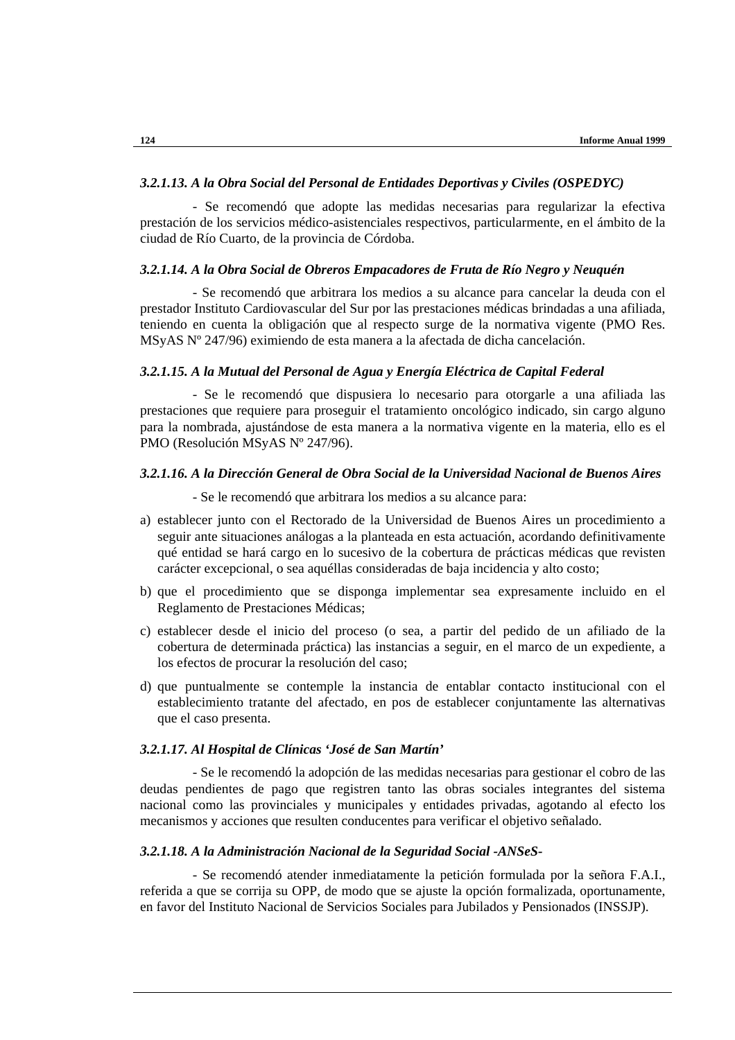*3.2.1.13. A la Obra Social del Personal de Entidades Deportivas y Civiles (OSPEDYC)*

- Se recomendó que adopte las medidas necesarias para regularizar la efectiva prestación de los servicios médico-asistenciales respectivos, particularmente, en el ámbito de la ciudad de Río Cuarto, de la provincia de Córdoba.

*3.2.1.14. A la Obra Social de Obreros Empacadores de Fruta de Río Negro y Neuquén*

- Se recomendó que arbitrara los medios a su alcance para cancelar la deuda con el prestador Instituto Cardiovascular del Sur por las prestaciones médicas brindadas a una afiliada, teniendo en cuenta la obligación que al respecto surge de la normativa vigente (PMO Res. MSyAS Nº 247/96) eximiendo de esta manera a la afectada de dicha cancelación.

*3.2.1.15. A la Mutual del Personal de Agua y Energía Eléctrica de Capital Federal*

- Se le recomendó que dispusiera lo necesario para otorgarle a una afiliada las prestaciones que requiere para proseguir el tratamiento oncológico indicado, sin cargo alguno para la nombrada, ajustándose de esta manera a la normativa vigente en la materia, ello es el PMO (Resolución MSyAS Nº 247/96).

*3.2.1.16. A la Dirección General de Obra Social de la Universidad Nacional de Buenos Aires*

- Se le recomendó que arbitrara los medios a su alcance para:

a) establecer junto con el Rectorado de la Universidad de Buenos Aires un procedimiento a seguir ante situaciones análogas a la planteada en esta actuación, acordando definitivamente qué entidad se hará cargo en lo sucesivo de la cobertura de prácticas médicas que revisten carácter excepcional, o sea aquéllas consideradas de baja incidencia y alto costo;

b) que el procedimiento que se disponga implementar sea expresamente incluido en el Reglamento de Prestaciones Médicas;

c) establecer desde el inicio del proceso (o sea, a partir del pedido de un afiliado de la cobertura de determinada práctica) las instancias a seguir, en el marco de un expediente, a los efectos de procurar la resolución del caso;

d) que puntualmente se contemple la instancia de entablar contacto institucional con el establecimiento tratante del afectado, en pos de establecer conjuntamente las alternativas que el caso presenta.

*3.2.1.17. Al Hospital de Clínicas 'José de San Martín'*

- Se le recomendó la adopción de las medidas necesarias para gestionar el cobro de las deudas pendientes de pago que registren tanto las obras sociales integrantes del sistema nacional como las provinciales y municipales y entidades privadas, agotando al efecto los mecanismos y acciones que resulten conducentes para verificar el objetivo señalado.

*3.2.1.18. A la Administración Nacional de la Seguridad Social -ANSeS-*

- Se recomendó atender inmediatamente la petición formulada por la señora F.A.I., referida a que se corrija su OPP, de modo que se ajuste la opción formalizada, oportunamente, en favor del Instituto Nacional de Servicios Sociales para Jubilados y Pensionados (INSSJP).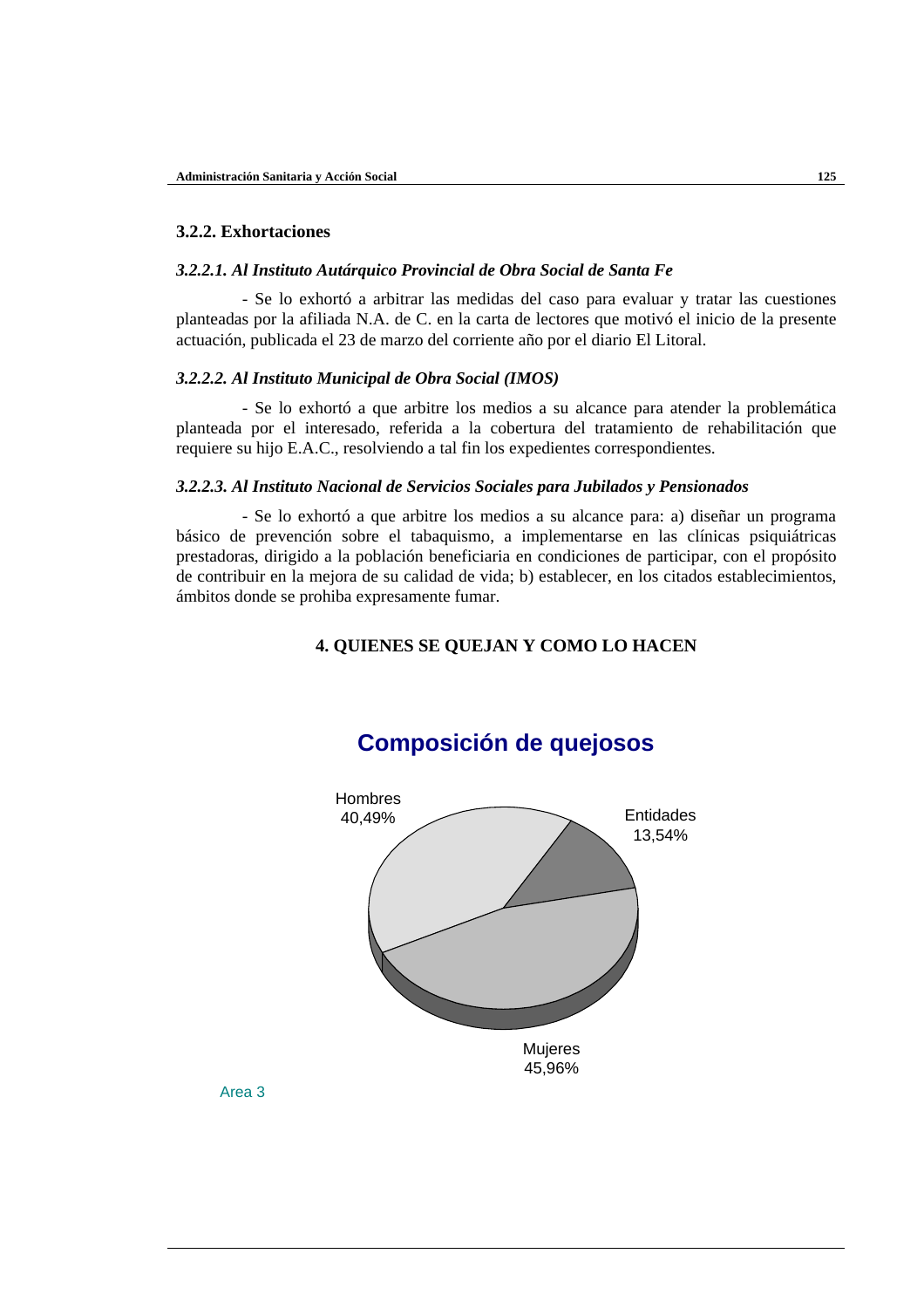### 3.2.2. Exhortaciones

#### *3.2.2.1. Al Instituto Autárquico Provincial de Obra Social de Santa Fe*

- Se lo exhortó a arbitrar las medidas del caso para evaluar y tratar las cuestiones planteadas por la afiliada N.A. de C. en la carta de lectores que motivó el inicio de la presente actuación, publicada el 23 de marzo del corriente año por el diario El Litoral.

#### *3.2.2.2. Al Instituto Municipal de Obra Social (IMOS)*

- Se lo exhortó a que arbitre los medios a su alcance para atender la problemática planteada por el interesado, referida a la cobertura del tratamiento de rehabilitación que requiere su hijo E.A.C., resolviendo a tal fin los expedientes correspondientes.

#### *3.2.2.3. Al Instituto Nacional de Servicios Sociales para Jubilados y Pensionados*

- Se lo exhortó a que arbitre los medios a su alcance para: a) diseñar un programa básico de prevención sobre el tabaquismo, a implementarse en las clínicas psiquiátricas prestadoras, dirigido a la población beneficiaria en condiciones de participar, con el propósito de contribuir en la mejora de su calidad de vida; b) establecer, en los citados establecimientos, ámbitos donde se prohiba expresamente fumar.

## 4. QUIENES SE QUEJAN Y COMO LO HACEN

**Composición de quejosos**

| Categoría | Porcentaje |
|---|---|
| Hombres | 40,49% |
| Entidades | 13,54% |
| Mujeres | 45,96% |

Area 3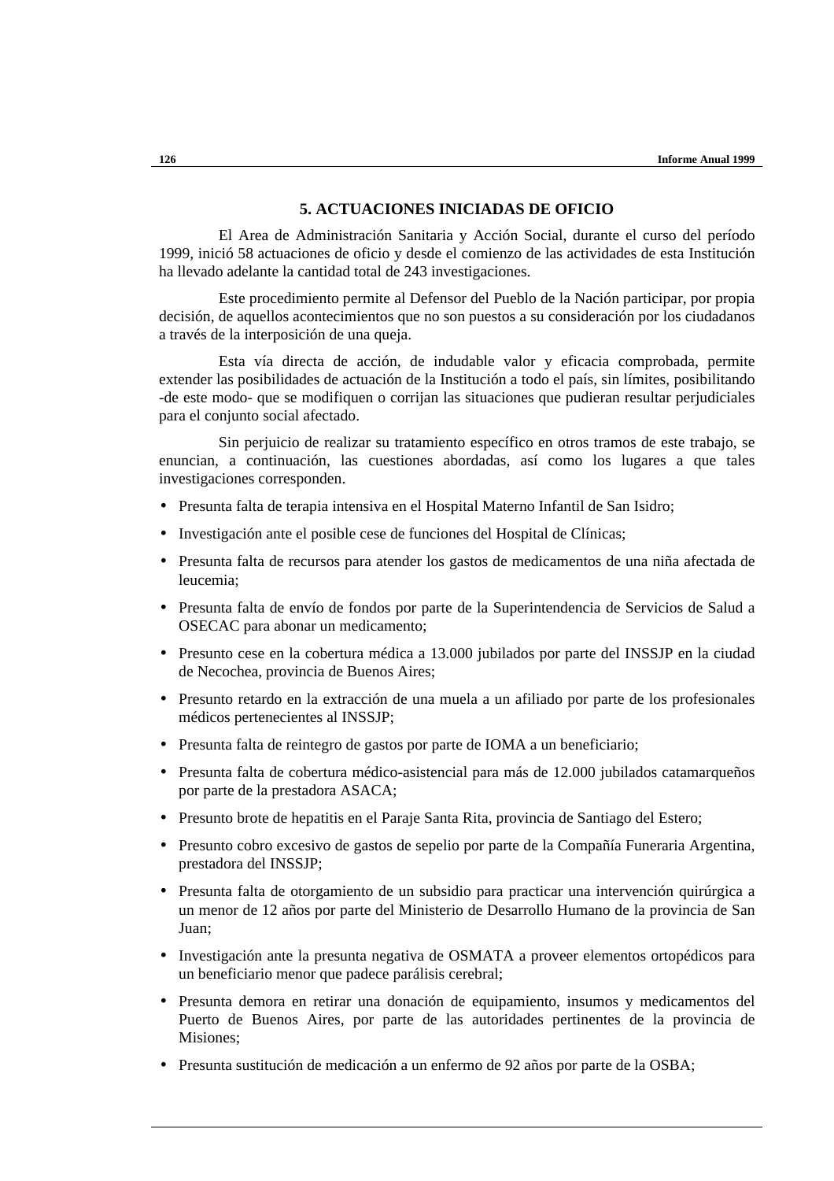## 5. ACTUACIONES INICIADAS DE OFICIO

El Area de Administración Sanitaria y Acción Social, durante el curso del período 1999, inició 58 actuaciones de oficio y desde el comienzo de las actividades de esta Institución ha llevado adelante la cantidad total de 243 investigaciones.

Este procedimiento permite al Defensor del Pueblo de la Nación participar, por propia decisión, de aquellos acontecimientos que no son puestos a su consideración por los ciudadanos a través de la interposición de una queja.

Esta vía directa de acción, de indudable valor y eficacia comprobada, permite extender las posibilidades de actuación de la Institución a todo el país, sin límites, posibilitando -de este modo- que se modifiquen o corrijan las situaciones que pudieran resultar perjudiciales para el conjunto social afectado.

Sin perjuicio de realizar su tratamiento específico en otros tramos de este trabajo, se enuncian, a continuación, las cuestiones abordadas, así como los lugares a que tales investigaciones corresponden.

- Presunta falta de terapia intensiva en el Hospital Materno Infantil de San Isidro;
- Investigación ante el posible cese de funciones del Hospital de Clínicas;
- Presunta falta de recursos para atender los gastos de medicamentos de una niña afectada de leucemia;
- Presunta falta de envío de fondos por parte de la Superintendencia de Servicios de Salud a OSECAC para abonar un medicamento;
- Presunto cese en la cobertura médica a 13.000 jubilados por parte del INSSJP en la ciudad de Necochea, provincia de Buenos Aires;
- Presunto retardo en la extracción de una muela a un afiliado por parte de los profesionales médicos pertenecientes al INSSJP;
- Presunta falta de reintegro de gastos por parte de IOMA a un beneficiario;
- Presunta falta de cobertura médico-asistencial para más de 12.000 jubilados catamarqueños por parte de la prestadora ASACA;
- Presunto brote de hepatitis en el Paraje Santa Rita, provincia de Santiago del Estero;
- Presunto cobro excesivo de gastos de sepelio por parte de la Compañía Funeraria Argentina, prestadora del INSSJP;
- Presunta falta de otorgamiento de un subsidio para practicar una intervención quirúrgica a un menor de 12 años por parte del Ministerio de Desarrollo Humano de la provincia de San Juan;
- Investigación ante la presunta negativa de OSMATA a proveer elementos ortopédicos para un beneficiario menor que padece parálisis cerebral;
- Presunta demora en retirar una donación de equipamiento, insumos y medicamentos del Puerto de Buenos Aires, por parte de las autoridades pertinentes de la provincia de Misiones;
- Presunta sustitución de medicación a un enfermo de 92 años por parte de la OSBA;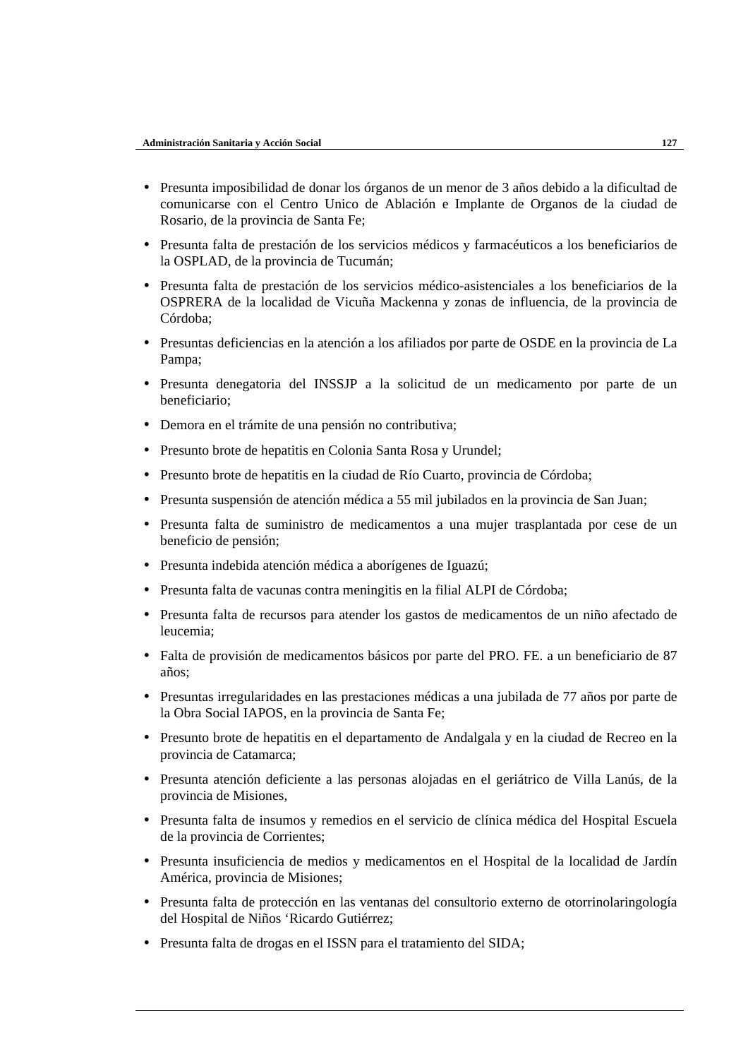- Presunta imposibilidad de donar los órganos de un menor de 3 años debido a la dificultad de comunicarse con el Centro Unico de Ablación e Implante de Organos de la ciudad de Rosario, de la provincia de Santa Fe;
- Presunta falta de prestación de los servicios médicos y farmacéuticos a los beneficiarios de la OSPLAD, de la provincia de Tucumán;
- Presunta falta de prestación de los servicios médico-asistenciales a los beneficiarios de la OSPRERA de la localidad de Vicuña Mackenna y zonas de influencia, de la provincia de Córdoba;
- Presuntas deficiencias en la atención a los afiliados por parte de OSDE en la provincia de La Pampa;
- Presunta denegatoria del INSSJP a la solicitud de un medicamento por parte de un beneficiario;
- Demora en el trámite de una pensión no contributiva;
- Presunto brote de hepatitis en Colonia Santa Rosa y Urundel;
- Presunto brote de hepatitis en la ciudad de Río Cuarto, provincia de Córdoba;
- Presunta suspensión de atención médica a 55 mil jubilados en la provincia de San Juan;
- Presunta falta de suministro de medicamentos a una mujer trasplantada por cese de un beneficio de pensión;
- Presunta indebida atención médica a aborígenes de Iguazú;
- Presunta falta de vacunas contra meningitis en la filial ALPI de Córdoba;
- Presunta falta de recursos para atender los gastos de medicamentos de un niño afectado de leucemia;
- Falta de provisión de medicamentos básicos por parte del PRO. FE. a un beneficiario de 87 años;
- Presuntas irregularidades en las prestaciones médicas a una jubilada de 77 años por parte de la Obra Social IAPOS, en la provincia de Santa Fe;
- Presunto brote de hepatitis en el departamento de Andalgala y en la ciudad de Recreo en la provincia de Catamarca;
- Presunta atención deficiente a las personas alojadas en el geriátrico de Villa Lanús, de la provincia de Misiones,
- Presunta falta de insumos y remedios en el servicio de clínica médica del Hospital Escuela de la provincia de Corrientes;
- Presunta insuficiencia de medios y medicamentos en el Hospital de la localidad de Jardín América, provincia de Misiones;
- Presunta falta de protección en las ventanas del consultorio externo de otorrinolaringología del Hospital de Niños 'Ricardo Gutiérrez;
- Presunta falta de drogas en el ISSN para el tratamiento del SIDA;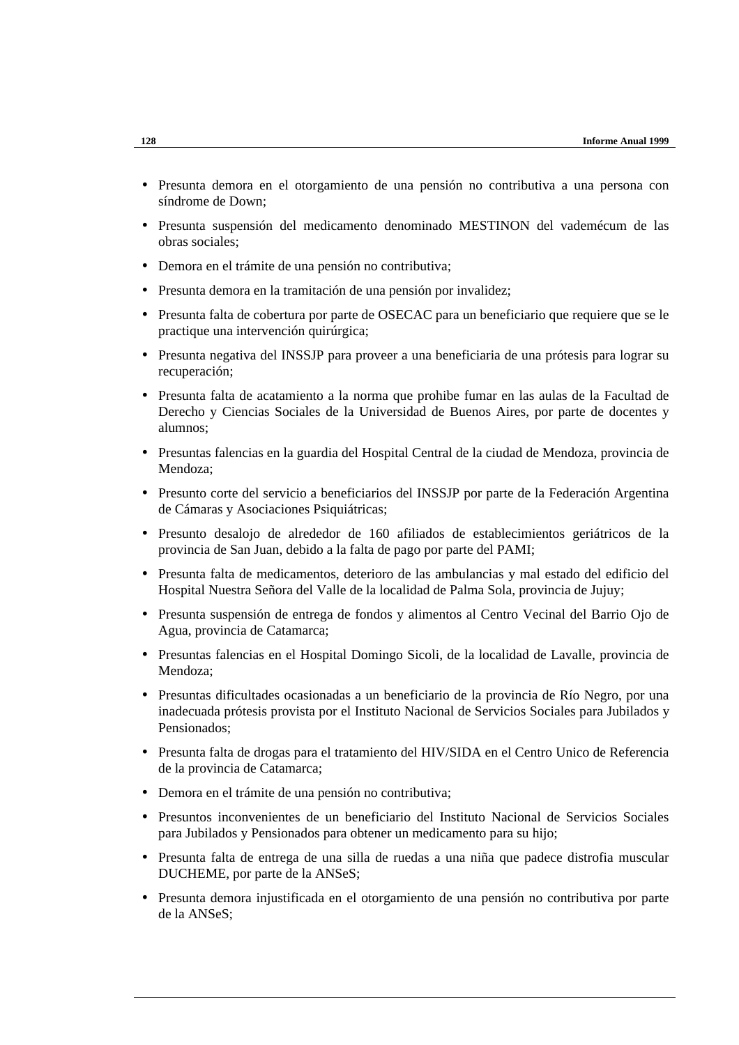- Presunta demora en el otorgamiento de una pensión no contributiva a una persona con síndrome de Down;
- Presunta suspensión del medicamento denominado MESTINON del vademécum de las obras sociales;
- Demora en el trámite de una pensión no contributiva;
- Presunta demora en la tramitación de una pensión por invalidez;
- Presunta falta de cobertura por parte de OSECAC para un beneficiario que requiere que se le practique una intervención quirúrgica;
- Presunta negativa del INSSJP para proveer a una beneficiaria de una prótesis para lograr su recuperación;
- Presunta falta de acatamiento a la norma que prohibe fumar en las aulas de la Facultad de Derecho y Ciencias Sociales de la Universidad de Buenos Aires, por parte de docentes y alumnos;
- Presuntas falencias en la guardia del Hospital Central de la ciudad de Mendoza, provincia de Mendoza;
- Presunto corte del servicio a beneficiarios del INSSJP por parte de la Federación Argentina de Cámaras y Asociaciones Psiquiátricas;
- Presunto desalojo de alrededor de 160 afiliados de establecimientos geriátricos de la provincia de San Juan, debido a la falta de pago por parte del PAMI;
- Presunta falta de medicamentos, deterioro de las ambulancias y mal estado del edificio del Hospital Nuestra Señora del Valle de la localidad de Palma Sola, provincia de Jujuy;
- Presunta suspensión de entrega de fondos y alimentos al Centro Vecinal del Barrio Ojo de Agua, provincia de Catamarca;
- Presuntas falencias en el Hospital Domingo Sicoli, de la localidad de Lavalle, provincia de Mendoza;
- Presuntas dificultades ocasionadas a un beneficiario de la provincia de Río Negro, por una inadecuada prótesis provista por el Instituto Nacional de Servicios Sociales para Jubilados y Pensionados;
- Presunta falta de drogas para el tratamiento del HIV/SIDA en el Centro Unico de Referencia de la provincia de Catamarca;
- Demora en el trámite de una pensión no contributiva;
- Presuntos inconvenientes de un beneficiario del Instituto Nacional de Servicios Sociales para Jubilados y Pensionados para obtener un medicamento para su hijo;
- Presunta falta de entrega de una silla de ruedas a una niña que padece distrofia muscular DUCHEME, por parte de la ANSeS;
- Presunta demora injustificada en el otorgamiento de una pensión no contributiva por parte de la ANSeS;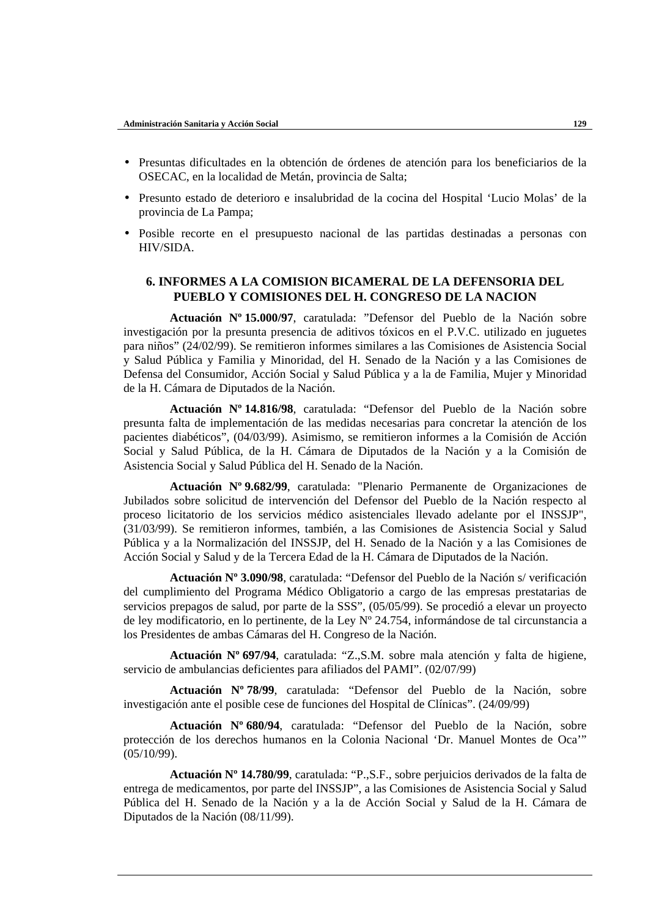- Presuntas dificultades en la obtención de órdenes de atención para los beneficiarios de la OSECAC, en la localidad de Metán, provincia de Salta;
- Presunto estado de deterioro e insalubridad de la cocina del Hospital 'Lucio Molas' de la provincia de La Pampa;
- Posible recorte en el presupuesto nacional de las partidas destinadas a personas con HIV/SIDA.

## 6. INFORMES A LA COMISION BICAMERAL DE LA DEFENSORIA DEL PUEBLO Y COMISIONES DEL H. CONGRESO DE LA NACION

**Actuación Nº 15.000/97**, caratulada: "Defensor del Pueblo de la Nación sobre investigación por la presunta presencia de aditivos tóxicos en el P.V.C. utilizado en juguetes para niños" (24/02/99). Se remitieron informes similares a las Comisiones de Asistencia Social y Salud Pública y Familia y Minoridad, del H. Senado de la Nación y a las Comisiones de Defensa del Consumidor, Acción Social y Salud Pública y a la de Familia, Mujer y Minoridad de la H. Cámara de Diputados de la Nación.

**Actuación Nº 14.816/98**, caratulada: "Defensor del Pueblo de la Nación sobre presunta falta de implementación de las medidas necesarias para concretar la atención de los pacientes diabéticos", (04/03/99). Asimismo, se remitieron informes a la Comisión de Acción Social y Salud Pública, de la H. Cámara de Diputados de la Nación y a la Comisión de Asistencia Social y Salud Pública del H. Senado de la Nación.

**Actuación Nº 9.682/99**, caratulada: "Plenario Permanente de Organizaciones de Jubilados sobre solicitud de intervención del Defensor del Pueblo de la Nación respecto al proceso licitatorio de los servicios médico asistenciales llevado adelante por el INSSJP", (31/03/99). Se remitieron informes, también, a las Comisiones de Asistencia Social y Salud Pública y a la Normalización del INSSJP, del H. Senado de la Nación y a las Comisiones de Acción Social y Salud y de la Tercera Edad de la H. Cámara de Diputados de la Nación.

**Actuación Nº 3.090/98**, caratulada: "Defensor del Pueblo de la Nación s/ verificación del cumplimiento del Programa Médico Obligatorio a cargo de las empresas prestatarias de servicios prepagos de salud, por parte de la SSS", (05/05/99). Se procedió a elevar un proyecto de ley modificatorio, en lo pertinente, de la Ley Nº 24.754, informándose de tal circunstancia a los Presidentes de ambas Cámaras del H. Congreso de la Nación.

**Actuación Nº 697/94**, caratulada: "Z.,S.M. sobre mala atención y falta de higiene, servicio de ambulancias deficientes para afiliados del PAMI". (02/07/99)

**Actuación Nº 78/99**, caratulada: "Defensor del Pueblo de la Nación, sobre investigación ante el posible cese de funciones del Hospital de Clínicas". (24/09/99)

**Actuación Nº 680/94**, caratulada: "Defensor del Pueblo de la Nación, sobre protección de los derechos humanos en la Colonia Nacional 'Dr. Manuel Montes de Oca'" (05/10/99).

**Actuación Nº 14.780/99**, caratulada: "P.,S.F., sobre perjuicios derivados de la falta de entrega de medicamentos, por parte del INSSJP", a las Comisiones de Asistencia Social y Salud Pública del H. Senado de la Nación y a la de Acción Social y Salud de la H. Cámara de Diputados de la Nación (08/11/99).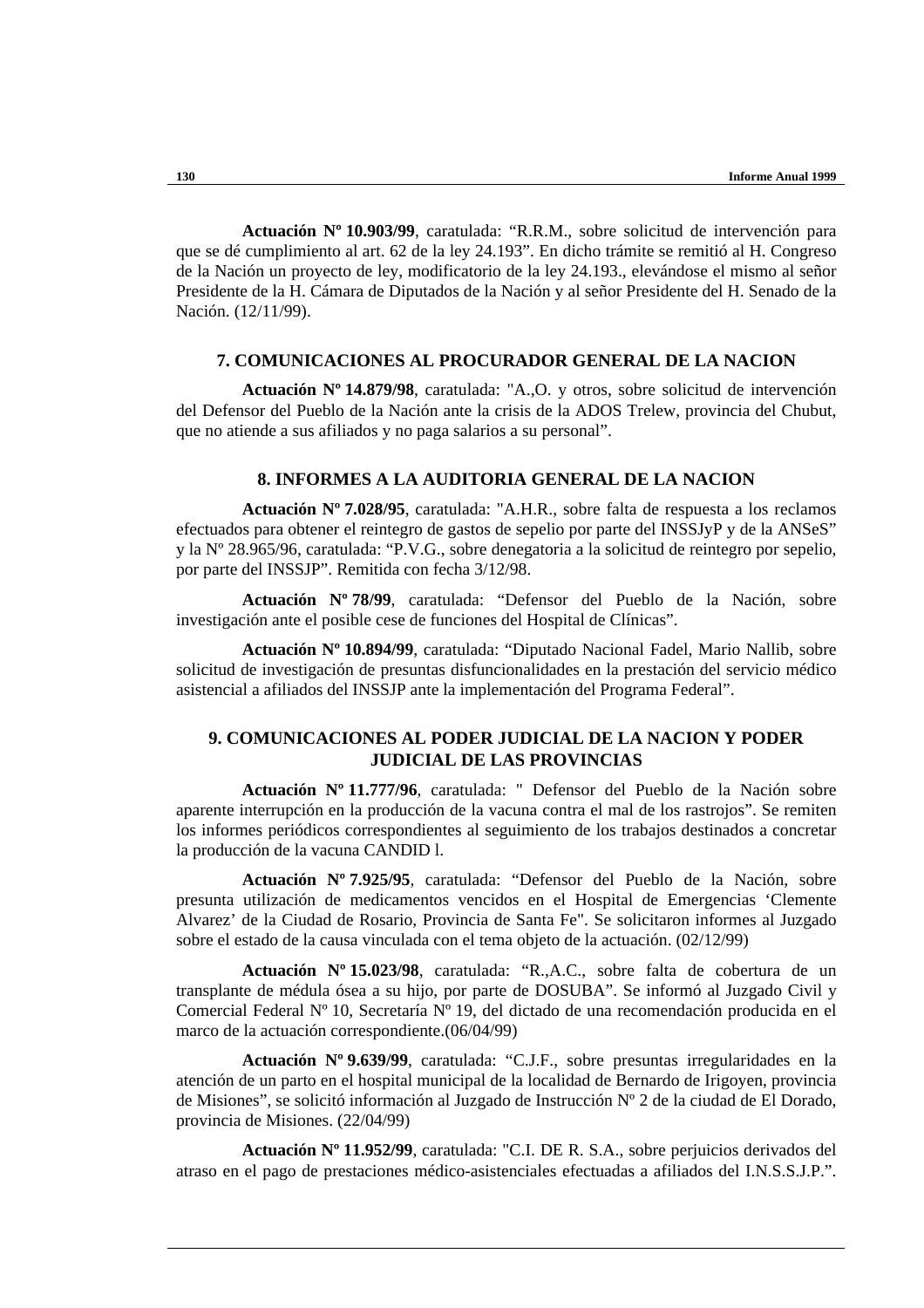**Actuación Nº 10.903/99**, caratulada: "R.R.M., sobre solicitud de intervención para que se dé cumplimiento al art. 62 de la ley 24.193". En dicho trámite se remitió al H. Congreso de la Nación un proyecto de ley, modificatorio de la ley 24.193., elevándose el mismo al señor Presidente de la H. Cámara de Diputados de la Nación y al señor Presidente del H. Senado de la Nación. (12/11/99).

## 7. COMUNICACIONES AL PROCURADOR GENERAL DE LA NACION

**Actuación Nº 14.879/98**, caratulada: "A.,O. y otros, sobre solicitud de intervención del Defensor del Pueblo de la Nación ante la crisis de la ADOS Trelew, provincia del Chubut, que no atiende a sus afiliados y no paga salarios a su personal".

## 8. INFORMES A LA AUDITORIA GENERAL DE LA NACION

**Actuación Nº 7.028/95**, caratulada: "A.H.R., sobre falta de respuesta a los reclamos efectuados para obtener el reintegro de gastos de sepelio por parte del INSSJyP y de la ANSeS" y la Nº 28.965/96, caratulada: "P.V.G., sobre denegatoria a la solicitud de reintegro por sepelio, por parte del INSSJP". Remitida con fecha 3/12/98.

**Actuación Nº 78/99**, caratulada: "Defensor del Pueblo de la Nación, sobre investigación ante el posible cese de funciones del Hospital de Clínicas".

**Actuación Nº 10.894/99**, caratulada: "Diputado Nacional Fadel, Mario Nallib, sobre solicitud de investigación de presuntas disfuncionalidades en la prestación del servicio médico asistencial a afiliados del INSSJP ante la implementación del Programa Federal".

## 9. COMUNICACIONES AL PODER JUDICIAL DE LA NACION Y PODER JUDICIAL DE LAS PROVINCIAS

**Actuación Nº 11.777/96**, caratulada: " Defensor del Pueblo de la Nación sobre aparente interrupción en la producción de la vacuna contra el mal de los rastrojos". Se remiten los informes periódicos correspondientes al seguimiento de los trabajos destinados a concretar la producción de la vacuna CANDID l.

**Actuación Nº 7.925/95**, caratulada: "Defensor del Pueblo de la Nación, sobre presunta utilización de medicamentos vencidos en el Hospital de Emergencias 'Clemente Alvarez' de la Ciudad de Rosario, Provincia de Santa Fe". Se solicitaron informes al Juzgado sobre el estado de la causa vinculada con el tema objeto de la actuación. (02/12/99)

**Actuación Nº 15.023/98**, caratulada: "R.,A.C., sobre falta de cobertura de un transplante de médula ósea a su hijo, por parte de DOSUBA". Se informó al Juzgado Civil y Comercial Federal Nº 10, Secretaría Nº 19, del dictado de una recomendación producida en el marco de la actuación correspondiente.(06/04/99)

**Actuación Nº 9.639/99**, caratulada: "C.J.F., sobre presuntas irregularidades en la atención de un parto en el hospital municipal de la localidad de Bernardo de Irigoyen, provincia de Misiones", se solicitó información al Juzgado de Instrucción Nº 2 de la ciudad de El Dorado, provincia de Misiones. (22/04/99)

**Actuación Nº 11.952/99**, caratulada: "C.I. DE R. S.A., sobre perjuicios derivados del atraso en el pago de prestaciones médico-asistenciales efectuadas a afiliados del I.N.S.S.J.P.".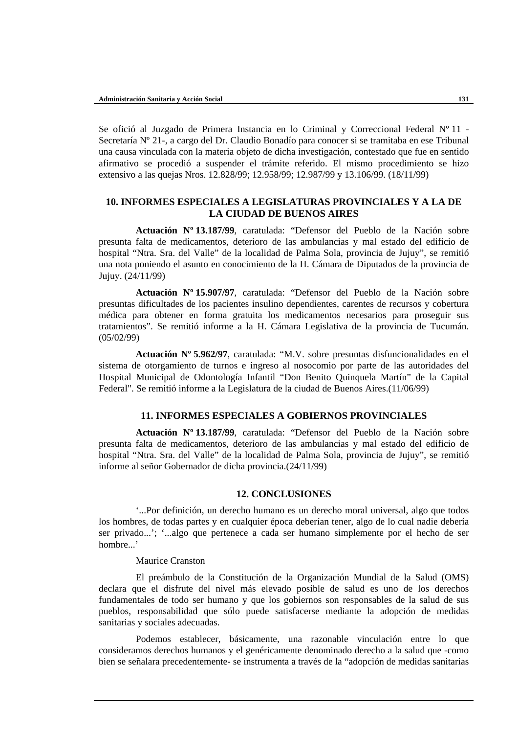Se ofició al Juzgado de Primera Instancia en lo Criminal y Correccional Federal Nº 11 - Secretaría Nº 21-, a cargo del Dr. Claudio Bonadío para conocer si se tramitaba en ese Tribunal una causa vinculada con la materia objeto de dicha investigación, contestado que fue en sentido afirmativo se procedió a suspender el trámite referido. El mismo procedimiento se hizo extensivo a las quejas Nros. 12.828/99; 12.958/99; 12.987/99 y 13.106/99. (18/11/99)

## 10. INFORMES ESPECIALES A LEGISLATURAS PROVINCIALES Y A LA DE LA CIUDAD DE BUENOS AIRES

**Actuación Nº 13.187/99**, caratulada: "Defensor del Pueblo de la Nación sobre presunta falta de medicamentos, deterioro de las ambulancias y mal estado del edificio de hospital "Ntra. Sra. del Valle" de la localidad de Palma Sola, provincia de Jujuy", se remitió una nota poniendo el asunto en conocimiento de la H. Cámara de Diputados de la provincia de Jujuy. (24/11/99)

**Actuación Nº 15.907/97**, caratulada: "Defensor del Pueblo de la Nación sobre presuntas dificultades de los pacientes insulino dependientes, carentes de recursos y cobertura médica para obtener en forma gratuita los medicamentos necesarios para proseguir sus tratamientos". Se remitió informe a la H. Cámara Legislativa de la provincia de Tucumán. (05/02/99)

**Actuación Nº 5.962/97**, caratulada: "M.V. sobre presuntas disfuncionalidades en el sistema de otorgamiento de turnos e ingreso al nosocomio por parte de las autoridades del Hospital Municipal de Odontología Infantil "Don Benito Quinquela Martín" de la Capital Federal". Se remitió informe a la Legislatura de la ciudad de Buenos Aires.(11/06/99)

## 11. INFORMES ESPECIALES A GOBIERNOS PROVINCIALES

**Actuación Nº 13.187/99**, caratulada: "Defensor del Pueblo de la Nación sobre presunta falta de medicamentos, deterioro de las ambulancias y mal estado del edificio de hospital "Ntra. Sra. del Valle" de la localidad de Palma Sola, provincia de Jujuy", se remitió informe al señor Gobernador de dicha provincia.(24/11/99)

## 12. CONCLUSIONES

'...Por definición, un derecho humano es un derecho moral universal, algo que todos los hombres, de todas partes y en cualquier época deberían tener, algo de lo cual nadie debería ser privado...'; '...algo que pertenece a cada ser humano simplemente por el hecho de ser hombre...'

Maurice Cranston

El preámbulo de la Constitución de la Organización Mundial de la Salud (OMS) declara que el disfrute del nivel más elevado posible de salud es uno de los derechos fundamentales de todo ser humano y que los gobiernos son responsables de la salud de sus pueblos, responsabilidad que sólo puede satisfacerse mediante la adopción de medidas sanitarias y sociales adecuadas.

Podemos establecer, básicamente, una razonable vinculación entre lo que consideramos derechos humanos y el genéricamente denominado derecho a la salud que -como bien se señalara precedentemente- se instrumenta a través de la "adopción de medidas sanitarias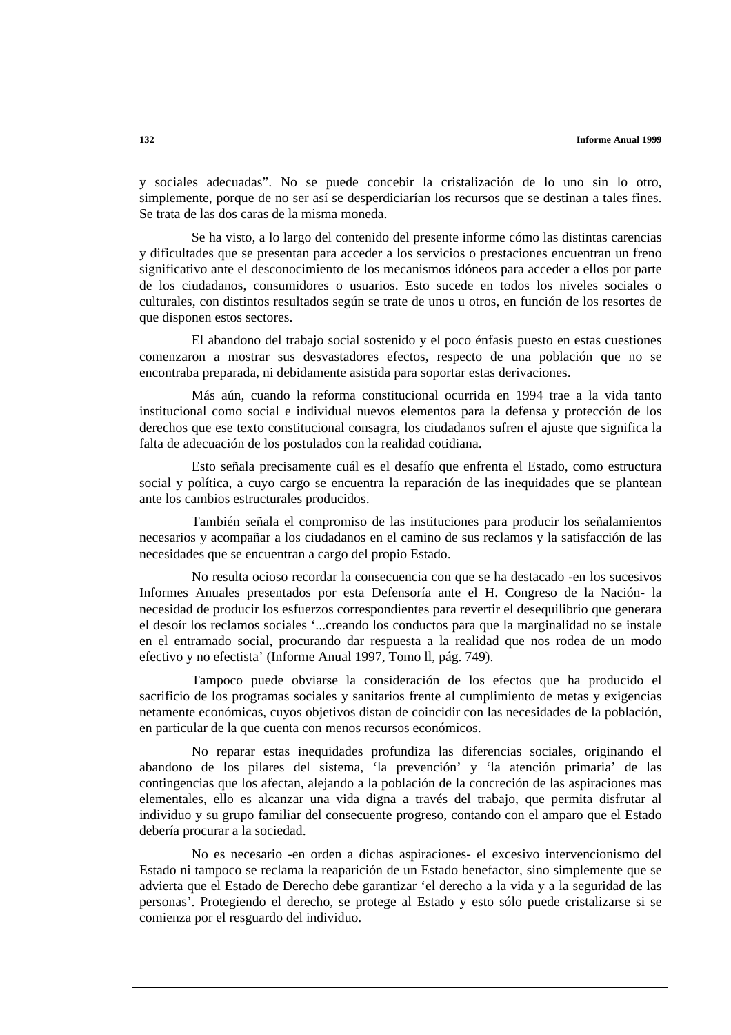y sociales adecuadas". No se puede concebir la cristalización de lo uno sin lo otro, simplemente, porque de no ser así se desperdiciarían los recursos que se destinan a tales fines. Se trata de las dos caras de la misma moneda.

Se ha visto, a lo largo del contenido del presente informe cómo las distintas carencias y dificultades que se presentan para acceder a los servicios o prestaciones encuentran un freno significativo ante el desconocimiento de los mecanismos idóneos para acceder a ellos por parte de los ciudadanos, consumidores o usuarios. Esto sucede en todos los niveles sociales o culturales, con distintos resultados según se trate de unos u otros, en función de los resortes de que disponen estos sectores.

El abandono del trabajo social sostenido y el poco énfasis puesto en estas cuestiones comenzaron a mostrar sus desvastadores efectos, respecto de una población que no se encontraba preparada, ni debidamente asistida para soportar estas derivaciones.

Más aún, cuando la reforma constitucional ocurrida en 1994 trae a la vida tanto institucional como social e individual nuevos elementos para la defensa y protección de los derechos que ese texto constitucional consagra, los ciudadanos sufren el ajuste que significa la falta de adecuación de los postulados con la realidad cotidiana.

Esto señala precisamente cuál es el desafío que enfrenta el Estado, como estructura social y política, a cuyo cargo se encuentra la reparación de las inequidades que se plantean ante los cambios estructurales producidos.

También señala el compromiso de las instituciones para producir los señalamientos necesarios y acompañar a los ciudadanos en el camino de sus reclamos y la satisfacción de las necesidades que se encuentran a cargo del propio Estado.

No resulta ocioso recordar la consecuencia con que se ha destacado -en los sucesivos Informes Anuales presentados por esta Defensoría ante el H. Congreso de la Nación- la necesidad de producir los esfuerzos correspondientes para revertir el desequilibrio que generara el desoír los reclamos sociales '...creando los conductos para que la marginalidad no se instale en el entramado social, procurando dar respuesta a la realidad que nos rodea de un modo efectivo y no efectista' (Informe Anual 1997, Tomo ll, pág. 749).

Tampoco puede obviarse la consideración de los efectos que ha producido el sacrificio de los programas sociales y sanitarios frente al cumplimiento de metas y exigencias netamente económicas, cuyos objetivos distan de coincidir con las necesidades de la población, en particular de la que cuenta con menos recursos económicos.

No reparar estas inequidades profundiza las diferencias sociales, originando el abandono de los pilares del sistema, 'la prevención' y 'la atención primaria' de las contingencias que los afectan, alejando a la población de la concreción de las aspiraciones mas elementales, ello es alcanzar una vida digna a través del trabajo, que permita disfrutar al individuo y su grupo familiar del consecuente progreso, contando con el amparo que el Estado debería procurar a la sociedad.

No es necesario -en orden a dichas aspiraciones- el excesivo intervencionismo del Estado ni tampoco se reclama la reaparición de un Estado benefactor, sino simplemente que se advierta que el Estado de Derecho debe garantizar 'el derecho a la vida y a la seguridad de las personas'. Protegiendo el derecho, se protege al Estado y esto sólo puede cristalizarse si se comienza por el resguardo del individuo.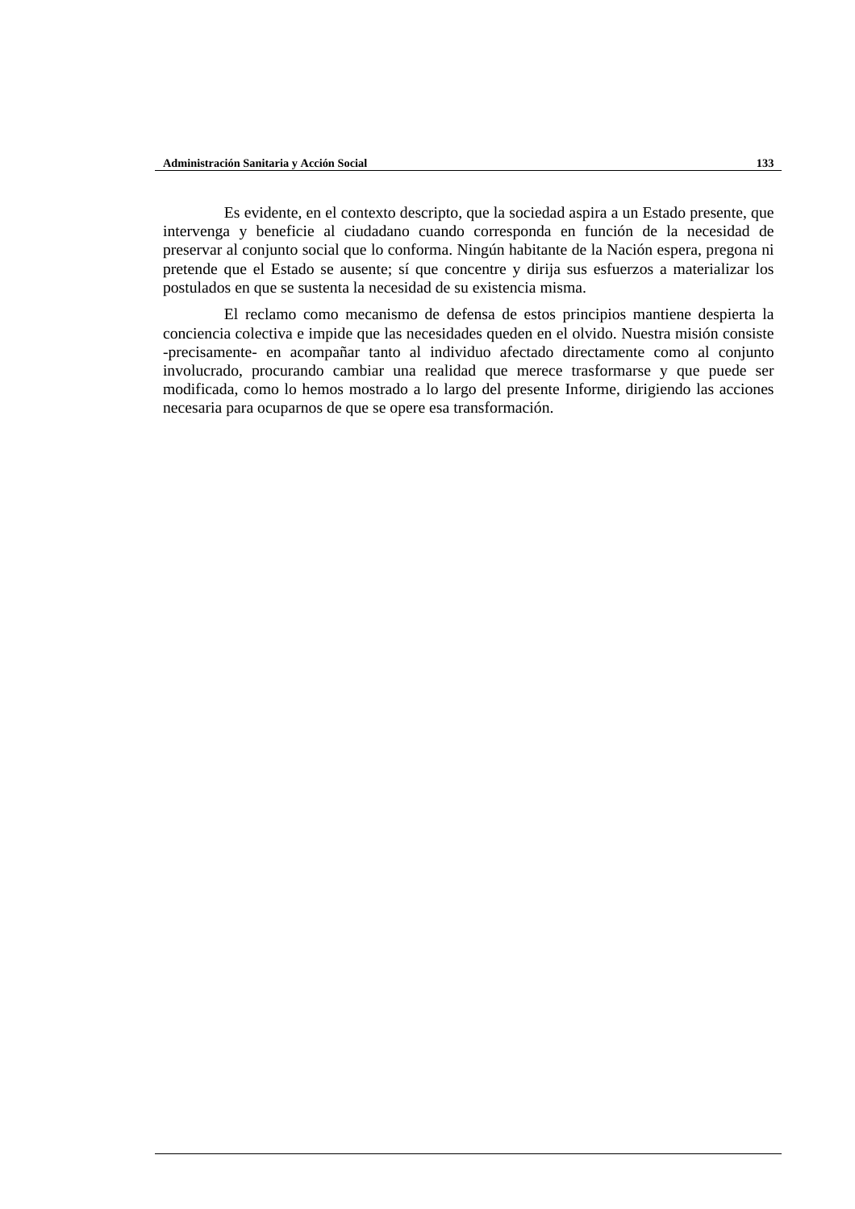Es evidente, en el contexto descripto, que la sociedad aspira a un Estado presente, que intervenga y beneficie al ciudadano cuando corresponda en función de la necesidad de preservar al conjunto social que lo conforma. Ningún habitante de la Nación espera, pregona ni pretende que el Estado se ausente; sí que concentre y dirija sus esfuerzos a materializar los postulados en que se sustenta la necesidad de su existencia misma.

El reclamo como mecanismo de defensa de estos principios mantiene despierta la conciencia colectiva e impide que las necesidades queden en el olvido. Nuestra misión consiste -precisamente- en acompañar tanto al individuo afectado directamente como al conjunto involucrado, procurando cambiar una realidad que merece trasformarse y que puede ser modificada, como lo hemos mostrado a lo largo del presente Informe, dirigiendo las acciones necesaria para ocuparnos de que se opere esa transformación.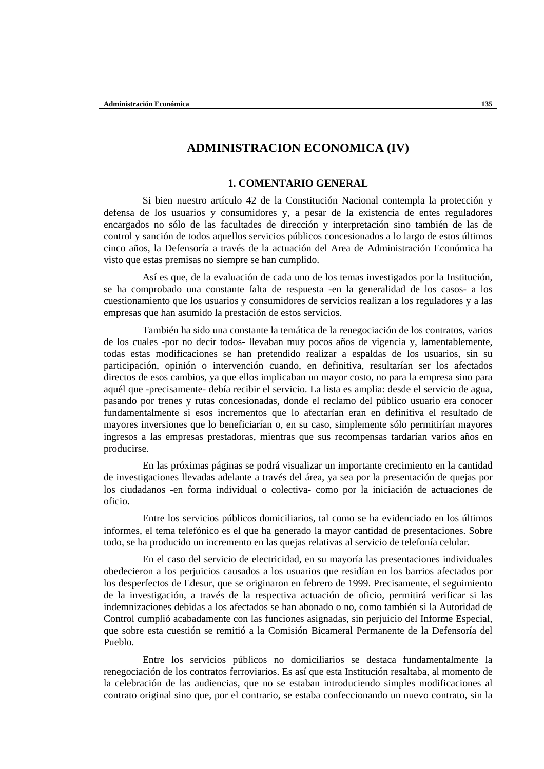# ADMINISTRACION ECONOMICA (IV)

## 1. COMENTARIO GENERAL

Si bien nuestro artículo 42 de la Constitución Nacional contempla la protección y defensa de los usuarios y consumidores y, a pesar de la existencia de entes reguladores encargados no sólo de las facultades de dirección y interpretación sino también de las de control y sanción de todos aquellos servicios públicos concesionados a lo largo de estos últimos cinco años, la Defensoría a través de la actuación del Area de Administración Económica ha visto que estas premisas no siempre se han cumplido.

Así es que, de la evaluación de cada uno de los temas investigados por la Institución, se ha comprobado una constante falta de respuesta -en la generalidad de los casos- a los cuestionamiento que los usuarios y consumidores de servicios realizan a los reguladores y a las empresas que han asumido la prestación de estos servicios.

También ha sido una constante la temática de la renegociación de los contratos, varios de los cuales -por no decir todos- llevaban muy pocos años de vigencia y, lamentablemente, todas estas modificaciones se han pretendido realizar a espaldas de los usuarios, sin su participación, opinión o intervención cuando, en definitiva, resultarían ser los afectados directos de esos cambios, ya que ellos implicaban un mayor costo, no para la empresa sino para aquél que -precisamente- debía recibir el servicio. La lista es amplia: desde el servicio de agua, pasando por trenes y rutas concesionadas, donde el reclamo del público usuario era conocer fundamentalmente si esos incrementos que lo afectarían eran en definitiva el resultado de mayores inversiones que lo beneficiarían o, en su caso, simplemente sólo permitirían mayores ingresos a las empresas prestadoras, mientras que sus recompensas tardarían varios años en producirse.

En las próximas páginas se podrá visualizar un importante crecimiento en la cantidad de investigaciones llevadas adelante a través del área, ya sea por la presentación de quejas por los ciudadanos -en forma individual o colectiva- como por la iniciación de actuaciones de oficio.

Entre los servicios públicos domiciliarios, tal como se ha evidenciado en los últimos informes, el tema telefónico es el que ha generado la mayor cantidad de presentaciones. Sobre todo, se ha producido un incremento en las quejas relativas al servicio de telefonía celular.

En el caso del servicio de electricidad, en su mayoría las presentaciones individuales obedecieron a los perjuicios causados a los usuarios que residían en los barrios afectados por los desperfectos de Edesur, que se originaron en febrero de 1999. Precisamente, el seguimiento de la investigación, a través de la respectiva actuación de oficio, permitirá verificar si las indemnizaciones debidas a los afectados se han abonado o no, como también si la Autoridad de Control cumplió acabadamente con las funciones asignadas, sin perjuicio del Informe Especial, que sobre esta cuestión se remitió a la Comisión Bicameral Permanente de la Defensoría del Pueblo.

Entre los servicios públicos no domiciliarios se destaca fundamentalmente la renegociación de los contratos ferroviarios. Es así que esta Institución resaltaba, al momento de la celebración de las audiencias, que no se estaban introduciendo simples modificaciones al contrato original sino que, por el contrario, se estaba confeccionando un nuevo contrato, sin la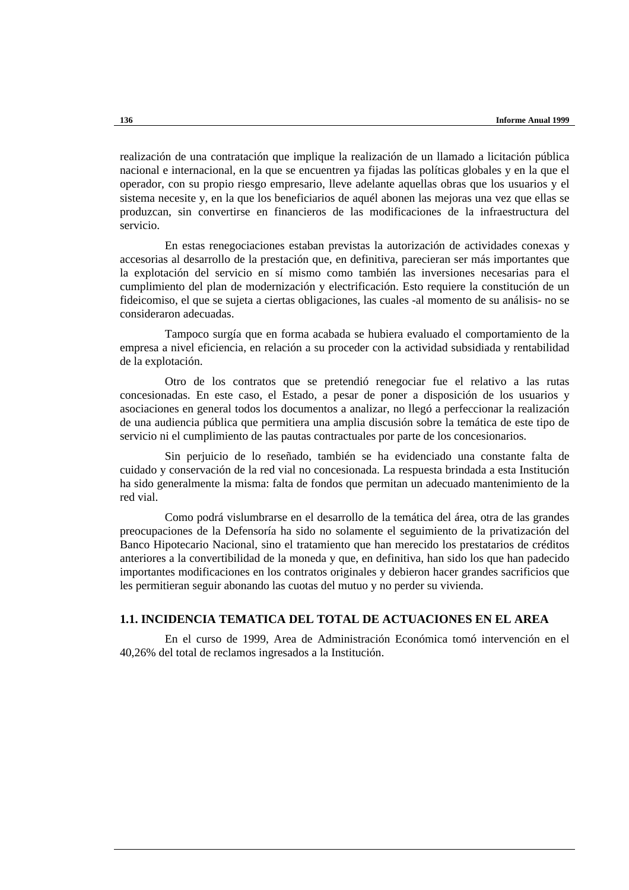realización de una contratación que implique la realización de un llamado a licitación pública nacional e internacional, en la que se encuentren ya fijadas las políticas globales y en la que el operador, con su propio riesgo empresario, lleve adelante aquellas obras que los usuarios y el sistema necesite y, en la que los beneficiarios de aquél abonen las mejoras una vez que ellas se produzcan, sin convertirse en financieros de las modificaciones de la infraestructura del servicio.

En estas renegociaciones estaban previstas la autorización de actividades conexas y accesorias al desarrollo de la prestación que, en definitiva, parecieran ser más importantes que la explotación del servicio en sí mismo como también las inversiones necesarias para el cumplimiento del plan de modernización y electrificación. Esto requiere la constitución de un fideicomiso, el que se sujeta a ciertas obligaciones, las cuales -al momento de su análisis- no se consideraron adecuadas.

Tampoco surgía que en forma acabada se hubiera evaluado el comportamiento de la empresa a nivel eficiencia, en relación a su proceder con la actividad subsidiada y rentabilidad de la explotación.

Otro de los contratos que se pretendió renegociar fue el relativo a las rutas concesionadas. En este caso, el Estado, a pesar de poner a disposición de los usuarios y asociaciones en general todos los documentos a analizar, no llegó a perfeccionar la realización de una audiencia pública que permitiera una amplia discusión sobre la temática de este tipo de servicio ni el cumplimiento de las pautas contractuales por parte de los concesionarios.

Sin perjuicio de lo reseñado, también se ha evidenciado una constante falta de cuidado y conservación de la red vial no concesionada. La respuesta brindada a esta Institución ha sido generalmente la misma: falta de fondos que permitan un adecuado mantenimiento de la red vial.

Como podrá vislumbrarse en el desarrollo de la temática del área, otra de las grandes preocupaciones de la Defensoría ha sido no solamente el seguimiento de la privatización del Banco Hipotecario Nacional, sino el tratamiento que han merecido los prestatarios de créditos anteriores a la convertibilidad de la moneda y que, en definitiva, han sido los que han padecido importantes modificaciones en los contratos originales y debieron hacer grandes sacrificios que les permitieran seguir abonando las cuotas del mutuo y no perder su vivienda.

## 1.1. INCIDENCIA TEMATICA DEL TOTAL DE ACTUACIONES EN EL AREA

En el curso de 1999, Area de Administración Económica tomó intervención en el 40,26% del total de reclamos ingresados a la Institución.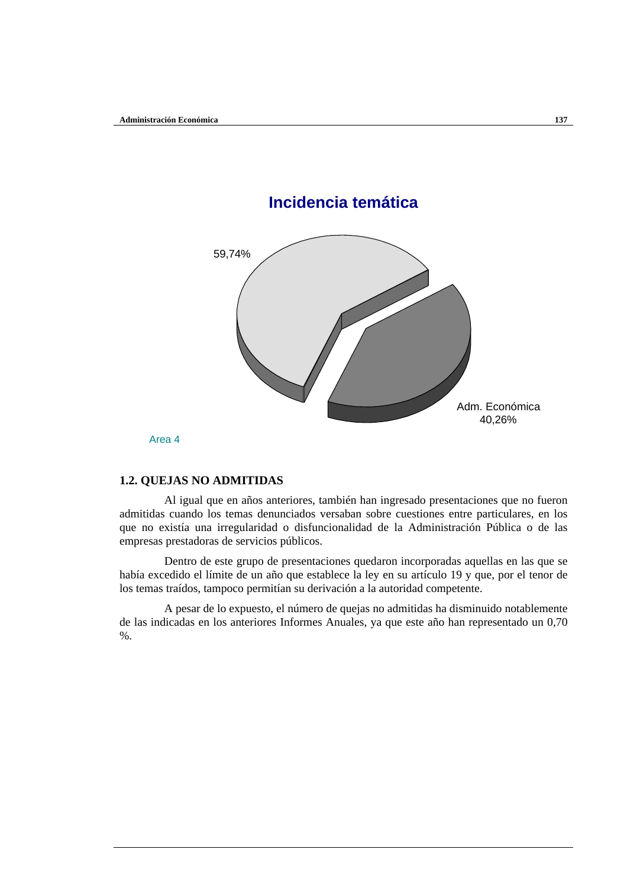## Incidencia temática

59,74%

Adm. Económica
40,26%

Area 4

### 1.2. QUEJAS NO ADMITIDAS

Al igual que en años anteriores, también han ingresado presentaciones que no fueron admitidas cuando los temas denunciados versaban sobre cuestiones entre particulares, en los que no existía una irregularidad o disfuncionalidad de la Administración Pública o de las empresas prestadoras de servicios públicos.

Dentro de este grupo de presentaciones quedaron incorporadas aquellas en las que se había excedido el límite de un año que establece la ley en su artículo 19 y que, por el tenor de los temas traídos, tampoco permitían su derivación a la autoridad competente.

A pesar de lo expuesto, el número de quejas no admitidas ha disminuido notablemente de las indicadas en los anteriores Informes Anuales, ya que este año han representado un 0,70 %.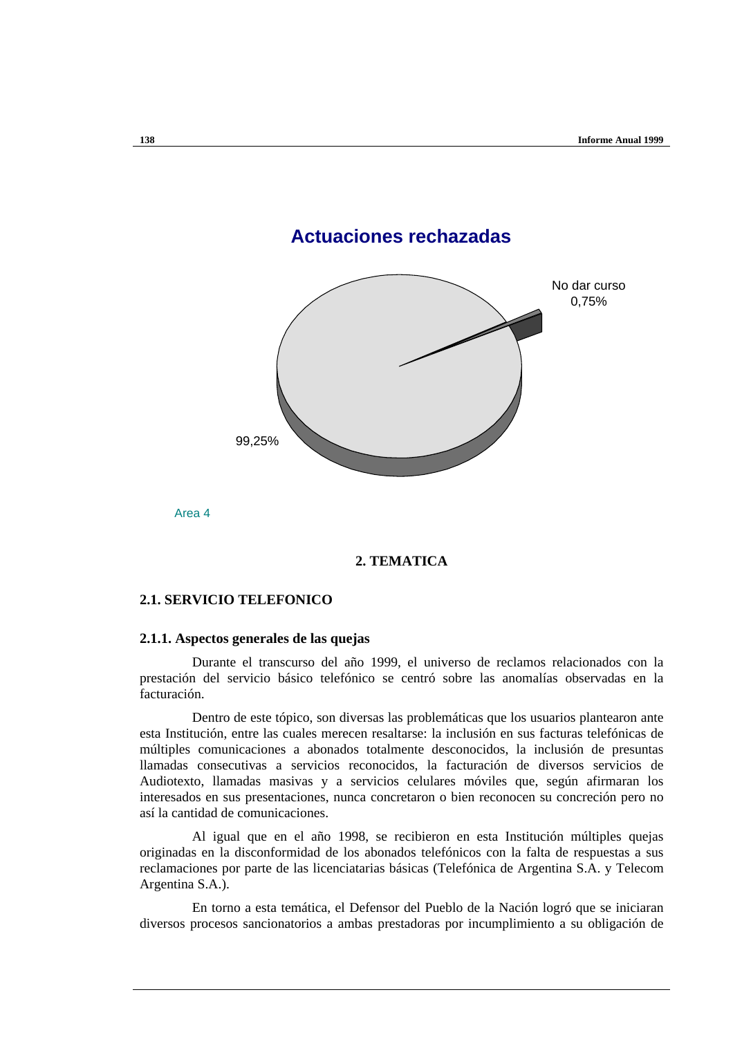## Actuaciones rechazadas

No dar curso 0,75%

99,25%

Area 4

## 2. TEMATICA

### 2.1. SERVICIO TELEFONICO

#### 2.1.1. Aspectos generales de las quejas

Durante el transcurso del año 1999, el universo de reclamos relacionados con la prestación del servicio básico telefónico se centró sobre las anomalías observadas en la facturación.

Dentro de este tópico, son diversas las problemáticas que los usuarios plantearon ante esta Institución, entre las cuales merecen resaltarse: la inclusión en sus facturas telefónicas de múltiples comunicaciones a abonados totalmente desconocidos, la inclusión de presuntas llamadas consecutivas a servicios reconocidos, la facturación de diversos servicios de Audiotexto, llamadas masivas y a servicios celulares móviles que, según afirmaran los interesados en sus presentaciones, nunca concretaron o bien reconocen su concreción pero no así la cantidad de comunicaciones.

Al igual que en el año 1998, se recibieron en esta Institución múltiples quejas originadas en la disconformidad de los abonados telefónicos con la falta de respuestas a sus reclamaciones por parte de las licenciatarias básicas (Telefónica de Argentina S.A. y Telecom Argentina S.A.).

En torno a esta temática, el Defensor del Pueblo de la Nación logró que se iniciaran diversos procesos sancionatorios a ambas prestadoras por incumplimiento a su obligación de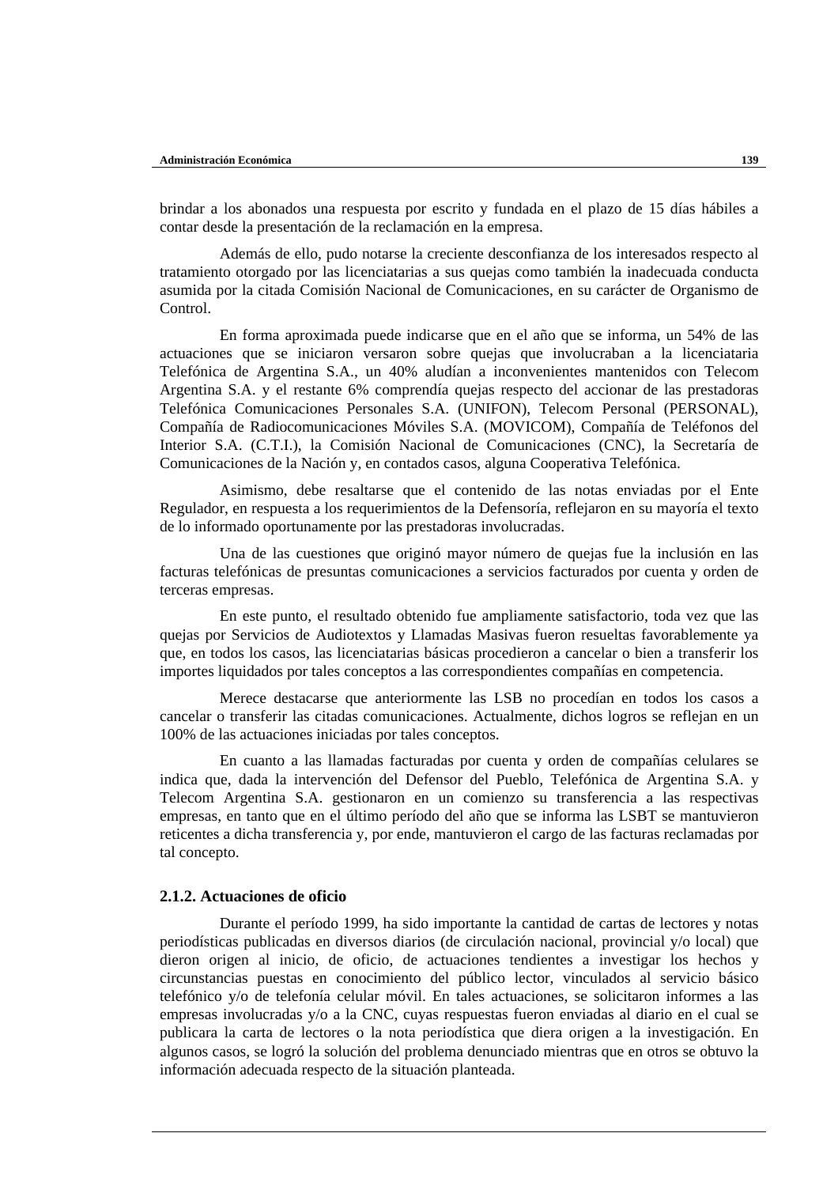brindar a los abonados una respuesta por escrito y fundada en el plazo de 15 días hábiles a contar desde la presentación de la reclamación en la empresa.

Además de ello, pudo notarse la creciente desconfianza de los interesados respecto al tratamiento otorgado por las licenciatarias a sus quejas como también la inadecuada conducta asumida por la citada Comisión Nacional de Comunicaciones, en su carácter de Organismo de Control.

En forma aproximada puede indicarse que en el año que se informa, un 54% de las actuaciones que se iniciaron versaron sobre quejas que involucraban a la licenciataria Telefónica de Argentina S.A., un 40% aludían a inconvenientes mantenidos con Telecom Argentina S.A. y el restante 6% comprendía quejas respecto del accionar de las prestadoras Telefónica Comunicaciones Personales S.A. (UNIFON), Telecom Personal (PERSONAL), Compañía de Radiocomunicaciones Móviles S.A. (MOVICOM), Compañía de Teléfonos del Interior S.A. (C.T.I.), la Comisión Nacional de Comunicaciones (CNC), la Secretaría de Comunicaciones de la Nación y, en contados casos, alguna Cooperativa Telefónica.

Asimismo, debe resaltarse que el contenido de las notas enviadas por el Ente Regulador, en respuesta a los requerimientos de la Defensoría, reflejaron en su mayoría el texto de lo informado oportunamente por las prestadoras involucradas.

Una de las cuestiones que originó mayor número de quejas fue la inclusión en las facturas telefónicas de presuntas comunicaciones a servicios facturados por cuenta y orden de terceras empresas.

En este punto, el resultado obtenido fue ampliamente satisfactorio, toda vez que las quejas por Servicios de Audiotextos y Llamadas Masivas fueron resueltas favorablemente ya que, en todos los casos, las licenciatarias básicas procedieron a cancelar o bien a transferir los importes liquidados por tales conceptos a las correspondientes compañías en competencia.

Merece destacarse que anteriormente las LSB no procedían en todos los casos a cancelar o transferir las citadas comunicaciones. Actualmente, dichos logros se reflejan en un 100% de las actuaciones iniciadas por tales conceptos.

En cuanto a las llamadas facturadas por cuenta y orden de compañías celulares se indica que, dada la intervención del Defensor del Pueblo, Telefónica de Argentina S.A. y Telecom Argentina S.A. gestionaron en un comienzo su transferencia a las respectivas empresas, en tanto que en el último período del año que se informa las LSBT se mantuvieron reticentes a dicha transferencia y, por ende, mantuvieron el cargo de las facturas reclamadas por tal concepto.

### 2.1.2. Actuaciones de oficio

Durante el período 1999, ha sido importante la cantidad de cartas de lectores y notas periodísticas publicadas en diversos diarios (de circulación nacional, provincial y/o local) que dieron origen al inicio, de oficio, de actuaciones tendientes a investigar los hechos y circunstancias puestas en conocimiento del público lector, vinculados al servicio básico telefónico y/o de telefonía celular móvil. En tales actuaciones, se solicitaron informes a las empresas involucradas y/o a la CNC, cuyas respuestas fueron enviadas al diario en el cual se publicara la carta de lectores o la nota periodística que diera origen a la investigación. En algunos casos, se logró la solución del problema denunciado mientras que en otros se obtuvo la información adecuada respecto de la situación planteada.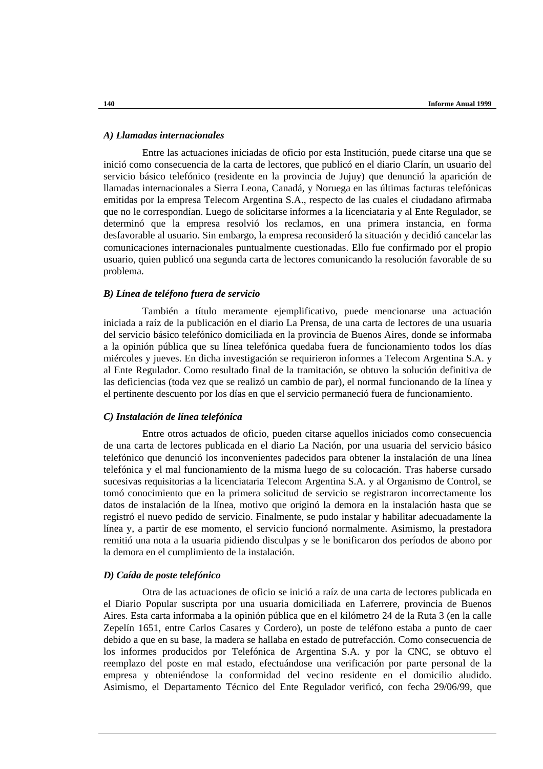***A) Llamadas internacionales***

Entre las actuaciones iniciadas de oficio por esta Institución, puede citarse una que se inició como consecuencia de la carta de lectores, que publicó en el diario Clarín, un usuario del servicio básico telefónico (residente en la provincia de Jujuy) que denunció la aparición de llamadas internacionales a Sierra Leona, Canadá, y Noruega en las últimas facturas telefónicas emitidas por la empresa Telecom Argentina S.A., respecto de las cuales el ciudadano afirmaba que no le correspondían. Luego de solicitarse informes a la licenciataria y al Ente Regulador, se determinó que la empresa resolvió los reclamos, en una primera instancia, en forma desfavorable al usuario. Sin embargo, la empresa reconsideró la situación y decidió cancelar las comunicaciones internacionales puntualmente cuestionadas. Ello fue confirmado por el propio usuario, quien publicó una segunda carta de lectores comunicando la resolución favorable de su problema.

***B) Línea de teléfono fuera de servicio***

También a título meramente ejemplificativo, puede mencionarse una actuación iniciada a raíz de la publicación en el diario La Prensa, de una carta de lectores de una usuaria del servicio básico telefónico domiciliada en la provincia de Buenos Aires, donde se informaba a la opinión pública que su línea telefónica quedaba fuera de funcionamiento todos los días miércoles y jueves. En dicha investigación se requirieron informes a Telecom Argentina S.A. y al Ente Regulador. Como resultado final de la tramitación, se obtuvo la solución definitiva de las deficiencias (toda vez que se realizó un cambio de par), el normal funcionando de la línea y el pertinente descuento por los días en que el servicio permaneció fuera de funcionamiento.

***C) Instalación de línea telefónica***

Entre otros actuados de oficio, pueden citarse aquellos iniciados como consecuencia de una carta de lectores publicada en el diario La Nación, por una usuaria del servicio básico telefónico que denunció los inconvenientes padecidos para obtener la instalación de una línea telefónica y el mal funcionamiento de la misma luego de su colocación. Tras haberse cursado sucesivas requisitorias a la licenciataria Telecom Argentina S.A. y al Organismo de Control, se tomó conocimiento que en la primera solicitud de servicio se registraron incorrectamente los datos de instalación de la línea, motivo que originó la demora en la instalación hasta que se registró el nuevo pedido de servicio. Finalmente, se pudo instalar y habilitar adecuadamente la línea y, a partir de ese momento, el servicio funcionó normalmente. Asimismo, la prestadora remitió una nota a la usuaria pidiendo disculpas y se le bonificaron dos períodos de abono por la demora en el cumplimiento de la instalación.

***D) Caída de poste telefónico***

Otra de las actuaciones de oficio se inició a raíz de una carta de lectores publicada en el Diario Popular suscripta por una usuaria domiciliada en Laferrere, provincia de Buenos Aires. Esta carta informaba a la opinión pública que en el kilómetro 24 de la Ruta 3 (en la calle Zepelín 1651, entre Carlos Casares y Cordero), un poste de teléfono estaba a punto de caer debido a que en su base, la madera se hallaba en estado de putrefacción. Como consecuencia de los informes producidos por Telefónica de Argentina S.A. y por la CNC, se obtuvo el reemplazo del poste en mal estado, efectuándose una verificación por parte personal de la empresa y obteniéndose la conformidad del vecino residente en el domicilio aludido. Asimismo, el Departamento Técnico del Ente Regulador verificó, con fecha 29/06/99, que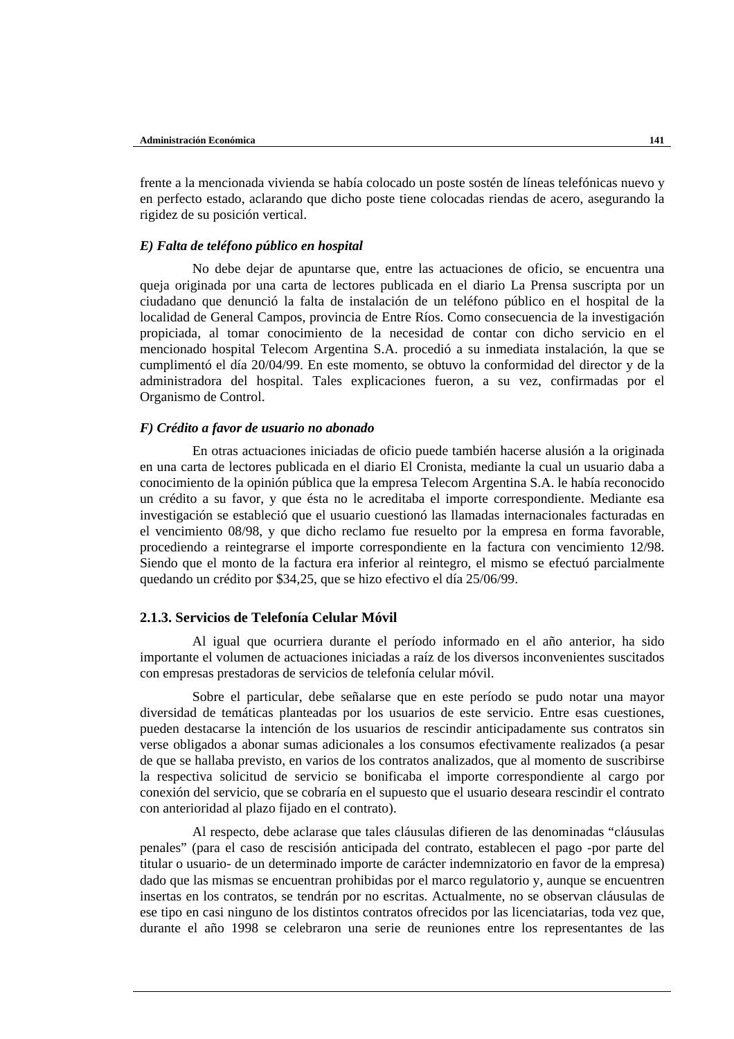frente a la mencionada vivienda se había colocado un poste sostén de líneas telefónicas nuevo y en perfecto estado, aclarando que dicho poste tiene colocadas riendas de acero, asegurando la rigidez de su posición vertical.

### *E) Falta de teléfono público en hospital*

No debe dejar de apuntarse que, entre las actuaciones de oficio, se encuentra una queja originada por una carta de lectores publicada en el diario La Prensa suscripta por un ciudadano que denunció la falta de instalación de un teléfono público en el hospital de la localidad de General Campos, provincia de Entre Ríos. Como consecuencia de la investigación propiciada, al tomar conocimiento de la necesidad de contar con dicho servicio en el mencionado hospital Telecom Argentina S.A. procedió a su inmediata instalación, la que se cumplimentó el día 20/04/99. En este momento, se obtuvo la conformidad del director y de la administradora del hospital. Tales explicaciones fueron, a su vez, confirmadas por el Organismo de Control.

### *F) Crédito a favor de usuario no abonado*

En otras actuaciones iniciadas de oficio puede también hacerse alusión a la originada en una carta de lectores publicada en el diario El Cronista, mediante la cual un usuario daba a conocimiento de la opinión pública que la empresa Telecom Argentina S.A. le había reconocido un crédito a su favor, y que ésta no le acreditaba el importe correspondiente. Mediante esa investigación se estableció que el usuario cuestionó las llamadas internacionales facturadas en el vencimiento 08/98, y que dicho reclamo fue resuelto por la empresa en forma favorable, procediendo a reintegrarse el importe correspondiente en la factura con vencimiento 12/98. Siendo que el monto de la factura era inferior al reintegro, el mismo se efectuó parcialmente quedando un crédito por $34,25, que se hizo efectivo el día 25/06/99.

## 2.1.3. Servicios de Telefonía Celular Móvil

Al igual que ocurriera durante el período informado en el año anterior, ha sido importante el volumen de actuaciones iniciadas a raíz de los diversos inconvenientes suscitados con empresas prestadoras de servicios de telefonía celular móvil.

Sobre el particular, debe señalarse que en este período se pudo notar una mayor diversidad de temáticas planteadas por los usuarios de este servicio. Entre esas cuestiones, pueden destacarse la intención de los usuarios de rescindir anticipadamente sus contratos sin verse obligados a abonar sumas adicionales a los consumos efectivamente realizados (a pesar de que se hallaba previsto, en varios de los contratos analizados, que al momento de suscribirse la respectiva solicitud de servicio se bonificaba el importe correspondiente al cargo por conexión del servicio, que se cobraría en el supuesto que el usuario deseara rescindir el contrato con anterioridad al plazo fijado en el contrato).

Al respecto, debe aclarase que tales cláusulas difieren de las denominadas “cláusulas penales” (para el caso de rescisión anticipada del contrato, establecen el pago -por parte del titular o usuario- de un determinado importe de carácter indemnizatorio en favor de la empresa) dado que las mismas se encuentran prohibidas por el marco regulatorio y, aunque se encuentren insertas en los contratos, se tendrán por no escritas. Actualmente, no se observan cláusulas de ese tipo en casi ninguno de los distintos contratos ofrecidos por las licenciatarias, toda vez que, durante el año 1998 se celebraron una serie de reuniones entre los representantes de las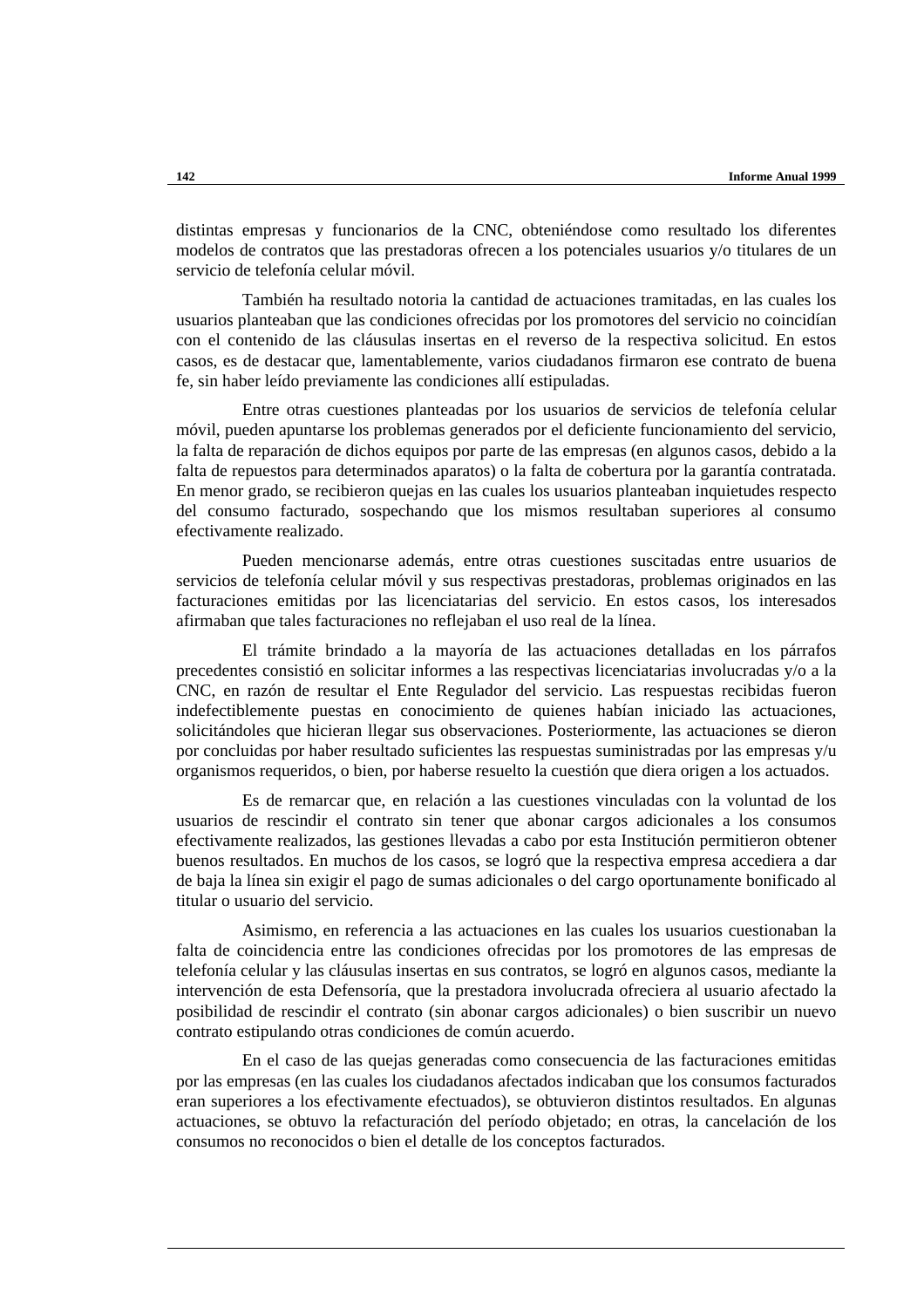distintas empresas y funcionarios de la CNC, obteniéndose como resultado los diferentes modelos de contratos que las prestadoras ofrecen a los potenciales usuarios y/o titulares de un servicio de telefonía celular móvil.

También ha resultado notoria la cantidad de actuaciones tramitadas, en las cuales los usuarios planteaban que las condiciones ofrecidas por los promotores del servicio no coincidían con el contenido de las cláusulas insertas en el reverso de la respectiva solicitud. En estos casos, es de destacar que, lamentablemente, varios ciudadanos firmaron ese contrato de buena fe, sin haber leído previamente las condiciones allí estipuladas.

Entre otras cuestiones planteadas por los usuarios de servicios de telefonía celular móvil, pueden apuntarse los problemas generados por el deficiente funcionamiento del servicio, la falta de reparación de dichos equipos por parte de las empresas (en algunos casos, debido a la falta de repuestos para determinados aparatos) o la falta de cobertura por la garantía contratada. En menor grado, se recibieron quejas en las cuales los usuarios planteaban inquietudes respecto del consumo facturado, sospechando que los mismos resultaban superiores al consumo efectivamente realizado.

Pueden mencionarse además, entre otras cuestiones suscitadas entre usuarios de servicios de telefonía celular móvil y sus respectivas prestadoras, problemas originados en las facturaciones emitidas por las licenciatarias del servicio. En estos casos, los interesados afirmaban que tales facturaciones no reflejaban el uso real de la línea.

El trámite brindado a la mayoría de las actuaciones detalladas en los párrafos precedentes consistió en solicitar informes a las respectivas licenciatarias involucradas y/o a la CNC, en razón de resultar el Ente Regulador del servicio. Las respuestas recibidas fueron indefectiblemente puestas en conocimiento de quienes habían iniciado las actuaciones, solicitándoles que hicieran llegar sus observaciones. Posteriormente, las actuaciones se dieron por concluidas por haber resultado suficientes las respuestas suministradas por las empresas y/u organismos requeridos, o bien, por haberse resuelto la cuestión que diera origen a los actuados.

Es de remarcar que, en relación a las cuestiones vinculadas con la voluntad de los usuarios de rescindir el contrato sin tener que abonar cargos adicionales a los consumos efectivamente realizados, las gestiones llevadas a cabo por esta Institución permitieron obtener buenos resultados. En muchos de los casos, se logró que la respectiva empresa accediera a dar de baja la línea sin exigir el pago de sumas adicionales o del cargo oportunamente bonificado al titular o usuario del servicio.

Asimismo, en referencia a las actuaciones en las cuales los usuarios cuestionaban la falta de coincidencia entre las condiciones ofrecidas por los promotores de las empresas de telefonía celular y las cláusulas insertas en sus contratos, se logró en algunos casos, mediante la intervención de esta Defensoría, que la prestadora involucrada ofreciera al usuario afectado la posibilidad de rescindir el contrato (sin abonar cargos adicionales) o bien suscribir un nuevo contrato estipulando otras condiciones de común acuerdo.

En el caso de las quejas generadas como consecuencia de las facturaciones emitidas por las empresas (en las cuales los ciudadanos afectados indicaban que los consumos facturados eran superiores a los efectivamente efectuados), se obtuvieron distintos resultados. En algunas actuaciones, se obtuvo la refacturación del período objetado; en otras, la cancelación de los consumos no reconocidos o bien el detalle de los conceptos facturados.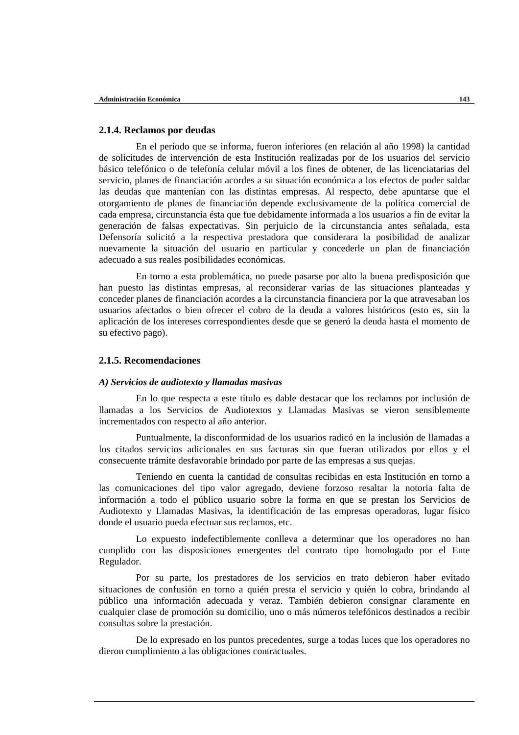### 2.1.4. Reclamos por deudas

En el período que se informa, fueron inferiores (en relación al año 1998) la cantidad de solicitudes de intervención de esta Institución realizadas por de los usuarios del servicio básico telefónico o de telefonía celular móvil a los fines de obtener, de las licenciatarias del servicio, planes de financiación acordes a su situación económica a los efectos de poder saldar las deudas que mantenían con las distintas empresas. Al respecto, debe apuntarse que el otorgamiento de planes de financiación depende exclusivamente de la política comercial de cada empresa, circunstancia ésta que fue debidamente informada a los usuarios a fin de evitar la generación de falsas expectativas. Sin perjuicio de la circunstancia antes señalada, esta Defensoría solicitó a la respectiva prestadora que considerara la posibilidad de analizar nuevamente la situación del usuario en particular y concederle un plan de financiación adecuado a sus reales posibilidades económicas.

En torno a esta problemática, no puede pasarse por alto la buena predisposición que han puesto las distintas empresas, al reconsiderar varias de las situaciones planteadas y conceder planes de financiación acordes a la circunstancia financiera por la que atravesaban los usuarios afectados o bien ofrecer el cobro de la deuda a valores históricos (esto es, sin la aplicación de los intereses correspondientes desde que se generó la deuda hasta el momento de su efectivo pago).

### 2.1.5. Recomendaciones

***A) Servicios de audiotexto y llamadas masivas***

En lo que respecta a este título es dable destacar que los reclamos por inclusión de llamadas a los Servicios de Audiotextos y Llamadas Masivas se vieron sensiblemente incrementados con respecto al año anterior.

Puntualmente, la disconformidad de los usuarios radicó en la inclusión de llamadas a los citados servicios adicionales en sus facturas sin que fueran utilizados por ellos y el consecuente trámite desfavorable brindado por parte de las empresas a sus quejas.

Teniendo en cuenta la cantidad de consultas recibidas en esta Institución en torno a las comunicaciones del tipo valor agregado, deviene forzoso resaltar la notoria falta de información a todo el público usuario sobre la forma en que se prestan los Servicios de Audiotexto y Llamadas Masivas, la identificación de las empresas operadoras, lugar físico donde el usuario pueda efectuar sus reclamos, etc.

Lo expuesto indefectiblemente conlleva a determinar que los operadores no han cumplido con las disposiciones emergentes del contrato tipo homologado por el Ente Regulador.

Por su parte, los prestadores de los servicios en trato debieron haber evitado situaciones de confusión en torno a quién presta el servicio y quién lo cobra, brindando al público una información adecuada y veraz. También debieron consignar claramente en cualquier clase de promoción su domicilio, uno o más números telefónicos destinados a recibir consultas sobre la prestación.

De lo expresado en los puntos precedentes, surge a todas luces que los operadores no dieron cumplimiento a las obligaciones contractuales.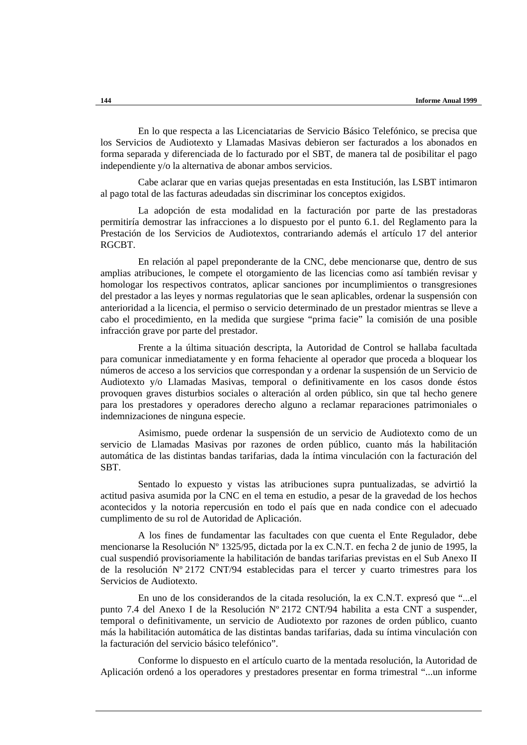En lo que respecta a las Licenciatarias de Servicio Básico Telefónico, se precisa que los Servicios de Audiotexto y Llamadas Masivas debieron ser facturados a los abonados en forma separada y diferenciada de lo facturado por el SBT, de manera tal de posibilitar el pago independiente y/o la alternativa de abonar ambos servicios.

Cabe aclarar que en varias quejas presentadas en esta Institución, las LSBT intimaron al pago total de las facturas adeudadas sin discriminar los conceptos exigidos.

La adopción de esta modalidad en la facturación por parte de las prestadoras permitiría demostrar las infracciones a lo dispuesto por el punto 6.1. del Reglamento para la Prestación de los Servicios de Audiotextos, contrariando además el artículo 17 del anterior RGCBT.

En relación al papel preponderante de la CNC, debe mencionarse que, dentro de sus amplias atribuciones, le compete el otorgamiento de las licencias como así también revisar y homologar los respectivos contratos, aplicar sanciones por incumplimientos o transgresiones del prestador a las leyes y normas regulatorias que le sean aplicables, ordenar la suspensión con anterioridad a la licencia, el permiso o servicio determinado de un prestador mientras se lleve a cabo el procedimiento, en la medida que surgiese "prima facie" la comisión de una posible infracción grave por parte del prestador.

Frente a la última situación descripta, la Autoridad de Control se hallaba facultada para comunicar inmediatamente y en forma fehaciente al operador que proceda a bloquear los números de acceso a los servicios que correspondan y a ordenar la suspensión de un Servicio de Audiotexto y/o Llamadas Masivas, temporal o definitivamente en los casos donde éstos provoquen graves disturbios sociales o alteración al orden público, sin que tal hecho genere para los prestadores y operadores derecho alguno a reclamar reparaciones patrimoniales o indemnizaciones de ninguna especie.

Asimismo, puede ordenar la suspensión de un servicio de Audiotexto como de un servicio de Llamadas Masivas por razones de orden público, cuanto más la habilitación automática de las distintas bandas tarifarias, dada la íntima vinculación con la facturación del SBT.

Sentado lo expuesto y vistas las atribuciones supra puntualizadas, se advirtió la actitud pasiva asumida por la CNC en el tema en estudio, a pesar de la gravedad de los hechos acontecidos y la notoria repercusión en todo el país que en nada condice con el adecuado cumplimento de su rol de Autoridad de Aplicación.

A los fines de fundamentar las facultades con que cuenta el Ente Regulador, debe mencionarse la Resolución Nº 1325/95, dictada por la ex C.N.T. en fecha 2 de junio de 1995, la cual suspendió provisoriamente la habilitación de bandas tarifarias previstas en el Sub Anexo II de la resolución Nº 2172 CNT/94 establecidas para el tercer y cuarto trimestres para los Servicios de Audiotexto.

En uno de los considerandos de la citada resolución, la ex C.N.T. expresó que "...el punto 7.4 del Anexo I de la Resolución Nº 2172 CNT/94 habilita a esta CNT a suspender, temporal o definitivamente, un servicio de Audiotexto por razones de orden público, cuanto más la habilitación automática de las distintas bandas tarifarias, dada su íntima vinculación con la facturación del servicio básico telefónico".

Conforme lo dispuesto en el artículo cuarto de la mentada resolución, la Autoridad de Aplicación ordenó a los operadores y prestadores presentar en forma trimestral "...un informe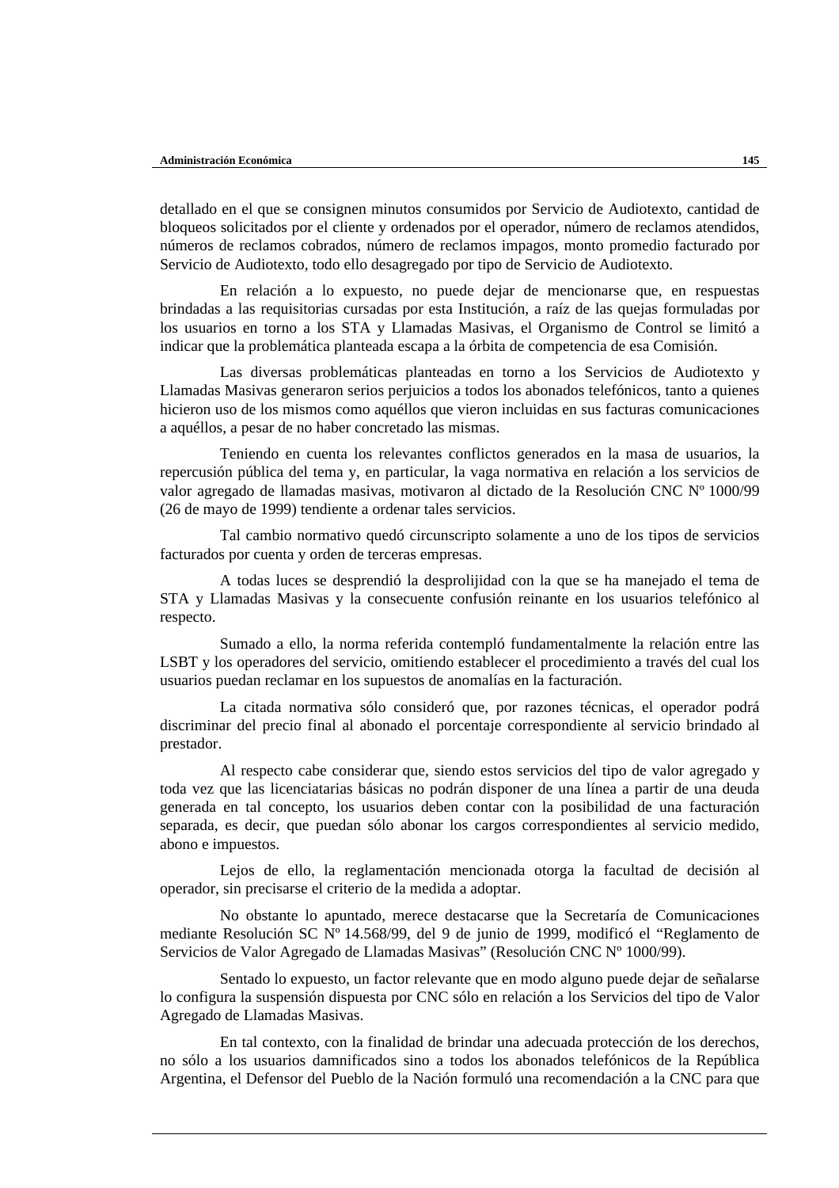detallado en el que se consignen minutos consumidos por Servicio de Audiotexto, cantidad de bloqueos solicitados por el cliente y ordenados por el operador, número de reclamos atendidos, números de reclamos cobrados, número de reclamos impagos, monto promedio facturado por Servicio de Audiotexto, todo ello desagregado por tipo de Servicio de Audiotexto.

En relación a lo expuesto, no puede dejar de mencionarse que, en respuestas brindadas a las requisitorias cursadas por esta Institución, a raíz de las quejas formuladas por los usuarios en torno a los STA y Llamadas Masivas, el Organismo de Control se limitó a indicar que la problemática planteada escapa a la órbita de competencia de esa Comisión.

Las diversas problemáticas planteadas en torno a los Servicios de Audiotexto y Llamadas Masivas generaron serios perjuicios a todos los abonados telefónicos, tanto a quienes hicieron uso de los mismos como aquéllos que vieron incluidas en sus facturas comunicaciones a aquéllos, a pesar de no haber concretado las mismas.

Teniendo en cuenta los relevantes conflictos generados en la masa de usuarios, la repercusión pública del tema y, en particular, la vaga normativa en relación a los servicios de valor agregado de llamadas masivas, motivaron al dictado de la Resolución CNC Nº 1000/99 (26 de mayo de 1999) tendiente a ordenar tales servicios.

Tal cambio normativo quedó circunscripto solamente a uno de los tipos de servicios facturados por cuenta y orden de terceras empresas.

A todas luces se desprendió la desprolijidad con la que se ha manejado el tema de STA y Llamadas Masivas y la consecuente confusión reinante en los usuarios telefónico al respecto.

Sumado a ello, la norma referida contempló fundamentalmente la relación entre las LSBT y los operadores del servicio, omitiendo establecer el procedimiento a través del cual los usuarios puedan reclamar en los supuestos de anomalías en la facturación.

La citada normativa sólo consideró que, por razones técnicas, el operador podrá discriminar del precio final al abonado el porcentaje correspondiente al servicio brindado al prestador.

Al respecto cabe considerar que, siendo estos servicios del tipo de valor agregado y toda vez que las licenciatarias básicas no podrán disponer de una línea a partir de una deuda generada en tal concepto, los usuarios deben contar con la posibilidad de una facturación separada, es decir, que puedan sólo abonar los cargos correspondientes al servicio medido, abono e impuestos.

Lejos de ello, la reglamentación mencionada otorga la facultad de decisión al operador, sin precisarse el criterio de la medida a adoptar.

No obstante lo apuntado, merece destacarse que la Secretaría de Comunicaciones mediante Resolución SC Nº 14.568/99, del 9 de junio de 1999, modificó el “Reglamento de Servicios de Valor Agregado de Llamadas Masivas” (Resolución CNC Nº 1000/99).

Sentado lo expuesto, un factor relevante que en modo alguno puede dejar de señalarse lo configura la suspensión dispuesta por CNC sólo en relación a los Servicios del tipo de Valor Agregado de Llamadas Masivas.

En tal contexto, con la finalidad de brindar una adecuada protección de los derechos, no sólo a los usuarios damnificados sino a todos los abonados telefónicos de la República Argentina, el Defensor del Pueblo de la Nación formuló una recomendación a la CNC para que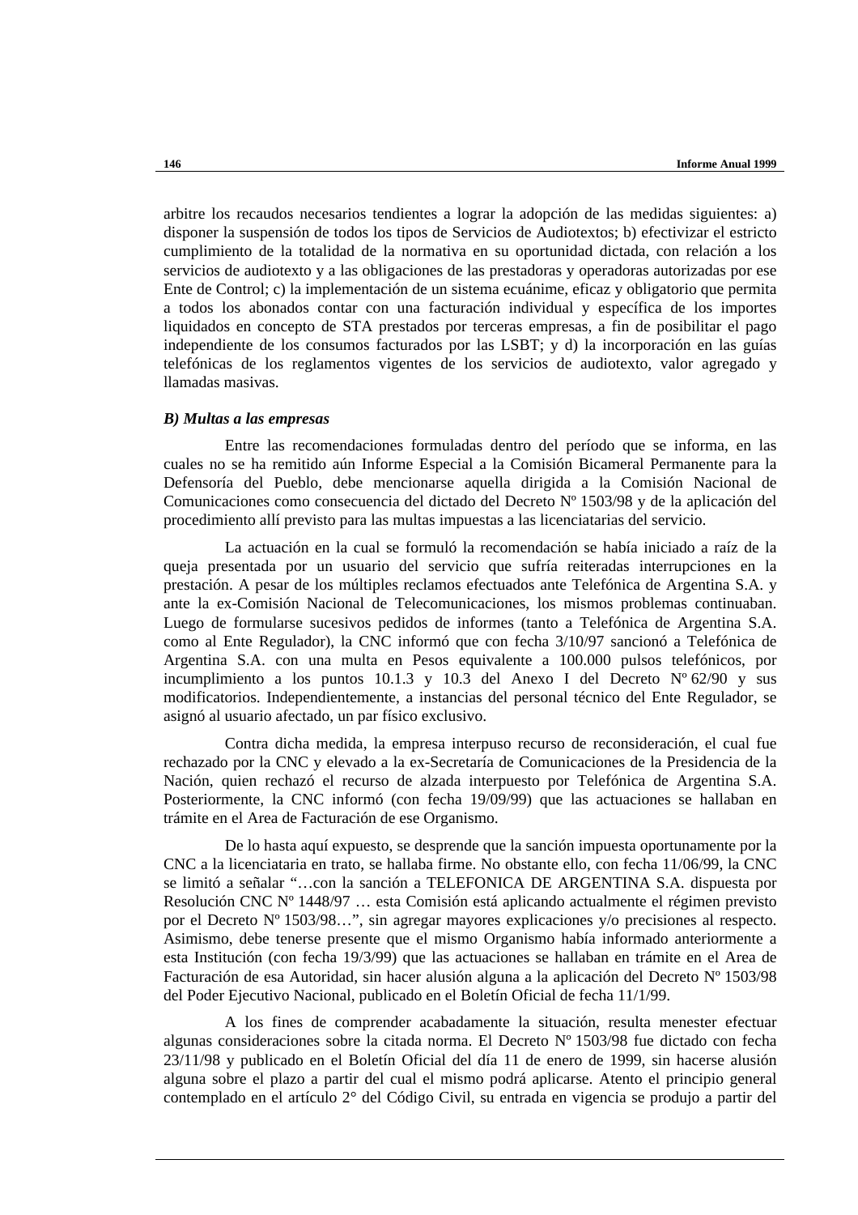arbitre los recaudos necesarios tendientes a lograr la adopción de las medidas siguientes: a) disponer la suspensión de todos los tipos de Servicios de Audiotextos; b) efectivizar el estricto cumplimiento de la totalidad de la normativa en su oportunidad dictada, con relación a los servicios de audiotexto y a las obligaciones de las prestadoras y operadoras autorizadas por ese Ente de Control; c) la implementación de un sistema ecuánime, eficaz y obligatorio que permita a todos los abonados contar con una facturación individual y específica de los importes liquidados en concepto de STA prestados por terceras empresas, a fin de posibilitar el pago independiente de los consumos facturados por las LSBT; y d) la incorporación en las guías telefónicas de los reglamentos vigentes de los servicios de audiotexto, valor agregado y llamadas masivas.

***B) Multas a las empresas***

Entre las recomendaciones formuladas dentro del período que se informa, en las cuales no se ha remitido aún Informe Especial a la Comisión Bicameral Permanente para la Defensoría del Pueblo, debe mencionarse aquella dirigida a la Comisión Nacional de Comunicaciones como consecuencia del dictado del Decreto Nº 1503/98 y de la aplicación del procedimiento allí previsto para las multas impuestas a las licenciatarias del servicio.

La actuación en la cual se formuló la recomendación se había iniciado a raíz de la queja presentada por un usuario del servicio que sufría reiteradas interrupciones en la prestación. A pesar de los múltiples reclamos efectuados ante Telefónica de Argentina S.A. y ante la ex-Comisión Nacional de Telecomunicaciones, los mismos problemas continuaban. Luego de formularse sucesivos pedidos de informes (tanto a Telefónica de Argentina S.A. como al Ente Regulador), la CNC informó que con fecha 3/10/97 sancionó a Telefónica de Argentina S.A. con una multa en Pesos equivalente a 100.000 pulsos telefónicos, por incumplimiento a los puntos 10.1.3 y 10.3 del Anexo I del Decreto Nº 62/90 y sus modificatorios. Independientemente, a instancias del personal técnico del Ente Regulador, se asignó al usuario afectado, un par físico exclusivo.

Contra dicha medida, la empresa interpuso recurso de reconsideración, el cual fue rechazado por la CNC y elevado a la ex-Secretaría de Comunicaciones de la Presidencia de la Nación, quien rechazó el recurso de alzada interpuesto por Telefónica de Argentina S.A. Posteriormente, la CNC informó (con fecha 19/09/99) que las actuaciones se hallaban en trámite en el Area de Facturación de ese Organismo.

De lo hasta aquí expuesto, se desprende que la sanción impuesta oportunamente por la CNC a la licenciataria en trato, se hallaba firme. No obstante ello, con fecha 11/06/99, la CNC se limitó a señalar "…con la sanción a TELEFONICA DE ARGENTINA S.A. dispuesta por Resolución CNC Nº 1448/97 … esta Comisión está aplicando actualmente el régimen previsto por el Decreto Nº 1503/98…", sin agregar mayores explicaciones y/o precisiones al respecto. Asimismo, debe tenerse presente que el mismo Organismo había informado anteriormente a esta Institución (con fecha 19/3/99) que las actuaciones se hallaban en trámite en el Area de Facturación de esa Autoridad, sin hacer alusión alguna a la aplicación del Decreto Nº 1503/98 del Poder Ejecutivo Nacional, publicado en el Boletín Oficial de fecha 11/1/99.

A los fines de comprender acabadamente la situación, resulta menester efectuar algunas consideraciones sobre la citada norma. El Decreto Nº 1503/98 fue dictado con fecha 23/11/98 y publicado en el Boletín Oficial del día 11 de enero de 1999, sin hacerse alusión alguna sobre el plazo a partir del cual el mismo podrá aplicarse. Atento el principio general contemplado en el artículo 2° del Código Civil, su entrada en vigencia se produjo a partir del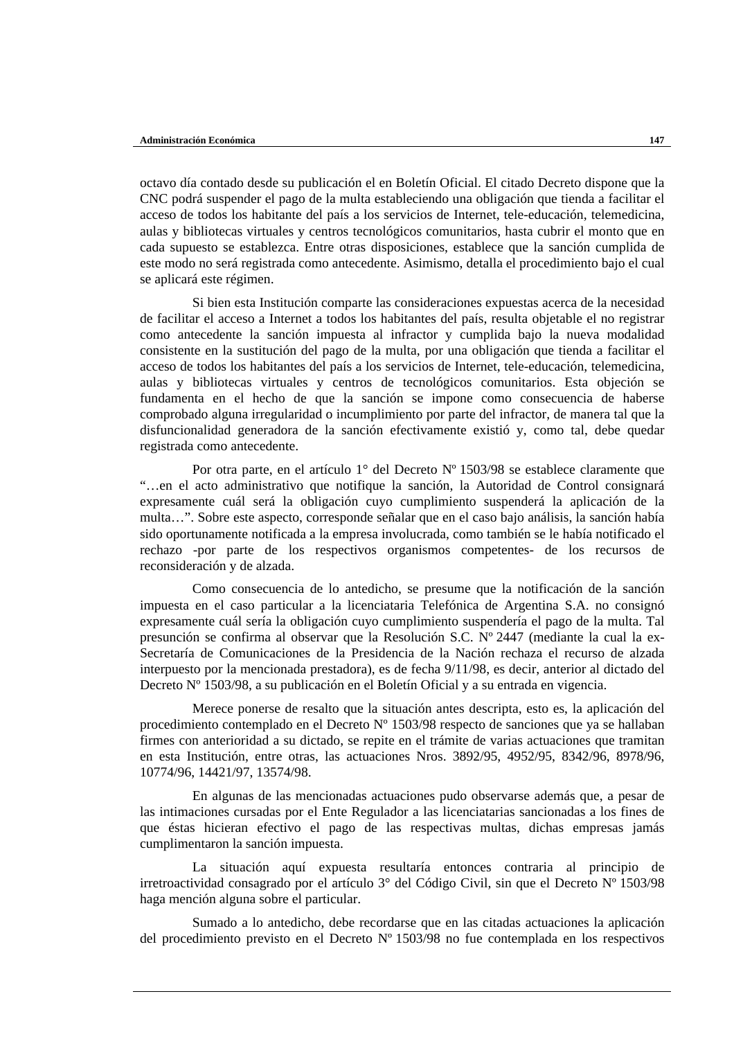octavo día contado desde su publicación el en Boletín Oficial. El citado Decreto dispone que la CNC podrá suspender el pago de la multa estableciendo una obligación que tienda a facilitar el acceso de todos los habitante del país a los servicios de Internet, tele-educación, telemedicina, aulas y bibliotecas virtuales y centros tecnológicos comunitarios, hasta cubrir el monto que en cada supuesto se establezca. Entre otras disposiciones, establece que la sanción cumplida de este modo no será registrada como antecedente. Asimismo, detalla el procedimiento bajo el cual se aplicará este régimen.

Si bien esta Institución comparte las consideraciones expuestas acerca de la necesidad de facilitar el acceso a Internet a todos los habitantes del país, resulta objetable el no registrar como antecedente la sanción impuesta al infractor y cumplida bajo la nueva modalidad consistente en la sustitución del pago de la multa, por una obligación que tienda a facilitar el acceso de todos los habitantes del país a los servicios de Internet, tele-educación, telemedicina, aulas y bibliotecas virtuales y centros de tecnológicos comunitarios. Esta objeción se fundamenta en el hecho de que la sanción se impone como consecuencia de haberse comprobado alguna irregularidad o incumplimiento por parte del infractor, de manera tal que la disfuncionalidad generadora de la sanción efectivamente existió y, como tal, debe quedar registrada como antecedente.

Por otra parte, en el artículo 1° del Decreto Nº 1503/98 se establece claramente que "…en el acto administrativo que notifique la sanción, la Autoridad de Control consignará expresamente cuál será la obligación cuyo cumplimiento suspenderá la aplicación de la multa…". Sobre este aspecto, corresponde señalar que en el caso bajo análisis, la sanción había sido oportunamente notificada a la empresa involucrada, como también se le había notificado el rechazo -por parte de los respectivos organismos competentes- de los recursos de reconsideración y de alzada.

Como consecuencia de lo antedicho, se presume que la notificación de la sanción impuesta en el caso particular a la licenciataria Telefónica de Argentina S.A. no consignó expresamente cuál sería la obligación cuyo cumplimiento suspendería el pago de la multa. Tal presunción se confirma al observar que la Resolución S.C. Nº 2447 (mediante la cual la ex-Secretaría de Comunicaciones de la Presidencia de la Nación rechaza el recurso de alzada interpuesto por la mencionada prestadora), es de fecha 9/11/98, es decir, anterior al dictado del Decreto Nº 1503/98, a su publicación en el Boletín Oficial y a su entrada en vigencia.

Merece ponerse de resalto que la situación antes descripta, esto es, la aplicación del procedimiento contemplado en el Decreto Nº 1503/98 respecto de sanciones que ya se hallaban firmes con anterioridad a su dictado, se repite en el trámite de varias actuaciones que tramitan en esta Institución, entre otras, las actuaciones Nros. 3892/95, 4952/95, 8342/96, 8978/96, 10774/96, 14421/97, 13574/98.

En algunas de las mencionadas actuaciones pudo observarse además que, a pesar de las intimaciones cursadas por el Ente Regulador a las licenciatarias sancionadas a los fines de que éstas hicieran efectivo el pago de las respectivas multas, dichas empresas jamás cumplimentaron la sanción impuesta.

La situación aquí expuesta resultaría entonces contraria al principio de irretroactividad consagrado por el artículo 3° del Código Civil, sin que el Decreto Nº 1503/98 haga mención alguna sobre el particular.

Sumado a lo antedicho, debe recordarse que en las citadas actuaciones la aplicación del procedimiento previsto en el Decreto Nº 1503/98 no fue contemplada en los respectivos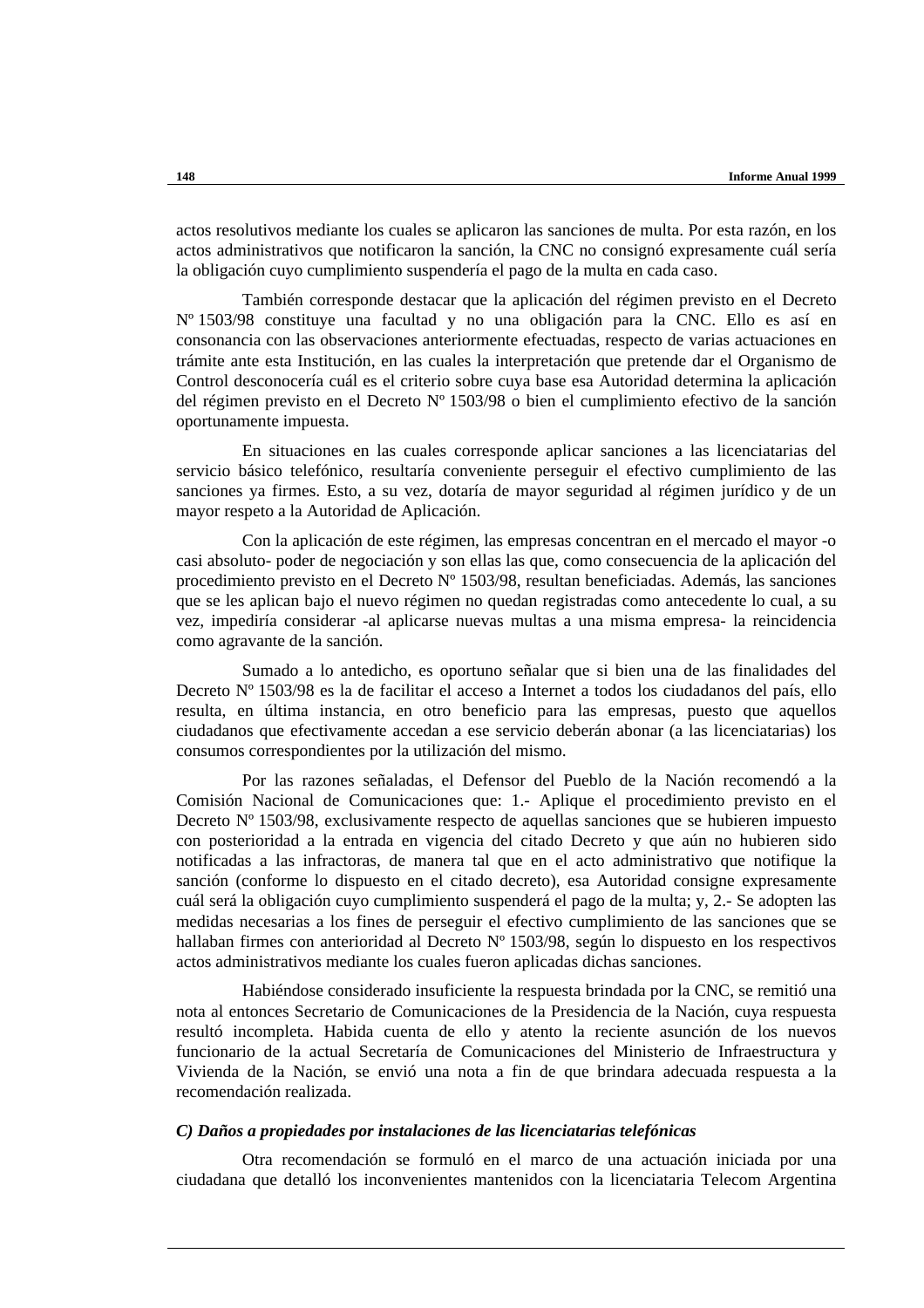actos resolutivos mediante los cuales se aplicaron las sanciones de multa. Por esta razón, en los actos administrativos que notificaron la sanción, la CNC no consignó expresamente cuál sería la obligación cuyo cumplimiento suspendería el pago de la multa en cada caso.

También corresponde destacar que la aplicación del régimen previsto en el Decreto Nº 1503/98 constituye una facultad y no una obligación para la CNC. Ello es así en consonancia con las observaciones anteriormente efectuadas, respecto de varias actuaciones en trámite ante esta Institución, en las cuales la interpretación que pretende dar el Organismo de Control desconocería cuál es el criterio sobre cuya base esa Autoridad determina la aplicación del régimen previsto en el Decreto Nº 1503/98 o bien el cumplimiento efectivo de la sanción oportunamente impuesta.

En situaciones en las cuales corresponde aplicar sanciones a las licenciatarias del servicio básico telefónico, resultaría conveniente perseguir el efectivo cumplimiento de las sanciones ya firmes. Esto, a su vez, dotaría de mayor seguridad al régimen jurídico y de un mayor respeto a la Autoridad de Aplicación.

Con la aplicación de este régimen, las empresas concentran en el mercado el mayor -o casi absoluto- poder de negociación y son ellas las que, como consecuencia de la aplicación del procedimiento previsto en el Decreto Nº 1503/98, resultan beneficiadas. Además, las sanciones que se les aplican bajo el nuevo régimen no quedan registradas como antecedente lo cual, a su vez, impediría considerar -al aplicarse nuevas multas a una misma empresa- la reincidencia como agravante de la sanción.

Sumado a lo antedicho, es oportuno señalar que si bien una de las finalidades del Decreto Nº 1503/98 es la de facilitar el acceso a Internet a todos los ciudadanos del país, ello resulta, en última instancia, en otro beneficio para las empresas, puesto que aquellos ciudadanos que efectivamente accedan a ese servicio deberán abonar (a las licenciatarias) los consumos correspondientes por la utilización del mismo.

Por las razones señaladas, el Defensor del Pueblo de la Nación recomendó a la Comisión Nacional de Comunicaciones que: 1.- Aplique el procedimiento previsto en el Decreto Nº 1503/98, exclusivamente respecto de aquellas sanciones que se hubieren impuesto con posterioridad a la entrada en vigencia del citado Decreto y que aún no hubieren sido notificadas a las infractoras, de manera tal que en el acto administrativo que notifique la sanción (conforme lo dispuesto en el citado decreto), esa Autoridad consigne expresamente cuál será la obligación cuyo cumplimiento suspenderá el pago de la multa; y, 2.- Se adopten las medidas necesarias a los fines de perseguir el efectivo cumplimiento de las sanciones que se hallaban firmes con anterioridad al Decreto Nº 1503/98, según lo dispuesto en los respectivos actos administrativos mediante los cuales fueron aplicadas dichas sanciones.

Habiéndose considerado insuficiente la respuesta brindada por la CNC, se remitió una nota al entonces Secretario de Comunicaciones de la Presidencia de la Nación, cuya respuesta resultó incompleta. Habida cuenta de ello y atento la reciente asunción de los nuevos funcionario de la actual Secretaría de Comunicaciones del Ministerio de Infraestructura y Vivienda de la Nación, se envió una nota a fin de que brindara adecuada respuesta a la recomendación realizada.

### *C) Daños a propiedades por instalaciones de las licenciatarias telefónicas*

Otra recomendación se formuló en el marco de una actuación iniciada por una ciudadana que detalló los inconvenientes mantenidos con la licenciataria Telecom Argentina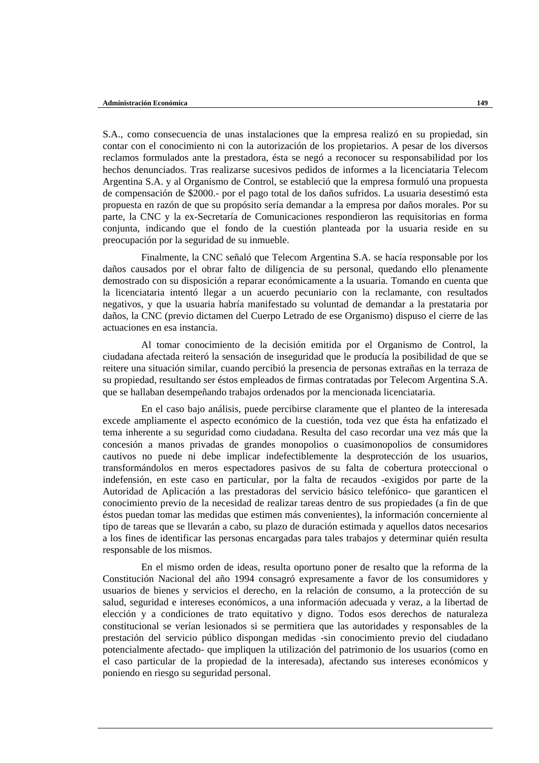S.A., como consecuencia de unas instalaciones que la empresa realizó en su propiedad, sin contar con el conocimiento ni con la autorización de los propietarios. A pesar de los diversos reclamos formulados ante la prestadora, ésta se negó a reconocer su responsabilidad por los hechos denunciados. Tras realizarse sucesivos pedidos de informes a la licenciataria Telecom Argentina S.A. y al Organismo de Control, se estableció que la empresa formuló una propuesta de compensación de $2000.- por el pago total de los daños sufridos. La usuaria desestimó esta propuesta en razón de que su propósito sería demandar a la empresa por daños morales. Por su parte, la CNC y la ex-Secretaría de Comunicaciones respondieron las requisitorias en forma conjunta, indicando que el fondo de la cuestión planteada por la usuaria reside en su preocupación por la seguridad de su inmueble.

Finalmente, la CNC señaló que Telecom Argentina S.A. se hacía responsable por los daños causados por el obrar falto de diligencia de su personal, quedando ello plenamente demostrado con su disposición a reparar económicamente a la usuaria. Tomando en cuenta que la licenciataria intentó llegar a un acuerdo pecuniario con la reclamante, con resultados negativos, y que la usuaria habría manifestado su voluntad de demandar a la prestataria por daños, la CNC (previo dictamen del Cuerpo Letrado de ese Organismo) dispuso el cierre de las actuaciones en esa instancia.

Al tomar conocimiento de la decisión emitida por el Organismo de Control, la ciudadana afectada reiteró la sensación de inseguridad que le producía la posibilidad de que se reitere una situación similar, cuando percibió la presencia de personas extrañas en la terraza de su propiedad, resultando ser éstos empleados de firmas contratadas por Telecom Argentina S.A. que se hallaban desempeñando trabajos ordenados por la mencionada licenciataria.

En el caso bajo análisis, puede percibirse claramente que el planteo de la interesada excede ampliamente el aspecto económico de la cuestión, toda vez que ésta ha enfatizado el tema inherente a su seguridad como ciudadana. Resulta del caso recordar una vez más que la concesión a manos privadas de grandes monopolios o cuasimonopolios de consumidores cautivos no puede ni debe implicar indefectiblemente la desprotección de los usuarios, transformándolos en meros espectadores pasivos de su falta de cobertura proteccional o indefensión, en este caso en particular, por la falta de recaudos -exigidos por parte de la Autoridad de Aplicación a las prestadoras del servicio básico telefónico- que garanticen el conocimiento previo de la necesidad de realizar tareas dentro de sus propiedades (a fin de que éstos puedan tomar las medidas que estimen más convenientes), la información concerniente al tipo de tareas que se llevarán a cabo, su plazo de duración estimada y aquellos datos necesarios a los fines de identificar las personas encargadas para tales trabajos y determinar quién resulta responsable de los mismos.

En el mismo orden de ideas, resulta oportuno poner de resalto que la reforma de la Constitución Nacional del año 1994 consagró expresamente a favor de los consumidores y usuarios de bienes y servicios el derecho, en la relación de consumo, a la protección de su salud, seguridad e intereses económicos, a una información adecuada y veraz, a la libertad de elección y a condiciones de trato equitativo y digno. Todos esos derechos de naturaleza constitucional se verían lesionados si se permitiera que las autoridades y responsables de la prestación del servicio público dispongan medidas -sin conocimiento previo del ciudadano potencialmente afectado- que impliquen la utilización del patrimonio de los usuarios (como en el caso particular de la propiedad de la interesada), afectando sus intereses económicos y poniendo en riesgo su seguridad personal.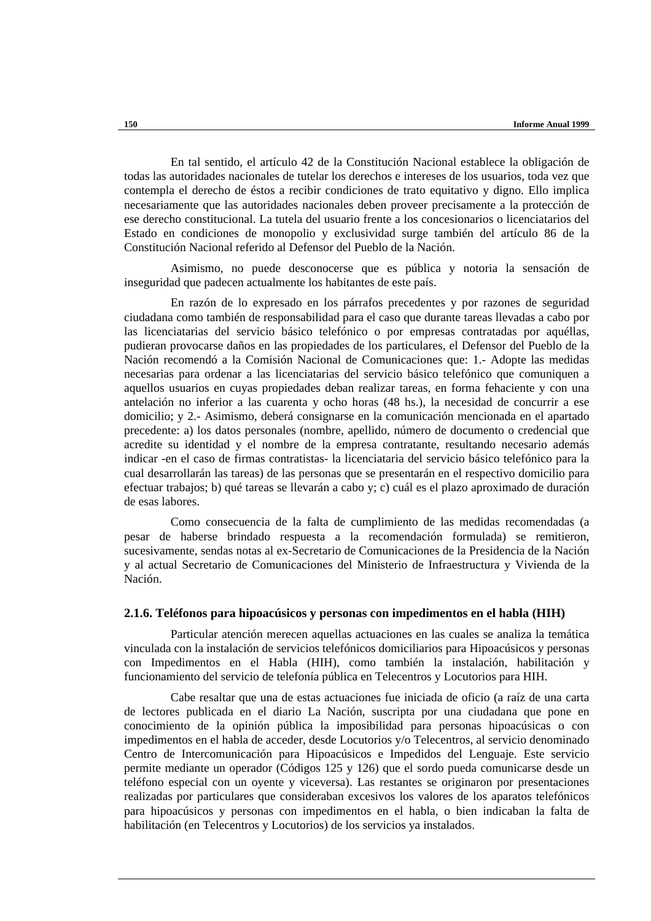En tal sentido, el artículo 42 de la Constitución Nacional establece la obligación de todas las autoridades nacionales de tutelar los derechos e intereses de los usuarios, toda vez que contempla el derecho de éstos a recibir condiciones de trato equitativo y digno. Ello implica necesariamente que las autoridades nacionales deben proveer precisamente a la protección de ese derecho constitucional. La tutela del usuario frente a los concesionarios o licenciatarios del Estado en condiciones de monopolio y exclusividad surge también del artículo 86 de la Constitución Nacional referido al Defensor del Pueblo de la Nación.

Asimismo, no puede desconocerse que es pública y notoria la sensación de inseguridad que padecen actualmente los habitantes de este país.

En razón de lo expresado en los párrafos precedentes y por razones de seguridad ciudadana como también de responsabilidad para el caso que durante tareas llevadas a cabo por las licenciatarias del servicio básico telefónico o por empresas contratadas por aquéllas, pudieran provocarse daños en las propiedades de los particulares, el Defensor del Pueblo de la Nación recomendó a la Comisión Nacional de Comunicaciones que: 1.- Adopte las medidas necesarias para ordenar a las licenciatarias del servicio básico telefónico que comuniquen a aquellos usuarios en cuyas propiedades deban realizar tareas, en forma fehaciente y con una antelación no inferior a las cuarenta y ocho horas (48 hs.), la necesidad de concurrir a ese domicilio; y 2.- Asimismo, deberá consignarse en la comunicación mencionada en el apartado precedente: a) los datos personales (nombre, apellido, número de documento o credencial que acredite su identidad y el nombre de la empresa contratante, resultando necesario además indicar -en el caso de firmas contratistas- la licenciataria del servicio básico telefónico para la cual desarrollarán las tareas) de las personas que se presentarán en el respectivo domicilio para efectuar trabajos; b) qué tareas se llevarán a cabo y; c) cuál es el plazo aproximado de duración de esas labores.

Como consecuencia de la falta de cumplimiento de las medidas recomendadas (a pesar de haberse brindado respuesta a la recomendación formulada) se remitieron, sucesivamente, sendas notas al ex-Secretario de Comunicaciones de la Presidencia de la Nación y al actual Secretario de Comunicaciones del Ministerio de Infraestructura y Vivienda de la Nación.

### 2.1.6. Teléfonos para hipoacúsicos y personas con impedimentos en el habla (HIH)

Particular atención merecen aquellas actuaciones en las cuales se analiza la temática vinculada con la instalación de servicios telefónicos domiciliarios para Hipoacúsicos y personas con Impedimentos en el Habla (HIH), como también la instalación, habilitación y funcionamiento del servicio de telefonía pública en Telecentros y Locutorios para HIH.

Cabe resaltar que una de estas actuaciones fue iniciada de oficio (a raíz de una carta de lectores publicada en el diario La Nación, suscripta por una ciudadana que pone en conocimiento de la opinión pública la imposibilidad para personas hipoacúsicas o con impedimentos en el habla de acceder, desde Locutorios y/o Telecentros, al servicio denominado Centro de Intercomunicación para Hipoacúsicos e Impedidos del Lenguaje. Este servicio permite mediante un operador (Códigos 125 y 126) que el sordo pueda comunicarse desde un teléfono especial con un oyente y viceversa). Las restantes se originaron por presentaciones realizadas por particulares que consideraban excesivos los valores de los aparatos telefónicos para hipoacúsicos y personas con impedimentos en el habla, o bien indicaban la falta de habilitación (en Telecentros y Locutorios) de los servicios ya instalados.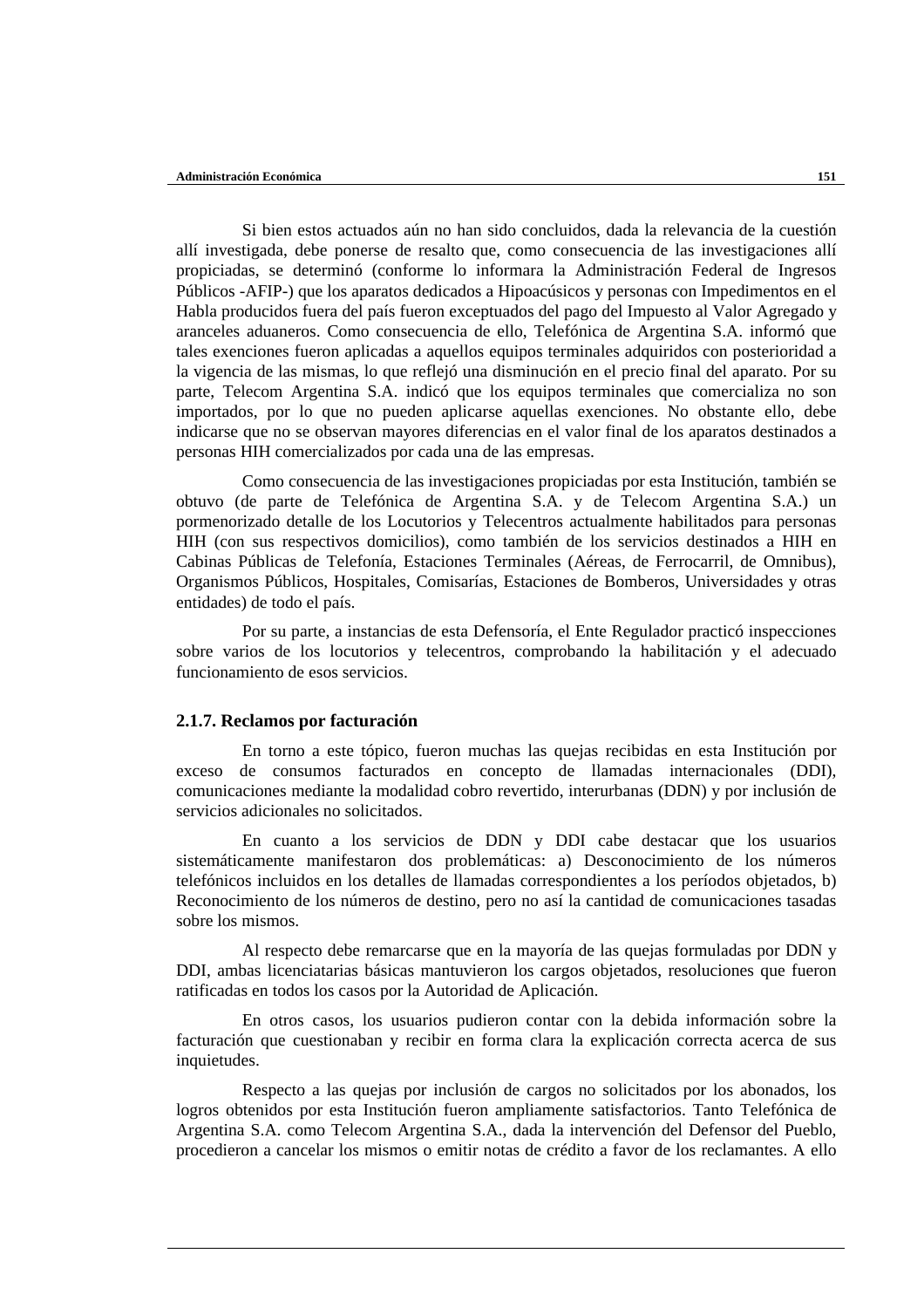Si bien estos actuados aún no han sido concluidos, dada la relevancia de la cuestión allí investigada, debe ponerse de resalto que, como consecuencia de las investigaciones allí propiciadas, se determinó (conforme lo informara la Administración Federal de Ingresos Públicos -AFIP-) que los aparatos dedicados a Hipoacúsicos y personas con Impedimentos en el Habla producidos fuera del país fueron exceptuados del pago del Impuesto al Valor Agregado y aranceles aduaneros. Como consecuencia de ello, Telefónica de Argentina S.A. informó que tales exenciones fueron aplicadas a aquellos equipos terminales adquiridos con posterioridad a la vigencia de las mismas, lo que reflejó una disminución en el precio final del aparato. Por su parte, Telecom Argentina S.A. indicó que los equipos terminales que comercializa no son importados, por lo que no pueden aplicarse aquellas exenciones. No obstante ello, debe indicarse que no se observan mayores diferencias en el valor final de los aparatos destinados a personas HIH comercializados por cada una de las empresas.

Como consecuencia de las investigaciones propiciadas por esta Institución, también se obtuvo (de parte de Telefónica de Argentina S.A. y de Telecom Argentina S.A.) un pormenorizado detalle de los Locutorios y Telecentros actualmente habilitados para personas HIH (con sus respectivos domicilios), como también de los servicios destinados a HIH en Cabinas Públicas de Telefonía, Estaciones Terminales (Aéreas, de Ferrocarril, de Omnibus), Organismos Públicos, Hospitales, Comisarías, Estaciones de Bomberos, Universidades y otras entidades) de todo el país.

Por su parte, a instancias de esta Defensoría, el Ente Regulador practicó inspecciones sobre varios de los locutorios y telecentros, comprobando la habilitación y el adecuado funcionamiento de esos servicios.

### 2.1.7. Reclamos por facturación

En torno a este tópico, fueron muchas las quejas recibidas en esta Institución por exceso de consumos facturados en concepto de llamadas internacionales (DDI), comunicaciones mediante la modalidad cobro revertido, interurbanas (DDN) y por inclusión de servicios adicionales no solicitados.

En cuanto a los servicios de DDN y DDI cabe destacar que los usuarios sistemáticamente manifestaron dos problemáticas: a) Desconocimiento de los números telefónicos incluidos en los detalles de llamadas correspondientes a los períodos objetados, b) Reconocimiento de los números de destino, pero no así la cantidad de comunicaciones tasadas sobre los mismos.

Al respecto debe remarcarse que en la mayoría de las quejas formuladas por DDN y DDI, ambas licenciatarias básicas mantuvieron los cargos objetados, resoluciones que fueron ratificadas en todos los casos por la Autoridad de Aplicación.

En otros casos, los usuarios pudieron contar con la debida información sobre la facturación que cuestionaban y recibir en forma clara la explicación correcta acerca de sus inquietudes.

Respecto a las quejas por inclusión de cargos no solicitados por los abonados, los logros obtenidos por esta Institución fueron ampliamente satisfactorios. Tanto Telefónica de Argentina S.A. como Telecom Argentina S.A., dada la intervención del Defensor del Pueblo, procedieron a cancelar los mismos o emitir notas de crédito a favor de los reclamantes. A ello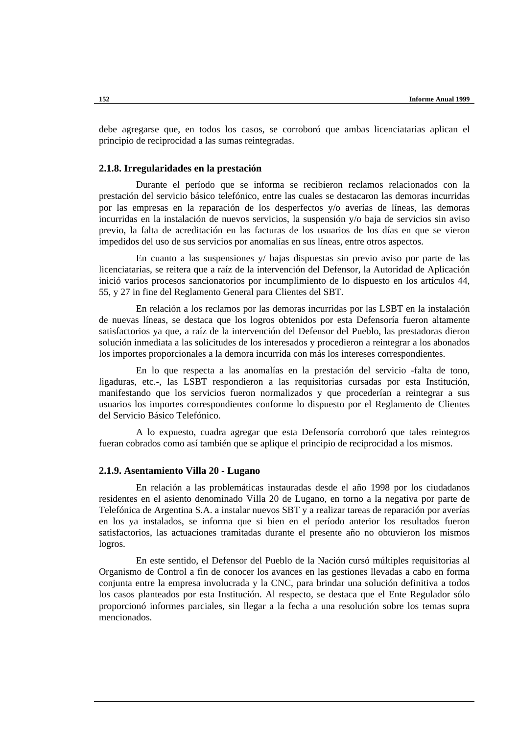debe agregarse que, en todos los casos, se corroboró que ambas licenciatarias aplican el principio de reciprocidad a las sumas reintegradas.

### 2.1.8. Irregularidades en la prestación

Durante el período que se informa se recibieron reclamos relacionados con la prestación del servicio básico telefónico, entre las cuales se destacaron las demoras incurridas por las empresas en la reparación de los desperfectos y/o averías de líneas, las demoras incurridas en la instalación de nuevos servicios, la suspensión y/o baja de servicios sin aviso previo, la falta de acreditación en las facturas de los usuarios de los días en que se vieron impedidos del uso de sus servicios por anomalías en sus líneas, entre otros aspectos.

En cuanto a las suspensiones y/ bajas dispuestas sin previo aviso por parte de las licenciatarias, se reitera que a raíz de la intervención del Defensor, la Autoridad de Aplicación inició varios procesos sancionatorios por incumplimiento de lo dispuesto en los artículos 44, 55, y 27 in fine del Reglamento General para Clientes del SBT.

En relación a los reclamos por las demoras incurridas por las LSBT en la instalación de nuevas líneas, se destaca que los logros obtenidos por esta Defensoría fueron altamente satisfactorios ya que, a raíz de la intervención del Defensor del Pueblo, las prestadoras dieron solución inmediata a las solicitudes de los interesados y procedieron a reintegrar a los abonados los importes proporcionales a la demora incurrida con más los intereses correspondientes.

En lo que respecta a las anomalías en la prestación del servicio -falta de tono, ligaduras, etc.-, las LSBT respondieron a las requisitorias cursadas por esta Institución, manifestando que los servicios fueron normalizados y que procederían a reintegrar a sus usuarios los importes correspondientes conforme lo dispuesto por el Reglamento de Clientes del Servicio Básico Telefónico.

A lo expuesto, cuadra agregar que esta Defensoría corroboró que tales reintegros fueran cobrados como así también que se aplique el principio de reciprocidad a los mismos.

### 2.1.9. Asentamiento Villa 20 - Lugano

En relación a las problemáticas instauradas desde el año 1998 por los ciudadanos residentes en el asiento denominado Villa 20 de Lugano, en torno a la negativa por parte de Telefónica de Argentina S.A. a instalar nuevos SBT y a realizar tareas de reparación por averías en los ya instalados, se informa que si bien en el período anterior los resultados fueron satisfactorios, las actuaciones tramitadas durante el presente año no obtuvieron los mismos logros.

En este sentido, el Defensor del Pueblo de la Nación cursó múltiples requisitorias al Organismo de Control a fin de conocer los avances en las gestiones llevadas a cabo en forma conjunta entre la empresa involucrada y la CNC, para brindar una solución definitiva a todos los casos planteados por esta Institución. Al respecto, se destaca que el Ente Regulador sólo proporcionó informes parciales, sin llegar a la fecha a una resolución sobre los temas supra mencionados.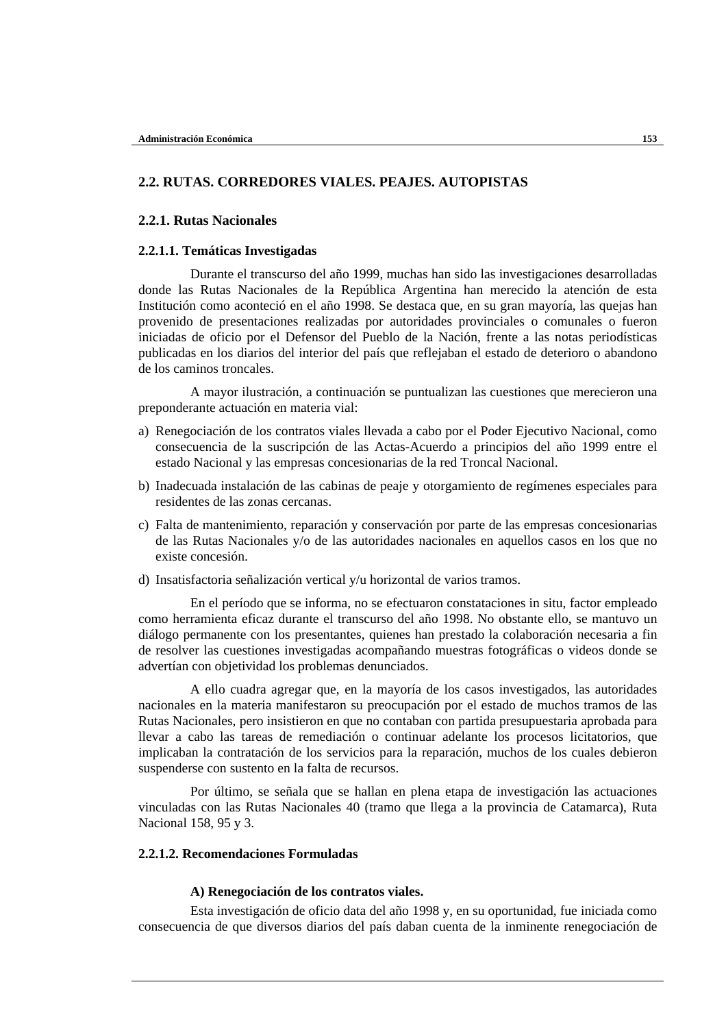## 2.2. RUTAS. CORREDORES VIALES. PEAJES. AUTOPISTAS

### 2.2.1. Rutas Nacionales

#### 2.2.1.1. Temáticas Investigadas

Durante el transcurso del año 1999, muchas han sido las investigaciones desarrolladas donde las Rutas Nacionales de la República Argentina han merecido la atención de esta Institución como aconteció en el año 1998. Se destaca que, en su gran mayoría, las quejas han provenido de presentaciones realizadas por autoridades provinciales o comunales o fueron iniciadas de oficio por el Defensor del Pueblo de la Nación, frente a las notas periodísticas publicadas en los diarios del interior del país que reflejaban el estado de deterioro o abandono de los caminos troncales.

A mayor ilustración, a continuación se puntualizan las cuestiones que merecieron una preponderante actuación en materia vial:

a) Renegociación de los contratos viales llevada a cabo por el Poder Ejecutivo Nacional, como consecuencia de la suscripción de las Actas-Acuerdo a principios del año 1999 entre el estado Nacional y las empresas concesionarias de la red Troncal Nacional.

b) Inadecuada instalación de las cabinas de peaje y otorgamiento de regímenes especiales para residentes de las zonas cercanas.

c) Falta de mantenimiento, reparación y conservación por parte de las empresas concesionarias de las Rutas Nacionales y/o de las autoridades nacionales en aquellos casos en los que no existe concesión.

d) Insatisfactoria señalización vertical y/u horizontal de varios tramos.

En el período que se informa, no se efectuaron constataciones in situ, factor empleado como herramienta eficaz durante el transcurso del año 1998. No obstante ello, se mantuvo un diálogo permanente con los presentantes, quienes han prestado la colaboración necesaria a fin de resolver las cuestiones investigadas acompañando muestras fotográficas o videos donde se advertían con objetividad los problemas denunciados.

A ello cuadra agregar que, en la mayoría de los casos investigados, las autoridades nacionales en la materia manifestaron su preocupación por el estado de muchos tramos de las Rutas Nacionales, pero insistieron en que no contaban con partida presupuestaria aprobada para llevar a cabo las tareas de remediación o continuar adelante los procesos licitatorios, que implicaban la contratación de los servicios para la reparación, muchos de los cuales debieron suspenderse con sustento en la falta de recursos.

Por último, se señala que se hallan en plena etapa de investigación las actuaciones vinculadas con las Rutas Nacionales 40 (tramo que llega a la provincia de Catamarca), Ruta Nacional 158, 95 y 3.

#### 2.2.1.2. Recomendaciones Formuladas

**A) Renegociación de los contratos viales.**

Esta investigación de oficio data del año 1998 y, en su oportunidad, fue iniciada como consecuencia de que diversos diarios del país daban cuenta de la inminente renegociación de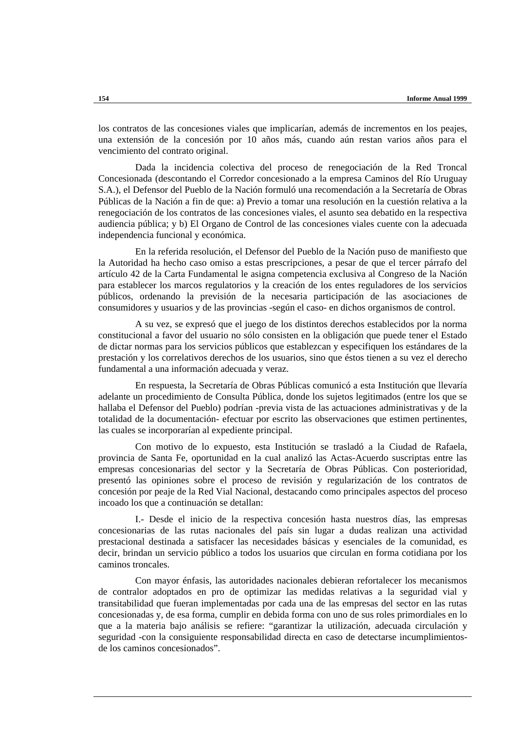los contratos de las concesiones viales que implicarían, además de incrementos en los peajes, una extensión de la concesión por 10 años más, cuando aún restan varios años para el vencimiento del contrato original.

Dada la incidencia colectiva del proceso de renegociación de la Red Troncal Concesionada (descontando el Corredor concesionado a la empresa Caminos del Río Uruguay S.A.), el Defensor del Pueblo de la Nación formuló una recomendación a la Secretaría de Obras Públicas de la Nación a fin de que: a) Previo a tomar una resolución en la cuestión relativa a la renegociación de los contratos de las concesiones viales, el asunto sea debatido en la respectiva audiencia pública; y b) El Organo de Control de las concesiones viales cuente con la adecuada independencia funcional y económica.

En la referida resolución, el Defensor del Pueblo de la Nación puso de manifiesto que la Autoridad ha hecho caso omiso a estas prescripciones, a pesar de que el tercer párrafo del artículo 42 de la Carta Fundamental le asigna competencia exclusiva al Congreso de la Nación para establecer los marcos regulatorios y la creación de los entes reguladores de los servicios públicos, ordenando la previsión de la necesaria participación de las asociaciones de consumidores y usuarios y de las provincias -según el caso- en dichos organismos de control.

A su vez, se expresó que el juego de los distintos derechos establecidos por la norma constitucional a favor del usuario no sólo consisten en la obligación que puede tener el Estado de dictar normas para los servicios públicos que establezcan y especifiquen los estándares de la prestación y los correlativos derechos de los usuarios, sino que éstos tienen a su vez el derecho fundamental a una información adecuada y veraz.

En respuesta, la Secretaría de Obras Públicas comunicó a esta Institución que llevaría adelante un procedimiento de Consulta Pública, donde los sujetos legitimados (entre los que se hallaba el Defensor del Pueblo) podrían -previa vista de las actuaciones administrativas y de la totalidad de la documentación- efectuar por escrito las observaciones que estimen pertinentes, las cuales se incorporarían al expediente principal.

Con motivo de lo expuesto, esta Institución se trasladó a la Ciudad de Rafaela, provincia de Santa Fe, oportunidad en la cual analizó las Actas-Acuerdo suscriptas entre las empresas concesionarias del sector y la Secretaría de Obras Públicas. Con posterioridad, presentó las opiniones sobre el proceso de revisión y regularización de los contratos de concesión por peaje de la Red Vial Nacional, destacando como principales aspectos del proceso incoado los que a continuación se detallan:

I.- Desde el inicio de la respectiva concesión hasta nuestros días, las empresas concesionarias de las rutas nacionales del país sin lugar a dudas realizan una actividad prestacional destinada a satisfacer las necesidades básicas y esenciales de la comunidad, es decir, brindan un servicio público a todos los usuarios que circulan en forma cotidiana por los caminos troncales.

Con mayor énfasis, las autoridades nacionales debieran refortalecer los mecanismos de contralor adoptados en pro de optimizar las medidas relativas a la seguridad vial y transitabilidad que fueran implementadas por cada una de las empresas del sector en las rutas concesionadas y, de esa forma, cumplir en debida forma con uno de sus roles primordiales en lo que a la materia bajo análisis se refiere: "garantizar la utilización, adecuada circulación y seguridad -con la consiguiente responsabilidad directa en caso de detectarse incumplimientos- de los caminos concesionados".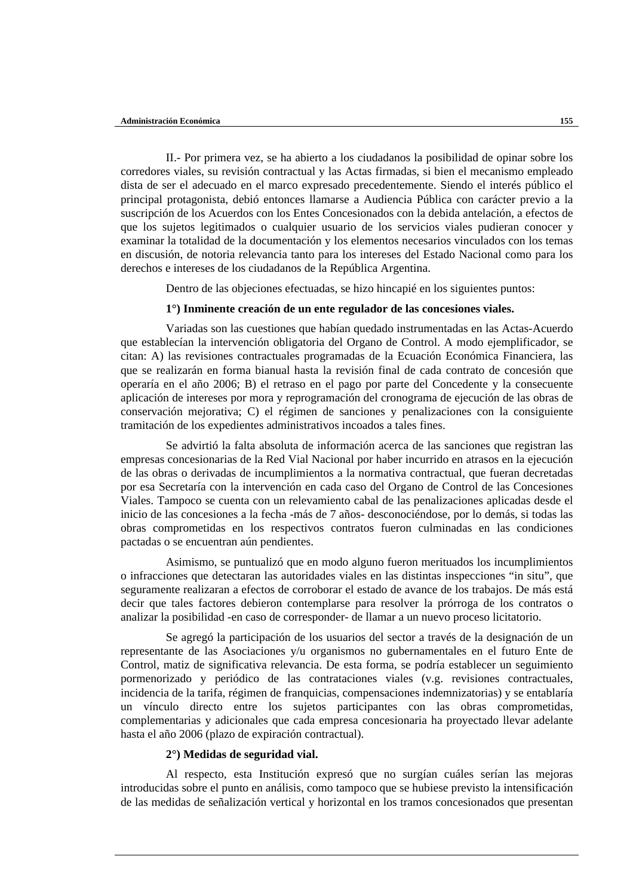II.- Por primera vez, se ha abierto a los ciudadanos la posibilidad de opinar sobre los corredores viales, su revisión contractual y las Actas firmadas, si bien el mecanismo empleado dista de ser el adecuado en el marco expresado precedentemente. Siendo el interés público el principal protagonista, debió entonces llamarse a Audiencia Pública con carácter previo a la suscripción de los Acuerdos con los Entes Concesionados con la debida antelación, a efectos de que los sujetos legitimados o cualquier usuario de los servicios viales pudieran conocer y examinar la totalidad de la documentación y los elementos necesarios vinculados con los temas en discusión, de notoria relevancia tanto para los intereses del Estado Nacional como para los derechos e intereses de los ciudadanos de la República Argentina.

Dentro de las objeciones efectuadas, se hizo hincapié en los siguientes puntos:

**1°) Inminente creación de un ente regulador de las concesiones viales.**

Variadas son las cuestiones que habían quedado instrumentadas en las Actas-Acuerdo que establecían la intervención obligatoria del Organo de Control. A modo ejemplificador, se citan: A) las revisiones contractuales programadas de la Ecuación Económica Financiera, las que se realizarán en forma bianual hasta la revisión final de cada contrato de concesión que operaría en el año 2006; B) el retraso en el pago por parte del Concedente y la consecuente aplicación de intereses por mora y reprogramación del cronograma de ejecución de las obras de conservación mejorativa; C) el régimen de sanciones y penalizaciones con la consiguiente tramitación de los expedientes administrativos incoados a tales fines.

Se advirtió la falta absoluta de información acerca de las sanciones que registran las empresas concesionarias de la Red Vial Nacional por haber incurrido en atrasos en la ejecución de las obras o derivadas de incumplimientos a la normativa contractual, que fueran decretadas por esa Secretaría con la intervención en cada caso del Organo de Control de las Concesiones Viales. Tampoco se cuenta con un relevamiento cabal de las penalizaciones aplicadas desde el inicio de las concesiones a la fecha -más de 7 años- desconociéndose, por lo demás, si todas las obras comprometidas en los respectivos contratos fueron culminadas en las condiciones pactadas o se encuentran aún pendientes.

Asimismo, se puntualizó que en modo alguno fueron merituados los incumplimientos o infracciones que detectaran las autoridades viales en las distintas inspecciones “in situ”, que seguramente realizaran a efectos de corroborar el estado de avance de los trabajos. De más está decir que tales factores debieron contemplarse para resolver la prórroga de los contratos o analizar la posibilidad -en caso de corresponder- de llamar a un nuevo proceso licitatorio.

Se agregó la participación de los usuarios del sector a través de la designación de un representante de las Asociaciones y/u organismos no gubernamentales en el futuro Ente de Control, matiz de significativa relevancia. De esta forma, se podría establecer un seguimiento pormenorizado y periódico de las contrataciones viales (v.g. revisiones contractuales, incidencia de la tarifa, régimen de franquicias, compensaciones indemnizatorias) y se entablaría un vínculo directo entre los sujetos participantes con las obras comprometidas, complementarias y adicionales que cada empresa concesionaria ha proyectado llevar adelante hasta el año 2006 (plazo de expiración contractual).

**2°) Medidas de seguridad vial.**

Al respecto, esta Institución expresó que no surgían cuáles serían las mejoras introducidas sobre el punto en análisis, como tampoco que se hubiese previsto la intensificación de las medidas de señalización vertical y horizontal en los tramos concesionados que presentan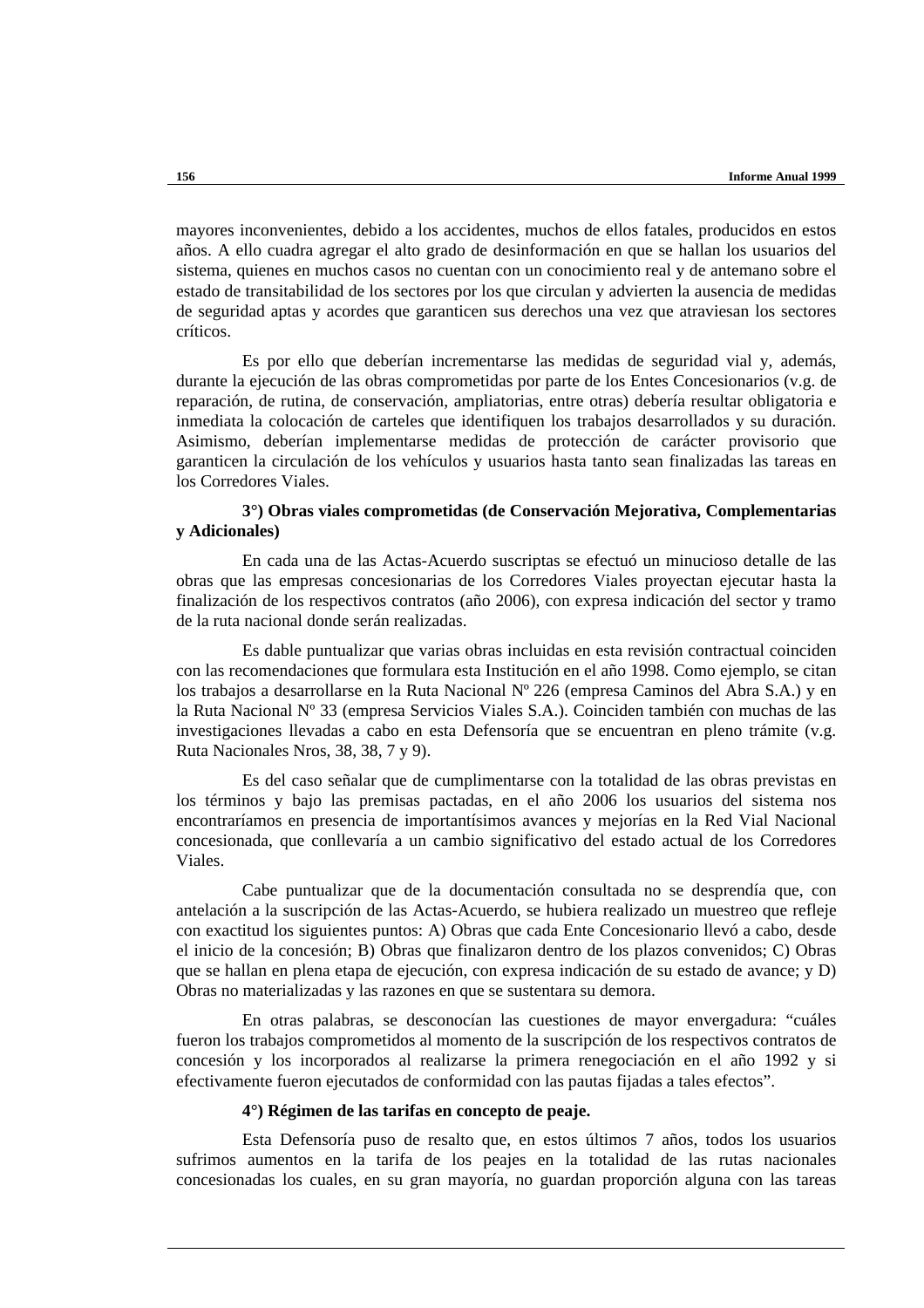mayores inconvenientes, debido a los accidentes, muchos de ellos fatales, producidos en estos años. A ello cuadra agregar el alto grado de desinformación en que se hallan los usuarios del sistema, quienes en muchos casos no cuentan con un conocimiento real y de antemano sobre el estado de transitabilidad de los sectores por los que circulan y advierten la ausencia de medidas de seguridad aptas y acordes que garanticen sus derechos una vez que atraviesan los sectores críticos.

Es por ello que deberían incrementarse las medidas de seguridad vial y, además, durante la ejecución de las obras comprometidas por parte de los Entes Concesionarios (v.g. de reparación, de rutina, de conservación, ampliatorias, entre otras) debería resultar obligatoria e inmediata la colocación de carteles que identifiquen los trabajos desarrollados y su duración. Asimismo, deberían implementarse medidas de protección de carácter provisorio que garanticen la circulación de los vehículos y usuarios hasta tanto sean finalizadas las tareas en los Corredores Viales.

**3°) Obras viales comprometidas (de Conservación Mejorativa, Complementarias y Adicionales)**

En cada una de las Actas-Acuerdo suscriptas se efectuó un minucioso detalle de las obras que las empresas concesionarias de los Corredores Viales proyectan ejecutar hasta la finalización de los respectivos contratos (año 2006), con expresa indicación del sector y tramo de la ruta nacional donde serán realizadas.

Es dable puntualizar que varias obras incluidas en esta revisión contractual coinciden con las recomendaciones que formulara esta Institución en el año 1998. Como ejemplo, se citan los trabajos a desarrollarse en la Ruta Nacional Nº 226 (empresa Caminos del Abra S.A.) y en la Ruta Nacional Nº 33 (empresa Servicios Viales S.A.). Coinciden también con muchas de las investigaciones llevadas a cabo en esta Defensoría que se encuentran en pleno trámite (v.g. Ruta Nacionales Nros, 38, 38, 7 y 9).

Es del caso señalar que de cumplimentarse con la totalidad de las obras previstas en los términos y bajo las premisas pactadas, en el año 2006 los usuarios del sistema nos encontraríamos en presencia de importantísimos avances y mejorías en la Red Vial Nacional concesionada, que conllevaría a un cambio significativo del estado actual de los Corredores Viales.

Cabe puntualizar que de la documentación consultada no se desprendía que, con antelación a la suscripción de las Actas-Acuerdo, se hubiera realizado un muestreo que refleje con exactitud los siguientes puntos: A) Obras que cada Ente Concesionario llevó a cabo, desde el inicio de la concesión; B) Obras que finalizaron dentro de los plazos convenidos; C) Obras que se hallan en plena etapa de ejecución, con expresa indicación de su estado de avance; y D) Obras no materializadas y las razones en que se sustentara su demora.

En otras palabras, se desconocían las cuestiones de mayor envergadura: "cuáles fueron los trabajos comprometidos al momento de la suscripción de los respectivos contratos de concesión y los incorporados al realizarse la primera renegociación en el año 1992 y si efectivamente fueron ejecutados de conformidad con las pautas fijadas a tales efectos".

**4°) Régimen de las tarifas en concepto de peaje.**

Esta Defensoría puso de resalto que, en estos últimos 7 años, todos los usuarios sufrimos aumentos en la tarifa de los peajes en la totalidad de las rutas nacionales concesionadas los cuales, en su gran mayoría, no guardan proporción alguna con las tareas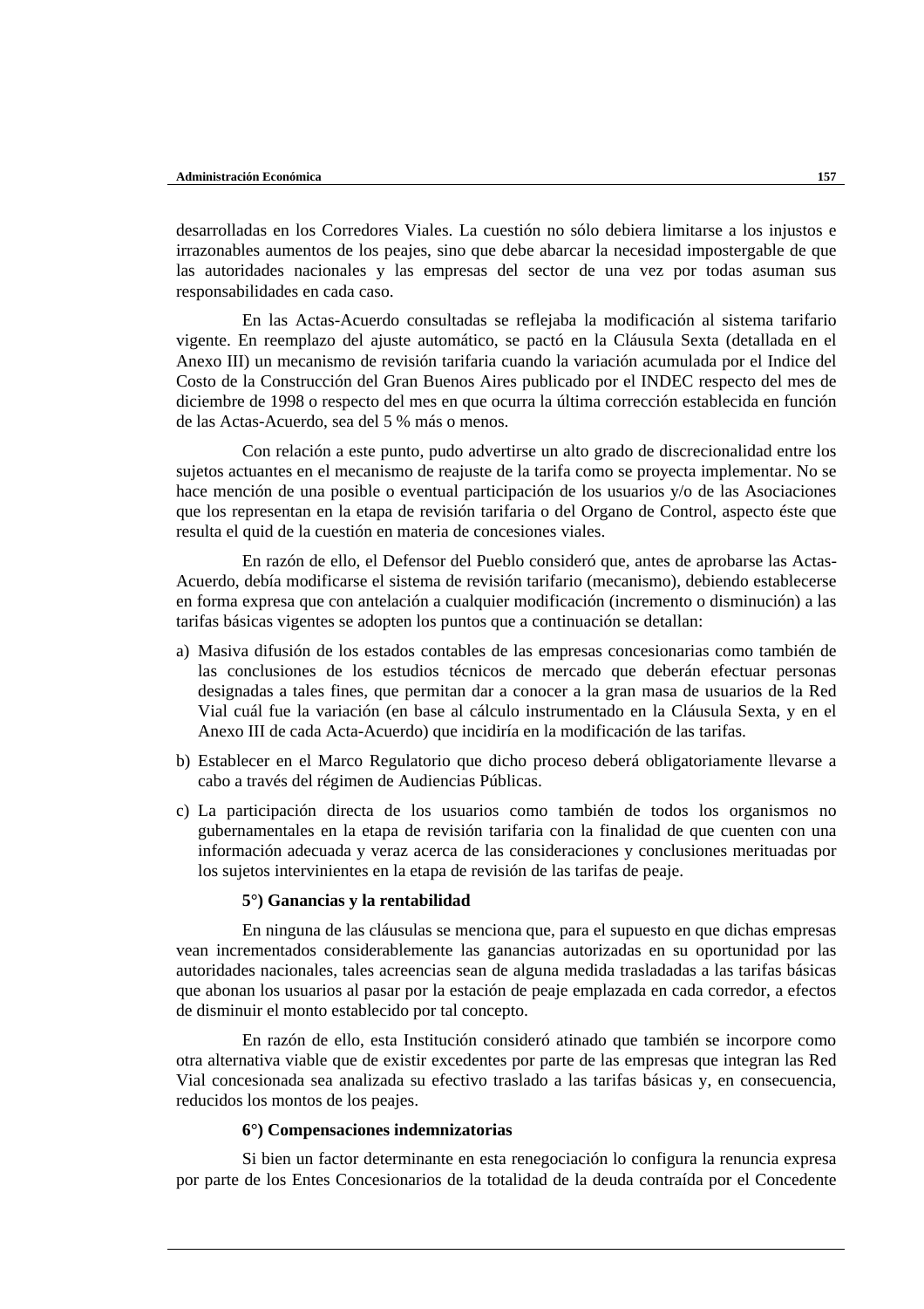desarrolladas en los Corredores Viales. La cuestión no sólo debiera limitarse a los injustos e irrazonables aumentos de los peajes, sino que debe abarcar la necesidad impostergable de que las autoridades nacionales y las empresas del sector de una vez por todas asuman sus responsabilidades en cada caso.

En las Actas-Acuerdo consultadas se reflejaba la modificación al sistema tarifario vigente. En reemplazo del ajuste automático, se pactó en la Cláusula Sexta (detallada en el Anexo III) un mecanismo de revisión tarifaria cuando la variación acumulada por el Indice del Costo de la Construcción del Gran Buenos Aires publicado por el INDEC respecto del mes de diciembre de 1998 o respecto del mes en que ocurra la última corrección establecida en función de las Actas-Acuerdo, sea del 5 % más o menos.

Con relación a este punto, pudo advertirse un alto grado de discrecionalidad entre los sujetos actuantes en el mecanismo de reajuste de la tarifa como se proyecta implementar. No se hace mención de una posible o eventual participación de los usuarios y/o de las Asociaciones que los representan en la etapa de revisión tarifaria o del Organo de Control, aspecto éste que resulta el quid de la cuestión en materia de concesiones viales.

En razón de ello, el Defensor del Pueblo consideró que, antes de aprobarse las Actas-Acuerdo, debía modificarse el sistema de revisión tarifario (mecanismo), debiendo establecerse en forma expresa que con antelación a cualquier modificación (incremento o disminución) a las tarifas básicas vigentes se adopten los puntos que a continuación se detallan:

a) Masiva difusión de los estados contables de las empresas concesionarias como también de las conclusiones de los estudios técnicos de mercado que deberán efectuar personas designadas a tales fines, que permitan dar a conocer a la gran masa de usuarios de la Red Vial cuál fue la variación (en base al cálculo instrumentado en la Cláusula Sexta, y en el Anexo III de cada Acta-Acuerdo) que incidiría en la modificación de las tarifas.

b) Establecer en el Marco Regulatorio que dicho proceso deberá obligatoriamente llevarse a cabo a través del régimen de Audiencias Públicas.

c) La participación directa de los usuarios como también de todos los organismos no gubernamentales en la etapa de revisión tarifaria con la finalidad de que cuenten con una información adecuada y veraz acerca de las consideraciones y conclusiones merituadas por los sujetos intervinientes en la etapa de revisión de las tarifas de peaje.

**5°) Ganancias y la rentabilidad**

En ninguna de las cláusulas se menciona que, para el supuesto en que dichas empresas vean incrementados considerablemente las ganancias autorizadas en su oportunidad por las autoridades nacionales, tales acreencias sean de alguna medida trasladadas a las tarifas básicas que abonan los usuarios al pasar por la estación de peaje emplazada en cada corredor, a efectos de disminuir el monto establecido por tal concepto.

En razón de ello, esta Institución consideró atinado que también se incorpore como otra alternativa viable que de existir excedentes por parte de las empresas que integran las Red Vial concesionada sea analizada su efectivo traslado a las tarifas básicas y, en consecuencia, reducidos los montos de los peajes.

**6°) Compensaciones indemnizatorias**

Si bien un factor determinante en esta renegociación lo configura la renuncia expresa por parte de los Entes Concesionarios de la totalidad de la deuda contraída por el Concedente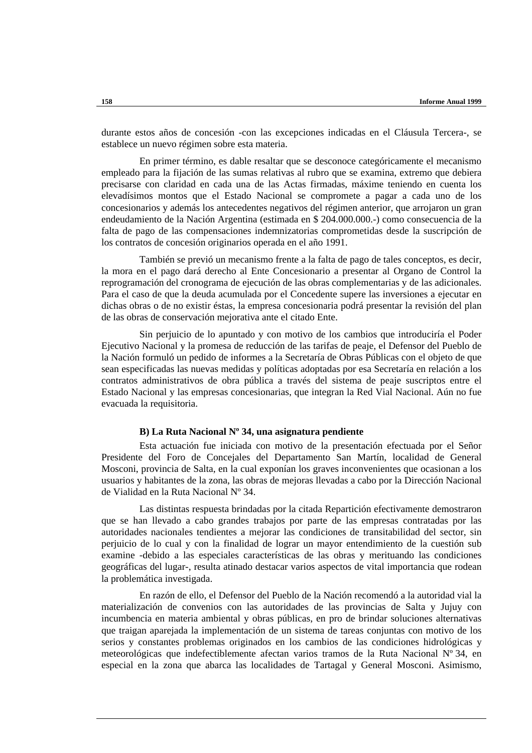durante estos años de concesión -con las excepciones indicadas en el Cláusula Tercera-, se establece un nuevo régimen sobre esta materia.

En primer término, es dable resaltar que se desconoce categóricamente el mecanismo empleado para la fijación de las sumas relativas al rubro que se examina, extremo que debiera precisarse con claridad en cada una de las Actas firmadas, máxime teniendo en cuenta los elevadísimos montos que el Estado Nacional se compromete a pagar a cada uno de los concesionarios y además los antecedentes negativos del régimen anterior, que arrojaron un gran endeudamiento de la Nación Argentina (estimada en $ 204.000.000.-) como consecuencia de la falta de pago de las compensaciones indemnizatorias comprometidas desde la suscripción de los contratos de concesión originarios operada en el año 1991.

También se previó un mecanismo frente a la falta de pago de tales conceptos, es decir, la mora en el pago dará derecho al Ente Concesionario a presentar al Organo de Control la reprogramación del cronograma de ejecución de las obras complementarias y de las adicionales. Para el caso de que la deuda acumulada por el Concedente supere las inversiones a ejecutar en dichas obras o de no existir éstas, la empresa concesionaria podrá presentar la revisión del plan de las obras de conservación mejorativa ante el citado Ente.

Sin perjuicio de lo apuntado y con motivo de los cambios que introduciría el Poder Ejecutivo Nacional y la promesa de reducción de las tarifas de peaje, el Defensor del Pueblo de la Nación formuló un pedido de informes a la Secretaría de Obras Públicas con el objeto de que sean especificadas las nuevas medidas y políticas adoptadas por esa Secretaría en relación a los contratos administrativos de obra pública a través del sistema de peaje suscriptos entre el Estado Nacional y las empresas concesionarias, que integran la Red Vial Nacional. Aún no fue evacuada la requisitoria.

**B) La Ruta Nacional Nº 34, una asignatura pendiente**

Esta actuación fue iniciada con motivo de la presentación efectuada por el Señor Presidente del Foro de Concejales del Departamento San Martín, localidad de General Mosconi, provincia de Salta, en la cual exponían los graves inconvenientes que ocasionan a los usuarios y habitantes de la zona, las obras de mejoras llevadas a cabo por la Dirección Nacional de Vialidad en la Ruta Nacional Nº 34.

Las distintas respuesta brindadas por la citada Repartición efectivamente demostraron que se han llevado a cabo grandes trabajos por parte de las empresas contratadas por las autoridades nacionales tendientes a mejorar las condiciones de transitabilidad del sector, sin perjuicio de lo cual y con la finalidad de lograr un mayor entendimiento de la cuestión sub examine -debido a las especiales características de las obras y merituando las condiciones geográficas del lugar-, resulta atinado destacar varios aspectos de vital importancia que rodean la problemática investigada.

En razón de ello, el Defensor del Pueblo de la Nación recomendó a la autoridad vial la materialización de convenios con las autoridades de las provincias de Salta y Jujuy con incumbencia en materia ambiental y obras públicas, en pro de brindar soluciones alternativas que traigan aparejada la implementación de un sistema de tareas conjuntas con motivo de los serios y constantes problemas originados en los cambios de las condiciones hidrológicas y meteorológicas que indefectiblemente afectan varios tramos de la Ruta Nacional Nº 34, en especial en la zona que abarca las localidades de Tartagal y General Mosconi. Asimismo,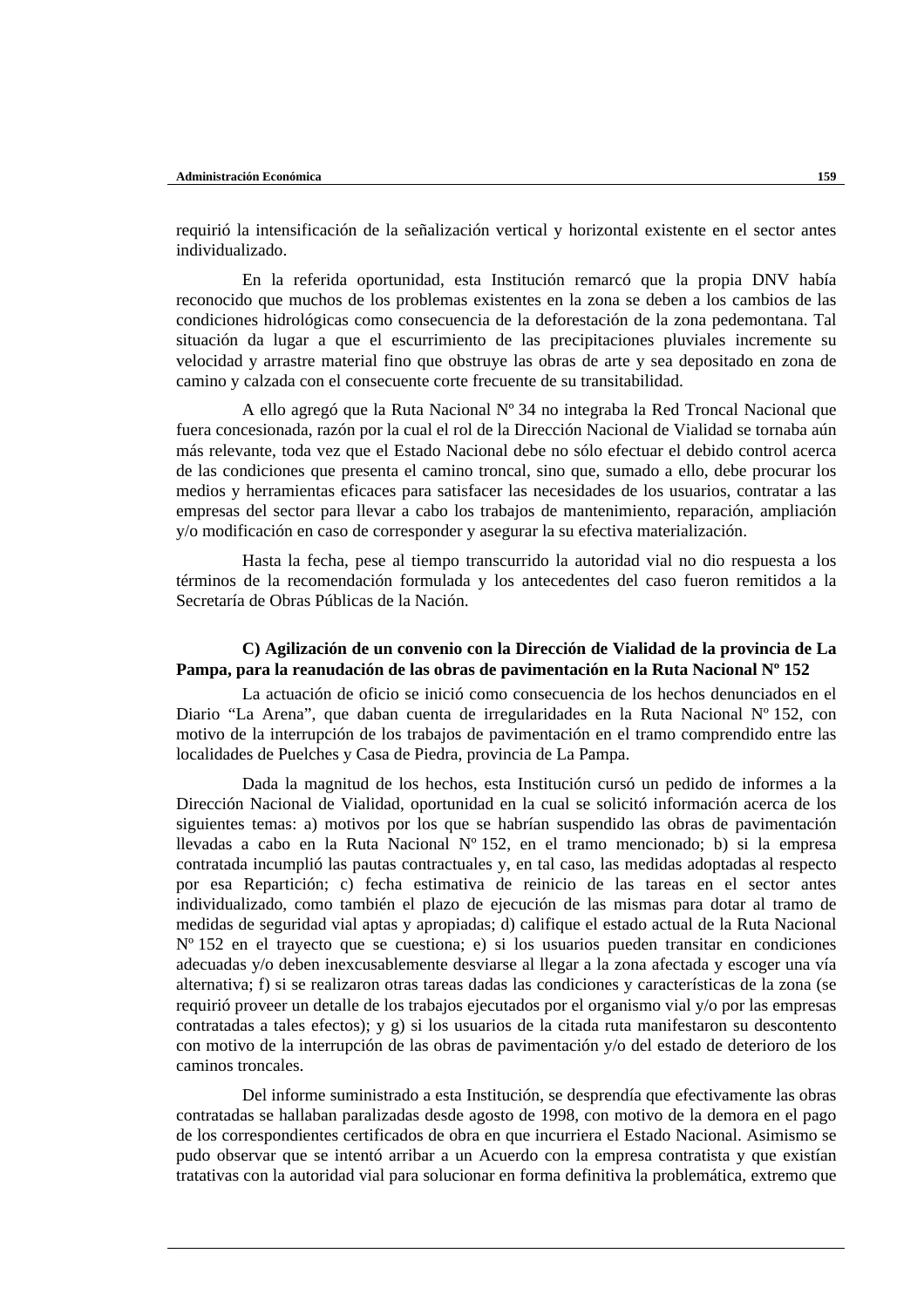requirió la intensificación de la señalización vertical y horizontal existente en el sector antes individualizado.

En la referida oportunidad, esta Institución remarcó que la propia DNV había reconocido que muchos de los problemas existentes en la zona se deben a los cambios de las condiciones hidrológicas como consecuencia de la deforestación de la zona pedemontana. Tal situación da lugar a que el escurrimiento de las precipitaciones pluviales incremente su velocidad y arrastre material fino que obstruye las obras de arte y sea depositado en zona de camino y calzada con el consecuente corte frecuente de su transitabilidad.

A ello agregó que la Ruta Nacional Nº 34 no integraba la Red Troncal Nacional que fuera concesionada, razón por la cual el rol de la Dirección Nacional de Vialidad se tornaba aún más relevante, toda vez que el Estado Nacional debe no sólo efectuar el debido control acerca de las condiciones que presenta el camino troncal, sino que, sumado a ello, debe procurar los medios y herramientas eficaces para satisfacer las necesidades de los usuarios, contratar a las empresas del sector para llevar a cabo los trabajos de mantenimiento, reparación, ampliación y/o modificación en caso de corresponder y asegurar la su efectiva materialización.

Hasta la fecha, pese al tiempo transcurrido la autoridad vial no dio respuesta a los términos de la recomendación formulada y los antecedentes del caso fueron remitidos a la Secretaría de Obras Públicas de la Nación.

**C) Agilización de un convenio con la Dirección de Vialidad de la provincia de La Pampa, para la reanudación de las obras de pavimentación en la Ruta Nacional Nº 152**

La actuación de oficio se inició como consecuencia de los hechos denunciados en el Diario "La Arena", que daban cuenta de irregularidades en la Ruta Nacional Nº 152, con motivo de la interrupción de los trabajos de pavimentación en el tramo comprendido entre las localidades de Puelches y Casa de Piedra, provincia de La Pampa.

Dada la magnitud de los hechos, esta Institución cursó un pedido de informes a la Dirección Nacional de Vialidad, oportunidad en la cual se solicitó información acerca de los siguientes temas: a) motivos por los que se habrían suspendido las obras de pavimentación llevadas a cabo en la Ruta Nacional Nº 152, en el tramo mencionado; b) si la empresa contratada incumplió las pautas contractuales y, en tal caso, las medidas adoptadas al respecto por esa Repartición; c) fecha estimativa de reinicio de las tareas en el sector antes individualizado, como también el plazo de ejecución de las mismas para dotar al tramo de medidas de seguridad vial aptas y apropiadas; d) califique el estado actual de la Ruta Nacional Nº 152 en el trayecto que se cuestiona; e) si los usuarios pueden transitar en condiciones adecuadas y/o deben inexcusablemente desviarse al llegar a la zona afectada y escoger una vía alternativa; f) si se realizaron otras tareas dadas las condiciones y características de la zona (se requirió proveer un detalle de los trabajos ejecutados por el organismo vial y/o por las empresas contratadas a tales efectos); y g) si los usuarios de la citada ruta manifestaron su descontento con motivo de la interrupción de las obras de pavimentación y/o del estado de deterioro de los caminos troncales.

Del informe suministrado a esta Institución, se desprendía que efectivamente las obras contratadas se hallaban paralizadas desde agosto de 1998, con motivo de la demora en el pago de los correspondientes certificados de obra en que incurriera el Estado Nacional. Asimismo se pudo observar que se intentó arribar a un Acuerdo con la empresa contratista y que existían tratativas con la autoridad vial para solucionar en forma definitiva la problemática, extremo que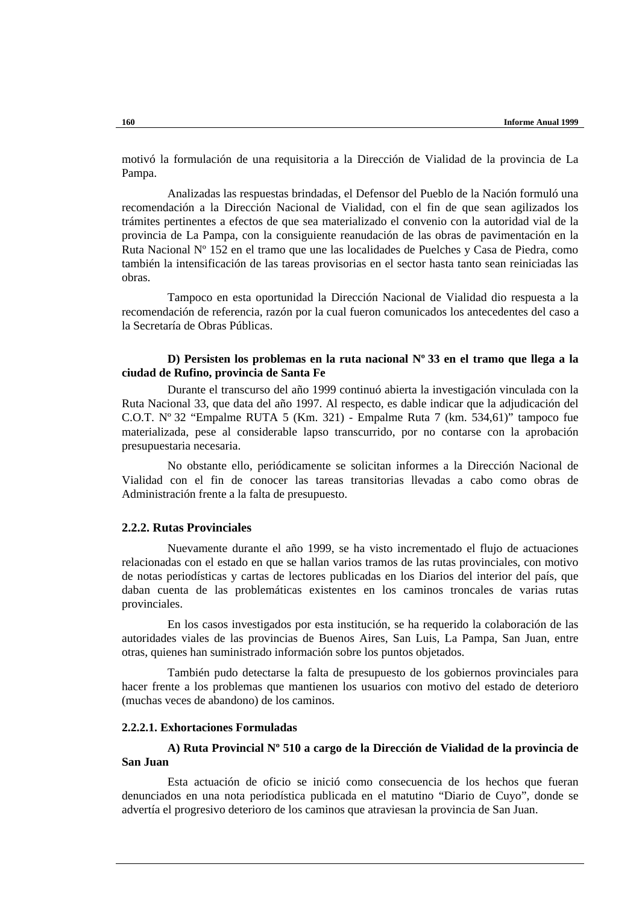motivó la formulación de una requisitoria a la Dirección de Vialidad de la provincia de La Pampa.

Analizadas las respuestas brindadas, el Defensor del Pueblo de la Nación formuló una recomendación a la Dirección Nacional de Vialidad, con el fin de que sean agilizados los trámites pertinentes a efectos de que sea materializado el convenio con la autoridad vial de la provincia de La Pampa, con la consiguiente reanudación de las obras de pavimentación en la Ruta Nacional Nº 152 en el tramo que une las localidades de Puelches y Casa de Piedra, como también la intensificación de las tareas provisorias en el sector hasta tanto sean reiniciadas las obras.

Tampoco en esta oportunidad la Dirección Nacional de Vialidad dio respuesta a la recomendación de referencia, razón por la cual fueron comunicados los antecedentes del caso a la Secretaría de Obras Públicas.

**D) Persisten los problemas en la ruta nacional Nº 33 en el tramo que llega a la ciudad de Rufino, provincia de Santa Fe**

Durante el transcurso del año 1999 continuó abierta la investigación vinculada con la Ruta Nacional 33, que data del año 1997. Al respecto, es dable indicar que la adjudicación del C.O.T. Nº 32 "Empalme RUTA 5 (Km. 321) - Empalme Ruta 7 (km. 534,61)" tampoco fue materializada, pese al considerable lapso transcurrido, por no contarse con la aprobación presupuestaria necesaria.

No obstante ello, periódicamente se solicitan informes a la Dirección Nacional de Vialidad con el fin de conocer las tareas transitorias llevadas a cabo como obras de Administración frente a la falta de presupuesto.

### 2.2.2. Rutas Provinciales

Nuevamente durante el año 1999, se ha visto incrementado el flujo de actuaciones relacionadas con el estado en que se hallan varios tramos de las rutas provinciales, con motivo de notas periodísticas y cartas de lectores publicadas en los Diarios del interior del país, que daban cuenta de las problemáticas existentes en los caminos troncales de varias rutas provinciales.

En los casos investigados por esta institución, se ha requerido la colaboración de las autoridades viales de las provincias de Buenos Aires, San Luis, La Pampa, San Juan, entre otras, quienes han suministrado información sobre los puntos objetados.

También pudo detectarse la falta de presupuesto de los gobiernos provinciales para hacer frente a los problemas que mantienen los usuarios con motivo del estado de deterioro (muchas veces de abandono) de los caminos.

#### 2.2.2.1. Exhortaciones Formuladas

**A) Ruta Provincial Nº 510 a cargo de la Dirección de Vialidad de la provincia de San Juan**

Esta actuación de oficio se inició como consecuencia de los hechos que fueran denunciados en una nota periodística publicada en el matutino "Diario de Cuyo", donde se advertía el progresivo deterioro de los caminos que atraviesan la provincia de San Juan.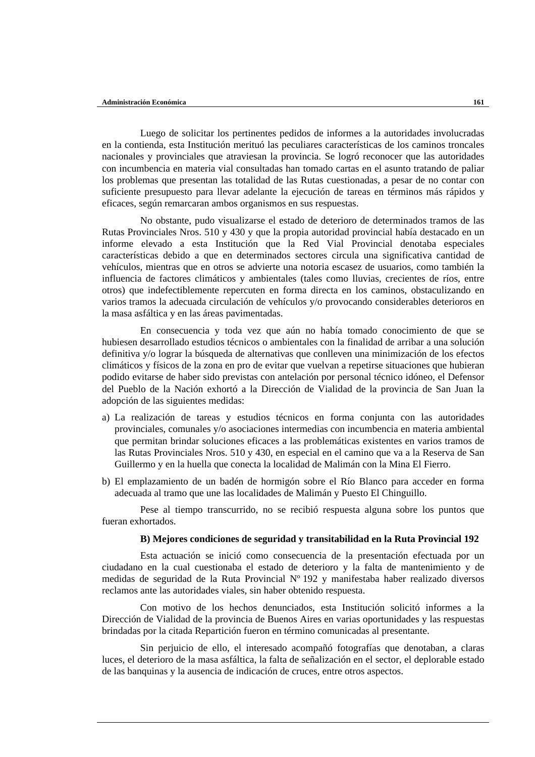Luego de solicitar los pertinentes pedidos de informes a la autoridades involucradas en la contienda, esta Institución merituó las peculiares características de los caminos troncales nacionales y provinciales que atraviesan la provincia. Se logró reconocer que las autoridades con incumbencia en materia vial consultadas han tomado cartas en el asunto tratando de paliar los problemas que presentan las totalidad de las Rutas cuestionadas, a pesar de no contar con suficiente presupuesto para llevar adelante la ejecución de tareas en términos más rápidos y eficaces, según remarcaran ambos organismos en sus respuestas.

No obstante, pudo visualizarse el estado de deterioro de determinados tramos de las Rutas Provinciales Nros. 510 y 430 y que la propia autoridad provincial había destacado en un informe elevado a esta Institución que la Red Vial Provincial denotaba especiales características debido a que en determinados sectores circula una significativa cantidad de vehículos, mientras que en otros se advierte una notoria escasez de usuarios, como también la influencia de factores climáticos y ambientales (tales como lluvias, crecientes de ríos, entre otros) que indefectiblemente repercuten en forma directa en los caminos, obstaculizando en varios tramos la adecuada circulación de vehículos y/o provocando considerables deterioros en la masa asfáltica y en las áreas pavimentadas.

En consecuencia y toda vez que aún no había tomado conocimiento de que se hubiesen desarrollado estudios técnicos o ambientales con la finalidad de arribar a una solución definitiva y/o lograr la búsqueda de alternativas que conlleven una minimización de los efectos climáticos y físicos de la zona en pro de evitar que vuelvan a repetirse situaciones que hubieran podido evitarse de haber sido previstas con antelación por personal técnico idóneo, el Defensor del Pueblo de la Nación exhortó a la Dirección de Vialidad de la provincia de San Juan la adopción de las siguientes medidas:

a) La realización de tareas y estudios técnicos en forma conjunta con las autoridades provinciales, comunales y/o asociaciones intermedias con incumbencia en materia ambiental que permitan brindar soluciones eficaces a las problemáticas existentes en varios tramos de las Rutas Provinciales Nros. 510 y 430, en especial en el camino que va a la Reserva de San Guillermo y en la huella que conecta la localidad de Malimán con la Mina El Fierro.

b) El emplazamiento de un badén de hormigón sobre el Río Blanco para acceder en forma adecuada al tramo que une las localidades de Malimán y Puesto El Chinguillo.

Pese al tiempo transcurrido, no se recibió respuesta alguna sobre los puntos que fueran exhortados.

**B) Mejores condiciones de seguridad y transitabilidad en la Ruta Provincial 192**

Esta actuación se inició como consecuencia de la presentación efectuada por un ciudadano en la cual cuestionaba el estado de deterioro y la falta de mantenimiento y de medidas de seguridad de la Ruta Provincial Nº 192 y manifestaba haber realizado diversos reclamos ante las autoridades viales, sin haber obtenido respuesta.

Con motivo de los hechos denunciados, esta Institución solicitó informes a la Dirección de Vialidad de la provincia de Buenos Aires en varias oportunidades y las respuestas brindadas por la citada Repartición fueron en término comunicadas al presentante.

Sin perjuicio de ello, el interesado acompañó fotografías que denotaban, a claras luces, el deterioro de la masa asfáltica, la falta de señalización en el sector, el deplorable estado de las banquinas y la ausencia de indicación de cruces, entre otros aspectos.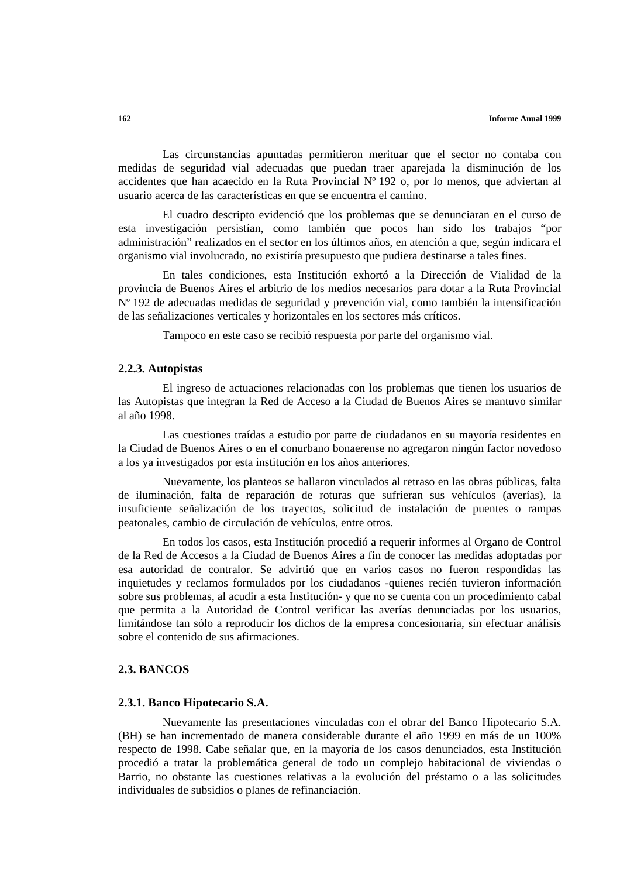Las circunstancias apuntadas permitieron merituar que el sector no contaba con medidas de seguridad vial adecuadas que puedan traer aparejada la disminución de los accidentes que han acaecido en la Ruta Provincial Nº 192 o, por lo menos, que adviertan al usuario acerca de las características en que se encuentra el camino.

El cuadro descripto evidenció que los problemas que se denunciaran en el curso de esta investigación persistían, como también que pocos han sido los trabajos "por administración" realizados en el sector en los últimos años, en atención a que, según indicara el organismo vial involucrado, no existiría presupuesto que pudiera destinarse a tales fines.

En tales condiciones, esta Institución exhortó a la Dirección de Vialidad de la provincia de Buenos Aires el arbitrio de los medios necesarios para dotar a la Ruta Provincial Nº 192 de adecuadas medidas de seguridad y prevención vial, como también la intensificación de las señalizaciones verticales y horizontales en los sectores más críticos.

Tampoco en este caso se recibió respuesta por parte del organismo vial.

### 2.2.3. Autopistas

El ingreso de actuaciones relacionadas con los problemas que tienen los usuarios de las Autopistas que integran la Red de Acceso a la Ciudad de Buenos Aires se mantuvo similar al año 1998.

Las cuestiones traídas a estudio por parte de ciudadanos en su mayoría residentes en la Ciudad de Buenos Aires o en el conurbano bonaerense no agregaron ningún factor novedoso a los ya investigados por esta institución en los años anteriores.

Nuevamente, los planteos se hallaron vinculados al retraso en las obras públicas, falta de iluminación, falta de reparación de roturas que sufrieran sus vehículos (averías), la insuficiente señalización de los trayectos, solicitud de instalación de puentes o rampas peatonales, cambio de circulación de vehículos, entre otros.

En todos los casos, esta Institución procedió a requerir informes al Organo de Control de la Red de Accesos a la Ciudad de Buenos Aires a fin de conocer las medidas adoptadas por esa autoridad de contralor. Se advirtió que en varios casos no fueron respondidas las inquietudes y reclamos formulados por los ciudadanos -quienes recién tuvieron información sobre sus problemas, al acudir a esta Institución- y que no se cuenta con un procedimiento cabal que permita a la Autoridad de Control verificar las averías denunciadas por los usuarios, limitándose tan sólo a reproducir los dichos de la empresa concesionaria, sin efectuar análisis sobre el contenido de sus afirmaciones.

## 2.3. BANCOS

### 2.3.1. Banco Hipotecario S.A.

Nuevamente las presentaciones vinculadas con el obrar del Banco Hipotecario S.A. (BH) se han incrementado de manera considerable durante el año 1999 en más de un 100% respecto de 1998. Cabe señalar que, en la mayoría de los casos denunciados, esta Institución procedió a tratar la problemática general de todo un complejo habitacional de viviendas o Barrio, no obstante las cuestiones relativas a la evolución del préstamo o a las solicitudes individuales de subsidios o planes de refinanciación.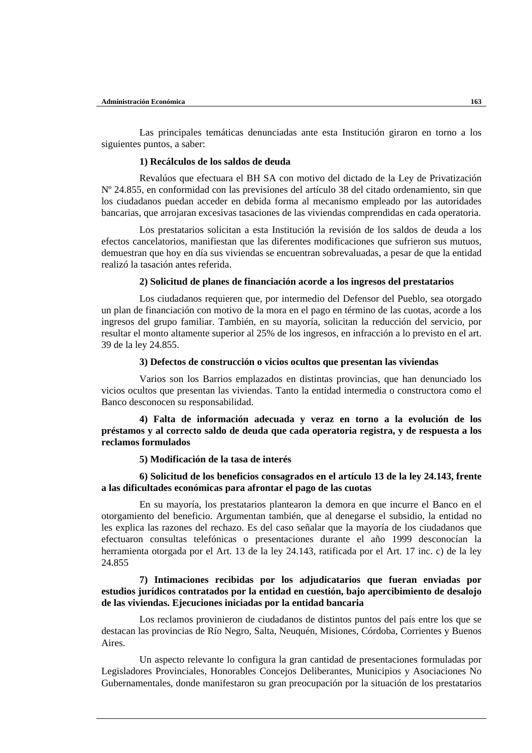Las principales temáticas denunciadas ante esta Institución giraron en torno a los siguientes puntos, a saber:

**1) Recálculos de los saldos de deuda**

Revalúos que efectuara el BH SA con motivo del dictado de la Ley de Privatización Nº 24.855, en conformidad con las previsiones del artículo 38 del citado ordenamiento, sin que los ciudadanos puedan acceder en debida forma al mecanismo empleado por las autoridades bancarias, que arrojaran excesivas tasaciones de las viviendas comprendidas en cada operatoria.

Los prestatarios solicitan a esta Institución la revisión de los saldos de deuda a los efectos cancelatorios, manifiestan que las diferentes modificaciones que sufrieron sus mutuos, demuestran que hoy en día sus viviendas se encuentran sobrevaluadas, a pesar de que la entidad realizó la tasación antes referida.

**2) Solicitud de planes de financiación acorde a los ingresos del prestatarios**

Los ciudadanos requieren que, por intermedio del Defensor del Pueblo, sea otorgado un plan de financiación con motivo de la mora en el pago en término de las cuotas, acorde a los ingresos del grupo familiar. También, en su mayoría, solicitan la reducción del servicio, por resultar el monto altamente superior al 25% de los ingresos, en infracción a lo previsto en el art. 39 de la ley 24.855.

**3) Defectos de construcción o vicios ocultos que presentan las viviendas**

Varios son los Barrios emplazados en distintas provincias, que han denunciado los vicios ocultos que presentan las viviendas. Tanto la entidad intermedia o constructora como el Banco desconocen su responsabilidad.

**4) Falta de información adecuada y veraz en torno a la evolución de los préstamos y al correcto saldo de deuda que cada operatoria registra, y de respuesta a los reclamos formulados**

**5) Modificación de la tasa de interés**

**6) Solicitud de los beneficios consagrados en el artículo 13 de la ley 24.143, frente a las dificultades económicas para afrontar el pago de las cuotas**

En su mayoría, los prestatarios plantearon la demora en que incurre el Banco en el otorgamiento del beneficio. Argumentan también, que al denegarse el subsidio, la entidad no les explica las razones del rechazo. Es del caso señalar que la mayoría de los ciudadanos que efectuaron consultas telefónicas o presentaciones durante el año 1999 desconocían la herramienta otorgada por el Art. 13 de la ley 24.143, ratificada por el Art. 17 inc. c) de la ley 24.855

**7) Intimaciones recibidas por los adjudicatarios que fueran enviadas por estudios jurídicos contratados por la entidad en cuestión, bajo apercibimiento de desalojo de las viviendas. Ejecuciones iniciadas por la entidad bancaria**

Los reclamos provinieron de ciudadanos de distintos puntos del país entre los que se destacan las provincias de Río Negro, Salta, Neuquén, Misiones, Córdoba, Corrientes y Buenos Aires.

Un aspecto relevante lo configura la gran cantidad de presentaciones formuladas por Legisladores Provinciales, Honorables Concejos Deliberantes, Municipios y Asociaciones No Gubernamentales, donde manifestaron su gran preocupación por la situación de los prestatarios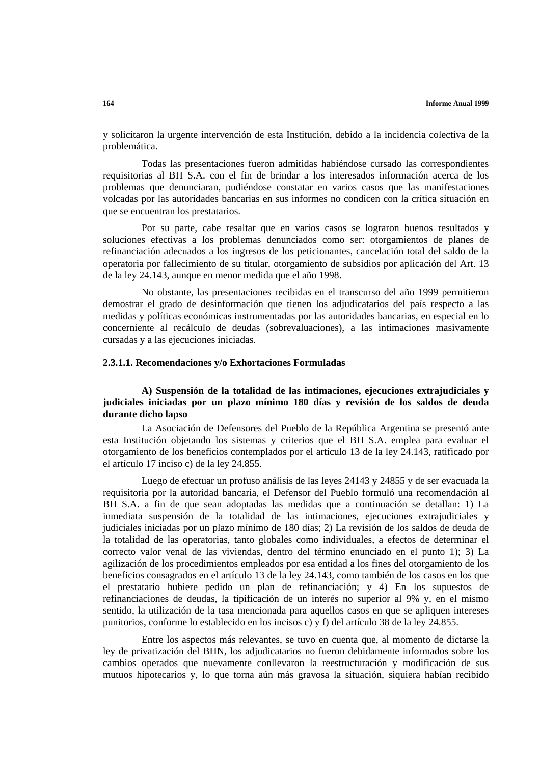y solicitaron la urgente intervención de esta Institución, debido a la incidencia colectiva de la problemática.

Todas las presentaciones fueron admitidas habiéndose cursado las correspondientes requisitorias al BH S.A. con el fin de brindar a los interesados información acerca de los problemas que denunciaran, pudiéndose constatar en varios casos que las manifestaciones volcadas por las autoridades bancarias en sus informes no condicen con la crítica situación en que se encuentran los prestatarios.

Por su parte, cabe resaltar que en varios casos se lograron buenos resultados y soluciones efectivas a los problemas denunciados como ser: otorgamientos de planes de refinanciación adecuados a los ingresos de los peticionantes, cancelación total del saldo de la operatoria por fallecimiento de su titular, otorgamiento de subsidios por aplicación del Art. 13 de la ley 24.143, aunque en menor medida que el año 1998.

No obstante, las presentaciones recibidas en el transcurso del año 1999 permitieron demostrar el grado de desinformación que tienen los adjudicatarios del país respecto a las medidas y políticas económicas instrumentadas por las autoridades bancarias, en especial en lo concerniente al recálculo de deudas (sobrevaluaciones), a las intimaciones masivamente cursadas y a las ejecuciones iniciadas.

#### 2.3.1.1. Recomendaciones y/o Exhortaciones Formuladas

**A) Suspensión de la totalidad de las intimaciones, ejecuciones extrajudiciales y judiciales iniciadas por un plazo mínimo 180 días y revisión de los saldos de deuda durante dicho lapso**

La Asociación de Defensores del Pueblo de la República Argentina se presentó ante esta Institución objetando los sistemas y criterios que el BH S.A. emplea para evaluar el otorgamiento de los beneficios contemplados por el artículo 13 de la ley 24.143, ratificado por el artículo 17 inciso c) de la ley 24.855.

Luego de efectuar un profuso análisis de las leyes 24143 y 24855 y de ser evacuada la requisitoria por la autoridad bancaria, el Defensor del Pueblo formuló una recomendación al BH S.A. a fin de que sean adoptadas las medidas que a continuación se detallan: 1) La inmediata suspensión de la totalidad de las intimaciones, ejecuciones extrajudiciales y judiciales iniciadas por un plazo mínimo de 180 días; 2) La revisión de los saldos de deuda de la totalidad de las operatorias, tanto globales como individuales, a efectos de determinar el correcto valor venal de las viviendas, dentro del término enunciado en el punto 1); 3) La agilización de los procedimientos empleados por esa entidad a los fines del otorgamiento de los beneficios consagrados en el artículo 13 de la ley 24.143, como también de los casos en los que el prestatario hubiere pedido un plan de refinanciación; y 4) En los supuestos de refinanciaciones de deudas, la tipificación de un interés no superior al 9% y, en el mismo sentido, la utilización de la tasa mencionada para aquellos casos en que se apliquen intereses punitorios, conforme lo establecido en los incisos c) y f) del artículo 38 de la ley 24.855.

Entre los aspectos más relevantes, se tuvo en cuenta que, al momento de dictarse la ley de privatización del BHN, los adjudicatarios no fueron debidamente informados sobre los cambios operados que nuevamente conllevaron la reestructuración y modificación de sus mutuos hipotecarios y, lo que torna aún más gravosa la situación, siquiera habían recibido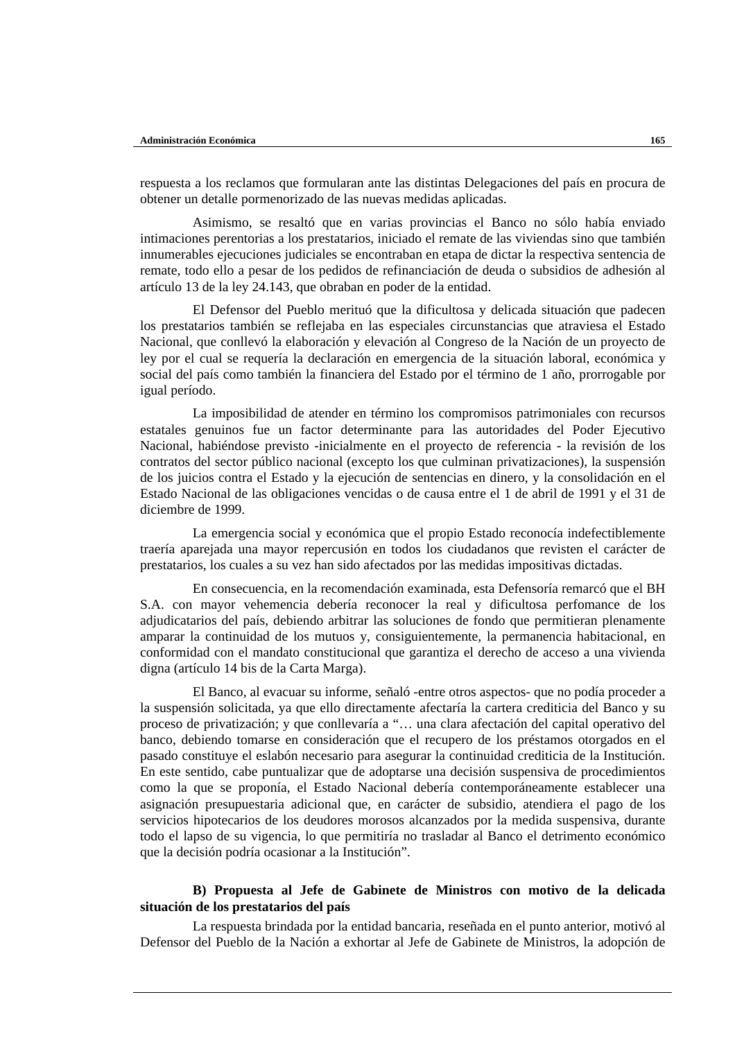respuesta a los reclamos que formularan ante las distintas Delegaciones del país en procura de obtener un detalle pormenorizado de las nuevas medidas aplicadas.

Asimismo, se resaltó que en varias provincias el Banco no sólo había enviado intimaciones perentorias a los prestatarios, iniciado el remate de las viviendas sino que también innumerables ejecuciones judiciales se encontraban en etapa de dictar la respectiva sentencia de remate, todo ello a pesar de los pedidos de refinanciación de deuda o subsidios de adhesión al artículo 13 de la ley 24.143, que obraban en poder de la entidad.

El Defensor del Pueblo merituó que la dificultosa y delicada situación que padecen los prestatarios también se reflejaba en las especiales circunstancias que atraviesa el Estado Nacional, que conllevó la elaboración y elevación al Congreso de la Nación de un proyecto de ley por el cual se requería la declaración en emergencia de la situación laboral, económica y social del país como también la financiera del Estado por el término de 1 año, prorrogable por igual período.

La imposibilidad de atender en término los compromisos patrimoniales con recursos estatales genuinos fue un factor determinante para las autoridades del Poder Ejecutivo Nacional, habiéndose previsto -inicialmente en el proyecto de referencia - la revisión de los contratos del sector público nacional (excepto los que culminan privatizaciones), la suspensión de los juicios contra el Estado y la ejecución de sentencias en dinero, y la consolidación en el Estado Nacional de las obligaciones vencidas o de causa entre el 1 de abril de 1991 y el 31 de diciembre de 1999.

La emergencia social y económica que el propio Estado reconocía indefectiblemente traería aparejada una mayor repercusión en todos los ciudadanos que revisten el carácter de prestatarios, los cuales a su vez han sido afectados por las medidas impositivas dictadas.

En consecuencia, en la recomendación examinada, esta Defensoría remarcó que el BH S.A. con mayor vehemencia debería reconocer la real y dificultosa perfomance de los adjudicatarios del país, debiendo arbitrar las soluciones de fondo que permitieran plenamente amparar la continuidad de los mutuos y, consiguientemente, la permanencia habitacional, en conformidad con el mandato constitucional que garantiza el derecho de acceso a una vivienda digna (artículo 14 bis de la Carta Marga).

El Banco, al evacuar su informe, señaló -entre otros aspectos- que no podía proceder a la suspensión solicitada, ya que ello directamente afectaría la cartera crediticia del Banco y su proceso de privatización; y que conllevaría a "… una clara afectación del capital operativo del banco, debiendo tomarse en consideración que el recupero de los préstamos otorgados en el pasado constituye el eslabón necesario para asegurar la continuidad crediticia de la Institución. En este sentido, cabe puntualizar que de adoptarse una decisión suspensiva de procedimientos como la que se proponía, el Estado Nacional debería contemporáneamente establecer una asignación presupuestaria adicional que, en carácter de subsidio, atendiera el pago de los servicios hipotecarios de los deudores morosos alcanzados por la medida suspensiva, durante todo el lapso de su vigencia, lo que permitiría no trasladar al Banco el detrimento económico que la decisión podría ocasionar a la Institución".

**B) Propuesta al Jefe de Gabinete de Ministros con motivo de la delicada situación de los prestatarios del país**

La respuesta brindada por la entidad bancaria, reseñada en el punto anterior, motivó al Defensor del Pueblo de la Nación a exhortar al Jefe de Gabinete de Ministros, la adopción de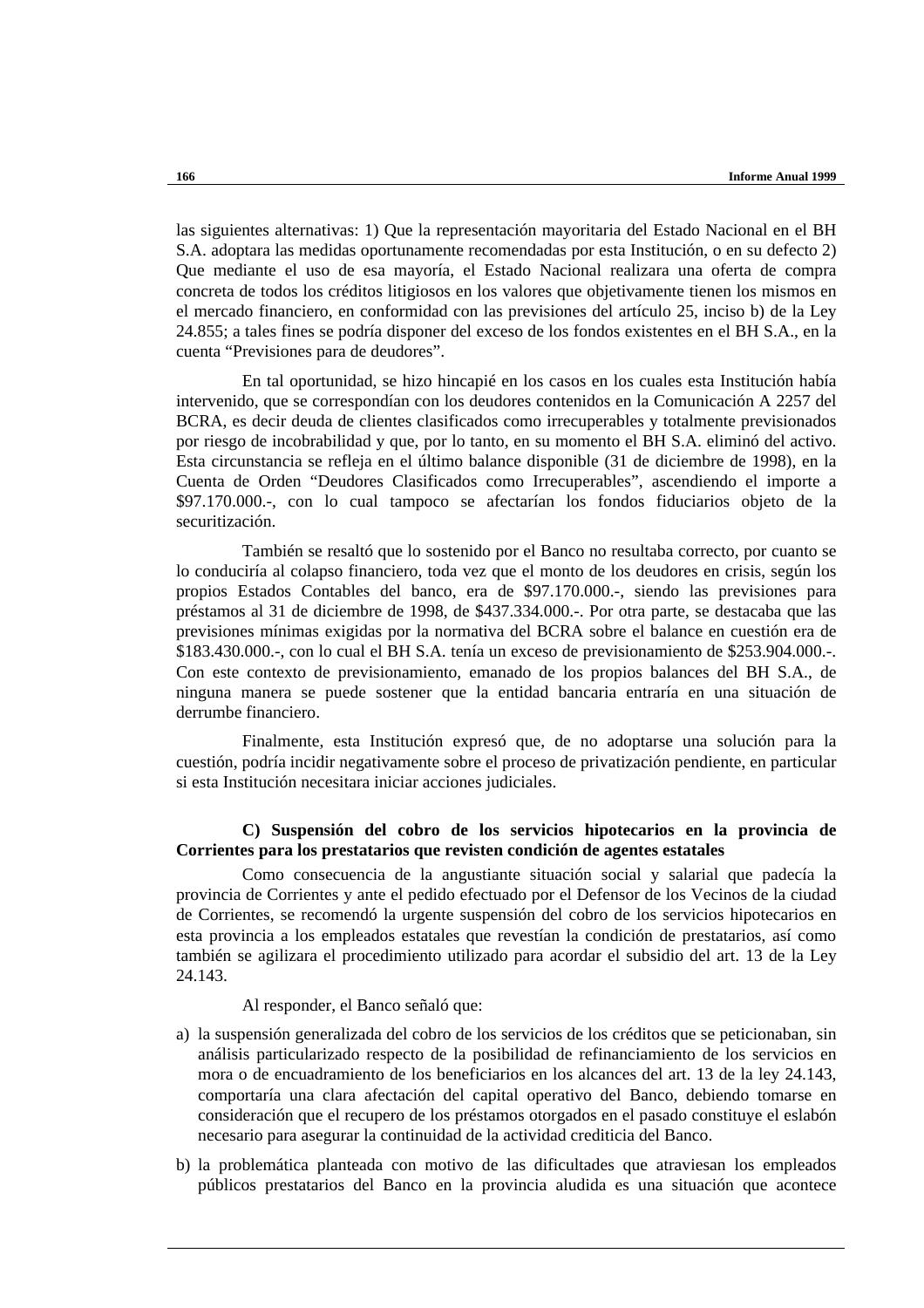las siguientes alternativas: 1) Que la representación mayoritaria del Estado Nacional en el BH S.A. adoptara las medidas oportunamente recomendadas por esta Institución, o en su defecto 2) Que mediante el uso de esa mayoría, el Estado Nacional realizara una oferta de compra concreta de todos los créditos litigiosos en los valores que objetivamente tienen los mismos en el mercado financiero, en conformidad con las previsiones del artículo 25, inciso b) de la Ley 24.855; a tales fines se podría disponer del exceso de los fondos existentes en el BH S.A., en la cuenta "Previsiones para de deudores".

En tal oportunidad, se hizo hincapié en los casos en los cuales esta Institución había intervenido, que se correspondían con los deudores contenidos en la Comunicación A 2257 del BCRA, es decir deuda de clientes clasificados como irrecuperables y totalmente previsionados por riesgo de incobrabilidad y que, por lo tanto, en su momento el BH S.A. eliminó del activo. Esta circunstancia se refleja en el último balance disponible (31 de diciembre de 1998), en la Cuenta de Orden "Deudores Clasificados como Irrecuperables", ascendiendo el importe a $97.170.000.-, con lo cual tampoco se afectarían los fondos fiduciarios objeto de la securitización.

También se resaltó que lo sostenido por el Banco no resultaba correcto, por cuanto se lo conduciría al colapso financiero, toda vez que el monto de los deudores en crisis, según los propios Estados Contables del banco, era de $97.170.000.-, siendo las previsiones para préstamos al 31 de diciembre de 1998, de $437.334.000.-. Por otra parte, se destacaba que las previsiones mínimas exigidas por la normativa del BCRA sobre el balance en cuestión era de $183.430.000.-, con lo cual el BH S.A. tenía un exceso de previsionamiento de $253.904.000.-. Con este contexto de previsionamiento, emanado de los propios balances del BH S.A., de ninguna manera se puede sostener que la entidad bancaria entraría en una situación de derrumbe financiero.

Finalmente, esta Institución expresó que, de no adoptarse una solución para la cuestión, podría incidir negativamente sobre el proceso de privatización pendiente, en particular si esta Institución necesitara iniciar acciones judiciales.

**C) Suspensión del cobro de los servicios hipotecarios en la provincia de Corrientes para los prestatarios que revisten condición de agentes estatales**

Como consecuencia de la angustiante situación social y salarial que padecía la provincia de Corrientes y ante el pedido efectuado por el Defensor de los Vecinos de la ciudad de Corrientes, se recomendó la urgente suspensión del cobro de los servicios hipotecarios en esta provincia a los empleados estatales que revestían la condición de prestatarios, así como también se agilizara el procedimiento utilizado para acordar el subsidio del art. 13 de la Ley 24.143.

Al responder, el Banco señaló que:

a) la suspensión generalizada del cobro de los servicios de los créditos que se peticionaban, sin análisis particularizado respecto de la posibilidad de refinanciamiento de los servicios en mora o de encuadramiento de los beneficiarios en los alcances del art. 13 de la ley 24.143, comportaría una clara afectación del capital operativo del Banco, debiendo tomarse en consideración que el recupero de los préstamos otorgados en el pasado constituye el eslabón necesario para asegurar la continuidad de la actividad crediticia del Banco.

b) la problemática planteada con motivo de las dificultades que atraviesan los empleados públicos prestatarios del Banco en la provincia aludida es una situación que acontece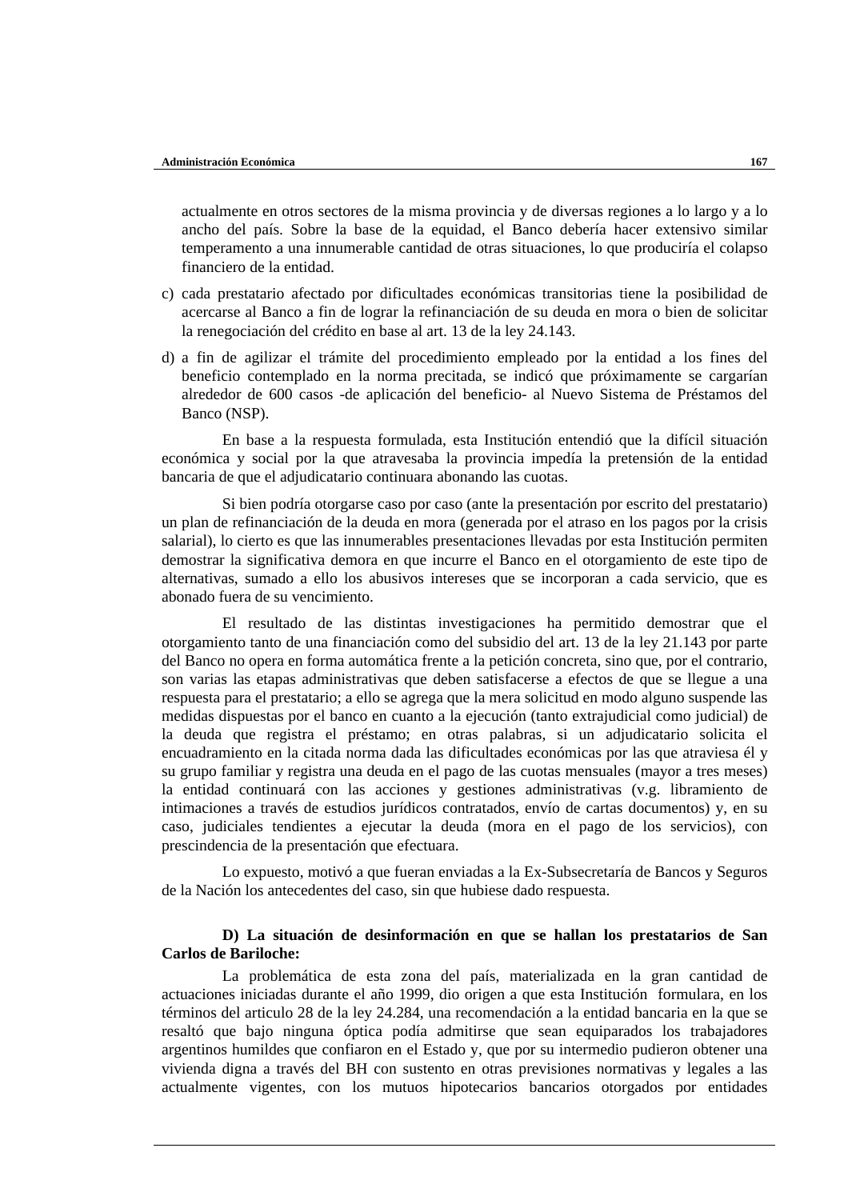actualmente en otros sectores de la misma provincia y de diversas regiones a lo largo y a lo ancho del país. Sobre la base de la equidad, el Banco debería hacer extensivo similar temperamento a una innumerable cantidad de otras situaciones, lo que produciría el colapso financiero de la entidad.

c) cada prestatario afectado por dificultades económicas transitorias tiene la posibilidad de acercarse al Banco a fin de lograr la refinanciación de su deuda en mora o bien de solicitar la renegociación del crédito en base al art. 13 de la ley 24.143.

d) a fin de agilizar el trámite del procedimiento empleado por la entidad a los fines del beneficio contemplado en la norma precitada, se indicó que próximamente se cargarían alrededor de 600 casos -de aplicación del beneficio- al Nuevo Sistema de Préstamos del Banco (NSP).

En base a la respuesta formulada, esta Institución entendió que la difícil situación económica y social por la que atravesaba la provincia impedía la pretensión de la entidad bancaria de que el adjudicatario continuara abonando las cuotas.

Si bien podría otorgarse caso por caso (ante la presentación por escrito del prestatario) un plan de refinanciación de la deuda en mora (generada por el atraso en los pagos por la crisis salarial), lo cierto es que las innumerables presentaciones llevadas por esta Institución permiten demostrar la significativa demora en que incurre el Banco en el otorgamiento de este tipo de alternativas, sumado a ello los abusivos intereses que se incorporan a cada servicio, que es abonado fuera de su vencimiento.

El resultado de las distintas investigaciones ha permitido demostrar que el otorgamiento tanto de una financiación como del subsidio del art. 13 de la ley 21.143 por parte del Banco no opera en forma automática frente a la petición concreta, sino que, por el contrario, son varias las etapas administrativas que deben satisfacerse a efectos de que se llegue a una respuesta para el prestatario; a ello se agrega que la mera solicitud en modo alguno suspende las medidas dispuestas por el banco en cuanto a la ejecución (tanto extrajudicial como judicial) de la deuda que registra el préstamo; en otras palabras, si un adjudicatario solicita el encuadramiento en la citada norma dada las dificultades económicas por las que atraviesa él y su grupo familiar y registra una deuda en el pago de las cuotas mensuales (mayor a tres meses) la entidad continuará con las acciones y gestiones administrativas (v.g. libramiento de intimaciones a través de estudios jurídicos contratados, envío de cartas documentos) y, en su caso, judiciales tendientes a ejecutar la deuda (mora en el pago de los servicios), con prescindencia de la presentación que efectuara.

Lo expuesto, motivó a que fueran enviadas a la Ex-Subsecretaría de Bancos y Seguros de la Nación los antecedentes del caso, sin que hubiese dado respuesta.

**D) La situación de desinformación en que se hallan los prestatarios de San Carlos de Bariloche:**

La problemática de esta zona del país, materializada en la gran cantidad de actuaciones iniciadas durante el año 1999, dio origen a que esta Institución formulara, en los términos del articulo 28 de la ley 24.284, una recomendación a la entidad bancaria en la que se resaltó que bajo ninguna óptica podía admitirse que sean equiparados los trabajadores argentinos humildes que confiaron en el Estado y, que por su intermedio pudieron obtener una vivienda digna a través del BH con sustento en otras previsiones normativas y legales a las actualmente vigentes, con los mutuos hipotecarios bancarios otorgados por entidades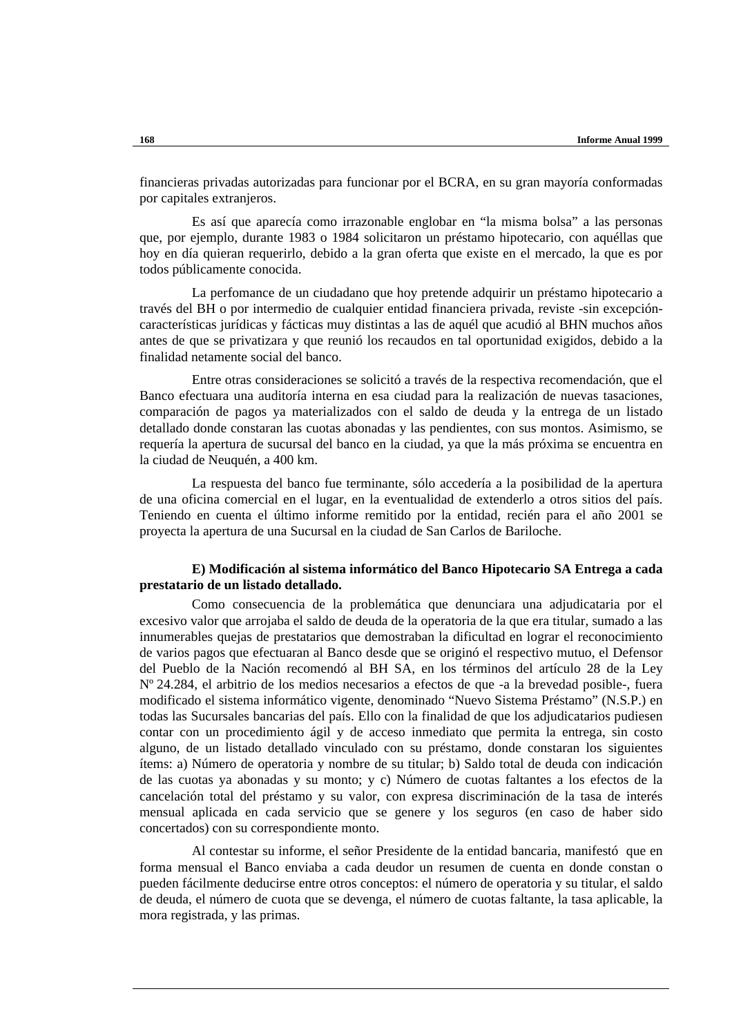financieras privadas autorizadas para funcionar por el BCRA, en su gran mayoría conformadas por capitales extranjeros.

Es así que aparecía como irrazonable englobar en "la misma bolsa" a las personas que, por ejemplo, durante 1983 o 1984 solicitaron un préstamo hipotecario, con aquéllas que hoy en día quieran requerirlo, debido a la gran oferta que existe en el mercado, la que es por todos públicamente conocida.

La perfomance de un ciudadano que hoy pretende adquirir un préstamo hipotecario a través del BH o por intermedio de cualquier entidad financiera privada, reviste -sin excepción- características jurídicas y fácticas muy distintas a las de aquél que acudió al BHN muchos años antes de que se privatizara y que reunió los recaudos en tal oportunidad exigidos, debido a la finalidad netamente social del banco.

Entre otras consideraciones se solicitó a través de la respectiva recomendación, que el Banco efectuara una auditoría interna en esa ciudad para la realización de nuevas tasaciones, comparación de pagos ya materializados con el saldo de deuda y la entrega de un listado detallado donde constaran las cuotas abonadas y las pendientes, con sus montos. Asimismo, se requería la apertura de sucursal del banco en la ciudad, ya que la más próxima se encuentra en la ciudad de Neuquén, a 400 km.

La respuesta del banco fue terminante, sólo accedería a la posibilidad de la apertura de una oficina comercial en el lugar, en la eventualidad de extenderlo a otros sitios del país. Teniendo en cuenta el último informe remitido por la entidad, recién para el año 2001 se proyecta la apertura de una Sucursal en la ciudad de San Carlos de Bariloche.

**E) Modificación al sistema informático del Banco Hipotecario SA Entrega a cada prestatario de un listado detallado.**

Como consecuencia de la problemática que denunciara una adjudicataria por el excesivo valor que arrojaba el saldo de deuda de la operatoria de la que era titular, sumado a las innumerables quejas de prestatarios que demostraban la dificultad en lograr el reconocimiento de varios pagos que efectuaran al Banco desde que se originó el respectivo mutuo, el Defensor del Pueblo de la Nación recomendó al BH SA, en los términos del artículo 28 de la Ley Nº 24.284, el arbitrio de los medios necesarios a efectos de que -a la brevedad posible-, fuera modificado el sistema informático vigente, denominado "Nuevo Sistema Préstamo" (N.S.P.) en todas las Sucursales bancarias del país. Ello con la finalidad de que los adjudicatarios pudiesen contar con un procedimiento ágil y de acceso inmediato que permita la entrega, sin costo alguno, de un listado detallado vinculado con su préstamo, donde constaran los siguientes ítems: a) Número de operatoria y nombre de su titular; b) Saldo total de deuda con indicación de las cuotas ya abonadas y su monto; y c) Número de cuotas faltantes a los efectos de la cancelación total del préstamo y su valor, con expresa discriminación de la tasa de interés mensual aplicada en cada servicio que se genere y los seguros (en caso de haber sido concertados) con su correspondiente monto.

Al contestar su informe, el señor Presidente de la entidad bancaria, manifestó que en forma mensual el Banco enviaba a cada deudor un resumen de cuenta en donde constan o pueden fácilmente deducirse entre otros conceptos: el número de operatoria y su titular, el saldo de deuda, el número de cuota que se devenga, el número de cuotas faltante, la tasa aplicable, la mora registrada, y las primas.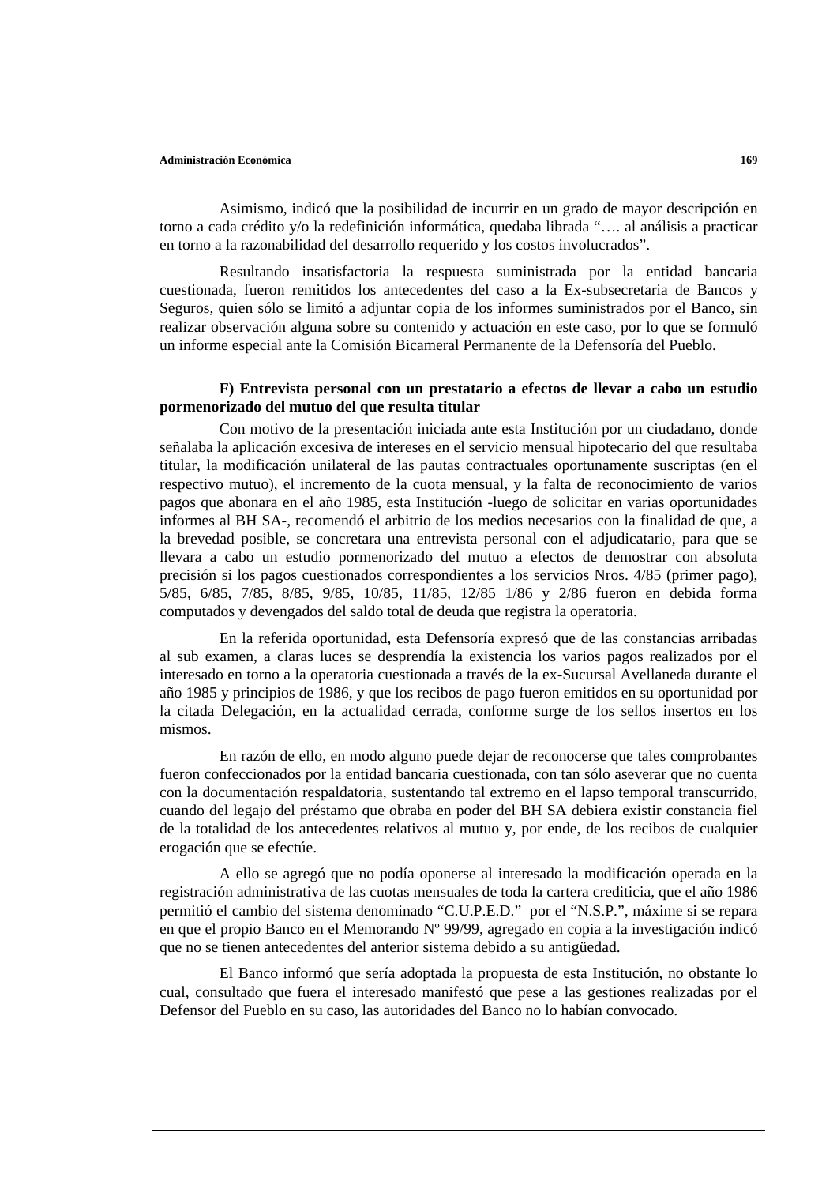Asimismo, indicó que la posibilidad de incurrir en un grado de mayor descripción en torno a cada crédito y/o la redefinición informática, quedaba librada "…. al análisis a practicar en torno a la razonabilidad del desarrollo requerido y los costos involucrados".

Resultando insatisfactoria la respuesta suministrada por la entidad bancaria cuestionada, fueron remitidos los antecedentes del caso a la Ex-subsecretaria de Bancos y Seguros, quien sólo se limitó a adjuntar copia de los informes suministrados por el Banco, sin realizar observación alguna sobre su contenido y actuación en este caso, por lo que se formuló un informe especial ante la Comisión Bicameral Permanente de la Defensoría del Pueblo.

**F) Entrevista personal con un prestatario a efectos de llevar a cabo un estudio pormenorizado del mutuo del que resulta titular**

Con motivo de la presentación iniciada ante esta Institución por un ciudadano, donde señalaba la aplicación excesiva de intereses en el servicio mensual hipotecario del que resultaba titular, la modificación unilateral de las pautas contractuales oportunamente suscriptas (en el respectivo mutuo), el incremento de la cuota mensual, y la falta de reconocimiento de varios pagos que abonara en el año 1985, esta Institución -luego de solicitar en varias oportunidades informes al BH SA-, recomendó el arbitrio de los medios necesarios con la finalidad de que, a la brevedad posible, se concretara una entrevista personal con el adjudicatario, para que se llevara a cabo un estudio pormenorizado del mutuo a efectos de demostrar con absoluta precisión si los pagos cuestionados correspondientes a los servicios Nros. 4/85 (primer pago), 5/85, 6/85, 7/85, 8/85, 9/85, 10/85, 11/85, 12/85 1/86 y 2/86 fueron en debida forma computados y devengados del saldo total de deuda que registra la operatoria.

En la referida oportunidad, esta Defensoría expresó que de las constancias arribadas al sub examen, a claras luces se desprendía la existencia los varios pagos realizados por el interesado en torno a la operatoria cuestionada a través de la ex-Sucursal Avellaneda durante el año 1985 y principios de 1986, y que los recibos de pago fueron emitidos en su oportunidad por la citada Delegación, en la actualidad cerrada, conforme surge de los sellos insertos en los mismos.

En razón de ello, en modo alguno puede dejar de reconocerse que tales comprobantes fueron confeccionados por la entidad bancaria cuestionada, con tan sólo aseverar que no cuenta con la documentación respaldatoria, sustentando tal extremo en el lapso temporal transcurrido, cuando del legajo del préstamo que obraba en poder del BH SA debiera existir constancia fiel de la totalidad de los antecedentes relativos al mutuo y, por ende, de los recibos de cualquier erogación que se efectúe.

A ello se agregó que no podía oponerse al interesado la modificación operada en la registración administrativa de las cuotas mensuales de toda la cartera crediticia, que el año 1986 permitió el cambio del sistema denominado "C.U.P.E.D." por el "N.S.P.", máxime si se repara en que el propio Banco en el Memorando Nº 99/99, agregado en copia a la investigación indicó que no se tienen antecedentes del anterior sistema debido a su antigüedad.

El Banco informó que sería adoptada la propuesta de esta Institución, no obstante lo cual, consultado que fuera el interesado manifestó que pese a las gestiones realizadas por el Defensor del Pueblo en su caso, las autoridades del Banco no lo habían convocado.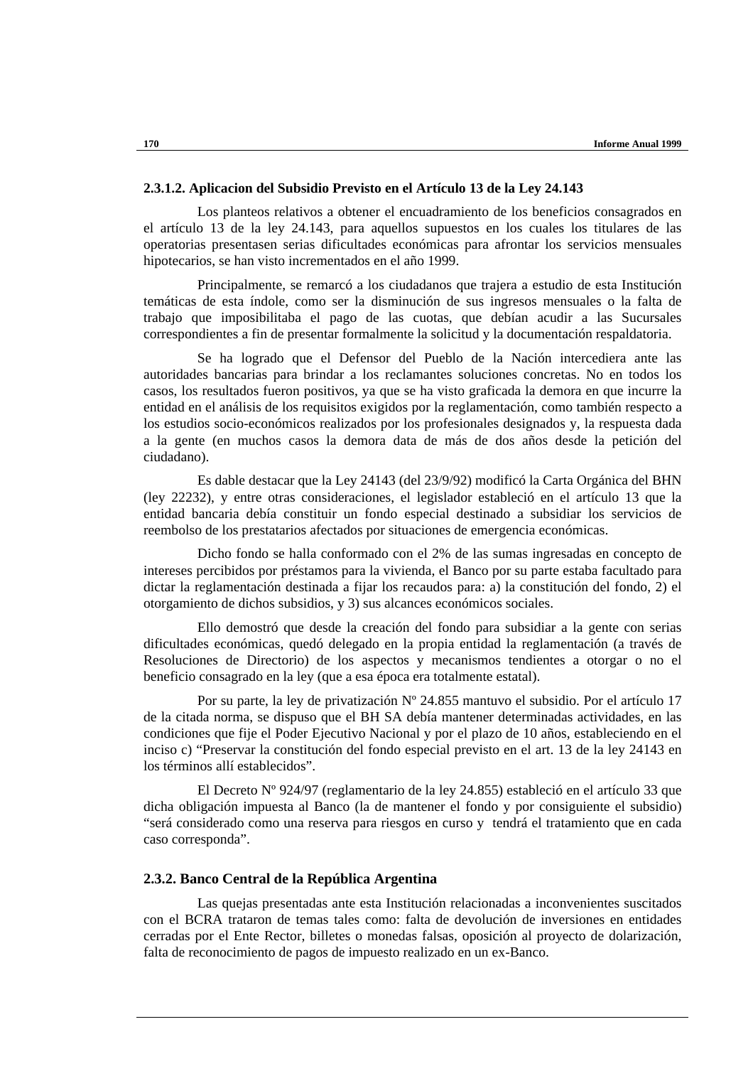### 2.3.1.2. Aplicacion del Subsidio Previsto en el Artículo 13 de la Ley 24.143

Los planteos relativos a obtener el encuadramiento de los beneficios consagrados en el artículo 13 de la ley 24.143, para aquellos supuestos en los cuales los titulares de las operatorias presentasen serias dificultades económicas para afrontar los servicios mensuales hipotecarios, se han visto incrementados en el año 1999.

Principalmente, se remarcó a los ciudadanos que trajera a estudio de esta Institución temáticas de esta índole, como ser la disminución de sus ingresos mensuales o la falta de trabajo que imposibilitaba el pago de las cuotas, que debían acudir a las Sucursales correspondientes a fin de presentar formalmente la solicitud y la documentación respaldatoria.

Se ha logrado que el Defensor del Pueblo de la Nación intercediera ante las autoridades bancarias para brindar a los reclamantes soluciones concretas. No en todos los casos, los resultados fueron positivos, ya que se ha visto graficada la demora en que incurre la entidad en el análisis de los requisitos exigidos por la reglamentación, como también respecto a los estudios socio-económicos realizados por los profesionales designados y, la respuesta dada a la gente (en muchos casos la demora data de más de dos años desde la petición del ciudadano).

Es dable destacar que la Ley 24143 (del 23/9/92) modificó la Carta Orgánica del BHN (ley 22232), y entre otras consideraciones, el legislador estableció en el artículo 13 que la entidad bancaria debía constituir un fondo especial destinado a subsidiar los servicios de reembolso de los prestatarios afectados por situaciones de emergencia económicas.

Dicho fondo se halla conformado con el 2% de las sumas ingresadas en concepto de intereses percibidos por préstamos para la vivienda, el Banco por su parte estaba facultado para dictar la reglamentación destinada a fijar los recaudos para: a) la constitución del fondo, 2) el otorgamiento de dichos subsidios, y 3) sus alcances económicos sociales.

Ello demostró que desde la creación del fondo para subsidiar a la gente con serias dificultades económicas, quedó delegado en la propia entidad la reglamentación (a través de Resoluciones de Directorio) de los aspectos y mecanismos tendientes a otorgar o no el beneficio consagrado en la ley (que a esa época era totalmente estatal).

Por su parte, la ley de privatización Nº 24.855 mantuvo el subsidio. Por el artículo 17 de la citada norma, se dispuso que el BH SA debía mantener determinadas actividades, en las condiciones que fije el Poder Ejecutivo Nacional y por el plazo de 10 años, estableciendo en el inciso c) "Preservar la constitución del fondo especial previsto en el art. 13 de la ley 24143 en los términos allí establecidos".

El Decreto Nº 924/97 (reglamentario de la ley 24.855) estableció en el artículo 33 que dicha obligación impuesta al Banco (la de mantener el fondo y por consiguiente el subsidio) "será considerado como una reserva para riesgos en curso y tendrá el tratamiento que en cada caso corresponda".

### 2.3.2. Banco Central de la República Argentina

Las quejas presentadas ante esta Institución relacionadas a inconvenientes suscitados con el BCRA trataron de temas tales como: falta de devolución de inversiones en entidades cerradas por el Ente Rector, billetes o monedas falsas, oposición al proyecto de dolarización, falta de reconocimiento de pagos de impuesto realizado en un ex-Banco.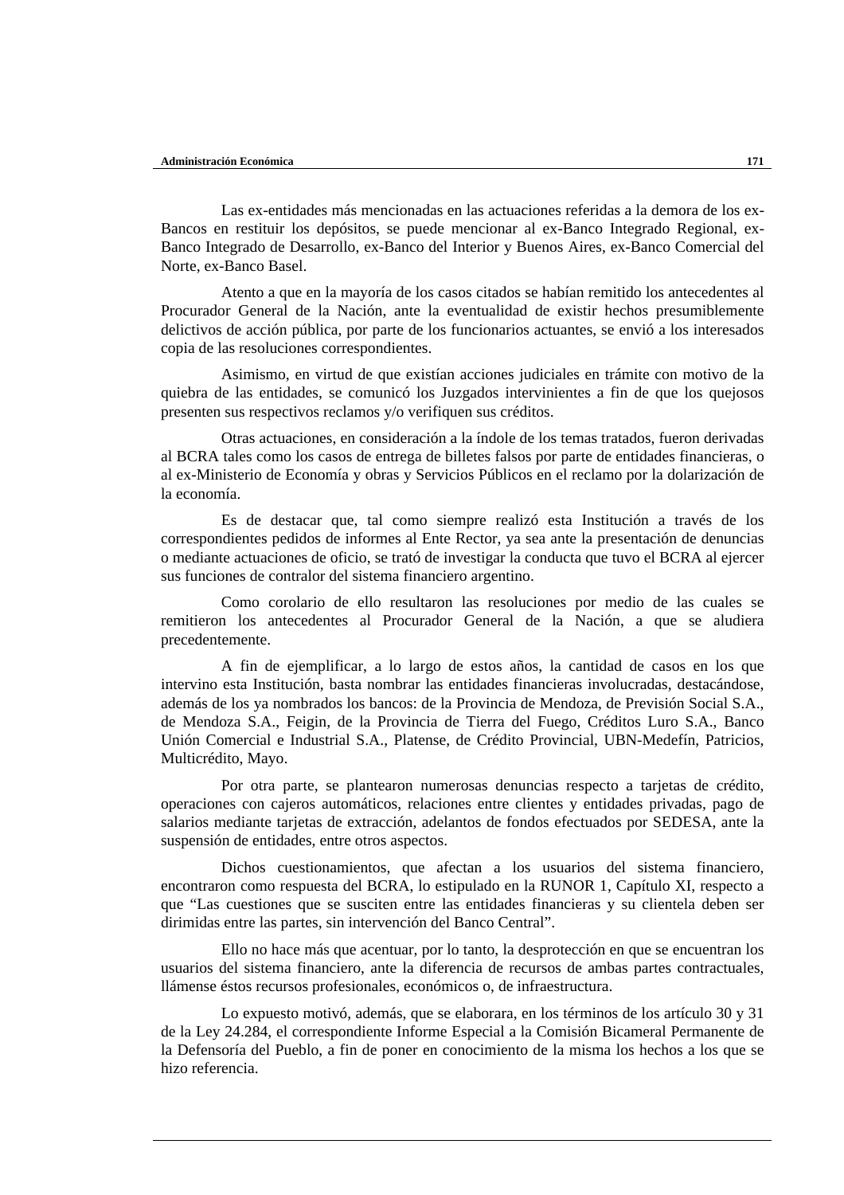Las ex-entidades más mencionadas en las actuaciones referidas a la demora de los ex-Bancos en restituir los depósitos, se puede mencionar al ex-Banco Integrado Regional, ex-Banco Integrado de Desarrollo, ex-Banco del Interior y Buenos Aires, ex-Banco Comercial del Norte, ex-Banco Basel.

Atento a que en la mayoría de los casos citados se habían remitido los antecedentes al Procurador General de la Nación, ante la eventualidad de existir hechos presumiblemente delictivos de acción pública, por parte de los funcionarios actuantes, se envió a los interesados copia de las resoluciones correspondientes.

Asimismo, en virtud de que existían acciones judiciales en trámite con motivo de la quiebra de las entidades, se comunicó los Juzgados intervinientes a fin de que los quejosos presenten sus respectivos reclamos y/o verifiquen sus créditos.

Otras actuaciones, en consideración a la índole de los temas tratados, fueron derivadas al BCRA tales como los casos de entrega de billetes falsos por parte de entidades financieras, o al ex-Ministerio de Economía y obras y Servicios Públicos en el reclamo por la dolarización de la economía.

Es de destacar que, tal como siempre realizó esta Institución a través de los correspondientes pedidos de informes al Ente Rector, ya sea ante la presentación de denuncias o mediante actuaciones de oficio, se trató de investigar la conducta que tuvo el BCRA al ejercer sus funciones de contralor del sistema financiero argentino.

Como corolario de ello resultaron las resoluciones por medio de las cuales se remitieron los antecedentes al Procurador General de la Nación, a que se aludiera precedentemente.

A fin de ejemplificar, a lo largo de estos años, la cantidad de casos en los que intervino esta Institución, basta nombrar las entidades financieras involucradas, destacándose, además de los ya nombrados los bancos: de la Provincia de Mendoza, de Previsión Social S.A., de Mendoza S.A., Feigin, de la Provincia de Tierra del Fuego, Créditos Luro S.A., Banco Unión Comercial e Industrial S.A., Platense, de Crédito Provincial, UBN-Medefín, Patricios, Multicrédito, Mayo.

Por otra parte, se plantearon numerosas denuncias respecto a tarjetas de crédito, operaciones con cajeros automáticos, relaciones entre clientes y entidades privadas, pago de salarios mediante tarjetas de extracción, adelantos de fondos efectuados por SEDESA, ante la suspensión de entidades, entre otros aspectos.

Dichos cuestionamientos, que afectan a los usuarios del sistema financiero, encontraron como respuesta del BCRA, lo estipulado en la RUNOR 1, Capítulo XI, respecto a que "Las cuestiones que se susciten entre las entidades financieras y su clientela deben ser dirimidas entre las partes, sin intervención del Banco Central".

Ello no hace más que acentuar, por lo tanto, la desprotección en que se encuentran los usuarios del sistema financiero, ante la diferencia de recursos de ambas partes contractuales, llámense éstos recursos profesionales, económicos o, de infraestructura.

Lo expuesto motivó, además, que se elaborara, en los términos de los artículo 30 y 31 de la Ley 24.284, el correspondiente Informe Especial a la Comisión Bicameral Permanente de la Defensoría del Pueblo, a fin de poner en conocimiento de la misma los hechos a los que se hizo referencia.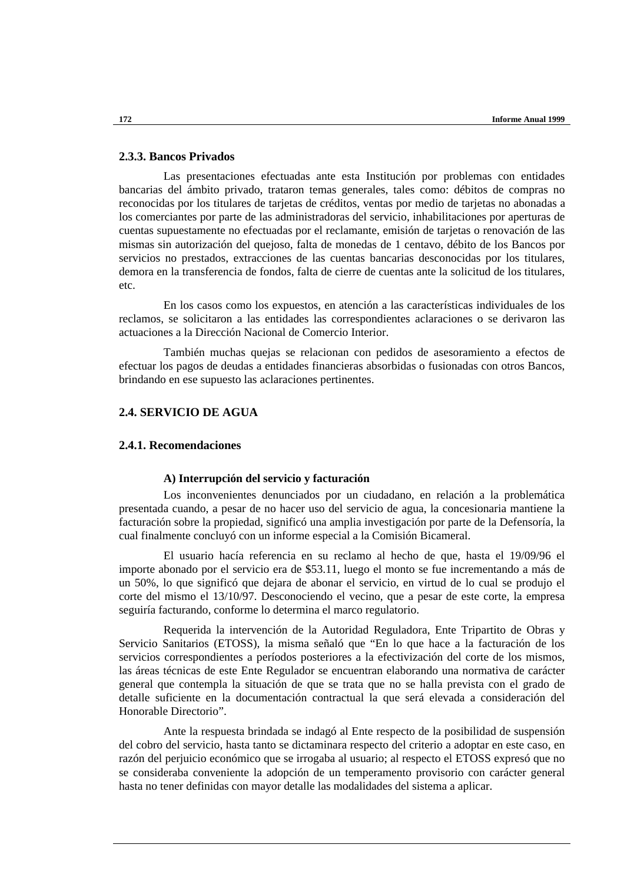### 2.3.3. Bancos Privados

Las presentaciones efectuadas ante esta Institución por problemas con entidades bancarias del ámbito privado, trataron temas generales, tales como: débitos de compras no reconocidas por los titulares de tarjetas de créditos, ventas por medio de tarjetas no abonadas a los comerciantes por parte de las administradoras del servicio, inhabilitaciones por aperturas de cuentas supuestamente no efectuadas por el reclamante, emisión de tarjetas o renovación de las mismas sin autorización del quejoso, falta de monedas de 1 centavo, débito de los Bancos por servicios no prestados, extracciones de las cuentas bancarias desconocidas por los titulares, demora en la transferencia de fondos, falta de cierre de cuentas ante la solicitud de los titulares, etc.

En los casos como los expuestos, en atención a las características individuales de los reclamos, se solicitaron a las entidades las correspondientes aclaraciones o se derivaron las actuaciones a la Dirección Nacional de Comercio Interior.

También muchas quejas se relacionan con pedidos de asesoramiento a efectos de efectuar los pagos de deudas a entidades financieras absorbidas o fusionadas con otros Bancos, brindando en ese supuesto las aclaraciones pertinentes.

## 2.4. SERVICIO DE AGUA

### 2.4.1. Recomendaciones

#### A) Interrupción del servicio y facturación

Los inconvenientes denunciados por un ciudadano, en relación a la problemática presentada cuando, a pesar de no hacer uso del servicio de agua, la concesionaria mantiene la facturación sobre la propiedad, significó una amplia investigación por parte de la Defensoría, la cual finalmente concluyó con un informe especial a la Comisión Bicameral.

El usuario hacía referencia en su reclamo al hecho de que, hasta el 19/09/96 el importe abonado por el servicio era de $53.11, luego el monto se fue incrementando a más de un 50%, lo que significó que dejara de abonar el servicio, en virtud de lo cual se produjo el corte del mismo el 13/10/97. Desconociendo el vecino, que a pesar de este corte, la empresa seguiría facturando, conforme lo determina el marco regulatorio.

Requerida la intervención de la Autoridad Reguladora, Ente Tripartito de Obras y Servicio Sanitarios (ETOSS), la misma señaló que "En lo que hace a la facturación de los servicios correspondientes a períodos posteriores a la efectivización del corte de los mismos, las áreas técnicas de este Ente Regulador se encuentran elaborando una normativa de carácter general que contempla la situación de que se trata que no se halla prevista con el grado de detalle suficiente en la documentación contractual la que será elevada a consideración del Honorable Directorio".

Ante la respuesta brindada se indagó al Ente respecto de la posibilidad de suspensión del cobro del servicio, hasta tanto se dictaminara respecto del criterio a adoptar en este caso, en razón del perjuicio económico que se irrogaba al usuario; al respecto el ETOSS expresó que no se consideraba conveniente la adopción de un temperamento provisorio con carácter general hasta no tener definidas con mayor detalle las modalidades del sistema a aplicar.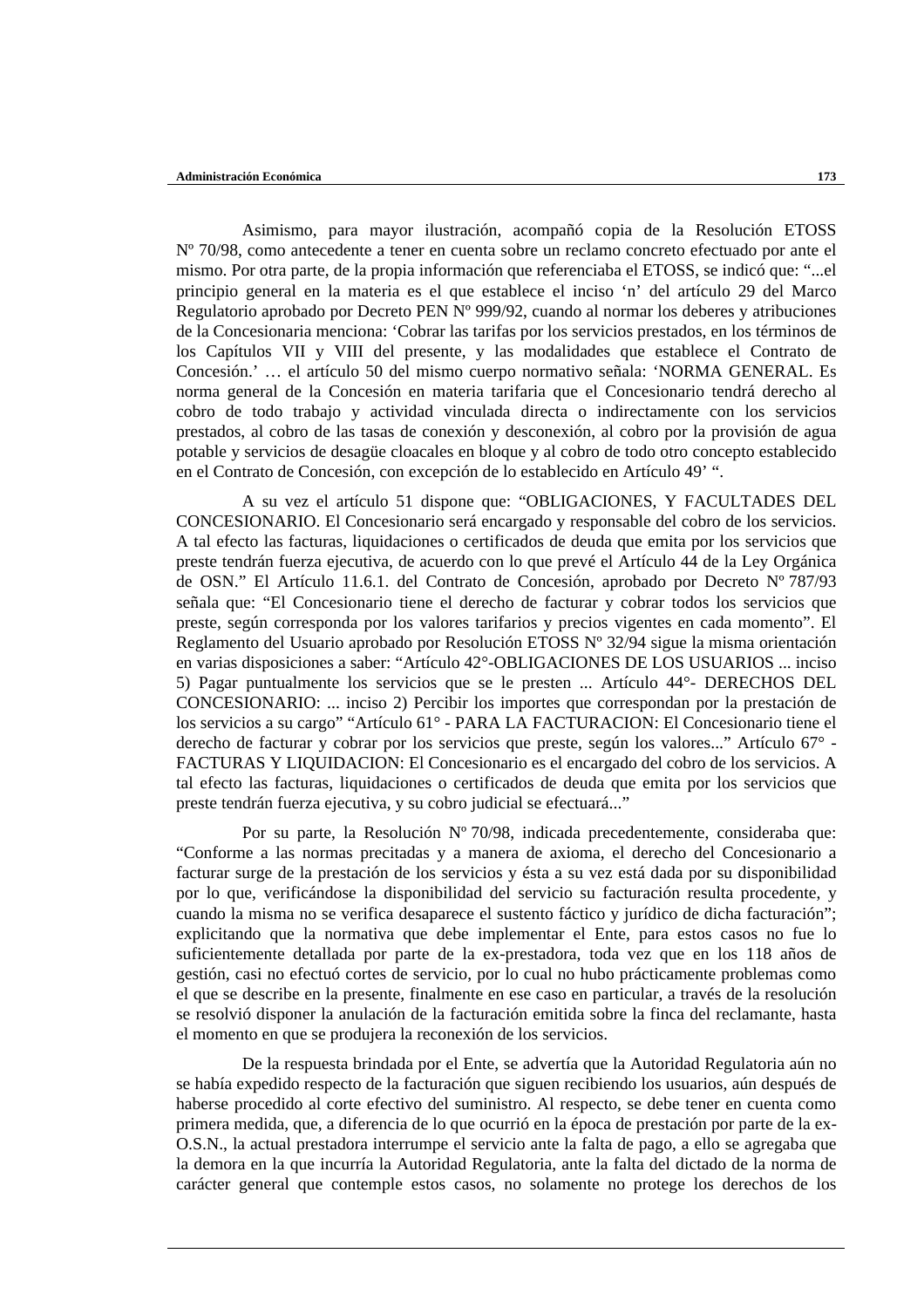Asimismo, para mayor ilustración, acompañó copia de la Resolución ETOSS Nº 70/98, como antecedente a tener en cuenta sobre un reclamo concreto efectuado por ante el mismo. Por otra parte, de la propia información que referenciaba el ETOSS, se indicó que: "...el principio general en la materia es el que establece el inciso 'n' del artículo 29 del Marco Regulatorio aprobado por Decreto PEN Nº 999/92, cuando al normar los deberes y atribuciones de la Concesionaria menciona: 'Cobrar las tarifas por los servicios prestados, en los términos de los Capítulos VII y VIII del presente, y las modalidades que establece el Contrato de Concesión.' … el artículo 50 del mismo cuerpo normativo señala: 'NORMA GENERAL. Es norma general de la Concesión en materia tarifaria que el Concesionario tendrá derecho al cobro de todo trabajo y actividad vinculada directa o indirectamente con los servicios prestados, al cobro de las tasas de conexión y desconexión, al cobro por la provisión de agua potable y servicios de desagüe cloacales en bloque y al cobro de todo otro concepto establecido en el Contrato de Concesión, con excepción de lo establecido en Artículo 49' ".

A su vez el artículo 51 dispone que: "OBLIGACIONES, Y FACULTADES DEL CONCESIONARIO. El Concesionario será encargado y responsable del cobro de los servicios. A tal efecto las facturas, liquidaciones o certificados de deuda que emita por los servicios que preste tendrán fuerza ejecutiva, de acuerdo con lo que prevé el Artículo 44 de la Ley Orgánica de OSN." El Artículo 11.6.1. del Contrato de Concesión, aprobado por Decreto Nº 787/93 señala que: "El Concesionario tiene el derecho de facturar y cobrar todos los servicios que preste, según corresponda por los valores tarifarios y precios vigentes en cada momento". El Reglamento del Usuario aprobado por Resolución ETOSS Nº 32/94 sigue la misma orientación en varias disposiciones a saber: "Artículo 42°-OBLIGACIONES DE LOS USUARIOS ... inciso 5) Pagar puntualmente los servicios que se le presten ... Artículo 44°- DERECHOS DEL CONCESIONARIO: ... inciso 2) Percibir los importes que correspondan por la prestación de los servicios a su cargo" "Artículo 61° - PARA LA FACTURACION: El Concesionario tiene el derecho de facturar y cobrar por los servicios que preste, según los valores..." Artículo 67° - FACTURAS Y LIQUIDACION: El Concesionario es el encargado del cobro de los servicios. A tal efecto las facturas, liquidaciones o certificados de deuda que emita por los servicios que preste tendrán fuerza ejecutiva, y su cobro judicial se efectuará..."

Por su parte, la Resolución Nº 70/98, indicada precedentemente, consideraba que: "Conforme a las normas precitadas y a manera de axioma, el derecho del Concesionario a facturar surge de la prestación de los servicios y ésta a su vez está dada por su disponibilidad por lo que, verificándose la disponibilidad del servicio su facturación resulta procedente, y cuando la misma no se verifica desaparece el sustento fáctico y jurídico de dicha facturación"; explicitando que la normativa que debe implementar el Ente, para estos casos no fue lo suficientemente detallada por parte de la ex-prestadora, toda vez que en los 118 años de gestión, casi no efectuó cortes de servicio, por lo cual no hubo prácticamente problemas como el que se describe en la presente, finalmente en ese caso en particular, a través de la resolución se resolvió disponer la anulación de la facturación emitida sobre la finca del reclamante, hasta el momento en que se produjera la reconexión de los servicios.

De la respuesta brindada por el Ente, se advertía que la Autoridad Regulatoria aún no se había expedido respecto de la facturación que siguen recibiendo los usuarios, aún después de haberse procedido al corte efectivo del suministro. Al respecto, se debe tener en cuenta como primera medida, que, a diferencia de lo que ocurrió en la época de prestación por parte de la ex-O.S.N., la actual prestadora interrumpe el servicio ante la falta de pago, a ello se agregaba que la demora en la que incurría la Autoridad Regulatoria, ante la falta del dictado de la norma de carácter general que contemple estos casos, no solamente no protege los derechos de los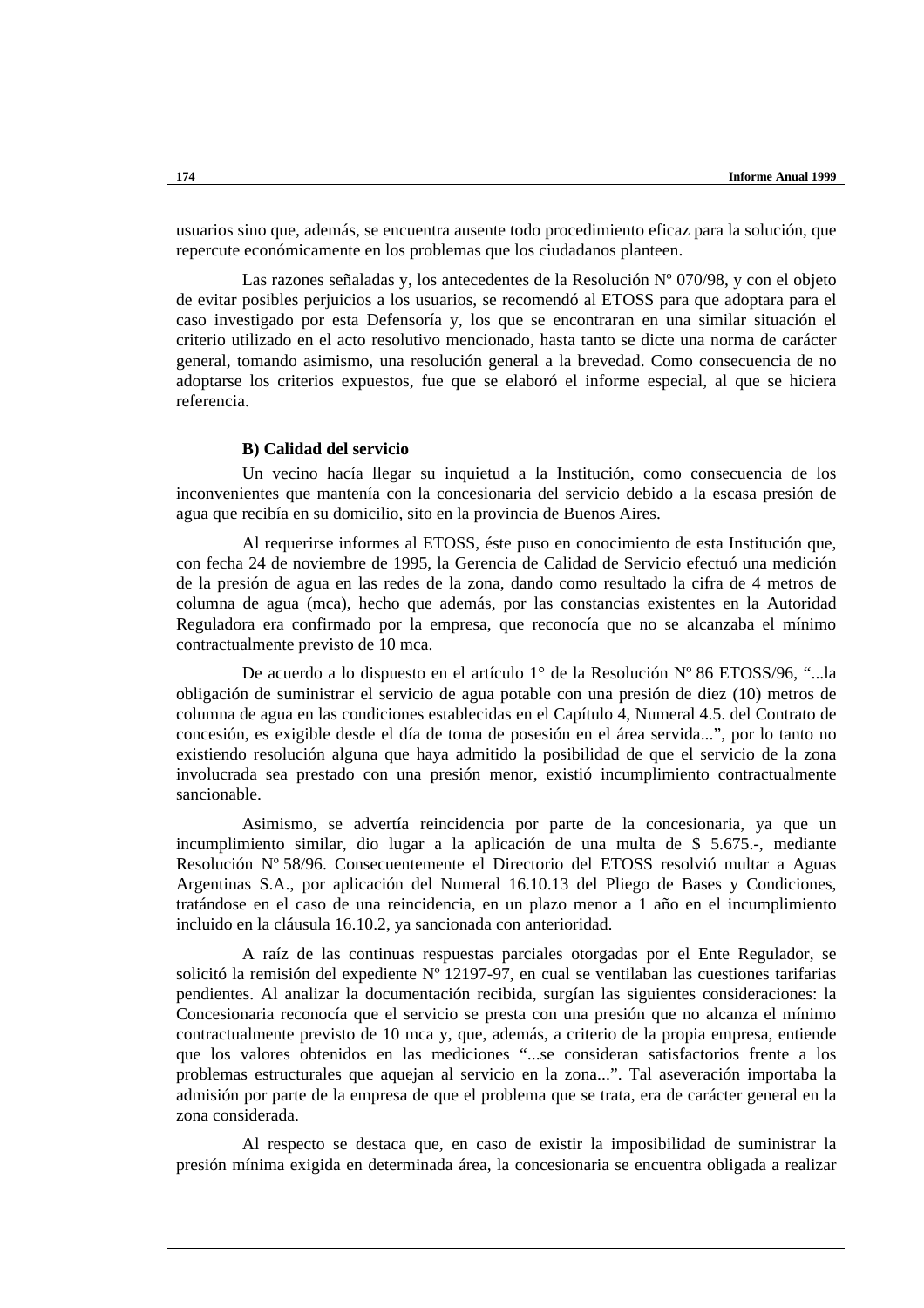usuarios sino que, además, se encuentra ausente todo procedimiento eficaz para la solución, que repercute económicamente en los problemas que los ciudadanos planteen.

Las razones señaladas y, los antecedentes de la Resolución Nº 070/98, y con el objeto de evitar posibles perjuicios a los usuarios, se recomendó al ETOSS para que adoptara para el caso investigado por esta Defensoría y, los que se encontraran en una similar situación el criterio utilizado en el acto resolutivo mencionado, hasta tanto se dicte una norma de carácter general, tomando asimismo, una resolución general a la brevedad. Como consecuencia de no adoptarse los criterios expuestos, fue que se elaboró el informe especial, al que se hiciera referencia.

**B) Calidad del servicio**

Un vecino hacía llegar su inquietud a la Institución, como consecuencia de los inconvenientes que mantenía con la concesionaria del servicio debido a la escasa presión de agua que recibía en su domicilio, sito en la provincia de Buenos Aires.

Al requerirse informes al ETOSS, éste puso en conocimiento de esta Institución que, con fecha 24 de noviembre de 1995, la Gerencia de Calidad de Servicio efectuó una medición de la presión de agua en las redes de la zona, dando como resultado la cifra de 4 metros de columna de agua (mca), hecho que además, por las constancias existentes en la Autoridad Reguladora era confirmado por la empresa, que reconocía que no se alcanzaba el mínimo contractualmente previsto de 10 mca.

De acuerdo a lo dispuesto en el artículo 1° de la Resolución Nº 86 ETOSS/96, "...la obligación de suministrar el servicio de agua potable con una presión de diez (10) metros de columna de agua en las condiciones establecidas en el Capítulo 4, Numeral 4.5. del Contrato de concesión, es exigible desde el día de toma de posesión en el área servida...", por lo tanto no existiendo resolución alguna que haya admitido la posibilidad de que el servicio de la zona involucrada sea prestado con una presión menor, existió incumplimiento contractualmente sancionable.

Asimismo, se advertía reincidencia por parte de la concesionaria, ya que un incumplimiento similar, dio lugar a la aplicación de una multa de $ 5.675.-, mediante Resolución Nº 58/96. Consecuentemente el Directorio del ETOSS resolvió multar a Aguas Argentinas S.A., por aplicación del Numeral 16.10.13 del Pliego de Bases y Condiciones, tratándose en el caso de una reincidencia, en un plazo menor a 1 año en el incumplimiento incluido en la cláusula 16.10.2, ya sancionada con anterioridad.

A raíz de las continuas respuestas parciales otorgadas por el Ente Regulador, se solicitó la remisión del expediente Nº 12197-97, en cual se ventilaban las cuestiones tarifarias pendientes. Al analizar la documentación recibida, surgían las siguientes consideraciones: la Concesionaria reconocía que el servicio se presta con una presión que no alcanza el mínimo contractualmente previsto de 10 mca y, que, además, a criterio de la propia empresa, entiende que los valores obtenidos en las mediciones "...se consideran satisfactorios frente a los problemas estructurales que aquejan al servicio en la zona...". Tal aseveración importaba la admisión por parte de la empresa de que el problema que se trata, era de carácter general en la zona considerada.

Al respecto se destaca que, en caso de existir la imposibilidad de suministrar la presión mínima exigida en determinada área, la concesionaria se encuentra obligada a realizar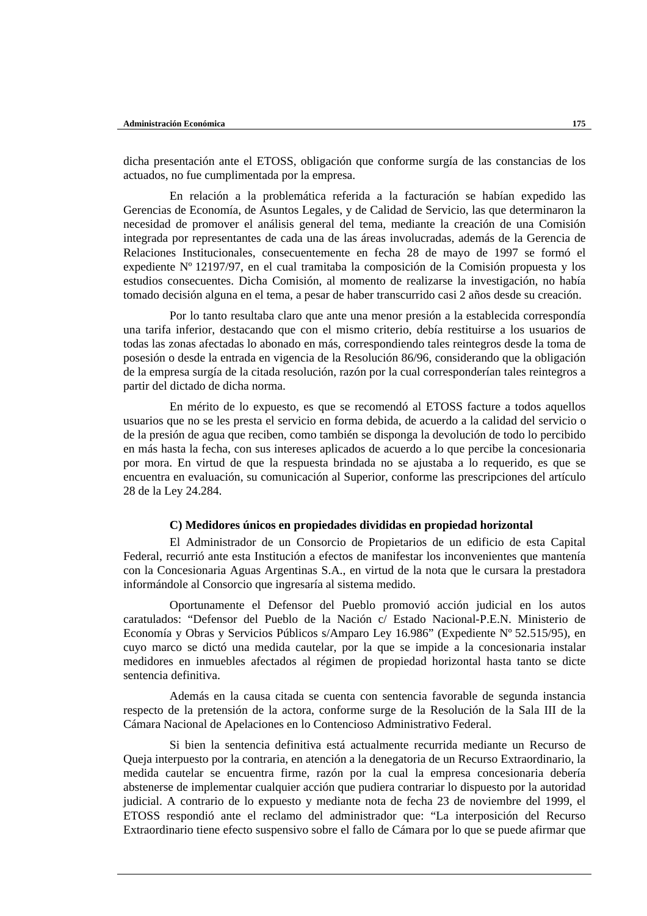dicha presentación ante el ETOSS, obligación que conforme surgía de las constancias de los actuados, no fue cumplimentada por la empresa.

En relación a la problemática referida a la facturación se habían expedido las Gerencias de Economía, de Asuntos Legales, y de Calidad de Servicio, las que determinaron la necesidad de promover el análisis general del tema, mediante la creación de una Comisión integrada por representantes de cada una de las áreas involucradas, además de la Gerencia de Relaciones Institucionales, consecuentemente en fecha 28 de mayo de 1997 se formó el expediente Nº 12197/97, en el cual tramitaba la composición de la Comisión propuesta y los estudios consecuentes. Dicha Comisión, al momento de realizarse la investigación, no había tomado decisión alguna en el tema, a pesar de haber transcurrido casi 2 años desde su creación.

Por lo tanto resultaba claro que ante una menor presión a la establecida correspondía una tarifa inferior, destacando que con el mismo criterio, debía restituirse a los usuarios de todas las zonas afectadas lo abonado en más, correspondiendo tales reintegros desde la toma de posesión o desde la entrada en vigencia de la Resolución 86/96, considerando que la obligación de la empresa surgía de la citada resolución, razón por la cual corresponderían tales reintegros a partir del dictado de dicha norma.

En mérito de lo expuesto, es que se recomendó al ETOSS facture a todos aquellos usuarios que no se les presta el servicio en forma debida, de acuerdo a la calidad del servicio o de la presión de agua que reciben, como también se disponga la devolución de todo lo percibido en más hasta la fecha, con sus intereses aplicados de acuerdo a lo que percibe la concesionaria por mora. En virtud de que la respuesta brindada no se ajustaba a lo requerido, es que se encuentra en evaluación, su comunicación al Superior, conforme las prescripciones del artículo 28 de la Ley 24.284.

### C) Medidores únicos en propiedades divididas en propiedad horizontal

El Administrador de un Consorcio de Propietarios de un edificio de esta Capital Federal, recurrió ante esta Institución a efectos de manifestar los inconvenientes que mantenía con la Concesionaria Aguas Argentinas S.A., en virtud de la nota que le cursara la prestadora informándole al Consorcio que ingresaría al sistema medido.

Oportunamente el Defensor del Pueblo promovió acción judicial en los autos caratulados: "Defensor del Pueblo de la Nación c/ Estado Nacional-P.E.N. Ministerio de Economía y Obras y Servicios Públicos s/Amparo Ley 16.986" (Expediente Nº 52.515/95), en cuyo marco se dictó una medida cautelar, por la que se impide a la concesionaria instalar medidores en inmuebles afectados al régimen de propiedad horizontal hasta tanto se dicte sentencia definitiva.

Además en la causa citada se cuenta con sentencia favorable de segunda instancia respecto de la pretensión de la actora, conforme surge de la Resolución de la Sala III de la Cámara Nacional de Apelaciones en lo Contencioso Administrativo Federal.

Si bien la sentencia definitiva está actualmente recurrida mediante un Recurso de Queja interpuesto por la contraria, en atención a la denegatoria de un Recurso Extraordinario, la medida cautelar se encuentra firme, razón por la cual la empresa concesionaria debería abstenerse de implementar cualquier acción que pudiera contrariar lo dispuesto por la autoridad judicial. A contrario de lo expuesto y mediante nota de fecha 23 de noviembre del 1999, el ETOSS respondió ante el reclamo del administrador que: "La interposición del Recurso Extraordinario tiene efecto suspensivo sobre el fallo de Cámara por lo que se puede afirmar que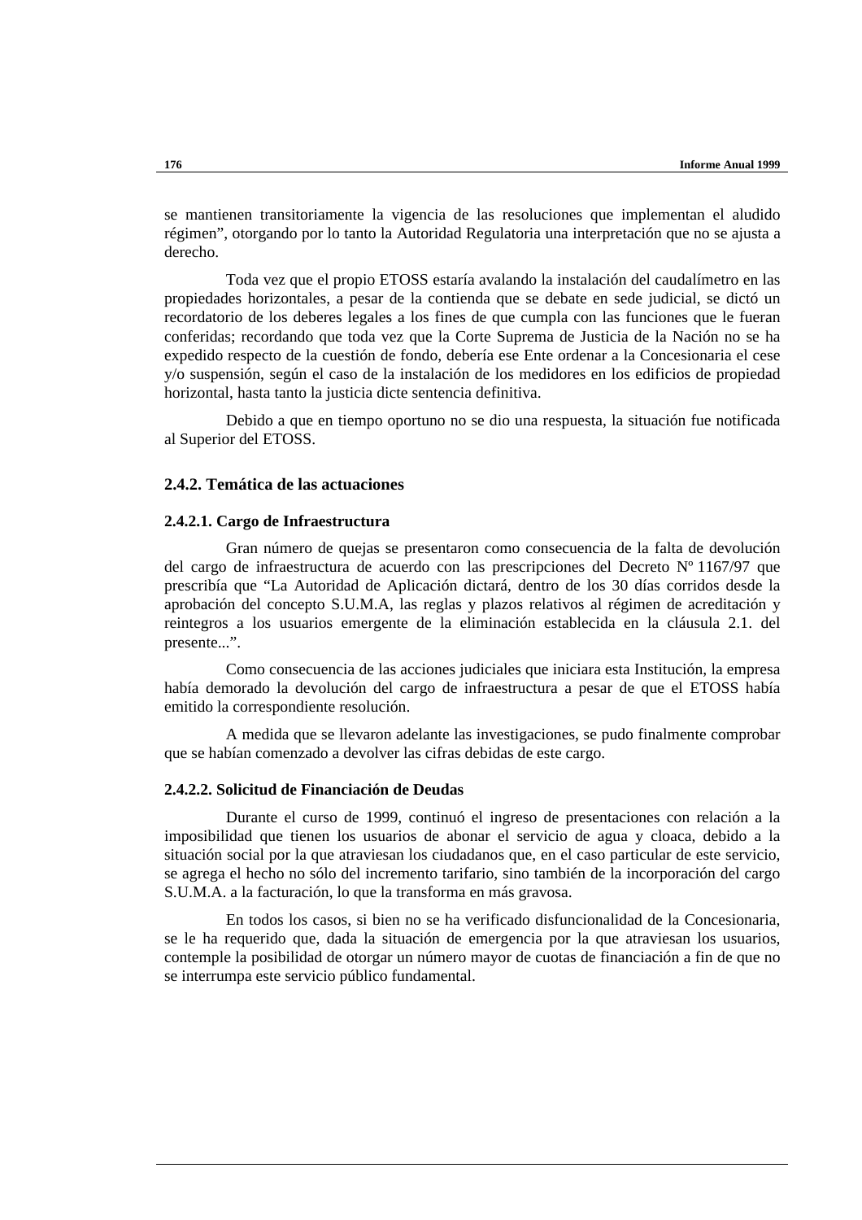se mantienen transitoriamente la vigencia de las resoluciones que implementan el aludido régimen", otorgando por lo tanto la Autoridad Regulatoria una interpretación que no se ajusta a derecho.

Toda vez que el propio ETOSS estaría avalando la instalación del caudalímetro en las propiedades horizontales, a pesar de la contienda que se debate en sede judicial, se dictó un recordatorio de los deberes legales a los fines de que cumpla con las funciones que le fueran conferidas; recordando que toda vez que la Corte Suprema de Justicia de la Nación no se ha expedido respecto de la cuestión de fondo, debería ese Ente ordenar a la Concesionaria el cese y/o suspensión, según el caso de la instalación de los medidores en los edificios de propiedad horizontal, hasta tanto la justicia dicte sentencia definitiva.

Debido a que en tiempo oportuno no se dio una respuesta, la situación fue notificada al Superior del ETOSS.

### 2.4.2. Temática de las actuaciones

#### 2.4.2.1. Cargo de Infraestructura

Gran número de quejas se presentaron como consecuencia de la falta de devolución del cargo de infraestructura de acuerdo con las prescripciones del Decreto Nº 1167/97 que prescribía que "La Autoridad de Aplicación dictará, dentro de los 30 días corridos desde la aprobación del concepto S.U.M.A, las reglas y plazos relativos al régimen de acreditación y reintegros a los usuarios emergente de la eliminación establecida en la cláusula 2.1. del presente...".

Como consecuencia de las acciones judiciales que iniciara esta Institución, la empresa había demorado la devolución del cargo de infraestructura a pesar de que el ETOSS había emitido la correspondiente resolución.

A medida que se llevaron adelante las investigaciones, se pudo finalmente comprobar que se habían comenzado a devolver las cifras debidas de este cargo.

#### 2.4.2.2. Solicitud de Financiación de Deudas

Durante el curso de 1999, continuó el ingreso de presentaciones con relación a la imposibilidad que tienen los usuarios de abonar el servicio de agua y cloaca, debido a la situación social por la que atraviesan los ciudadanos que, en el caso particular de este servicio, se agrega el hecho no sólo del incremento tarifario, sino también de la incorporación del cargo S.U.M.A. a la facturación, lo que la transforma en más gravosa.

En todos los casos, si bien no se ha verificado disfuncionalidad de la Concesionaria, se le ha requerido que, dada la situación de emergencia por la que atraviesan los usuarios, contemple la posibilidad de otorgar un número mayor de cuotas de financiación a fin de que no se interrumpa este servicio público fundamental.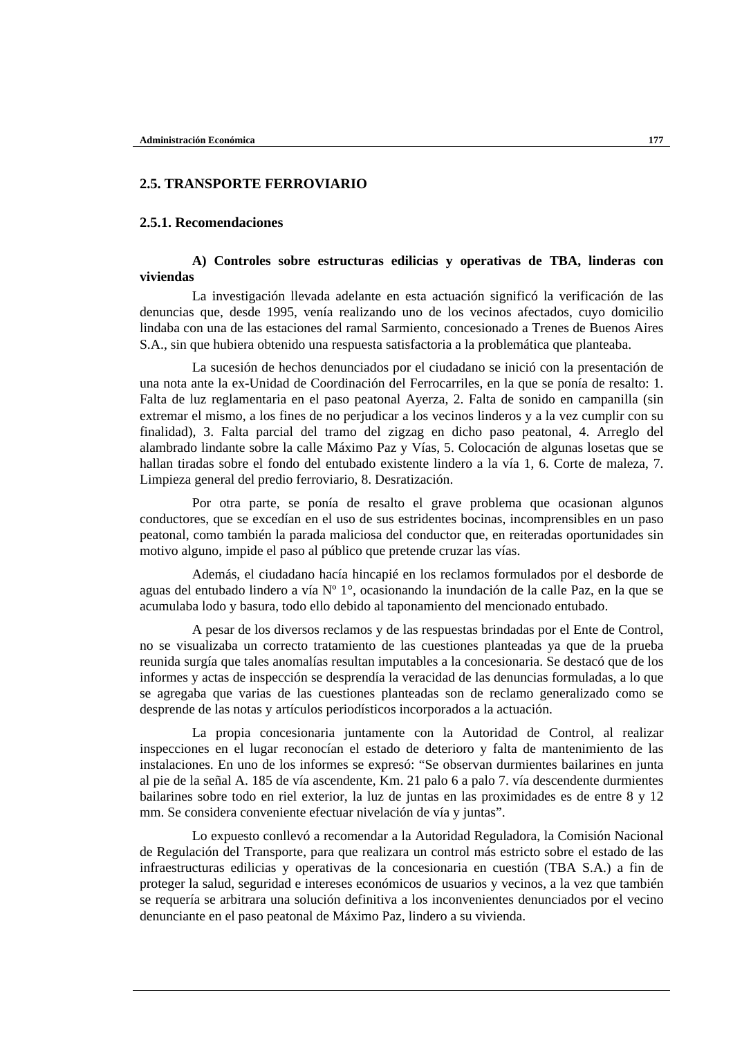## 2.5. TRANSPORTE FERROVIARIO

### 2.5.1. Recomendaciones

**A) Controles sobre estructuras edilicias y operativas de TBA, linderas con viviendas**

La investigación llevada adelante en esta actuación significó la verificación de las denuncias que, desde 1995, venía realizando uno de los vecinos afectados, cuyo domicilio lindaba con una de las estaciones del ramal Sarmiento, concesionado a Trenes de Buenos Aires S.A., sin que hubiera obtenido una respuesta satisfactoria a la problemática que planteaba.

La sucesión de hechos denunciados por el ciudadano se inició con la presentación de una nota ante la ex-Unidad de Coordinación del Ferrocarriles, en la que se ponía de resalto: 1. Falta de luz reglamentaria en el paso peatonal Ayerza, 2. Falta de sonido en campanilla (sin extremar el mismo, a los fines de no perjudicar a los vecinos linderos y a la vez cumplir con su finalidad), 3. Falta parcial del tramo del zigzag en dicho paso peatonal, 4. Arreglo del alambrado lindante sobre la calle Máximo Paz y Vías, 5. Colocación de algunas losetas que se hallan tiradas sobre el fondo del entubado existente lindero a la vía 1, 6. Corte de maleza, 7. Limpieza general del predio ferroviario, 8. Desratización.

Por otra parte, se ponía de resalto el grave problema que ocasionan algunos conductores, que se excedían en el uso de sus estridentes bocinas, incomprensibles en un paso peatonal, como también la parada maliciosa del conductor que, en reiteradas oportunidades sin motivo alguno, impide el paso al público que pretende cruzar las vías.

Además, el ciudadano hacía hincapié en los reclamos formulados por el desborde de aguas del entubado lindero a vía Nº 1°, ocasionando la inundación de la calle Paz, en la que se acumulaba lodo y basura, todo ello debido al taponamiento del mencionado entubado.

A pesar de los diversos reclamos y de las respuestas brindadas por el Ente de Control, no se visualizaba un correcto tratamiento de las cuestiones planteadas ya que de la prueba reunida surgía que tales anomalías resultan imputables a la concesionaria. Se destacó que de los informes y actas de inspección se desprendía la veracidad de las denuncias formuladas, a lo que se agregaba que varias de las cuestiones planteadas son de reclamo generalizado como se desprende de las notas y artículos periodísticos incorporados a la actuación.

La propia concesionaria juntamente con la Autoridad de Control, al realizar inspecciones en el lugar reconocían el estado de deterioro y falta de mantenimiento de las instalaciones. En uno de los informes se expresó: "Se observan durmientes bailarines en junta al pie de la señal A. 185 de vía ascendente, Km. 21 palo 6 a palo 7. vía descendente durmientes bailarines sobre todo en riel exterior, la luz de juntas en las proximidades es de entre 8 y 12 mm. Se considera conveniente efectuar nivelación de vía y juntas".

Lo expuesto conllevó a recomendar a la Autoridad Reguladora, la Comisión Nacional de Regulación del Transporte, para que realizara un control más estricto sobre el estado de las infraestructuras edilicias y operativas de la concesionaria en cuestión (TBA S.A.) a fin de proteger la salud, seguridad e intereses económicos de usuarios y vecinos, a la vez que también se requería se arbitrara una solución definitiva a los inconvenientes denunciados por el vecino denunciante en el paso peatonal de Máximo Paz, lindero a su vivienda.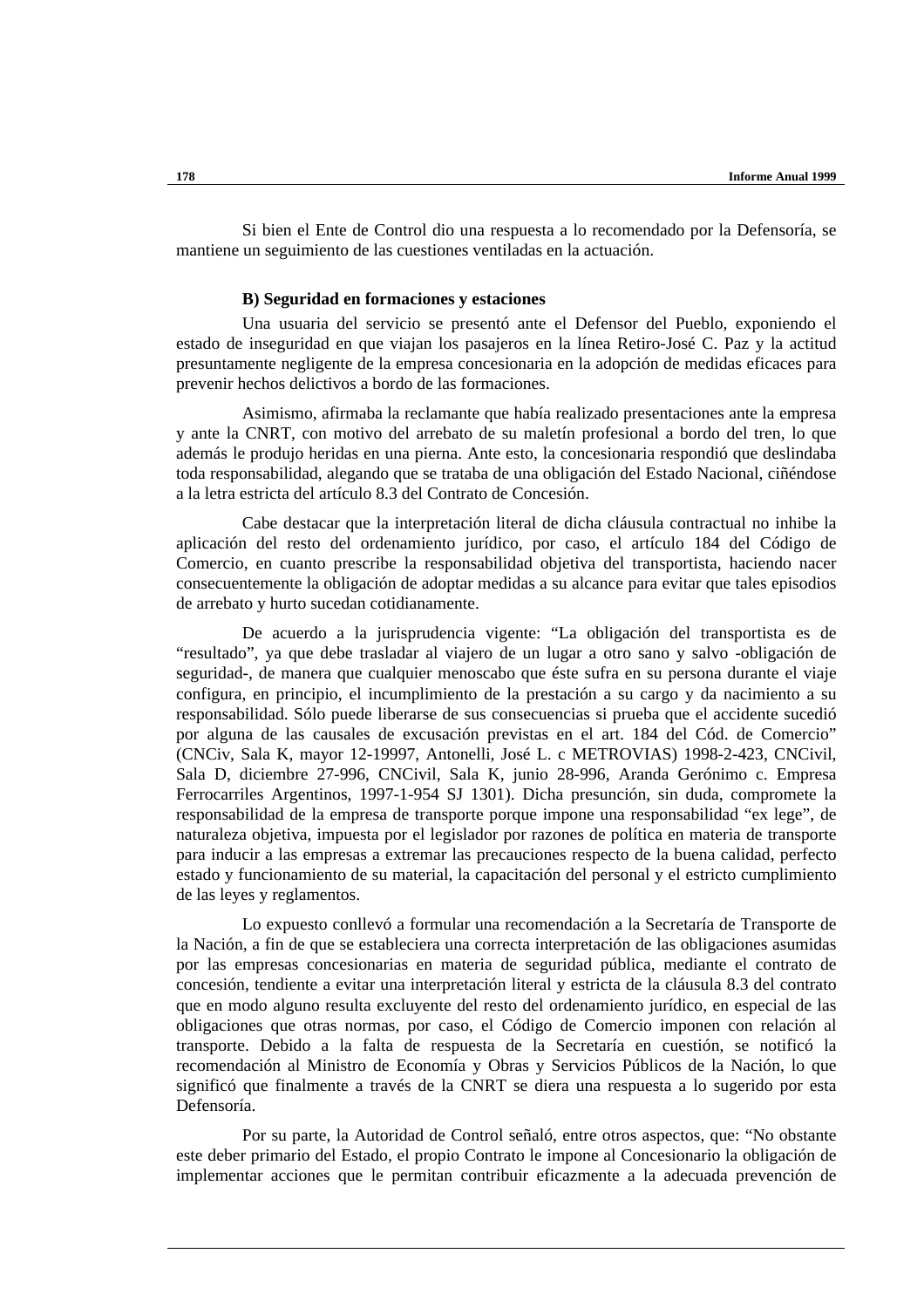Si bien el Ente de Control dio una respuesta a lo recomendado por la Defensoría, se mantiene un seguimiento de las cuestiones ventiladas en la actuación.

**B) Seguridad en formaciones y estaciones**

Una usuaria del servicio se presentó ante el Defensor del Pueblo, exponiendo el estado de inseguridad en que viajan los pasajeros en la línea Retiro-José C. Paz y la actitud presuntamente negligente de la empresa concesionaria en la adopción de medidas eficaces para prevenir hechos delictivos a bordo de las formaciones.

Asimismo, afirmaba la reclamante que había realizado presentaciones ante la empresa y ante la CNRT, con motivo del arrebato de su maletín profesional a bordo del tren, lo que además le produjo heridas en una pierna. Ante esto, la concesionaria respondió que deslindaba toda responsabilidad, alegando que se trataba de una obligación del Estado Nacional, ciñéndose a la letra estricta del artículo 8.3 del Contrato de Concesión.

Cabe destacar que la interpretación literal de dicha cláusula contractual no inhibe la aplicación del resto del ordenamiento jurídico, por caso, el artículo 184 del Código de Comercio, en cuanto prescribe la responsabilidad objetiva del transportista, haciendo nacer consecuentemente la obligación de adoptar medidas a su alcance para evitar que tales episodios de arrebato y hurto sucedan cotidianamente.

De acuerdo a la jurisprudencia vigente: "La obligación del transportista es de "resultado", ya que debe trasladar al viajero de un lugar a otro sano y salvo -obligación de seguridad-, de manera que cualquier menoscabo que éste sufra en su persona durante el viaje configura, en principio, el incumplimiento de la prestación a su cargo y da nacimiento a su responsabilidad. Sólo puede liberarse de sus consecuencias si prueba que el accidente sucedió por alguna de las causales de excusación previstas en el art. 184 del Cód. de Comercio" (CNCiv, Sala K, mayor 12-19997, Antonelli, José L. c METROVIAS) 1998-2-423, CNCivil, Sala D, diciembre 27-996, CNCivil, Sala K, junio 28-996, Aranda Gerónimo c. Empresa Ferrocarriles Argentinos, 1997-1-954 SJ 1301). Dicha presunción, sin duda, compromete la responsabilidad de la empresa de transporte porque impone una responsabilidad "ex lege", de naturaleza objetiva, impuesta por el legislador por razones de política en materia de transporte para inducir a las empresas a extremar las precauciones respecto de la buena calidad, perfecto estado y funcionamiento de su material, la capacitación del personal y el estricto cumplimiento de las leyes y reglamentos.

Lo expuesto conllevó a formular una recomendación a la Secretaría de Transporte de la Nación, a fin de que se estableciera una correcta interpretación de las obligaciones asumidas por las empresas concesionarias en materia de seguridad pública, mediante el contrato de concesión, tendiente a evitar una interpretación literal y estricta de la cláusula 8.3 del contrato que en modo alguno resulta excluyente del resto del ordenamiento jurídico, en especial de las obligaciones que otras normas, por caso, el Código de Comercio imponen con relación al transporte. Debido a la falta de respuesta de la Secretaría en cuestión, se notificó la recomendación al Ministro de Economía y Obras y Servicios Públicos de la Nación, lo que significó que finalmente a través de la CNRT se diera una respuesta a lo sugerido por esta Defensoría.

Por su parte, la Autoridad de Control señaló, entre otros aspectos, que: "No obstante este deber primario del Estado, el propio Contrato le impone al Concesionario la obligación de implementar acciones que le permitan contribuir eficazmente a la adecuada prevención de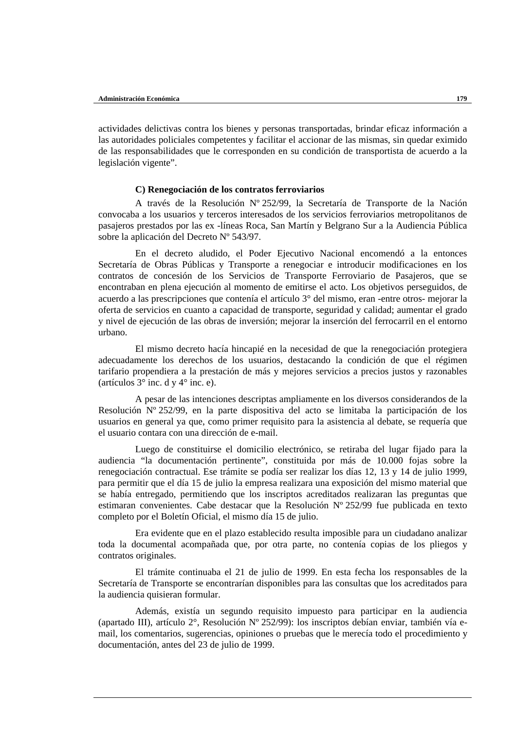actividades delictivas contra los bienes y personas transportadas, brindar eficaz información a las autoridades policiales competentes y facilitar el accionar de las mismas, sin quedar eximido de las responsabilidades que le corresponden en su condición de transportista de acuerdo a la legislación vigente".

**C) Renegociación de los contratos ferroviarios**

A través de la Resolución Nº 252/99, la Secretaría de Transporte de la Nación convocaba a los usuarios y terceros interesados de los servicios ferroviarios metropolitanos de pasajeros prestados por las ex -líneas Roca, San Martín y Belgrano Sur a la Audiencia Pública sobre la aplicación del Decreto Nº 543/97.

En el decreto aludido, el Poder Ejecutivo Nacional encomendó a la entonces Secretaría de Obras Públicas y Transporte a renegociar e introducir modificaciones en los contratos de concesión de los Servicios de Transporte Ferroviario de Pasajeros, que se encontraban en plena ejecución al momento de emitirse el acto. Los objetivos perseguidos, de acuerdo a las prescripciones que contenía el artículo 3° del mismo, eran -entre otros- mejorar la oferta de servicios en cuanto a capacidad de transporte, seguridad y calidad; aumentar el grado y nivel de ejecución de las obras de inversión; mejorar la inserción del ferrocarril en el entorno urbano.

El mismo decreto hacía hincapié en la necesidad de que la renegociación protegiera adecuadamente los derechos de los usuarios, destacando la condición de que el régimen tarifario propendiera a la prestación de más y mejores servicios a precios justos y razonables (artículos 3° inc. d y 4° inc. e).

A pesar de las intenciones descriptas ampliamente en los diversos considerandos de la Resolución Nº 252/99, en la parte dispositiva del acto se limitaba la participación de los usuarios en general ya que, como primer requisito para la asistencia al debate, se requería que el usuario contara con una dirección de e-mail.

Luego de constituirse el domicilio electrónico, se retiraba del lugar fijado para la audiencia "la documentación pertinente", constituida por más de 10.000 fojas sobre la renegociación contractual. Ese trámite se podía ser realizar los días 12, 13 y 14 de julio 1999, para permitir que el día 15 de julio la empresa realizara una exposición del mismo material que se había entregado, permitiendo que los inscriptos acreditados realizaran las preguntas que estimaran convenientes. Cabe destacar que la Resolución Nº 252/99 fue publicada en texto completo por el Boletín Oficial, el mismo día 15 de julio.

Era evidente que en el plazo establecido resulta imposible para un ciudadano analizar toda la documental acompañada que, por otra parte, no contenía copias de los pliegos y contratos originales.

El trámite continuaba el 21 de julio de 1999. En esta fecha los responsables de la Secretaría de Transporte se encontrarían disponibles para las consultas que los acreditados para la audiencia quisieran formular.

Además, existía un segundo requisito impuesto para participar en la audiencia (apartado III), artículo 2°, Resolución Nº 252/99): los inscriptos debían enviar, también vía e-mail, los comentarios, sugerencias, opiniones o pruebas que le merecía todo el procedimiento y documentación, antes del 23 de julio de 1999.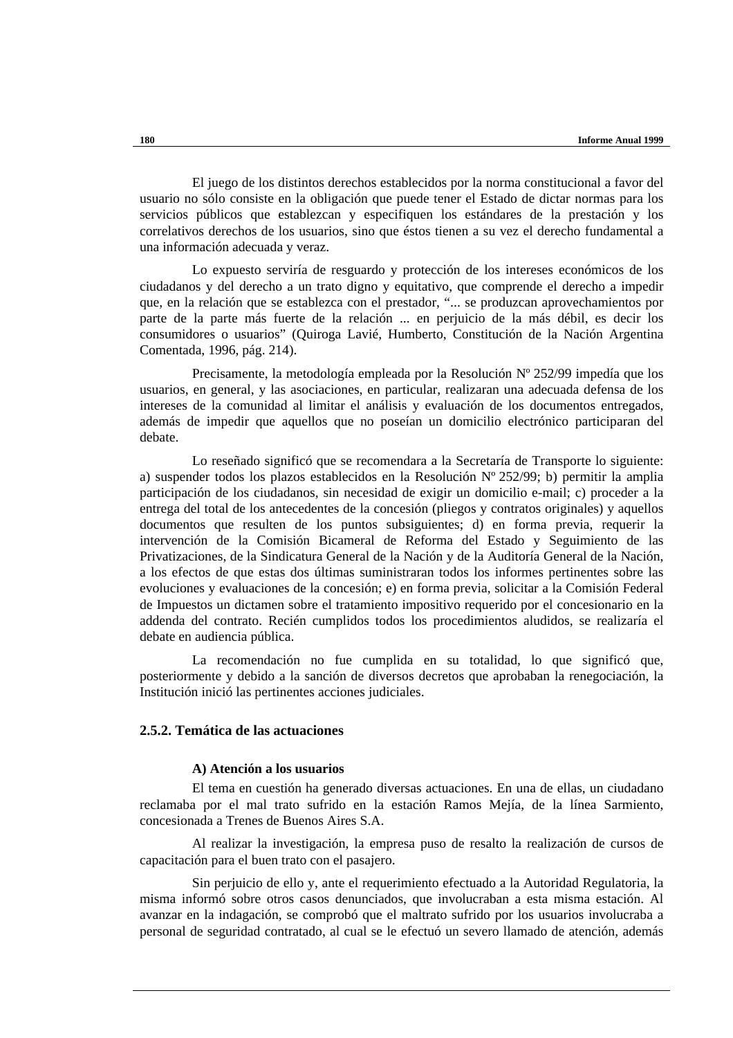El juego de los distintos derechos establecidos por la norma constitucional a favor del usuario no sólo consiste en la obligación que puede tener el Estado de dictar normas para los servicios públicos que establezcan y especifiquen los estándares de la prestación y los correlativos derechos de los usuarios, sino que éstos tienen a su vez el derecho fundamental a una información adecuada y veraz.

Lo expuesto serviría de resguardo y protección de los intereses económicos de los ciudadanos y del derecho a un trato digno y equitativo, que comprende el derecho a impedir que, en la relación que se establezca con el prestador, "... se produzcan aprovechamientos por parte de la parte más fuerte de la relación ... en perjuicio de la más débil, es decir los consumidores o usuarios" (Quiroga Lavié, Humberto, Constitución de la Nación Argentina Comentada, 1996, pág. 214).

Precisamente, la metodología empleada por la Resolución Nº 252/99 impedía que los usuarios, en general, y las asociaciones, en particular, realizaran una adecuada defensa de los intereses de la comunidad al limitar el análisis y evaluación de los documentos entregados, además de impedir que aquellos que no poseían un domicilio electrónico participaran del debate.

Lo reseñado significó que se recomendara a la Secretaría de Transporte lo siguiente: a) suspender todos los plazos establecidos en la Resolución Nº 252/99; b) permitir la amplia participación de los ciudadanos, sin necesidad de exigir un domicilio e-mail; c) proceder a la entrega del total de los antecedentes de la concesión (pliegos y contratos originales) y aquellos documentos que resulten de los puntos subsiguientes; d) en forma previa, requerir la intervención de la Comisión Bicameral de Reforma del Estado y Seguimiento de las Privatizaciones, de la Sindicatura General de la Nación y de la Auditoría General de la Nación, a los efectos de que estas dos últimas suministraran todos los informes pertinentes sobre las evoluciones y evaluaciones de la concesión; e) en forma previa, solicitar a la Comisión Federal de Impuestos un dictamen sobre el tratamiento impositivo requerido por el concesionario en la addenda del contrato. Recién cumplidos todos los procedimientos aludidos, se realizaría el debate en audiencia pública.

La recomendación no fue cumplida en su totalidad, lo que significó que, posteriormente y debido a la sanción de diversos decretos que aprobaban la renegociación, la Institución inició las pertinentes acciones judiciales.

### 2.5.2. Temática de las actuaciones

#### A) Atención a los usuarios

El tema en cuestión ha generado diversas actuaciones. En una de ellas, un ciudadano reclamaba por el mal trato sufrido en la estación Ramos Mejía, de la línea Sarmiento, concesionada a Trenes de Buenos Aires S.A.

Al realizar la investigación, la empresa puso de resalto la realización de cursos de capacitación para el buen trato con el pasajero.

Sin perjuicio de ello y, ante el requerimiento efectuado a la Autoridad Regulatoria, la misma informó sobre otros casos denunciados, que involucraban a esta misma estación. Al avanzar en la indagación, se comprobó que el maltrato sufrido por los usuarios involucraba a personal de seguridad contratado, al cual se le efectuó un severo llamado de atención, además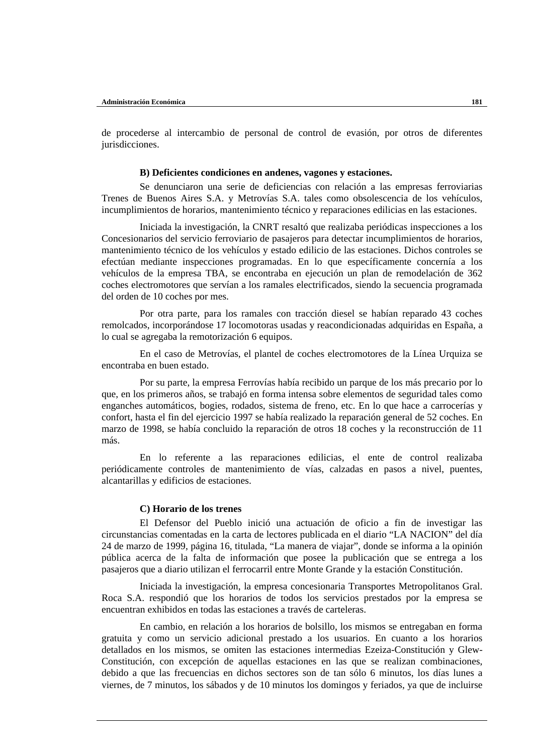de procederse al intercambio de personal de control de evasión, por otros de diferentes jurisdicciones.

**B) Deficientes condiciones en andenes, vagones y estaciones.**

Se denunciaron una serie de deficiencias con relación a las empresas ferroviarias Trenes de Buenos Aires S.A. y Metrovías S.A. tales como obsolescencia de los vehículos, incumplimientos de horarios, mantenimiento técnico y reparaciones edilicias en las estaciones.

Iniciada la investigación, la CNRT resaltó que realizaba periódicas inspecciones a los Concesionarios del servicio ferroviario de pasajeros para detectar incumplimientos de horarios, mantenimiento técnico de los vehículos y estado edilicio de las estaciones. Dichos controles se efectúan mediante inspecciones programadas. En lo que específicamente concernía a los vehículos de la empresa TBA, se encontraba en ejecución un plan de remodelación de 362 coches electromotores que servían a los ramales electrificados, siendo la secuencia programada del orden de 10 coches por mes.

Por otra parte, para los ramales con tracción diesel se habían reparado 43 coches remolcados, incorporándose 17 locomotoras usadas y reacondicionadas adquiridas en España, a lo cual se agregaba la remotorización 6 equipos.

En el caso de Metrovías, el plantel de coches electromotores de la Línea Urquiza se encontraba en buen estado.

Por su parte, la empresa Ferrovías había recibido un parque de los más precario por lo que, en los primeros años, se trabajó en forma intensa sobre elementos de seguridad tales como enganches automáticos, bogies, rodados, sistema de freno, etc. En lo que hace a carrocerías y confort, hasta el fin del ejercicio 1997 se había realizado la reparación general de 52 coches. En marzo de 1998, se había concluido la reparación de otros 18 coches y la reconstrucción de 11 más.

En lo referente a las reparaciones edilicias, el ente de control realizaba periódicamente controles de mantenimiento de vías, calzadas en pasos a nivel, puentes, alcantarillas y edificios de estaciones.

**C) Horario de los trenes**

El Defensor del Pueblo inició una actuación de oficio a fin de investigar las circunstancias comentadas en la carta de lectores publicada en el diario “LA NACION” del día 24 de marzo de 1999, página 16, titulada, “La manera de viajar”, donde se informa a la opinión pública acerca de la falta de información que posee la publicación que se entrega a los pasajeros que a diario utilizan el ferrocarril entre Monte Grande y la estación Constitución.

Iniciada la investigación, la empresa concesionaria Transportes Metropolitanos Gral. Roca S.A. respondió que los horarios de todos los servicios prestados por la empresa se encuentran exhibidos en todas las estaciones a través de carteleras.

En cambio, en relación a los horarios de bolsillo, los mismos se entregaban en forma gratuita y como un servicio adicional prestado a los usuarios. En cuanto a los horarios detallados en los mismos, se omiten las estaciones intermedias Ezeiza-Constitución y Glew-Constitución, con excepción de aquellas estaciones en las que se realizan combinaciones, debido a que las frecuencias en dichos sectores son de tan sólo 6 minutos, los días lunes a viernes, de 7 minutos, los sábados y de 10 minutos los domingos y feriados, ya que de incluirse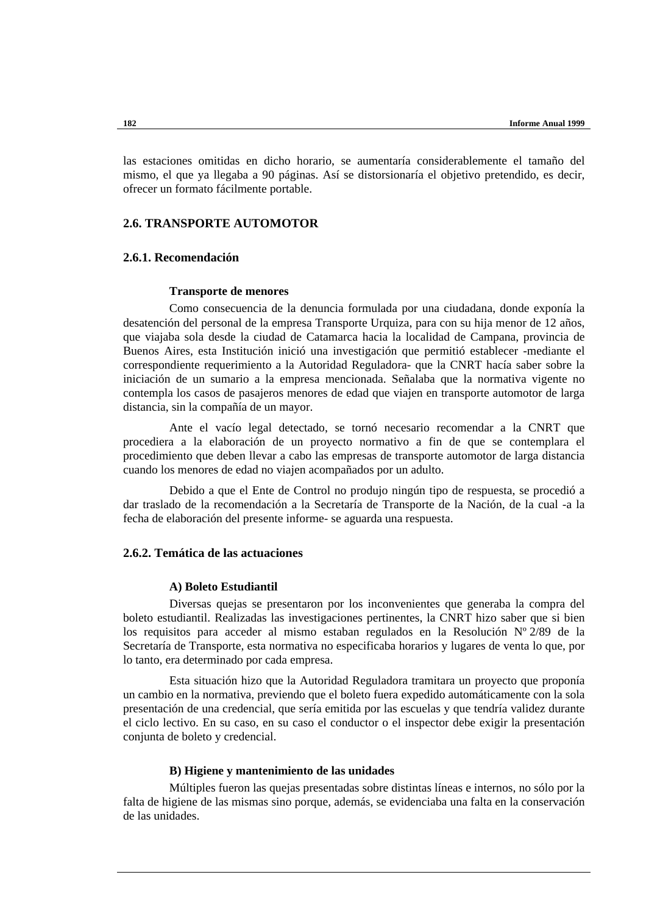las estaciones omitidas en dicho horario, se aumentaría considerablemente el tamaño del mismo, el que ya llegaba a 90 páginas. Así se distorsionaría el objetivo pretendido, es decir, ofrecer un formato fácilmente portable.

## 2.6. TRANSPORTE AUTOMOTOR

### 2.6.1. Recomendación

**Transporte de menores**

Como consecuencia de la denuncia formulada por una ciudadana, donde exponía la desatención del personal de la empresa Transporte Urquiza, para con su hija menor de 12 años, que viajaba sola desde la ciudad de Catamarca hacia la localidad de Campana, provincia de Buenos Aires, esta Institución inició una investigación que permitió establecer -mediante el correspondiente requerimiento a la Autoridad Reguladora- que la CNRT hacía saber sobre la iniciación de un sumario a la empresa mencionada. Señalaba que la normativa vigente no contempla los casos de pasajeros menores de edad que viajen en transporte automotor de larga distancia, sin la compañía de un mayor.

Ante el vacío legal detectado, se tornó necesario recomendar a la CNRT que procediera a la elaboración de un proyecto normativo a fin de que se contemplara el procedimiento que deben llevar a cabo las empresas de transporte automotor de larga distancia cuando los menores de edad no viajen acompañados por un adulto.

Debido a que el Ente de Control no produjo ningún tipo de respuesta, se procedió a dar traslado de la recomendación a la Secretaría de Transporte de la Nación, de la cual -a la fecha de elaboración del presente informe- se aguarda una respuesta.

### 2.6.2. Temática de las actuaciones

**A) Boleto Estudiantil**

Diversas quejas se presentaron por los inconvenientes que generaba la compra del boleto estudiantil. Realizadas las investigaciones pertinentes, la CNRT hizo saber que si bien los requisitos para acceder al mismo estaban regulados en la Resolución Nº 2/89 de la Secretaría de Transporte, esta normativa no especificaba horarios y lugares de venta lo que, por lo tanto, era determinado por cada empresa.

Esta situación hizo que la Autoridad Reguladora tramitara un proyecto que proponía un cambio en la normativa, previendo que el boleto fuera expedido automáticamente con la sola presentación de una credencial, que sería emitida por las escuelas y que tendría validez durante el ciclo lectivo. En su caso, en su caso el conductor o el inspector debe exigir la presentación conjunta de boleto y credencial.

**B) Higiene y mantenimiento de las unidades**

Múltiples fueron las quejas presentadas sobre distintas líneas e internos, no sólo por la falta de higiene de las mismas sino porque, además, se evidenciaba una falta en la conservación de las unidades.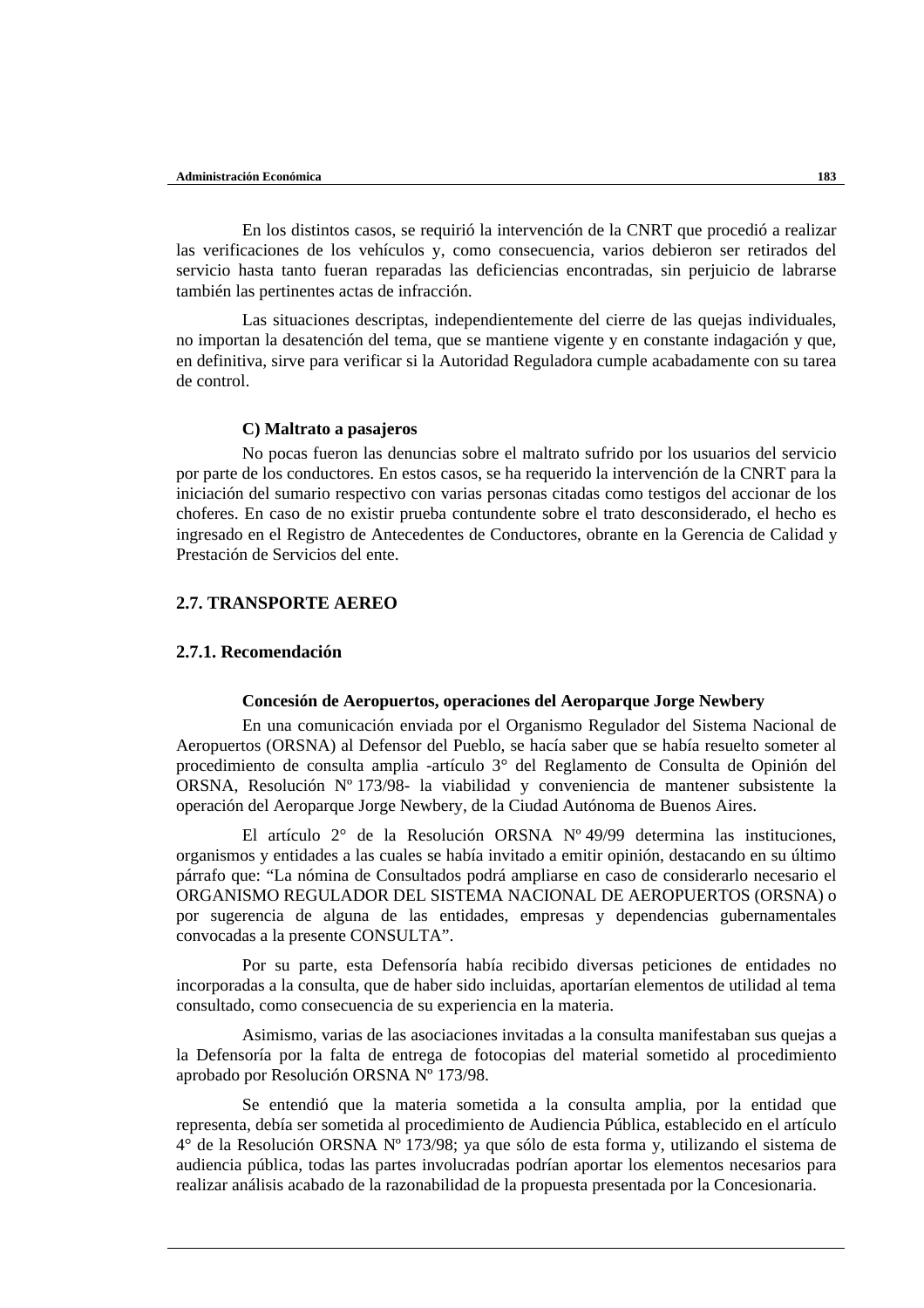En los distintos casos, se requirió la intervención de la CNRT que procedió a realizar las verificaciones de los vehículos y, como consecuencia, varios debieron ser retirados del servicio hasta tanto fueran reparadas las deficiencias encontradas, sin perjuicio de labrarse también las pertinentes actas de infracción.

Las situaciones descriptas, independientemente del cierre de las quejas individuales, no importan la desatención del tema, que se mantiene vigente y en constante indagación y que, en definitiva, sirve para verificar si la Autoridad Reguladora cumple acabadamente con su tarea de control.

**C) Maltrato a pasajeros**

No pocas fueron las denuncias sobre el maltrato sufrido por los usuarios del servicio por parte de los conductores. En estos casos, se ha requerido la intervención de la CNRT para la iniciación del sumario respectivo con varias personas citadas como testigos del accionar de los choferes. En caso de no existir prueba contundente sobre el trato desconsiderado, el hecho es ingresado en el Registro de Antecedentes de Conductores, obrante en la Gerencia de Calidad y Prestación de Servicios del ente.

## 2.7. TRANSPORTE AEREO

### 2.7.1. Recomendación

**Concesión de Aeropuertos, operaciones del Aeroparque Jorge Newbery**

En una comunicación enviada por el Organismo Regulador del Sistema Nacional de Aeropuertos (ORSNA) al Defensor del Pueblo, se hacía saber que se había resuelto someter al procedimiento de consulta amplia -artículo 3° del Reglamento de Consulta de Opinión del ORSNA, Resolución Nº 173/98- la viabilidad y conveniencia de mantener subsistente la operación del Aeroparque Jorge Newbery, de la Ciudad Autónoma de Buenos Aires.

El artículo 2° de la Resolución ORSNA Nº 49/99 determina las instituciones, organismos y entidades a las cuales se había invitado a emitir opinión, destacando en su último párrafo que: "La nómina de Consultados podrá ampliarse en caso de considerarlo necesario el ORGANISMO REGULADOR DEL SISTEMA NACIONAL DE AEROPUERTOS (ORSNA) o por sugerencia de alguna de las entidades, empresas y dependencias gubernamentales convocadas a la presente CONSULTA".

Por su parte, esta Defensoría había recibido diversas peticiones de entidades no incorporadas a la consulta, que de haber sido incluidas, aportarían elementos de utilidad al tema consultado, como consecuencia de su experiencia en la materia.

Asimismo, varias de las asociaciones invitadas a la consulta manifestaban sus quejas a la Defensoría por la falta de entrega de fotocopias del material sometido al procedimiento aprobado por Resolución ORSNA Nº 173/98.

Se entendió que la materia sometida a la consulta amplia, por la entidad que representa, debía ser sometida al procedimiento de Audiencia Pública, establecido en el artículo 4° de la Resolución ORSNA Nº 173/98; ya que sólo de esta forma y, utilizando el sistema de audiencia pública, todas las partes involucradas podrían aportar los elementos necesarios para realizar análisis acabado de la razonabilidad de la propuesta presentada por la Concesionaria.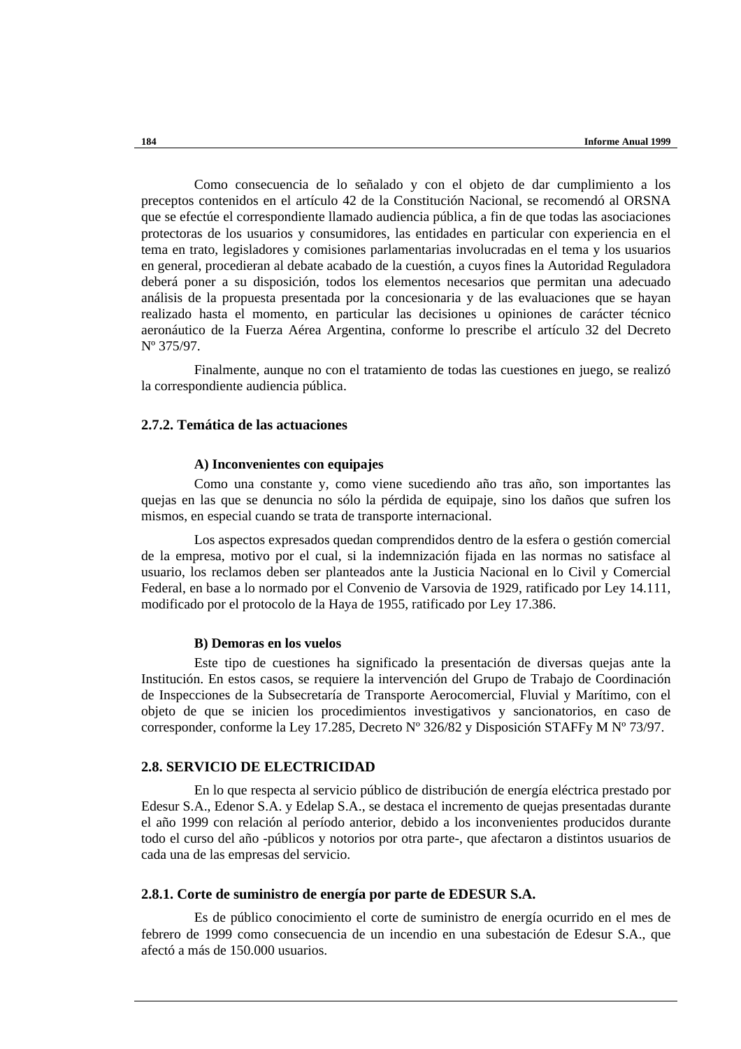Como consecuencia de lo señalado y con el objeto de dar cumplimiento a los preceptos contenidos en el artículo 42 de la Constitución Nacional, se recomendó al ORSNA que se efectúe el correspondiente llamado audiencia pública, a fin de que todas las asociaciones protectoras de los usuarios y consumidores, las entidades en particular con experiencia en el tema en trato, legisladores y comisiones parlamentarias involucradas en el tema y los usuarios en general, procedieran al debate acabado de la cuestión, a cuyos fines la Autoridad Reguladora deberá poner a su disposición, todos los elementos necesarios que permitan una adecuado análisis de la propuesta presentada por la concesionaria y de las evaluaciones que se hayan realizado hasta el momento, en particular las decisiones u opiniones de carácter técnico aeronáutico de la Fuerza Aérea Argentina, conforme lo prescribe el artículo 32 del Decreto Nº 375/97.

Finalmente, aunque no con el tratamiento de todas las cuestiones en juego, se realizó la correspondiente audiencia pública.

### 2.7.2. Temática de las actuaciones

**A) Inconvenientes con equipajes**

Como una constante y, como viene sucediendo año tras año, son importantes las quejas en las que se denuncia no sólo la pérdida de equipaje, sino los daños que sufren los mismos, en especial cuando se trata de transporte internacional.

Los aspectos expresados quedan comprendidos dentro de la esfera o gestión comercial de la empresa, motivo por el cual, si la indemnización fijada en las normas no satisface al usuario, los reclamos deben ser planteados ante la Justicia Nacional en lo Civil y Comercial Federal, en base a lo normado por el Convenio de Varsovia de 1929, ratificado por Ley 14.111, modificado por el protocolo de la Haya de 1955, ratificado por Ley 17.386.

**B) Demoras en los vuelos**

Este tipo de cuestiones ha significado la presentación de diversas quejas ante la Institución. En estos casos, se requiere la intervención del Grupo de Trabajo de Coordinación de Inspecciones de la Subsecretaría de Transporte Aerocomercial, Fluvial y Marítimo, con el objeto de que se inicien los procedimientos investigativos y sancionatorios, en caso de corresponder, conforme la Ley 17.285, Decreto Nº 326/82 y Disposición STAFFy M Nº 73/97.

## 2.8. SERVICIO DE ELECTRICIDAD

En lo que respecta al servicio público de distribución de energía eléctrica prestado por Edesur S.A., Edenor S.A. y Edelap S.A., se destaca el incremento de quejas presentadas durante el año 1999 con relación al período anterior, debido a los inconvenientes producidos durante todo el curso del año -públicos y notorios por otra parte-, que afectaron a distintos usuarios de cada una de las empresas del servicio.

### 2.8.1. Corte de suministro de energía por parte de EDESUR S.A.

Es de público conocimiento el corte de suministro de energía ocurrido en el mes de febrero de 1999 como consecuencia de un incendio en una subestación de Edesur S.A., que afectó a más de 150.000 usuarios.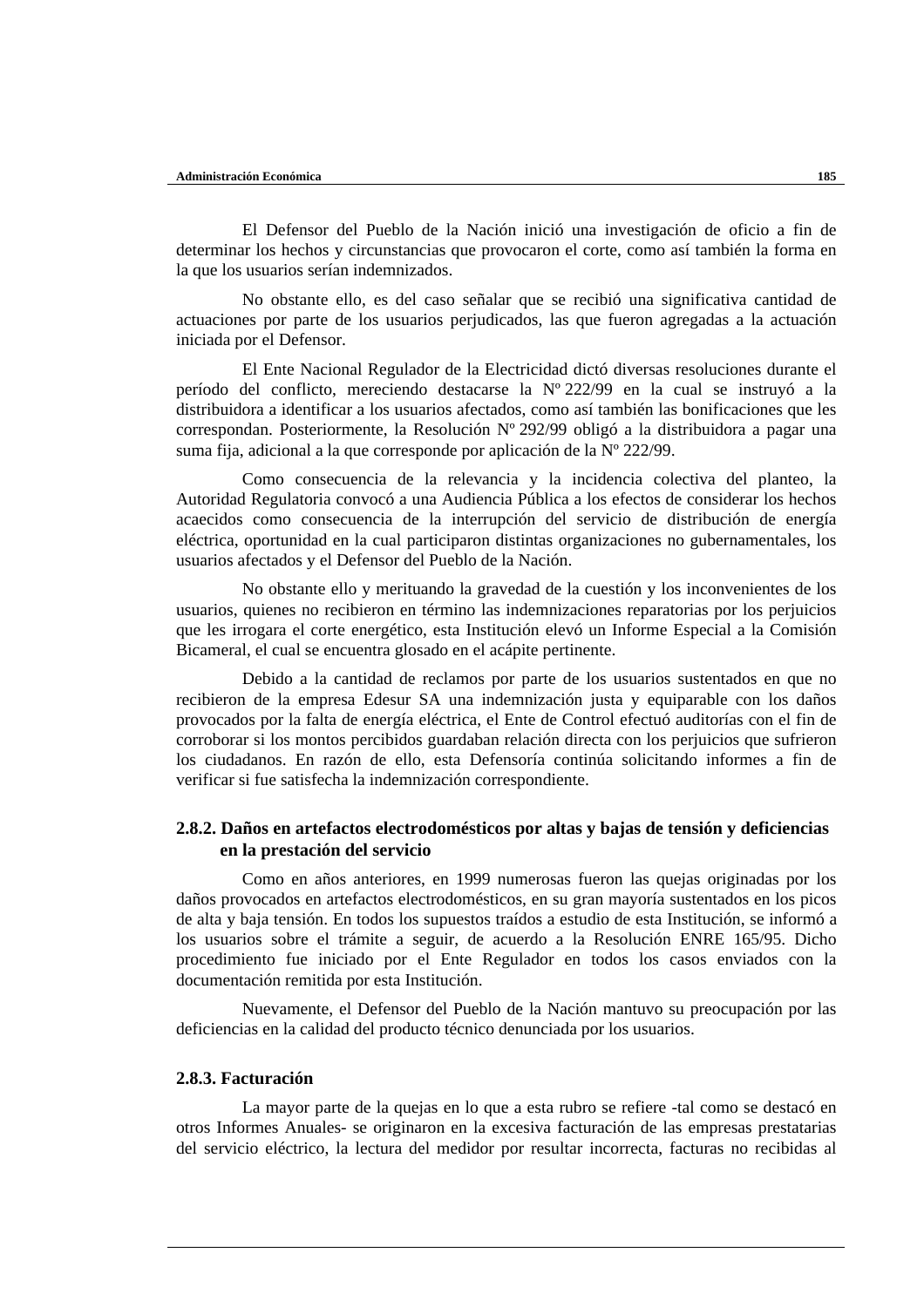El Defensor del Pueblo de la Nación inició una investigación de oficio a fin de determinar los hechos y circunstancias que provocaron el corte, como así también la forma en la que los usuarios serían indemnizados.

No obstante ello, es del caso señalar que se recibió una significativa cantidad de actuaciones por parte de los usuarios perjudicados, las que fueron agregadas a la actuación iniciada por el Defensor.

El Ente Nacional Regulador de la Electricidad dictó diversas resoluciones durante el período del conflicto, mereciendo destacarse la Nº 222/99 en la cual se instruyó a la distribuidora a identificar a los usuarios afectados, como así también las bonificaciones que les correspondan. Posteriormente, la Resolución Nº 292/99 obligó a la distribuidora a pagar una suma fija, adicional a la que corresponde por aplicación de la Nº 222/99.

Como consecuencia de la relevancia y la incidencia colectiva del planteo, la Autoridad Regulatoria convocó a una Audiencia Pública a los efectos de considerar los hechos acaecidos como consecuencia de la interrupción del servicio de distribución de energía eléctrica, oportunidad en la cual participaron distintas organizaciones no gubernamentales, los usuarios afectados y el Defensor del Pueblo de la Nación.

No obstante ello y merituando la gravedad de la cuestión y los inconvenientes de los usuarios, quienes no recibieron en término las indemnizaciones reparatorias por los perjuicios que les irrogara el corte energético, esta Institución elevó un Informe Especial a la Comisión Bicameral, el cual se encuentra glosado en el acápite pertinente.

Debido a la cantidad de reclamos por parte de los usuarios sustentados en que no recibieron de la empresa Edesur SA una indemnización justa y equiparable con los daños provocados por la falta de energía eléctrica, el Ente de Control efectuó auditorías con el fin de corroborar si los montos percibidos guardaban relación directa con los perjuicios que sufrieron los ciudadanos. En razón de ello, esta Defensoría continúa solicitando informes a fin de verificar si fue satisfecha la indemnización correspondiente.

### 2.8.2. Daños en artefactos electrodomésticos por altas y bajas de tensión y deficiencias en la prestación del servicio

Como en años anteriores, en 1999 numerosas fueron las quejas originadas por los daños provocados en artefactos electrodomésticos, en su gran mayoría sustentados en los picos de alta y baja tensión. En todos los supuestos traídos a estudio de esta Institución, se informó a los usuarios sobre el trámite a seguir, de acuerdo a la Resolución ENRE 165/95. Dicho procedimiento fue iniciado por el Ente Regulador en todos los casos enviados con la documentación remitida por esta Institución.

Nuevamente, el Defensor del Pueblo de la Nación mantuvo su preocupación por las deficiencias en la calidad del producto técnico denunciada por los usuarios.

### 2.8.3. Facturación

La mayor parte de la quejas en lo que a esta rubro se refiere -tal como se destacó en otros Informes Anuales- se originaron en la excesiva facturación de las empresas prestatarias del servicio eléctrico, la lectura del medidor por resultar incorrecta, facturas no recibidas al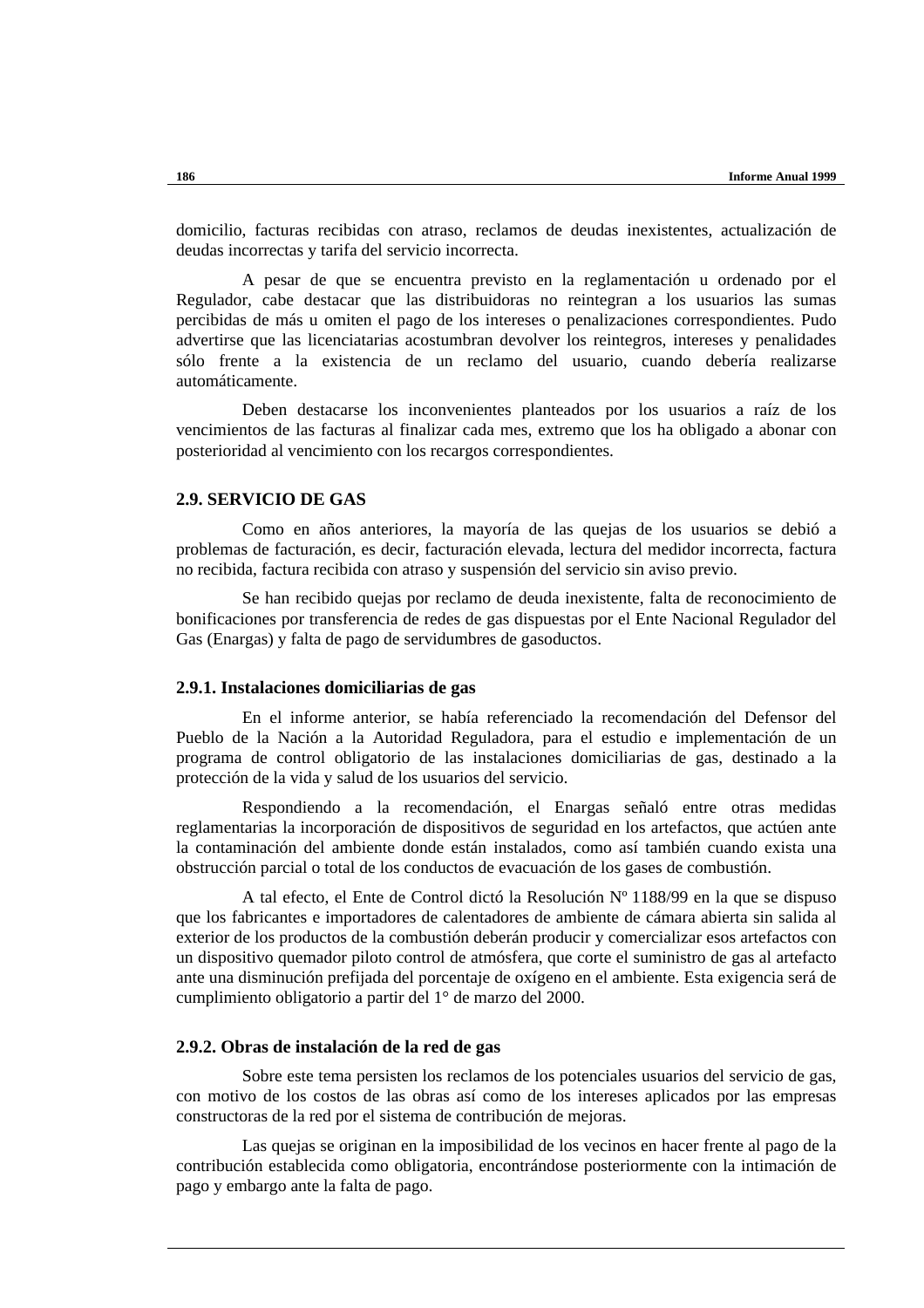domicilio, facturas recibidas con atraso, reclamos de deudas inexistentes, actualización de deudas incorrectas y tarifa del servicio incorrecta.

A pesar de que se encuentra previsto en la reglamentación u ordenado por el Regulador, cabe destacar que las distribuidoras no reintegran a los usuarios las sumas percibidas de más u omiten el pago de los intereses o penalizaciones correspondientes. Pudo advertirse que las licenciatarias acostumbran devolver los reintegros, intereses y penalidades sólo frente a la existencia de un reclamo del usuario, cuando debería realizarse automáticamente.

Deben destacarse los inconvenientes planteados por los usuarios a raíz de los vencimientos de las facturas al finalizar cada mes, extremo que los ha obligado a abonar con posterioridad al vencimiento con los recargos correspondientes.

### 2.9. SERVICIO DE GAS

Como en años anteriores, la mayoría de las quejas de los usuarios se debió a problemas de facturación, es decir, facturación elevada, lectura del medidor incorrecta, factura no recibida, factura recibida con atraso y suspensión del servicio sin aviso previo.

Se han recibido quejas por reclamo de deuda inexistente, falta de reconocimiento de bonificaciones por transferencia de redes de gas dispuestas por el Ente Nacional Regulador del Gas (Enargas) y falta de pago de servidumbres de gasoductos.

#### 2.9.1. Instalaciones domiciliarias de gas

En el informe anterior, se había referenciado la recomendación del Defensor del Pueblo de la Nación a la Autoridad Reguladora, para el estudio e implementación de un programa de control obligatorio de las instalaciones domiciliarias de gas, destinado a la protección de la vida y salud de los usuarios del servicio.

Respondiendo a la recomendación, el Enargas señaló entre otras medidas reglamentarias la incorporación de dispositivos de seguridad en los artefactos, que actúen ante la contaminación del ambiente donde están instalados, como así también cuando exista una obstrucción parcial o total de los conductos de evacuación de los gases de combustión.

A tal efecto, el Ente de Control dictó la Resolución Nº 1188/99 en la que se dispuso que los fabricantes e importadores de calentadores de ambiente de cámara abierta sin salida al exterior de los productos de la combustión deberán producir y comercializar esos artefactos con un dispositivo quemador piloto control de atmósfera, que corte el suministro de gas al artefacto ante una disminución prefijada del porcentaje de oxígeno en el ambiente. Esta exigencia será de cumplimiento obligatorio a partir del 1° de marzo del 2000.

#### 2.9.2. Obras de instalación de la red de gas

Sobre este tema persisten los reclamos de los potenciales usuarios del servicio de gas, con motivo de los costos de las obras así como de los intereses aplicados por las empresas constructoras de la red por el sistema de contribución de mejoras.

Las quejas se originan en la imposibilidad de los vecinos en hacer frente al pago de la contribución establecida como obligatoria, encontrándose posteriormente con la intimación de pago y embargo ante la falta de pago.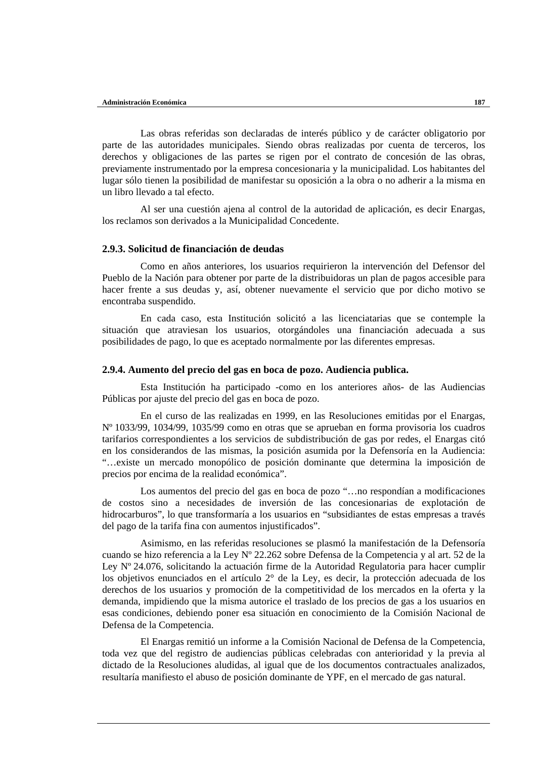Las obras referidas son declaradas de interés público y de carácter obligatorio por parte de las autoridades municipales. Siendo obras realizadas por cuenta de terceros, los derechos y obligaciones de las partes se rigen por el contrato de concesión de las obras, previamente instrumentado por la empresa concesionaria y la municipalidad. Los habitantes del lugar sólo tienen la posibilidad de manifestar su oposición a la obra o no adherir a la misma en un libro llevado a tal efecto.

Al ser una cuestión ajena al control de la autoridad de aplicación, es decir Enargas, los reclamos son derivados a la Municipalidad Concedente.

### 2.9.3. Solicitud de financiación de deudas

Como en años anteriores, los usuarios requirieron la intervención del Defensor del Pueblo de la Nación para obtener por parte de la distribuidoras un plan de pagos accesible para hacer frente a sus deudas y, así, obtener nuevamente el servicio que por dicho motivo se encontraba suspendido.

En cada caso, esta Institución solicitó a las licenciatarias que se contemple la situación que atraviesan los usuarios, otorgándoles una financiación adecuada a sus posibilidades de pago, lo que es aceptado normalmente por las diferentes empresas.

### 2.9.4. Aumento del precio del gas en boca de pozo. Audiencia publica.

Esta Institución ha participado -como en los anteriores años- de las Audiencias Públicas por ajuste del precio del gas en boca de pozo.

En el curso de las realizadas en 1999, en las Resoluciones emitidas por el Enargas, Nº 1033/99, 1034/99, 1035/99 como en otras que se aprueban en forma provisoria los cuadros tarifarios correspondientes a los servicios de subdistribución de gas por redes, el Enargas citó en los considerandos de las mismas, la posición asumida por la Defensoría en la Audiencia: "…existe un mercado monopólico de posición dominante que determina la imposición de precios por encima de la realidad económica".

Los aumentos del precio del gas en boca de pozo "…no respondían a modificaciones de costos sino a necesidades de inversión de las concesionarias de explotación de hidrocarburos", lo que transformaría a los usuarios en "subsidiantes de estas empresas a través del pago de la tarifa fina con aumentos injustificados".

Asimismo, en las referidas resoluciones se plasmó la manifestación de la Defensoría cuando se hizo referencia a la Ley Nº 22.262 sobre Defensa de la Competencia y al art. 52 de la Ley Nº 24.076, solicitando la actuación firme de la Autoridad Regulatoria para hacer cumplir los objetivos enunciados en el artículo 2° de la Ley, es decir, la protección adecuada de los derechos de los usuarios y promoción de la competitividad de los mercados en la oferta y la demanda, impidiendo que la misma autorice el traslado de los precios de gas a los usuarios en esas condiciones, debiendo poner esa situación en conocimiento de la Comisión Nacional de Defensa de la Competencia.

El Enargas remitió un informe a la Comisión Nacional de Defensa de la Competencia, toda vez que del registro de audiencias públicas celebradas con anterioridad y la previa al dictado de la Resoluciones aludidas, al igual que de los documentos contractuales analizados, resultaría manifiesto el abuso de posición dominante de YPF, en el mercado de gas natural.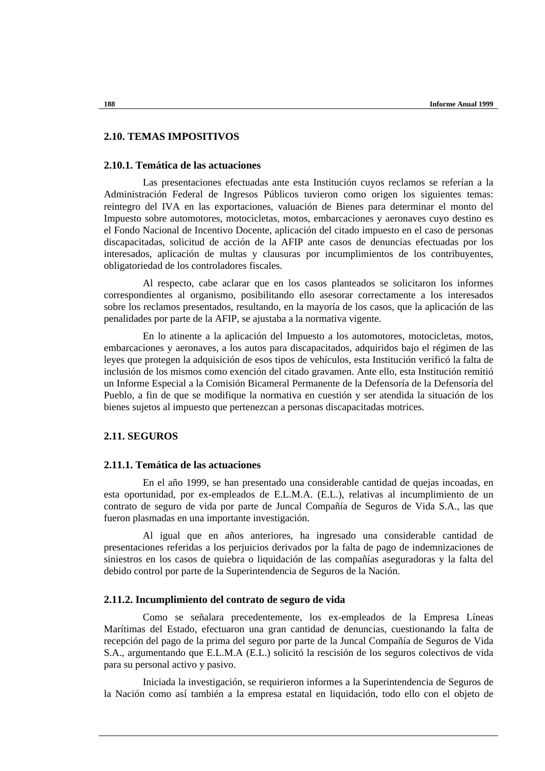## 2.10. TEMAS IMPOSITIVOS

### 2.10.1. Temática de las actuaciones

Las presentaciones efectuadas ante esta Institución cuyos reclamos se referían a la Administración Federal de Ingresos Públicos tuvieron como origen los siguientes temas: reintegro del IVA en las exportaciones, valuación de Bienes para determinar el monto del Impuesto sobre automotores, motocicletas, motos, embarcaciones y aeronaves cuyo destino es el Fondo Nacional de Incentivo Docente, aplicación del citado impuesto en el caso de personas discapacitadas, solicitud de acción de la AFIP ante casos de denuncias efectuadas por los interesados, aplicación de multas y clausuras por incumplimientos de los contribuyentes, obligatoriedad de los controladores fiscales.

Al respecto, cabe aclarar que en los casos planteados se solicitaron los informes correspondientes al organismo, posibilitando ello asesorar correctamente a los interesados sobre los reclamos presentados, resultando, en la mayoría de los casos, que la aplicación de las penalidades por parte de la AFIP, se ajustaba a la normativa vigente.

En lo atinente a la aplicación del Impuesto a los automotores, motocicletas, motos, embarcaciones y aeronaves, a los autos para discapacitados, adquiridos bajo el régimen de las leyes que protegen la adquisición de esos tipos de vehículos, esta Institución verificó la falta de inclusión de los mismos como exención del citado gravamen. Ante ello, esta Institución remitió un Informe Especial a la Comisión Bicameral Permanente de la Defensoría de la Defensoría del Pueblo, a fin de que se modifique la normativa en cuestión y ser atendida la situación de los bienes sujetos al impuesto que pertenezcan a personas discapacitadas motrices.

## 2.11. SEGUROS

### 2.11.1. Temática de las actuaciones

En el año 1999, se han presentado una considerable cantidad de quejas incoadas, en esta oportunidad, por ex-empleados de E.L.M.A. (E.L.), relativas al incumplimiento de un contrato de seguro de vida por parte de Juncal Compañía de Seguros de Vida S.A., las que fueron plasmadas en una importante investigación.

Al igual que en años anteriores, ha ingresado una considerable cantidad de presentaciones referidas a los perjuicios derivados por la falta de pago de indemnizaciones de siniestros en los casos de quiebra o liquidación de las compañías aseguradoras y la falta del debido control por parte de la Superintendencia de Seguros de la Nación.

### 2.11.2. Incumplimiento del contrato de seguro de vida

Como se señalara precedentemente, los ex-empleados de la Empresa Líneas Marítimas del Estado, efectuaron una gran cantidad de denuncias, cuestionando la falta de recepción del pago de la prima del seguro por parte de la Juncal Compañía de Seguros de Vida S.A., argumentando que E.L.M.A (E.L.) solicitó la rescisión de los seguros colectivos de vida para su personal activo y pasivo.

Iniciada la investigación, se requirieron informes a la Superintendencia de Seguros de la Nación como así también a la empresa estatal en liquidación, todo ello con el objeto de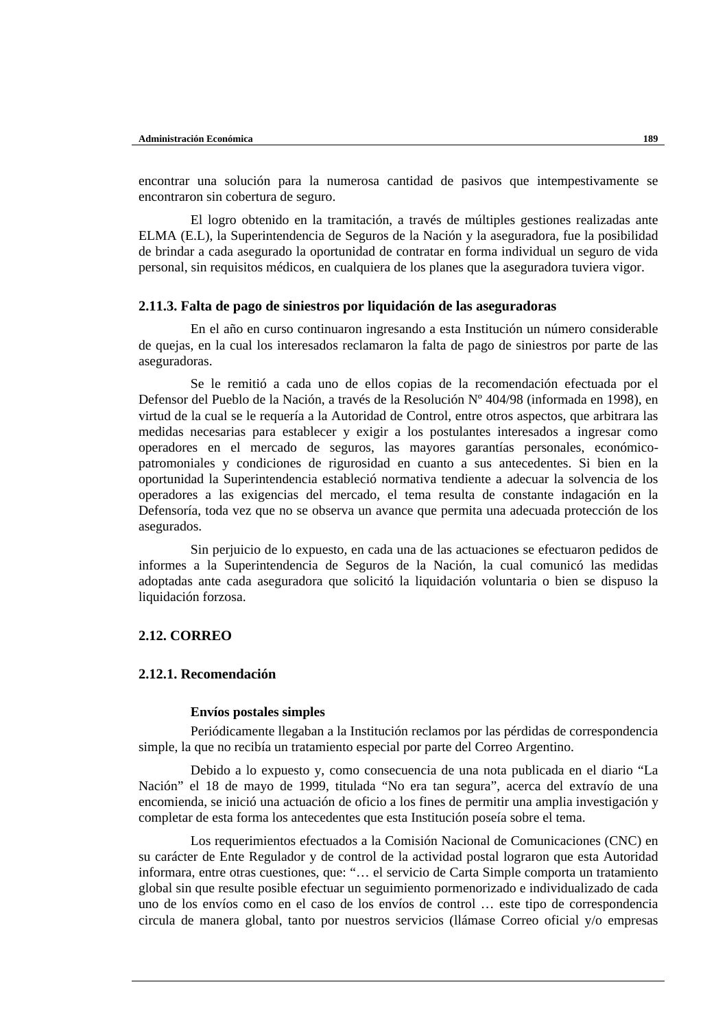encontrar una solución para la numerosa cantidad de pasivos que intempestivamente se encontraron sin cobertura de seguro.

El logro obtenido en la tramitación, a través de múltiples gestiones realizadas ante ELMA (E.L), la Superintendencia de Seguros de la Nación y la aseguradora, fue la posibilidad de brindar a cada asegurado la oportunidad de contratar en forma individual un seguro de vida personal, sin requisitos médicos, en cualquiera de los planes que la aseguradora tuviera vigor.

### 2.11.3. Falta de pago de siniestros por liquidación de las aseguradoras

En el año en curso continuaron ingresando a esta Institución un número considerable de quejas, en la cual los interesados reclamaron la falta de pago de siniestros por parte de las aseguradoras.

Se le remitió a cada uno de ellos copias de la recomendación efectuada por el Defensor del Pueblo de la Nación, a través de la Resolución Nº 404/98 (informada en 1998), en virtud de la cual se le requería a la Autoridad de Control, entre otros aspectos, que arbitrara las medidas necesarias para establecer y exigir a los postulantes interesados a ingresar como operadores en el mercado de seguros, las mayores garantías personales, económico-patromoniales y condiciones de rigurosidad en cuanto a sus antecedentes. Si bien en la oportunidad la Superintendencia estableció normativa tendiente a adecuar la solvencia de los operadores a las exigencias del mercado, el tema resulta de constante indagación en la Defensoría, toda vez que no se observa un avance que permita una adecuada protección de los asegurados.

Sin perjuicio de lo expuesto, en cada una de las actuaciones se efectuaron pedidos de informes a la Superintendencia de Seguros de la Nación, la cual comunicó las medidas adoptadas ante cada aseguradora que solicitó la liquidación voluntaria o bien se dispuso la liquidación forzosa.

## 2.12. CORREO

### 2.12.1. Recomendación

**Envíos postales simples**

Periódicamente llegaban a la Institución reclamos por las pérdidas de correspondencia simple, la que no recibía un tratamiento especial por parte del Correo Argentino.

Debido a lo expuesto y, como consecuencia de una nota publicada en el diario "La Nación" el 18 de mayo de 1999, titulada "No era tan segura", acerca del extravío de una encomienda, se inició una actuación de oficio a los fines de permitir una amplia investigación y completar de esta forma los antecedentes que esta Institución poseía sobre el tema.

Los requerimientos efectuados a la Comisión Nacional de Comunicaciones (CNC) en su carácter de Ente Regulador y de control de la actividad postal lograron que esta Autoridad informara, entre otras cuestiones, que: "… el servicio de Carta Simple comporta un tratamiento global sin que resulte posible efectuar un seguimiento pormenorizado e individualizado de cada uno de los envíos como en el caso de los envíos de control … este tipo de correspondencia circula de manera global, tanto por nuestros servicios (llámase Correo oficial y/o empresas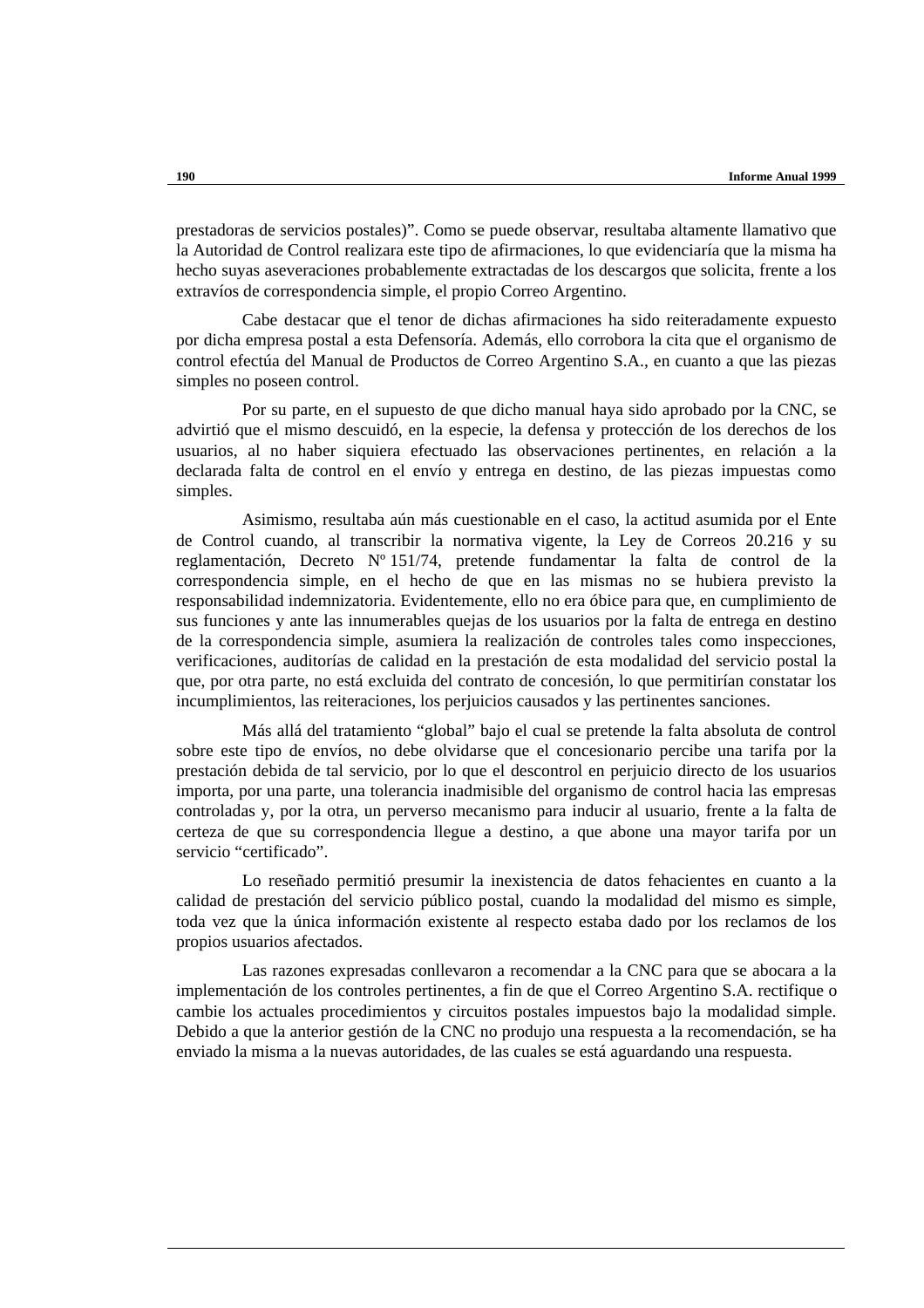prestadoras de servicios postales)". Como se puede observar, resultaba altamente llamativo que la Autoridad de Control realizara este tipo de afirmaciones, lo que evidenciaría que la misma ha hecho suyas aseveraciones probablemente extractadas de los descargos que solicita, frente a los extravíos de correspondencia simple, el propio Correo Argentino.

Cabe destacar que el tenor de dichas afirmaciones ha sido reiteradamente expuesto por dicha empresa postal a esta Defensoría. Además, ello corrobora la cita que el organismo de control efectúa del Manual de Productos de Correo Argentino S.A., en cuanto a que las piezas simples no poseen control.

Por su parte, en el supuesto de que dicho manual haya sido aprobado por la CNC, se advirtió que el mismo descuidó, en la especie, la defensa y protección de los derechos de los usuarios, al no haber siquiera efectuado las observaciones pertinentes, en relación a la declarada falta de control en el envío y entrega en destino, de las piezas impuestas como simples.

Asimismo, resultaba aún más cuestionable en el caso, la actitud asumida por el Ente de Control cuando, al transcribir la normativa vigente, la Ley de Correos 20.216 y su reglamentación, Decreto Nº 151/74, pretende fundamentar la falta de control de la correspondencia simple, en el hecho de que en las mismas no se hubiera previsto la responsabilidad indemnizatoria. Evidentemente, ello no era óbice para que, en cumplimiento de sus funciones y ante las innumerables quejas de los usuarios por la falta de entrega en destino de la correspondencia simple, asumiera la realización de controles tales como inspecciones, verificaciones, auditorías de calidad en la prestación de esta modalidad del servicio postal la que, por otra parte, no está excluida del contrato de concesión, lo que permitirían constatar los incumplimientos, las reiteraciones, los perjuicios causados y las pertinentes sanciones.

Más allá del tratamiento "global" bajo el cual se pretende la falta absoluta de control sobre este tipo de envíos, no debe olvidarse que el concesionario percibe una tarifa por la prestación debida de tal servicio, por lo que el descontrol en perjuicio directo de los usuarios importa, por una parte, una tolerancia inadmisible del organismo de control hacia las empresas controladas y, por la otra, un perverso mecanismo para inducir al usuario, frente a la falta de certeza de que su correspondencia llegue a destino, a que abone una mayor tarifa por un servicio "certificado".

Lo reseñado permitió presumir la inexistencia de datos fehacientes en cuanto a la calidad de prestación del servicio público postal, cuando la modalidad del mismo es simple, toda vez que la única información existente al respecto estaba dado por los reclamos de los propios usuarios afectados.

Las razones expresadas conllevaron a recomendar a la CNC para que se abocara a la implementación de los controles pertinentes, a fin de que el Correo Argentino S.A. rectifique o cambie los actuales procedimientos y circuitos postales impuestos bajo la modalidad simple. Debido a que la anterior gestión de la CNC no produjo una respuesta a la recomendación, se ha enviado la misma a la nuevas autoridades, de las cuales se está aguardando una respuesta.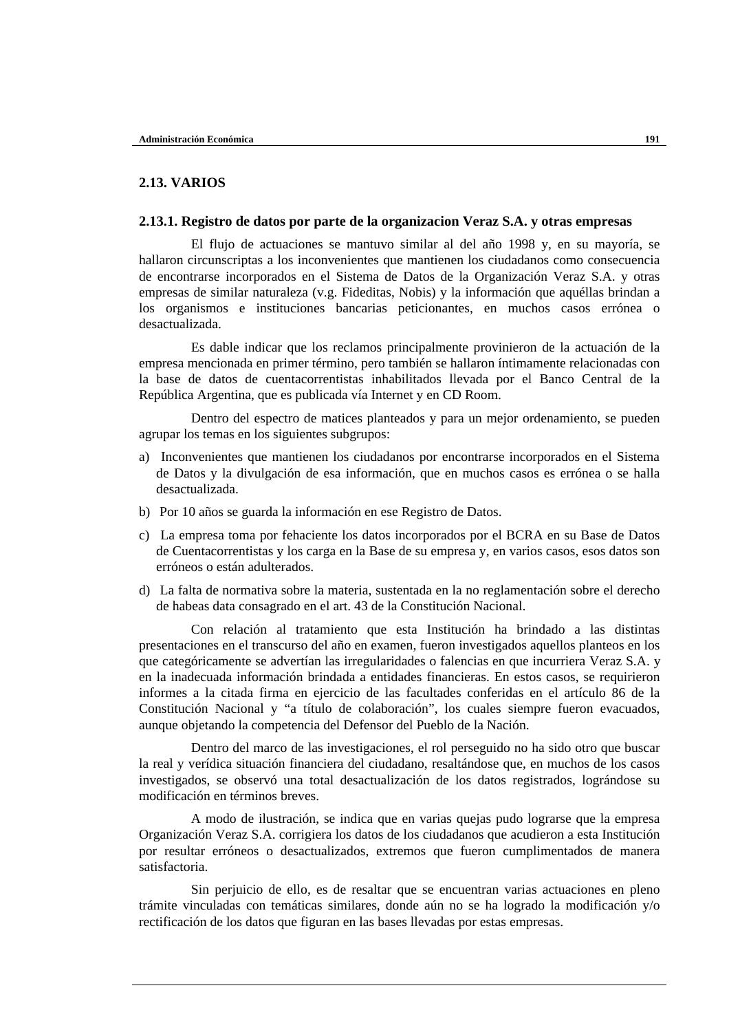## 2.13. VARIOS

### 2.13.1. Registro de datos por parte de la organizacion Veraz S.A. y otras empresas

El flujo de actuaciones se mantuvo similar al del año 1998 y, en su mayoría, se hallaron circunscriptas a los inconvenientes que mantienen los ciudadanos como consecuencia de encontrarse incorporados en el Sistema de Datos de la Organización Veraz S.A. y otras empresas de similar naturaleza (v.g. Fideditas, Nobis) y la información que aquéllas brindan a los organismos e instituciones bancarias peticionantes, en muchos casos errónea o desactualizada.

Es dable indicar que los reclamos principalmente provinieron de la actuación de la empresa mencionada en primer término, pero también se hallaron íntimamente relacionadas con la base de datos de cuentacorrentistas inhabilitados llevada por el Banco Central de la República Argentina, que es publicada vía Internet y en CD Room.

Dentro del espectro de matices planteados y para un mejor ordenamiento, se pueden agrupar los temas en los siguientes subgrupos:

a) Inconvenientes que mantienen los ciudadanos por encontrarse incorporados en el Sistema de Datos y la divulgación de esa información, que en muchos casos es errónea o se halla desactualizada.

b) Por 10 años se guarda la información en ese Registro de Datos.

c) La empresa toma por fehaciente los datos incorporados por el BCRA en su Base de Datos de Cuentacorrentistas y los carga en la Base de su empresa y, en varios casos, esos datos son erróneos o están adulterados.

d) La falta de normativa sobre la materia, sustentada en la no reglamentación sobre el derecho de habeas data consagrado en el art. 43 de la Constitución Nacional.

Con relación al tratamiento que esta Institución ha brindado a las distintas presentaciones en el transcurso del año en examen, fueron investigados aquellos planteos en los que categóricamente se advertían las irregularidades o falencias en que incurriera Veraz S.A. y en la inadecuada información brindada a entidades financieras. En estos casos, se requirieron informes a la citada firma en ejercicio de las facultades conferidas en el artículo 86 de la Constitución Nacional y "a título de colaboración", los cuales siempre fueron evacuados, aunque objetando la competencia del Defensor del Pueblo de la Nación.

Dentro del marco de las investigaciones, el rol perseguido no ha sido otro que buscar la real y verídica situación financiera del ciudadano, resaltándose que, en muchos de los casos investigados, se observó una total desactualización de los datos registrados, lográndose su modificación en términos breves.

A modo de ilustración, se indica que en varias quejas pudo lograrse que la empresa Organización Veraz S.A. corrigiera los datos de los ciudadanos que acudieron a esta Institución por resultar erróneos o desactualizados, extremos que fueron cumplimentados de manera satisfactoria.

Sin perjuicio de ello, es de resaltar que se encuentran varias actuaciones en pleno trámite vinculadas con temáticas similares, donde aún no se ha logrado la modificación y/o rectificación de los datos que figuran en las bases llevadas por estas empresas.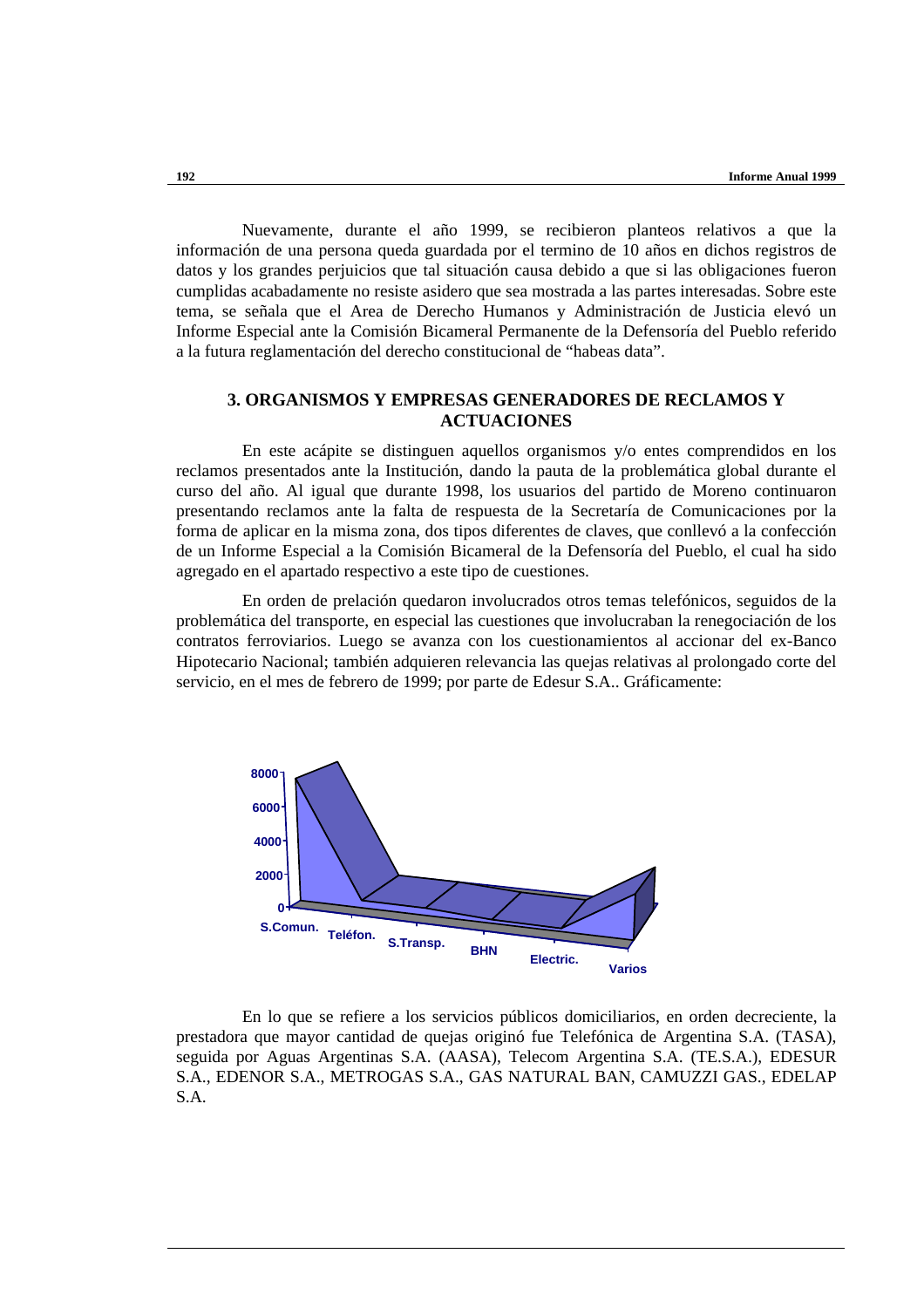Nuevamente, durante el año 1999, se recibieron planteos relativos a que la información de una persona queda guardada por el termino de 10 años en dichos registros de datos y los grandes perjuicios que tal situación causa debido a que si las obligaciones fueron cumplidas acabadamente no resiste asidero que sea mostrada a las partes interesadas. Sobre este tema, se señala que el Area de Derecho Humanos y Administración de Justicia elevó un Informe Especial ante la Comisión Bicameral Permanente de la Defensoría del Pueblo referido a la futura reglamentación del derecho constitucional de “habeas data”.

## 3. ORGANISMOS Y EMPRESAS GENERADORES DE RECLAMOS Y ACTUACIONES

En este acápite se distinguen aquellos organismos y/o entes comprendidos en los reclamos presentados ante la Institución, dando la pauta de la problemática global durante el curso del año. Al igual que durante 1998, los usuarios del partido de Moreno continuaron presentando reclamos ante la falta de respuesta de la Secretaría de Comunicaciones por la forma de aplicar en la misma zona, dos tipos diferentes de claves, que conllevó a la confección de un Informe Especial a la Comisión Bicameral de la Defensoría del Pueblo, el cual ha sido agregado en el apartado respectivo a este tipo de cuestiones.

En orden de prelación quedaron involucrados otros temas telefónicos, seguidos de la problemática del transporte, en especial las cuestiones que involucraban la renegociación de los contratos ferroviarios. Luego se avanza con los cuestionamientos al accionar del ex-Banco Hipotecario Nacional; también adquieren relevancia las quejas relativas al prolongado corte del servicio, en el mes de febrero de 1999; por parte de Edesur S.A.. Gráficamente:

8000
6000
4000
2000
0
S.Comun. Teléfon. S.Transp. BHN Electric. Varios

En lo que se refiere a los servicios públicos domiciliarios, en orden decreciente, la prestadora que mayor cantidad de quejas originó fue Telefónica de Argentina S.A. (TASA), seguida por Aguas Argentinas S.A. (AASA), Telecom Argentina S.A. (TE.S.A.), EDESUR S.A., EDENOR S.A., METROGAS S.A., GAS NATURAL BAN, CAMUZZI GAS., EDELAP S.A.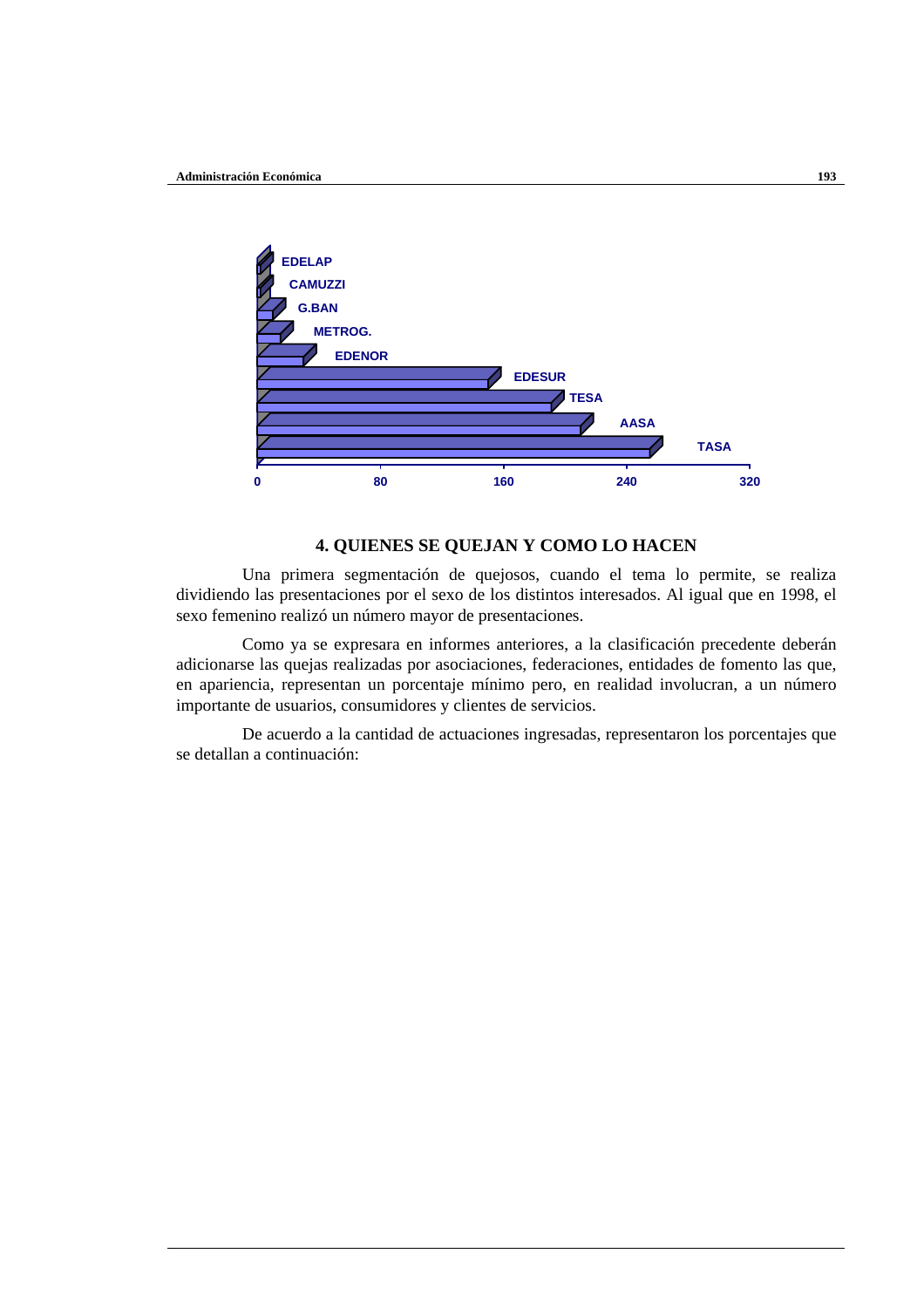EDELAP

CAMUZZI

G.BAN

METROG.

EDENOR

EDESUR

TESA

AASA

TASA

0 80 160 240 320

## 4. QUIENES SE QUEJAN Y COMO LO HACEN

Una primera segmentación de quejosos, cuando el tema lo permite, se realiza dividiendo las presentaciones por el sexo de los distintos interesados. Al igual que en 1998, el sexo femenino realizó un número mayor de presentaciones.

Como ya se expresara en informes anteriores, a la clasificación precedente deberán adicionarse las quejas realizadas por asociaciones, federaciones, entidades de fomento las que, en apariencia, representan un porcentaje mínimo pero, en realidad involucran, a un número importante de usuarios, consumidores y clientes de servicios.

De acuerdo a la cantidad de actuaciones ingresadas, representaron los porcentajes que se detallan a continuación: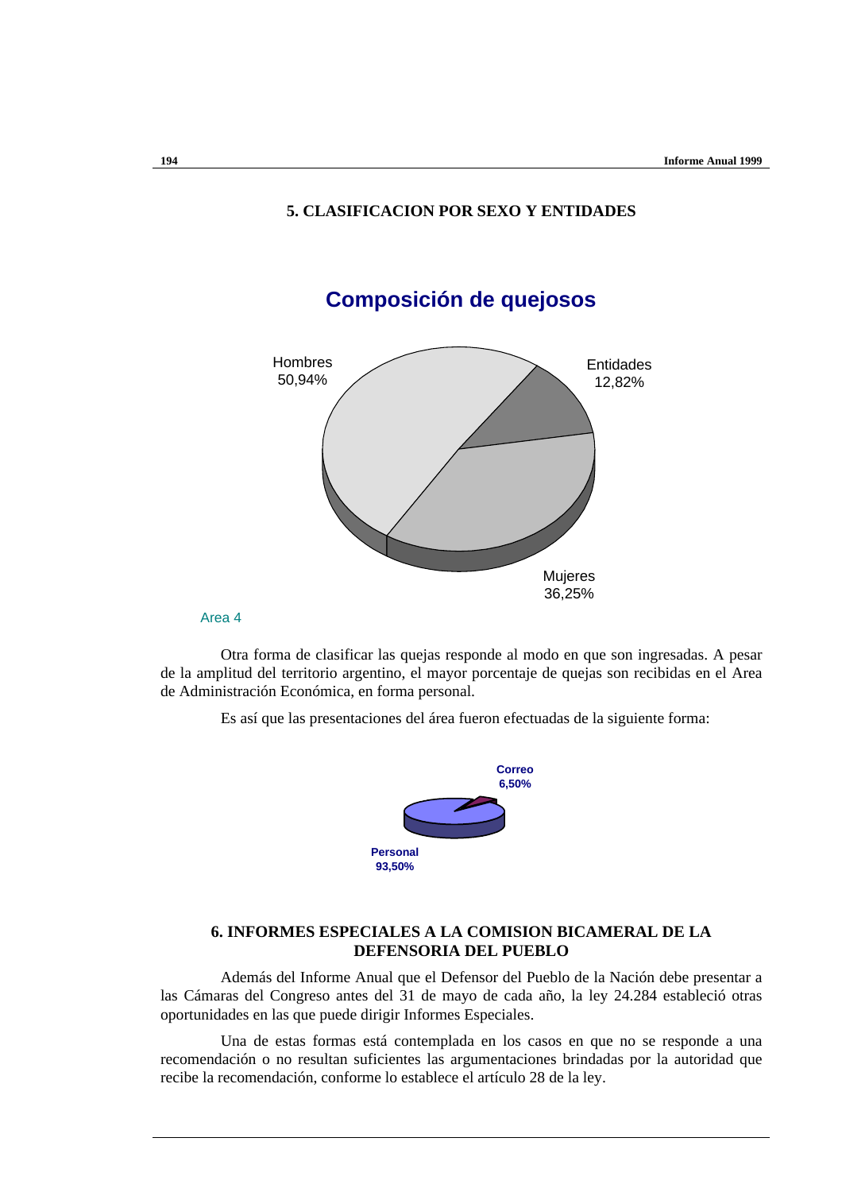## 5. CLASIFICACION POR SEXO Y ENTIDADES

**Composición de quejosos**

Hombres 50,94%

Entidades 12,82%

Mujeres 36,25%

Area 4

Otra forma de clasificar las quejas responde al modo en que son ingresadas. A pesar de la amplitud del territorio argentino, el mayor porcentaje de quejas son recibidas en el Area de Administración Económica, en forma personal.

Es así que las presentaciones del área fueron efectuadas de la siguiente forma:

Correo 6,50%

Personal 93,50%

## 6. INFORMES ESPECIALES A LA COMISION BICAMERAL DE LA DEFENSORIA DEL PUEBLO

Además del Informe Anual que el Defensor del Pueblo de la Nación debe presentar a las Cámaras del Congreso antes del 31 de mayo de cada año, la ley 24.284 estableció otras oportunidades en las que puede dirigir Informes Especiales.

Una de estas formas está contemplada en los casos en que no se responde a una recomendación o no resultan suficientes las argumentaciones brindadas por la autoridad que recibe la recomendación, conforme lo establece el artículo 28 de la ley.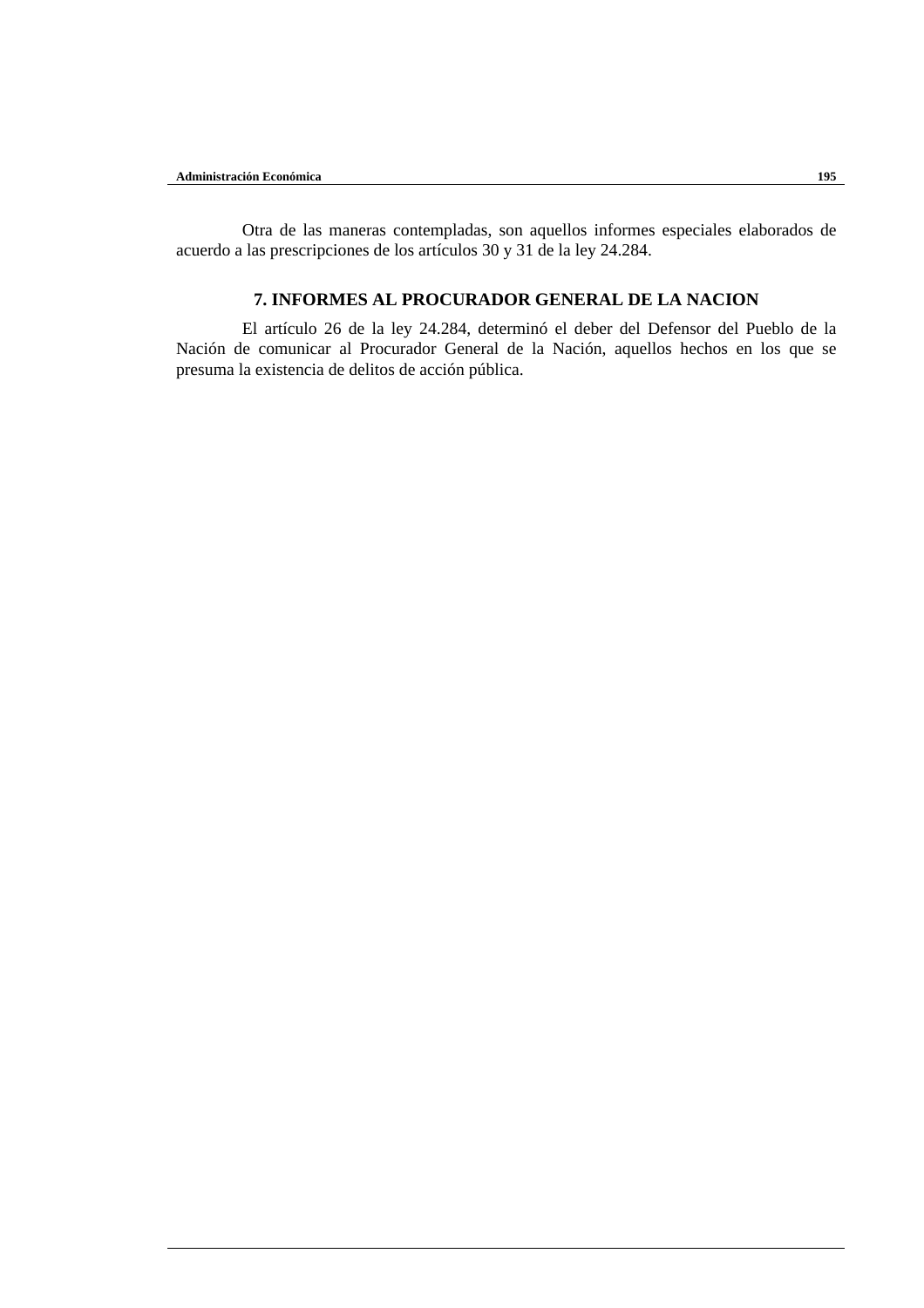Otra de las maneras contempladas, son aquellos informes especiales elaborados de acuerdo a las prescripciones de los artículos 30 y 31 de la ley 24.284.

## 7. INFORMES AL PROCURADOR GENERAL DE LA NACION

El artículo 26 de la ley 24.284, determinó el deber del Defensor del Pueblo de la Nación de comunicar al Procurador General de la Nación, aquellos hechos en los que se presuma la existencia de delitos de acción pública.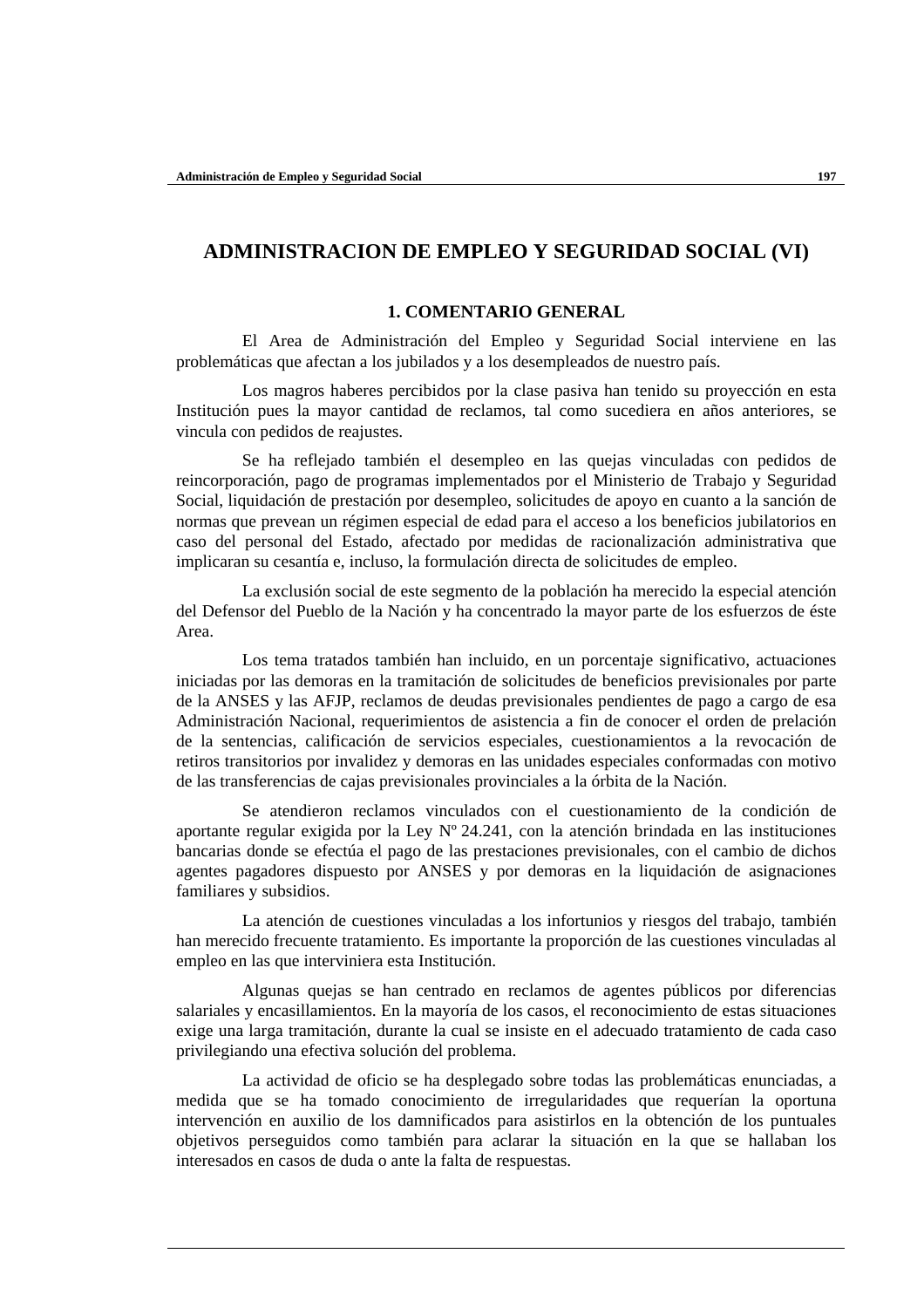# ADMINISTRACION DE EMPLEO Y SEGURIDAD SOCIAL (VI)

## 1. COMENTARIO GENERAL

El Area de Administración del Empleo y Seguridad Social interviene en las problemáticas que afectan a los jubilados y a los desempleados de nuestro país.

Los magros haberes percibidos por la clase pasiva han tenido su proyección en esta Institución pues la mayor cantidad de reclamos, tal como sucediera en años anteriores, se vincula con pedidos de reajustes.

Se ha reflejado también el desempleo en las quejas vinculadas con pedidos de reincorporación, pago de programas implementados por el Ministerio de Trabajo y Seguridad Social, liquidación de prestación por desempleo, solicitudes de apoyo en cuanto a la sanción de normas que prevean un régimen especial de edad para el acceso a los beneficios jubilatorios en caso del personal del Estado, afectado por medidas de racionalización administrativa que implicaran su cesantía e, incluso, la formulación directa de solicitudes de empleo.

La exclusión social de este segmento de la población ha merecido la especial atención del Defensor del Pueblo de la Nación y ha concentrado la mayor parte de los esfuerzos de éste Area.

Los tema tratados también han incluido, en un porcentaje significativo, actuaciones iniciadas por las demoras en la tramitación de solicitudes de beneficios previsionales por parte de la ANSES y las AFJP, reclamos de deudas previsionales pendientes de pago a cargo de esa Administración Nacional, requerimientos de asistencia a fin de conocer el orden de prelación de la sentencias, calificación de servicios especiales, cuestionamientos a la revocación de retiros transitorios por invalidez y demoras en las unidades especiales conformadas con motivo de las transferencias de cajas previsionales provinciales a la órbita de la Nación.

Se atendieron reclamos vinculados con el cuestionamiento de la condición de aportante regular exigida por la Ley Nº 24.241, con la atención brindada en las instituciones bancarias donde se efectúa el pago de las prestaciones previsionales, con el cambio de dichos agentes pagadores dispuesto por ANSES y por demoras en la liquidación de asignaciones familiares y subsidios.

La atención de cuestiones vinculadas a los infortunios y riesgos del trabajo, también han merecido frecuente tratamiento. Es importante la proporción de las cuestiones vinculadas al empleo en las que interviniera esta Institución.

Algunas quejas se han centrado en reclamos de agentes públicos por diferencias salariales y encasillamientos. En la mayoría de los casos, el reconocimiento de estas situaciones exige una larga tramitación, durante la cual se insiste en el adecuado tratamiento de cada caso privilegiando una efectiva solución del problema.

La actividad de oficio se ha desplegado sobre todas las problemáticas enunciadas, a medida que se ha tomado conocimiento de irregularidades que requerían la oportuna intervención en auxilio de los damnificados para asistirlos en la obtención de los puntuales objetivos perseguidos como también para aclarar la situación en la que se hallaban los interesados en casos de duda o ante la falta de respuestas.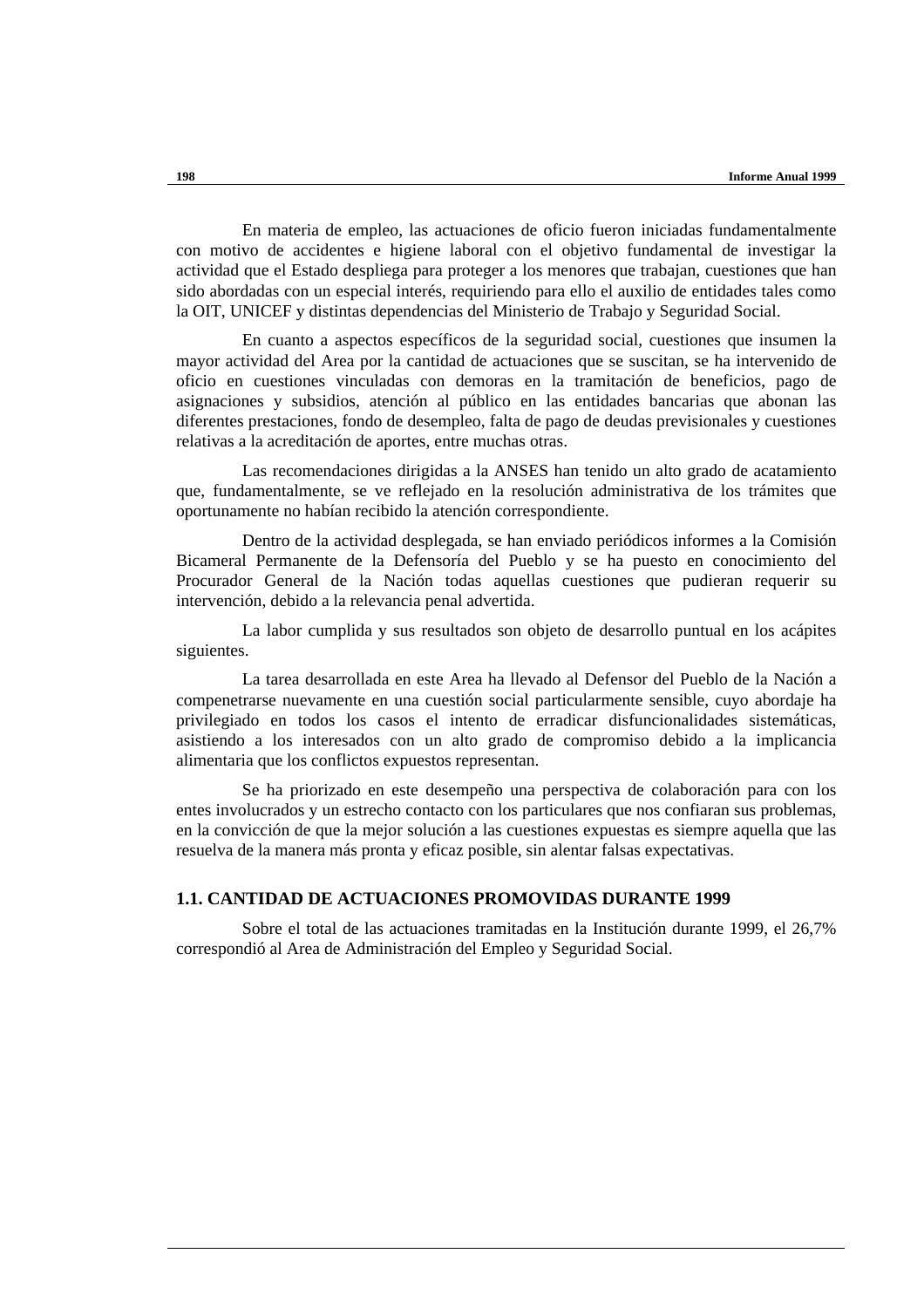En materia de empleo, las actuaciones de oficio fueron iniciadas fundamentalmente con motivo de accidentes e higiene laboral con el objetivo fundamental de investigar la actividad que el Estado despliega para proteger a los menores que trabajan, cuestiones que han sido abordadas con un especial interés, requiriendo para ello el auxilio de entidades tales como la OIT, UNICEF y distintas dependencias del Ministerio de Trabajo y Seguridad Social.

En cuanto a aspectos específicos de la seguridad social, cuestiones que insumen la mayor actividad del Area por la cantidad de actuaciones que se suscitan, se ha intervenido de oficio en cuestiones vinculadas con demoras en la tramitación de beneficios, pago de asignaciones y subsidios, atención al público en las entidades bancarias que abonan las diferentes prestaciones, fondo de desempleo, falta de pago de deudas previsionales y cuestiones relativas a la acreditación de aportes, entre muchas otras.

Las recomendaciones dirigidas a la ANSES han tenido un alto grado de acatamiento que, fundamentalmente, se ve reflejado en la resolución administrativa de los trámites que oportunamente no habían recibido la atención correspondiente.

Dentro de la actividad desplegada, se han enviado periódicos informes a la Comisión Bicameral Permanente de la Defensoría del Pueblo y se ha puesto en conocimiento del Procurador General de la Nación todas aquellas cuestiones que pudieran requerir su intervención, debido a la relevancia penal advertida.

La labor cumplida y sus resultados son objeto de desarrollo puntual en los acápites siguientes.

La tarea desarrollada en este Area ha llevado al Defensor del Pueblo de la Nación a compenetrarse nuevamente en una cuestión social particularmente sensible, cuyo abordaje ha privilegiado en todos los casos el intento de erradicar disfuncionalidades sistemáticas, asistiendo a los interesados con un alto grado de compromiso debido a la implicancia alimentaria que los conflictos expuestos representan.

Se ha priorizado en este desempeño una perspectiva de colaboración para con los entes involucrados y un estrecho contacto con los particulares que nos confiaran sus problemas, en la convicción de que la mejor solución a las cuestiones expuestas es siempre aquella que las resuelva de la manera más pronta y eficaz posible, sin alentar falsas expectativas.

### 1.1. CANTIDAD DE ACTUACIONES PROMOVIDAS DURANTE 1999

Sobre el total de las actuaciones tramitadas en la Institución durante 1999, el 26,7% correspondió al Area de Administración del Empleo y Seguridad Social.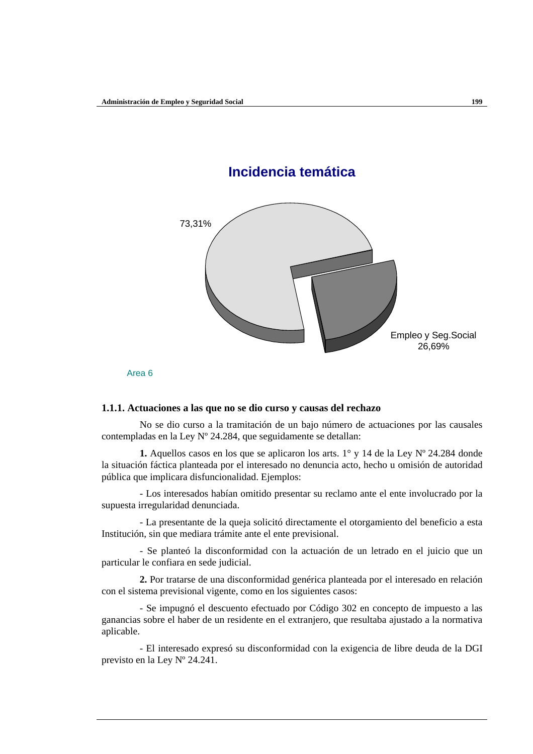## Incidencia temática

73,31%

Empleo y Seg.Social
26,69%

Area 6

### 1.1.1. Actuaciones a las que no se dio curso y causas del rechazo

No se dio curso a la tramitación de un bajo número de actuaciones por las causales contempladas en la Ley Nº 24.284, que seguidamente se detallan:

**1.** Aquellos casos en los que se aplicaron los arts. 1° y 14 de la Ley Nº 24.284 donde la situación fáctica planteada por el interesado no denuncia acto, hecho u omisión de autoridad pública que implicara disfuncionalidad. Ejemplos:

- Los interesados habían omitido presentar su reclamo ante el ente involucrado por la supuesta irregularidad denunciada.

- La presentante de la queja solicitó directamente el otorgamiento del beneficio a esta Institución, sin que mediara trámite ante el ente previsional.

- Se planteó la disconformidad con la actuación de un letrado en el juicio que un particular le confiara en sede judicial.

**2.** Por tratarse de una disconformidad genérica planteada por el interesado en relación con el sistema previsional vigente, como en los siguientes casos:

- Se impugnó el descuento efectuado por Código 302 en concepto de impuesto a las ganancias sobre el haber de un residente en el extranjero, que resultaba ajustado a la normativa aplicable.

- El interesado expresó su disconformidad con la exigencia de libre deuda de la DGI previsto en la Ley Nº 24.241.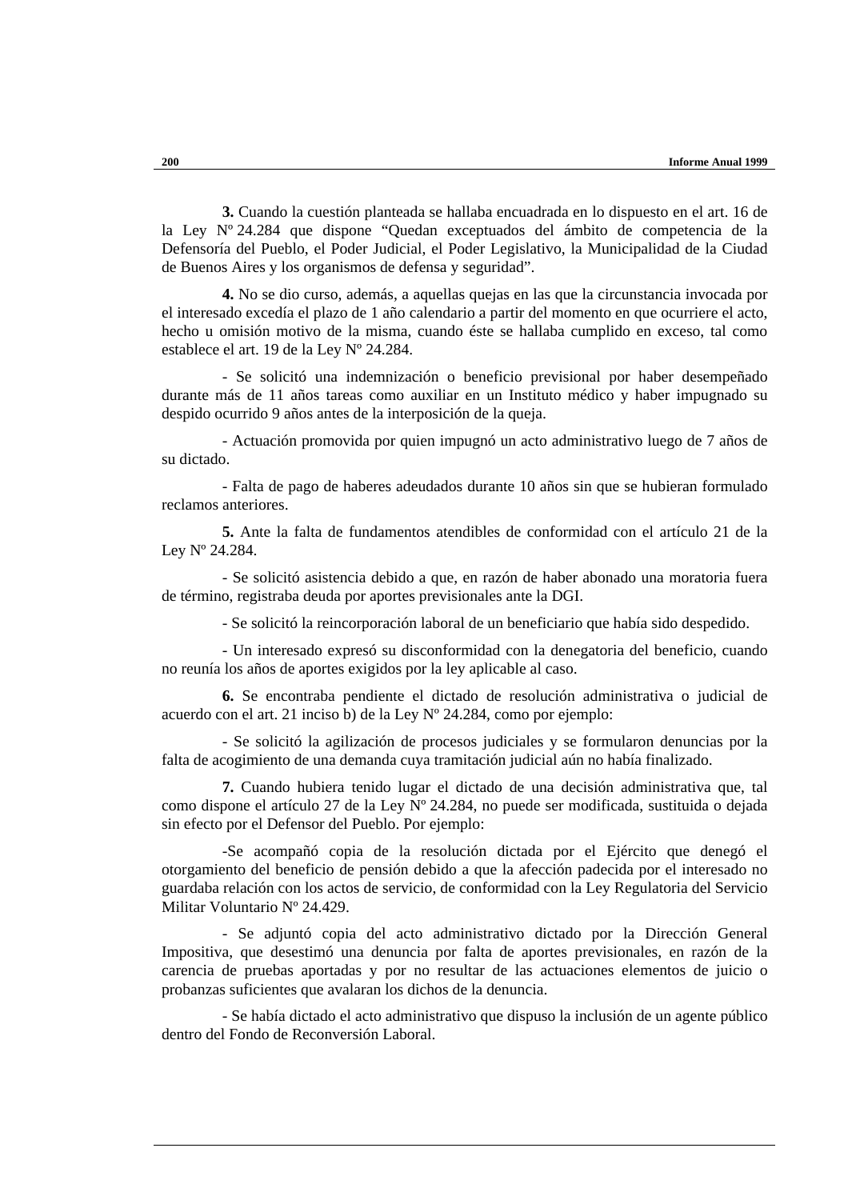**3.** Cuando la cuestión planteada se hallaba encuadrada en lo dispuesto en el art. 16 de la Ley Nº 24.284 que dispone “Quedan exceptuados del ámbito de competencia de la Defensoría del Pueblo, el Poder Judicial, el Poder Legislativo, la Municipalidad de la Ciudad de Buenos Aires y los organismos de defensa y seguridad”.

**4.** No se dio curso, además, a aquellas quejas en las que la circunstancia invocada por el interesado excedía el plazo de 1 año calendario a partir del momento en que ocurriere el acto, hecho u omisión motivo de la misma, cuando éste se hallaba cumplido en exceso, tal como establece el art. 19 de la Ley Nº 24.284.

- Se solicitó una indemnización o beneficio previsional por haber desempeñado durante más de 11 años tareas como auxiliar en un Instituto médico y haber impugnado su despido ocurrido 9 años antes de la interposición de la queja.

- Actuación promovida por quien impugnó un acto administrativo luego de 7 años de su dictado.

- Falta de pago de haberes adeudados durante 10 años sin que se hubieran formulado reclamos anteriores.

**5.** Ante la falta de fundamentos atendibles de conformidad con el artículo 21 de la Ley Nº 24.284.

- Se solicitó asistencia debido a que, en razón de haber abonado una moratoria fuera de término, registraba deuda por aportes previsionales ante la DGI.

- Se solicitó la reincorporación laboral de un beneficiario que había sido despedido.

- Un interesado expresó su disconformidad con la denegatoria del beneficio, cuando no reunía los años de aportes exigidos por la ley aplicable al caso.

**6.** Se encontraba pendiente el dictado de resolución administrativa o judicial de acuerdo con el art. 21 inciso b) de la Ley Nº 24.284, como por ejemplo:

- Se solicitó la agilización de procesos judiciales y se formularon denuncias por la falta de acogimiento de una demanda cuya tramitación judicial aún no había finalizado.

**7.** Cuando hubiera tenido lugar el dictado de una decisión administrativa que, tal como dispone el artículo 27 de la Ley Nº 24.284, no puede ser modificada, sustituida o dejada sin efecto por el Defensor del Pueblo. Por ejemplo:

-Se acompañó copia de la resolución dictada por el Ejército que denegó el otorgamiento del beneficio de pensión debido a que la afección padecida por el interesado no guardaba relación con los actos de servicio, de conformidad con la Ley Regulatoria del Servicio Militar Voluntario Nº 24.429.

- Se adjuntó copia del acto administrativo dictado por la Dirección General Impositiva, que desestimó una denuncia por falta de aportes previsionales, en razón de la carencia de pruebas aportadas y por no resultar de las actuaciones elementos de juicio o probanzas suficientes que avalaran los dichos de la denuncia.

- Se había dictado el acto administrativo que dispuso la inclusión de un agente público dentro del Fondo de Reconversión Laboral.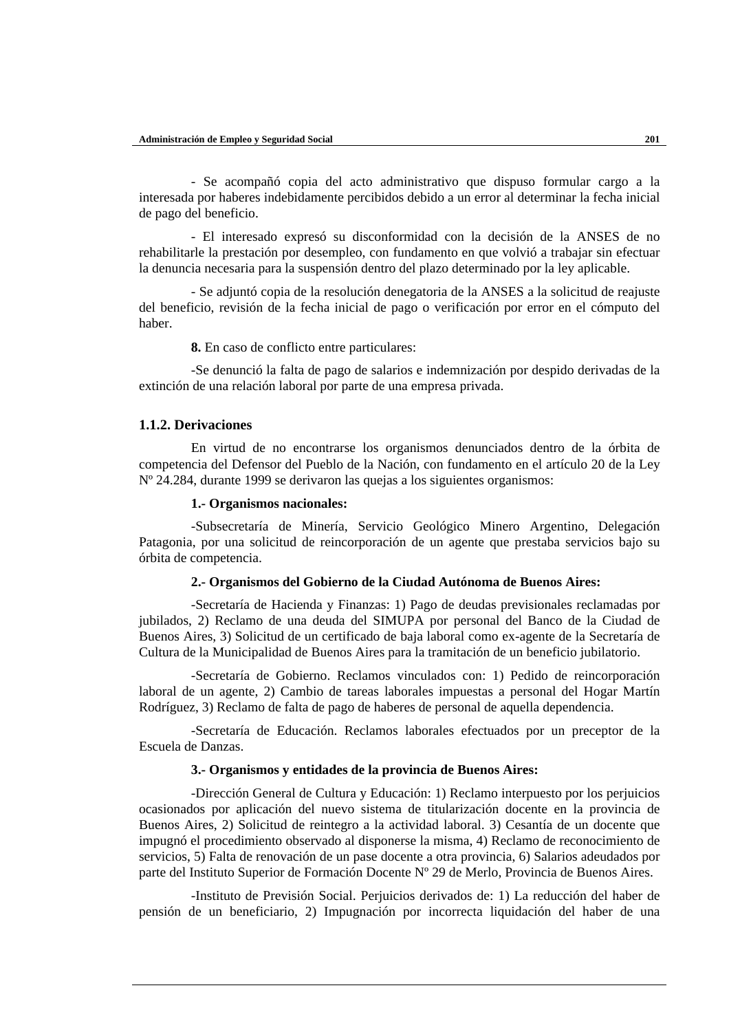- Se acompañó copia del acto administrativo que dispuso formular cargo a la interesada por haberes indebidamente percibidos debido a un error al determinar la fecha inicial de pago del beneficio.

- El interesado expresó su disconformidad con la decisión de la ANSES de no rehabilitarle la prestación por desempleo, con fundamento en que volvió a trabajar sin efectuar la denuncia necesaria para la suspensión dentro del plazo determinado por la ley aplicable.

- Se adjuntó copia de la resolución denegatoria de la ANSES a la solicitud de reajuste del beneficio, revisión de la fecha inicial de pago o verificación por error en el cómputo del haber.

**8.** En caso de conflicto entre particulares:

-Se denunció la falta de pago de salarios e indemnización por despido derivadas de la extinción de una relación laboral por parte de una empresa privada.

### 1.1.2. Derivaciones

En virtud de no encontrarse los organismos denunciados dentro de la órbita de competencia del Defensor del Pueblo de la Nación, con fundamento en el artículo 20 de la Ley Nº 24.284, durante 1999 se derivaron las quejas a los siguientes organismos:

**1.- Organismos nacionales:**

-Subsecretaría de Minería, Servicio Geológico Minero Argentino, Delegación Patagonia, por una solicitud de reincorporación de un agente que prestaba servicios bajo su órbita de competencia.

**2.- Organismos del Gobierno de la Ciudad Autónoma de Buenos Aires:**

-Secretaría de Hacienda y Finanzas: 1) Pago de deudas previsionales reclamadas por jubilados, 2) Reclamo de una deuda del SIMUPA por personal del Banco de la Ciudad de Buenos Aires, 3) Solicitud de un certificado de baja laboral como ex-agente de la Secretaría de Cultura de la Municipalidad de Buenos Aires para la tramitación de un beneficio jubilatorio.

-Secretaría de Gobierno. Reclamos vinculados con: 1) Pedido de reincorporación laboral de un agente, 2) Cambio de tareas laborales impuestas a personal del Hogar Martín Rodríguez, 3) Reclamo de falta de pago de haberes de personal de aquella dependencia.

-Secretaría de Educación. Reclamos laborales efectuados por un preceptor de la Escuela de Danzas.

**3.- Organismos y entidades de la provincia de Buenos Aires:**

-Dirección General de Cultura y Educación: 1) Reclamo interpuesto por los perjuicios ocasionados por aplicación del nuevo sistema de titularización docente en la provincia de Buenos Aires, 2) Solicitud de reintegro a la actividad laboral. 3) Cesantía de un docente que impugnó el procedimiento observado al disponerse la misma, 4) Reclamo de reconocimiento de servicios, 5) Falta de renovación de un pase docente a otra provincia, 6) Salarios adeudados por parte del Instituto Superior de Formación Docente Nº 29 de Merlo, Provincia de Buenos Aires.

-Instituto de Previsión Social. Perjuicios derivados de: 1) La reducción del haber de pensión de un beneficiario, 2) Impugnación por incorrecta liquidación del haber de una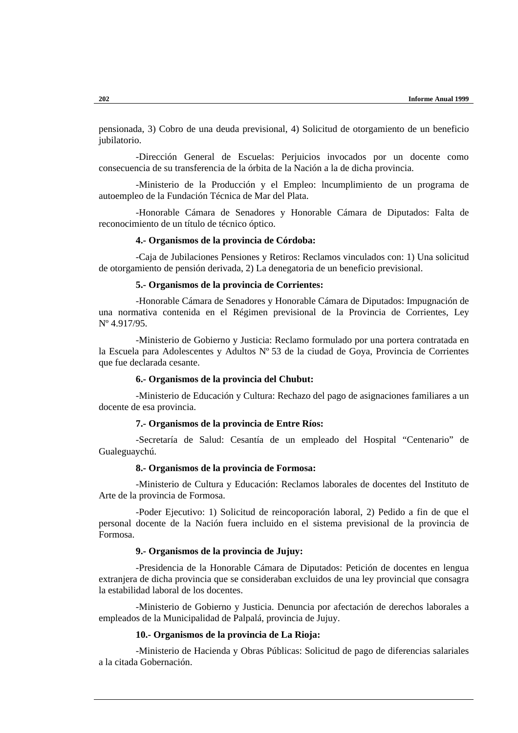pensionada, 3) Cobro de una deuda previsional, 4) Solicitud de otorgamiento de un beneficio jubilatorio.

-Dirección General de Escuelas: Perjuicios invocados por un docente como consecuencia de su transferencia de la órbita de la Nación a la de dicha provincia.

-Ministerio de la Producción y el Empleo: lncumplimiento de un programa de autoempleo de la Fundación Técnica de Mar del Plata.

-Honorable Cámara de Senadores y Honorable Cámara de Diputados: Falta de reconocimiento de un título de técnico óptico.

**4.- Organismos de la provincia de Córdoba:**

-Caja de Jubilaciones Pensiones y Retiros: Reclamos vinculados con: 1) Una solicitud de otorgamiento de pensión derivada, 2) La denegatoria de un beneficio previsional.

**5.- Organismos de la provincia de Corrientes:**

-Honorable Cámara de Senadores y Honorable Cámara de Diputados: Impugnación de una normativa contenida en el Régimen previsional de la Provincia de Corrientes, Ley Nº 4.917/95.

-Ministerio de Gobierno y Justicia: Reclamo formulado por una portera contratada en la Escuela para Adolescentes y Adultos Nº 53 de la ciudad de Goya, Provincia de Corrientes que fue declarada cesante.

**6.- Organismos de la provincia del Chubut:**

-Ministerio de Educación y Cultura: Rechazo del pago de asignaciones familiares a un docente de esa provincia.

**7.- Organismos de la provincia de Entre Ríos:**

-Secretaría de Salud: Cesantía de un empleado del Hospital "Centenario" de Gualeguaychú.

**8.- Organismos de la provincia de Formosa:**

-Ministerio de Cultura y Educación: Reclamos laborales de docentes del Instituto de Arte de la provincia de Formosa.

-Poder Ejecutivo: 1) Solicitud de reincoporación laboral, 2) Pedido a fin de que el personal docente de la Nación fuera incluido en el sistema previsional de la provincia de Formosa.

**9.- Organismos de la provincia de Jujuy:**

-Presidencia de la Honorable Cámara de Diputados: Petición de docentes en lengua extranjera de dicha provincia que se consideraban excluidos de una ley provincial que consagra la estabilidad laboral de los docentes.

-Ministerio de Gobierno y Justicia. Denuncia por afectación de derechos laborales a empleados de la Municipalidad de Palpalá, provincia de Jujuy.

**10.- Organismos de la provincia de La Rioja:**

-Ministerio de Hacienda y Obras Públicas: Solicitud de pago de diferencias salariales a la citada Gobernación.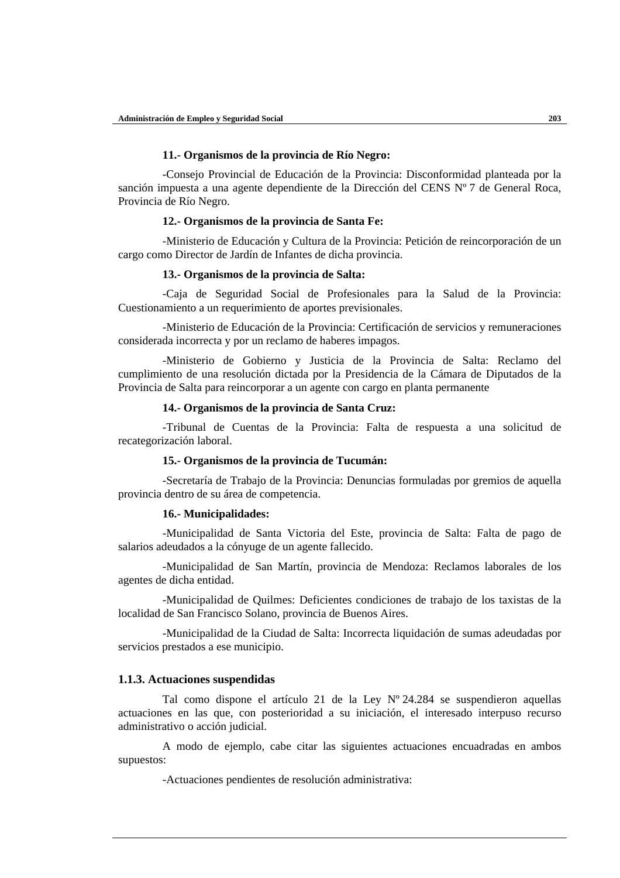**11.- Organismos de la provincia de Río Negro:**

-Consejo Provincial de Educación de la Provincia: Disconformidad planteada por la sanción impuesta a una agente dependiente de la Dirección del CENS Nº 7 de General Roca, Provincia de Río Negro.

**12.- Organismos de la provincia de Santa Fe:**

-Ministerio de Educación y Cultura de la Provincia: Petición de reincorporación de un cargo como Director de Jardín de Infantes de dicha provincia.

**13.- Organismos de la provincia de Salta:**

-Caja de Seguridad Social de Profesionales para la Salud de la Provincia: Cuestionamiento a un requerimiento de aportes previsionales.

-Ministerio de Educación de la Provincia: Certificación de servicios y remuneraciones considerada incorrecta y por un reclamo de haberes impagos.

-Ministerio de Gobierno y Justicia de la Provincia de Salta: Reclamo del cumplimiento de una resolución dictada por la Presidencia de la Cámara de Diputados de la Provincia de Salta para reincorporar a un agente con cargo en planta permanente

**14.- Organismos de la provincia de Santa Cruz:**

-Tribunal de Cuentas de la Provincia: Falta de respuesta a una solicitud de recategorización laboral.

**15.- Organismos de la provincia de Tucumán:**

-Secretaría de Trabajo de la Provincia: Denuncias formuladas por gremios de aquella provincia dentro de su área de competencia.

**16.- Municipalidades:**

-Municipalidad de Santa Victoria del Este, provincia de Salta: Falta de pago de salarios adeudados a la cónyuge de un agente fallecido.

-Municipalidad de San Martín, provincia de Mendoza: Reclamos laborales de los agentes de dicha entidad.

-Municipalidad de Quilmes: Deficientes condiciones de trabajo de los taxistas de la localidad de San Francisco Solano, provincia de Buenos Aires.

-Municipalidad de la Ciudad de Salta: Incorrecta liquidación de sumas adeudadas por servicios prestados a ese municipio.

### 1.1.3. Actuaciones suspendidas

Tal como dispone el artículo 21 de la Ley Nº 24.284 se suspendieron aquellas actuaciones en las que, con posterioridad a su iniciación, el interesado interpuso recurso administrativo o acción judicial.

A modo de ejemplo, cabe citar las siguientes actuaciones encuadradas en ambos supuestos:

-Actuaciones pendientes de resolución administrativa: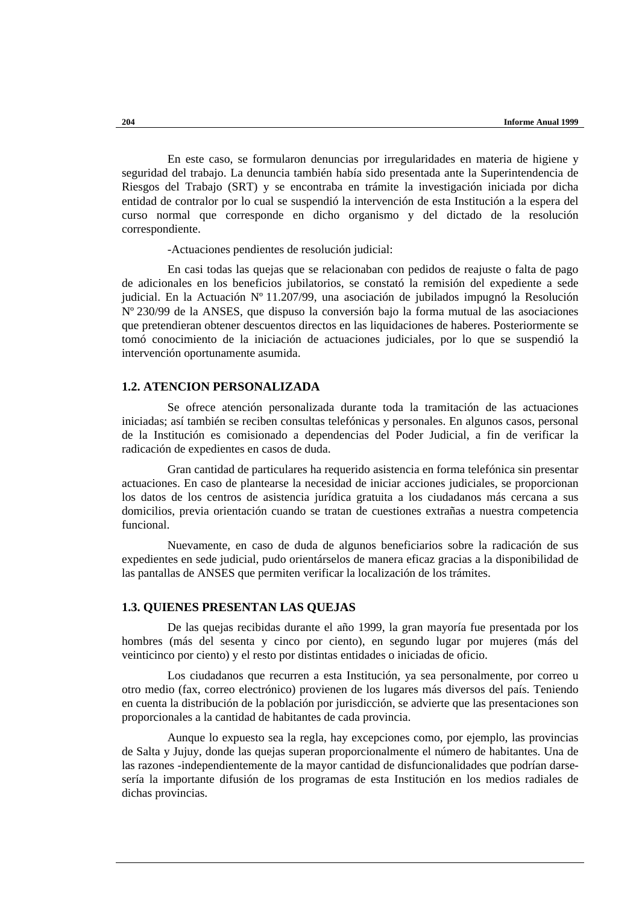En este caso, se formularon denuncias por irregularidades en materia de higiene y seguridad del trabajo. La denuncia también había sido presentada ante la Superintendencia de Riesgos del Trabajo (SRT) y se encontraba en trámite la investigación iniciada por dicha entidad de contralor por lo cual se suspendió la intervención de esta Institución a la espera del curso normal que corresponde en dicho organismo y del dictado de la resolución correspondiente.

-Actuaciones pendientes de resolución judicial:

En casi todas las quejas que se relacionaban con pedidos de reajuste o falta de pago de adicionales en los beneficios jubilatorios, se constató la remisión del expediente a sede judicial. En la Actuación Nº 11.207/99, una asociación de jubilados impugnó la Resolución Nº 230/99 de la ANSES, que dispuso la conversión bajo la forma mutual de las asociaciones que pretendieran obtener descuentos directos en las liquidaciones de haberes. Posteriormente se tomó conocimiento de la iniciación de actuaciones judiciales, por lo que se suspendió la intervención oportunamente asumida.

### 1.2. ATENCION PERSONALIZADA

Se ofrece atención personalizada durante toda la tramitación de las actuaciones iniciadas; así también se reciben consultas telefónicas y personales. En algunos casos, personal de la Institución es comisionado a dependencias del Poder Judicial, a fin de verificar la radicación de expedientes en casos de duda.

Gran cantidad de particulares ha requerido asistencia en forma telefónica sin presentar actuaciones. En caso de plantearse la necesidad de iniciar acciones judiciales, se proporcionan los datos de los centros de asistencia jurídica gratuita a los ciudadanos más cercana a sus domicilios, previa orientación cuando se tratan de cuestiones extrañas a nuestra competencia funcional.

Nuevamente, en caso de duda de algunos beneficiarios sobre la radicación de sus expedientes en sede judicial, pudo orientárselos de manera eficaz gracias a la disponibilidad de las pantallas de ANSES que permiten verificar la localización de los trámites.

### 1.3. QUIENES PRESENTAN LAS QUEJAS

De las quejas recibidas durante el año 1999, la gran mayoría fue presentada por los hombres (más del sesenta y cinco por ciento), en segundo lugar por mujeres (más del veinticinco por ciento) y el resto por distintas entidades o iniciadas de oficio.

Los ciudadanos que recurren a esta Institución, ya sea personalmente, por correo u otro medio (fax, correo electrónico) provienen de los lugares más diversos del país. Teniendo en cuenta la distribución de la población por jurisdicción, se advierte que las presentaciones son proporcionales a la cantidad de habitantes de cada provincia.

Aunque lo expuesto sea la regla, hay excepciones como, por ejemplo, las provincias de Salta y Jujuy, donde las quejas superan proporcionalmente el número de habitantes. Una de las razones -independientemente de la mayor cantidad de disfuncionalidades que podrían darse- sería la importante difusión de los programas de esta Institución en los medios radiales de dichas provincias.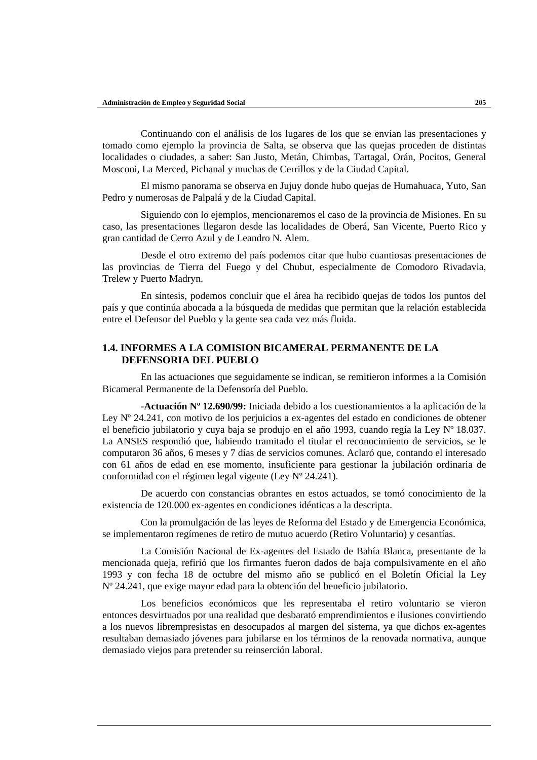Continuando con el análisis de los lugares de los que se envían las presentaciones y tomado como ejemplo la provincia de Salta, se observa que las quejas proceden de distintas localidades o ciudades, a saber: San Justo, Metán, Chimbas, Tartagal, Orán, Pocitos, General Mosconi, La Merced, Pichanal y muchas de Cerrillos y de la Ciudad Capital.

El mismo panorama se observa en Jujuy donde hubo quejas de Humahuaca, Yuto, San Pedro y numerosas de Palpalá y de la Ciudad Capital.

Siguiendo con lo ejemplos, mencionaremos el caso de la provincia de Misiones. En su caso, las presentaciones llegaron desde las localidades de Oberá, San Vicente, Puerto Rico y gran cantidad de Cerro Azul y de Leandro N. Alem.

Desde el otro extremo del país podemos citar que hubo cuantiosas presentaciones de las provincias de Tierra del Fuego y del Chubut, especialmente de Comodoro Rivadavia, Trelew y Puerto Madryn.

En síntesis, podemos concluir que el área ha recibido quejas de todos los puntos del país y que continúa abocada a la búsqueda de medidas que permitan que la relación establecida entre el Defensor del Pueblo y la gente sea cada vez más fluida.

## 1.4. INFORMES A LA COMISION BICAMERAL PERMANENTE DE LA DEFENSORIA DEL PUEBLO

En las actuaciones que seguidamente se indican, se remitieron informes a la Comisión Bicameral Permanente de la Defensoría del Pueblo.

**-Actuación Nº 12.690/99:** Iniciada debido a los cuestionamientos a la aplicación de la Ley Nº 24.241, con motivo de los perjuicios a ex-agentes del estado en condiciones de obtener el beneficio jubilatorio y cuya baja se produjo en el año 1993, cuando regía la Ley Nº 18.037. La ANSES respondió que, habiendo tramitado el titular el reconocimiento de servicios, se le computaron 36 años, 6 meses y 7 días de servicios comunes. Aclaró que, contando el interesado con 61 años de edad en ese momento, insuficiente para gestionar la jubilación ordinaria de conformidad con el régimen legal vigente (Ley Nº 24.241).

De acuerdo con constancias obrantes en estos actuados, se tomó conocimiento de la existencia de 120.000 ex-agentes en condiciones idénticas a la descripta.

Con la promulgación de las leyes de Reforma del Estado y de Emergencia Económica, se implementaron regímenes de retiro de mutuo acuerdo (Retiro Voluntario) y cesantías.

La Comisión Nacional de Ex-agentes del Estado de Bahía Blanca, presentante de la mencionada queja, refirió que los firmantes fueron dados de baja compulsivamente en el año 1993 y con fecha 18 de octubre del mismo año se publicó en el Boletín Oficial la Ley Nº 24.241, que exige mayor edad para la obtención del beneficio jubilatorio.

Los beneficios económicos que les representaba el retiro voluntario se vieron entonces desvirtuados por una realidad que desbarató emprendimientos e ilusiones convirtiendo a los nuevos librempresistas en desocupados al margen del sistema, ya que dichos ex-agentes resultaban demasiado jóvenes para jubilarse en los términos de la renovada normativa, aunque demasiado viejos para pretender su reinserción laboral.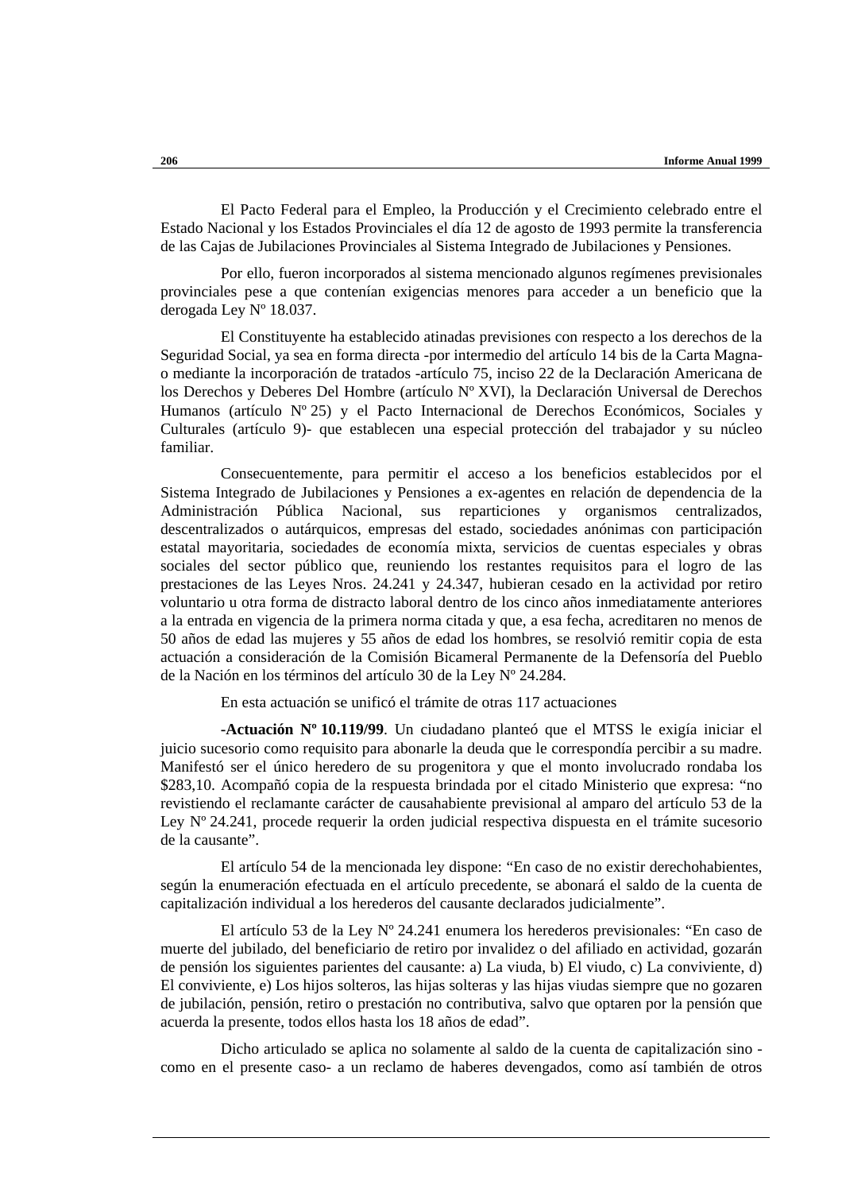El Pacto Federal para el Empleo, la Producción y el Crecimiento celebrado entre el Estado Nacional y los Estados Provinciales el día 12 de agosto de 1993 permite la transferencia de las Cajas de Jubilaciones Provinciales al Sistema Integrado de Jubilaciones y Pensiones.

Por ello, fueron incorporados al sistema mencionado algunos regímenes previsionales provinciales pese a que contenían exigencias menores para acceder a un beneficio que la derogada Ley Nº 18.037.

El Constituyente ha establecido atinadas previsiones con respecto a los derechos de la Seguridad Social, ya sea en forma directa -por intermedio del artículo 14 bis de la Carta Magna- o mediante la incorporación de tratados -artículo 75, inciso 22 de la Declaración Americana de los Derechos y Deberes Del Hombre (artículo Nº XVI), la Declaración Universal de Derechos Humanos (artículo Nº 25) y el Pacto Internacional de Derechos Económicos, Sociales y Culturales (artículo 9)- que establecen una especial protección del trabajador y su núcleo familiar.

Consecuentemente, para permitir el acceso a los beneficios establecidos por el Sistema Integrado de Jubilaciones y Pensiones a ex-agentes en relación de dependencia de la Administración Pública Nacional, sus reparticiones y organismos centralizados, descentralizados o autárquicos, empresas del estado, sociedades anónimas con participación estatal mayoritaria, sociedades de economía mixta, servicios de cuentas especiales y obras sociales del sector público que, reuniendo los restantes requisitos para el logro de las prestaciones de las Leyes Nros. 24.241 y 24.347, hubieran cesado en la actividad por retiro voluntario u otra forma de distracto laboral dentro de los cinco años inmediatamente anteriores a la entrada en vigencia de la primera norma citada y que, a esa fecha, acreditaren no menos de 50 años de edad las mujeres y 55 años de edad los hombres, se resolvió remitir copia de esta actuación a consideración de la Comisión Bicameral Permanente de la Defensoría del Pueblo de la Nación en los términos del artículo 30 de la Ley Nº 24.284.

En esta actuación se unificó el trámite de otras 117 actuaciones

-**Actuación Nº 10.119/99**. Un ciudadano planteó que el MTSS le exigía iniciar el juicio sucesorio como requisito para abonarle la deuda que le correspondía percibir a su madre. Manifestó ser el único heredero de su progenitora y que el monto involucrado rondaba los $283,10. Acompañó copia de la respuesta brindada por el citado Ministerio que expresa: “no revistiendo el reclamante carácter de causahabiente previsional al amparo del artículo 53 de la Ley Nº 24.241, procede requerir la orden judicial respectiva dispuesta en el trámite sucesorio de la causante”.

El artículo 54 de la mencionada ley dispone: “En caso de no existir derechohabientes, según la enumeración efectuada en el artículo precedente, se abonará el saldo de la cuenta de capitalización individual a los herederos del causante declarados judicialmente”.

El artículo 53 de la Ley Nº 24.241 enumera los herederos previsionales: “En caso de muerte del jubilado, del beneficiario de retiro por invalidez o del afiliado en actividad, gozarán de pensión los siguientes parientes del causante: a) La viuda, b) El viudo, c) La conviviente, d) El conviviente, e) Los hijos solteros, las hijas solteras y las hijas viudas siempre que no gozaren de jubilación, pensión, retiro o prestación no contributiva, salvo que optaren por la pensión que acuerda la presente, todos ellos hasta los 18 años de edad”.

Dicho articulado se aplica no solamente al saldo de la cuenta de capitalización sino -como en el presente caso- a un reclamo de haberes devengados, como así también de otros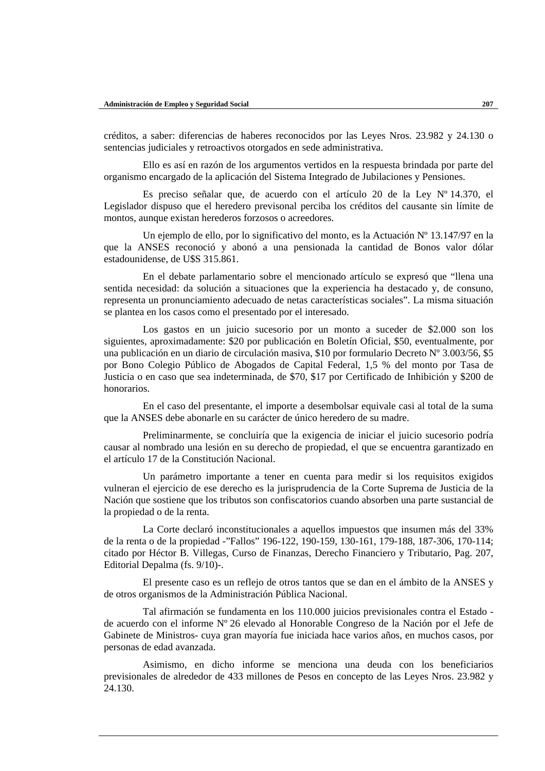créditos, a saber: diferencias de haberes reconocidos por las Leyes Nros. 23.982 y 24.130 o sentencias judiciales y retroactivos otorgados en sede administrativa.

Ello es así en razón de los argumentos vertidos en la respuesta brindada por parte del organismo encargado de la aplicación del Sistema Integrado de Jubilaciones y Pensiones.

Es preciso señalar que, de acuerdo con el artículo 20 de la Ley Nº 14.370, el Legislador dispuso que el heredero previsional perciba los créditos del causante sin límite de montos, aunque existan herederos forzosos o acreedores.

Un ejemplo de ello, por lo significativo del monto, es la Actuación Nº 13.147/97 en la que la ANSES reconoció y abonó a una pensionada la cantidad de Bonos valor dólar estadounidense, de U$S 315.861.

En el debate parlamentario sobre el mencionado artículo se expresó que "llena una sentida necesidad: da solución a situaciones que la experiencia ha destacado y, de consuno, representa un pronunciamiento adecuado de netas características sociales". La misma situación se plantea en los casos como el presentado por el interesado.

Los gastos en un juicio sucesorio por un monto a suceder de $2.000 son los siguientes, aproximadamente: $20 por publicación en Boletín Oficial, $50, eventualmente, por una publicación en un diario de circulación masiva, $10 por formulario Decreto Nº 3.003/56, $5 por Bono Colegio Público de Abogados de Capital Federal, 1,5 % del monto por Tasa de Justicia o en caso que sea indeterminada, de $70, $17 por Certificado de Inhibición y $200 de honorarios.

En el caso del presentante, el importe a desembolsar equivale casi al total de la suma que la ANSES debe abonarle en su carácter de único heredero de su madre.

Preliminarmente, se concluiría que la exigencia de iniciar el juicio sucesorio podría causar al nombrado una lesión en su derecho de propiedad, el que se encuentra garantizado en el artículo 17 de la Constitución Nacional.

Un parámetro importante a tener en cuenta para medir si los requisitos exigidos vulneran el ejercicio de ese derecho es la jurisprudencia de la Corte Suprema de Justicia de la Nación que sostiene que los tributos son confiscatorios cuando absorben una parte sustancial de la propiedad o de la renta.

La Corte declaró inconstitucionales a aquellos impuestos que insumen más del 33% de la renta o de la propiedad -"Fallos" 196-122, 190-159, 130-161, 179-188, 187-306, 170-114; citado por Héctor B. Villegas, Curso de Finanzas, Derecho Financiero y Tributario, Pag. 207, Editorial Depalma (fs. 9/10)-.

El presente caso es un reflejo de otros tantos que se dan en el ámbito de la ANSES y de otros organismos de la Administración Pública Nacional.

Tal afirmación se fundamenta en los 110.000 juicios previsionales contra el Estado -de acuerdo con el informe Nº 26 elevado al Honorable Congreso de la Nación por el Jefe de Gabinete de Ministros- cuya gran mayoría fue iniciada hace varios años, en muchos casos, por personas de edad avanzada.

Asimismo, en dicho informe se menciona una deuda con los beneficiarios previsionales de alrededor de 433 millones de Pesos en concepto de las Leyes Nros. 23.982 y 24.130.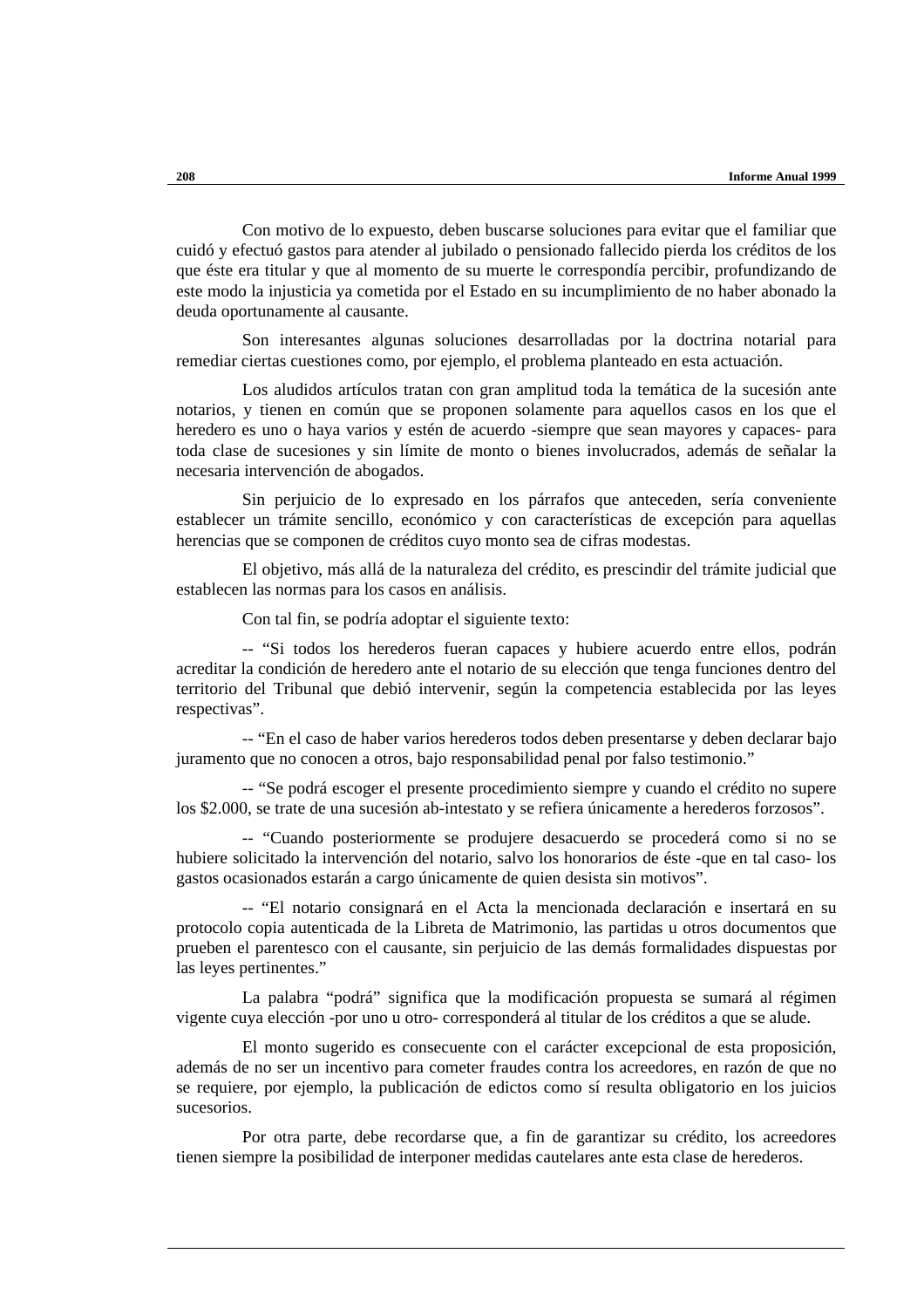Con motivo de lo expuesto, deben buscarse soluciones para evitar que el familiar que cuidó y efectuó gastos para atender al jubilado o pensionado fallecido pierda los créditos de los que éste era titular y que al momento de su muerte le correspondía percibir, profundizando de este modo la injusticia ya cometida por el Estado en su incumplimiento de no haber abonado la deuda oportunamente al causante.

Son interesantes algunas soluciones desarrolladas por la doctrina notarial para remediar ciertas cuestiones como, por ejemplo, el problema planteado en esta actuación.

Los aludidos artículos tratan con gran amplitud toda la temática de la sucesión ante notarios, y tienen en común que se proponen solamente para aquellos casos en los que el heredero es uno o haya varios y estén de acuerdo -siempre que sean mayores y capaces- para toda clase de sucesiones y sin límite de monto o bienes involucrados, además de señalar la necesaria intervención de abogados.

Sin perjuicio de lo expresado en los párrafos que anteceden, sería conveniente establecer un trámite sencillo, económico y con características de excepción para aquellas herencias que se componen de créditos cuyo monto sea de cifras modestas.

El objetivo, más allá de la naturaleza del crédito, es prescindir del trámite judicial que establecen las normas para los casos en análisis.

Con tal fin, se podría adoptar el siguiente texto:

-- “Si todos los herederos fueran capaces y hubiere acuerdo entre ellos, podrán acreditar la condición de heredero ante el notario de su elección que tenga funciones dentro del territorio del Tribunal que debió intervenir, según la competencia establecida por las leyes respectivas”.

-- “En el caso de haber varios herederos todos deben presentarse y deben declarar bajo juramento que no conocen a otros, bajo responsabilidad penal por falso testimonio.”

-- “Se podrá escoger el presente procedimiento siempre y cuando el crédito no supere los $2.000, se trate de una sucesión ab-intestato y se refiera únicamente a herederos forzosos”.

-- “Cuando posteriormente se produjere desacuerdo se procederá como si no se hubiere solicitado la intervención del notario, salvo los honorarios de éste -que en tal caso- los gastos ocasionados estarán a cargo únicamente de quien desista sin motivos”.

-- “El notario consignará en el Acta la mencionada declaración e insertará en su protocolo copia autenticada de la Libreta de Matrimonio, las partidas u otros documentos que prueben el parentesco con el causante, sin perjuicio de las demás formalidades dispuestas por las leyes pertinentes.”

La palabra “podrá” significa que la modificación propuesta se sumará al régimen vigente cuya elección -por uno u otro- corresponderá al titular de los créditos a que se alude.

El monto sugerido es consecuente con el carácter excepcional de esta proposición, además de no ser un incentivo para cometer fraudes contra los acreedores, en razón de que no se requiere, por ejemplo, la publicación de edictos como sí resulta obligatorio en los juicios sucesorios.

Por otra parte, debe recordarse que, a fin de garantizar su crédito, los acreedores tienen siempre la posibilidad de interponer medidas cautelares ante esta clase de herederos.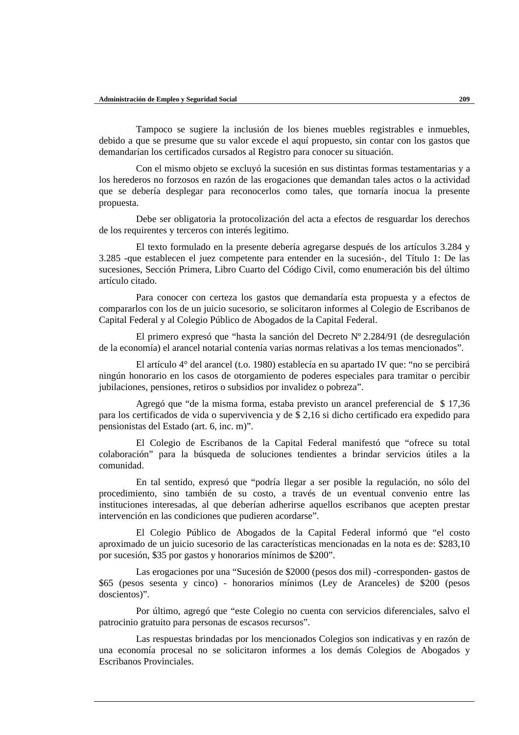Tampoco se sugiere la inclusión de los bienes muebles registrables e inmuebles, debido a que se presume que su valor excede el aquí propuesto, sin contar con los gastos que demandarían los certificados cursados al Registro para conocer su situación.

Con el mismo objeto se excluyó la sucesión en sus distintas formas testamentarias y a los herederos no forzosos en razón de las erogaciones que demandan tales actos o la actividad que se debería desplegar para reconocerlos como tales, que tornaría inocua la presente propuesta.

Debe ser obligatoria la protocolización del acta a efectos de resguardar los derechos de los requirentes y terceros con interés legitimo.

El texto formulado en la presente debería agregarse después de los artículos 3.284 y 3.285 -que establecen el juez competente para entender en la sucesión-, del Título 1: De las sucesiones, Sección Primera, Libro Cuarto del Código Civil, como enumeración bis del último artículo citado.

Para conocer con certeza los gastos que demandaría esta propuesta y a efectos de compararlos con los de un juicio sucesorio, se solicitaron informes al Colegio de Escribanos de Capital Federal y al Colegio Público de Abogados de la Capital Federal.

El primero expresó que "hasta la sanción del Decreto Nº 2.284/91 (de desregulación de la economía) el arancel notarial contenía varias normas relativas a los temas mencionados".

El artículo 4° del arancel (t.o. 1980) establecía en su apartado IV que: "no se percibirá ningún honorario en los casos de otorgamiento de poderes especiales para tramitar o percibir jubilaciones, pensiones, retiros o subsidios por invalidez o pobreza".

Agregó que "de la misma forma, estaba previsto un arancel preferencial de $ 17,36 para los certificados de vida o supervivencia y de $ 2,16 si dicho certificado era expedido para pensionistas del Estado (art. 6, inc. m)".

El Colegio de Escribanos de la Capital Federal manifestó que "ofrece su total colaboración" para la búsqueda de soluciones tendientes a brindar servicios útiles a la comunidad.

En tal sentido, expresó que "podría llegar a ser posible la regulación, no sólo del procedimiento, sino también de su costo, a través de un eventual convenio entre las instituciones interesadas, al que deberían adherirse aquellos escribanos que acepten prestar intervención en las condiciones que pudieren acordarse".

El Colegio Público de Abogados de la Capital Federal informó que "el costo aproximado de un juicio sucesorio de las características mencionadas en la nota es de: $283,10 por sucesión, $35 por gastos y honorarios mínimos de $200".

Las erogaciones por una "Sucesión de $2000 (pesos dos mil) -corresponden- gastos de $65 (pesos sesenta y cinco) - honorarios mínimos (Ley de Aranceles) de $200 (pesos doscientos)".

Por último, agregó que "este Colegio no cuenta con servicios diferenciales, salvo el patrocinio gratuito para personas de escasos recursos".

Las respuestas brindadas por los mencionados Colegios son indicativas y en razón de una economía procesal no se solicitaron informes a los demás Colegios de Abogados y Escribanos Provinciales.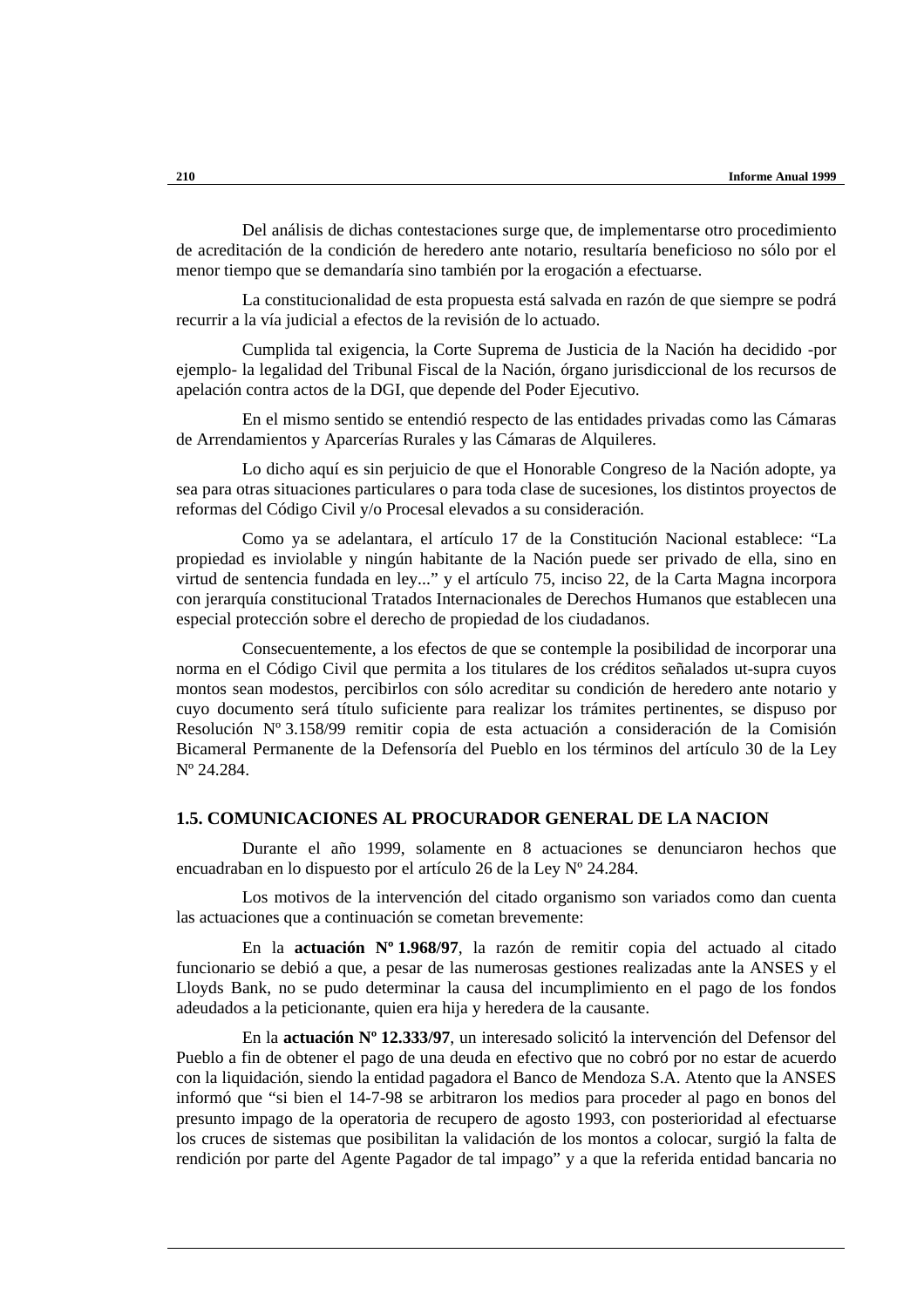Del análisis de dichas contestaciones surge que, de implementarse otro procedimiento de acreditación de la condición de heredero ante notario, resultaría beneficioso no sólo por el menor tiempo que se demandaría sino también por la erogación a efectuarse.

La constitucionalidad de esta propuesta está salvada en razón de que siempre se podrá recurrir a la vía judicial a efectos de la revisión de lo actuado.

Cumplida tal exigencia, la Corte Suprema de Justicia de la Nación ha decidido -por ejemplo- la legalidad del Tribunal Fiscal de la Nación, órgano jurisdiccional de los recursos de apelación contra actos de la DGI, que depende del Poder Ejecutivo.

En el mismo sentido se entendió respecto de las entidades privadas como las Cámaras de Arrendamientos y Aparcerías Rurales y las Cámaras de Alquileres.

Lo dicho aquí es sin perjuicio de que el Honorable Congreso de la Nación adopte, ya sea para otras situaciones particulares o para toda clase de sucesiones, los distintos proyectos de reformas del Código Civil y/o Procesal elevados a su consideración.

Como ya se adelantara, el artículo 17 de la Constitución Nacional establece: "La propiedad es inviolable y ningún habitante de la Nación puede ser privado de ella, sino en virtud de sentencia fundada en ley..." y el artículo 75, inciso 22, de la Carta Magna incorpora con jerarquía constitucional Tratados Internacionales de Derechos Humanos que establecen una especial protección sobre el derecho de propiedad de los ciudadanos.

Consecuentemente, a los efectos de que se contemple la posibilidad de incorporar una norma en el Código Civil que permita a los titulares de los créditos señalados ut-supra cuyos montos sean modestos, percibirlos con sólo acreditar su condición de heredero ante notario y cuyo documento será título suficiente para realizar los trámites pertinentes, se dispuso por Resolución Nº 3.158/99 remitir copia de esta actuación a consideración de la Comisión Bicameral Permanente de la Defensoría del Pueblo en los términos del artículo 30 de la Ley Nº 24.284.

## 1.5. COMUNICACIONES AL PROCURADOR GENERAL DE LA NACION

Durante el año 1999, solamente en 8 actuaciones se denunciaron hechos que encuadraban en lo dispuesto por el artículo 26 de la Ley Nº 24.284.

Los motivos de la intervención del citado organismo son variados como dan cuenta las actuaciones que a continuación se cometan brevemente:

En la **actuación Nº 1.968/97**, la razón de remitir copia del actuado al citado funcionario se debió a que, a pesar de las numerosas gestiones realizadas ante la ANSES y el Lloyds Bank, no se pudo determinar la causa del incumplimiento en el pago de los fondos adeudados a la peticionante, quien era hija y heredera de la causante.

En la **actuación Nº 12.333/97**, un interesado solicitó la intervención del Defensor del Pueblo a fin de obtener el pago de una deuda en efectivo que no cobró por no estar de acuerdo con la liquidación, siendo la entidad pagadora el Banco de Mendoza S.A. Atento que la ANSES informó que "si bien el 14-7-98 se arbitraron los medios para proceder al pago en bonos del presunto impago de la operatoria de recupero de agosto 1993, con posterioridad al efectuarse los cruces de sistemas que posibilitan la validación de los montos a colocar, surgió la falta de rendición por parte del Agente Pagador de tal impago" y a que la referida entidad bancaria no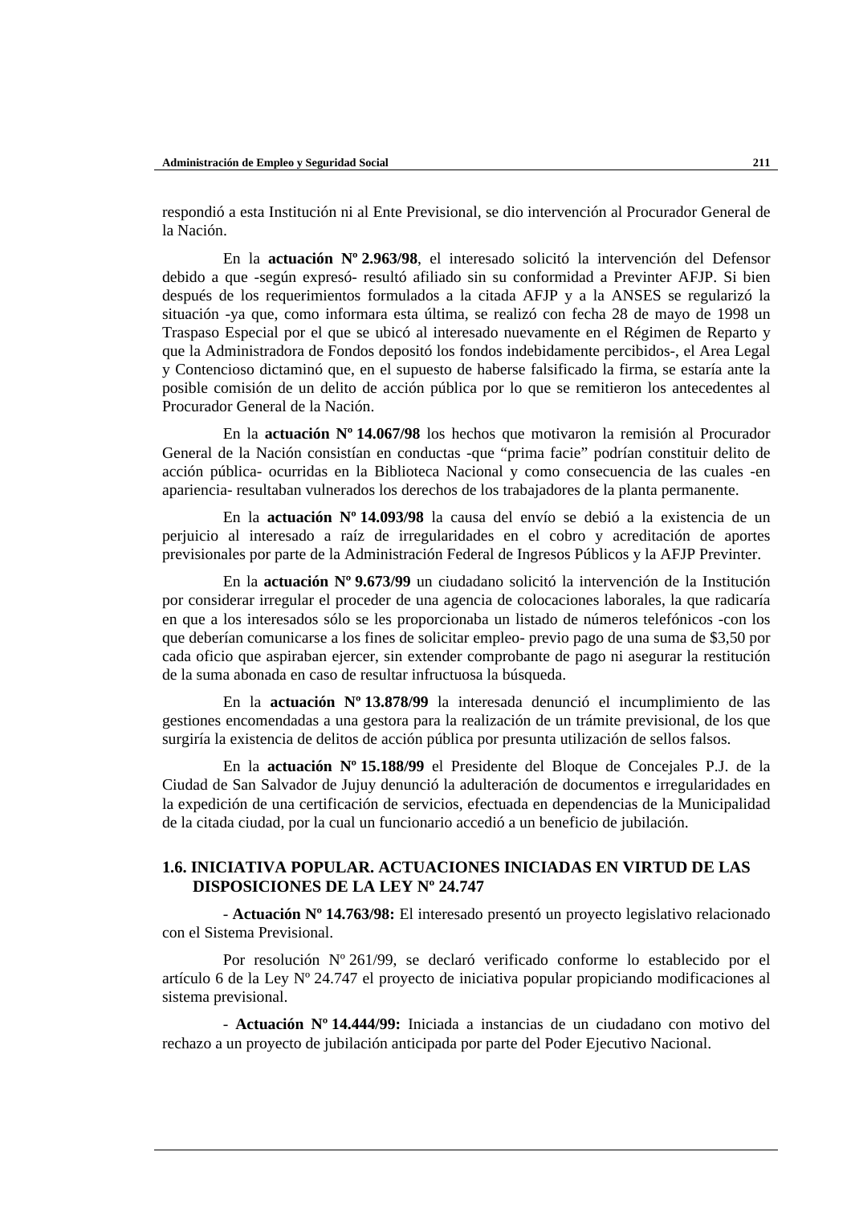respondió a esta Institución ni al Ente Previsional, se dio intervención al Procurador General de la Nación.

En la **actuación Nº 2.963/98**, el interesado solicitó la intervención del Defensor debido a que -según expresó- resultó afiliado sin su conformidad a Previnter AFJP. Si bien después de los requerimientos formulados a la citada AFJP y a la ANSES se regularizó la situación -ya que, como informara esta última, se realizó con fecha 28 de mayo de 1998 un Traspaso Especial por el que se ubicó al interesado nuevamente en el Régimen de Reparto y que la Administradora de Fondos depositó los fondos indebidamente percibidos-, el Area Legal y Contencioso dictaminó que, en el supuesto de haberse falsificado la firma, se estaría ante la posible comisión de un delito de acción pública por lo que se remitieron los antecedentes al Procurador General de la Nación.

En la **actuación Nº 14.067/98** los hechos que motivaron la remisión al Procurador General de la Nación consistían en conductas -que "prima facie" podrían constituir delito de acción pública- ocurridas en la Biblioteca Nacional y como consecuencia de las cuales -en apariencia- resultaban vulnerados los derechos de los trabajadores de la planta permanente.

En la **actuación Nº 14.093/98** la causa del envío se debió a la existencia de un perjuicio al interesado a raíz de irregularidades en el cobro y acreditación de aportes previsionales por parte de la Administración Federal de Ingresos Públicos y la AFJP Previnter.

En la **actuación Nº 9.673/99** un ciudadano solicitó la intervención de la Institución por considerar irregular el proceder de una agencia de colocaciones laborales, la que radicaría en que a los interesados sólo se les proporcionaba un listado de números telefónicos -con los que deberían comunicarse a los fines de solicitar empleo- previo pago de una suma de $3,50 por cada oficio que aspiraban ejercer, sin extender comprobante de pago ni asegurar la restitución de la suma abonada en caso de resultar infructuosa la búsqueda.

En la **actuación Nº 13.878/99** la interesada denunció el incumplimiento de las gestiones encomendadas a una gestora para la realización de un trámite previsional, de los que surgiría la existencia de delitos de acción pública por presunta utilización de sellos falsos.

En la **actuación Nº 15.188/99** el Presidente del Bloque de Concejales P.J. de la Ciudad de San Salvador de Jujuy denunció la adulteración de documentos e irregularidades en la expedición de una certificación de servicios, efectuada en dependencias de la Municipalidad de la citada ciudad, por la cual un funcionario accedió a un beneficio de jubilación.

### 1.6. INICIATIVA POPULAR. ACTUACIONES INICIADAS EN VIRTUD DE LAS DISPOSICIONES DE LA LEY Nº 24.747

- **Actuación Nº 14.763/98:** El interesado presentó un proyecto legislativo relacionado con el Sistema Previsional.

Por resolución Nº 261/99, se declaró verificado conforme lo establecido por el artículo 6 de la Ley Nº 24.747 el proyecto de iniciativa popular propiciando modificaciones al sistema previsional.

- **Actuación Nº 14.444/99:** Iniciada a instancias de un ciudadano con motivo del rechazo a un proyecto de jubilación anticipada por parte del Poder Ejecutivo Nacional.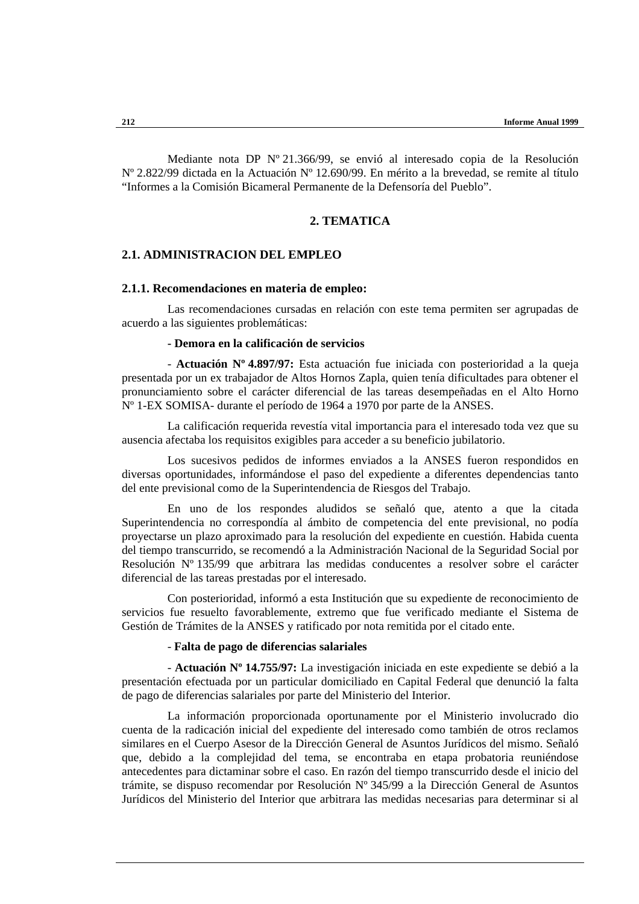Mediante nota DP Nº 21.366/99, se envió al interesado copia de la Resolución Nº 2.822/99 dictada en la Actuación Nº 12.690/99. En mérito a la brevedad, se remite al título "Informes a la Comisión Bicameral Permanente de la Defensoría del Pueblo".

## 2. TEMATICA

### 2.1. ADMINISTRACION DEL EMPLEO

#### 2.1.1. Recomendaciones en materia de empleo:

Las recomendaciones cursadas en relación con este tema permiten ser agrupadas de acuerdo a las siguientes problemáticas:

**- Demora en la calificación de servicios**

- **Actuación Nº 4.897/97:** Esta actuación fue iniciada con posterioridad a la queja presentada por un ex trabajador de Altos Hornos Zapla, quien tenía dificultades para obtener el pronunciamiento sobre el carácter diferencial de las tareas desempeñadas en el Alto Horno Nº 1-EX SOMISA- durante el período de 1964 a 1970 por parte de la ANSES.

La calificación requerida revestía vital importancia para el interesado toda vez que su ausencia afectaba los requisitos exigibles para acceder a su beneficio jubilatorio.

Los sucesivos pedidos de informes enviados a la ANSES fueron respondidos en diversas oportunidades, informándose el paso del expediente a diferentes dependencias tanto del ente previsional como de la Superintendencia de Riesgos del Trabajo.

En uno de los respondes aludidos se señaló que, atento a que la citada Superintendencia no correspondía al ámbito de competencia del ente previsional, no podía proyectarse un plazo aproximado para la resolución del expediente en cuestión. Habida cuenta del tiempo transcurrido, se recomendó a la Administración Nacional de la Seguridad Social por Resolución Nº 135/99 que arbitrara las medidas conducentes a resolver sobre el carácter diferencial de las tareas prestadas por el interesado.

Con posterioridad, informó a esta Institución que su expediente de reconocimiento de servicios fue resuelto favorablemente, extremo que fue verificado mediante el Sistema de Gestión de Trámites de la ANSES y ratificado por nota remitida por el citado ente.

- **Falta de pago de diferencias salariales**

- **Actuación Nº 14.755/97:** La investigación iniciada en este expediente se debió a la presentación efectuada por un particular domiciliado en Capital Federal que denunció la falta de pago de diferencias salariales por parte del Ministerio del Interior.

La información proporcionada oportunamente por el Ministerio involucrado dio cuenta de la radicación inicial del expediente del interesado como también de otros reclamos similares en el Cuerpo Asesor de la Dirección General de Asuntos Jurídicos del mismo. Señaló que, debido a la complejidad del tema, se encontraba en etapa probatoria reuniéndose antecedentes para dictaminar sobre el caso. En razón del tiempo transcurrido desde el inicio del trámite, se dispuso recomendar por Resolución Nº 345/99 a la Dirección General de Asuntos Jurídicos del Ministerio del Interior que arbitrara las medidas necesarias para determinar si al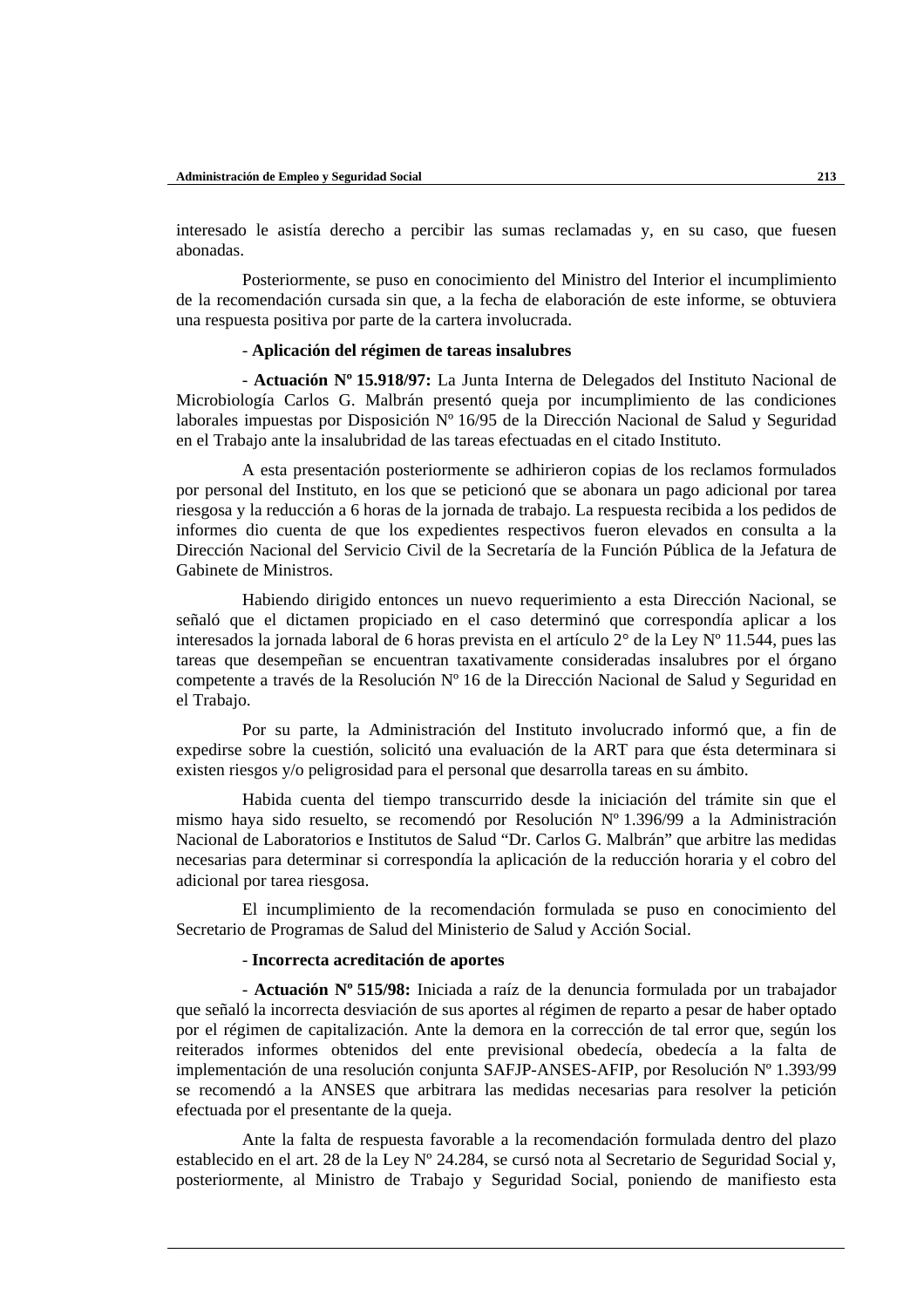interesado le asistía derecho a percibir las sumas reclamadas y, en su caso, que fuesen abonadas.

Posteriormente, se puso en conocimiento del Ministro del Interior el incumplimiento de la recomendación cursada sin que, a la fecha de elaboración de este informe, se obtuviera una respuesta positiva por parte de la cartera involucrada.

- **Aplicación del régimen de tareas insalubres**

- **Actuación Nº 15.918/97:** La Junta Interna de Delegados del Instituto Nacional de Microbiología Carlos G. Malbrán presentó queja por incumplimiento de las condiciones laborales impuestas por Disposición Nº 16/95 de la Dirección Nacional de Salud y Seguridad en el Trabajo ante la insalubridad de las tareas efectuadas en el citado Instituto.

A esta presentación posteriormente se adhirieron copias de los reclamos formulados por personal del Instituto, en los que se peticionó que se abonara un pago adicional por tarea riesgosa y la reducción a 6 horas de la jornada de trabajo. La respuesta recibida a los pedidos de informes dio cuenta de que los expedientes respectivos fueron elevados en consulta a la Dirección Nacional del Servicio Civil de la Secretaría de la Función Pública de la Jefatura de Gabinete de Ministros.

Habiendo dirigido entonces un nuevo requerimiento a esta Dirección Nacional, se señaló que el dictamen propiciado en el caso determinó que correspondía aplicar a los interesados la jornada laboral de 6 horas prevista en el artículo 2° de la Ley Nº 11.544, pues las tareas que desempeñan se encuentran taxativamente consideradas insalubres por el órgano competente a través de la Resolución Nº 16 de la Dirección Nacional de Salud y Seguridad en el Trabajo.

Por su parte, la Administración del Instituto involucrado informó que, a fin de expedirse sobre la cuestión, solicitó una evaluación de la ART para que ésta determinara si existen riesgos y/o peligrosidad para el personal que desarrolla tareas en su ámbito.

Habida cuenta del tiempo transcurrido desde la iniciación del trámite sin que el mismo haya sido resuelto, se recomendó por Resolución Nº 1.396/99 a la Administración Nacional de Laboratorios e Institutos de Salud "Dr. Carlos G. Malbrán" que arbitre las medidas necesarias para determinar si correspondía la aplicación de la reducción horaria y el cobro del adicional por tarea riesgosa.

El incumplimiento de la recomendación formulada se puso en conocimiento del Secretario de Programas de Salud del Ministerio de Salud y Acción Social.

- **Incorrecta acreditación de aportes**

- **Actuación Nº 515/98:** Iniciada a raíz de la denuncia formulada por un trabajador que señaló la incorrecta desviación de sus aportes al régimen de reparto a pesar de haber optado por el régimen de capitalización. Ante la demora en la corrección de tal error que, según los reiterados informes obtenidos del ente previsional obedecía, obedecía a la falta de implementación de una resolución conjunta SAFJP-ANSES-AFIP, por Resolución Nº 1.393/99 se recomendó a la ANSES que arbitrara las medidas necesarias para resolver la petición efectuada por el presentante de la queja.

Ante la falta de respuesta favorable a la recomendación formulada dentro del plazo establecido en el art. 28 de la Ley Nº 24.284, se cursó nota al Secretario de Seguridad Social y, posteriormente, al Ministro de Trabajo y Seguridad Social, poniendo de manifiesto esta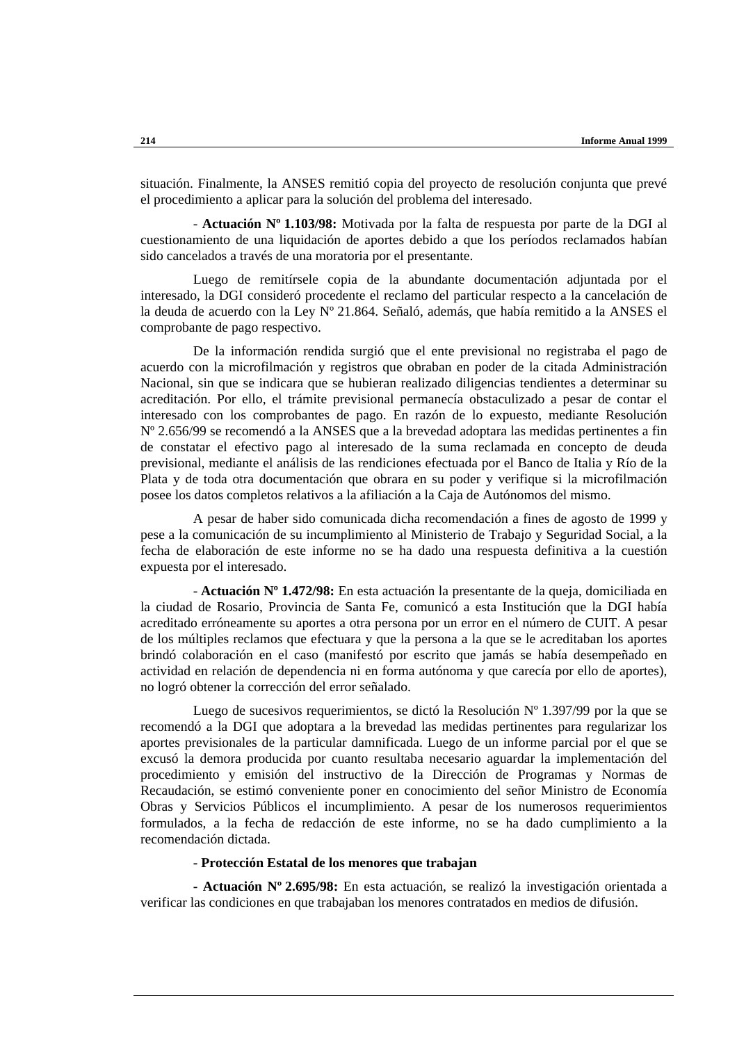situación. Finalmente, la ANSES remitió copia del proyecto de resolución conjunta que prevé el procedimiento a aplicar para la solución del problema del interesado.

- **Actuación Nº 1.103/98:** Motivada por la falta de respuesta por parte de la DGI al cuestionamiento de una liquidación de aportes debido a que los períodos reclamados habían sido cancelados a través de una moratoria por el presentante.

Luego de remitírsele copia de la abundante documentación adjuntada por el interesado, la DGI consideró procedente el reclamo del particular respecto a la cancelación de la deuda de acuerdo con la Ley Nº 21.864. Señaló, además, que había remitido a la ANSES el comprobante de pago respectivo.

De la información rendida surgió que el ente previsional no registraba el pago de acuerdo con la microfilmación y registros que obraban en poder de la citada Administración Nacional, sin que se indicara que se hubieran realizado diligencias tendientes a determinar su acreditación. Por ello, el trámite previsional permanecía obstaculizado a pesar de contar el interesado con los comprobantes de pago. En razón de lo expuesto, mediante Resolución Nº 2.656/99 se recomendó a la ANSES que a la brevedad adoptara las medidas pertinentes a fin de constatar el efectivo pago al interesado de la suma reclamada en concepto de deuda previsional, mediante el análisis de las rendiciones efectuada por el Banco de Italia y Río de la Plata y de toda otra documentación que obrara en su poder y verifique si la microfilmación posee los datos completos relativos a la afiliación a la Caja de Autónomos del mismo.

A pesar de haber sido comunicada dicha recomendación a fines de agosto de 1999 y pese a la comunicación de su incumplimiento al Ministerio de Trabajo y Seguridad Social, a la fecha de elaboración de este informe no se ha dado una respuesta definitiva a la cuestión expuesta por el interesado.

- **Actuación Nº 1.472/98:** En esta actuación la presentante de la queja, domiciliada en la ciudad de Rosario, Provincia de Santa Fe, comunicó a esta Institución que la DGI había acreditado erróneamente su aportes a otra persona por un error en el número de CUIT. A pesar de los múltiples reclamos que efectuara y que la persona a la que se le acreditaban los aportes brindó colaboración en el caso (manifestó por escrito que jamás se había desempeñado en actividad en relación de dependencia ni en forma autónoma y que carecía por ello de aportes), no logró obtener la corrección del error señalado.

Luego de sucesivos requerimientos, se dictó la Resolución Nº 1.397/99 por la que se recomendó a la DGI que adoptara a la brevedad las medidas pertinentes para regularizar los aportes previsionales de la particular damnificada. Luego de un informe parcial por el que se excusó la demora producida por cuanto resultaba necesario aguardar la implementación del procedimiento y emisión del instructivo de la Dirección de Programas y Normas de Recaudación, se estimó conveniente poner en conocimiento del señor Ministro de Economía Obras y Servicios Públicos el incumplimiento. A pesar de los numerosos requerimientos formulados, a la fecha de redacción de este informe, no se ha dado cumplimiento a la recomendación dictada.

**- Protección Estatal de los menores que trabajan**

**- Actuación Nº 2.695/98:** En esta actuación, se realizó la investigación orientada a verificar las condiciones en que trabajaban los menores contratados en medios de difusión.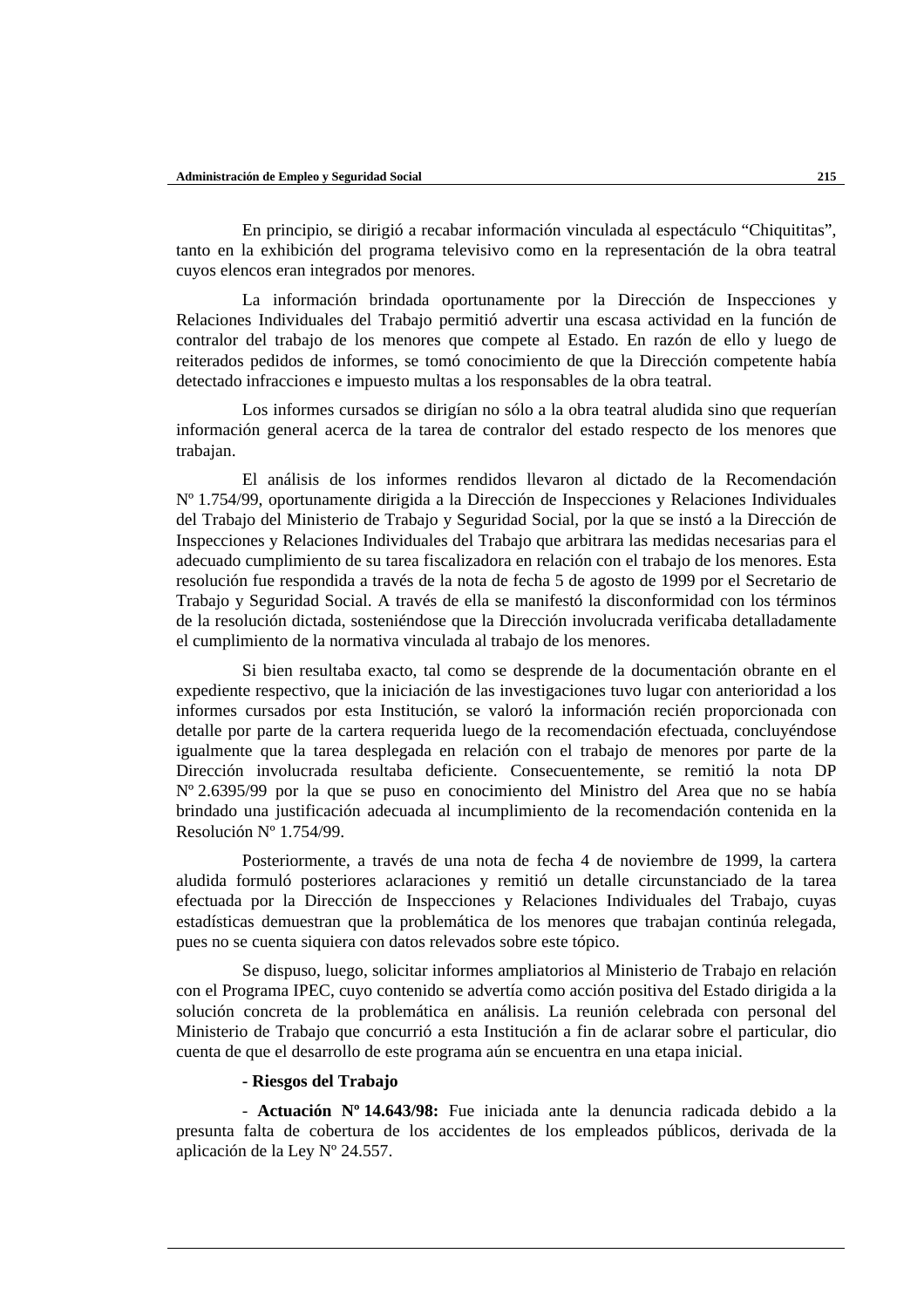En principio, se dirigió a recabar información vinculada al espectáculo "Chiquititas", tanto en la exhibición del programa televisivo como en la representación de la obra teatral cuyos elencos eran integrados por menores.

La información brindada oportunamente por la Dirección de Inspecciones y Relaciones Individuales del Trabajo permitió advertir una escasa actividad en la función de contralor del trabajo de los menores que compete al Estado. En razón de ello y luego de reiterados pedidos de informes, se tomó conocimiento de que la Dirección competente había detectado infracciones e impuesto multas a los responsables de la obra teatral.

Los informes cursados se dirigían no sólo a la obra teatral aludida sino que requerían información general acerca de la tarea de contralor del estado respecto de los menores que trabajan.

El análisis de los informes rendidos llevaron al dictado de la Recomendación Nº 1.754/99, oportunamente dirigida a la Dirección de Inspecciones y Relaciones Individuales del Trabajo del Ministerio de Trabajo y Seguridad Social, por la que se instó a la Dirección de Inspecciones y Relaciones Individuales del Trabajo que arbitrara las medidas necesarias para el adecuado cumplimiento de su tarea fiscalizadora en relación con el trabajo de los menores. Esta resolución fue respondida a través de la nota de fecha 5 de agosto de 1999 por el Secretario de Trabajo y Seguridad Social. A través de ella se manifestó la disconformidad con los términos de la resolución dictada, sosteniéndose que la Dirección involucrada verificaba detalladamente el cumplimiento de la normativa vinculada al trabajo de los menores.

Si bien resultaba exacto, tal como se desprende de la documentación obrante en el expediente respectivo, que la iniciación de las investigaciones tuvo lugar con anterioridad a los informes cursados por esta Institución, se valoró la información recién proporcionada con detalle por parte de la cartera requerida luego de la recomendación efectuada, concluyéndose igualmente que la tarea desplegada en relación con el trabajo de menores por parte de la Dirección involucrada resultaba deficiente. Consecuentemente, se remitió la nota DP Nº 2.6395/99 por la que se puso en conocimiento del Ministro del Area que no se había brindado una justificación adecuada al incumplimiento de la recomendación contenida en la Resolución Nº 1.754/99.

Posteriormente, a través de una nota de fecha 4 de noviembre de 1999, la cartera aludida formuló posteriores aclaraciones y remitió un detalle circunstanciado de la tarea efectuada por la Dirección de Inspecciones y Relaciones Individuales del Trabajo, cuyas estadísticas demuestran que la problemática de los menores que trabajan continúa relegada, pues no se cuenta siquiera con datos relevados sobre este tópico.

Se dispuso, luego, solicitar informes ampliatorios al Ministerio de Trabajo en relación con el Programa IPEC, cuyo contenido se advertía como acción positiva del Estado dirigida a la solución concreta de la problemática en análisis. La reunión celebrada con personal del Ministerio de Trabajo que concurrió a esta Institución a fin de aclarar sobre el particular, dio cuenta de que el desarrollo de este programa aún se encuentra en una etapa inicial.

**- Riesgos del Trabajo**

- **Actuación Nº 14.643/98:** Fue iniciada ante la denuncia radicada debido a la presunta falta de cobertura de los accidentes de los empleados públicos, derivada de la aplicación de la Ley Nº 24.557.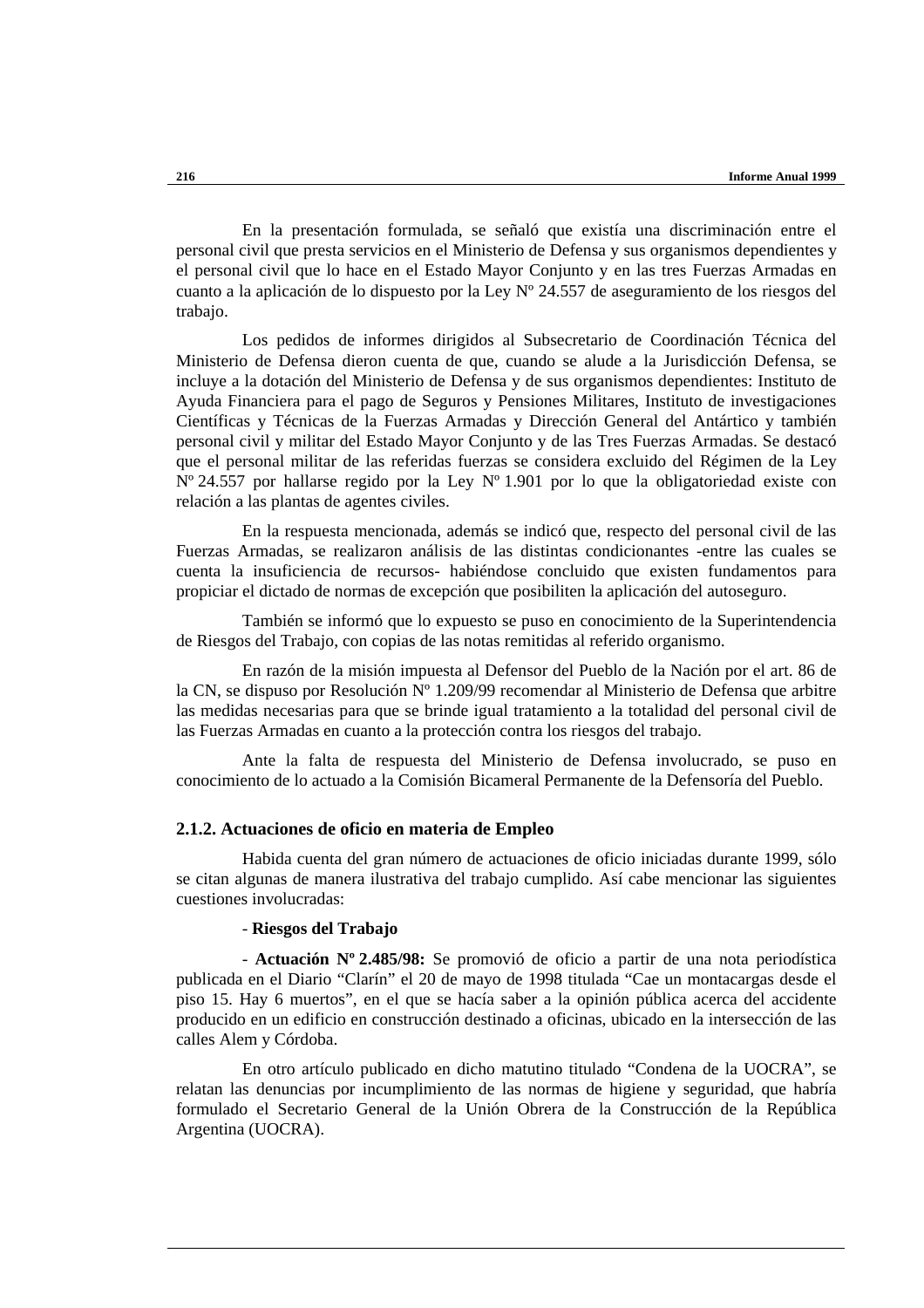En la presentación formulada, se señaló que existía una discriminación entre el personal civil que presta servicios en el Ministerio de Defensa y sus organismos dependientes y el personal civil que lo hace en el Estado Mayor Conjunto y en las tres Fuerzas Armadas en cuanto a la aplicación de lo dispuesto por la Ley Nº 24.557 de aseguramiento de los riesgos del trabajo.

Los pedidos de informes dirigidos al Subsecretario de Coordinación Técnica del Ministerio de Defensa dieron cuenta de que, cuando se alude a la Jurisdicción Defensa, se incluye a la dotación del Ministerio de Defensa y de sus organismos dependientes: Instituto de Ayuda Financiera para el pago de Seguros y Pensiones Militares, Instituto de investigaciones Científicas y Técnicas de la Fuerzas Armadas y Dirección General del Antártico y también personal civil y militar del Estado Mayor Conjunto y de las Tres Fuerzas Armadas. Se destacó que el personal militar de las referidas fuerzas se considera excluido del Régimen de la Ley Nº 24.557 por hallarse regido por la Ley Nº 1.901 por lo que la obligatoriedad existe con relación a las plantas de agentes civiles.

En la respuesta mencionada, además se indicó que, respecto del personal civil de las Fuerzas Armadas, se realizaron análisis de las distintas condicionantes -entre las cuales se cuenta la insuficiencia de recursos- habiéndose concluido que existen fundamentos para propiciar el dictado de normas de excepción que posibiliten la aplicación del autoseguro.

También se informó que lo expuesto se puso en conocimiento de la Superintendencia de Riesgos del Trabajo, con copias de las notas remitidas al referido organismo.

En razón de la misión impuesta al Defensor del Pueblo de la Nación por el art. 86 de la CN, se dispuso por Resolución Nº 1.209/99 recomendar al Ministerio de Defensa que arbitre las medidas necesarias para que se brinde igual tratamiento a la totalidad del personal civil de las Fuerzas Armadas en cuanto a la protección contra los riesgos del trabajo.

Ante la falta de respuesta del Ministerio de Defensa involucrado, se puso en conocimiento de lo actuado a la Comisión Bicameral Permanente de la Defensoría del Pueblo.

### 2.1.2. Actuaciones de oficio en materia de Empleo

Habida cuenta del gran número de actuaciones de oficio iniciadas durante 1999, sólo se citan algunas de manera ilustrativa del trabajo cumplido. Así cabe mencionar las siguientes cuestiones involucradas:

- **Riesgos del Trabajo**

- **Actuación Nº 2.485/98:** Se promovió de oficio a partir de una nota periodística publicada en el Diario "Clarín" el 20 de mayo de 1998 titulada "Cae un montacargas desde el piso 15. Hay 6 muertos", en el que se hacía saber a la opinión pública acerca del accidente producido en un edificio en construcción destinado a oficinas, ubicado en la intersección de las calles Alem y Córdoba.

En otro artículo publicado en dicho matutino titulado "Condena de la UOCRA", se relatan las denuncias por incumplimiento de las normas de higiene y seguridad, que habría formulado el Secretario General de la Unión Obrera de la Construcción de la República Argentina (UOCRA).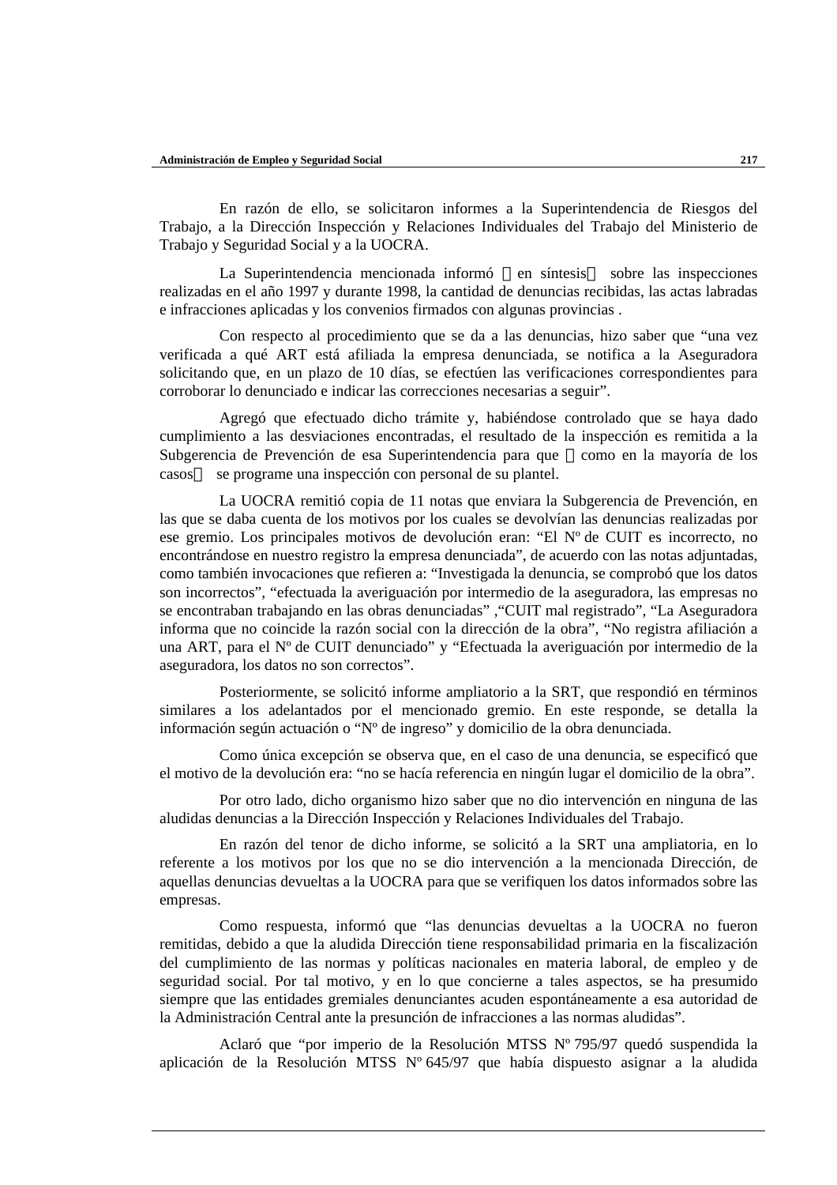En razón de ello, se solicitaron informes a la Superintendencia de Riesgos del Trabajo, a la Dirección Inspección y Relaciones Individuales del Trabajo del Ministerio de Trabajo y Seguridad Social y a la UOCRA.

La Superintendencia mencionada informó —en síntesis— sobre las inspecciones realizadas en el año 1997 y durante 1998, la cantidad de denuncias recibidas, las actas labradas e infracciones aplicadas y los convenios firmados con algunas provincias .

Con respecto al procedimiento que se da a las denuncias, hizo saber que "una vez verificada a qué ART está afiliada la empresa denunciada, se notifica a la Aseguradora solicitando que, en un plazo de 10 días, se efectúen las verificaciones correspondientes para corroborar lo denunciado e indicar las correcciones necesarias a seguir".

Agregó que efectuado dicho trámite y, habiéndose controlado que se haya dado cumplimiento a las desviaciones encontradas, el resultado de la inspección es remitida a la Subgerencia de Prevención de esa Superintendencia para que —como en la mayoría de los casos— se programe una inspección con personal de su plantel.

La UOCRA remitió copia de 11 notas que enviara la Subgerencia de Prevención, en las que se daba cuenta de los motivos por los cuales se devolvían las denuncias realizadas por ese gremio. Los principales motivos de devolución eran: "El Nº de CUIT es incorrecto, no encontrándose en nuestro registro la empresa denunciada", de acuerdo con las notas adjuntadas, como también invocaciones que refieren a: "Investigada la denuncia, se comprobó que los datos son incorrectos", "efectuada la averiguación por intermedio de la aseguradora, las empresas no se encontraban trabajando en las obras denunciadas" ,"CUIT mal registrado", "La Aseguradora informa que no coincide la razón social con la dirección de la obra", "No registra afiliación a una ART, para el Nº de CUIT denunciado" y "Efectuada la averiguación por intermedio de la aseguradora, los datos no son correctos".

Posteriormente, se solicitó informe ampliatorio a la SRT, que respondió en términos similares a los adelantados por el mencionado gremio. En este responde, se detalla la información según actuación o "Nº de ingreso" y domicilio de la obra denunciada.

Como única excepción se observa que, en el caso de una denuncia, se especificó que el motivo de la devolución era: "no se hacía referencia en ningún lugar el domicilio de la obra".

Por otro lado, dicho organismo hizo saber que no dio intervención en ninguna de las aludidas denuncias a la Dirección Inspección y Relaciones Individuales del Trabajo.

En razón del tenor de dicho informe, se solicitó a la SRT una ampliatoria, en lo referente a los motivos por los que no se dio intervención a la mencionada Dirección, de aquellas denuncias devueltas a la UOCRA para que se verifiquen los datos informados sobre las empresas.

Como respuesta, informó que "las denuncias devueltas a la UOCRA no fueron remitidas, debido a que la aludida Dirección tiene responsabilidad primaria en la fiscalización del cumplimiento de las normas y políticas nacionales en materia laboral, de empleo y de seguridad social. Por tal motivo, y en lo que concierne a tales aspectos, se ha presumido siempre que las entidades gremiales denunciantes acuden espontáneamente a esa autoridad de la Administración Central ante la presunción de infracciones a las normas aludidas".

Aclaró que "por imperio de la Resolución MTSS Nº 795/97 quedó suspendida la aplicación de la Resolución MTSS Nº 645/97 que había dispuesto asignar a la aludida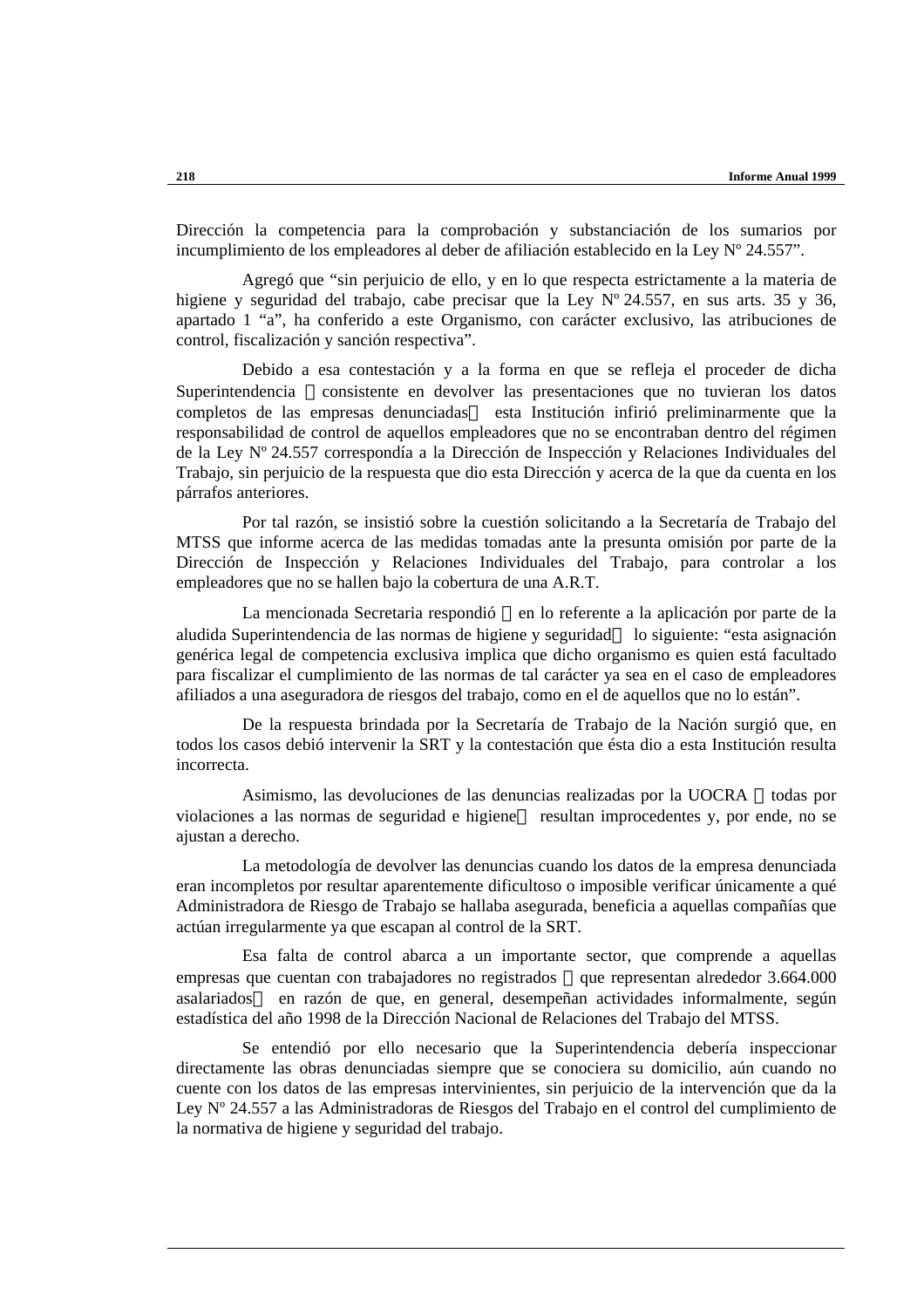Dirección la competencia para la comprobación y substanciación de los sumarios por incumplimiento de los empleadores al deber de afiliación establecido en la Ley Nº 24.557".

Agregó que "sin perjuicio de ello, y en lo que respecta estrictamente a la materia de higiene y seguridad del trabajo, cabe precisar que la Ley Nº 24.557, en sus arts. 35 y 36, apartado 1 "a", ha conferido a este Organismo, con carácter exclusivo, las atribuciones de control, fiscalización y sanción respectiva".

Debido a esa contestación y a la forma en que se refleja el proceder de dicha Superintendencia —consistente en devolver las presentaciones que no tuvieran los datos completos de las empresas denunciadas— esta Institución infirió preliminarmente que la responsabilidad de control de aquellos empleadores que no se encontraban dentro del régimen de la Ley Nº 24.557 correspondía a la Dirección de Inspección y Relaciones Individuales del Trabajo, sin perjuicio de la respuesta que dio esta Dirección y acerca de la que da cuenta en los párrafos anteriores.

Por tal razón, se insistió sobre la cuestión solicitando a la Secretaría de Trabajo del MTSS que informe acerca de las medidas tomadas ante la presunta omisión por parte de la Dirección de Inspección y Relaciones Individuales del Trabajo, para controlar a los empleadores que no se hallen bajo la cobertura de una A.R.T.

La mencionada Secretaria respondió —en lo referente a la aplicación por parte de la aludida Superintendencia de las normas de higiene y seguridad— lo siguiente: "esta asignación genérica legal de competencia exclusiva implica que dicho organismo es quien está facultado para fiscalizar el cumplimiento de las normas de tal carácter ya sea en el caso de empleadores afiliados a una aseguradora de riesgos del trabajo, como en el de aquellos que no lo están".

De la respuesta brindada por la Secretaría de Trabajo de la Nación surgió que, en todos los casos debió intervenir la SRT y la contestación que ésta dio a esta Institución resulta incorrecta.

Asimismo, las devoluciones de las denuncias realizadas por la UOCRA —todas por violaciones a las normas de seguridad e higiene— resultan improcedentes y, por ende, no se ajustan a derecho.

La metodología de devolver las denuncias cuando los datos de la empresa denunciada eran incompletos por resultar aparentemente dificultoso o imposible verificar únicamente a qué Administradora de Riesgo de Trabajo se hallaba asegurada, beneficia a aquellas compañías que actúan irregularmente ya que escapan al control de la SRT.

Esa falta de control abarca a un importante sector, que comprende a aquellas empresas que cuentan con trabajadores no registrados —que representan alrededor 3.664.000 asalariados— en razón de que, en general, desempeñan actividades informalmente, según estadística del año 1998 de la Dirección Nacional de Relaciones del Trabajo del MTSS.

Se entendió por ello necesario que la Superintendencia debería inspeccionar directamente las obras denunciadas siempre que se conociera su domicilio, aún cuando no cuente con los datos de las empresas intervinientes, sin perjuicio de la intervención que da la Ley Nº 24.557 a las Administradoras de Riesgos del Trabajo en el control del cumplimiento de la normativa de higiene y seguridad del trabajo.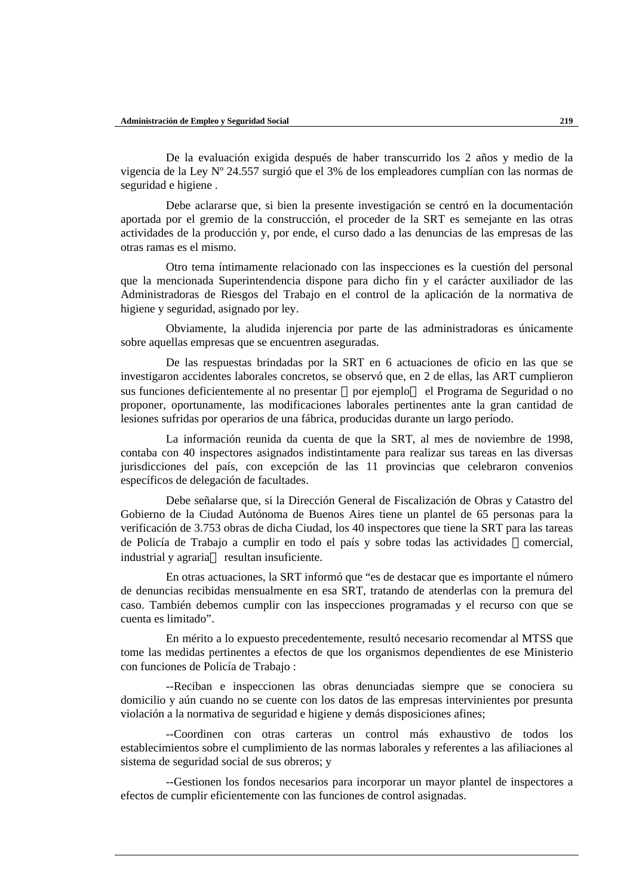De la evaluación exigida después de haber transcurrido los 2 años y medio de la vigencia de la Ley Nº 24.557 surgió que el 3% de los empleadores cumplían con las normas de seguridad e higiene .

Debe aclararse que, si bien la presente investigación se centró en la documentación aportada por el gremio de la construcción, el proceder de la SRT es semejante en las otras actividades de la producción y, por ende, el curso dado a las denuncias de las empresas de las otras ramas es el mismo.

Otro tema íntimamente relacionado con las inspecciones es la cuestión del personal que la mencionada Superintendencia dispone para dicho fin y el carácter auxiliador de las Administradoras de Riesgos del Trabajo en el control de la aplicación de la normativa de higiene y seguridad, asignado por ley.

Obviamente, la aludida injerencia por parte de las administradoras es únicamente sobre aquellas empresas que se encuentren aseguradas.

De las respuestas brindadas por la SRT en 6 actuaciones de oficio en las que se investigaron accidentes laborales concretos, se observó que, en 2 de ellas, las ART cumplieron sus funciones deficientemente al no presentar —por ejemplo— el Programa de Seguridad o no proponer, oportunamente, las modificaciones laborales pertinentes ante la gran cantidad de lesiones sufridas por operarios de una fábrica, producidas durante un largo período.

La información reunida da cuenta de que la SRT, al mes de noviembre de 1998, contaba con 40 inspectores asignados indistintamente para realizar sus tareas en las diversas jurisdicciones del país, con excepción de las 11 provincias que celebraron convenios específicos de delegación de facultades.

Debe señalarse que, si la Dirección General de Fiscalización de Obras y Catastro del Gobierno de la Ciudad Autónoma de Buenos Aires tiene un plantel de 65 personas para la verificación de 3.753 obras de dicha Ciudad, los 40 inspectores que tiene la SRT para las tareas de Policía de Trabajo a cumplir en todo el país y sobre todas las actividades —comercial, industrial y agraria— resultan insuficiente.

En otras actuaciones, la SRT informó que “es de destacar que es importante el número de denuncias recibidas mensualmente en esa SRT, tratando de atenderlas con la premura del caso. También debemos cumplir con las inspecciones programadas y el recurso con que se cuenta es limitado”.

En mérito a lo expuesto precedentemente, resultó necesario recomendar al MTSS que tome las medidas pertinentes a efectos de que los organismos dependientes de ese Ministerio con funciones de Policía de Trabajo :

--Reciban e inspeccionen las obras denunciadas siempre que se conociera su domicilio y aún cuando no se cuente con los datos de las empresas intervinientes por presunta violación a la normativa de seguridad e higiene y demás disposiciones afines;

--Coordinen con otras carteras un control más exhaustivo de todos los establecimientos sobre el cumplimiento de las normas laborales y referentes a las afiliaciones al sistema de seguridad social de sus obreros; y

--Gestionen los fondos necesarios para incorporar un mayor plantel de inspectores a efectos de cumplir eficientemente con las funciones de control asignadas.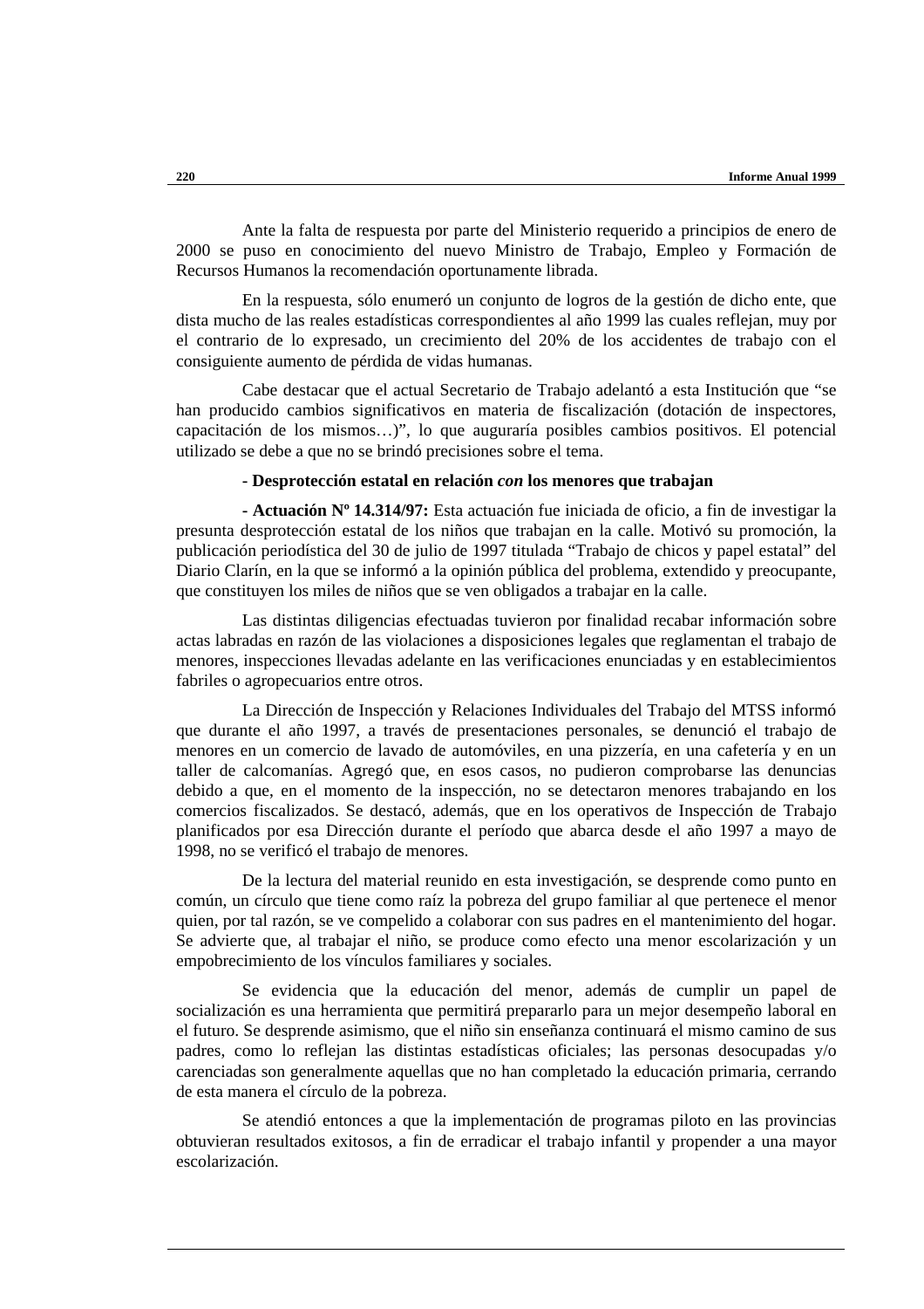Ante la falta de respuesta por parte del Ministerio requerido a principios de enero de 2000 se puso en conocimiento del nuevo Ministro de Trabajo, Empleo y Formación de Recursos Humanos la recomendación oportunamente librada.

En la respuesta, sólo enumeró un conjunto de logros de la gestión de dicho ente, que dista mucho de las reales estadísticas correspondientes al año 1999 las cuales reflejan, muy por el contrario de lo expresado, un crecimiento del 20% de los accidentes de trabajo con el consiguiente aumento de pérdida de vidas humanas.

Cabe destacar que el actual Secretario de Trabajo adelantó a esta Institución que "se han producido cambios significativos en materia de fiscalización (dotación de inspectores, capacitación de los mismos…)", lo que auguraría posibles cambios positivos. El potencial utilizado se debe a que no se brindó precisiones sobre el tema.

**- Desprotección estatal en relación *con* los menores que trabajan**

**- Actuación Nº 14.314/97:** Esta actuación fue iniciada de oficio, a fin de investigar la presunta desprotección estatal de los niños que trabajan en la calle. Motivó su promoción, la publicación periodística del 30 de julio de 1997 titulada "Trabajo de chicos y papel estatal" del Diario Clarín, en la que se informó a la opinión pública del problema, extendido y preocupante, que constituyen los miles de niños que se ven obligados a trabajar en la calle.

Las distintas diligencias efectuadas tuvieron por finalidad recabar información sobre actas labradas en razón de las violaciones a disposiciones legales que reglamentan el trabajo de menores, inspecciones llevadas adelante en las verificaciones enunciadas y en establecimientos fabriles o agropecuarios entre otros.

La Dirección de Inspección y Relaciones Individuales del Trabajo del MTSS informó que durante el año 1997, a través de presentaciones personales, se denunció el trabajo de menores en un comercio de lavado de automóviles, en una pizzería, en una cafetería y en un taller de calcomanías. Agregó que, en esos casos, no pudieron comprobarse las denuncias debido a que, en el momento de la inspección, no se detectaron menores trabajando en los comercios fiscalizados. Se destacó, además, que en los operativos de Inspección de Trabajo planificados por esa Dirección durante el período que abarca desde el año 1997 a mayo de 1998, no se verificó el trabajo de menores.

De la lectura del material reunido en esta investigación, se desprende como punto en común, un círculo que tiene como raíz la pobreza del grupo familiar al que pertenece el menor quien, por tal razón, se ve compelido a colaborar con sus padres en el mantenimiento del hogar. Se advierte que, al trabajar el niño, se produce como efecto una menor escolarización y un empobrecimiento de los vínculos familiares y sociales.

Se evidencia que la educación del menor, además de cumplir un papel de socialización es una herramienta que permitirá prepararlo para un mejor desempeño laboral en el futuro. Se desprende asimismo, que el niño sin enseñanza continuará el mismo camino de sus padres, como lo reflejan las distintas estadísticas oficiales; las personas desocupadas y/o carenciadas son generalmente aquellas que no han completado la educación primaria, cerrando de esta manera el círculo de la pobreza.

Se atendió entonces a que la implementación de programas piloto en las provincias obtuvieran resultados exitosos, a fin de erradicar el trabajo infantil y propender a una mayor escolarización.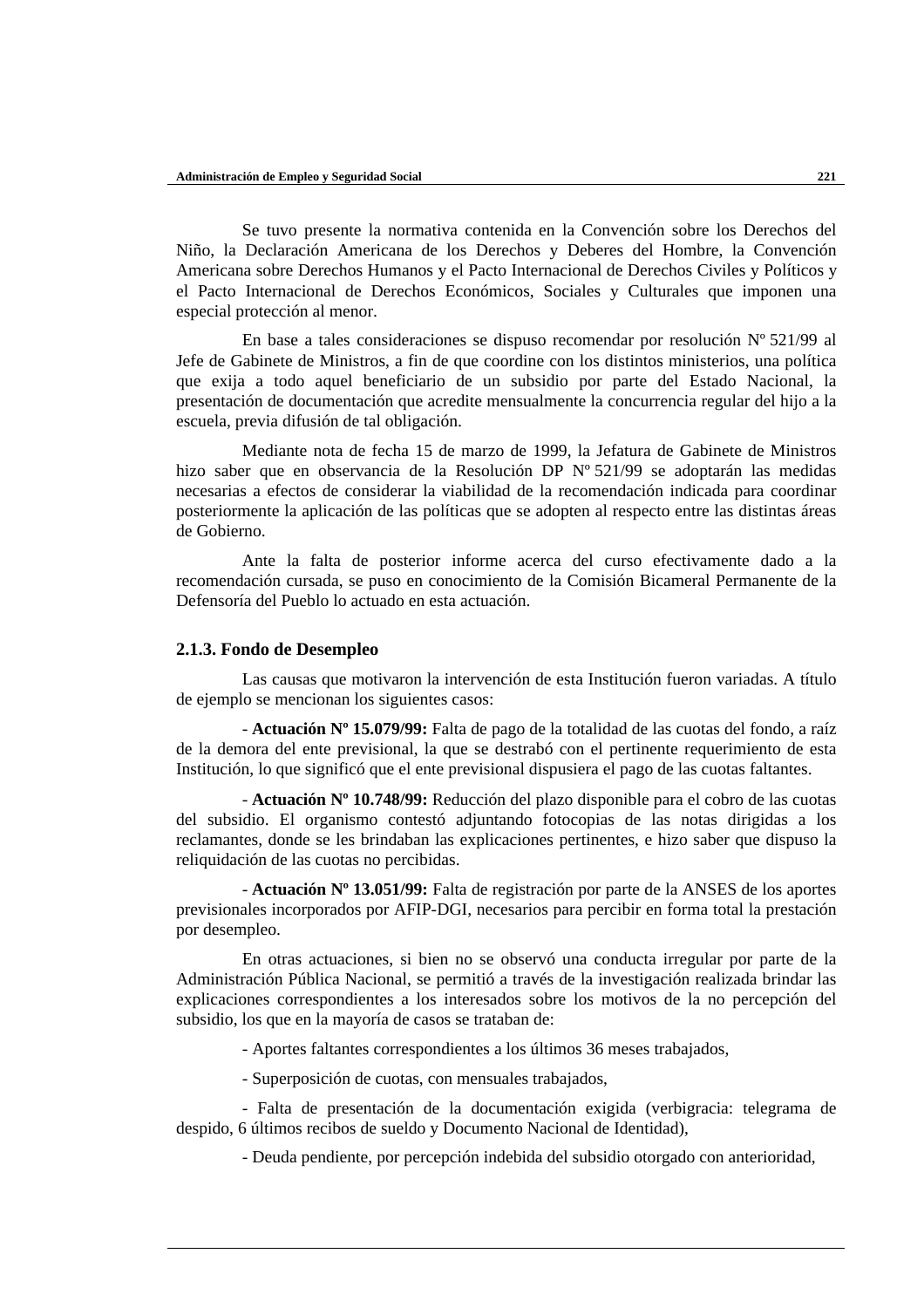Se tuvo presente la normativa contenida en la Convención sobre los Derechos del Niño, la Declaración Americana de los Derechos y Deberes del Hombre, la Convención Americana sobre Derechos Humanos y el Pacto Internacional de Derechos Civiles y Políticos y el Pacto Internacional de Derechos Económicos, Sociales y Culturales que imponen una especial protección al menor.

En base a tales consideraciones se dispuso recomendar por resolución Nº 521/99 al Jefe de Gabinete de Ministros, a fin de que coordine con los distintos ministerios, una política que exija a todo aquel beneficiario de un subsidio por parte del Estado Nacional, la presentación de documentación que acredite mensualmente la concurrencia regular del hijo a la escuela, previa difusión de tal obligación.

Mediante nota de fecha 15 de marzo de 1999, la Jefatura de Gabinete de Ministros hizo saber que en observancia de la Resolución DP Nº 521/99 se adoptarán las medidas necesarias a efectos de considerar la viabilidad de la recomendación indicada para coordinar posteriormente la aplicación de las políticas que se adopten al respecto entre las distintas áreas de Gobierno.

Ante la falta de posterior informe acerca del curso efectivamente dado a la recomendación cursada, se puso en conocimiento de la Comisión Bicameral Permanente de la Defensoría del Pueblo lo actuado en esta actuación.

### 2.1.3. Fondo de Desempleo

Las causas que motivaron la intervención de esta Institución fueron variadas. A título de ejemplo se mencionan los siguientes casos:

- **Actuación Nº 15.079/99:** Falta de pago de la totalidad de las cuotas del fondo, a raíz de la demora del ente previsional, la que se destrabó con el pertinente requerimiento de esta Institución, lo que significó que el ente previsional dispusiera el pago de las cuotas faltantes.

- **Actuación Nº 10.748/99:** Reducción del plazo disponible para el cobro de las cuotas del subsidio. El organismo contestó adjuntando fotocopias de las notas dirigidas a los reclamantes, donde se les brindaban las explicaciones pertinentes, e hizo saber que dispuso la reliquidación de las cuotas no percibidas.

- **Actuación Nº 13.051/99:** Falta de registración por parte de la ANSES de los aportes previsionales incorporados por AFIP-DGI, necesarios para percibir en forma total la prestación por desempleo.

En otras actuaciones, si bien no se observó una conducta irregular por parte de la Administración Pública Nacional, se permitió a través de la investigación realizada brindar las explicaciones correspondientes a los interesados sobre los motivos de la no percepción del subsidio, los que en la mayoría de casos se trataban de:

- Aportes faltantes correspondientes a los últimos 36 meses trabajados,

- Superposición de cuotas, con mensuales trabajados,

- Falta de presentación de la documentación exigida (verbigracia: telegrama de despido, 6 últimos recibos de sueldo y Documento Nacional de Identidad),

- Deuda pendiente, por percepción indebida del subsidio otorgado con anterioridad,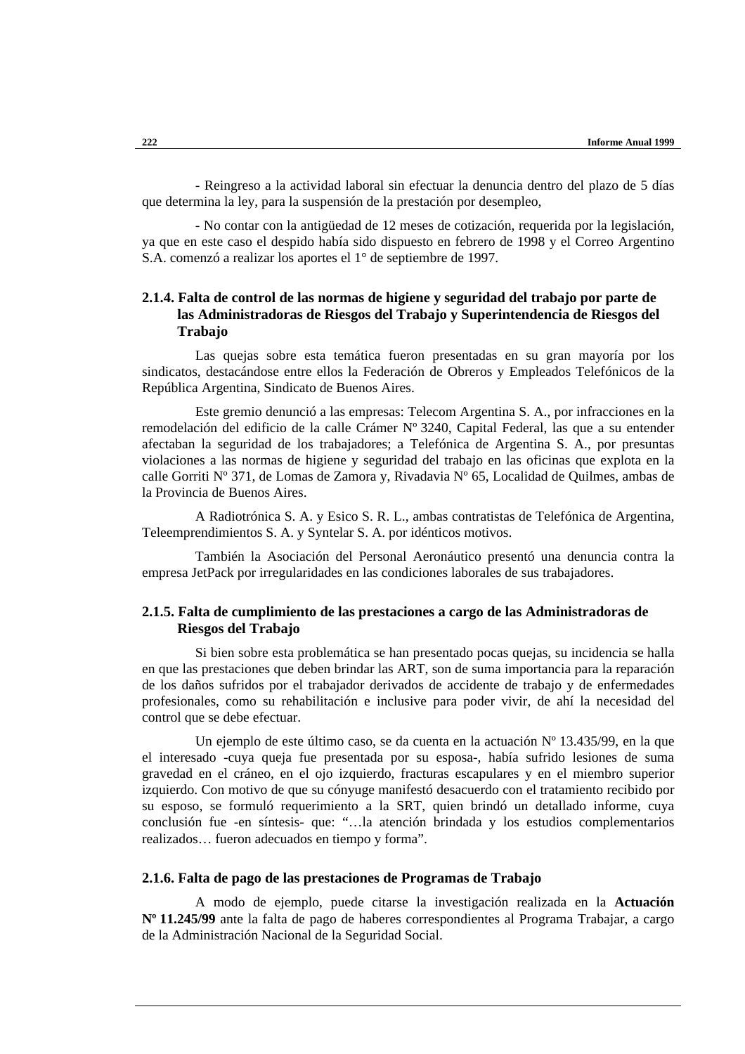- Reingreso a la actividad laboral sin efectuar la denuncia dentro del plazo de 5 días que determina la ley, para la suspensión de la prestación por desempleo,

- No contar con la antigüedad de 12 meses de cotización, requerida por la legislación, ya que en este caso el despido había sido dispuesto en febrero de 1998 y el Correo Argentino S.A. comenzó a realizar los aportes el 1° de septiembre de 1997.

### 2.1.4. Falta de control de las normas de higiene y seguridad del trabajo por parte de las Administradoras de Riesgos del Trabajo y Superintendencia de Riesgos del Trabajo

Las quejas sobre esta temática fueron presentadas en su gran mayoría por los sindicatos, destacándose entre ellos la Federación de Obreros y Empleados Telefónicos de la República Argentina, Sindicato de Buenos Aires.

Este gremio denunció a las empresas: Telecom Argentina S. A., por infracciones en la remodelación del edificio de la calle Crámer Nº 3240, Capital Federal, las que a su entender afectaban la seguridad de los trabajadores; a Telefónica de Argentina S. A., por presuntas violaciones a las normas de higiene y seguridad del trabajo en las oficinas que explota en la calle Gorriti Nº 371, de Lomas de Zamora y, Rivadavia Nº 65, Localidad de Quilmes, ambas de la Provincia de Buenos Aires.

A Radiotrónica S. A. y Esico S. R. L., ambas contratistas de Telefónica de Argentina, Teleemprendimientos S. A. y Syntelar S. A. por idénticos motivos.

También la Asociación del Personal Aeronáutico presentó una denuncia contra la empresa JetPack por irregularidades en las condiciones laborales de sus trabajadores.

### 2.1.5. Falta de cumplimiento de las prestaciones a cargo de las Administradoras de Riesgos del Trabajo

Si bien sobre esta problemática se han presentado pocas quejas, su incidencia se halla en que las prestaciones que deben brindar las ART, son de suma importancia para la reparación de los daños sufridos por el trabajador derivados de accidente de trabajo y de enfermedades profesionales, como su rehabilitación e inclusive para poder vivir, de ahí la necesidad del control que se debe efectuar.

Un ejemplo de este último caso, se da cuenta en la actuación Nº 13.435/99, en la que el interesado -cuya queja fue presentada por su esposa-, había sufrido lesiones de suma gravedad en el cráneo, en el ojo izquierdo, fracturas escapulares y en el miembro superior izquierdo. Con motivo de que su cónyuge manifestó desacuerdo con el tratamiento recibido por su esposo, se formuló requerimiento a la SRT, quien brindó un detallado informe, cuya conclusión fue -en síntesis- que: "…la atención brindada y los estudios complementarios realizados… fueron adecuados en tiempo y forma".

### 2.1.6. Falta de pago de las prestaciones de Programas de Trabajo

A modo de ejemplo, puede citarse la investigación realizada en la **Actuación Nº 11.245/99** ante la falta de pago de haberes correspondientes al Programa Trabajar, a cargo de la Administración Nacional de la Seguridad Social.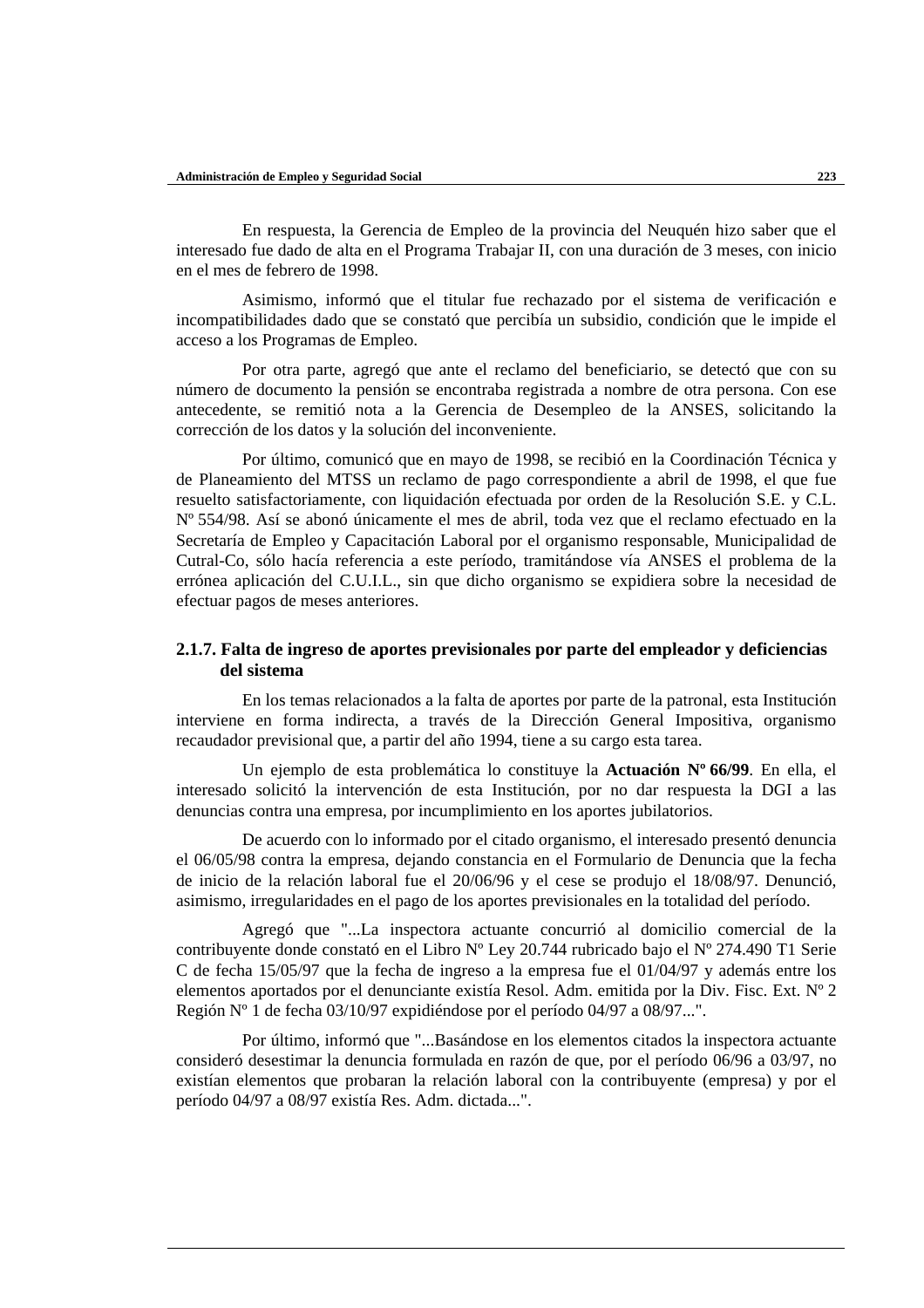En respuesta, la Gerencia de Empleo de la provincia del Neuquén hizo saber que el interesado fue dado de alta en el Programa Trabajar II, con una duración de 3 meses, con inicio en el mes de febrero de 1998.

Asimismo, informó que el titular fue rechazado por el sistema de verificación e incompatibilidades dado que se constató que percibía un subsidio, condición que le impide el acceso a los Programas de Empleo.

Por otra parte, agregó que ante el reclamo del beneficiario, se detectó que con su número de documento la pensión se encontraba registrada a nombre de otra persona. Con ese antecedente, se remitió nota a la Gerencia de Desempleo de la ANSES, solicitando la corrección de los datos y la solución del inconveniente.

Por último, comunicó que en mayo de 1998, se recibió en la Coordinación Técnica y de Planeamiento del MTSS un reclamo de pago correspondiente a abril de 1998, el que fue resuelto satisfactoriamente, con liquidación efectuada por orden de la Resolución S.E. y C.L. Nº 554/98. Así se abonó únicamente el mes de abril, toda vez que el reclamo efectuado en la Secretaría de Empleo y Capacitación Laboral por el organismo responsable, Municipalidad de Cutral-Co, sólo hacía referencia a este período, tramitándose vía ANSES el problema de la errónea aplicación del C.U.I.L., sin que dicho organismo se expidiera sobre la necesidad de efectuar pagos de meses anteriores.

### 2.1.7. Falta de ingreso de aportes previsionales por parte del empleador y deficiencias del sistema

En los temas relacionados a la falta de aportes por parte de la patronal, esta Institución interviene en forma indirecta, a través de la Dirección General Impositiva, organismo recaudador previsional que, a partir del año 1994, tiene a su cargo esta tarea.

Un ejemplo de esta problemática lo constituye la **Actuación Nº 66/99**. En ella, el interesado solicitó la intervención de esta Institución, por no dar respuesta la DGI a las denuncias contra una empresa, por incumplimiento en los aportes jubilatorios.

De acuerdo con lo informado por el citado organismo, el interesado presentó denuncia el 06/05/98 contra la empresa, dejando constancia en el Formulario de Denuncia que la fecha de inicio de la relación laboral fue el 20/06/96 y el cese se produjo el 18/08/97. Denunció, asimismo, irregularidades en el pago de los aportes previsionales en la totalidad del período.

Agregó que "...La inspectora actuante concurrió al domicilio comercial de la contribuyente donde constató en el Libro Nº Ley 20.744 rubricado bajo el Nº 274.490 T1 Serie C de fecha 15/05/97 que la fecha de ingreso a la empresa fue el 01/04/97 y además entre los elementos aportados por el denunciante existía Resol. Adm. emitida por la Div. Fisc. Ext. Nº 2 Región Nº 1 de fecha 03/10/97 expidiéndose por el período 04/97 a 08/97...".

Por último, informó que "...Basándose en los elementos citados la inspectora actuante consideró desestimar la denuncia formulada en razón de que, por el período 06/96 a 03/97, no existían elementos que probaran la relación laboral con la contribuyente (empresa) y por el período 04/97 a 08/97 existía Res. Adm. dictada...".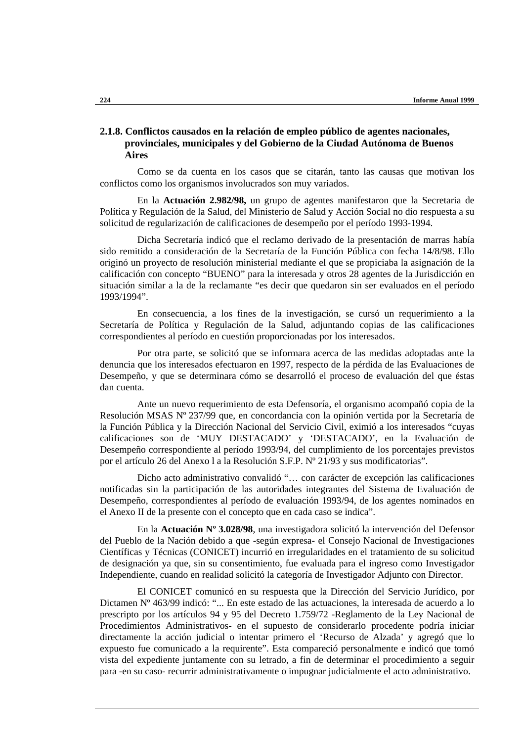### 2.1.8. Conflictos causados en la relación de empleo público de agentes nacionales, provinciales, municipales y del Gobierno de la Ciudad Autónoma de Buenos Aires

Como se da cuenta en los casos que se citarán, tanto las causas que motivan los conflictos como los organismos involucrados son muy variados.

En la **Actuación 2.982/98,** un grupo de agentes manifestaron que la Secretaria de Política y Regulación de la Salud, del Ministerio de Salud y Acción Social no dio respuesta a su solicitud de regularización de calificaciones de desempeño por el período 1993-1994.

Dicha Secretaría indicó que el reclamo derivado de la presentación de marras había sido remitido a consideración de la Secretaría de la Función Pública con fecha 14/8/98. Ello originó un proyecto de resolución ministerial mediante el que se propiciaba la asignación de la calificación con concepto "BUENO" para la interesada y otros 28 agentes de la Jurisdicción en situación similar a la de la reclamante "es decir que quedaron sin ser evaluados en el período 1993/1994".

En consecuencia, a los fines de la investigación, se cursó un requerimiento a la Secretaría de Política y Regulación de la Salud, adjuntando copias de las calificaciones correspondientes al período en cuestión proporcionadas por los interesados.

Por otra parte, se solicitó que se informara acerca de las medidas adoptadas ante la denuncia que los interesados efectuaron en 1997, respecto de la pérdida de las Evaluaciones de Desempeño, y que se determinara cómo se desarrolló el proceso de evaluación del que éstas dan cuenta.

Ante un nuevo requerimiento de esta Defensoría, el organismo acompañó copia de la Resolución MSAS Nº 237/99 que, en concordancia con la opinión vertida por la Secretaría de la Función Pública y la Dirección Nacional del Servicio Civil, eximió a los interesados "cuyas calificaciones son de 'MUY DESTACADO' y 'DESTACADO', en la Evaluación de Desempeño correspondiente al período 1993/94, del cumplimiento de los porcentajes previstos por el artículo 26 del Anexo l a la Resolución S.F.P. Nº 21/93 y sus modificatorias".

Dicho acto administrativo convalidó "… con carácter de excepción las calificaciones notificadas sin la participación de las autoridades integrantes del Sistema de Evaluación de Desempeño, correspondientes al período de evaluación 1993/94, de los agentes nominados en el Anexo II de la presente con el concepto que en cada caso se indica".

En la **Actuación Nº 3.028/98**, una investigadora solicitó la intervención del Defensor del Pueblo de la Nación debido a que -según expresa- el Consejo Nacional de Investigaciones Científicas y Técnicas (CONICET) incurrió en irregularidades en el tratamiento de su solicitud de designación ya que, sin su consentimiento, fue evaluada para el ingreso como Investigador Independiente, cuando en realidad solicitó la categoría de Investigador Adjunto con Director.

El CONICET comunicó en su respuesta que la Dirección del Servicio Jurídico, por Dictamen Nº 463/99 indicó: "... En este estado de las actuaciones, la interesada de acuerdo a lo prescripto por los artículos 94 y 95 del Decreto 1.759/72 -Reglamento de la Ley Nacional de Procedimientos Administrativos- en el supuesto de considerarlo procedente podría iniciar directamente la acción judicial o intentar primero el 'Recurso de Alzada' y agregó que lo expuesto fue comunicado a la requirente". Esta compareció personalmente e indicó que tomó vista del expediente juntamente con su letrado, a fin de determinar el procedimiento a seguir para -en su caso- recurrir administrativamente o impugnar judicialmente el acto administrativo.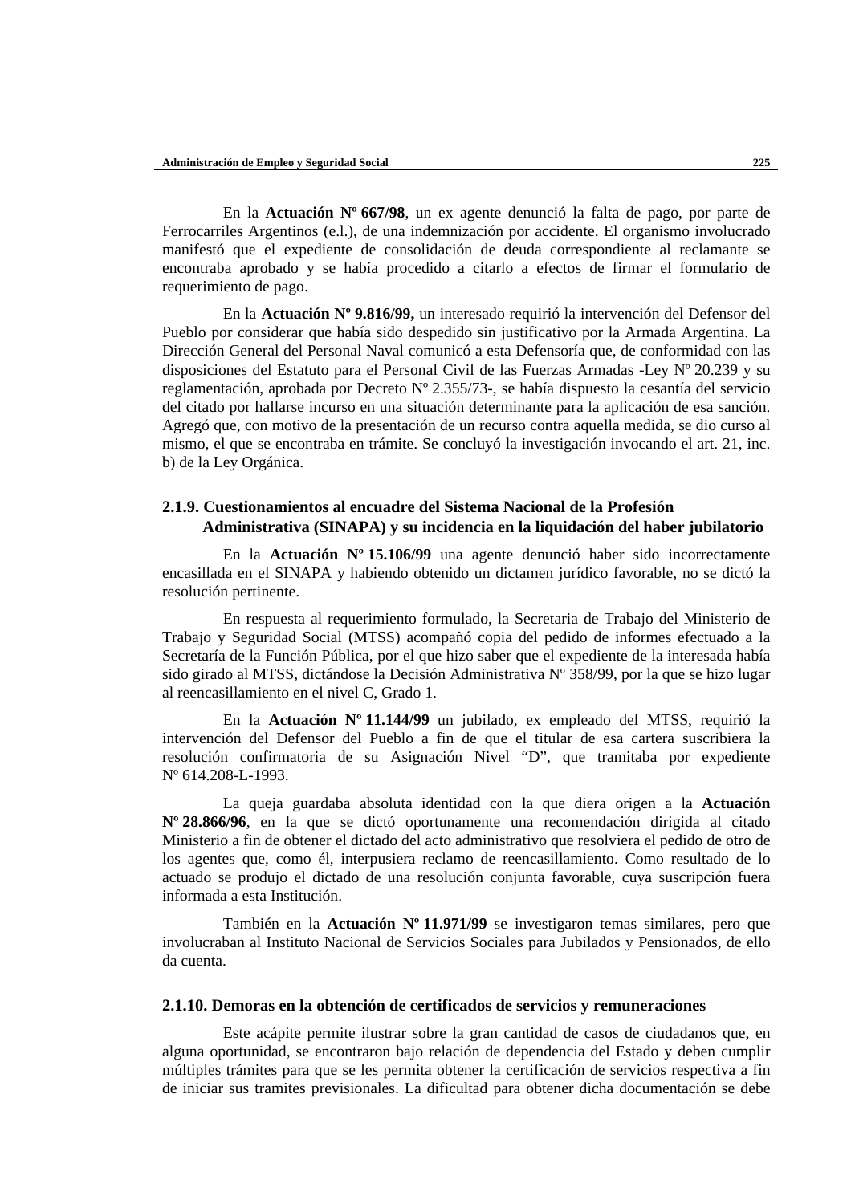En la **Actuación Nº 667/98**, un ex agente denunció la falta de pago, por parte de Ferrocarriles Argentinos (e.l.), de una indemnización por accidente. El organismo involucrado manifestó que el expediente de consolidación de deuda correspondiente al reclamante se encontraba aprobado y se había procedido a citarlo a efectos de firmar el formulario de requerimiento de pago.

En la **Actuación Nº 9.816/99,** un interesado requirió la intervención del Defensor del Pueblo por considerar que había sido despedido sin justificativo por la Armada Argentina. La Dirección General del Personal Naval comunicó a esta Defensoría que, de conformidad con las disposiciones del Estatuto para el Personal Civil de las Fuerzas Armadas -Ley Nº 20.239 y su reglamentación, aprobada por Decreto Nº 2.355/73-, se había dispuesto la cesantía del servicio del citado por hallarse incurso en una situación determinante para la aplicación de esa sanción. Agregó que, con motivo de la presentación de un recurso contra aquella medida, se dio curso al mismo, el que se encontraba en trámite. Se concluyó la investigación invocando el art. 21, inc. b) de la Ley Orgánica.

### 2.1.9. Cuestionamientos al encuadre del Sistema Nacional de la Profesión Administrativa (SINAPA) y su incidencia en la liquidación del haber jubilatorio

En la **Actuación Nº 15.106/99** una agente denunció haber sido incorrectamente encasillada en el SINAPA y habiendo obtenido un dictamen jurídico favorable, no se dictó la resolución pertinente.

En respuesta al requerimiento formulado, la Secretaria de Trabajo del Ministerio de Trabajo y Seguridad Social (MTSS) acompañó copia del pedido de informes efectuado a la Secretaría de la Función Pública, por el que hizo saber que el expediente de la interesada había sido girado al MTSS, dictándose la Decisión Administrativa Nº 358/99, por la que se hizo lugar al reencasillamiento en el nivel C, Grado 1.

En la **Actuación Nº 11.144/99** un jubilado, ex empleado del MTSS, requirió la intervención del Defensor del Pueblo a fin de que el titular de esa cartera suscribiera la resolución confirmatoria de su Asignación Nivel “D”, que tramitaba por expediente Nº 614.208-L-1993.

La queja guardaba absoluta identidad con la que diera origen a la **Actuación Nº 28.866/96**, en la que se dictó oportunamente una recomendación dirigida al citado Ministerio a fin de obtener el dictado del acto administrativo que resolviera el pedido de otro de los agentes que, como él, interpusiera reclamo de reencasillamiento. Como resultado de lo actuado se produjo el dictado de una resolución conjunta favorable, cuya suscripción fuera informada a esta Institución.

También en la **Actuación Nº 11.971/99** se investigaron temas similares, pero que involucraban al Instituto Nacional de Servicios Sociales para Jubilados y Pensionados, de ello da cuenta.

### 2.1.10. Demoras en la obtención de certificados de servicios y remuneraciones

Este acápite permite ilustrar sobre la gran cantidad de casos de ciudadanos que, en alguna oportunidad, se encontraron bajo relación de dependencia del Estado y deben cumplir múltiples trámites para que se les permita obtener la certificación de servicios respectiva a fin de iniciar sus tramites previsionales. La dificultad para obtener dicha documentación se debe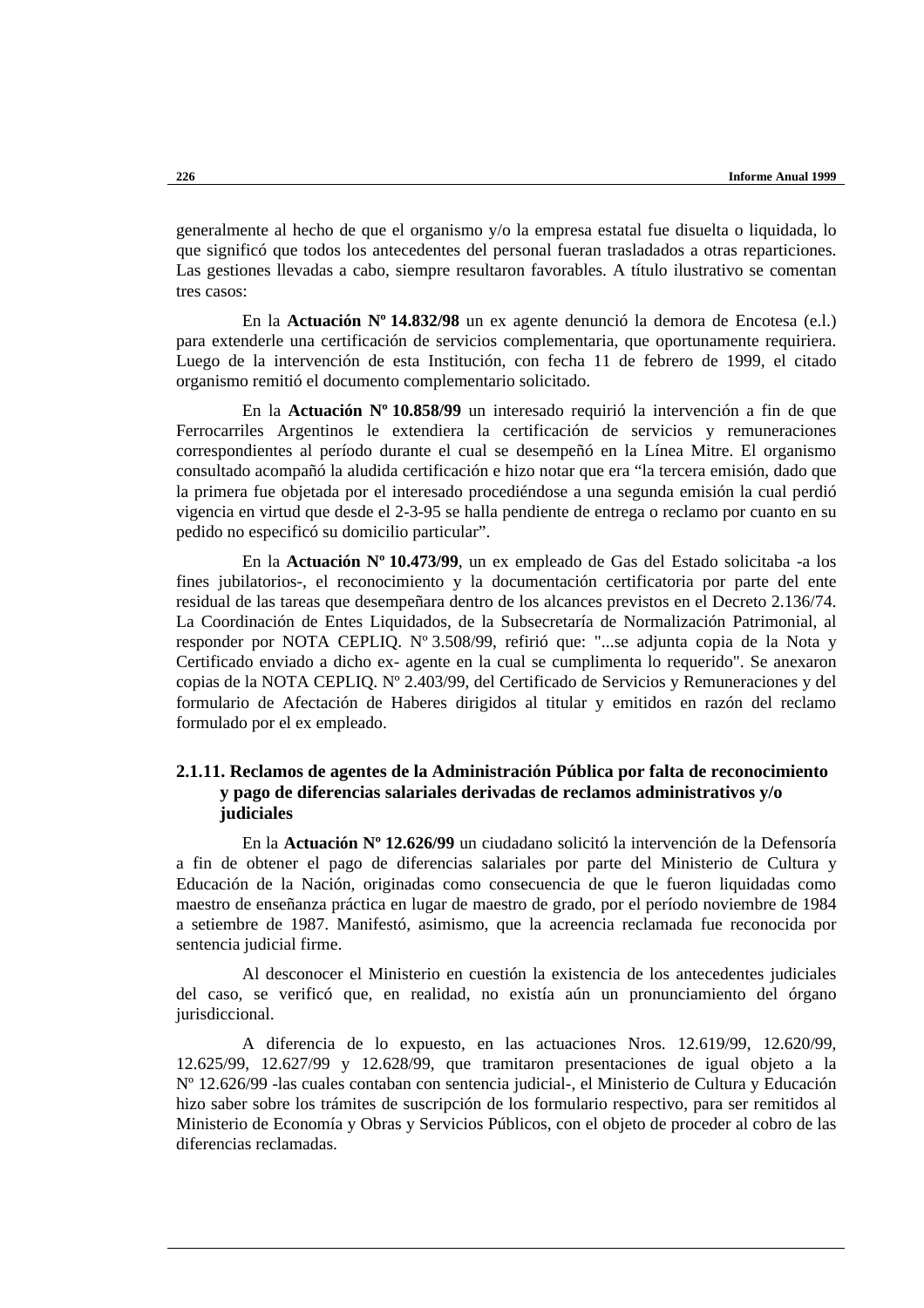generalmente al hecho de que el organismo y/o la empresa estatal fue disuelta o liquidada, lo que significó que todos los antecedentes del personal fueran trasladados a otras reparticiones. Las gestiones llevadas a cabo, siempre resultaron favorables. A título ilustrativo se comentan tres casos:

En la **Actuación Nº 14.832/98** un ex agente denunció la demora de Encotesa (e.l.) para extenderle una certificación de servicios complementaria, que oportunamente requiriera. Luego de la intervención de esta Institución, con fecha 11 de febrero de 1999, el citado organismo remitió el documento complementario solicitado.

En la **Actuación Nº 10.858/99** un interesado requirió la intervención a fin de que Ferrocarriles Argentinos le extendiera la certificación de servicios y remuneraciones correspondientes al período durante el cual se desempeñó en la Línea Mitre. El organismo consultado acompañó la aludida certificación e hizo notar que era “la tercera emisión, dado que la primera fue objetada por el interesado procediéndose a una segunda emisión la cual perdió vigencia en virtud que desde el 2-3-95 se halla pendiente de entrega o reclamo por cuanto en su pedido no especificó su domicilio particular”.

En la **Actuación Nº 10.473/99**, un ex empleado de Gas del Estado solicitaba -a los fines jubilatorios-, el reconocimiento y la documentación certificatoria por parte del ente residual de las tareas que desempeñara dentro de los alcances previstos en el Decreto 2.136/74. La Coordinación de Entes Liquidados, de la Subsecretaría de Normalización Patrimonial, al responder por NOTA CEPLIQ. Nº 3.508/99, refirió que: "...se adjunta copia de la Nota y Certificado enviado a dicho ex- agente en la cual se cumplimenta lo requerido". Se anexaron copias de la NOTA CEPLIQ. Nº 2.403/99, del Certificado de Servicios y Remuneraciones y del formulario de Afectación de Haberes dirigidos al titular y emitidos en razón del reclamo formulado por el ex empleado.

### 2.1.11. Reclamos de agentes de la Administración Pública por falta de reconocimiento y pago de diferencias salariales derivadas de reclamos administrativos y/o judiciales

En la **Actuación Nº 12.626/99** un ciudadano solicitó la intervención de la Defensoría a fin de obtener el pago de diferencias salariales por parte del Ministerio de Cultura y Educación de la Nación, originadas como consecuencia de que le fueron liquidadas como maestro de enseñanza práctica en lugar de maestro de grado, por el período noviembre de 1984 a setiembre de 1987. Manifestó, asimismo, que la acreencia reclamada fue reconocida por sentencia judicial firme.

Al desconocer el Ministerio en cuestión la existencia de los antecedentes judiciales del caso, se verificó que, en realidad, no existía aún un pronunciamiento del órgano jurisdiccional.

A diferencia de lo expuesto, en las actuaciones Nros. 12.619/99, 12.620/99, 12.625/99, 12.627/99 y 12.628/99, que tramitaron presentaciones de igual objeto a la Nº 12.626/99 -las cuales contaban con sentencia judicial-, el Ministerio de Cultura y Educación hizo saber sobre los trámites de suscripción de los formulario respectivo, para ser remitidos al Ministerio de Economía y Obras y Servicios Públicos, con el objeto de proceder al cobro de las diferencias reclamadas.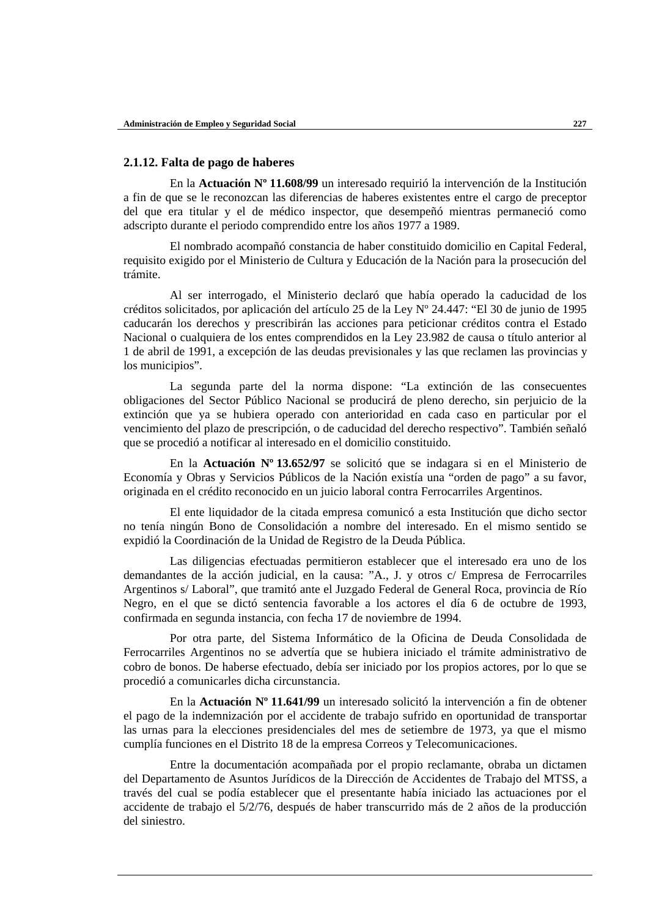### 2.1.12. Falta de pago de haberes

En la **Actuación Nº 11.608/99** un interesado requirió la intervención de la Institución a fin de que se le reconozcan las diferencias de haberes existentes entre el cargo de preceptor del que era titular y el de médico inspector, que desempeñó mientras permaneció como adscripto durante el periodo comprendido entre los años 1977 a 1989.

El nombrado acompañó constancia de haber constituido domicilio en Capital Federal, requisito exigido por el Ministerio de Cultura y Educación de la Nación para la prosecución del trámite.

Al ser interrogado, el Ministerio declaró que había operado la caducidad de los créditos solicitados, por aplicación del artículo 25 de la Ley Nº 24.447: "El 30 de junio de 1995 caducarán los derechos y prescribirán las acciones para peticionar créditos contra el Estado Nacional o cualquiera de los entes comprendidos en la Ley 23.982 de causa o título anterior al 1 de abril de 1991, a excepción de las deudas previsionales y las que reclamen las provincias y los municipios".

La segunda parte del la norma dispone: "La extinción de las consecuentes obligaciones del Sector Público Nacional se producirá de pleno derecho, sin perjuicio de la extinción que ya se hubiera operado con anterioridad en cada caso en particular por el vencimiento del plazo de prescripción, o de caducidad del derecho respectivo". También señaló que se procedió a notificar al interesado en el domicilio constituido.

En la **Actuación Nº 13.652/97** se solicitó que se indagara si en el Ministerio de Economía y Obras y Servicios Públicos de la Nación existía una "orden de pago" a su favor, originada en el crédito reconocido en un juicio laboral contra Ferrocarriles Argentinos.

El ente liquidador de la citada empresa comunicó a esta Institución que dicho sector no tenía ningún Bono de Consolidación a nombre del interesado. En el mismo sentido se expidió la Coordinación de la Unidad de Registro de la Deuda Pública.

Las diligencias efectuadas permitieron establecer que el interesado era uno de los demandantes de la acción judicial, en la causa: "A., J. y otros c/ Empresa de Ferrocarriles Argentinos s/ Laboral", que tramitó ante el Juzgado Federal de General Roca, provincia de Río Negro, en el que se dictó sentencia favorable a los actores el día 6 de octubre de 1993, confirmada en segunda instancia, con fecha 17 de noviembre de 1994.

Por otra parte, del Sistema Informático de la Oficina de Deuda Consolidada de Ferrocarriles Argentinos no se advertía que se hubiera iniciado el trámite administrativo de cobro de bonos. De haberse efectuado, debía ser iniciado por los propios actores, por lo que se procedió a comunicarles dicha circunstancia.

En la **Actuación Nº 11.641/99** un interesado solicitó la intervención a fin de obtener el pago de la indemnización por el accidente de trabajo sufrido en oportunidad de transportar las urnas para las elecciones presidenciales del mes de setiembre de 1973, ya que el mismo cumplía funciones en el Distrito 18 de la empresa Correos y Telecomunicaciones.

Entre la documentación acompañada por el propio reclamante, obraba un dictamen del Departamento de Asuntos Jurídicos de la Dirección de Accidentes de Trabajo del MTSS, a través del cual se podía establecer que el presentante había iniciado las actuaciones por el accidente de trabajo el 5/2/76, después de haber transcurrido más de 2 años de la producción del siniestro.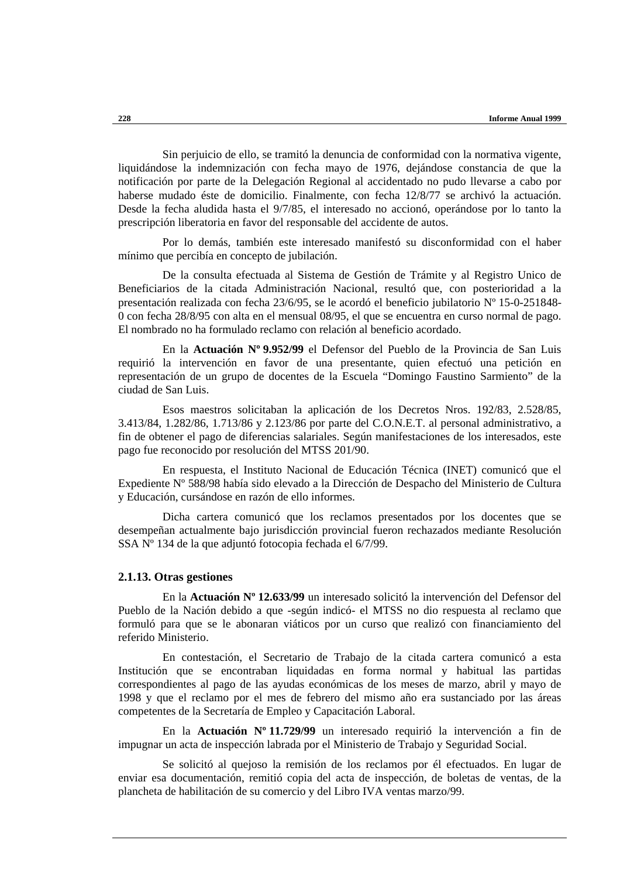Sin perjuicio de ello, se tramitó la denuncia de conformidad con la normativa vigente, liquidándose la indemnización con fecha mayo de 1976, dejándose constancia de que la notificación por parte de la Delegación Regional al accidentado no pudo llevarse a cabo por haberse mudado éste de domicilio. Finalmente, con fecha 12/8/77 se archivó la actuación. Desde la fecha aludida hasta el 9/7/85, el interesado no accionó, operándose por lo tanto la prescripción liberatoria en favor del responsable del accidente de autos.

Por lo demás, también este interesado manifestó su disconformidad con el haber mínimo que percibía en concepto de jubilación.

De la consulta efectuada al Sistema de Gestión de Trámite y al Registro Unico de Beneficiarios de la citada Administración Nacional, resultó que, con posterioridad a la presentación realizada con fecha 23/6/95, se le acordó el beneficio jubilatorio Nº 15-0-251848-0 con fecha 28/8/95 con alta en el mensual 08/95, el que se encuentra en curso normal de pago. El nombrado no ha formulado reclamo con relación al beneficio acordado.

En la **Actuación Nº 9.952/99** el Defensor del Pueblo de la Provincia de San Luis requirió la intervención en favor de una presentante, quien efectuó una petición en representación de un grupo de docentes de la Escuela "Domingo Faustino Sarmiento" de la ciudad de San Luis.

Esos maestros solicitaban la aplicación de los Decretos Nros. 192/83, 2.528/85, 3.413/84, 1.282/86, 1.713/86 y 2.123/86 por parte del C.O.N.E.T. al personal administrativo, a fin de obtener el pago de diferencias salariales. Según manifestaciones de los interesados, este pago fue reconocido por resolución del MTSS 201/90.

En respuesta, el Instituto Nacional de Educación Técnica (INET) comunicó que el Expediente Nº 588/98 había sido elevado a la Dirección de Despacho del Ministerio de Cultura y Educación, cursándose en razón de ello informes.

Dicha cartera comunicó que los reclamos presentados por los docentes que se desempeñan actualmente bajo jurisdicción provincial fueron rechazados mediante Resolución SSA Nº 134 de la que adjuntó fotocopia fechada el 6/7/99.

### 2.1.13. Otras gestiones

En la **Actuación Nº 12.633/99** un interesado solicitó la intervención del Defensor del Pueblo de la Nación debido a que -según indicó- el MTSS no dio respuesta al reclamo que formuló para que se le abonaran viáticos por un curso que realizó con financiamiento del referido Ministerio.

En contestación, el Secretario de Trabajo de la citada cartera comunicó a esta Institución que se encontraban liquidadas en forma normal y habitual las partidas correspondientes al pago de las ayudas económicas de los meses de marzo, abril y mayo de 1998 y que el reclamo por el mes de febrero del mismo año era sustanciado por las áreas competentes de la Secretaría de Empleo y Capacitación Laboral.

En la **Actuación Nº 11.729/99** un interesado requirió la intervención a fin de impugnar un acta de inspección labrada por el Ministerio de Trabajo y Seguridad Social.

Se solicitó al quejoso la remisión de los reclamos por él efectuados. En lugar de enviar esa documentación, remitió copia del acta de inspección, de boletas de ventas, de la plancheta de habilitación de su comercio y del Libro IVA ventas marzo/99.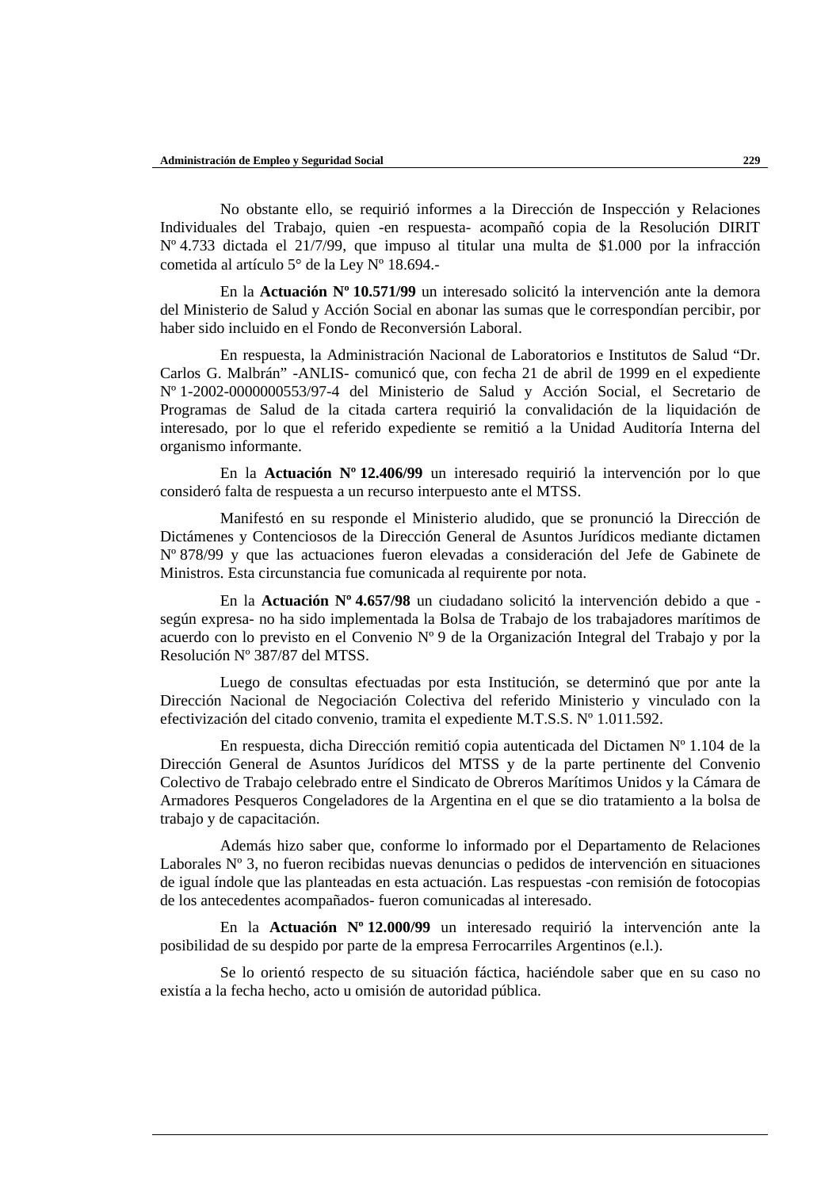No obstante ello, se requirió informes a la Dirección de Inspección y Relaciones Individuales del Trabajo, quien -en respuesta- acompañó copia de la Resolución DIRIT Nº 4.733 dictada el 21/7/99, que impuso al titular una multa de $1.000 por la infracción cometida al artículo 5° de la Ley Nº 18.694.-

En la **Actuación Nº 10.571/99** un interesado solicitó la intervención ante la demora del Ministerio de Salud y Acción Social en abonar las sumas que le correspondían percibir, por haber sido incluido en el Fondo de Reconversión Laboral.

En respuesta, la Administración Nacional de Laboratorios e Institutos de Salud "Dr. Carlos G. Malbrán" -ANLIS- comunicó que, con fecha 21 de abril de 1999 en el expediente Nº 1-2002-0000000553/97-4 del Ministerio de Salud y Acción Social, el Secretario de Programas de Salud de la citada cartera requirió la convalidación de la liquidación de interesado, por lo que el referido expediente se remitió a la Unidad Auditoría Interna del organismo informante.

En la **Actuación Nº 12.406/99** un interesado requirió la intervención por lo que consideró falta de respuesta a un recurso interpuesto ante el MTSS.

Manifestó en su responde el Ministerio aludido, que se pronunció la Dirección de Dictámenes y Contenciosos de la Dirección General de Asuntos Jurídicos mediante dictamen Nº 878/99 y que las actuaciones fueron elevadas a consideración del Jefe de Gabinete de Ministros. Esta circunstancia fue comunicada al requirente por nota.

En la **Actuación Nº 4.657/98** un ciudadano solicitó la intervención debido a que -según expresa- no ha sido implementada la Bolsa de Trabajo de los trabajadores marítimos de acuerdo con lo previsto en el Convenio Nº 9 de la Organización Integral del Trabajo y por la Resolución Nº 387/87 del MTSS.

Luego de consultas efectuadas por esta Institución, se determinó que por ante la Dirección Nacional de Negociación Colectiva del referido Ministerio y vinculado con la efectivización del citado convenio, tramita el expediente M.T.S.S. Nº 1.011.592.

En respuesta, dicha Dirección remitió copia autenticada del Dictamen Nº 1.104 de la Dirección General de Asuntos Jurídicos del MTSS y de la parte pertinente del Convenio Colectivo de Trabajo celebrado entre el Sindicato de Obreros Marítimos Unidos y la Cámara de Armadores Pesqueros Congeladores de la Argentina en el que se dio tratamiento a la bolsa de trabajo y de capacitación.

Además hizo saber que, conforme lo informado por el Departamento de Relaciones Laborales Nº 3, no fueron recibidas nuevas denuncias o pedidos de intervención en situaciones de igual índole que las planteadas en esta actuación. Las respuestas -con remisión de fotocopias de los antecedentes acompañados- fueron comunicadas al interesado.

En la **Actuación Nº 12.000/99** un interesado requirió la intervención ante la posibilidad de su despido por parte de la empresa Ferrocarriles Argentinos (e.l.).

Se lo orientó respecto de su situación fáctica, haciéndole saber que en su caso no existía a la fecha hecho, acto u omisión de autoridad pública.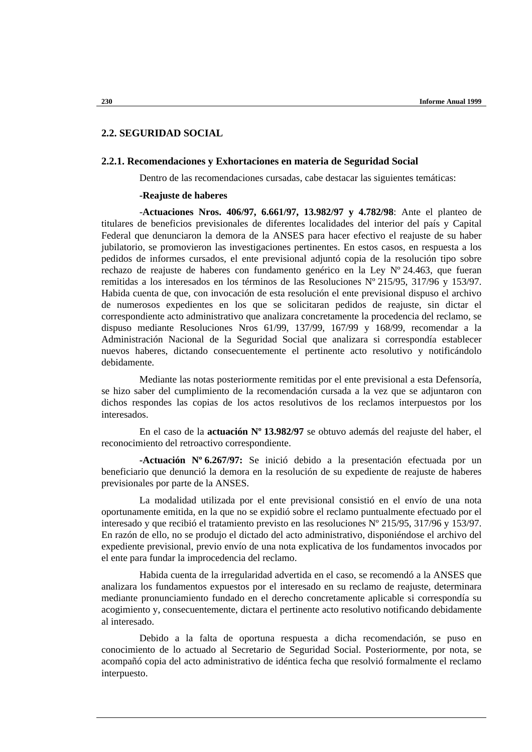## 2.2. SEGURIDAD SOCIAL

### 2.2.1. Recomendaciones y Exhortaciones en materia de Seguridad Social

Dentro de las recomendaciones cursadas, cabe destacar las siguientes temáticas:

-**Reajuste de haberes**

-**Actuaciones Nros. 406/97, 6.661/97, 13.982/97 y 4.782/98**: Ante el planteo de titulares de beneficios previsionales de diferentes localidades del interior del país y Capital Federal que denunciaron la demora de la ANSES para hacer efectivo el reajuste de su haber jubilatorio, se promovieron las investigaciones pertinentes. En estos casos, en respuesta a los pedidos de informes cursados, el ente previsional adjuntó copia de la resolución tipo sobre rechazo de reajuste de haberes con fundamento genérico en la Ley Nº 24.463, que fueran remitidas a los interesados en los términos de las Resoluciones Nº 215/95, 317/96 y 153/97. Habida cuenta de que, con invocación de esta resolución el ente previsional dispuso el archivo de numerosos expedientes en los que se solicitaran pedidos de reajuste, sin dictar el correspondiente acto administrativo que analizara concretamente la procedencia del reclamo, se dispuso mediante Resoluciones Nros 61/99, 137/99, 167/99 y 168/99, recomendar a la Administración Nacional de la Seguridad Social que analizara si correspondía establecer nuevos haberes, dictando consecuentemente el pertinente acto resolutivo y notificándolo debidamente.

Mediante las notas posteriormente remitidas por el ente previsional a esta Defensoría, se hizo saber del cumplimiento de la recomendación cursada a la vez que se adjuntaron con dichos respondes las copias de los actos resolutivos de los reclamos interpuestos por los interesados.

En el caso de la **actuación Nº 13.982/97** se obtuvo además del reajuste del haber, el reconocimiento del retroactivo correspondiente.

**-Actuación Nº 6.267/97:** Se inició debido a la presentación efectuada por un beneficiario que denunció la demora en la resolución de su expediente de reajuste de haberes previsionales por parte de la ANSES.

La modalidad utilizada por el ente previsional consistió en el envío de una nota oportunamente emitida, en la que no se expidió sobre el reclamo puntualmente efectuado por el interesado y que recibió el tratamiento previsto en las resoluciones Nº 215/95, 317/96 y 153/97. En razón de ello, no se produjo el dictado del acto administrativo, disponiéndose el archivo del expediente previsional, previo envío de una nota explicativa de los fundamentos invocados por el ente para fundar la improcedencia del reclamo.

Habida cuenta de la irregularidad advertida en el caso, se recomendó a la ANSES que analizara los fundamentos expuestos por el interesado en su reclamo de reajuste, determinara mediante pronunciamiento fundado en el derecho concretamente aplicable si correspondía su acogimiento y, consecuentemente, dictara el pertinente acto resolutivo notificando debidamente al interesado.

Debido a la falta de oportuna respuesta a dicha recomendación, se puso en conocimiento de lo actuado al Secretario de Seguridad Social. Posteriormente, por nota, se acompañó copia del acto administrativo de idéntica fecha que resolvió formalmente el reclamo interpuesto.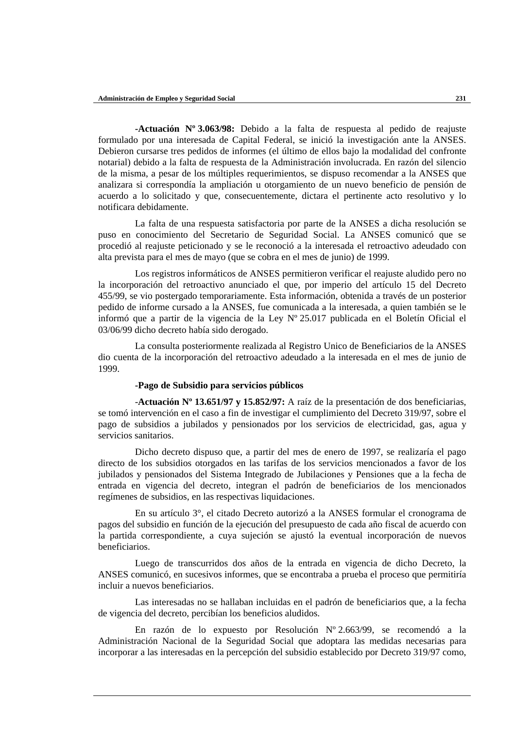**-Actuación Nº 3.063/98:** Debido a la falta de respuesta al pedido de reajuste formulado por una interesada de Capital Federal, se inició la investigación ante la ANSES. Debieron cursarse tres pedidos de informes (el último de ellos bajo la modalidad del confronte notarial) debido a la falta de respuesta de la Administración involucrada. En razón del silencio de la misma, a pesar de los múltiples requerimientos, se dispuso recomendar a la ANSES que analizara si correspondía la ampliación u otorgamiento de un nuevo beneficio de pensión de acuerdo a lo solicitado y que, consecuentemente, dictara el pertinente acto resolutivo y lo notificara debidamente.

La falta de una respuesta satisfactoria por parte de la ANSES a dicha resolución se puso en conocimiento del Secretario de Seguridad Social. La ANSES comunicó que se procedió al reajuste peticionado y se le reconoció a la interesada el retroactivo adeudado con alta prevista para el mes de mayo (que se cobra en el mes de junio) de 1999.

Los registros informáticos de ANSES permitieron verificar el reajuste aludido pero no la incorporación del retroactivo anunciado el que, por imperio del artículo 15 del Decreto 455/99, se vio postergado temporariamente. Esta información, obtenida a través de un posterior pedido de informe cursado a la ANSES, fue comunicada a la interesada, a quien también se le informó que a partir de la vigencia de la Ley Nº 25.017 publicada en el Boletín Oficial el 03/06/99 dicho decreto había sido derogado.

La consulta posteriormente realizada al Registro Unico de Beneficiarios de la ANSES dio cuenta de la incorporación del retroactivo adeudado a la interesada en el mes de junio de 1999.

**-Pago de Subsidio para servicios públicos**

**-Actuación Nº 13.651/97 y 15.852/97:** A raíz de la presentación de dos beneficiarias, se tomó intervención en el caso a fin de investigar el cumplimiento del Decreto 319/97, sobre el pago de subsidios a jubilados y pensionados por los servicios de electricidad, gas, agua y servicios sanitarios.

Dicho decreto dispuso que, a partir del mes de enero de 1997, se realizaría el pago directo de los subsidios otorgados en las tarifas de los servicios mencionados a favor de los jubilados y pensionados del Sistema Integrado de Jubilaciones y Pensiones que a la fecha de entrada en vigencia del decreto, integran el padrón de beneficiarios de los mencionados regímenes de subsidios, en las respectivas liquidaciones.

En su artículo 3°, el citado Decreto autorizó a la ANSES formular el cronograma de pagos del subsidio en función de la ejecución del presupuesto de cada año fiscal de acuerdo con la partida correspondiente, a cuya sujeción se ajustó la eventual incorporación de nuevos beneficiarios.

Luego de transcurridos dos años de la entrada en vigencia de dicho Decreto, la ANSES comunicó, en sucesivos informes, que se encontraba a prueba el proceso que permitiría incluir a nuevos beneficiarios.

Las interesadas no se hallaban incluidas en el padrón de beneficiarios que, a la fecha de vigencia del decreto, percibían los beneficios aludidos.

En razón de lo expuesto por Resolución Nº 2.663/99, se recomendó a la Administración Nacional de la Seguridad Social que adoptara las medidas necesarias para incorporar a las interesadas en la percepción del subsidio establecido por Decreto 319/97 como,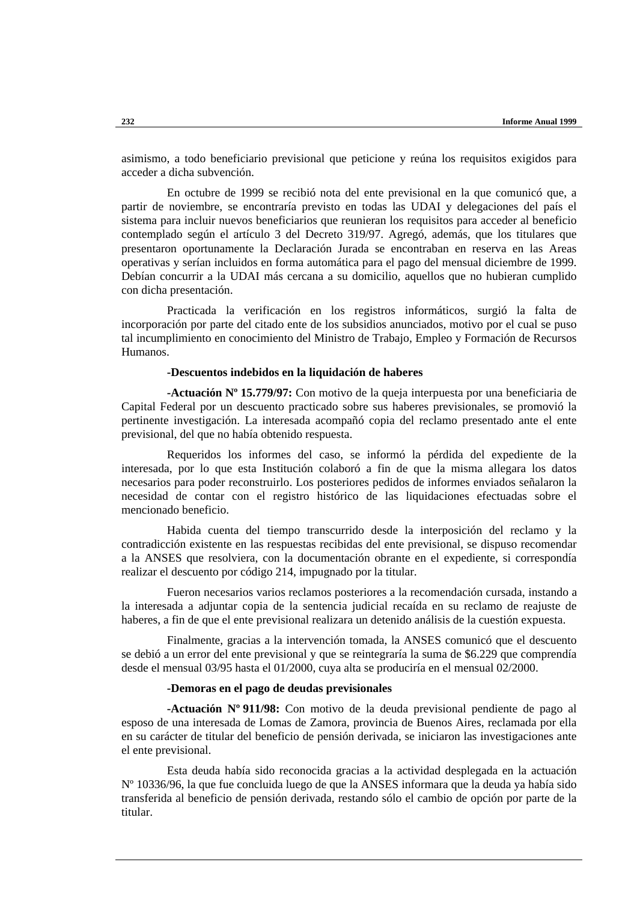asimismo, a todo beneficiario previsional que peticione y reúna los requisitos exigidos para acceder a dicha subvención.

En octubre de 1999 se recibió nota del ente previsional en la que comunicó que, a partir de noviembre, se encontraría previsto en todas las UDAI y delegaciones del país el sistema para incluir nuevos beneficiarios que reunieran los requisitos para acceder al beneficio contemplado según el artículo 3 del Decreto 319/97. Agregó, además, que los titulares que presentaron oportunamente la Declaración Jurada se encontraban en reserva en las Areas operativas y serían incluidos en forma automática para el pago del mensual diciembre de 1999. Debían concurrir a la UDAI más cercana a su domicilio, aquellos que no hubieran cumplido con dicha presentación.

Practicada la verificación en los registros informáticos, surgió la falta de incorporación por parte del citado ente de los subsidios anunciados, motivo por el cual se puso tal incumplimiento en conocimiento del Ministro de Trabajo, Empleo y Formación de Recursos Humanos.

-**Descuentos indebidos en la liquidación de haberes**

**-Actuación Nº 15.779/97:** Con motivo de la queja interpuesta por una beneficiaria de Capital Federal por un descuento practicado sobre sus haberes previsionales, se promovió la pertinente investigación. La interesada acompañó copia del reclamo presentado ante el ente previsional, del que no había obtenido respuesta.

Requeridos los informes del caso, se informó la pérdida del expediente de la interesada, por lo que esta Institución colaboró a fin de que la misma allegara los datos necesarios para poder reconstruirlo. Los posteriores pedidos de informes enviados señalaron la necesidad de contar con el registro histórico de las liquidaciones efectuadas sobre el mencionado beneficio.

Habida cuenta del tiempo transcurrido desde la interposición del reclamo y la contradicción existente en las respuestas recibidas del ente previsional, se dispuso recomendar a la ANSES que resolviera, con la documentación obrante en el expediente, si correspondía realizar el descuento por código 214, impugnado por la titular.

Fueron necesarios varios reclamos posteriores a la recomendación cursada, instando a la interesada a adjuntar copia de la sentencia judicial recaída en su reclamo de reajuste de haberes, a fin de que el ente previsional realizara un detenido análisis de la cuestión expuesta.

Finalmente, gracias a la intervención tomada, la ANSES comunicó que el descuento se debió a un error del ente previsional y que se reintegraría la suma de $6.229 que comprendía desde el mensual 03/95 hasta el 01/2000, cuya alta se produciría en el mensual 02/2000.

-**Demoras en el pago de deudas previsionales**

**-Actuación Nº 911/98:** Con motivo de la deuda previsional pendiente de pago al esposo de una interesada de Lomas de Zamora, provincia de Buenos Aires, reclamada por ella en su carácter de titular del beneficio de pensión derivada, se iniciaron las investigaciones ante el ente previsional.

Esta deuda había sido reconocida gracias a la actividad desplegada en la actuación Nº 10336/96, la que fue concluida luego de que la ANSES informara que la deuda ya había sido transferida al beneficio de pensión derivada, restando sólo el cambio de opción por parte de la titular.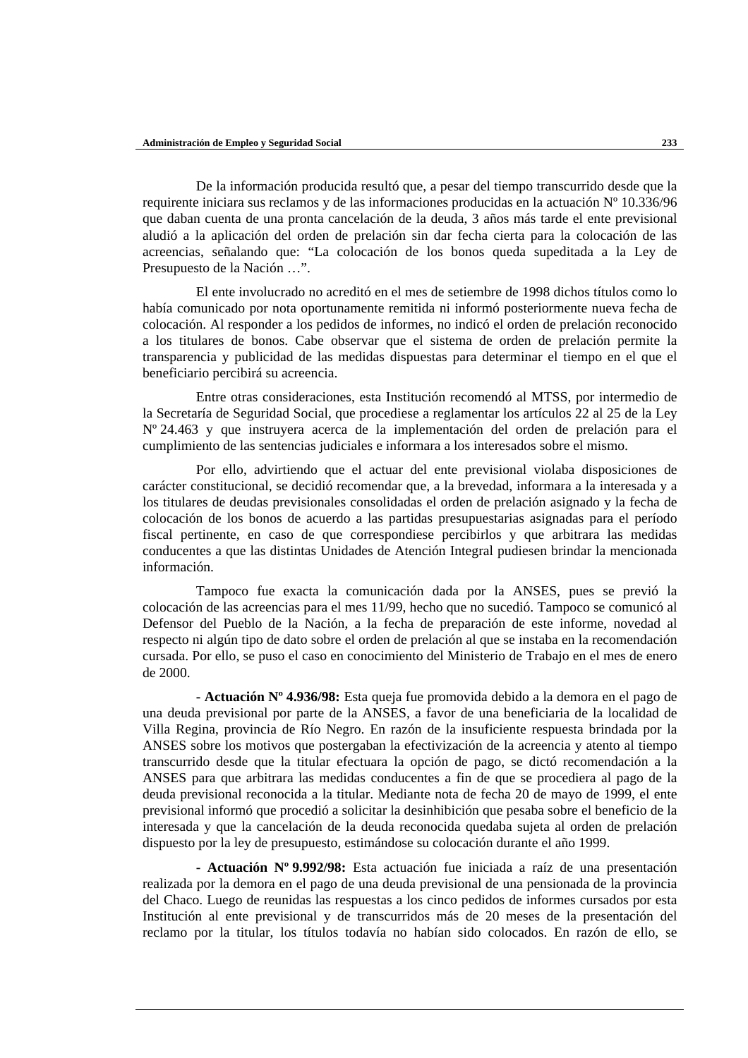De la información producida resultó que, a pesar del tiempo transcurrido desde que la requirente iniciara sus reclamos y de las informaciones producidas en la actuación Nº 10.336/96 que daban cuenta de una pronta cancelación de la deuda, 3 años más tarde el ente previsional aludió a la aplicación del orden de prelación sin dar fecha cierta para la colocación de las acreencias, señalando que: "La colocación de los bonos queda supeditada a la Ley de Presupuesto de la Nación …".

El ente involucrado no acreditó en el mes de setiembre de 1998 dichos títulos como lo había comunicado por nota oportunamente remitida ni informó posteriormente nueva fecha de colocación. Al responder a los pedidos de informes, no indicó el orden de prelación reconocido a los titulares de bonos. Cabe observar que el sistema de orden de prelación permite la transparencia y publicidad de las medidas dispuestas para determinar el tiempo en el que el beneficiario percibirá su acreencia.

Entre otras consideraciones, esta Institución recomendó al MTSS, por intermedio de la Secretaría de Seguridad Social, que procediese a reglamentar los artículos 22 al 25 de la Ley Nº 24.463 y que instruyera acerca de la implementación del orden de prelación para el cumplimiento de las sentencias judiciales e informara a los interesados sobre el mismo.

Por ello, advirtiendo que el actuar del ente previsional violaba disposiciones de carácter constitucional, se decidió recomendar que, a la brevedad, informara a la interesada y a los titulares de deudas previsionales consolidadas el orden de prelación asignado y la fecha de colocación de los bonos de acuerdo a las partidas presupuestarias asignadas para el período fiscal pertinente, en caso de que correspondiese percibirlos y que arbitrara las medidas conducentes a que las distintas Unidades de Atención Integral pudiesen brindar la mencionada información.

Tampoco fue exacta la comunicación dada por la ANSES, pues se previó la colocación de las acreencias para el mes 11/99, hecho que no sucedió. Tampoco se comunicó al Defensor del Pueblo de la Nación, a la fecha de preparación de este informe, novedad al respecto ni algún tipo de dato sobre el orden de prelación al que se instaba en la recomendación cursada. Por ello, se puso el caso en conocimiento del Ministerio de Trabajo en el mes de enero de 2000.

**- Actuación Nº 4.936/98:** Esta queja fue promovida debido a la demora en el pago de una deuda previsional por parte de la ANSES, a favor de una beneficiaria de la localidad de Villa Regina, provincia de Río Negro. En razón de la insuficiente respuesta brindada por la ANSES sobre los motivos que postergaban la efectivización de la acreencia y atento al tiempo transcurrido desde que la titular efectuara la opción de pago, se dictó recomendación a la ANSES para que arbitrara las medidas conducentes a fin de que se procediera al pago de la deuda previsional reconocida a la titular. Mediante nota de fecha 20 de mayo de 1999, el ente previsional informó que procedió a solicitar la desinhibición que pesaba sobre el beneficio de la interesada y que la cancelación de la deuda reconocida quedaba sujeta al orden de prelación dispuesto por la ley de presupuesto, estimándose su colocación durante el año 1999.

**- Actuación Nº 9.992/98:** Esta actuación fue iniciada a raíz de una presentación realizada por la demora en el pago de una deuda previsional de una pensionada de la provincia del Chaco. Luego de reunidas las respuestas a los cinco pedidos de informes cursados por esta Institución al ente previsional y de transcurridos más de 20 meses de la presentación del reclamo por la titular, los títulos todavía no habían sido colocados. En razón de ello, se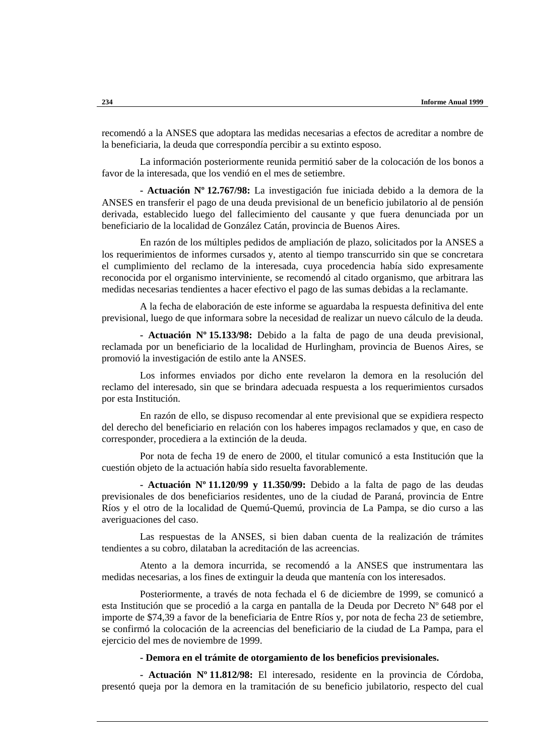recomendó a la ANSES que adoptara las medidas necesarias a efectos de acreditar a nombre de la beneficiaria, la deuda que correspondía percibir a su extinto esposo.

La información posteriormente reunida permitió saber de la colocación de los bonos a favor de la interesada, que los vendió en el mes de setiembre.

**- Actuación Nº 12.767/98:** La investigación fue iniciada debido a la demora de la ANSES en transferir el pago de una deuda previsional de un beneficio jubilatorio al de pensión derivada, establecido luego del fallecimiento del causante y que fuera denunciada por un beneficiario de la localidad de González Catán, provincia de Buenos Aires.

En razón de los múltiples pedidos de ampliación de plazo, solicitados por la ANSES a los requerimientos de informes cursados y, atento al tiempo transcurrido sin que se concretara el cumplimiento del reclamo de la interesada, cuya procedencia había sido expresamente reconocida por el organismo interviniente, se recomendó al citado organismo, que arbitrara las medidas necesarias tendientes a hacer efectivo el pago de las sumas debidas a la reclamante.

A la fecha de elaboración de este informe se aguardaba la respuesta definitiva del ente previsional, luego de que informara sobre la necesidad de realizar un nuevo cálculo de la deuda.

**- Actuación Nº 15.133/98:** Debido a la falta de pago de una deuda previsional, reclamada por un beneficiario de la localidad de Hurlingham, provincia de Buenos Aires, se promovió la investigación de estilo ante la ANSES.

Los informes enviados por dicho ente revelaron la demora en la resolución del reclamo del interesado, sin que se brindara adecuada respuesta a los requerimientos cursados por esta Institución.

En razón de ello, se dispuso recomendar al ente previsional que se expidiera respecto del derecho del beneficiario en relación con los haberes impagos reclamados y que, en caso de corresponder, procediera a la extinción de la deuda.

Por nota de fecha 19 de enero de 2000, el titular comunicó a esta Institución que la cuestión objeto de la actuación había sido resuelta favorablemente.

**- Actuación Nº 11.120/99 y 11.350/99:** Debido a la falta de pago de las deudas previsionales de dos beneficiarios residentes, uno de la ciudad de Paraná, provincia de Entre Ríos y el otro de la localidad de Quemú-Quemú, provincia de La Pampa, se dio curso a las averiguaciones del caso.

Las respuestas de la ANSES, si bien daban cuenta de la realización de trámites tendientes a su cobro, dilataban la acreditación de las acreencias.

Atento a la demora incurrida, se recomendó a la ANSES que instrumentara las medidas necesarias, a los fines de extinguir la deuda que mantenía con los interesados.

Posteriormente, a través de nota fechada el 6 de diciembre de 1999, se comunicó a esta Institución que se procedió a la carga en pantalla de la Deuda por Decreto Nº 648 por el importe de $74,39 a favor de la beneficiaria de Entre Ríos y, por nota de fecha 23 de setiembre, se confirmó la colocación de la acreencias del beneficiario de la ciudad de La Pampa, para el ejercicio del mes de noviembre de 1999.

**- Demora en el trámite de otorgamiento de los beneficios previsionales.**

**- Actuación Nº 11.812/98:** El interesado, residente en la provincia de Córdoba, presentó queja por la demora en la tramitación de su beneficio jubilatorio, respecto del cual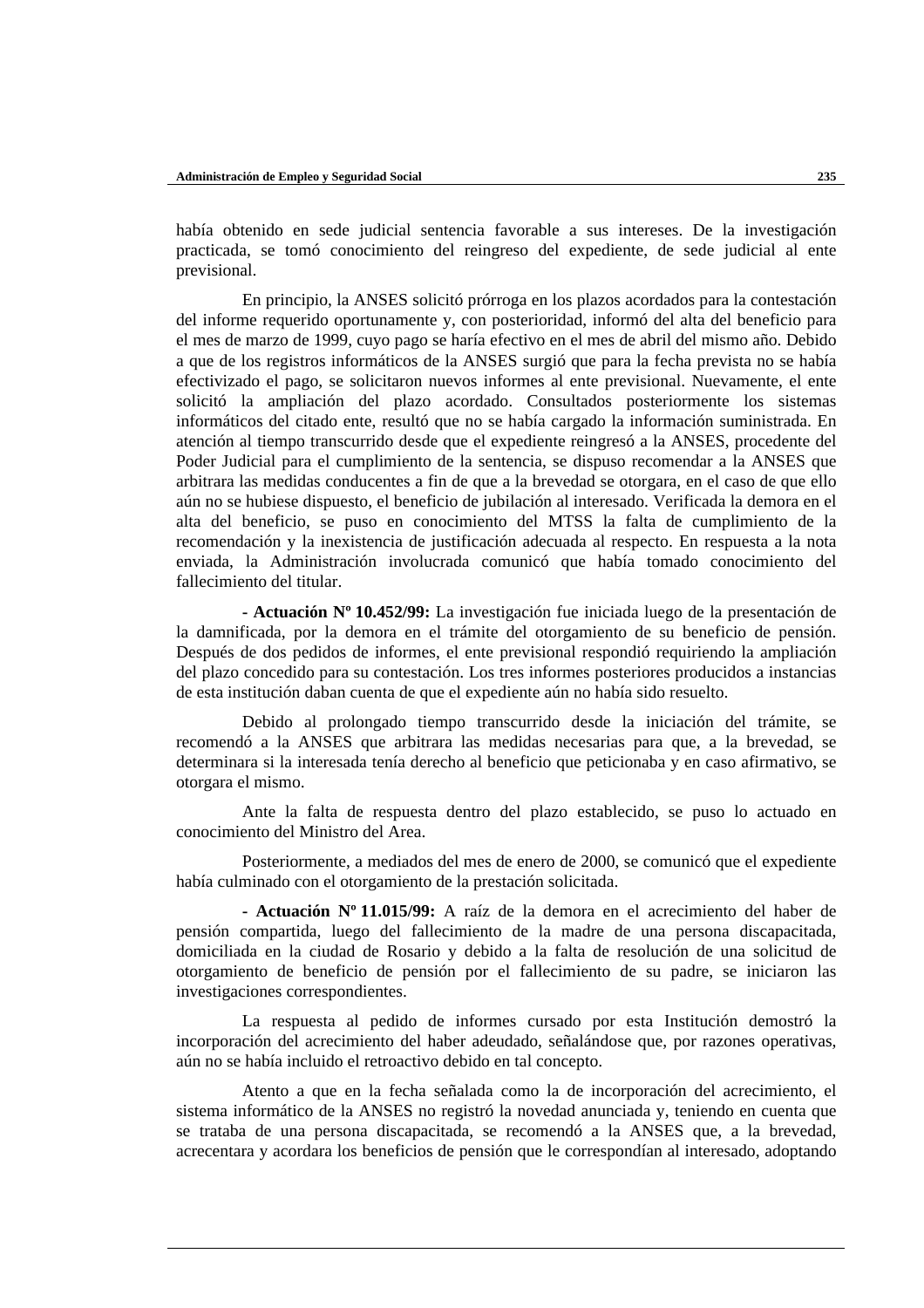había obtenido en sede judicial sentencia favorable a sus intereses. De la investigación practicada, se tomó conocimiento del reingreso del expediente, de sede judicial al ente previsional.

En principio, la ANSES solicitó prórroga en los plazos acordados para la contestación del informe requerido oportunamente y, con posterioridad, informó del alta del beneficio para el mes de marzo de 1999, cuyo pago se haría efectivo en el mes de abril del mismo año. Debido a que de los registros informáticos de la ANSES surgió que para la fecha prevista no se había efectivizado el pago, se solicitaron nuevos informes al ente previsional. Nuevamente, el ente solicitó la ampliación del plazo acordado. Consultados posteriormente los sistemas informáticos del citado ente, resultó que no se había cargado la información suministrada. En atención al tiempo transcurrido desde que el expediente reingresó a la ANSES, procedente del Poder Judicial para el cumplimiento de la sentencia, se dispuso recomendar a la ANSES que arbitrara las medidas conducentes a fin de que a la brevedad se otorgara, en el caso de que ello aún no se hubiese dispuesto, el beneficio de jubilación al interesado. Verificada la demora en el alta del beneficio, se puso en conocimiento del MTSS la falta de cumplimiento de la recomendación y la inexistencia de justificación adecuada al respecto. En respuesta a la nota enviada, la Administración involucrada comunicó que había tomado conocimiento del fallecimiento del titular.

**- Actuación Nº 10.452/99:** La investigación fue iniciada luego de la presentación de la damnificada, por la demora en el trámite del otorgamiento de su beneficio de pensión. Después de dos pedidos de informes, el ente previsional respondió requiriendo la ampliación del plazo concedido para su contestación. Los tres informes posteriores producidos a instancias de esta institución daban cuenta de que el expediente aún no había sido resuelto.

Debido al prolongado tiempo transcurrido desde la iniciación del trámite, se recomendó a la ANSES que arbitrara las medidas necesarias para que, a la brevedad, se determinara si la interesada tenía derecho al beneficio que peticionaba y en caso afirmativo, se otorgara el mismo.

Ante la falta de respuesta dentro del plazo establecido, se puso lo actuado en conocimiento del Ministro del Area.

Posteriormente, a mediados del mes de enero de 2000, se comunicó que el expediente había culminado con el otorgamiento de la prestación solicitada.

**- Actuación Nº 11.015/99:** A raíz de la demora en el acrecimiento del haber de pensión compartida, luego del fallecimiento de la madre de una persona discapacitada, domiciliada en la ciudad de Rosario y debido a la falta de resolución de una solicitud de otorgamiento de beneficio de pensión por el fallecimiento de su padre, se iniciaron las investigaciones correspondientes.

La respuesta al pedido de informes cursado por esta Institución demostró la incorporación del acrecimiento del haber adeudado, señalándose que, por razones operativas, aún no se había incluido el retroactivo debido en tal concepto.

Atento a que en la fecha señalada como la de incorporación del acrecimiento, el sistema informático de la ANSES no registró la novedad anunciada y, teniendo en cuenta que se trataba de una persona discapacitada, se recomendó a la ANSES que, a la brevedad, acrecentara y acordara los beneficios de pensión que le correspondían al interesado, adoptando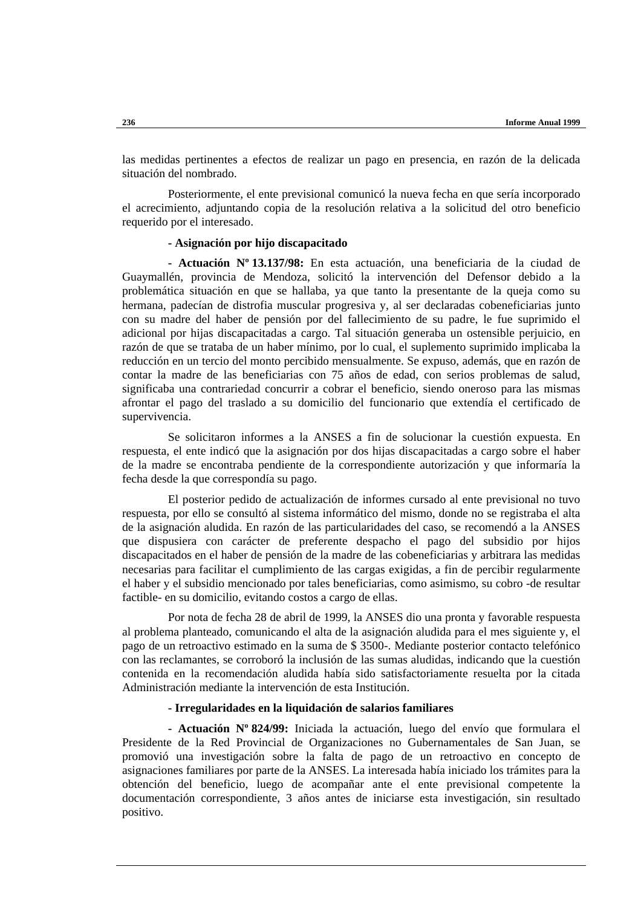las medidas pertinentes a efectos de realizar un pago en presencia, en razón de la delicada situación del nombrado.

Posteriormente, el ente previsional comunicó la nueva fecha en que sería incorporado el acrecimiento, adjuntando copia de la resolución relativa a la solicitud del otro beneficio requerido por el interesado.

**- Asignación por hijo discapacitado**

**- Actuación Nº 13.137/98:** En esta actuación, una beneficiaria de la ciudad de Guaymallén, provincia de Mendoza, solicitó la intervención del Defensor debido a la problemática situación en que se hallaba, ya que tanto la presentante de la queja como su hermana, padecían de distrofia muscular progresiva y, al ser declaradas cobeneficiarias junto con su madre del haber de pensión por del fallecimiento de su padre, le fue suprimido el adicional por hijas discapacitadas a cargo. Tal situación generaba un ostensible perjuicio, en razón de que se trataba de un haber mínimo, por lo cual, el suplemento suprimido implicaba la reducción en un tercio del monto percibido mensualmente. Se expuso, además, que en razón de contar la madre de las beneficiarias con 75 años de edad, con serios problemas de salud, significaba una contrariedad concurrir a cobrar el beneficio, siendo oneroso para las mismas afrontar el pago del traslado a su domicilio del funcionario que extendía el certificado de supervivencia.

Se solicitaron informes a la ANSES a fin de solucionar la cuestión expuesta. En respuesta, el ente indicó que la asignación por dos hijas discapacitadas a cargo sobre el haber de la madre se encontraba pendiente de la correspondiente autorización y que informaría la fecha desde la que correspondía su pago.

El posterior pedido de actualización de informes cursado al ente previsional no tuvo respuesta, por ello se consultó al sistema informático del mismo, donde no se registraba el alta de la asignación aludida. En razón de las particularidades del caso, se recomendó a la ANSES que dispusiera con carácter de preferente despacho el pago del subsidio por hijos discapacitados en el haber de pensión de la madre de las cobeneficiarias y arbitrara las medidas necesarias para facilitar el cumplimiento de las cargas exigidas, a fin de percibir regularmente el haber y el subsidio mencionado por tales beneficiarias, como asimismo, su cobro -de resultar factible- en su domicilio, evitando costos a cargo de ellas.

Por nota de fecha 28 de abril de 1999, la ANSES dio una pronta y favorable respuesta al problema planteado, comunicando el alta de la asignación aludida para el mes siguiente y, el pago de un retroactivo estimado en la suma de $ 3500-. Mediante posterior contacto telefónico con las reclamantes, se corroboró la inclusión de las sumas aludidas, indicando que la cuestión contenida en la recomendación aludida había sido satisfactoriamente resuelta por la citada Administración mediante la intervención de esta Institución.

**- Irregularidades en la liquidación de salarios familiares**

**- Actuación Nº 824/99:** Iniciada la actuación, luego del envío que formulara el Presidente de la Red Provincial de Organizaciones no Gubernamentales de San Juan, se promovió una investigación sobre la falta de pago de un retroactivo en concepto de asignaciones familiares por parte de la ANSES. La interesada había iniciado los trámites para la obtención del beneficio, luego de acompañar ante el ente previsional competente la documentación correspondiente, 3 años antes de iniciarse esta investigación, sin resultado positivo.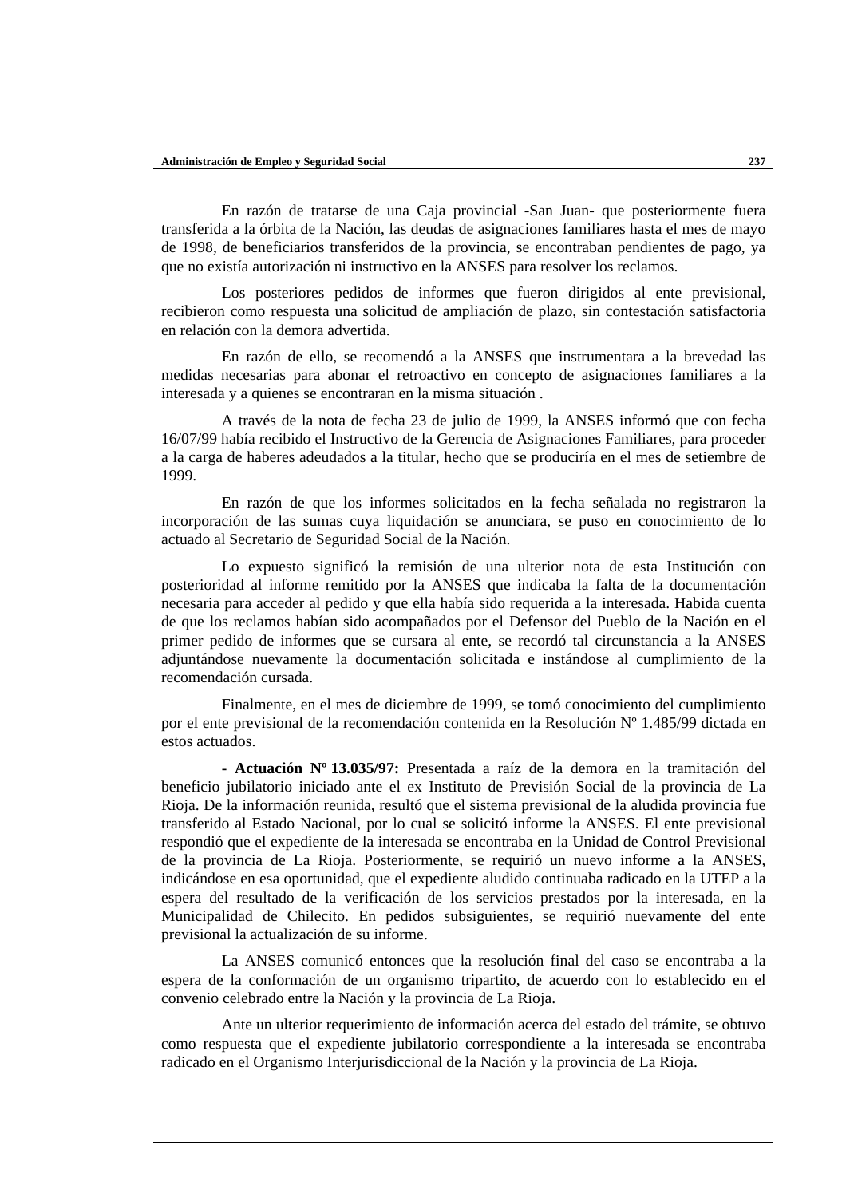En razón de tratarse de una Caja provincial -San Juan- que posteriormente fuera transferida a la órbita de la Nación, las deudas de asignaciones familiares hasta el mes de mayo de 1998, de beneficiarios transferidos de la provincia, se encontraban pendientes de pago, ya que no existía autorización ni instructivo en la ANSES para resolver los reclamos.

Los posteriores pedidos de informes que fueron dirigidos al ente previsional, recibieron como respuesta una solicitud de ampliación de plazo, sin contestación satisfactoria en relación con la demora advertida.

En razón de ello, se recomendó a la ANSES que instrumentara a la brevedad las medidas necesarias para abonar el retroactivo en concepto de asignaciones familiares a la interesada y a quienes se encontraran en la misma situación .

A través de la nota de fecha 23 de julio de 1999, la ANSES informó que con fecha 16/07/99 había recibido el Instructivo de la Gerencia de Asignaciones Familiares, para proceder a la carga de haberes adeudados a la titular, hecho que se produciría en el mes de setiembre de 1999.

En razón de que los informes solicitados en la fecha señalada no registraron la incorporación de las sumas cuya liquidación se anunciara, se puso en conocimiento de lo actuado al Secretario de Seguridad Social de la Nación.

Lo expuesto significó la remisión de una ulterior nota de esta Institución con posterioridad al informe remitido por la ANSES que indicaba la falta de la documentación necesaria para acceder al pedido y que ella había sido requerida a la interesada. Habida cuenta de que los reclamos habían sido acompañados por el Defensor del Pueblo de la Nación en el primer pedido de informes que se cursara al ente, se recordó tal circunstancia a la ANSES adjuntándose nuevamente la documentación solicitada e instándose al cumplimiento de la recomendación cursada.

Finalmente, en el mes de diciembre de 1999, se tomó conocimiento del cumplimiento por el ente previsional de la recomendación contenida en la Resolución Nº 1.485/99 dictada en estos actuados.

- **Actuación Nº 13.035/97:** Presentada a raíz de la demora en la tramitación del beneficio jubilatorio iniciado ante el ex Instituto de Previsión Social de la provincia de La Rioja. De la información reunida, resultó que el sistema previsional de la aludida provincia fue transferido al Estado Nacional, por lo cual se solicitó informe la ANSES. El ente previsional respondió que el expediente de la interesada se encontraba en la Unidad de Control Previsional de la provincia de La Rioja. Posteriormente, se requirió un nuevo informe a la ANSES, indicándose en esa oportunidad, que el expediente aludido continuaba radicado en la UTEP a la espera del resultado de la verificación de los servicios prestados por la interesada, en la Municipalidad de Chilecito. En pedidos subsiguientes, se requirió nuevamente del ente previsional la actualización de su informe.

La ANSES comunicó entonces que la resolución final del caso se encontraba a la espera de la conformación de un organismo tripartito, de acuerdo con lo establecido en el convenio celebrado entre la Nación y la provincia de La Rioja.

Ante un ulterior requerimiento de información acerca del estado del trámite, se obtuvo como respuesta que el expediente jubilatorio correspondiente a la interesada se encontraba radicado en el Organismo Interjurisdiccional de la Nación y la provincia de La Rioja.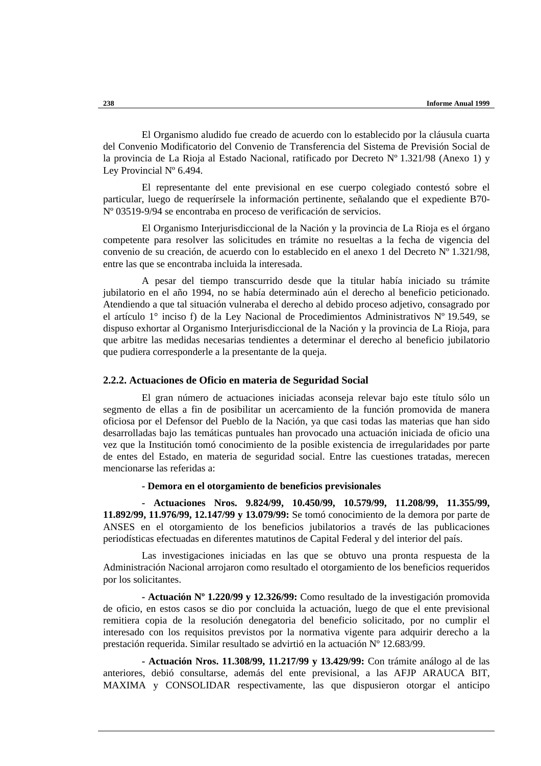El Organismo aludido fue creado de acuerdo con lo establecido por la cláusula cuarta del Convenio Modificatorio del Convenio de Transferencia del Sistema de Previsión Social de la provincia de La Rioja al Estado Nacional, ratificado por Decreto Nº 1.321/98 (Anexo 1) y Ley Provincial Nº 6.494.

El representante del ente previsional en ese cuerpo colegiado contestó sobre el particular, luego de requerírsele la información pertinente, señalando que el expediente B70-Nº 03519-9/94 se encontraba en proceso de verificación de servicios.

El Organismo Interjurisdiccional de la Nación y la provincia de La Rioja es el órgano competente para resolver las solicitudes en trámite no resueltas a la fecha de vigencia del convenio de su creación, de acuerdo con lo establecido en el anexo 1 del Decreto Nº 1.321/98, entre las que se encontraba incluida la interesada.

A pesar del tiempo transcurrido desde que la titular había iniciado su trámite jubilatorio en el año 1994, no se había determinado aún el derecho al beneficio peticionado. Atendiendo a que tal situación vulneraba el derecho al debido proceso adjetivo, consagrado por el artículo 1° inciso f) de la Ley Nacional de Procedimientos Administrativos Nº 19.549, se dispuso exhortar al Organismo Interjurisdiccional de la Nación y la provincia de La Rioja, para que arbitre las medidas necesarias tendientes a determinar el derecho al beneficio jubilatorio que pudiera corresponderle a la presentante de la queja.

### 2.2.2. Actuaciones de Oficio en materia de Seguridad Social

El gran número de actuaciones iniciadas aconseja relevar bajo este título sólo un segmento de ellas a fin de posibilitar un acercamiento de la función promovida de manera oficiosa por el Defensor del Pueblo de la Nación, ya que casi todas las materias que han sido desarrolladas bajo las temáticas puntuales han provocado una actuación iniciada de oficio una vez que la Institución tomó conocimiento de la posible existencia de irregularidades por parte de entes del Estado, en materia de seguridad social. Entre las cuestiones tratadas, merecen mencionarse las referidas a:

**- Demora en el otorgamiento de beneficios previsionales**

**- Actuaciones Nros. 9.824/99, 10.450/99, 10.579/99, 11.208/99, 11.355/99, 11.892/99, 11.976/99, 12.147/99 y 13.079/99:** Se tomó conocimiento de la demora por parte de ANSES en el otorgamiento de los beneficios jubilatorios a través de las publicaciones periodísticas efectuadas en diferentes matutinos de Capital Federal y del interior del país.

Las investigaciones iniciadas en las que se obtuvo una pronta respuesta de la Administración Nacional arrojaron como resultado el otorgamiento de los beneficios requeridos por los solicitantes.

**- Actuación Nº 1.220/99 y 12.326/99:** Como resultado de la investigación promovida de oficio, en estos casos se dio por concluida la actuación, luego de que el ente previsional remitiera copia de la resolución denegatoria del beneficio solicitado, por no cumplir el interesado con los requisitos previstos por la normativa vigente para adquirir derecho a la prestación requerida. Similar resultado se advirtió en la actuación Nº 12.683/99.

**- Actuación Nros. 11.308/99, 11.217/99 y 13.429/99:** Con trámite análogo al de las anteriores, debió consultarse, además del ente previsional, a las AFJP ARAUCA BIT, MAXIMA y CONSOLIDAR respectivamente, las que dispusieron otorgar el anticipo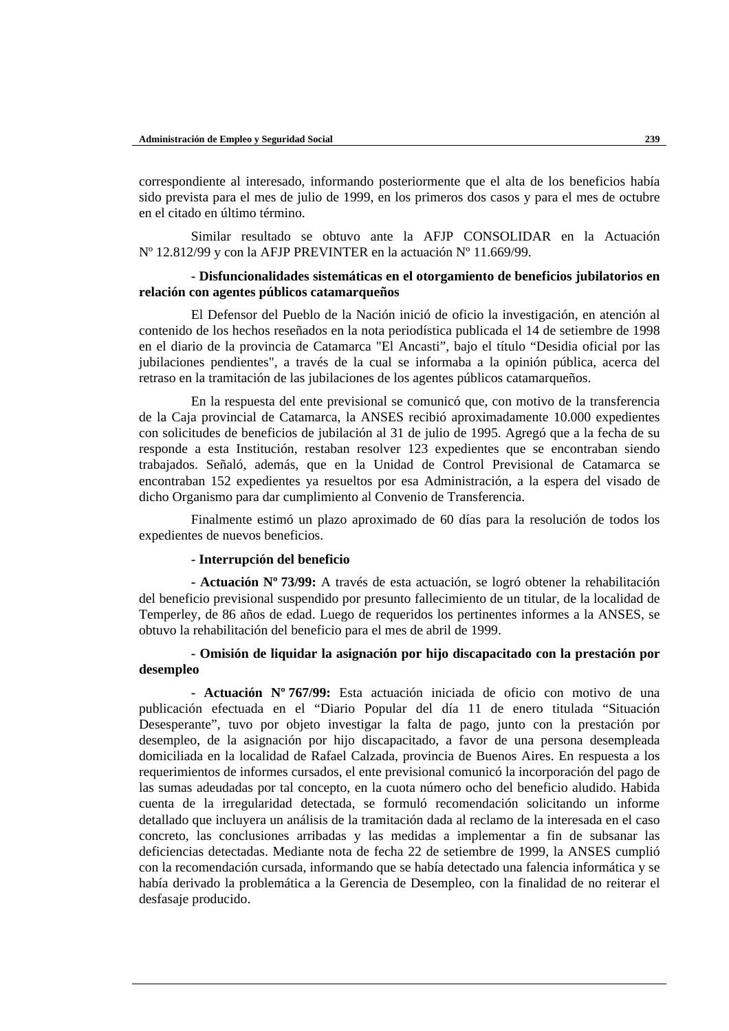correspondiente al interesado, informando posteriormente que el alta de los beneficios había sido prevista para el mes de julio de 1999, en los primeros dos casos y para el mes de octubre en el citado en último término.

Similar resultado se obtuvo ante la AFJP CONSOLIDAR en la Actuación Nº 12.812/99 y con la AFJP PREVINTER en la actuación Nº 11.669/99.

**- Disfuncionalidades sistemáticas en el otorgamiento de beneficios jubilatorios en relación con agentes públicos catamarqueños**

El Defensor del Pueblo de la Nación inició de oficio la investigación, en atención al contenido de los hechos reseñados en la nota periodística publicada el 14 de setiembre de 1998 en el diario de la provincia de Catamarca "El Ancasti", bajo el título "Desidia oficial por las jubilaciones pendientes", a través de la cual se informaba a la opinión pública, acerca del retraso en la tramitación de las jubilaciones de los agentes públicos catamarqueños.

En la respuesta del ente previsional se comunicó que, con motivo de la transferencia de la Caja provincial de Catamarca, la ANSES recibió aproximadamente 10.000 expedientes con solicitudes de beneficios de jubilación al 31 de julio de 1995. Agregó que a la fecha de su responde a esta Institución, restaban resolver 123 expedientes que se encontraban siendo trabajados. Señaló, además, que en la Unidad de Control Previsional de Catamarca se encontraban 152 expedientes ya resueltos por esa Administración, a la espera del visado de dicho Organismo para dar cumplimiento al Convenio de Transferencia.

Finalmente estimó un plazo aproximado de 60 días para la resolución de todos los expedientes de nuevos beneficios.

**- Interrupción del beneficio**

**- Actuación Nº 73/99:** A través de esta actuación, se logró obtener la rehabilitación del beneficio previsional suspendido por presunto fallecimiento de un titular, de la localidad de Temperley, de 86 años de edad. Luego de requeridos los pertinentes informes a la ANSES, se obtuvo la rehabilitación del beneficio para el mes de abril de 1999.

**- Omisión de liquidar la asignación por hijo discapacitado con la prestación por desempleo**

**- Actuación Nº 767/99:** Esta actuación iniciada de oficio con motivo de una publicación efectuada en el "Diario Popular del día 11 de enero titulada "Situación Desesperante", tuvo por objeto investigar la falta de pago, junto con la prestación por desempleo, de la asignación por hijo discapacitado, a favor de una persona desempleada domiciliada en la localidad de Rafael Calzada, provincia de Buenos Aires. En respuesta a los requerimientos de informes cursados, el ente previsional comunicó la incorporación del pago de las sumas adeudadas por tal concepto, en la cuota número ocho del beneficio aludido. Habida cuenta de la irregularidad detectada, se formuló recomendación solicitando un informe detallado que incluyera un análisis de la tramitación dada al reclamo de la interesada en el caso concreto, las conclusiones arribadas y las medidas a implementar a fin de subsanar las deficiencias detectadas. Mediante nota de fecha 22 de setiembre de 1999, la ANSES cumplió con la recomendación cursada, informando que se había detectado una falencia informática y se había derivado la problemática a la Gerencia de Desempleo, con la finalidad de no reiterar el desfasaje producido.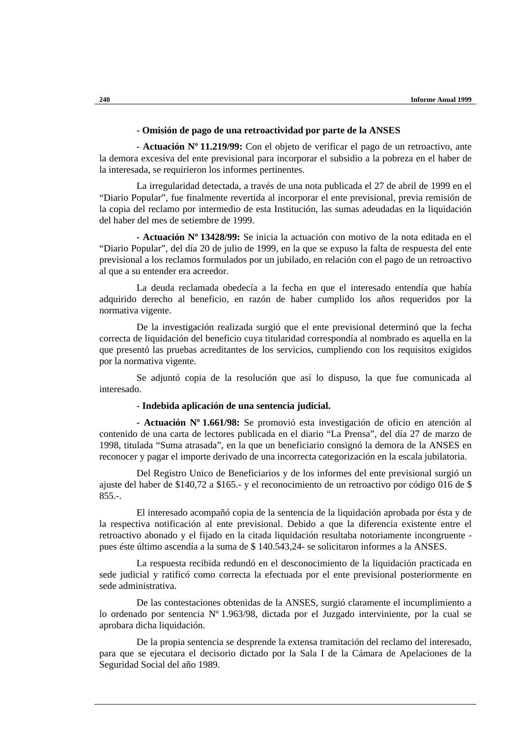**- Omisión de pago de una retroactividad por parte de la ANSES**

**- Actuación Nº 11.219/99:** Con el objeto de verificar el pago de un retroactivo, ante la demora excesiva del ente previsional para incorporar el subsidio a la pobreza en el haber de la interesada, se requirieron los informes pertinentes.

La irregularidad detectada, a través de una nota publicada el 27 de abril de 1999 en el "Diario Popular", fue finalmente revertida al incorporar el ente previsional, previa remisión de la copia del reclamo por intermedio de esta Institución, las sumas adeudadas en la liquidación del haber del mes de setiembre de 1999.

**- Actuación Nº 13428/99:** Se inicia la actuación con motivo de la nota editada en el "Diario Popular", del día 20 de julio de 1999, en la que se expuso la falta de respuesta del ente previsional a los reclamos formulados por un jubilado, en relación con el pago de un retroactivo al que a su entender era acreedor.

La deuda reclamada obedecía a la fecha en que el interesado entendía que había adquirido derecho al beneficio, en razón de haber cumplido los años requeridos por la normativa vigente.

De la investigación realizada surgió que el ente previsional determinó que la fecha correcta de liquidación del beneficio cuya titularidad correspondía al nombrado es aquella en la que presentó las pruebas acreditantes de los servicios, cumpliendo con los requisitos exigidos por la normativa vigente.

Se adjuntó copia de la resolución que así lo dispuso, la que fue comunicada al interesado.

**- Indebida aplicación de una sentencia judicial.**

**- Actuación Nº 1.661/98:** Se promovió esta investigación de oficio en atención al contenido de una carta de lectores publicada en el diario "La Prensa", del día 27 de marzo de 1998, titulada "Suma atrasada", en la que un beneficiario consignó la demora de la ANSES en reconocer y pagar el importe derivado de una incorrecta categorización en la escala jubilatoria.

Del Registro Unico de Beneficiarios y de los informes del ente previsional surgió un ajuste del haber de $140,72 a $165.- y el reconocimiento de un retroactivo por código 016 de $ 855.-.

El interesado acompañó copia de la sentencia de la liquidación aprobada por ésta y de la respectiva notificación al ente previsional. Debido a que la diferencia existente entre el retroactivo abonado y el fijado en la citada liquidación resultaba notoriamente incongruente -pues éste último ascendía a la suma de $ 140.543,24- se solicitaron informes a la ANSES.

La respuesta recibida redundó en el desconocimiento de la liquidación practicada en sede judicial y ratificó como correcta la efectuada por el ente previsional posteriormente en sede administrativa.

De las contestaciones obtenidas de la ANSES, surgió claramente el incumplimiento a lo ordenado por sentencia Nº 1.963/98, dictada por el Juzgado interviniente, por la cual se aprobara dicha liquidación.

De la propia sentencia se desprende la extensa tramitación del reclamo del interesado, para que se ejecutara el decisorio dictado por la Sala I de la Cámara de Apelaciones de la Seguridad Social del año 1989.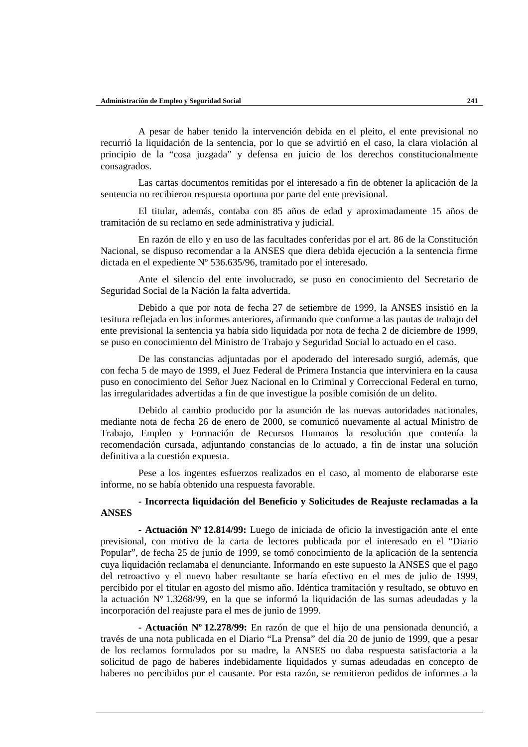A pesar de haber tenido la intervención debida en el pleito, el ente previsional no recurrió la liquidación de la sentencia, por lo que se advirtió en el caso, la clara violación al principio de la "cosa juzgada" y defensa en juicio de los derechos constitucionalmente consagrados.

Las cartas documentos remitidas por el interesado a fin de obtener la aplicación de la sentencia no recibieron respuesta oportuna por parte del ente previsional.

El titular, además, contaba con 85 años de edad y aproximadamente 15 años de tramitación de su reclamo en sede administrativa y judicial.

En razón de ello y en uso de las facultades conferidas por el art. 86 de la Constitución Nacional, se dispuso recomendar a la ANSES que diera debida ejecución a la sentencia firme dictada en el expediente Nº 536.635/96, tramitado por el interesado.

Ante el silencio del ente involucrado, se puso en conocimiento del Secretario de Seguridad Social de la Nación la falta advertida.

Debido a que por nota de fecha 27 de setiembre de 1999, la ANSES insistió en la tesitura reflejada en los informes anteriores, afirmando que conforme a las pautas de trabajo del ente previsional la sentencia ya había sido liquidada por nota de fecha 2 de diciembre de 1999, se puso en conocimiento del Ministro de Trabajo y Seguridad Social lo actuado en el caso.

De las constancias adjuntadas por el apoderado del interesado surgió, además, que con fecha 5 de mayo de 1999, el Juez Federal de Primera Instancia que interviniera en la causa puso en conocimiento del Señor Juez Nacional en lo Criminal y Correccional Federal en turno, las irregularidades advertidas a fin de que investigue la posible comisión de un delito.

Debido al cambio producido por la asunción de las nuevas autoridades nacionales, mediante nota de fecha 26 de enero de 2000, se comunicó nuevamente al actual Ministro de Trabajo, Empleo y Formación de Recursos Humanos la resolución que contenía la recomendación cursada, adjuntando constancias de lo actuado, a fin de instar una solución definitiva a la cuestión expuesta.

Pese a los ingentes esfuerzos realizados en el caso, al momento de elaborarse este informe, no se había obtenido una respuesta favorable.

**- Incorrecta liquidación del Beneficio y Solicitudes de Reajuste reclamadas a la ANSES**

**- Actuación Nº 12.814/99:** Luego de iniciada de oficio la investigación ante el ente previsional, con motivo de la carta de lectores publicada por el interesado en el "Diario Popular", de fecha 25 de junio de 1999, se tomó conocimiento de la aplicación de la sentencia cuya liquidación reclamaba el denunciante. Informando en este supuesto la ANSES que el pago del retroactivo y el nuevo haber resultante se haría efectivo en el mes de julio de 1999, percibido por el titular en agosto del mismo año. Idéntica tramitación y resultado, se obtuvo en la actuación Nº 1.3268/99, en la que se informó la liquidación de las sumas adeudadas y la incorporación del reajuste para el mes de junio de 1999.

**- Actuación Nº 12.278/99:** En razón de que el hijo de una pensionada denunció, a través de una nota publicada en el Diario "La Prensa" del día 20 de junio de 1999, que a pesar de los reclamos formulados por su madre, la ANSES no daba respuesta satisfactoria a la solicitud de pago de haberes indebidamente liquidados y sumas adeudadas en concepto de haberes no percibidos por el causante. Por esta razón, se remitieron pedidos de informes a la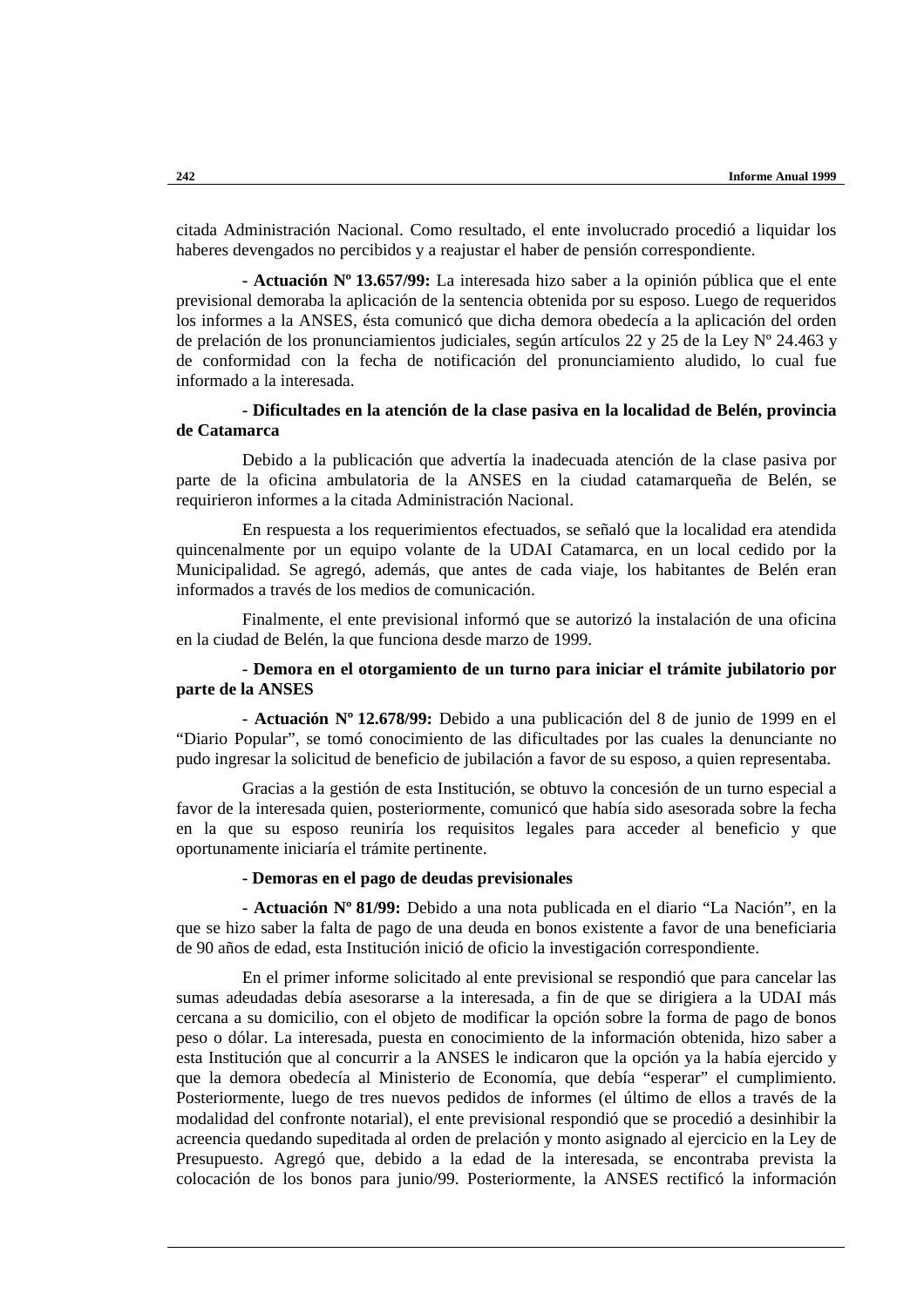citada Administración Nacional. Como resultado, el ente involucrado procedió a liquidar los haberes devengados no percibidos y a reajustar el haber de pensión correspondiente.

**- Actuación Nº 13.657/99:** La interesada hizo saber a la opinión pública que el ente previsional demoraba la aplicación de la sentencia obtenida por su esposo. Luego de requeridos los informes a la ANSES, ésta comunicó que dicha demora obedecía a la aplicación del orden de prelación de los pronunciamientos judiciales, según artículos 22 y 25 de la Ley Nº 24.463 y de conformidad con la fecha de notificación del pronunciamiento aludido, lo cual fue informado a la interesada.

**- Dificultades en la atención de la clase pasiva en la localidad de Belén, provincia de Catamarca**

Debido a la publicación que advertía la inadecuada atención de la clase pasiva por parte de la oficina ambulatoria de la ANSES en la ciudad catamarqueña de Belén, se requirieron informes a la citada Administración Nacional.

En respuesta a los requerimientos efectuados, se señaló que la localidad era atendida quincenalmente por un equipo volante de la UDAI Catamarca, en un local cedido por la Municipalidad. Se agregó, además, que antes de cada viaje, los habitantes de Belén eran informados a través de los medios de comunicación.

Finalmente, el ente previsional informó que se autorizó la instalación de una oficina en la ciudad de Belén, la que funciona desde marzo de 1999.

**- Demora en el otorgamiento de un turno para iniciar el trámite jubilatorio por parte de la ANSES**

**- Actuación Nº 12.678/99:** Debido a una publicación del 8 de junio de 1999 en el "Diario Popular", se tomó conocimiento de las dificultades por las cuales la denunciante no pudo ingresar la solicitud de beneficio de jubilación a favor de su esposo, a quien representaba.

Gracias a la gestión de esta Institución, se obtuvo la concesión de un turno especial a favor de la interesada quien, posteriormente, comunicó que había sido asesorada sobre la fecha en la que su esposo reuniría los requisitos legales para acceder al beneficio y que oportunamente iniciaría el trámite pertinente.

- **Demoras en el pago de deudas previsionales**

**- Actuación Nº 81/99:** Debido a una nota publicada en el diario "La Nación", en la que se hizo saber la falta de pago de una deuda en bonos existente a favor de una beneficiaria de 90 años de edad, esta Institución inició de oficio la investigación correspondiente.

En el primer informe solicitado al ente previsional se respondió que para cancelar las sumas adeudadas debía asesorarse a la interesada, a fin de que se dirigiera a la UDAI más cercana a su domicilio, con el objeto de modificar la opción sobre la forma de pago de bonos peso o dólar. La interesada, puesta en conocimiento de la información obtenida, hizo saber a esta Institución que al concurrir a la ANSES le indicaron que la opción ya la había ejercido y que la demora obedecía al Ministerio de Economía, que debía "esperar" el cumplimiento. Posteriormente, luego de tres nuevos pedidos de informes (el último de ellos a través de la modalidad del confronte notarial), el ente previsional respondió que se procedió a desinhibir la acreencia quedando supeditada al orden de prelación y monto asignado al ejercicio en la Ley de Presupuesto. Agregó que, debido a la edad de la interesada, se encontraba prevista la colocación de los bonos para junio/99. Posteriormente, la ANSES rectificó la información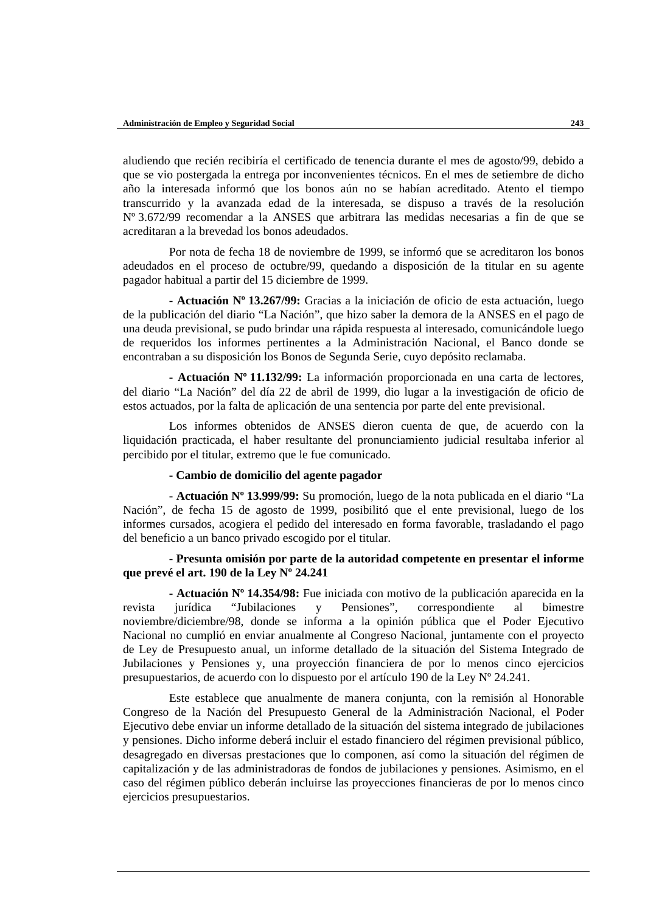aludiendo que recién recibiría el certificado de tenencia durante el mes de agosto/99, debido a que se vio postergada la entrega por inconvenientes técnicos. En el mes de setiembre de dicho año la interesada informó que los bonos aún no se habían acreditado. Atento el tiempo transcurrido y la avanzada edad de la interesada, se dispuso a través de la resolución Nº 3.672/99 recomendar a la ANSES que arbitrara las medidas necesarias a fin de que se acreditaran a la brevedad los bonos adeudados.

Por nota de fecha 18 de noviembre de 1999, se informó que se acreditaron los bonos adeudados en el proceso de octubre/99, quedando a disposición de la titular en su agente pagador habitual a partir del 15 diciembre de 1999.

**- Actuación Nº 13.267/99:** Gracias a la iniciación de oficio de esta actuación, luego de la publicación del diario "La Nación", que hizo saber la demora de la ANSES en el pago de una deuda previsional, se pudo brindar una rápida respuesta al interesado, comunicándole luego de requeridos los informes pertinentes a la Administración Nacional, el Banco donde se encontraban a su disposición los Bonos de Segunda Serie, cuyo depósito reclamaba.

**- Actuación Nº 11.132/99:** La información proporcionada en una carta de lectores, del diario "La Nación" del día 22 de abril de 1999, dio lugar a la investigación de oficio de estos actuados, por la falta de aplicación de una sentencia por parte del ente previsional.

Los informes obtenidos de ANSES dieron cuenta de que, de acuerdo con la liquidación practicada, el haber resultante del pronunciamiento judicial resultaba inferior al percibido por el titular, extremo que le fue comunicado.

**- Cambio de domicilio del agente pagador**

**- Actuación Nº 13.999/99:** Su promoción, luego de la nota publicada en el diario "La Nación", de fecha 15 de agosto de 1999, posibilitó que el ente previsional, luego de los informes cursados, acogiera el pedido del interesado en forma favorable, trasladando el pago del beneficio a un banco privado escogido por el titular.

**- Presunta omisión por parte de la autoridad competente en presentar el informe que prevé el art. 190 de la Ley Nº 24.241**

**- Actuación Nº 14.354/98:** Fue iniciada con motivo de la publicación aparecida en la revista jurídica "Jubilaciones y Pensiones", correspondiente al bimestre noviembre/diciembre/98, donde se informa a la opinión pública que el Poder Ejecutivo Nacional no cumplió en enviar anualmente al Congreso Nacional, juntamente con el proyecto de Ley de Presupuesto anual, un informe detallado de la situación del Sistema Integrado de Jubilaciones y Pensiones y, una proyección financiera de por lo menos cinco ejercicios presupuestarios, de acuerdo con lo dispuesto por el artículo 190 de la Ley Nº 24.241.

Este establece que anualmente de manera conjunta, con la remisión al Honorable Congreso de la Nación del Presupuesto General de la Administración Nacional, el Poder Ejecutivo debe enviar un informe detallado de la situación del sistema integrado de jubilaciones y pensiones. Dicho informe deberá incluir el estado financiero del régimen previsional público, desagregado en diversas prestaciones que lo componen, así como la situación del régimen de capitalización y de las administradoras de fondos de jubilaciones y pensiones. Asimismo, en el caso del régimen público deberán incluirse las proyecciones financieras de por lo menos cinco ejercicios presupuestarios.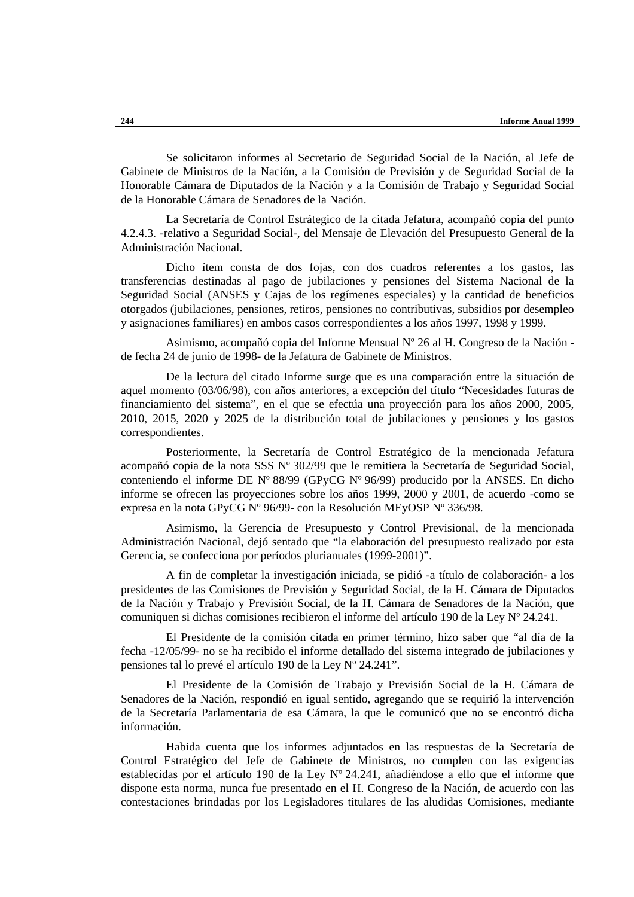Se solicitaron informes al Secretario de Seguridad Social de la Nación, al Jefe de Gabinete de Ministros de la Nación, a la Comisión de Previsión y de Seguridad Social de la Honorable Cámara de Diputados de la Nación y a la Comisión de Trabajo y Seguridad Social de la Honorable Cámara de Senadores de la Nación.

La Secretaría de Control Estratégico de la citada Jefatura, acompañó copia del punto 4.2.4.3. -relativo a Seguridad Social-, del Mensaje de Elevación del Presupuesto General de la Administración Nacional.

Dicho ítem consta de dos fojas, con dos cuadros referentes a los gastos, las transferencias destinadas al pago de jubilaciones y pensiones del Sistema Nacional de la Seguridad Social (ANSES y Cajas de los regímenes especiales) y la cantidad de beneficios otorgados (jubilaciones, pensiones, retiros, pensiones no contributivas, subsidios por desempleo y asignaciones familiares) en ambos casos correspondientes a los años 1997, 1998 y 1999.

Asimismo, acompañó copia del Informe Mensual Nº 26 al H. Congreso de la Nación -de fecha 24 de junio de 1998- de la Jefatura de Gabinete de Ministros.

De la lectura del citado Informe surge que es una comparación entre la situación de aquel momento (03/06/98), con años anteriores, a excepción del título "Necesidades futuras de financiamiento del sistema", en el que se efectúa una proyección para los años 2000, 2005, 2010, 2015, 2020 y 2025 de la distribución total de jubilaciones y pensiones y los gastos correspondientes.

Posteriormente, la Secretaría de Control Estratégico de la mencionada Jefatura acompañó copia de la nota SSS Nº 302/99 que le remitiera la Secretaría de Seguridad Social, conteniendo el informe DE Nº 88/99 (GPyCG Nº 96/99) producido por la ANSES. En dicho informe se ofrecen las proyecciones sobre los años 1999, 2000 y 2001, de acuerdo -como se expresa en la nota GPyCG Nº 96/99- con la Resolución MEyOSP Nº 336/98.

Asimismo, la Gerencia de Presupuesto y Control Previsional, de la mencionada Administración Nacional, dejó sentado que "la elaboración del presupuesto realizado por esta Gerencia, se confecciona por períodos plurianuales (1999-2001)".

A fin de completar la investigación iniciada, se pidió -a título de colaboración- a los presidentes de las Comisiones de Previsión y Seguridad Social, de la H. Cámara de Diputados de la Nación y Trabajo y Previsión Social, de la H. Cámara de Senadores de la Nación, que comuniquen si dichas comisiones recibieron el informe del artículo 190 de la Ley Nº 24.241.

El Presidente de la comisión citada en primer término, hizo saber que "al día de la fecha -12/05/99- no se ha recibido el informe detallado del sistema integrado de jubilaciones y pensiones tal lo prevé el artículo 190 de la Ley Nº 24.241".

El Presidente de la Comisión de Trabajo y Previsión Social de la H. Cámara de Senadores de la Nación, respondió en igual sentido, agregando que se requirió la intervención de la Secretaría Parlamentaria de esa Cámara, la que le comunicó que no se encontró dicha información.

Habida cuenta que los informes adjuntados en las respuestas de la Secretaría de Control Estratégico del Jefe de Gabinete de Ministros, no cumplen con las exigencias establecidas por el artículo 190 de la Ley Nº 24.241, añadiéndose a ello que el informe que dispone esta norma, nunca fue presentado en el H. Congreso de la Nación, de acuerdo con las contestaciones brindadas por los Legisladores titulares de las aludidas Comisiones, mediante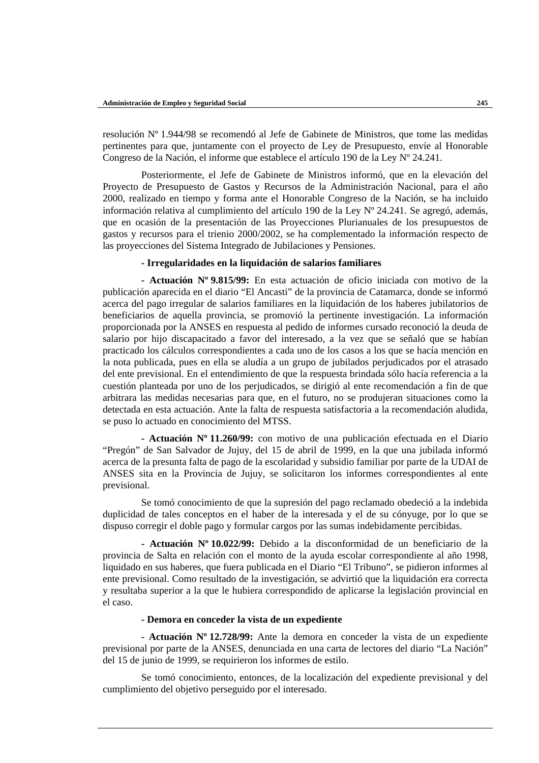resolución Nº 1.944/98 se recomendó al Jefe de Gabinete de Ministros, que tome las medidas pertinentes para que, juntamente con el proyecto de Ley de Presupuesto, envíe al Honorable Congreso de la Nación, el informe que establece el artículo 190 de la Ley Nº 24.241.

Posteriormente, el Jefe de Gabinete de Ministros informó, que en la elevación del Proyecto de Presupuesto de Gastos y Recursos de la Administración Nacional, para el año 2000, realizado en tiempo y forma ante el Honorable Congreso de la Nación, se ha incluido información relativa al cumplimiento del artículo 190 de la Ley Nº 24.241. Se agregó, además, que en ocasión de la presentación de las Proyecciones Plurianuales de los presupuestos de gastos y recursos para el trienio 2000/2002, se ha complementado la información respecto de las proyecciones del Sistema Integrado de Jubilaciones y Pensiones.

**- Irregularidades en la liquidación de salarios familiares**

**- Actuación Nº 9.815/99:** En esta actuación de oficio iniciada con motivo de la publicación aparecida en el diario "El Ancasti" de la provincia de Catamarca, donde se informó acerca del pago irregular de salarios familiares en la liquidación de los haberes jubilatorios de beneficiarios de aquella provincia, se promovió la pertinente investigación. La información proporcionada por la ANSES en respuesta al pedido de informes cursado reconoció la deuda de salario por hijo discapacitado a favor del interesado, a la vez que se señaló que se habían practicado los cálculos correspondientes a cada uno de los casos a los que se hacía mención en la nota publicada, pues en ella se aludía a un grupo de jubilados perjudicados por el atrasado del ente previsional. En el entendimiento de que la respuesta brindada sólo hacía referencia a la cuestión planteada por uno de los perjudicados, se dirigió al ente recomendación a fin de que arbitrara las medidas necesarias para que, en el futuro, no se produjeran situaciones como la detectada en esta actuación. Ante la falta de respuesta satisfactoria a la recomendación aludida, se puso lo actuado en conocimiento del MTSS.

**- Actuación Nº 11.260/99:** con motivo de una publicación efectuada en el Diario "Pregón" de San Salvador de Jujuy, del 15 de abril de 1999, en la que una jubilada informó acerca de la presunta falta de pago de la escolaridad y subsidio familiar por parte de la UDAI de ANSES sita en la Provincia de Jujuy, se solicitaron los informes correspondientes al ente previsional.

Se tomó conocimiento de que la supresión del pago reclamado obedeció a la indebida duplicidad de tales conceptos en el haber de la interesada y el de su cónyuge, por lo que se dispuso corregir el doble pago y formular cargos por las sumas indebidamente percibidas.

**- Actuación Nº 10.022/99:** Debido a la disconformidad de un beneficiario de la provincia de Salta en relación con el monto de la ayuda escolar correspondiente al año 1998, liquidado en sus haberes, que fuera publicada en el Diario "El Tribuno", se pidieron informes al ente previsional. Como resultado de la investigación, se advirtió que la liquidación era correcta y resultaba superior a la que le hubiera correspondido de aplicarse la legislación provincial en el caso.

**- Demora en conceder la vista de un expediente**

**- Actuación Nº 12.728/99:** Ante la demora en conceder la vista de un expediente previsional por parte de la ANSES, denunciada en una carta de lectores del diario "La Nación" del 15 de junio de 1999, se requirieron los informes de estilo.

Se tomó conocimiento, entonces, de la localización del expediente previsional y del cumplimiento del objetivo perseguido por el interesado.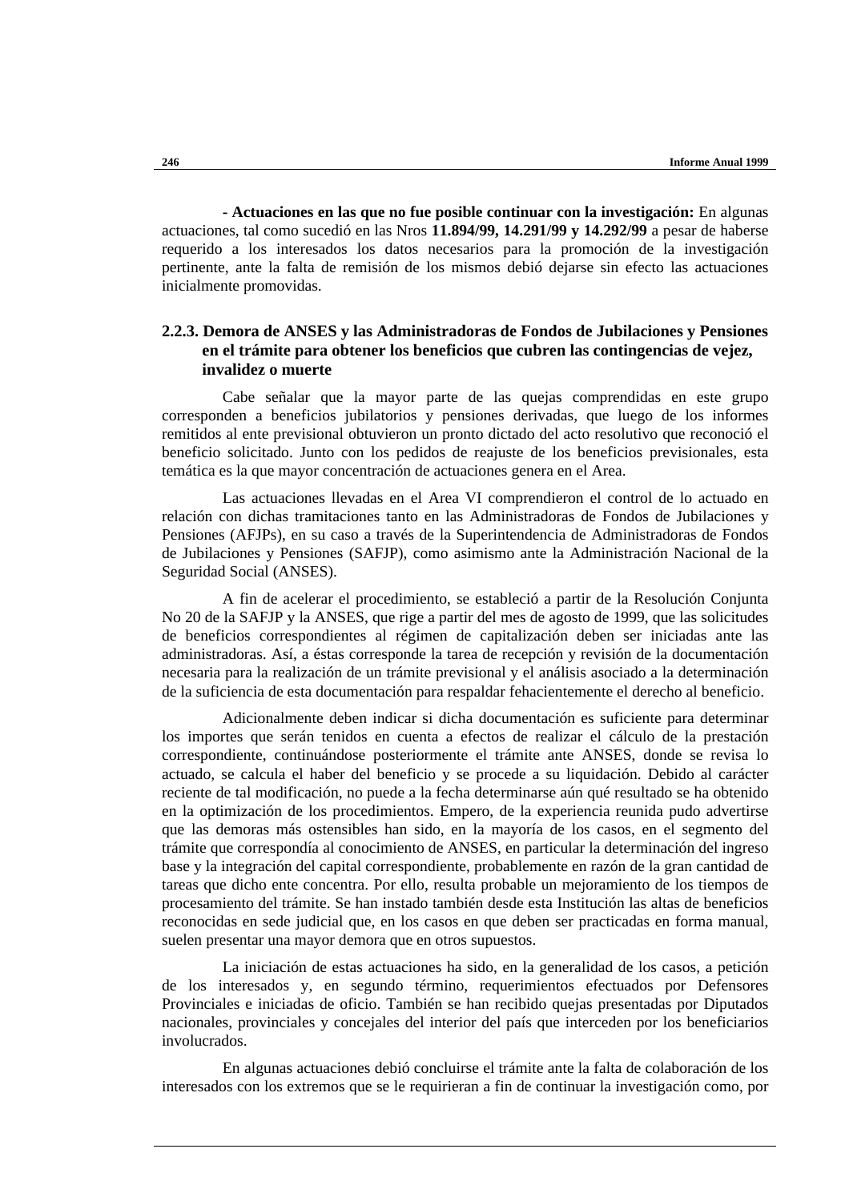**- Actuaciones en las que no fue posible continuar con la investigación:** En algunas actuaciones, tal como sucedió en las Nros **11.894/99, 14.291/99 y 14.292/99** a pesar de haberse requerido a los interesados los datos necesarios para la promoción de la investigación pertinente, ante la falta de remisión de los mismos debió dejarse sin efecto las actuaciones inicialmente promovidas.

### 2.2.3. Demora de ANSES y las Administradoras de Fondos de Jubilaciones y Pensiones en el trámite para obtener los beneficios que cubren las contingencias de vejez, invalidez o muerte

Cabe señalar que la mayor parte de las quejas comprendidas en este grupo corresponden a beneficios jubilatorios y pensiones derivadas, que luego de los informes remitidos al ente previsional obtuvieron un pronto dictado del acto resolutivo que reconoció el beneficio solicitado. Junto con los pedidos de reajuste de los beneficios previsionales, esta temática es la que mayor concentración de actuaciones genera en el Area.

Las actuaciones llevadas en el Area VI comprendieron el control de lo actuado en relación con dichas tramitaciones tanto en las Administradoras de Fondos de Jubilaciones y Pensiones (AFJPs), en su caso a través de la Superintendencia de Administradoras de Fondos de Jubilaciones y Pensiones (SAFJP), como asimismo ante la Administración Nacional de la Seguridad Social (ANSES).

A fin de acelerar el procedimiento, se estableció a partir de la Resolución Conjunta No 20 de la SAFJP y la ANSES, que rige a partir del mes de agosto de 1999, que las solicitudes de beneficios correspondientes al régimen de capitalización deben ser iniciadas ante las administradoras. Así, a éstas corresponde la tarea de recepción y revisión de la documentación necesaria para la realización de un trámite previsional y el análisis asociado a la determinación de la suficiencia de esta documentación para respaldar fehacientemente el derecho al beneficio.

Adicionalmente deben indicar si dicha documentación es suficiente para determinar los importes que serán tenidos en cuenta a efectos de realizar el cálculo de la prestación correspondiente, continuándose posteriormente el trámite ante ANSES, donde se revisa lo actuado, se calcula el haber del beneficio y se procede a su liquidación. Debido al carácter reciente de tal modificación, no puede a la fecha determinarse aún qué resultado se ha obtenido en la optimización de los procedimientos. Empero, de la experiencia reunida pudo advertirse que las demoras más ostensibles han sido, en la mayoría de los casos, en el segmento del trámite que correspondía al conocimiento de ANSES, en particular la determinación del ingreso base y la integración del capital correspondiente, probablemente en razón de la gran cantidad de tareas que dicho ente concentra. Por ello, resulta probable un mejoramiento de los tiempos de procesamiento del trámite. Se han instado también desde esta Institución las altas de beneficios reconocidas en sede judicial que, en los casos en que deben ser practicadas en forma manual, suelen presentar una mayor demora que en otros supuestos.

La iniciación de estas actuaciones ha sido, en la generalidad de los casos, a petición de los interesados y, en segundo término, requerimientos efectuados por Defensores Provinciales e iniciadas de oficio. También se han recibido quejas presentadas por Diputados nacionales, provinciales y concejales del interior del país que interceden por los beneficiarios involucrados.

En algunas actuaciones debió concluirse el trámite ante la falta de colaboración de los interesados con los extremos que se le requirieran a fin de continuar la investigación como, por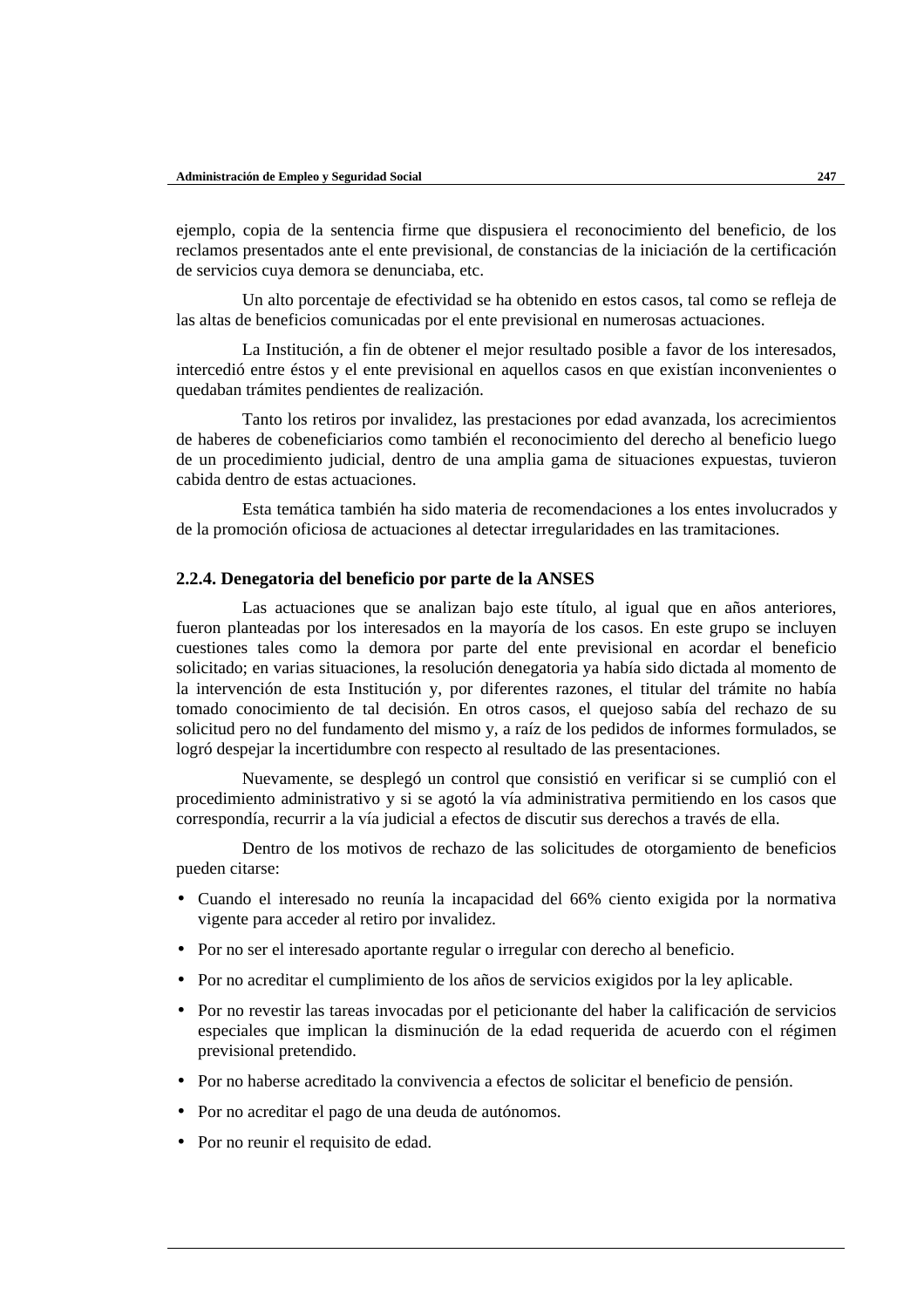ejemplo, copia de la sentencia firme que dispusiera el reconocimiento del beneficio, de los reclamos presentados ante el ente previsional, de constancias de la iniciación de la certificación de servicios cuya demora se denunciaba, etc.

Un alto porcentaje de efectividad se ha obtenido en estos casos, tal como se refleja de las altas de beneficios comunicadas por el ente previsional en numerosas actuaciones.

La Institución, a fin de obtener el mejor resultado posible a favor de los interesados, intercedió entre éstos y el ente previsional en aquellos casos en que existían inconvenientes o quedaban trámites pendientes de realización.

Tanto los retiros por invalidez, las prestaciones por edad avanzada, los acrecimientos de haberes de cobeneficiarios como también el reconocimiento del derecho al beneficio luego de un procedimiento judicial, dentro de una amplia gama de situaciones expuestas, tuvieron cabida dentro de estas actuaciones.

Esta temática también ha sido materia de recomendaciones a los entes involucrados y de la promoción oficiosa de actuaciones al detectar irregularidades en las tramitaciones.

### 2.2.4. Denegatoria del beneficio por parte de la ANSES

Las actuaciones que se analizan bajo este título, al igual que en años anteriores, fueron planteadas por los interesados en la mayoría de los casos. En este grupo se incluyen cuestiones tales como la demora por parte del ente previsional en acordar el beneficio solicitado; en varias situaciones, la resolución denegatoria ya había sido dictada al momento de la intervención de esta Institución y, por diferentes razones, el titular del trámite no había tomado conocimiento de tal decisión. En otros casos, el quejoso sabía del rechazo de su solicitud pero no del fundamento del mismo y, a raíz de los pedidos de informes formulados, se logró despejar la incertidumbre con respecto al resultado de las presentaciones.

Nuevamente, se desplegó un control que consistió en verificar si se cumplió con el procedimiento administrativo y si se agotó la vía administrativa permitiendo en los casos que correspondía, recurrir a la vía judicial a efectos de discutir sus derechos a través de ella.

Dentro de los motivos de rechazo de las solicitudes de otorgamiento de beneficios pueden citarse:

- Cuando el interesado no reunía la incapacidad del 66% ciento exigida por la normativa vigente para acceder al retiro por invalidez.
- Por no ser el interesado aportante regular o irregular con derecho al beneficio.
- Por no acreditar el cumplimiento de los años de servicios exigidos por la ley aplicable.
- Por no revestir las tareas invocadas por el peticionante del haber la calificación de servicios especiales que implican la disminución de la edad requerida de acuerdo con el régimen previsional pretendido.
- Por no haberse acreditado la convivencia a efectos de solicitar el beneficio de pensión.
- Por no acreditar el pago de una deuda de autónomos.
- Por no reunir el requisito de edad.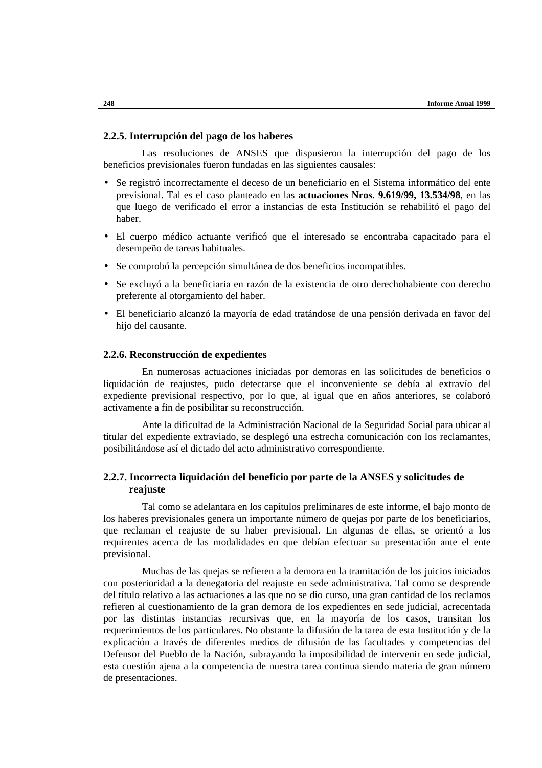### 2.2.5. Interrupción del pago de los haberes

Las resoluciones de ANSES que dispusieron la interrupción del pago de los beneficios previsionales fueron fundadas en las siguientes causales:

- Se registró incorrectamente el deceso de un beneficiario en el Sistema informático del ente previsional. Tal es el caso planteado en las **actuaciones Nros. 9.619/99, 13.534/98**, en las que luego de verificado el error a instancias de esta Institución se rehabilitó el pago del haber.
- El cuerpo médico actuante verificó que el interesado se encontraba capacitado para el desempeño de tareas habituales.
- Se comprobó la percepción simultánea de dos beneficios incompatibles.
- Se excluyó a la beneficiaria en razón de la existencia de otro derechohabiente con derecho preferente al otorgamiento del haber.
- El beneficiario alcanzó la mayoría de edad tratándose de una pensión derivada en favor del hijo del causante.

### 2.2.6. Reconstrucción de expedientes

En numerosas actuaciones iniciadas por demoras en las solicitudes de beneficios o liquidación de reajustes, pudo detectarse que el inconveniente se debía al extravío del expediente previsional respectivo, por lo que, al igual que en años anteriores, se colaboró activamente a fin de posibilitar su reconstrucción.

Ante la dificultad de la Administración Nacional de la Seguridad Social para ubicar al titular del expediente extraviado, se desplegó una estrecha comunicación con los reclamantes, posibilitándose así el dictado del acto administrativo correspondiente.

### 2.2.7. Incorrecta liquidación del beneficio por parte de la ANSES y solicitudes de reajuste

Tal como se adelantara en los capítulos preliminares de este informe, el bajo monto de los haberes previsionales genera un importante número de quejas por parte de los beneficiarios, que reclaman el reajuste de su haber previsional. En algunas de ellas, se orientó a los requirentes acerca de las modalidades en que debían efectuar su presentación ante el ente previsional.

Muchas de las quejas se refieren a la demora en la tramitación de los juicios iniciados con posterioridad a la denegatoria del reajuste en sede administrativa. Tal como se desprende del título relativo a las actuaciones a las que no se dio curso, una gran cantidad de los reclamos refieren al cuestionamiento de la gran demora de los expedientes en sede judicial, acrecentada por las distintas instancias recursivas que, en la mayoría de los casos, transitan los requerimientos de los particulares. No obstante la difusión de la tarea de esta Institución y de la explicación a través de diferentes medios de difusión de las facultades y competencias del Defensor del Pueblo de la Nación, subrayando la imposibilidad de intervenir en sede judicial, esta cuestión ajena a la competencia de nuestra tarea continua siendo materia de gran número de presentaciones.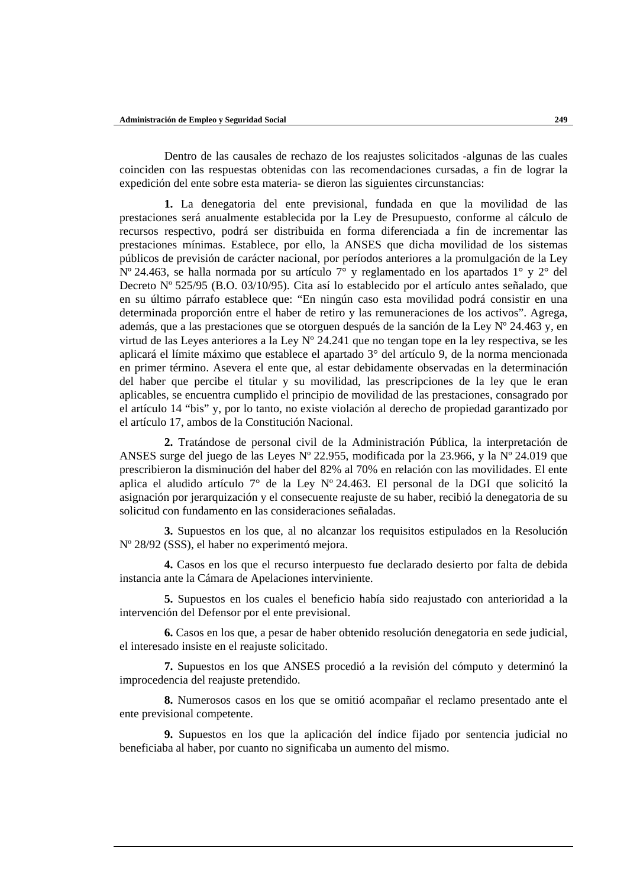Dentro de las causales de rechazo de los reajustes solicitados -algunas de las cuales coinciden con las respuestas obtenidas con las recomendaciones cursadas, a fin de lograr la expedición del ente sobre esta materia- se dieron las siguientes circunstancias:

**1.** La denegatoria del ente previsional, fundada en que la movilidad de las prestaciones será anualmente establecida por la Ley de Presupuesto, conforme al cálculo de recursos respectivo, podrá ser distribuida en forma diferenciada a fin de incrementar las prestaciones mínimas. Establece, por ello, la ANSES que dicha movilidad de los sistemas públicos de previsión de carácter nacional, por períodos anteriores a la promulgación de la Ley Nº 24.463, se halla normada por su artículo 7° y reglamentado en los apartados 1° y 2° del Decreto Nº 525/95 (B.O. 03/10/95). Cita así lo establecido por el artículo antes señalado, que en su último párrafo establece que: “En ningún caso esta movilidad podrá consistir en una determinada proporción entre el haber de retiro y las remuneraciones de los activos”. Agrega, además, que a las prestaciones que se otorguen después de la sanción de la Ley Nº 24.463 y, en virtud de las Leyes anteriores a la Ley Nº 24.241 que no tengan tope en la ley respectiva, se les aplicará el límite máximo que establece el apartado 3° del artículo 9, de la norma mencionada en primer término. Asevera el ente que, al estar debidamente observadas en la determinación del haber que percibe el titular y su movilidad, las prescripciones de la ley que le eran aplicables, se encuentra cumplido el principio de movilidad de las prestaciones, consagrado por el artículo 14 “bis” y, por lo tanto, no existe violación al derecho de propiedad garantizado por el artículo 17, ambos de la Constitución Nacional.

**2.** Tratándose de personal civil de la Administración Pública, la interpretación de ANSES surge del juego de las Leyes Nº 22.955, modificada por la 23.966, y la Nº 24.019 que prescribieron la disminución del haber del 82% al 70% en relación con las movilidades. El ente aplica el aludido artículo 7° de la Ley Nº 24.463. El personal de la DGI que solicitó la asignación por jerarquización y el consecuente reajuste de su haber, recibió la denegatoria de su solicitud con fundamento en las consideraciones señaladas.

**3.** Supuestos en los que, al no alcanzar los requisitos estipulados en la Resolución Nº 28/92 (SSS), el haber no experimentó mejora.

**4.** Casos en los que el recurso interpuesto fue declarado desierto por falta de debida instancia ante la Cámara de Apelaciones interviniente.

**5.** Supuestos en los cuales el beneficio había sido reajustado con anterioridad a la intervención del Defensor por el ente previsional.

**6.** Casos en los que, a pesar de haber obtenido resolución denegatoria en sede judicial, el interesado insiste en el reajuste solicitado.

**7.** Supuestos en los que ANSES procedió a la revisión del cómputo y determinó la improcedencia del reajuste pretendido.

**8.** Numerosos casos en los que se omitió acompañar el reclamo presentado ante el ente previsional competente.

**9.** Supuestos en los que la aplicación del índice fijado por sentencia judicial no beneficiaba al haber, por cuanto no significaba un aumento del mismo.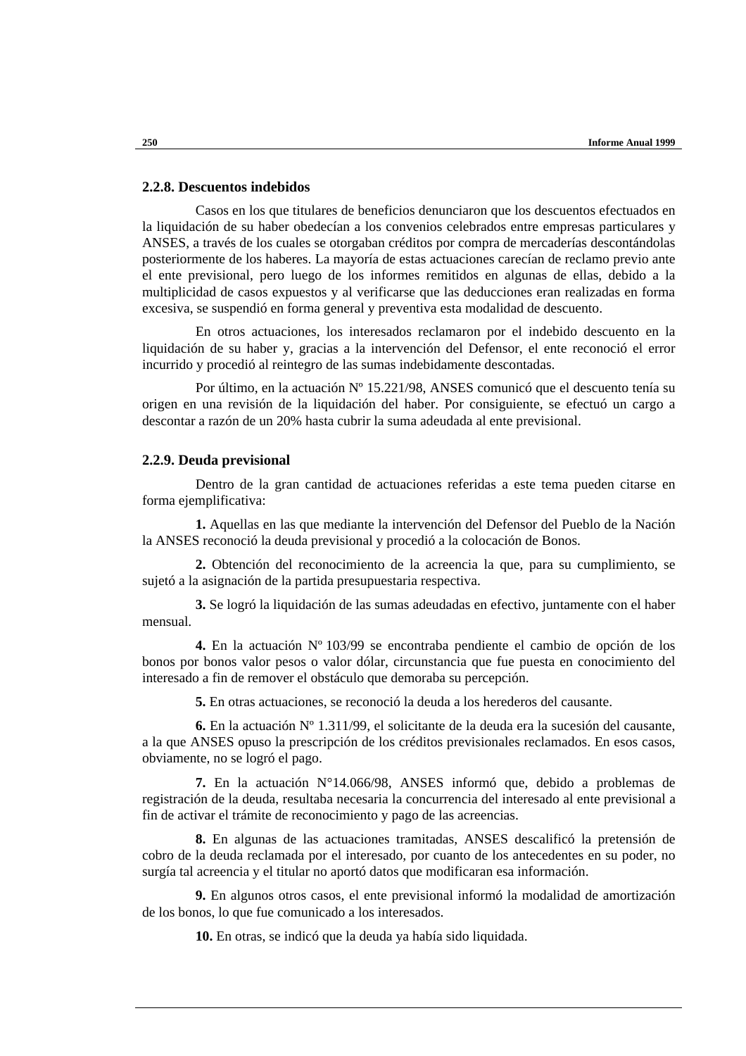### 2.2.8. Descuentos indebidos

Casos en los que titulares de beneficios denunciaron que los descuentos efectuados en la liquidación de su haber obedecían a los convenios celebrados entre empresas particulares y ANSES, a través de los cuales se otorgaban créditos por compra de mercaderías descontándolas posteriormente de los haberes. La mayoría de estas actuaciones carecían de reclamo previo ante el ente previsional, pero luego de los informes remitidos en algunas de ellas, debido a la multiplicidad de casos expuestos y al verificarse que las deducciones eran realizadas en forma excesiva, se suspendió en forma general y preventiva esta modalidad de descuento.

En otros actuaciones, los interesados reclamaron por el indebido descuento en la liquidación de su haber y, gracias a la intervención del Defensor, el ente reconoció el error incurrido y procedió al reintegro de las sumas indebidamente descontadas.

Por último, en la actuación Nº 15.221/98, ANSES comunicó que el descuento tenía su origen en una revisión de la liquidación del haber. Por consiguiente, se efectuó un cargo a descontar a razón de un 20% hasta cubrir la suma adeudada al ente previsional.

### 2.2.9. Deuda previsional

Dentro de la gran cantidad de actuaciones referidas a este tema pueden citarse en forma ejemplificativa:

**1.** Aquellas en las que mediante la intervención del Defensor del Pueblo de la Nación la ANSES reconoció la deuda previsional y procedió a la colocación de Bonos.

**2.** Obtención del reconocimiento de la acreencia la que, para su cumplimiento, se sujetó a la asignación de la partida presupuestaria respectiva.

**3.** Se logró la liquidación de las sumas adeudadas en efectivo, juntamente con el haber mensual.

**4.** En la actuación Nº 103/99 se encontraba pendiente el cambio de opción de los bonos por bonos valor pesos o valor dólar, circunstancia que fue puesta en conocimiento del interesado a fin de remover el obstáculo que demoraba su percepción.

**5.** En otras actuaciones, se reconoció la deuda a los herederos del causante.

**6.** En la actuación Nº 1.311/99, el solicitante de la deuda era la sucesión del causante, a la que ANSES opuso la prescripción de los créditos previsionales reclamados. En esos casos, obviamente, no se logró el pago.

**7.** En la actuación N°14.066/98, ANSES informó que, debido a problemas de registración de la deuda, resultaba necesaria la concurrencia del interesado al ente previsional a fin de activar el trámite de reconocimiento y pago de las acreencias.

**8.** En algunas de las actuaciones tramitadas, ANSES descalificó la pretensión de cobro de la deuda reclamada por el interesado, por cuanto de los antecedentes en su poder, no surgía tal acreencia y el titular no aportó datos que modificaran esa información.

**9.** En algunos otros casos, el ente previsional informó la modalidad de amortización de los bonos, lo que fue comunicado a los interesados.

**10.** En otras, se indicó que la deuda ya había sido liquidada.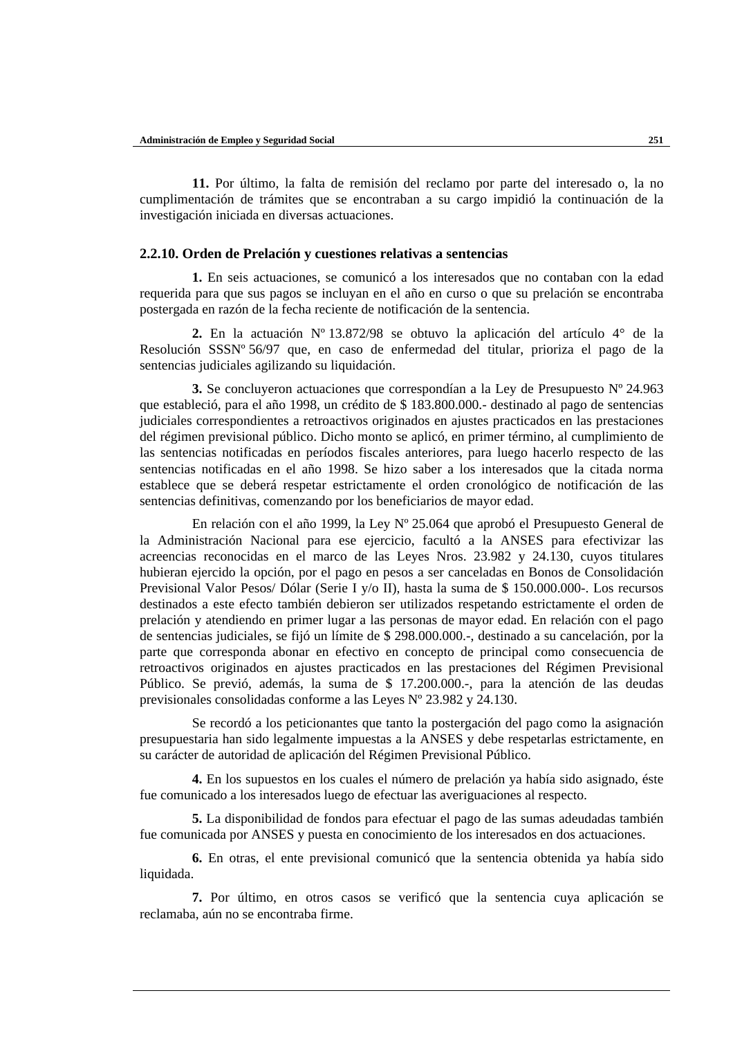**11.** Por último, la falta de remisión del reclamo por parte del interesado o, la no cumplimentación de trámites que se encontraban a su cargo impidió la continuación de la investigación iniciada en diversas actuaciones.

### 2.2.10. Orden de Prelación y cuestiones relativas a sentencias

**1.** En seis actuaciones, se comunicó a los interesados que no contaban con la edad requerida para que sus pagos se incluyan en el año en curso o que su prelación se encontraba postergada en razón de la fecha reciente de notificación de la sentencia.

**2.** En la actuación Nº 13.872/98 se obtuvo la aplicación del artículo 4° de la Resolución SSSNº 56/97 que, en caso de enfermedad del titular, prioriza el pago de la sentencias judiciales agilizando su liquidación.

**3.** Se concluyeron actuaciones que correspondían a la Ley de Presupuesto Nº 24.963 que estableció, para el año 1998, un crédito de $ 183.800.000.- destinado al pago de sentencias judiciales correspondientes a retroactivos originados en ajustes practicados en las prestaciones del régimen previsional público. Dicho monto se aplicó, en primer término, al cumplimiento de las sentencias notificadas en períodos fiscales anteriores, para luego hacerlo respecto de las sentencias notificadas en el año 1998. Se hizo saber a los interesados que la citada norma establece que se deberá respetar estrictamente el orden cronológico de notificación de las sentencias definitivas, comenzando por los beneficiarios de mayor edad.

En relación con el año 1999, la Ley Nº 25.064 que aprobó el Presupuesto General de la Administración Nacional para ese ejercicio, facultó a la ANSES para efectivizar las acreencias reconocidas en el marco de las Leyes Nros. 23.982 y 24.130, cuyos titulares hubieran ejercido la opción, por el pago en pesos a ser canceladas en Bonos de Consolidación Previsional Valor Pesos/ Dólar (Serie I y/o II), hasta la suma de $ 150.000.000-. Los recursos destinados a este efecto también debieron ser utilizados respetando estrictamente el orden de prelación y atendiendo en primer lugar a las personas de mayor edad. En relación con el pago de sentencias judiciales, se fijó un límite de $ 298.000.000.-, destinado a su cancelación, por la parte que corresponda abonar en efectivo en concepto de principal como consecuencia de retroactivos originados en ajustes practicados en las prestaciones del Régimen Previsional Público. Se previó, además, la suma de $ 17.200.000.-, para la atención de las deudas previsionales consolidadas conforme a las Leyes Nº 23.982 y 24.130.

Se recordó a los peticionantes que tanto la postergación del pago como la asignación presupuestaria han sido legalmente impuestas a la ANSES y debe respetarlas estrictamente, en su carácter de autoridad de aplicación del Régimen Previsional Público.

**4.** En los supuestos en los cuales el número de prelación ya había sido asignado, éste fue comunicado a los interesados luego de efectuar las averiguaciones al respecto.

**5.** La disponibilidad de fondos para efectuar el pago de las sumas adeudadas también fue comunicada por ANSES y puesta en conocimiento de los interesados en dos actuaciones.

**6.** En otras, el ente previsional comunicó que la sentencia obtenida ya había sido liquidada.

**7.** Por último, en otros casos se verificó que la sentencia cuya aplicación se reclamaba, aún no se encontraba firme.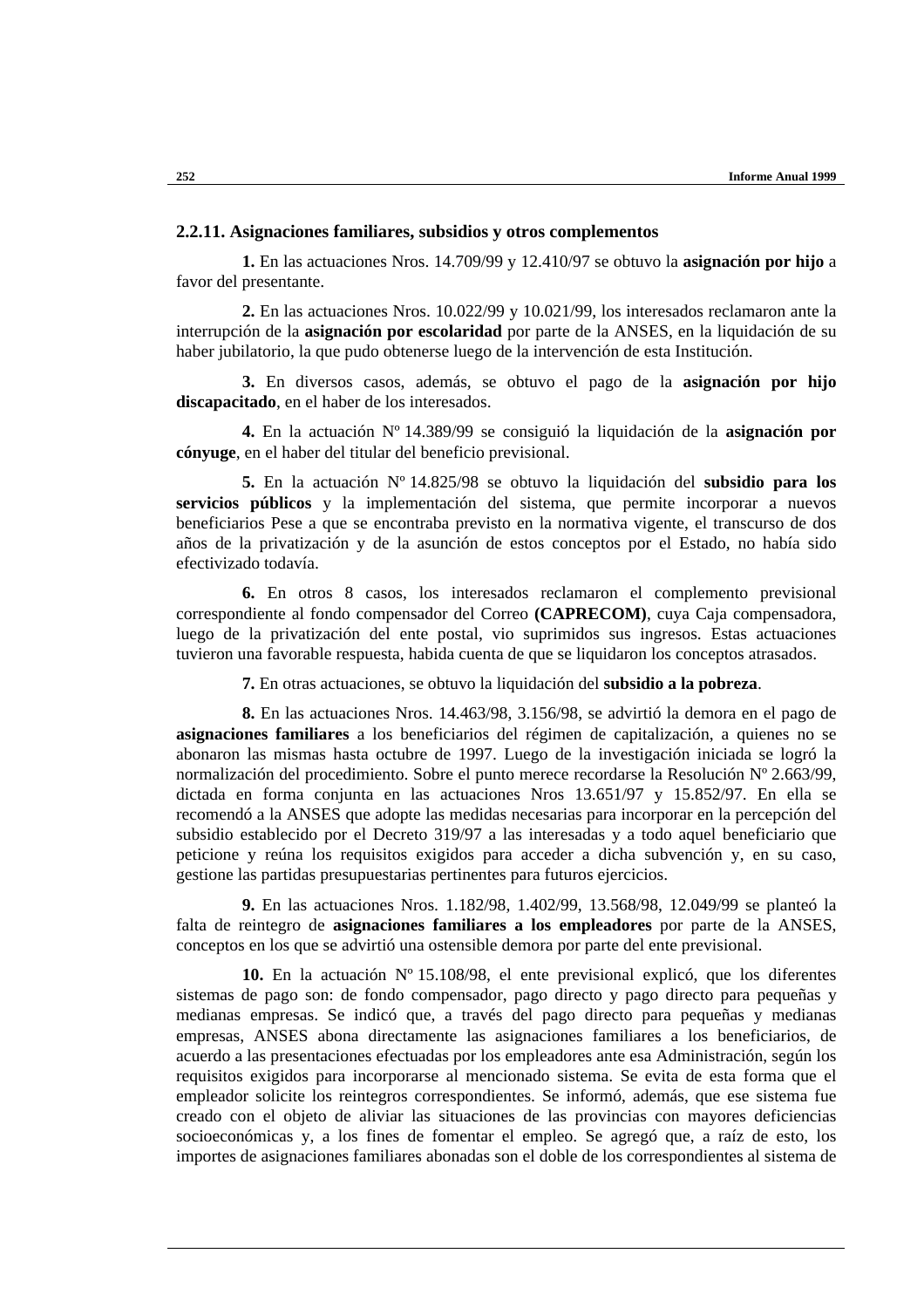### 2.2.11. Asignaciones familiares, subsidios y otros complementos

**1.** En las actuaciones Nros. 14.709/99 y 12.410/97 se obtuvo la **asignación por hijo** a favor del presentante.

**2.** En las actuaciones Nros. 10.022/99 y 10.021/99, los interesados reclamaron ante la interrupción de la **asignación por escolaridad** por parte de la ANSES, en la liquidación de su haber jubilatorio, la que pudo obtenerse luego de la intervención de esta Institución.

**3.** En diversos casos, además, se obtuvo el pago de la **asignación por hijo discapacitado**, en el haber de los interesados.

**4.** En la actuación Nº 14.389/99 se consiguió la liquidación de la **asignación por cónyuge**, en el haber del titular del beneficio previsional.

**5.** En la actuación Nº 14.825/98 se obtuvo la liquidación del **subsidio para los servicios públicos** y la implementación del sistema, que permite incorporar a nuevos beneficiarios Pese a que se encontraba previsto en la normativa vigente, el transcurso de dos años de la privatización y de la asunción de estos conceptos por el Estado, no había sido efectivizado todavía.

**6.** En otros 8 casos, los interesados reclamaron el complemento previsional correspondiente al fondo compensador del Correo **(CAPRECOM)**, cuya Caja compensadora, luego de la privatización del ente postal, vio suprimidos sus ingresos. Estas actuaciones tuvieron una favorable respuesta, habida cuenta de que se liquidaron los conceptos atrasados.

**7.** En otras actuaciones, se obtuvo la liquidación del **subsidio a la pobreza**.

**8.** En las actuaciones Nros. 14.463/98, 3.156/98, se advirtió la demora en el pago de **asignaciones familiares** a los beneficiarios del régimen de capitalización, a quienes no se abonaron las mismas hasta octubre de 1997. Luego de la investigación iniciada se logró la normalización del procedimiento. Sobre el punto merece recordarse la Resolución Nº 2.663/99, dictada en forma conjunta en las actuaciones Nros 13.651/97 y 15.852/97. En ella se recomendó a la ANSES que adopte las medidas necesarias para incorporar en la percepción del subsidio establecido por el Decreto 319/97 a las interesadas y a todo aquel beneficiario que peticione y reúna los requisitos exigidos para acceder a dicha subvención y, en su caso, gestione las partidas presupuestarias pertinentes para futuros ejercicios.

**9.** En las actuaciones Nros. 1.182/98, 1.402/99, 13.568/98, 12.049/99 se planteó la falta de reintegro de **asignaciones familiares a los empleadores** por parte de la ANSES, conceptos en los que se advirtió una ostensible demora por parte del ente previsional.

**10.** En la actuación Nº 15.108/98, el ente previsional explicó, que los diferentes sistemas de pago son: de fondo compensador, pago directo y pago directo para pequeñas y medianas empresas. Se indicó que, a través del pago directo para pequeñas y medianas empresas, ANSES abona directamente las asignaciones familiares a los beneficiarios, de acuerdo a las presentaciones efectuadas por los empleadores ante esa Administración, según los requisitos exigidos para incorporarse al mencionado sistema. Se evita de esta forma que el empleador solicite los reintegros correspondientes. Se informó, además, que ese sistema fue creado con el objeto de aliviar las situaciones de las provincias con mayores deficiencias socioeconómicas y, a los fines de fomentar el empleo. Se agregó que, a raíz de esto, los importes de asignaciones familiares abonadas son el doble de los correspondientes al sistema de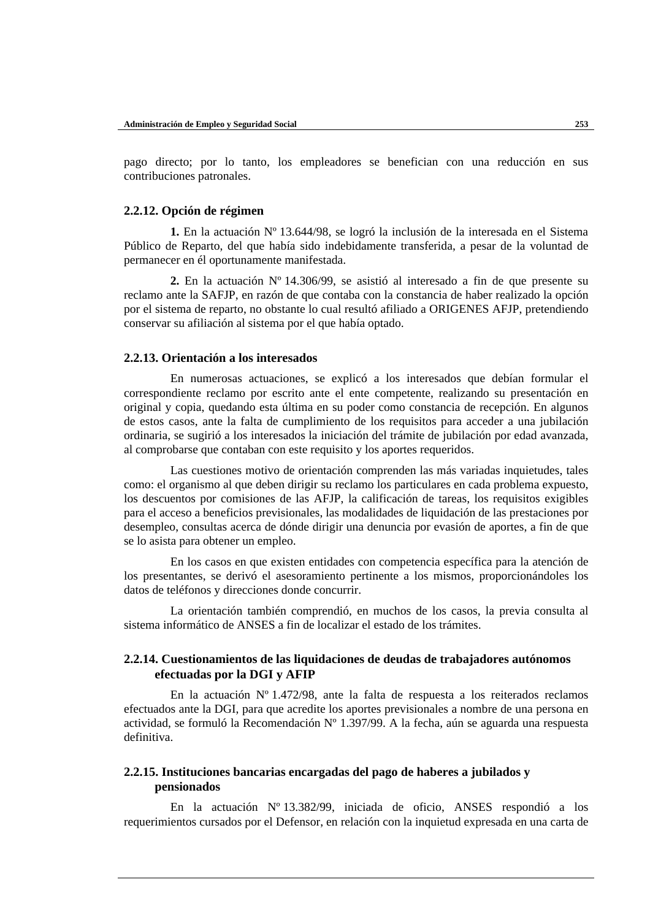pago directo; por lo tanto, los empleadores se benefician con una reducción en sus contribuciones patronales.

### 2.2.12. Opción de régimen

**1.** En la actuación Nº 13.644/98, se logró la inclusión de la interesada en el Sistema Público de Reparto, del que había sido indebidamente transferida, a pesar de la voluntad de permanecer en él oportunamente manifestada.

**2.** En la actuación Nº 14.306/99, se asistió al interesado a fin de que presente su reclamo ante la SAFJP, en razón de que contaba con la constancia de haber realizado la opción por el sistema de reparto, no obstante lo cual resultó afiliado a ORIGENES AFJP, pretendiendo conservar su afiliación al sistema por el que había optado.

### 2.2.13. Orientación a los interesados

En numerosas actuaciones, se explicó a los interesados que debían formular el correspondiente reclamo por escrito ante el ente competente, realizando su presentación en original y copia, quedando esta última en su poder como constancia de recepción. En algunos de estos casos, ante la falta de cumplimiento de los requisitos para acceder a una jubilación ordinaria, se sugirió a los interesados la iniciación del trámite de jubilación por edad avanzada, al comprobarse que contaban con este requisito y los aportes requeridos.

Las cuestiones motivo de orientación comprenden las más variadas inquietudes, tales como: el organismo al que deben dirigir su reclamo los particulares en cada problema expuesto, los descuentos por comisiones de las AFJP, la calificación de tareas, los requisitos exigibles para el acceso a beneficios previsionales, las modalidades de liquidación de las prestaciones por desempleo, consultas acerca de dónde dirigir una denuncia por evasión de aportes, a fin de que se lo asista para obtener un empleo.

En los casos en que existen entidades con competencia específica para la atención de los presentantes, se derivó el asesoramiento pertinente a los mismos, proporcionándoles los datos de teléfonos y direcciones donde concurrir.

La orientación también comprendió, en muchos de los casos, la previa consulta al sistema informático de ANSES a fin de localizar el estado de los trámites.

### 2.2.14. Cuestionamientos de las liquidaciones de deudas de trabajadores autónomos efectuadas por la DGI y AFIP

En la actuación Nº 1.472/98, ante la falta de respuesta a los reiterados reclamos efectuados ante la DGI, para que acredite los aportes previsionales a nombre de una persona en actividad, se formuló la Recomendación Nº 1.397/99. A la fecha, aún se aguarda una respuesta definitiva.

### 2.2.15. Instituciones bancarias encargadas del pago de haberes a jubilados y pensionados

En la actuación Nº 13.382/99, iniciada de oficio, ANSES respondió a los requerimientos cursados por el Defensor, en relación con la inquietud expresada en una carta de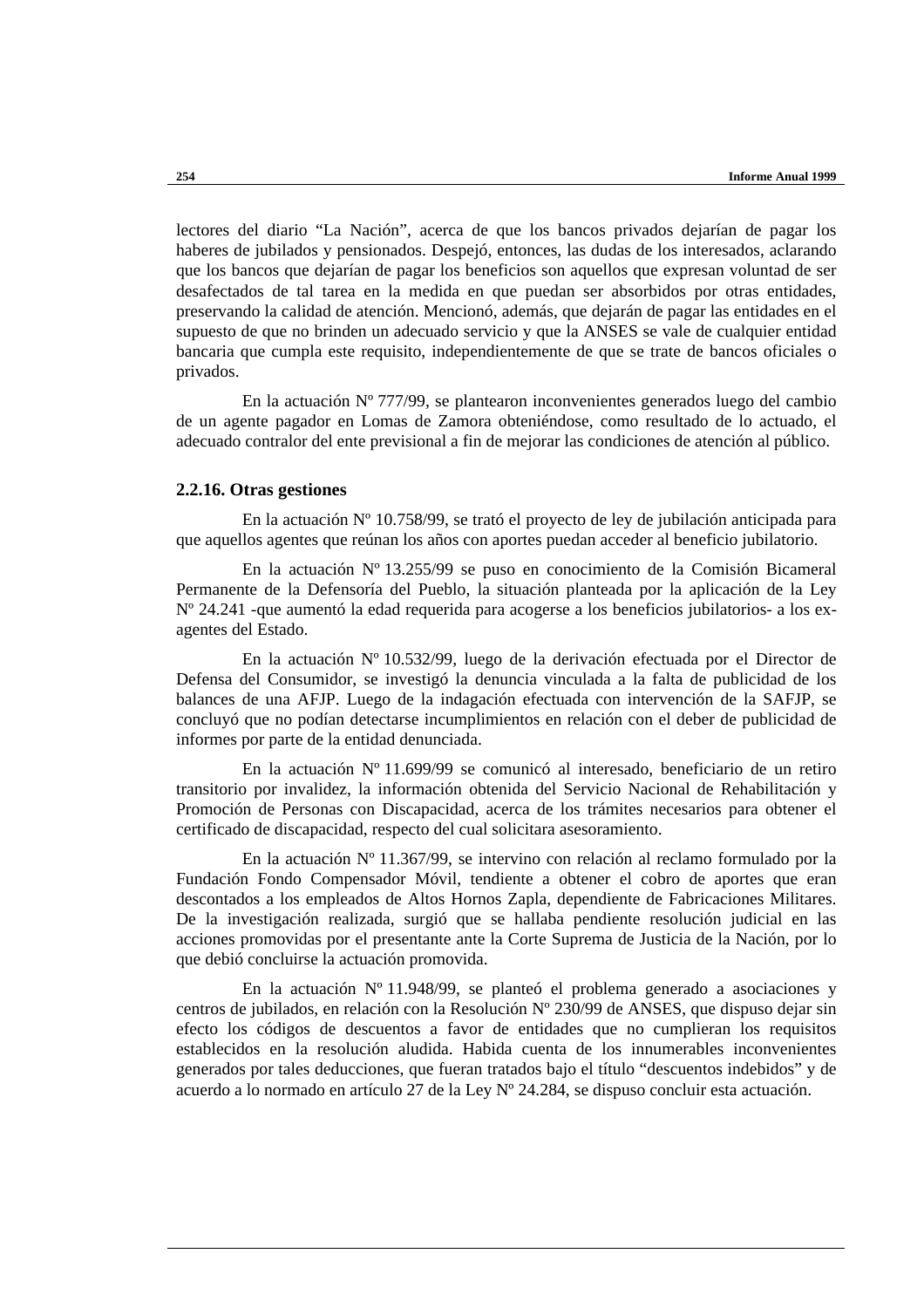lectores del diario “La Nación”, acerca de que los bancos privados dejarían de pagar los haberes de jubilados y pensionados. Despejó, entonces, las dudas de los interesados, aclarando que los bancos que dejarían de pagar los beneficios son aquellos que expresan voluntad de ser desafectados de tal tarea en la medida en que puedan ser absorbidos por otras entidades, preservando la calidad de atención. Mencionó, además, que dejarán de pagar las entidades en el supuesto de que no brinden un adecuado servicio y que la ANSES se vale de cualquier entidad bancaria que cumpla este requisito, independientemente de que se trate de bancos oficiales o privados.

En la actuación Nº 777/99, se plantearon inconvenientes generados luego del cambio de un agente pagador en Lomas de Zamora obteniéndose, como resultado de lo actuado, el adecuado contralor del ente previsional a fin de mejorar las condiciones de atención al público.

### 2.2.16. Otras gestiones

En la actuación Nº 10.758/99, se trató el proyecto de ley de jubilación anticipada para que aquellos agentes que reúnan los años con aportes puedan acceder al beneficio jubilatorio.

En la actuación Nº 13.255/99 se puso en conocimiento de la Comisión Bicameral Permanente de la Defensoría del Pueblo, la situación planteada por la aplicación de la Ley Nº 24.241 -que aumentó la edad requerida para acogerse a los beneficios jubilatorios- a los ex-agentes del Estado.

En la actuación Nº 10.532/99, luego de la derivación efectuada por el Director de Defensa del Consumidor, se investigó la denuncia vinculada a la falta de publicidad de los balances de una AFJP. Luego de la indagación efectuada con intervención de la SAFJP, se concluyó que no podían detectarse incumplimientos en relación con el deber de publicidad de informes por parte de la entidad denunciada.

En la actuación Nº 11.699/99 se comunicó al interesado, beneficiario de un retiro transitorio por invalidez, la información obtenida del Servicio Nacional de Rehabilitación y Promoción de Personas con Discapacidad, acerca de los trámites necesarios para obtener el certificado de discapacidad, respecto del cual solicitara asesoramiento.

En la actuación Nº 11.367/99, se intervino con relación al reclamo formulado por la Fundación Fondo Compensador Móvil, tendiente a obtener el cobro de aportes que eran descontados a los empleados de Altos Hornos Zapla, dependiente de Fabricaciones Militares. De la investigación realizada, surgió que se hallaba pendiente resolución judicial en las acciones promovidas por el presentante ante la Corte Suprema de Justicia de la Nación, por lo que debió concluirse la actuación promovida.

En la actuación Nº 11.948/99, se planteó el problema generado a asociaciones y centros de jubilados, en relación con la Resolución Nº 230/99 de ANSES, que dispuso dejar sin efecto los códigos de descuentos a favor de entidades que no cumplieran los requisitos establecidos en la resolución aludida. Habida cuenta de los innumerables inconvenientes generados por tales deducciones, que fueran tratados bajo el título “descuentos indebidos” y de acuerdo a lo normado en artículo 27 de la Ley Nº 24.284, se dispuso concluir esta actuación.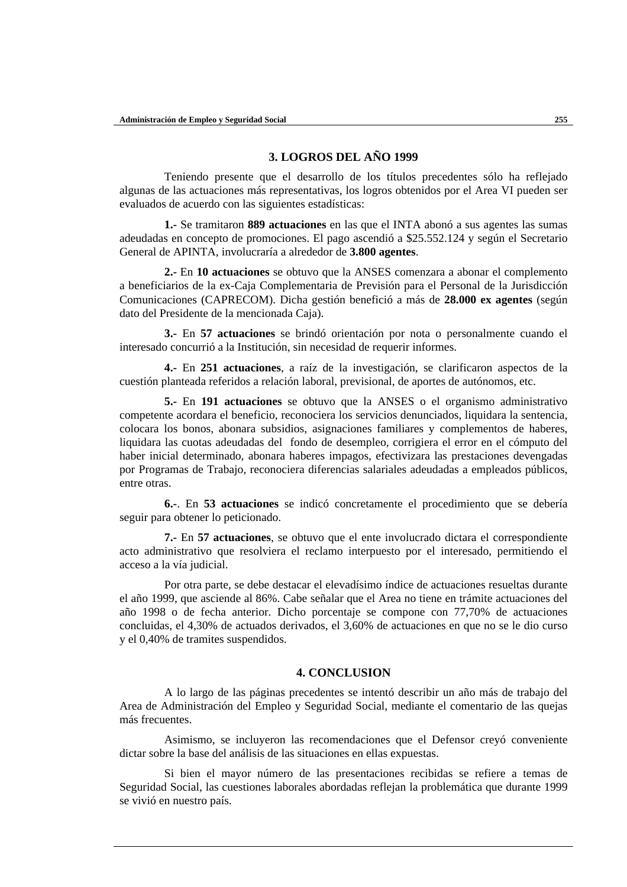## 3. LOGROS DEL AÑO 1999

Teniendo presente que el desarrollo de los títulos precedentes sólo ha reflejado algunas de las actuaciones más representativas, los logros obtenidos por el Area VI pueden ser evaluados de acuerdo con las siguientes estadísticas:

**1.-** Se tramitaron **889 actuaciones** en las que el INTA abonó a sus agentes las sumas adeudadas en concepto de promociones. El pago ascendió a $25.552.124 y según el Secretario General de APINTA, involucraría a alrededor de **3.800 agentes**.

**2.-** En **10 actuaciones** se obtuvo que la ANSES comenzara a abonar el complemento a beneficiarios de la ex-Caja Complementaria de Previsión para el Personal de la Jurisdicción Comunicaciones (CAPRECOM). Dicha gestión benefició a más de **28.000 ex agentes** (según dato del Presidente de la mencionada Caja).

**3.-** En **57 actuaciones** se brindó orientación por nota o personalmente cuando el interesado concurrió a la Institución, sin necesidad de requerir informes.

**4.-** En **251 actuaciones**, a raíz de la investigación, se clarificaron aspectos de la cuestión planteada referidos a relación laboral, previsional, de aportes de autónomos, etc.

**5.-** En **191 actuaciones** se obtuvo que la ANSES o el organismo administrativo competente acordara el beneficio, reconociera los servicios denunciados, liquidara la sentencia, colocara los bonos, abonara subsidios, asignaciones familiares y complementos de haberes, liquidara las cuotas adeudadas del fondo de desempleo, corrigiera el error en el cómputo del haber inicial determinado, abonara haberes impagos, efectivizara las prestaciones devengadas por Programas de Trabajo, reconociera diferencias salariales adeudadas a empleados públicos, entre otras.

**6.-**. En **53 actuaciones** se indicó concretamente el procedimiento que se debería seguir para obtener lo peticionado.

**7.-** En **57 actuaciones**, se obtuvo que el ente involucrado dictara el correspondiente acto administrativo que resolviera el reclamo interpuesto por el interesado, permitiendo el acceso a la vía judicial.

Por otra parte, se debe destacar el elevadísimo índice de actuaciones resueltas durante el año 1999, que asciende al 86%. Cabe señalar que el Area no tiene en trámite actuaciones del año 1998 o de fecha anterior. Dicho porcentaje se compone con 77,70% de actuaciones concluidas, el 4,30% de actuados derivados, el 3,60% de actuaciones en que no se le dio curso y el 0,40% de tramites suspendidos.

## 4. CONCLUSION

A lo largo de las páginas precedentes se intentó describir un año más de trabajo del Area de Administración del Empleo y Seguridad Social, mediante el comentario de las quejas más frecuentes.

Asimismo, se incluyeron las recomendaciones que el Defensor creyó conveniente dictar sobre la base del análisis de las situaciones en ellas expuestas.

Si bien el mayor número de las presentaciones recibidas se refiere a temas de Seguridad Social, las cuestiones laborales abordadas reflejan la problemática que durante 1999 se vivió en nuestro país.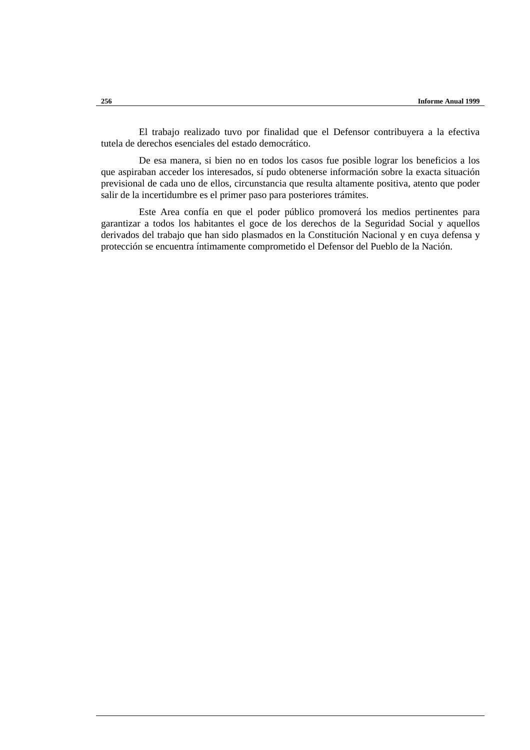El trabajo realizado tuvo por finalidad que el Defensor contribuyera a la efectiva tutela de derechos esenciales del estado democrático.

De esa manera, si bien no en todos los casos fue posible lograr los beneficios a los que aspiraban acceder los interesados, sí pudo obtenerse información sobre la exacta situación previsional de cada uno de ellos, circunstancia que resulta altamente positiva, atento que poder salir de la incertidumbre es el primer paso para posteriores trámites.

Este Area confía en que el poder público promoverá los medios pertinentes para garantizar a todos los habitantes el goce de los derechos de la Seguridad Social y aquellos derivados del trabajo que han sido plasmados en la Constitución Nacional y en cuya defensa y protección se encuentra íntimamente comprometido el Defensor del Pueblo de la Nación.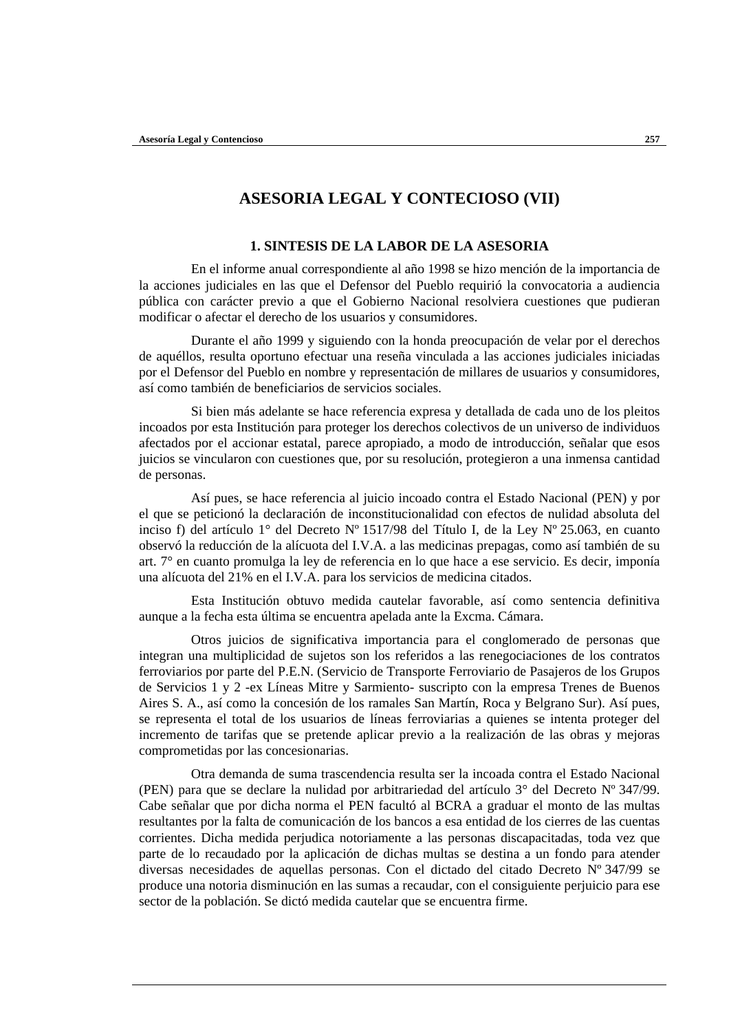# ASESORIA LEGAL Y CONTECIOSO (VII)

## 1. SINTESIS DE LA LABOR DE LA ASESORIA

En el informe anual correspondiente al año 1998 se hizo mención de la importancia de la acciones judiciales en las que el Defensor del Pueblo requirió la convocatoria a audiencia pública con carácter previo a que el Gobierno Nacional resolviera cuestiones que pudieran modificar o afectar el derecho de los usuarios y consumidores.

Durante el año 1999 y siguiendo con la honda preocupación de velar por el derechos de aquéllos, resulta oportuno efectuar una reseña vinculada a las acciones judiciales iniciadas por el Defensor del Pueblo en nombre y representación de millares de usuarios y consumidores, así como también de beneficiarios de servicios sociales.

Si bien más adelante se hace referencia expresa y detallada de cada uno de los pleitos incoados por esta Institución para proteger los derechos colectivos de un universo de individuos afectados por el accionar estatal, parece apropiado, a modo de introducción, señalar que esos juicios se vincularon con cuestiones que, por su resolución, protegieron a una inmensa cantidad de personas.

Así pues, se hace referencia al juicio incoado contra el Estado Nacional (PEN) y por el que se peticionó la declaración de inconstitucionalidad con efectos de nulidad absoluta del inciso f) del artículo 1° del Decreto Nº 1517/98 del Título I, de la Ley Nº 25.063, en cuanto observó la reducción de la alícuota del I.V.A. a las medicinas prepagas, como así también de su art. 7° en cuanto promulga la ley de referencia en lo que hace a ese servicio. Es decir, imponía una alícuota del 21% en el I.V.A. para los servicios de medicina citados.

Esta Institución obtuvo medida cautelar favorable, así como sentencia definitiva aunque a la fecha esta última se encuentra apelada ante la Excma. Cámara.

Otros juicios de significativa importancia para el conglomerado de personas que integran una multiplicidad de sujetos son los referidos a las renegociaciones de los contratos ferroviarios por parte del P.E.N. (Servicio de Transporte Ferroviario de Pasajeros de los Grupos de Servicios 1 y 2 -ex Líneas Mitre y Sarmiento- suscripto con la empresa Trenes de Buenos Aires S. A., así como la concesión de los ramales San Martín, Roca y Belgrano Sur). Así pues, se representa el total de los usuarios de líneas ferroviarias a quienes se intenta proteger del incremento de tarifas que se pretende aplicar previo a la realización de las obras y mejoras comprometidas por las concesionarias.

Otra demanda de suma trascendencia resulta ser la incoada contra el Estado Nacional (PEN) para que se declare la nulidad por arbitrariedad del artículo 3° del Decreto Nº 347/99. Cabe señalar que por dicha norma el PEN facultó al BCRA a graduar el monto de las multas resultantes por la falta de comunicación de los bancos a esa entidad de los cierres de las cuentas corrientes. Dicha medida perjudica notoriamente a las personas discapacitadas, toda vez que parte de lo recaudado por la aplicación de dichas multas se destina a un fondo para atender diversas necesidades de aquellas personas. Con el dictado del citado Decreto Nº 347/99 se produce una notoria disminución en las sumas a recaudar, con el consiguiente perjuicio para ese sector de la población. Se dictó medida cautelar que se encuentra firme.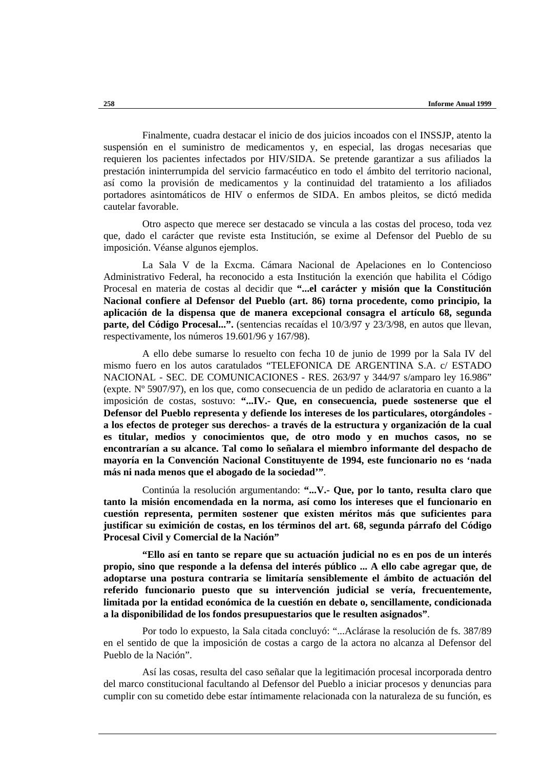Finalmente, cuadra destacar el inicio de dos juicios incoados con el INSSJP, atento la suspensión en el suministro de medicamentos y, en especial, las drogas necesarias que requieren los pacientes infectados por HIV/SIDA. Se pretende garantizar a sus afiliados la prestación ininterrumpida del servicio farmacéutico en todo el ámbito del territorio nacional, así como la provisión de medicamentos y la continuidad del tratamiento a los afiliados portadores asintomáticos de HIV o enfermos de SIDA. En ambos pleitos, se dictó medida cautelar favorable.

Otro aspecto que merece ser destacado se vincula a las costas del proceso, toda vez que, dado el carácter que reviste esta Institución, se exime al Defensor del Pueblo de su imposición. Véanse algunos ejemplos.

La Sala V de la Excma. Cámara Nacional de Apelaciones en lo Contencioso Administrativo Federal, ha reconocido a esta Institución la exención que habilita el Código Procesal en materia de costas al decidir que **"...el carácter y misión que la Constitución Nacional confiere al Defensor del Pueblo (art. 86) torna procedente, como principio, la aplicación de la dispensa que de manera excepcional consagra el artículo 68, segunda parte, del Código Procesal...".** (sentencias recaídas el 10/3/97 y 23/3/98, en autos que llevan, respectivamente, los números 19.601/96 y 167/98).

A ello debe sumarse lo resuelto con fecha 10 de junio de 1999 por la Sala IV del mismo fuero en los autos caratulados "TELEFONICA DE ARGENTINA S.A. c/ ESTADO NACIONAL - SEC. DE COMUNICACIONES - RES. 263/97 y 344/97 s/amparo ley 16.986" (expte. Nº 5907/97), en los que, como consecuencia de un pedido de aclaratoria en cuanto a la imposición de costas, sostuvo: **"...IV.- Que, en consecuencia, puede sostenerse que el Defensor del Pueblo representa y defiende los intereses de los particulares, otorgándoles - a los efectos de proteger sus derechos- a través de la estructura y organización de la cual es titular, medios y conocimientos que, de otro modo y en muchos casos, no se encontrarían a su alcance. Tal como lo señalara el miembro informante del despacho de mayoría en la Convención Nacional Constituyente de 1994, este funcionario no es 'nada más ni nada menos que el abogado de la sociedad'"**.

Continúa la resolución argumentando: **"...V.- Que, por lo tanto, resulta claro que tanto la misión encomendada en la norma, así como los intereses que el funcionario en cuestión representa, permiten sostener que existen méritos más que suficientes para justificar su eximición de costas, en los términos del art. 68, segunda párrafo del Código Procesal Civil y Comercial de la Nación"**

**"Ello así en tanto se repare que su actuación judicial no es en pos de un interés propio, sino que responde a la defensa del interés público ... A ello cabe agregar que, de adoptarse una postura contraria se limitaría sensiblemente el ámbito de actuación del referido funcionario puesto que su intervención judicial se vería, frecuentemente, limitada por la entidad económica de la cuestión en debate o, sencillamente, condicionada a la disponibilidad de los fondos presupuestarios que le resulten asignados"**.

Por todo lo expuesto, la Sala citada concluyó: "...Aclárase la resolución de fs. 387/89 en el sentido de que la imposición de costas a cargo de la actora no alcanza al Defensor del Pueblo de la Nación".

Así las cosas, resulta del caso señalar que la legitimación procesal incorporada dentro del marco constitucional facultando al Defensor del Pueblo a iniciar procesos y denuncias para cumplir con su cometido debe estar íntimamente relacionada con la naturaleza de su función, es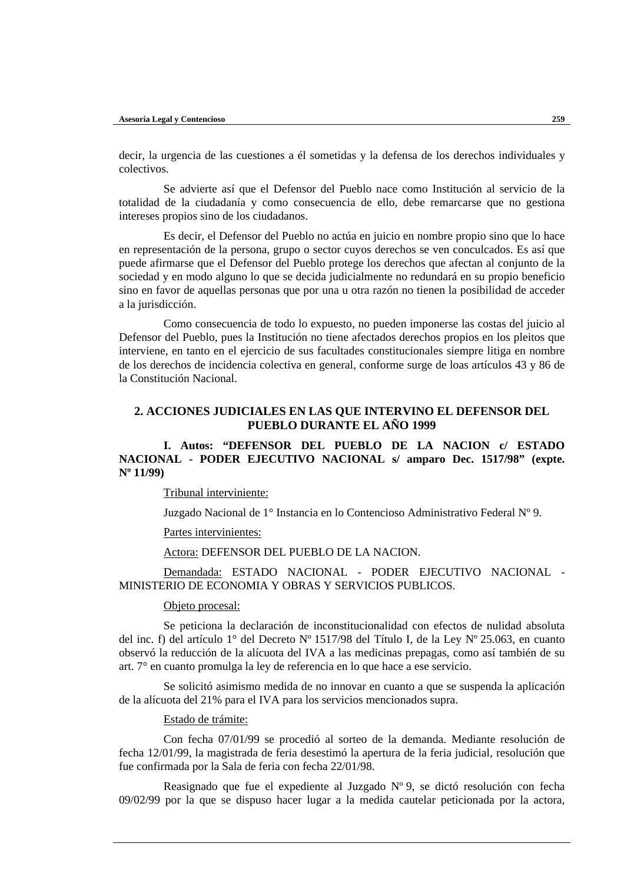decir, la urgencia de las cuestiones a él sometidas y la defensa de los derechos individuales y colectivos.

Se advierte así que el Defensor del Pueblo nace como Institución al servicio de la totalidad de la ciudadanía y como consecuencia de ello, debe remarcarse que no gestiona intereses propios sino de los ciudadanos.

Es decir, el Defensor del Pueblo no actúa en juicio en nombre propio sino que lo hace en representación de la persona, grupo o sector cuyos derechos se ven conculcados. Es así que puede afirmarse que el Defensor del Pueblo protege los derechos que afectan al conjunto de la sociedad y en modo alguno lo que se decida judicialmente no redundará en su propio beneficio sino en favor de aquellas personas que por una u otra razón no tienen la posibilidad de acceder a la jurisdicción.

Como consecuencia de todo lo expuesto, no pueden imponerse las costas del juicio al Defensor del Pueblo, pues la Institución no tiene afectados derechos propios en los pleitos que interviene, en tanto en el ejercicio de sus facultades constitucionales siempre litiga en nombre de los derechos de incidencia colectiva en general, conforme surge de loas artículos 43 y 86 de la Constitución Nacional.

## 2. ACCIONES JUDICIALES EN LAS QUE INTERVINO EL DEFENSOR DEL PUEBLO DURANTE EL AÑO 1999

**I. Autos: "DEFENSOR DEL PUEBLO DE LA NACION c/ ESTADO NACIONAL - PODER EJECUTIVO NACIONAL s/ amparo Dec. 1517/98" (expte. Nº 11/99)**

Tribunal interviniente:

Juzgado Nacional de 1° Instancia en lo Contencioso Administrativo Federal Nº 9.

Partes intervinientes:

Actora: DEFENSOR DEL PUEBLO DE LA NACION.

Demandada: ESTADO NACIONAL - PODER EJECUTIVO NACIONAL - MINISTERIO DE ECONOMIA Y OBRAS Y SERVICIOS PUBLICOS.

Objeto procesal:

Se peticiona la declaración de inconstitucionalidad con efectos de nulidad absoluta del inc. f) del artículo 1° del Decreto Nº 1517/98 del Título I, de la Ley Nº 25.063, en cuanto observó la reducción de la alícuota del IVA a las medicinas prepagas, como así también de su art. 7° en cuanto promulga la ley de referencia en lo que hace a ese servicio.

Se solicitó asimismo medida de no innovar en cuanto a que se suspenda la aplicación de la alícuota del 21% para el IVA para los servicios mencionados supra.

Estado de trámite:

Con fecha 07/01/99 se procedió al sorteo de la demanda. Mediante resolución de fecha 12/01/99, la magistrada de feria desestimó la apertura de la feria judicial, resolución que fue confirmada por la Sala de feria con fecha 22/01/98.

Reasignado que fue el expediente al Juzgado Nº 9, se dictó resolución con fecha 09/02/99 por la que se dispuso hacer lugar a la medida cautelar peticionada por la actora,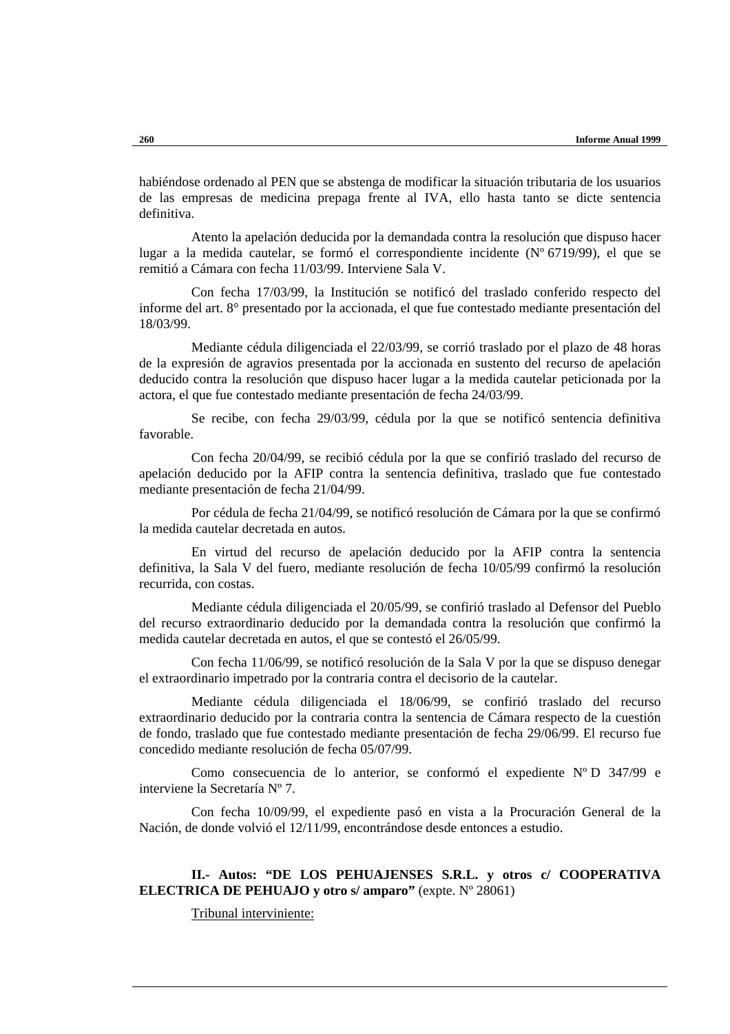habiéndose ordenado al PEN que se abstenga de modificar la situación tributaria de los usuarios de las empresas de medicina prepaga frente al IVA, ello hasta tanto se dicte sentencia definitiva.

Atento la apelación deducida por la demandada contra la resolución que dispuso hacer lugar a la medida cautelar, se formó el correspondiente incidente (Nº 6719/99), el que se remitió a Cámara con fecha 11/03/99. Interviene Sala V.

Con fecha 17/03/99, la Institución se notificó del traslado conferido respecto del informe del art. 8° presentado por la accionada, el que fue contestado mediante presentación del 18/03/99.

Mediante cédula diligenciada el 22/03/99, se corrió traslado por el plazo de 48 horas de la expresión de agravios presentada por la accionada en sustento del recurso de apelación deducido contra la resolución que dispuso hacer lugar a la medida cautelar peticionada por la actora, el que fue contestado mediante presentación de fecha 24/03/99.

Se recibe, con fecha 29/03/99, cédula por la que se notificó sentencia definitiva favorable.

Con fecha 20/04/99, se recibió cédula por la que se confirió traslado del recurso de apelación deducido por la AFIP contra la sentencia definitiva, traslado que fue contestado mediante presentación de fecha 21/04/99.

Por cédula de fecha 21/04/99, se notificó resolución de Cámara por la que se confirmó la medida cautelar decretada en autos.

En virtud del recurso de apelación deducido por la AFIP contra la sentencia definitiva, la Sala V del fuero, mediante resolución de fecha 10/05/99 confirmó la resolución recurrida, con costas.

Mediante cédula diligenciada el 20/05/99, se confirió traslado al Defensor del Pueblo del recurso extraordinario deducido por la demandada contra la resolución que confirmó la medida cautelar decretada en autos, el que se contestó el 26/05/99.

Con fecha 11/06/99, se notificó resolución de la Sala V por la que se dispuso denegar el extraordinario impetrado por la contraria contra el decisorio de la cautelar.

Mediante cédula diligenciada el 18/06/99, se confirió traslado del recurso extraordinario deducido por la contraria contra la sentencia de Cámara respecto de la cuestión de fondo, traslado que fue contestado mediante presentación de fecha 29/06/99. El recurso fue concedido mediante resolución de fecha 05/07/99.

Como consecuencia de lo anterior, se conformó el expediente Nº D 347/99 e interviene la Secretaría Nº 7.

Con fecha 10/09/99, el expediente pasó en vista a la Procuración General de la Nación, de donde volvió el 12/11/99, encontrándose desde entonces a estudio.

**II.- Autos: "DE LOS PEHUAJENSES S.R.L. y otros c/ COOPERATIVA ELECTRICA DE PEHUAJO y otro s/ amparo"** (expte. Nº 28061)

<u>Tribunal interviniente:</u>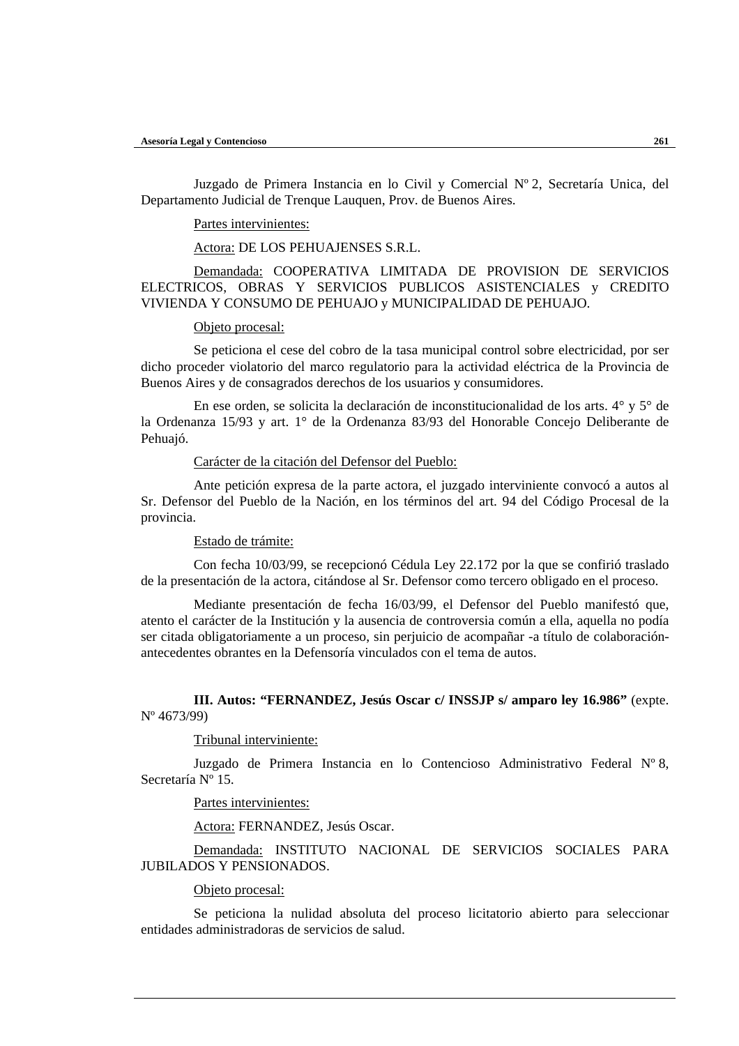Juzgado de Primera Instancia en lo Civil y Comercial Nº 2, Secretaría Unica, del Departamento Judicial de Trenque Lauquen, Prov. de Buenos Aires.

Partes intervinientes:

Actora: DE LOS PEHUAJENSES S.R.L.

Demandada: COOPERATIVA LIMITADA DE PROVISION DE SERVICIOS ELECTRICOS, OBRAS Y SERVICIOS PUBLICOS ASISTENCIALES y CREDITO VIVIENDA Y CONSUMO DE PEHUAJO y MUNICIPALIDAD DE PEHUAJO.

Objeto procesal:

Se peticiona el cese del cobro de la tasa municipal control sobre electricidad, por ser dicho proceder violatorio del marco regulatorio para la actividad eléctrica de la Provincia de Buenos Aires y de consagrados derechos de los usuarios y consumidores.

En ese orden, se solicita la declaración de inconstitucionalidad de los arts. 4° y 5° de la Ordenanza 15/93 y art. 1° de la Ordenanza 83/93 del Honorable Concejo Deliberante de Pehuajó.

Carácter de la citación del Defensor del Pueblo:

Ante petición expresa de la parte actora, el juzgado interviniente convocó a autos al Sr. Defensor del Pueblo de la Nación, en los términos del art. 94 del Código Procesal de la provincia.

Estado de trámite:

Con fecha 10/03/99, se recepcionó Cédula Ley 22.172 por la que se confirió traslado de la presentación de la actora, citándose al Sr. Defensor como tercero obligado en el proceso.

Mediante presentación de fecha 16/03/99, el Defensor del Pueblo manifestó que, atento el carácter de la Institución y la ausencia de controversia común a ella, aquella no podía ser citada obligatoriamente a un proceso, sin perjuicio de acompañar -a título de colaboración- antecedentes obrantes en la Defensoría vinculados con el tema de autos.

**III. Autos: "FERNANDEZ, Jesús Oscar c/ INSSJP s/ amparo ley 16.986"** (expte. Nº 4673/99)

Tribunal interviniente:

Juzgado de Primera Instancia en lo Contencioso Administrativo Federal Nº 8, Secretaría Nº 15.

Partes intervinientes:

Actora: FERNANDEZ, Jesús Oscar.

Demandada: INSTITUTO NACIONAL DE SERVICIOS SOCIALES PARA JUBILADOS Y PENSIONADOS.

Objeto procesal:

Se peticiona la nulidad absoluta del proceso licitatorio abierto para seleccionar entidades administradoras de servicios de salud.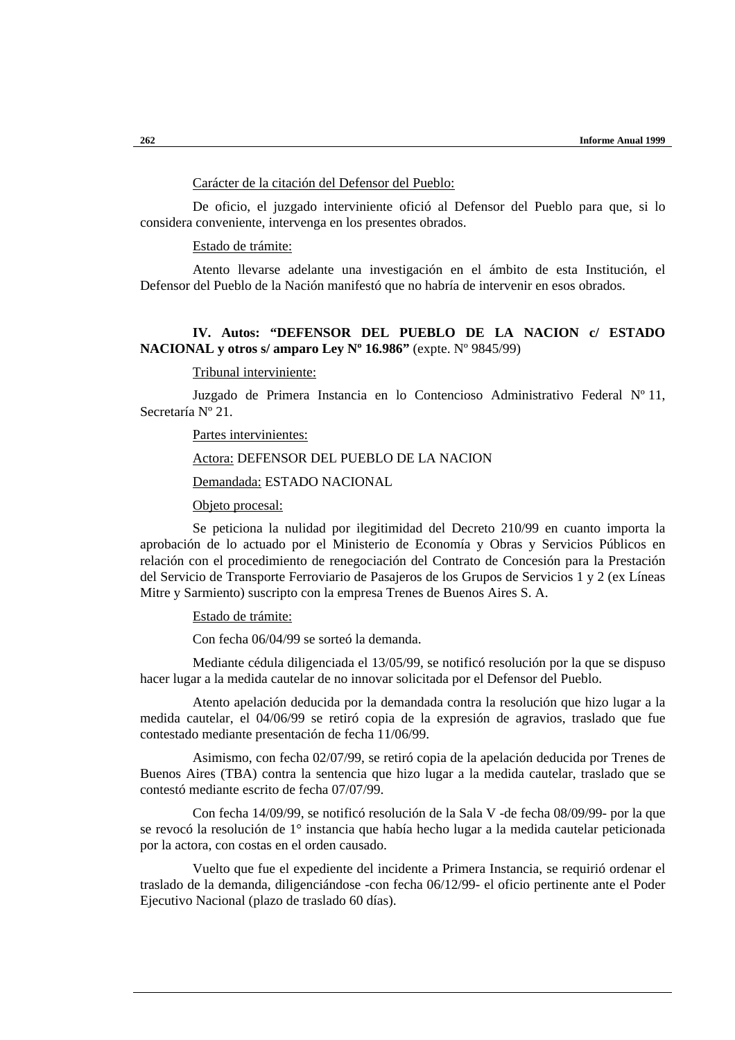Carácter de la citación del Defensor del Pueblo:

De oficio, el juzgado interviniente ofició al Defensor del Pueblo para que, si lo considera conveniente, intervenga en los presentes obrados.

Estado de trámite:

Atento llevarse adelante una investigación en el ámbito de esta Institución, el Defensor del Pueblo de la Nación manifestó que no habría de intervenir en esos obrados.

**IV. Autos: "DEFENSOR DEL PUEBLO DE LA NACION c/ ESTADO NACIONAL y otros s/ amparo Ley Nº 16.986"** (expte. Nº 9845/99)

Tribunal interviniente:

Juzgado de Primera Instancia en lo Contencioso Administrativo Federal Nº 11, Secretaría Nº 21.

Partes intervinientes:

Actora: DEFENSOR DEL PUEBLO DE LA NACION

Demandada: ESTADO NACIONAL

Objeto procesal:

Se peticiona la nulidad por ilegitimidad del Decreto 210/99 en cuanto importa la aprobación de lo actuado por el Ministerio de Economía y Obras y Servicios Públicos en relación con el procedimiento de renegociación del Contrato de Concesión para la Prestación del Servicio de Transporte Ferroviario de Pasajeros de los Grupos de Servicios 1 y 2 (ex Líneas Mitre y Sarmiento) suscripto con la empresa Trenes de Buenos Aires S. A.

Estado de trámite:

Con fecha 06/04/99 se sorteó la demanda.

Mediante cédula diligenciada el 13/05/99, se notificó resolución por la que se dispuso hacer lugar a la medida cautelar de no innovar solicitada por el Defensor del Pueblo.

Atento apelación deducida por la demandada contra la resolución que hizo lugar a la medida cautelar, el 04/06/99 se retiró copia de la expresión de agravios, traslado que fue contestado mediante presentación de fecha 11/06/99.

Asimismo, con fecha 02/07/99, se retiró copia de la apelación deducida por Trenes de Buenos Aires (TBA) contra la sentencia que hizo lugar a la medida cautelar, traslado que se contestó mediante escrito de fecha 07/07/99.

Con fecha 14/09/99, se notificó resolución de la Sala V -de fecha 08/09/99- por la que se revocó la resolución de 1° instancia que había hecho lugar a la medida cautelar peticionada por la actora, con costas en el orden causado.

Vuelto que fue el expediente del incidente a Primera Instancia, se requirió ordenar el traslado de la demanda, diligenciándose -con fecha 06/12/99- el oficio pertinente ante el Poder Ejecutivo Nacional (plazo de traslado 60 días).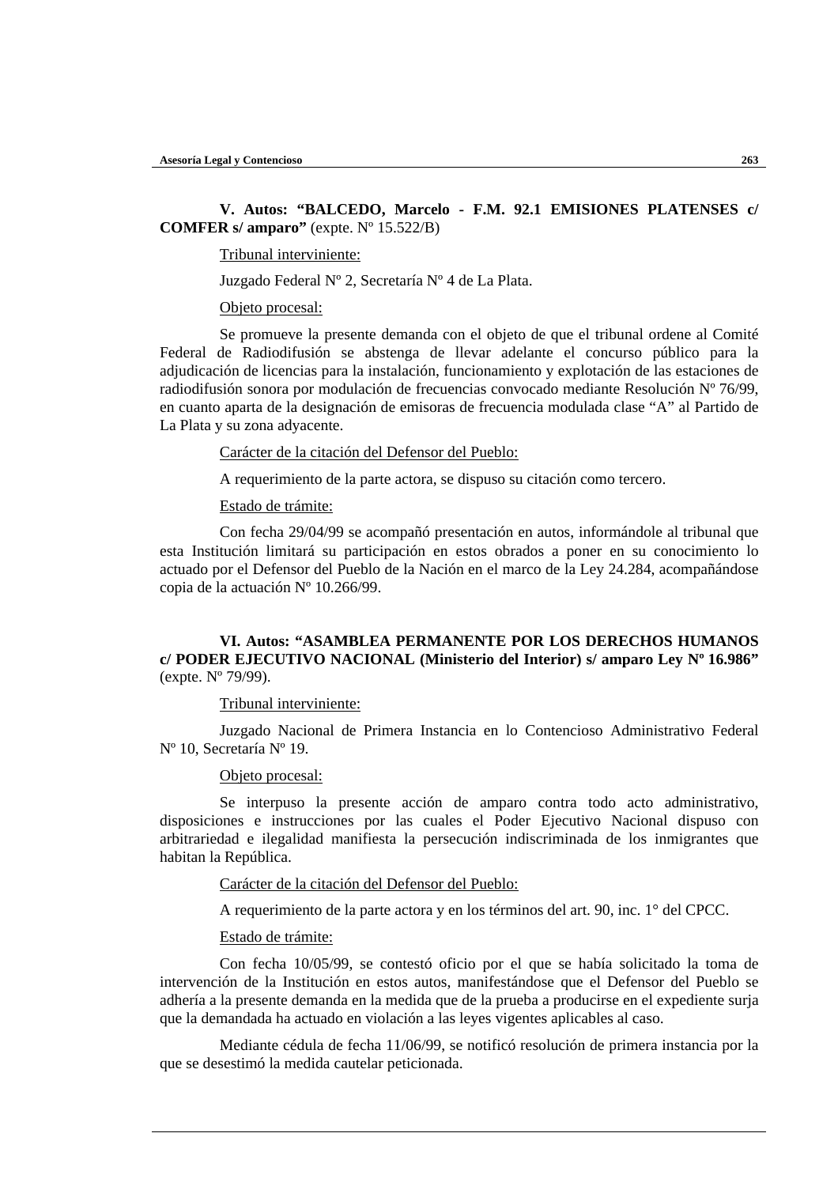**V. Autos: “BALCEDO, Marcelo - F.M. 92.1 EMISIONES PLATENSES c/ COMFER s/ amparo”** (expte. Nº 15.522/B)

Tribunal interviniente:

Juzgado Federal Nº 2, Secretaría Nº 4 de La Plata.

Objeto procesal:

Se promueve la presente demanda con el objeto de que el tribunal ordene al Comité Federal de Radiodifusión se abstenga de llevar adelante el concurso público para la adjudicación de licencias para la instalación, funcionamiento y explotación de las estaciones de radiodifusión sonora por modulación de frecuencias convocado mediante Resolución Nº 76/99, en cuanto aparta de la designación de emisoras de frecuencia modulada clase “A” al Partido de La Plata y su zona adyacente.

Carácter de la citación del Defensor del Pueblo:

A requerimiento de la parte actora, se dispuso su citación como tercero.

Estado de trámite:

Con fecha 29/04/99 se acompañó presentación en autos, informándole al tribunal que esta Institución limitará su participación en estos obrados a poner en su conocimiento lo actuado por el Defensor del Pueblo de la Nación en el marco de la Ley 24.284, acompañándose copia de la actuación Nº 10.266/99.

**VI. Autos: “ASAMBLEA PERMANENTE POR LOS DERECHOS HUMANOS c/ PODER EJECUTIVO NACIONAL (Ministerio del Interior) s/ amparo Ley Nº 16.986”** (expte. Nº 79/99).

Tribunal interviniente:

Juzgado Nacional de Primera Instancia en lo Contencioso Administrativo Federal Nº 10, Secretaría Nº 19.

Objeto procesal:

Se interpuso la presente acción de amparo contra todo acto administrativo, disposiciones e instrucciones por las cuales el Poder Ejecutivo Nacional dispuso con arbitrariedad e ilegalidad manifiesta la persecución indiscriminada de los inmigrantes que habitan la República.

Carácter de la citación del Defensor del Pueblo:

A requerimiento de la parte actora y en los términos del art. 90, inc. 1° del CPCC.

Estado de trámite:

Con fecha 10/05/99, se contestó oficio por el que se había solicitado la toma de intervención de la Institución en estos autos, manifestándose que el Defensor del Pueblo se adhería a la presente demanda en la medida que de la prueba a producirse en el expediente surja que la demandada ha actuado en violación a las leyes vigentes aplicables al caso.

Mediante cédula de fecha 11/06/99, se notificó resolución de primera instancia por la que se desestimó la medida cautelar peticionada.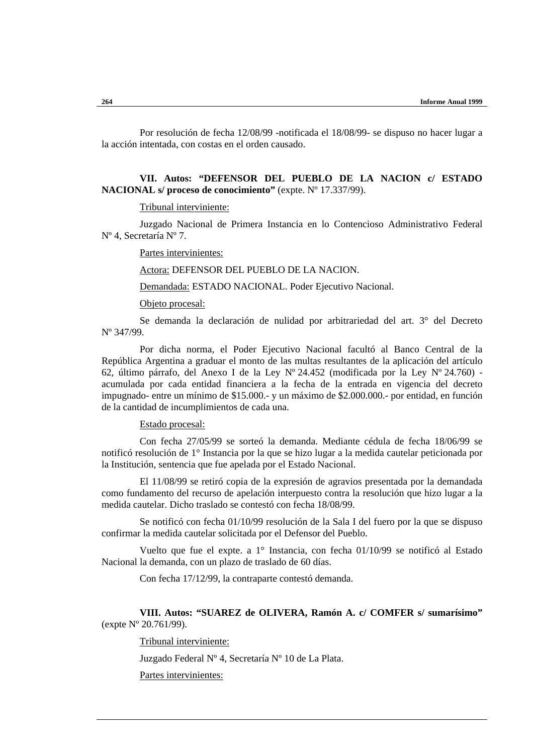Por resolución de fecha 12/08/99 -notificada el 18/08/99- se dispuso no hacer lugar a la acción intentada, con costas en el orden causado.

**VII. Autos: "DEFENSOR DEL PUEBLO DE LA NACION c/ ESTADO NACIONAL s/ proceso de conocimiento"** (expte. Nº 17.337/99).

Tribunal interviniente:

Juzgado Nacional de Primera Instancia en lo Contencioso Administrativo Federal Nº 4, Secretaría Nº 7.

Partes intervinientes:

Actora: DEFENSOR DEL PUEBLO DE LA NACION.

Demandada: ESTADO NACIONAL. Poder Ejecutivo Nacional.

Objeto procesal:

Se demanda la declaración de nulidad por arbitrariedad del art. 3° del Decreto Nº 347/99.

Por dicha norma, el Poder Ejecutivo Nacional facultó al Banco Central de la República Argentina a graduar el monto de las multas resultantes de la aplicación del artículo 62, último párrafo, del Anexo I de la Ley Nº 24.452 (modificada por la Ley Nº 24.760) -acumulada por cada entidad financiera a la fecha de la entrada en vigencia del decreto impugnado- entre un mínimo de $15.000.- y un máximo de $2.000.000.- por entidad, en función de la cantidad de incumplimientos de cada una.

Estado procesal:

Con fecha 27/05/99 se sorteó la demanda. Mediante cédula de fecha 18/06/99 se notificó resolución de 1° Instancia por la que se hizo lugar a la medida cautelar peticionada por la Institución, sentencia que fue apelada por el Estado Nacional.

El 11/08/99 se retiró copia de la expresión de agravios presentada por la demandada como fundamento del recurso de apelación interpuesto contra la resolución que hizo lugar a la medida cautelar. Dicho traslado se contestó con fecha 18/08/99.

Se notificó con fecha 01/10/99 resolución de la Sala I del fuero por la que se dispuso confirmar la medida cautelar solicitada por el Defensor del Pueblo.

Vuelto que fue el expte. a 1° Instancia, con fecha 01/10/99 se notificó al Estado Nacional la demanda, con un plazo de traslado de 60 días.

Con fecha 17/12/99, la contraparte contestó demanda.

**VIII. Autos: "SUAREZ de OLIVERA, Ramón A. c/ COMFER s/ sumarísimo"** (expte Nº 20.761/99).

Tribunal interviniente:

Juzgado Federal Nº 4, Secretaría Nº 10 de La Plata.

Partes intervinientes: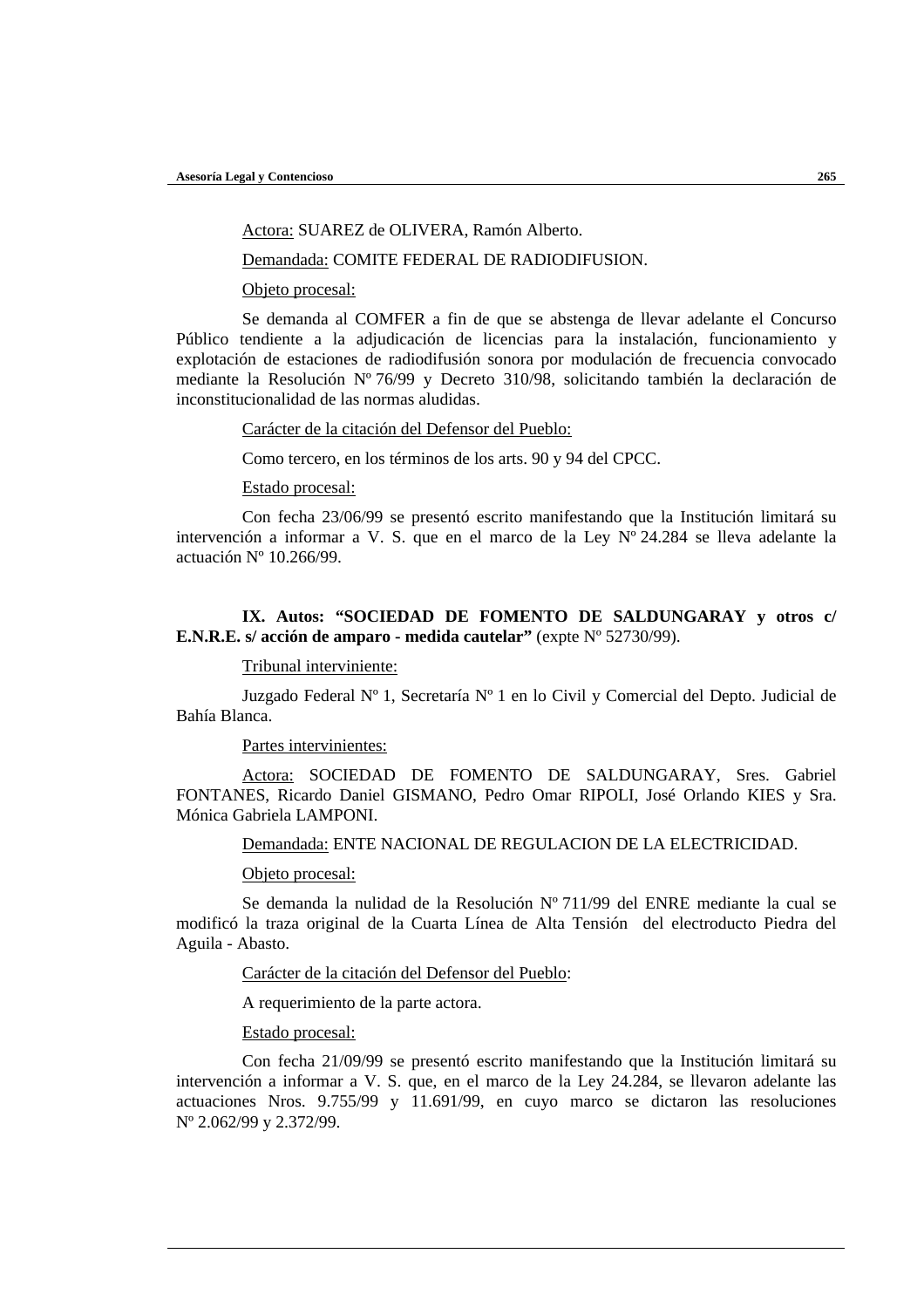Actora: SUAREZ de OLIVERA, Ramón Alberto.

Demandada: COMITE FEDERAL DE RADIODIFUSION.

Objeto procesal:

Se demanda al COMFER a fin de que se abstenga de llevar adelante el Concurso Público tendiente a la adjudicación de licencias para la instalación, funcionamiento y explotación de estaciones de radiodifusión sonora por modulación de frecuencia convocado mediante la Resolución Nº 76/99 y Decreto 310/98, solicitando también la declaración de inconstitucionalidad de las normas aludidas.

Carácter de la citación del Defensor del Pueblo:

Como tercero, en los términos de los arts. 90 y 94 del CPCC.

Estado procesal:

Con fecha 23/06/99 se presentó escrito manifestando que la Institución limitará su intervención a informar a V. S. que en el marco de la Ley Nº 24.284 se lleva adelante la actuación Nº 10.266/99.

**IX. Autos: "SOCIEDAD DE FOMENTO DE SALDUNGARAY y otros c/ E.N.R.E. s/ acción de amparo - medida cautelar"** (expte Nº 52730/99).

Tribunal interviniente:

Juzgado Federal Nº 1, Secretaría Nº 1 en lo Civil y Comercial del Depto. Judicial de Bahía Blanca.

Partes intervinientes:

Actora: SOCIEDAD DE FOMENTO DE SALDUNGARAY, Sres. Gabriel FONTANES, Ricardo Daniel GISMANO, Pedro Omar RIPOLI, José Orlando KIES y Sra. Mónica Gabriela LAMPONI.

Demandada: ENTE NACIONAL DE REGULACION DE LA ELECTRICIDAD.

Objeto procesal:

Se demanda la nulidad de la Resolución Nº 711/99 del ENRE mediante la cual se modificó la traza original de la Cuarta Línea de Alta Tensión del electroducto Piedra del Aguila - Abasto.

Carácter de la citación del Defensor del Pueblo:

A requerimiento de la parte actora.

Estado procesal:

Con fecha 21/09/99 se presentó escrito manifestando que la Institución limitará su intervención a informar a V. S. que, en el marco de la Ley 24.284, se llevaron adelante las actuaciones Nros. 9.755/99 y 11.691/99, en cuyo marco se dictaron las resoluciones Nº 2.062/99 y 2.372/99.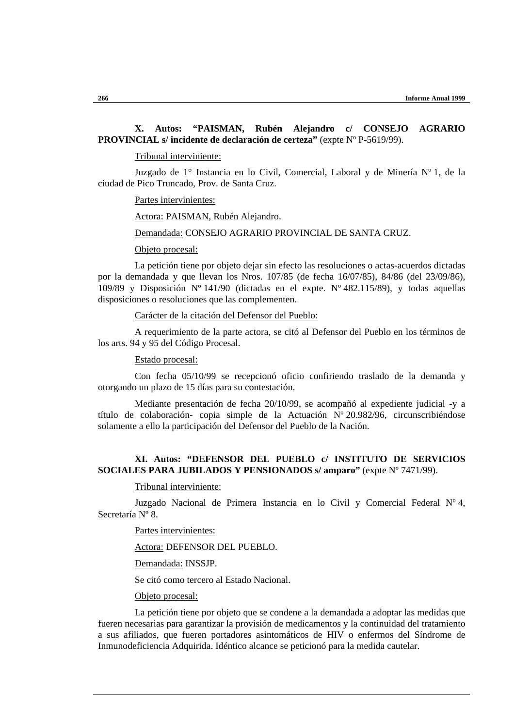**X. Autos: "PAISMAN, Rubén Alejandro c/ CONSEJO AGRARIO PROVINCIAL s/ incidente de declaración de certeza"** (expte Nº P-5619/99).

Tribunal interviniente:

Juzgado de 1° Instancia en lo Civil, Comercial, Laboral y de Minería Nº 1, de la ciudad de Pico Truncado, Prov. de Santa Cruz.

Partes intervinientes:

Actora: PAISMAN, Rubén Alejandro.

Demandada: CONSEJO AGRARIO PROVINCIAL DE SANTA CRUZ.

Objeto procesal:

La petición tiene por objeto dejar sin efecto las resoluciones o actas-acuerdos dictadas por la demandada y que llevan los Nros. 107/85 (de fecha 16/07/85), 84/86 (del 23/09/86), 109/89 y Disposición Nº 141/90 (dictadas en el expte. Nº 482.115/89), y todas aquellas disposiciones o resoluciones que las complementen.

Carácter de la citación del Defensor del Pueblo:

A requerimiento de la parte actora, se citó al Defensor del Pueblo en los términos de los arts. 94 y 95 del Código Procesal.

Estado procesal:

Con fecha 05/10/99 se recepcionó oficio confiriendo traslado de la demanda y otorgando un plazo de 15 días para su contestación.

Mediante presentación de fecha 20/10/99, se acompañó al expediente judicial -y a título de colaboración- copia simple de la Actuación Nº 20.982/96, circunscribiéndose solamente a ello la participación del Defensor del Pueblo de la Nación.

**XI. Autos: "DEFENSOR DEL PUEBLO c/ INSTITUTO DE SERVICIOS SOCIALES PARA JUBILADOS Y PENSIONADOS s/ amparo"** (expte Nº 7471/99).

Tribunal interviniente:

Juzgado Nacional de Primera Instancia en lo Civil y Comercial Federal Nº 4, Secretaría Nº 8.

Partes intervinientes:

Actora: DEFENSOR DEL PUEBLO.

Demandada: INSSJP.

Se citó como tercero al Estado Nacional.

Objeto procesal:

La petición tiene por objeto que se condene a la demandada a adoptar las medidas que fueren necesarias para garantizar la provisión de medicamentos y la continuidad del tratamiento a sus afiliados, que fueren portadores asintomáticos de HIV o enfermos del Síndrome de Inmunodeficiencia Adquirida. Idéntico alcance se peticionó para la medida cautelar.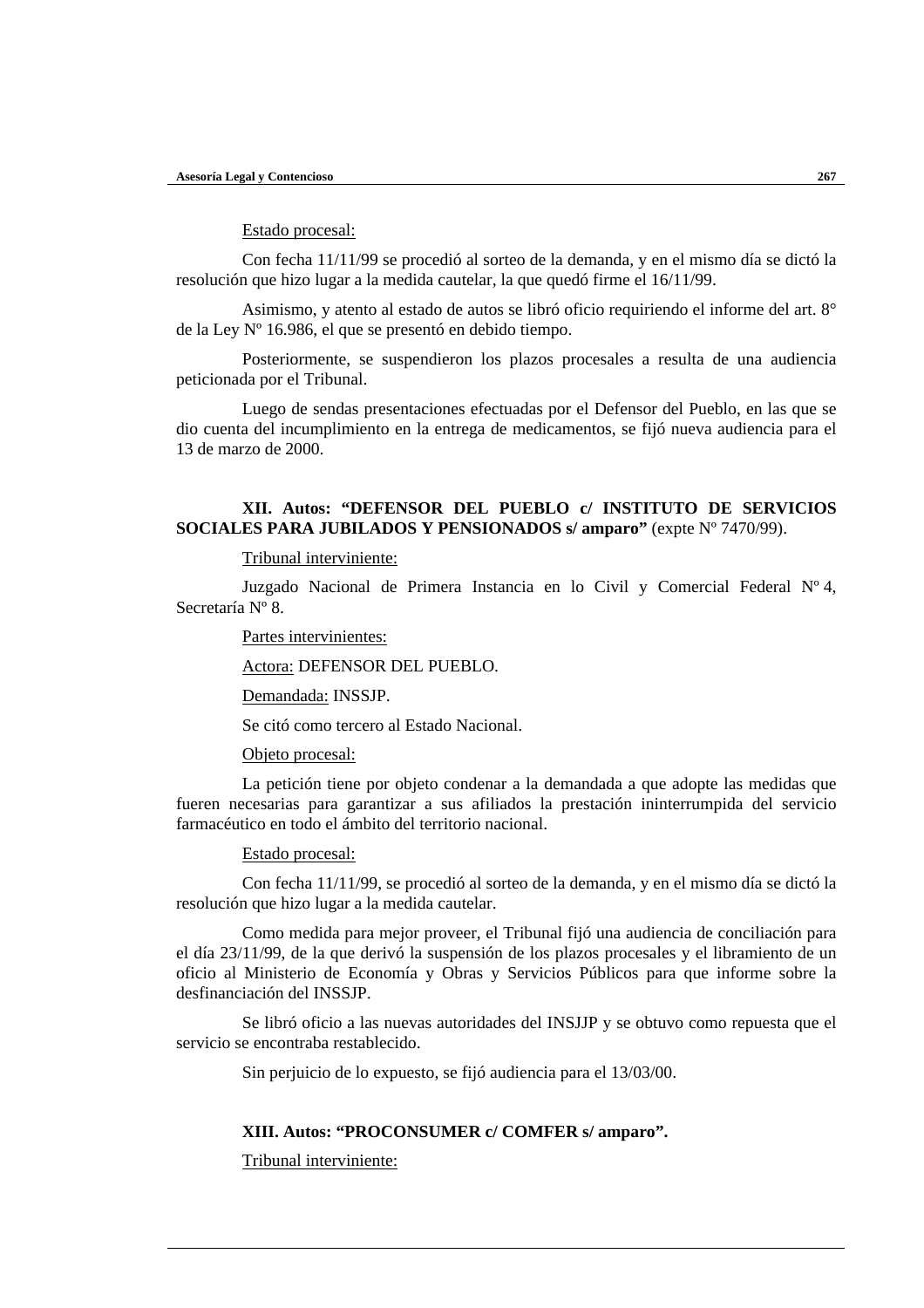Estado procesal:

Con fecha 11/11/99 se procedió al sorteo de la demanda, y en el mismo día se dictó la resolución que hizo lugar a la medida cautelar, la que quedó firme el 16/11/99.

Asimismo, y atento al estado de autos se libró oficio requiriendo el informe del art. 8° de la Ley Nº 16.986, el que se presentó en debido tiempo.

Posteriormente, se suspendieron los plazos procesales a resulta de una audiencia peticionada por el Tribunal.

Luego de sendas presentaciones efectuadas por el Defensor del Pueblo, en las que se dio cuenta del incumplimiento en la entrega de medicamentos, se fijó nueva audiencia para el 13 de marzo de 2000.

**XII. Autos: "DEFENSOR DEL PUEBLO c/ INSTITUTO DE SERVICIOS SOCIALES PARA JUBILADOS Y PENSIONADOS s/ amparo"** (expte Nº 7470/99).

Tribunal interviniente:

Juzgado Nacional de Primera Instancia en lo Civil y Comercial Federal Nº 4, Secretaría Nº 8.

Partes intervinientes:

Actora: DEFENSOR DEL PUEBLO.

Demandada: INSSJP.

Se citó como tercero al Estado Nacional.

Objeto procesal:

La petición tiene por objeto condenar a la demandada a que adopte las medidas que fueren necesarias para garantizar a sus afiliados la prestación ininterrumpida del servicio farmacéutico en todo el ámbito del territorio nacional.

Estado procesal:

Con fecha 11/11/99, se procedió al sorteo de la demanda, y en el mismo día se dictó la resolución que hizo lugar a la medida cautelar.

Como medida para mejor proveer, el Tribunal fijó una audiencia de conciliación para el día 23/11/99, de la que derivó la suspensión de los plazos procesales y el libramiento de un oficio al Ministerio de Economía y Obras y Servicios Públicos para que informe sobre la desfinanciación del INSSJP.

Se libró oficio a las nuevas autoridades del INSJJP y se obtuvo como repuesta que el servicio se encontraba restablecido.

Sin perjuicio de lo expuesto, se fijó audiencia para el 13/03/00.

**XIII. Autos: "PROCONSUMER c/ COMFER s/ amparo".**

Tribunal interviniente: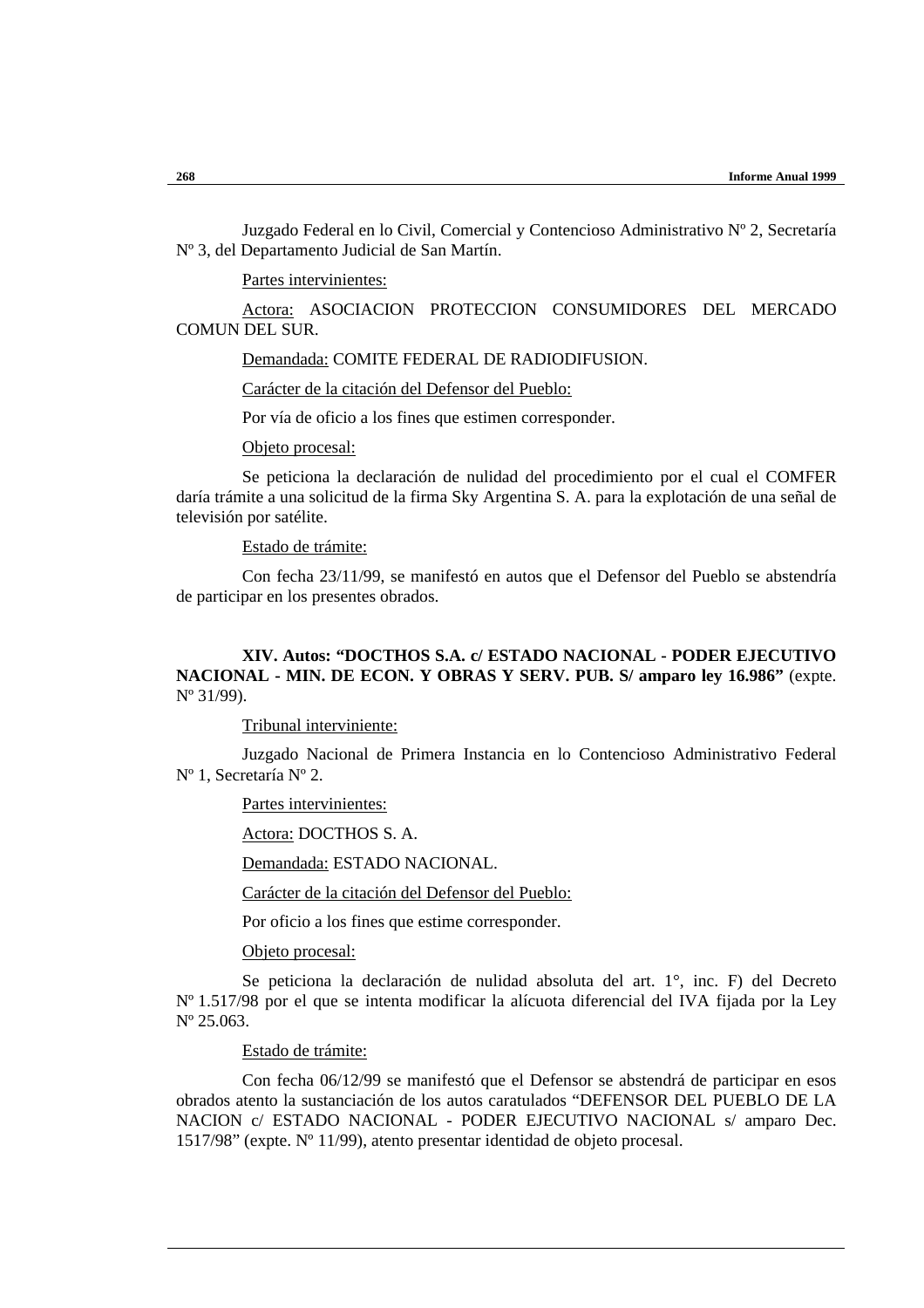Juzgado Federal en lo Civil, Comercial y Contencioso Administrativo Nº 2, Secretaría Nº 3, del Departamento Judicial de San Martín.

Partes intervinientes:

Actora: ASOCIACION PROTECCION CONSUMIDORES DEL MERCADO COMUN DEL SUR.

Demandada: COMITE FEDERAL DE RADIODIFUSION.

Carácter de la citación del Defensor del Pueblo:

Por vía de oficio a los fines que estimen corresponder.

Objeto procesal:

Se peticiona la declaración de nulidad del procedimiento por el cual el COMFER daría trámite a una solicitud de la firma Sky Argentina S. A. para la explotación de una señal de televisión por satélite.

Estado de trámite:

Con fecha 23/11/99, se manifestó en autos que el Defensor del Pueblo se abstendría de participar en los presentes obrados.

**XIV. Autos: “DOCTHOS S.A. c/ ESTADO NACIONAL - PODER EJECUTIVO NACIONAL - MIN. DE ECON. Y OBRAS Y SERV. PUB. S/ amparo ley 16.986”** (expte. Nº 31/99).

Tribunal interviniente:

Juzgado Nacional de Primera Instancia en lo Contencioso Administrativo Federal Nº 1, Secretaría Nº 2.

Partes intervinientes:

Actora: DOCTHOS S. A.

Demandada: ESTADO NACIONAL.

Carácter de la citación del Defensor del Pueblo:

Por oficio a los fines que estime corresponder.

Objeto procesal:

Se peticiona la declaración de nulidad absoluta del art. 1°, inc. F) del Decreto Nº 1.517/98 por el que se intenta modificar la alícuota diferencial del IVA fijada por la Ley Nº 25.063.

Estado de trámite:

Con fecha 06/12/99 se manifestó que el Defensor se abstendrá de participar en esos obrados atento la sustanciación de los autos caratulados “DEFENSOR DEL PUEBLO DE LA NACION c/ ESTADO NACIONAL - PODER EJECUTIVO NACIONAL s/ amparo Dec. 1517/98” (expte. Nº 11/99), atento presentar identidad de objeto procesal.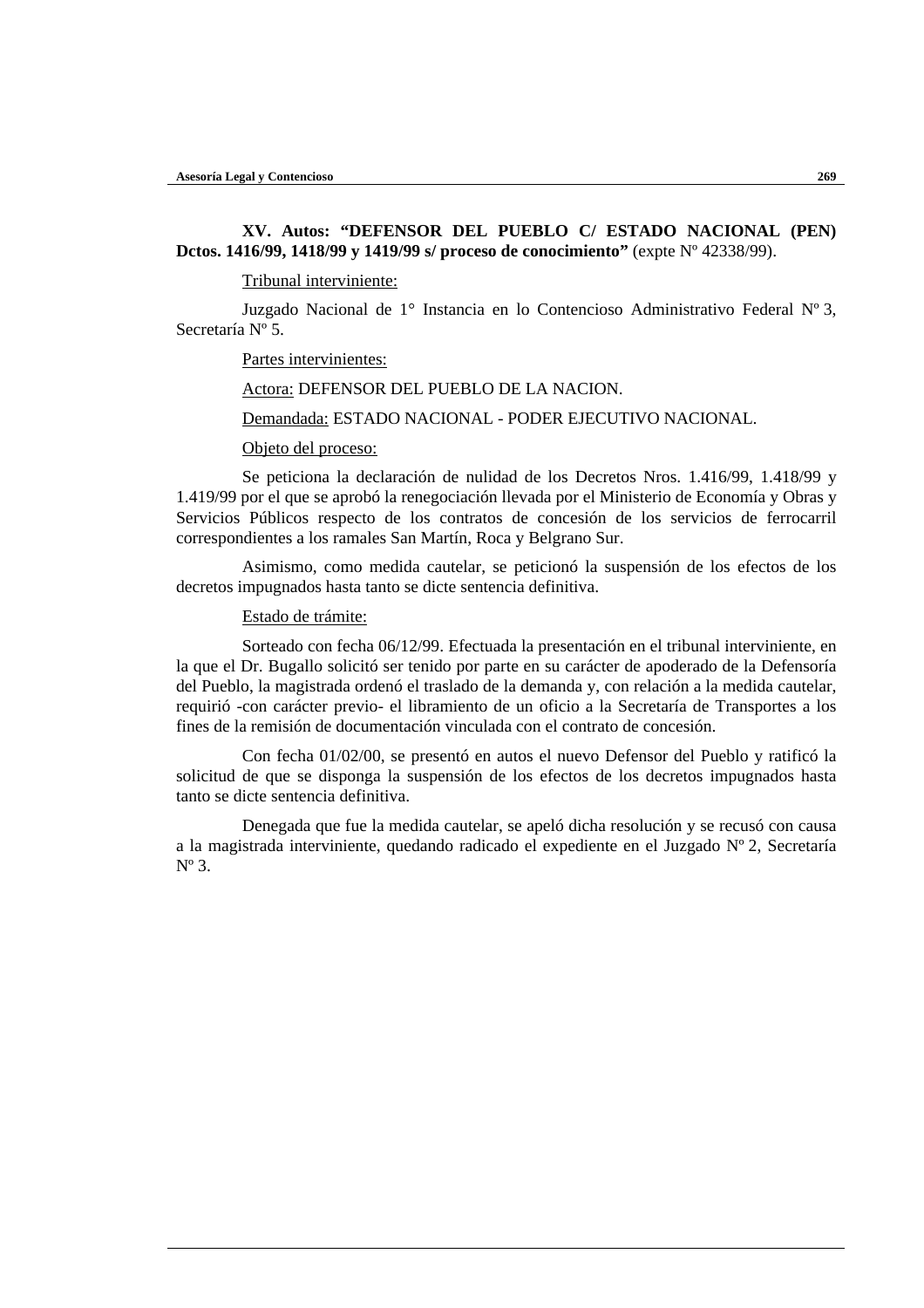**XV. Autos: "DEFENSOR DEL PUEBLO C/ ESTADO NACIONAL (PEN) Dctos. 1416/99, 1418/99 y 1419/99 s/ proceso de conocimiento"** (expte Nº 42338/99).

Tribunal interviniente:

Juzgado Nacional de 1° Instancia en lo Contencioso Administrativo Federal Nº 3, Secretaría Nº 5.

Partes intervinientes:

Actora: DEFENSOR DEL PUEBLO DE LA NACION.

Demandada: ESTADO NACIONAL - PODER EJECUTIVO NACIONAL.

Objeto del proceso:

Se peticiona la declaración de nulidad de los Decretos Nros. 1.416/99, 1.418/99 y 1.419/99 por el que se aprobó la renegociación llevada por el Ministerio de Economía y Obras y Servicios Públicos respecto de los contratos de concesión de los servicios de ferrocarril correspondientes a los ramales San Martín, Roca y Belgrano Sur.

Asimismo, como medida cautelar, se peticionó la suspensión de los efectos de los decretos impugnados hasta tanto se dicte sentencia definitiva.

Estado de trámite:

Sorteado con fecha 06/12/99. Efectuada la presentación en el tribunal interviniente, en la que el Dr. Bugallo solicitó ser tenido por parte en su carácter de apoderado de la Defensoría del Pueblo, la magistrada ordenó el traslado de la demanda y, con relación a la medida cautelar, requirió -con carácter previo- el libramiento de un oficio a la Secretaría de Transportes a los fines de la remisión de documentación vinculada con el contrato de concesión.

Con fecha 01/02/00, se presentó en autos el nuevo Defensor del Pueblo y ratificó la solicitud de que se disponga la suspensión de los efectos de los decretos impugnados hasta tanto se dicte sentencia definitiva.

Denegada que fue la medida cautelar, se apeló dicha resolución y se recusó con causa a la magistrada interviniente, quedando radicado el expediente en el Juzgado Nº 2, Secretaría Nº 3.